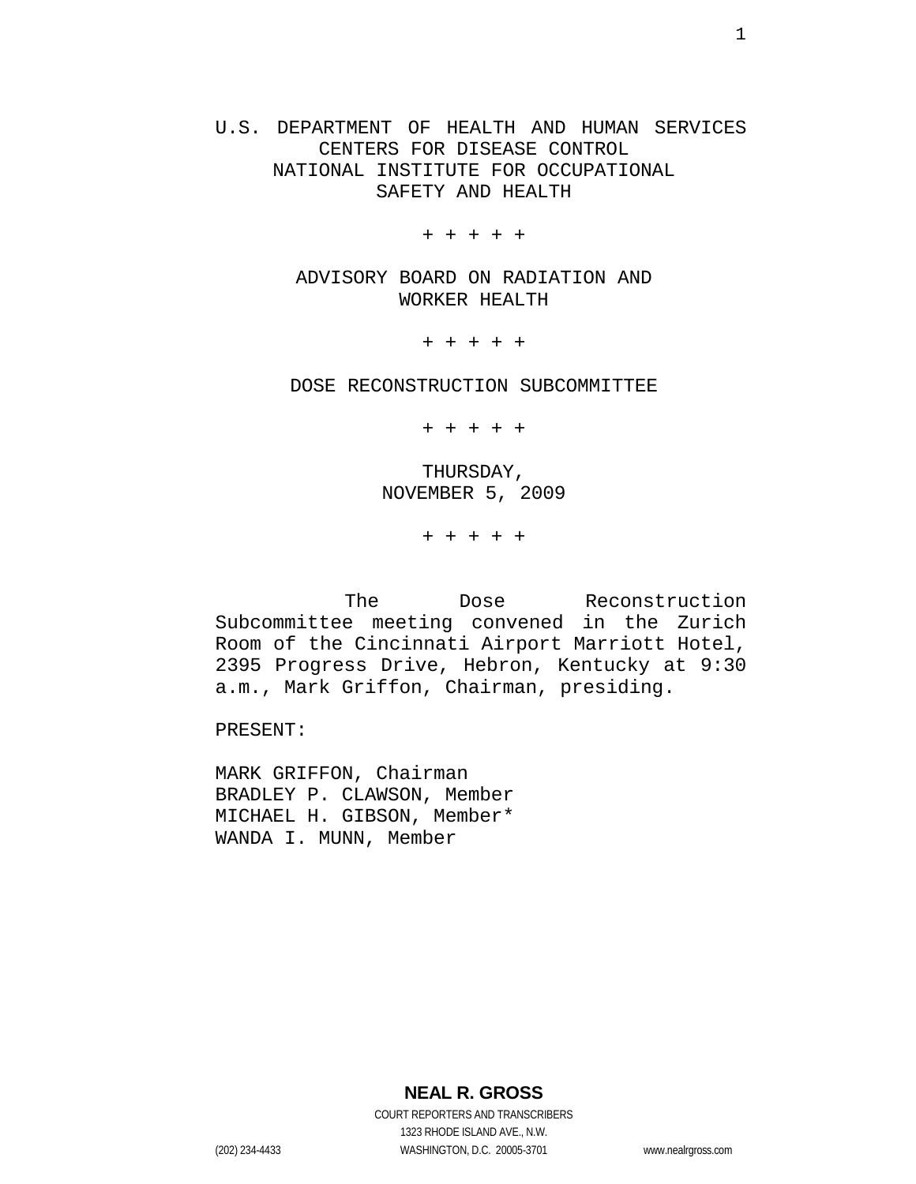U.S. DEPARTMENT OF HEALTH AND HUMAN SERVICES
CENTERS FOR DISEASE CONTROL
NATIONAL INSTITUTE FOR OCCUPATIONAL
SAFETY AND HEALTH

+ + + + +

ADVISORY BOARD ON RADIATION AND
WORKER HEALTH

+ + + + +

DOSE RECONSTRUCTION SUBCOMMITTEE

+ + + + +

THURSDAY,
NOVEMBER 5, 2009

+ + + + +

The Dose Reconstruction Subcommittee meeting convened in the Zurich Room of the Cincinnati Airport Marriott Hotel, 2395 Progress Drive, Hebron, Kentucky at 9:30 a.m., Mark Griffon, Chairman, presiding.

PRESENT:

MARK GRIFFON, Chairman
BRADLEY P. CLAWSON, Member
MICHAEL H. GIBSON, Member*
WANDA I. MUNN, Member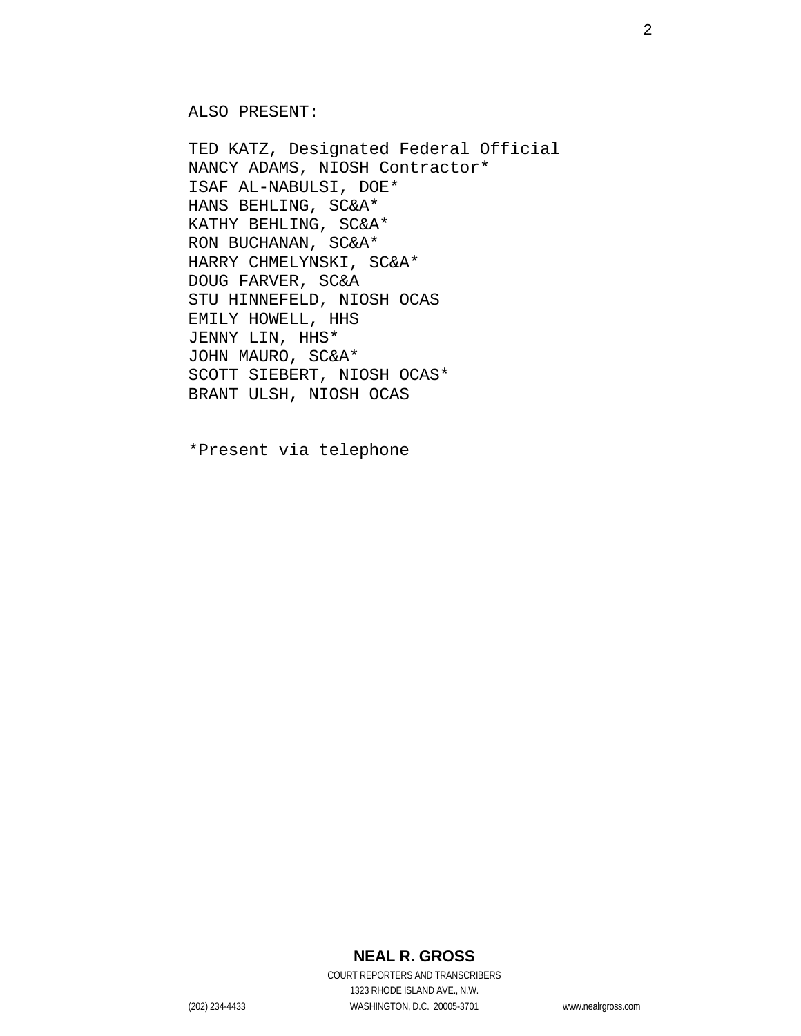ALSO PRESENT:

TED KATZ, Designated Federal Official
NANCY ADAMS, NIOSH Contractor*
ISAF AL-NABULSI, DOE*
HANS BEHLING, SC&A*
KATHY BEHLING, SC&A*
RON BUCHANAN, SC&A*
HARRY CHMELYNSKI, SC&A*
DOUG FARVER, SC&A
STU HINNEFELD, NIOSH OCAS
EMILY HOWELL, HHS
JENNY LIN, HHS*
JOHN MAURO, SC&A*
SCOTT SIEBERT, NIOSH OCAS*
BRANT ULSH, NIOSH OCAS

*Present via telephone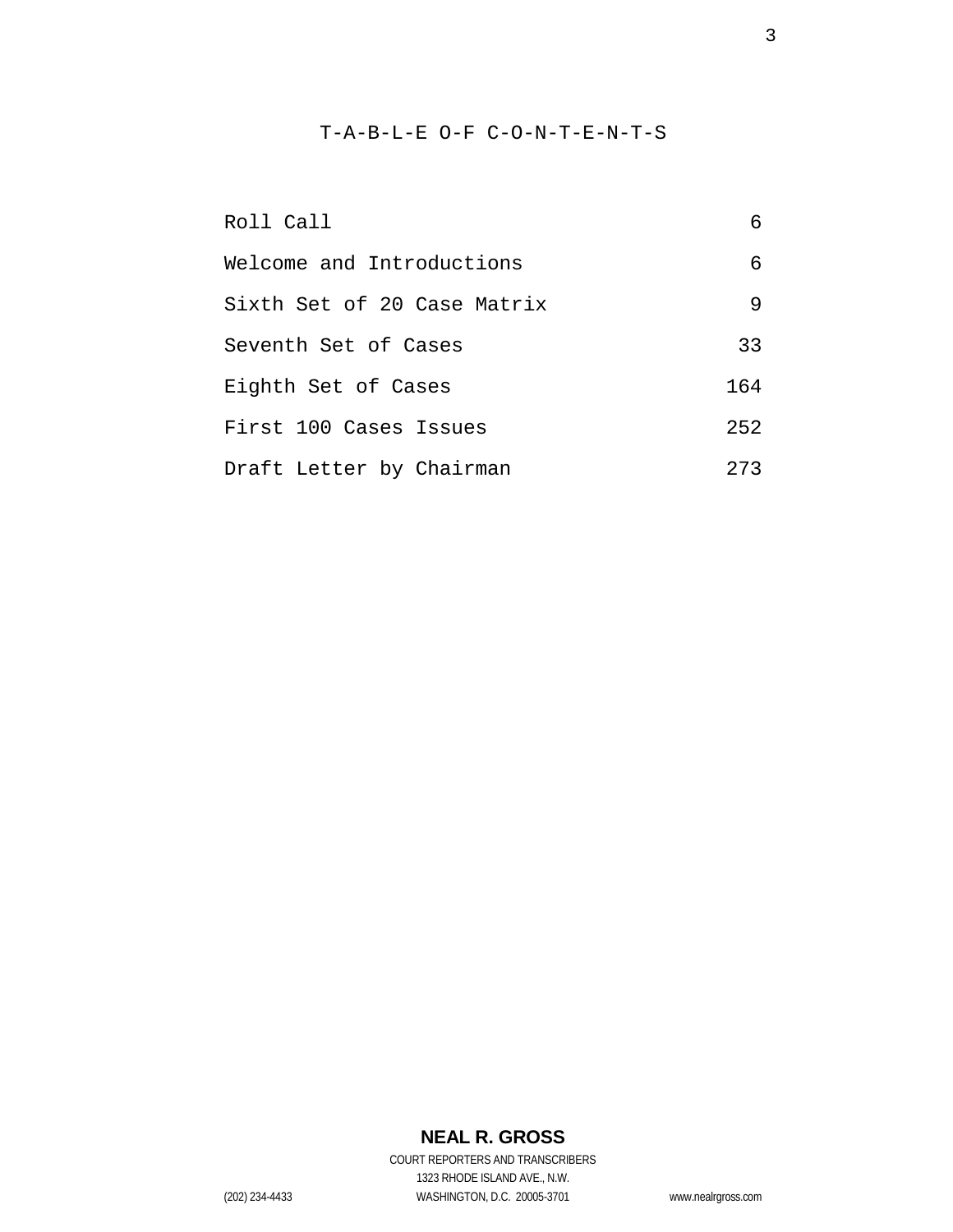# T-A-B-L-E O-F C-O-N-T-E-N-T-S

| | |
|---|---|
| Roll Call | 6 |
| Welcome and Introductions | 6 |
| Sixth Set of 20 Case Matrix | 9 |
| Seventh Set of Cases | 33 |
| Eighth Set of Cases | 164 |
| First 100 Cases Issues | 252 |
| Draft Letter by Chairman | 273 |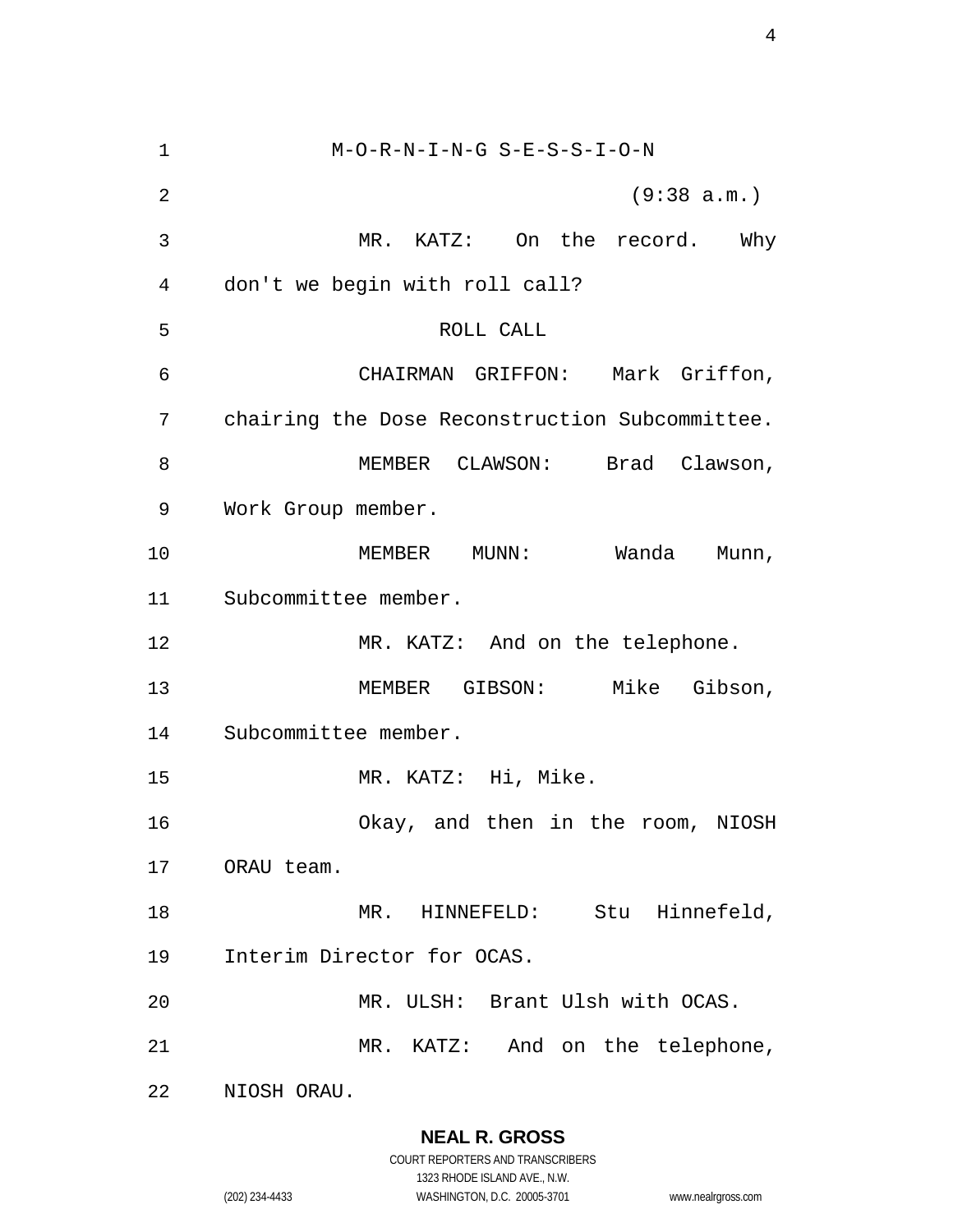M-O-R-N-I-N-G S-E-S-S-I-O-N

(9:38 a.m.)

MR. KATZ: On the record. Why don't we begin with roll call?

ROLL CALL

CHAIRMAN GRIFFON: Mark Griffon, chairing the Dose Reconstruction Subcommittee.

MEMBER CLAWSON: Brad Clawson, Work Group member.

MEMBER MUNN: Wanda Munn, Subcommittee member.

MR. KATZ: And on the telephone.

MEMBER GIBSON: Mike Gibson, Subcommittee member.

MR. KATZ: Hi, Mike.

Okay, and then in the room, NIOSH ORAU team.

MR. HINNEFELD: Stu Hinnefeld, Interim Director for OCAS.

MR. ULSH: Brant Ulsh with OCAS.

MR. KATZ: And on the telephone, NIOSH ORAU.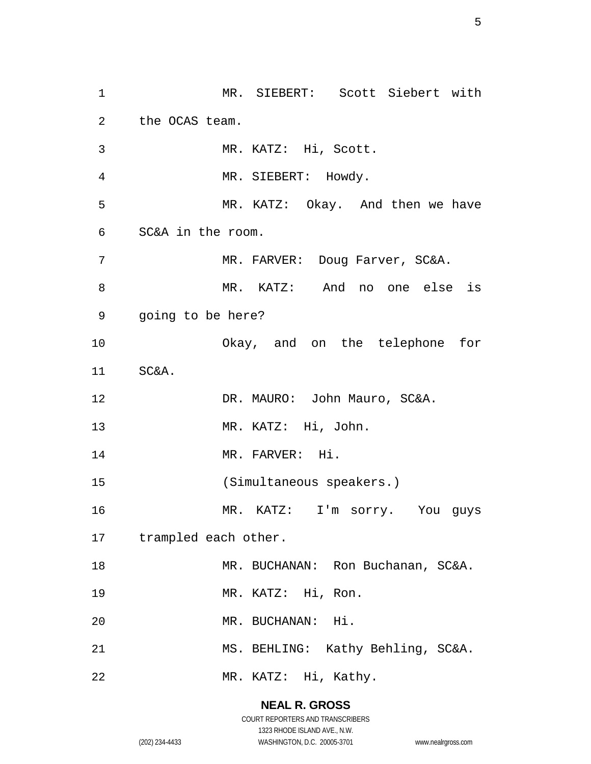MR. SIEBERT: Scott Siebert with the OCAS team.

MR. KATZ: Hi, Scott.

MR. SIEBERT: Howdy.

MR. KATZ: Okay. And then we have SC&A in the room.

MR. FARVER: Doug Farver, SC&A.

MR. KATZ: And no one else is going to be here?

Okay, and on the telephone for SC&A.

DR. MAURO: John Mauro, SC&A.

MR. KATZ: Hi, John.

MR. FARVER: Hi.

(Simultaneous speakers.)

MR. KATZ: I'm sorry. You guys trampled each other.

MR. BUCHANAN: Ron Buchanan, SC&A.

MR. KATZ: Hi, Ron.

MR. BUCHANAN: Hi.

MS. BEHLING: Kathy Behling, SC&A.

MR. KATZ: Hi, Kathy.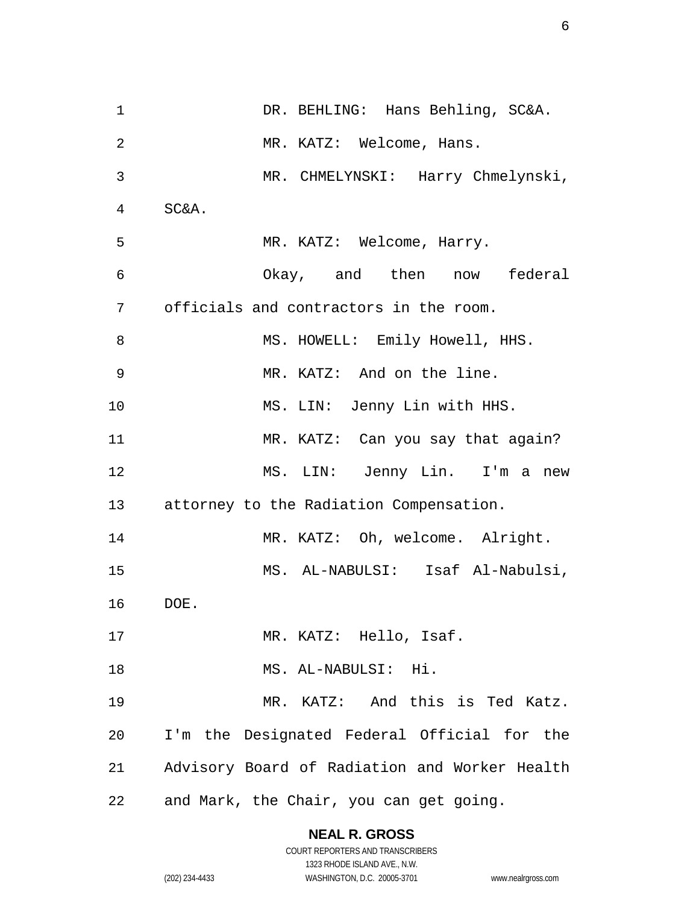DR. BEHLING: Hans Behling, SC&A.

MR. KATZ: Welcome, Hans.

MR. CHMELYNSKI: Harry Chmelynski, SC&A.

MR. KATZ: Welcome, Harry.

Okay, and then now federal officials and contractors in the room.

MS. HOWELL: Emily Howell, HHS.

MR. KATZ: And on the line.

MS. LIN: Jenny Lin with HHS.

MR. KATZ: Can you say that again?

MS. LIN: Jenny Lin. I'm a new attorney to the Radiation Compensation.

MR. KATZ: Oh, welcome. Alright.

MS. AL-NABULSI: Isaf Al-Nabulsi, DOE.

MR. KATZ: Hello, Isaf.

MS. AL-NABULSI: Hi.

MR. KATZ: And this is Ted Katz. I'm the Designated Federal Official for the Advisory Board of Radiation and Worker Health and Mark, the Chair, you can get going.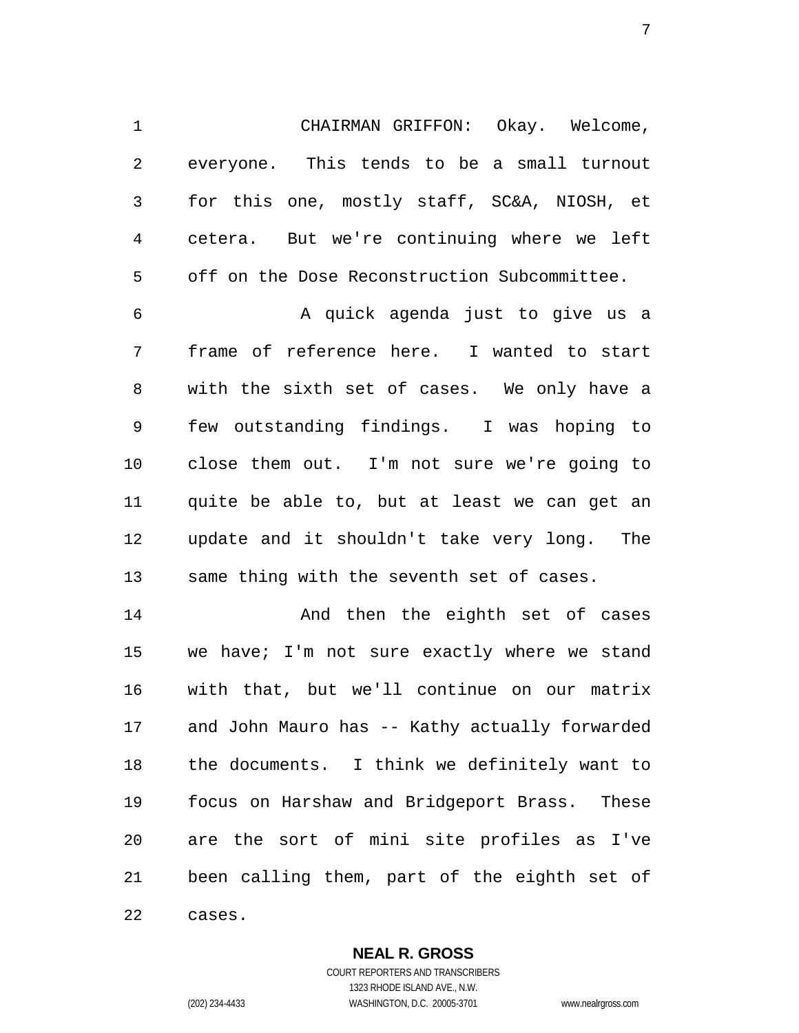CHAIRMAN GRIFFON: Okay. Welcome, everyone. This tends to be a small turnout for this one, mostly staff, SC&A, NIOSH, et cetera. But we're continuing where we left off on the Dose Reconstruction Subcommittee.

A quick agenda just to give us a frame of reference here. I wanted to start with the sixth set of cases. We only have a few outstanding findings. I was hoping to close them out. I'm not sure we're going to quite be able to, but at least we can get an update and it shouldn't take very long. The same thing with the seventh set of cases.

And then the eighth set of cases we have; I'm not sure exactly where we stand with that, but we'll continue on our matrix and John Mauro has -- Kathy actually forwarded the documents. I think we definitely want to focus on Harshaw and Bridgeport Brass. These are the sort of mini site profiles as I've been calling them, part of the eighth set of cases.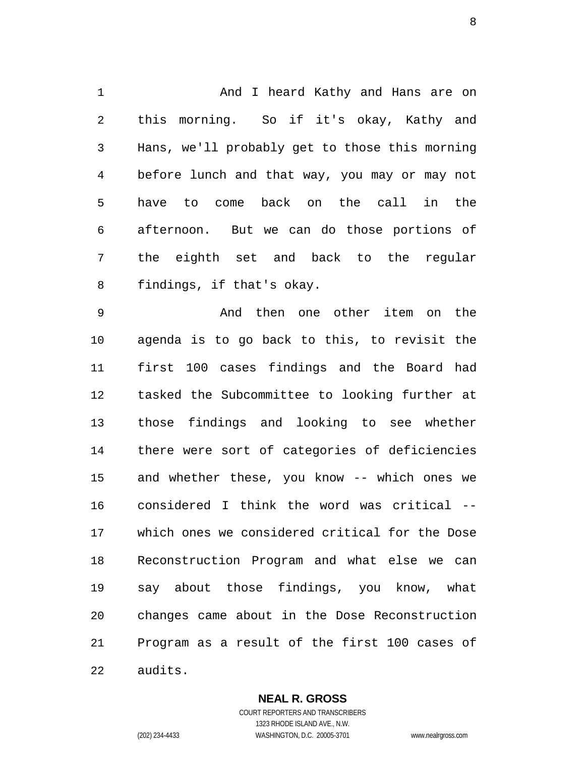And I heard Kathy and Hans are on this morning. So if it's okay, Kathy and Hans, we'll probably get to those this morning before lunch and that way, you may or may not have to come back on the call in the afternoon. But we can do those portions of the eighth set and back to the regular findings, if that's okay.

And then one other item on the agenda is to go back to this, to revisit the first 100 cases findings and the Board had tasked the Subcommittee to looking further at those findings and looking to see whether there were sort of categories of deficiencies and whether these, you know -- which ones we considered I think the word was critical -- which ones we considered critical for the Dose Reconstruction Program and what else we can say about those findings, you know, what changes came about in the Dose Reconstruction Program as a result of the first 100 cases of audits.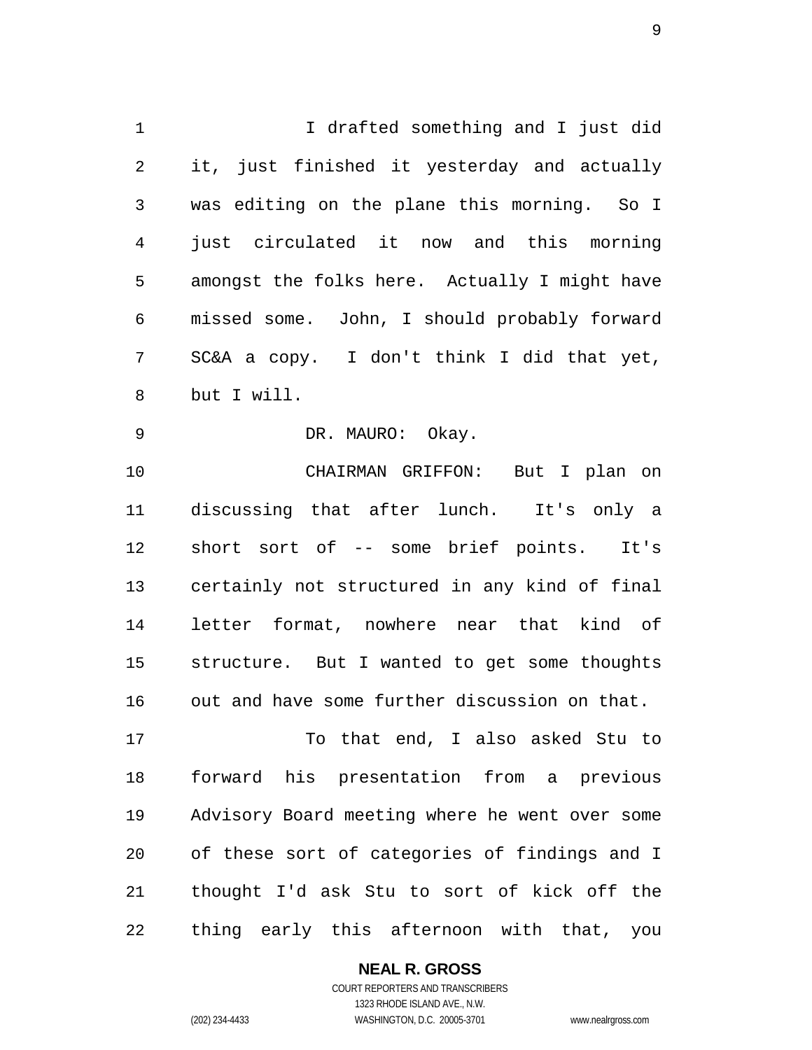I drafted something and I just did it, just finished it yesterday and actually was editing on the plane this morning. So I just circulated it now and this morning amongst the folks here. Actually I might have missed some. John, I should probably forward SC&A a copy. I don't think I did that yet, but I will.

DR. MAURO: Okay.

CHAIRMAN GRIFFON: But I plan on discussing that after lunch. It's only a short sort of -- some brief points. It's certainly not structured in any kind of final letter format, nowhere near that kind of structure. But I wanted to get some thoughts out and have some further discussion on that.

To that end, I also asked Stu to forward his presentation from a previous Advisory Board meeting where he went over some of these sort of categories of findings and I thought I'd ask Stu to sort of kick off the thing early this afternoon with that, you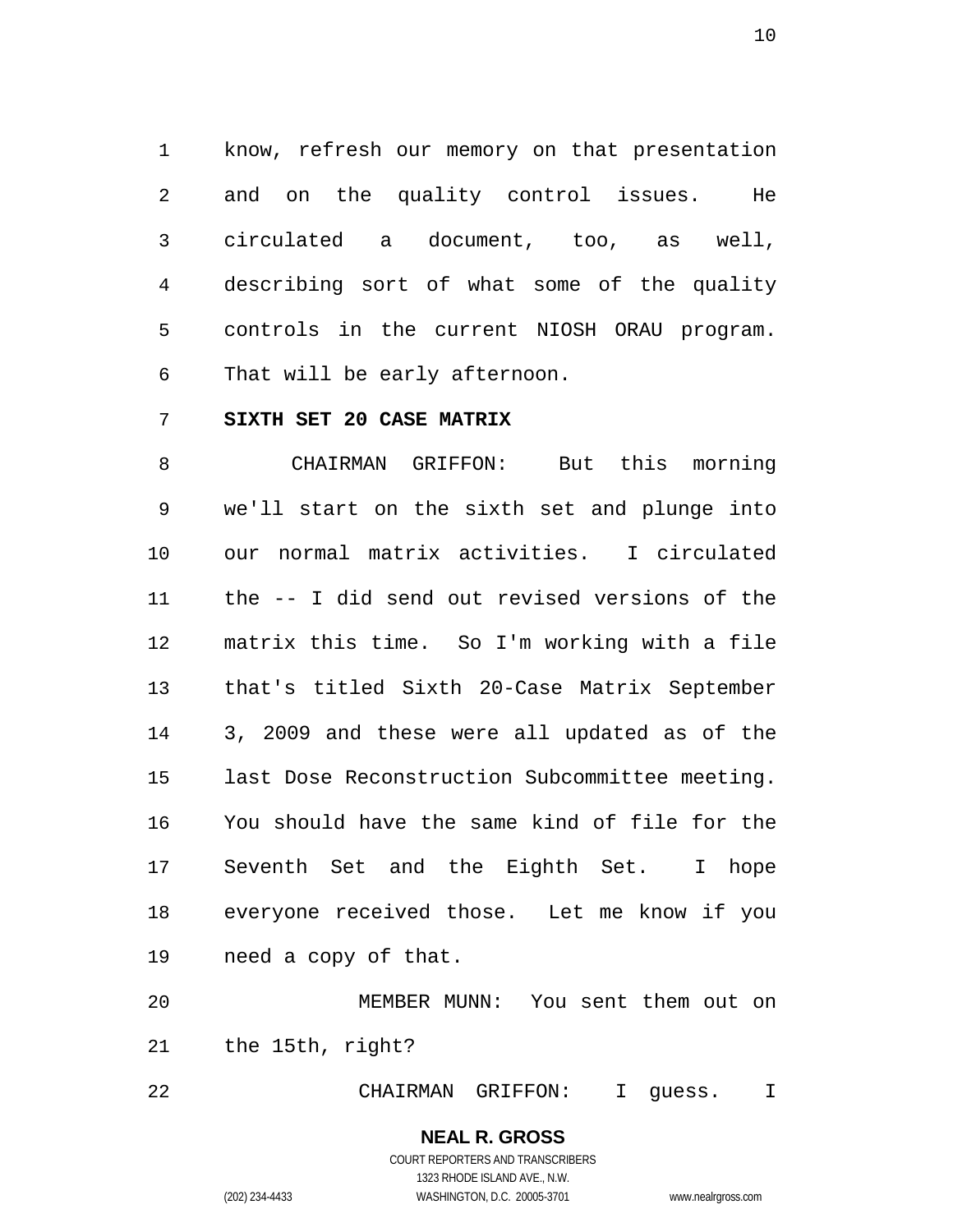know, refresh our memory on that presentation and on the quality control issues. He circulated a document, too, as well, describing sort of what some of the quality controls in the current NIOSH ORAU program. That will be early afternoon.

**SIXTH SET 20 CASE MATRIX**

CHAIRMAN GRIFFON: But this morning we'll start on the sixth set and plunge into our normal matrix activities. I circulated the -- I did send out revised versions of the matrix this time. So I'm working with a file that's titled Sixth 20-Case Matrix September 3, 2009 and these were all updated as of the last Dose Reconstruction Subcommittee meeting. You should have the same kind of file for the Seventh Set and the Eighth Set. I hope everyone received those. Let me know if you need a copy of that.

MEMBER MUNN: You sent them out on the 15th, right?

CHAIRMAN GRIFFON: I guess. I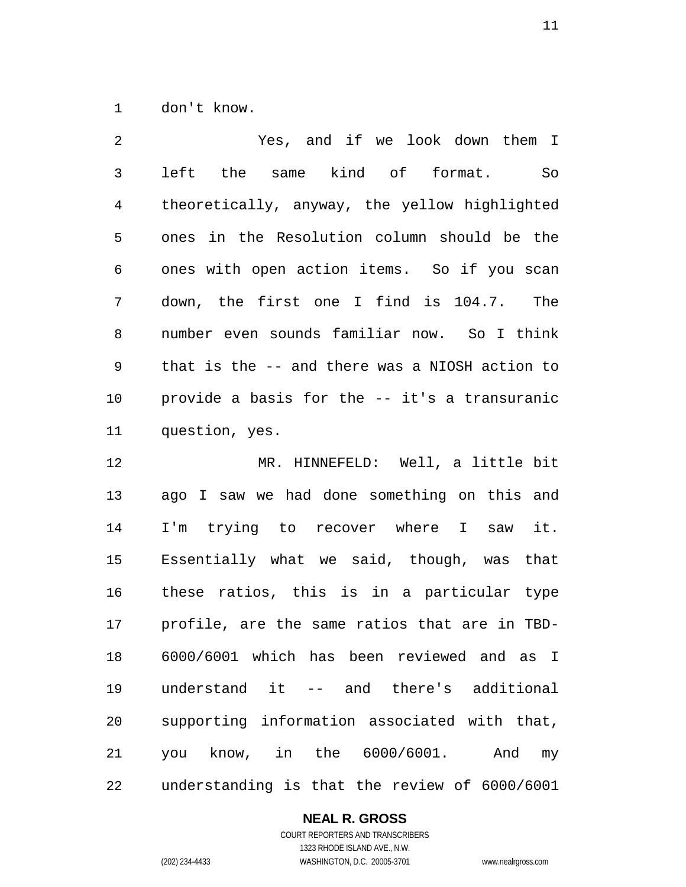don't know.

Yes, and if we look down them I left the same kind of format. So theoretically, anyway, the yellow highlighted ones in the Resolution column should be the ones with open action items. So if you scan down, the first one I find is 104.7. The number even sounds familiar now. So I think that is the -- and there was a NIOSH action to provide a basis for the -- it's a transuranic question, yes.

MR. HINNEFELD: Well, a little bit ago I saw we had done something on this and I'm trying to recover where I saw it. Essentially what we said, though, was that these ratios, this is in a particular type profile, are the same ratios that are in TBD-6000/6001 which has been reviewed and as I understand it -- and there's additional supporting information associated with that, you know, in the 6000/6001. And my understanding is that the review of 6000/6001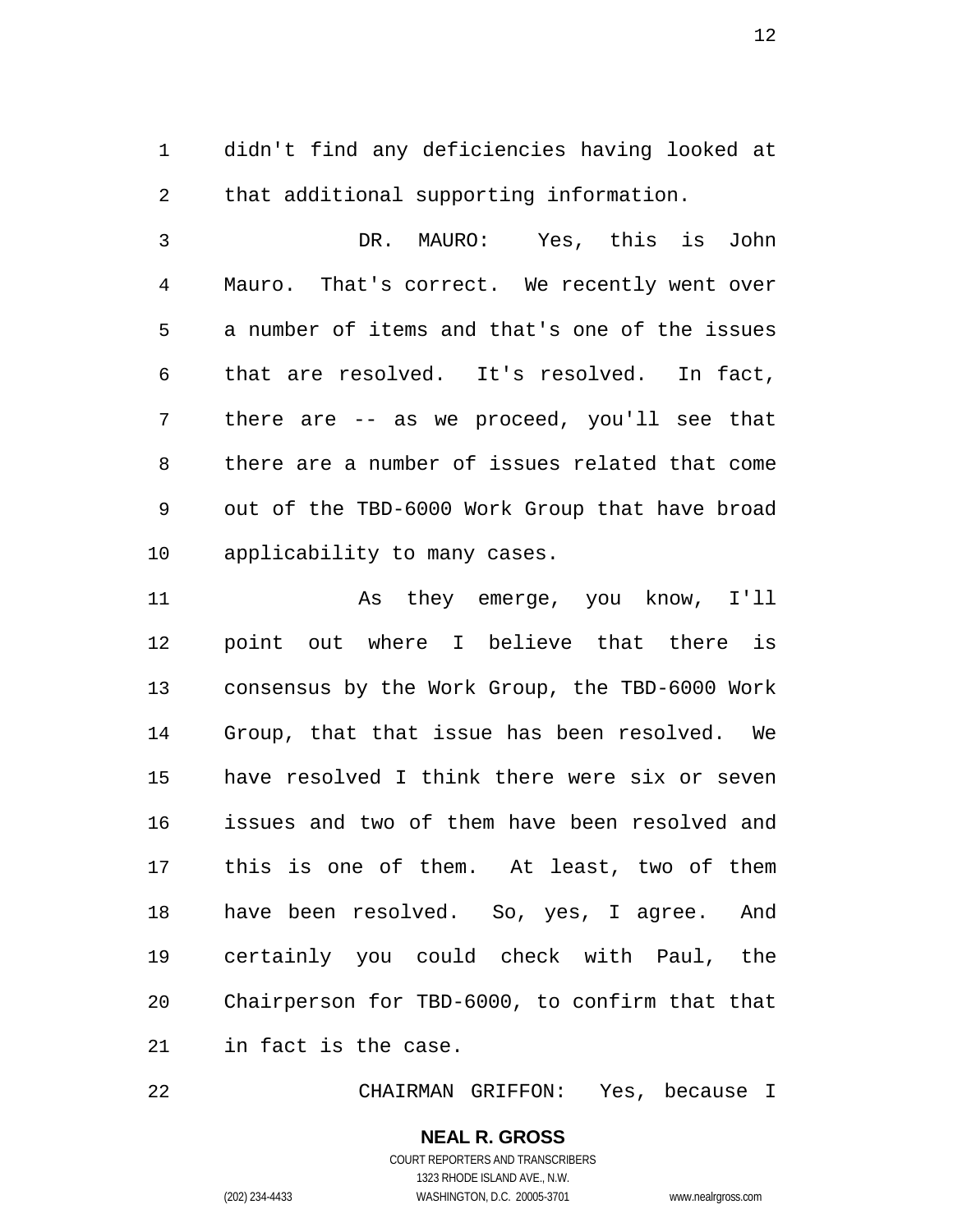didn't find any deficiencies having looked at that additional supporting information.

DR. MAURO: Yes, this is John Mauro. That's correct. We recently went over a number of items and that's one of the issues that are resolved. It's resolved. In fact, there are -- as we proceed, you'll see that there are a number of issues related that come out of the TBD-6000 Work Group that have broad applicability to many cases.

As they emerge, you know, I'll point out where I believe that there is consensus by the Work Group, the TBD-6000 Work Group, that that issue has been resolved. We have resolved I think there were six or seven issues and two of them have been resolved and this is one of them. At least, two of them have been resolved. So, yes, I agree. And certainly you could check with Paul, the Chairperson for TBD-6000, to confirm that that in fact is the case.

CHAIRMAN GRIFFON: Yes, because I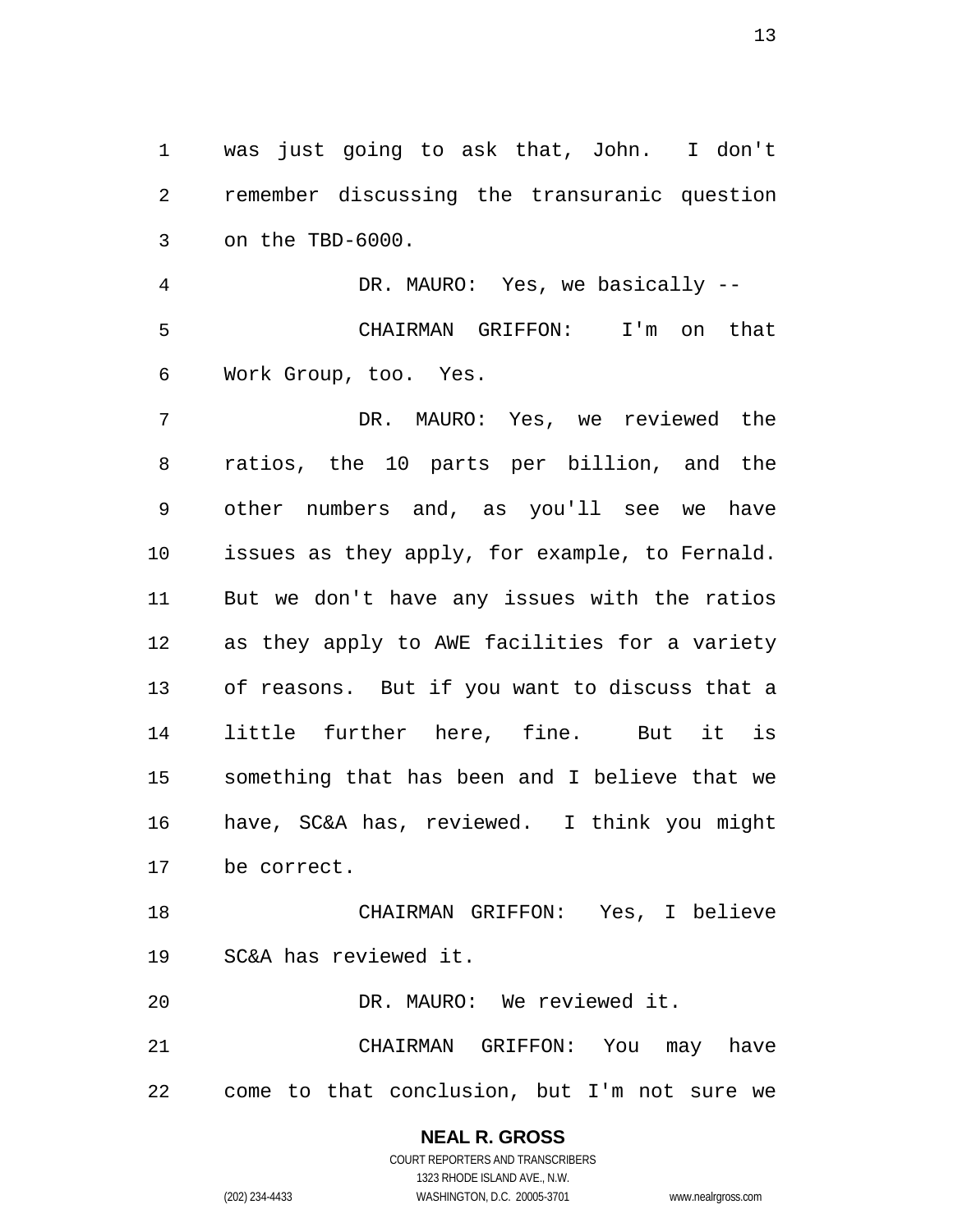was just going to ask that, John. I don't remember discussing the transuranic question on the TBD-6000.

DR. MAURO: Yes, we basically --

CHAIRMAN GRIFFON: I'm on that Work Group, too. Yes.

DR. MAURO: Yes, we reviewed the ratios, the 10 parts per billion, and the other numbers and, as you'll see we have issues as they apply, for example, to Fernald. But we don't have any issues with the ratios as they apply to AWE facilities for a variety of reasons. But if you want to discuss that a little further here, fine. But it is something that has been and I believe that we have, SC&A has, reviewed. I think you might be correct.

CHAIRMAN GRIFFON: Yes, I believe SC&A has reviewed it.

DR. MAURO: We reviewed it.

CHAIRMAN GRIFFON: You may have come to that conclusion, but I'm not sure we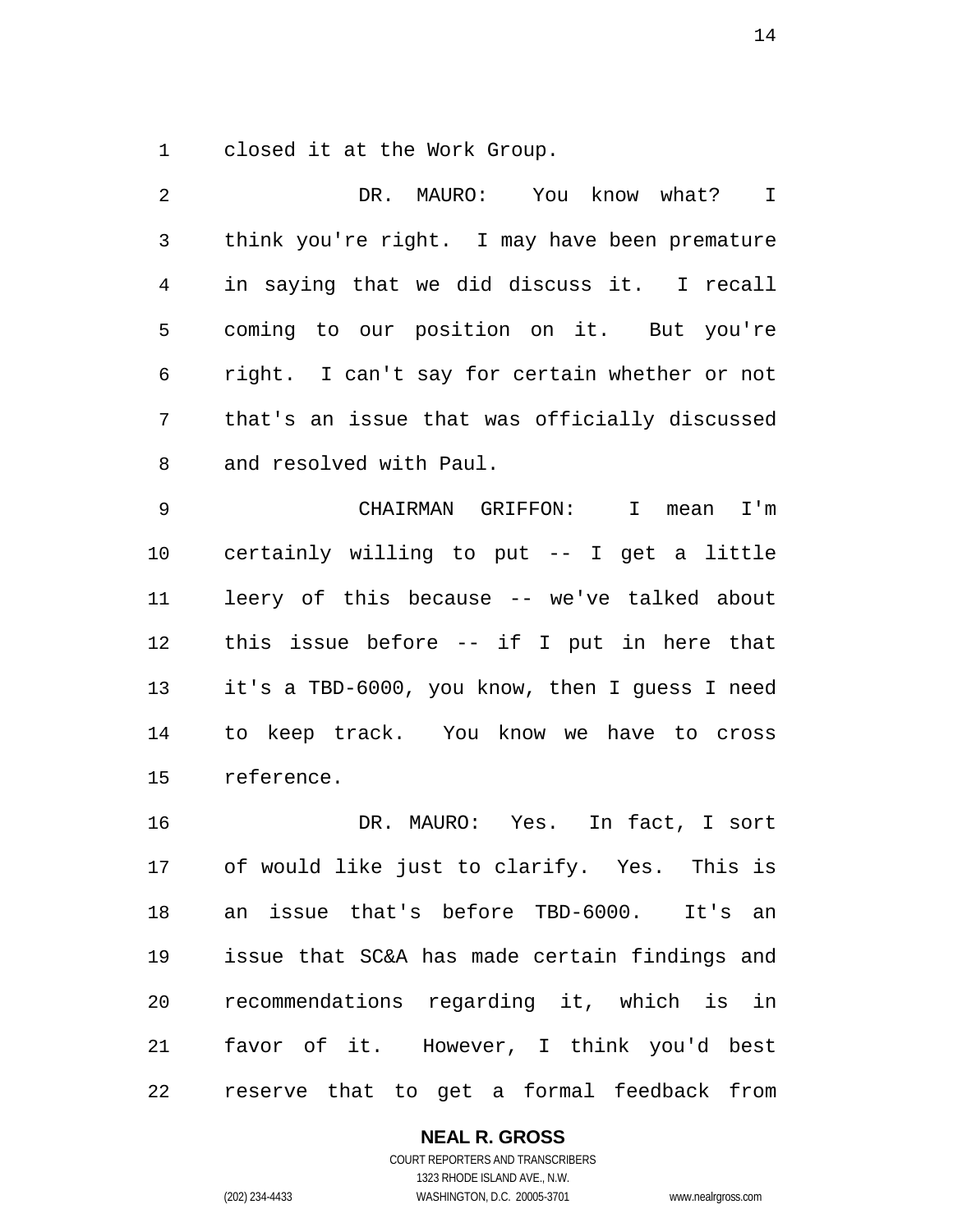closed it at the Work Group.

DR. MAURO: You know what? I think you're right. I may have been premature in saying that we did discuss it. I recall coming to our position on it. But you're right. I can't say for certain whether or not that's an issue that was officially discussed and resolved with Paul.

CHAIRMAN GRIFFON: I mean I'm certainly willing to put -- I get a little leery of this because -- we've talked about this issue before -- if I put in here that it's a TBD-6000, you know, then I guess I need to keep track. You know we have to cross reference.

DR. MAURO: Yes. In fact, I sort of would like just to clarify. Yes. This is an issue that's before TBD-6000. It's an issue that SC&A has made certain findings and recommendations regarding it, which is in favor of it. However, I think you'd best reserve that to get a formal feedback from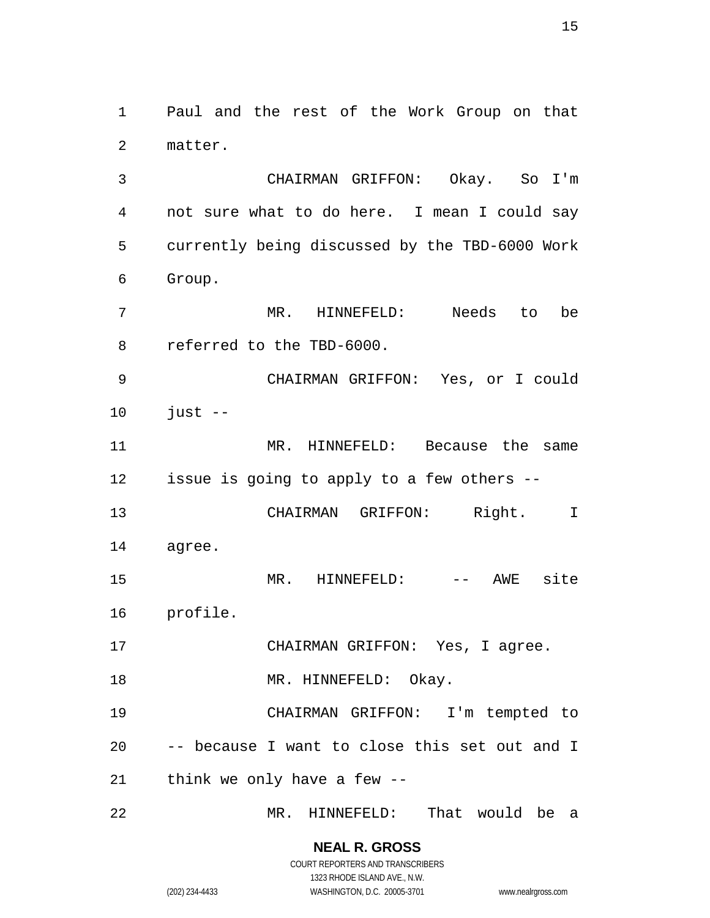Paul and the rest of the Work Group on that matter.

CHAIRMAN GRIFFON: Okay. So I'm not sure what to do here. I mean I could say currently being discussed by the TBD-6000 Work Group.

MR. HINNEFELD: Needs to be referred to the TBD-6000.

CHAIRMAN GRIFFON: Yes, or I could just --

MR. HINNEFELD: Because the same issue is going to apply to a few others --

CHAIRMAN GRIFFON: Right. I agree.

MR. HINNEFELD: -- AWE site profile.

CHAIRMAN GRIFFON: Yes, I agree.

MR. HINNEFELD: Okay.

CHAIRMAN GRIFFON: I'm tempted to -- because I want to close this set out and I think we only have a few --

MR. HINNEFELD: That would be a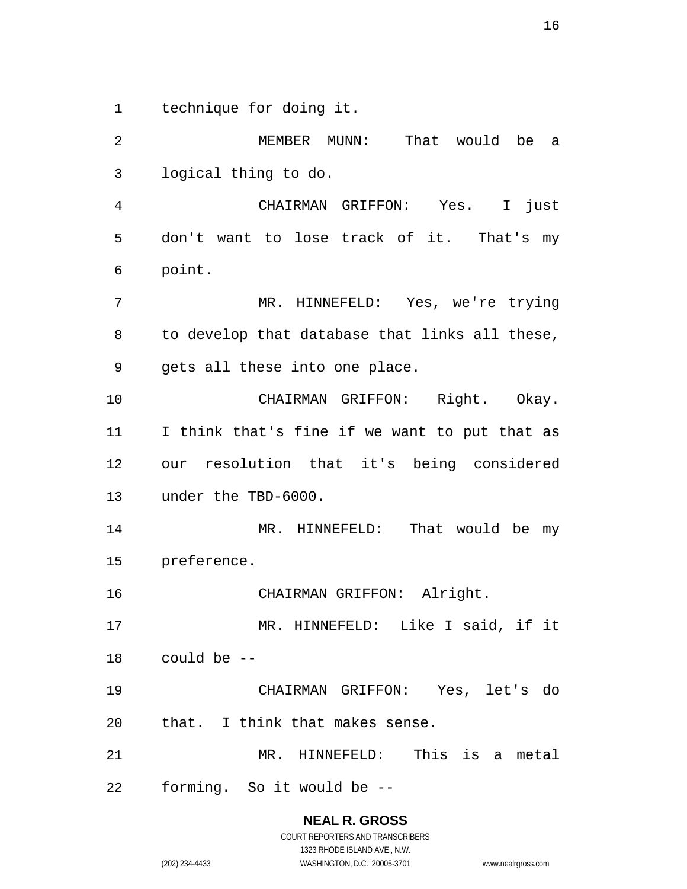technique for doing it.

MEMBER MUNN: That would be a logical thing to do.

CHAIRMAN GRIFFON: Yes. I just don't want to lose track of it. That's my point.

MR. HINNEFELD: Yes, we're trying to develop that database that links all these, gets all these into one place.

CHAIRMAN GRIFFON: Right. Okay. I think that's fine if we want to put that as our resolution that it's being considered under the TBD-6000.

MR. HINNEFELD: That would be my preference.

CHAIRMAN GRIFFON: Alright.

MR. HINNEFELD: Like I said, if it could be --

CHAIRMAN GRIFFON: Yes, let's do that. I think that makes sense.

MR. HINNEFELD: This is a metal forming. So it would be --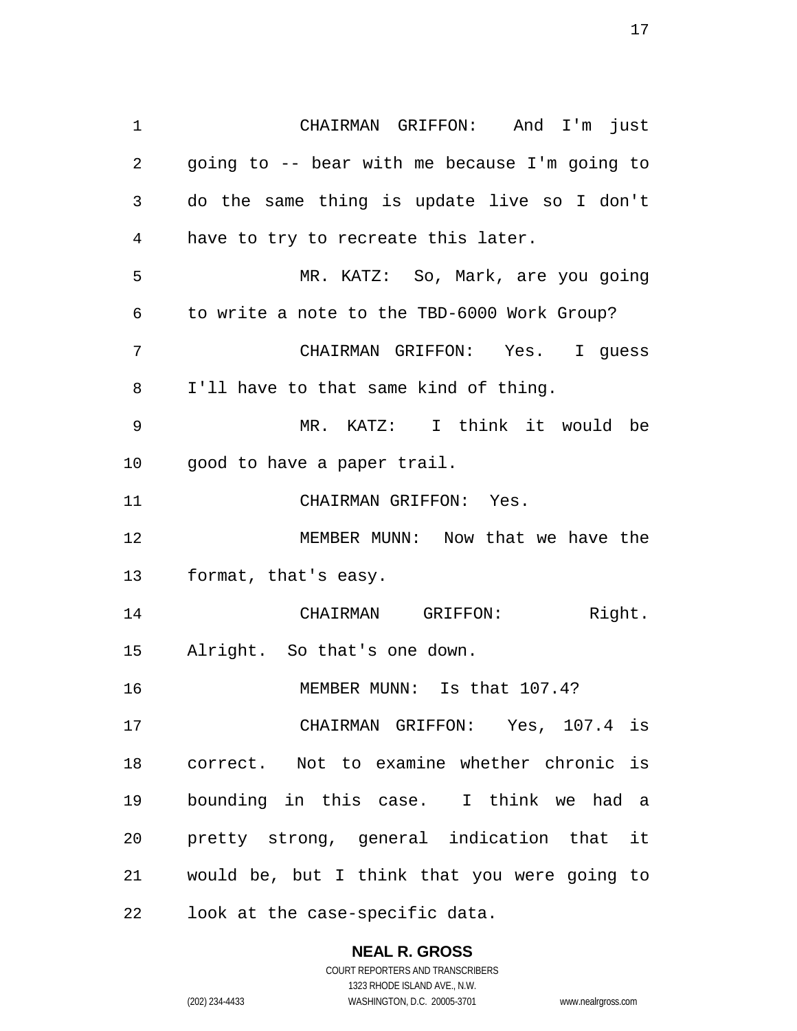CHAIRMAN GRIFFON: And I'm just going to -- bear with me because I'm going to do the same thing is update live so I don't have to try to recreate this later.

MR. KATZ: So, Mark, are you going to write a note to the TBD-6000 Work Group?

CHAIRMAN GRIFFON: Yes. I guess I'll have to that same kind of thing.

MR. KATZ: I think it would be good to have a paper trail.

CHAIRMAN GRIFFON: Yes.

MEMBER MUNN: Now that we have the format, that's easy.

CHAIRMAN GRIFFON: Right. Alright. So that's one down.

MEMBER MUNN: Is that 107.4?

CHAIRMAN GRIFFON: Yes, 107.4 is correct. Not to examine whether chronic is bounding in this case. I think we had a pretty strong, general indication that it would be, but I think that you were going to look at the case-specific data.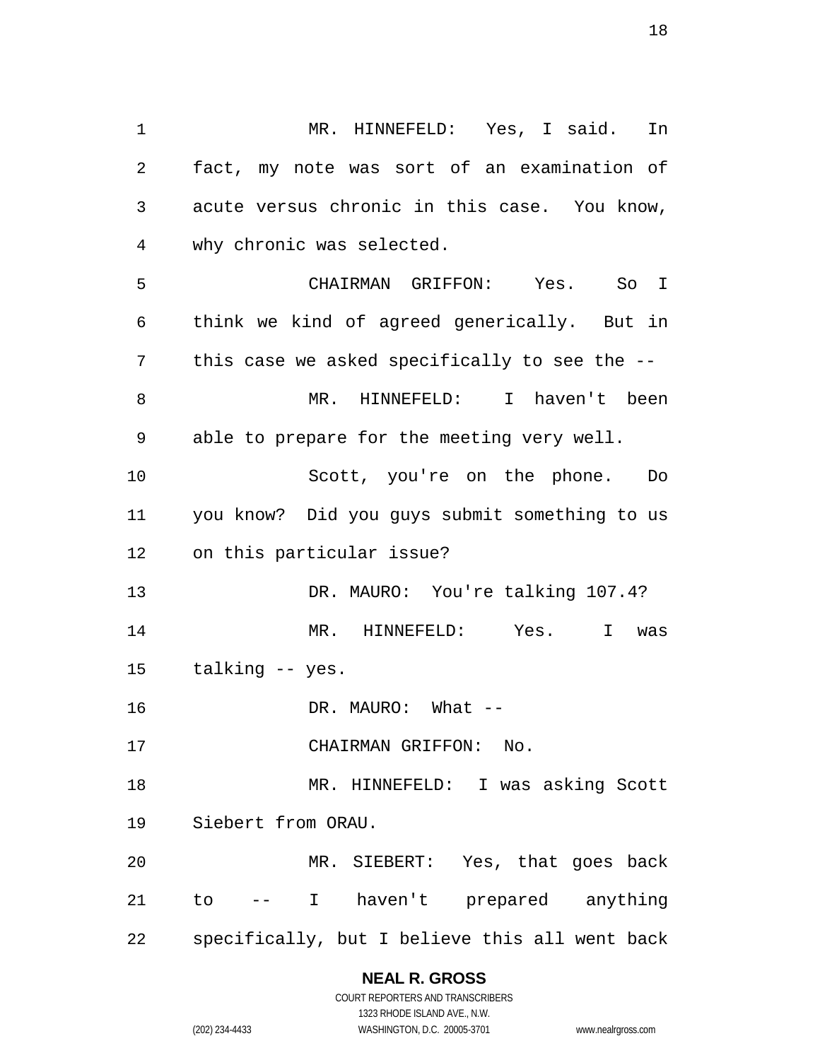MR. HINNEFELD: Yes, I said. In fact, my note was sort of an examination of acute versus chronic in this case. You know, why chronic was selected.

CHAIRMAN GRIFFON: Yes. So I think we kind of agreed generically. But in this case we asked specifically to see the --

MR. HINNEFELD: I haven't been able to prepare for the meeting very well.

Scott, you're on the phone. Do you know? Did you guys submit something to us on this particular issue?

DR. MAURO: You're talking 107.4?

MR. HINNEFELD: Yes. I was talking -- yes.

DR. MAURO: What --

CHAIRMAN GRIFFON: No.

MR. HINNEFELD: I was asking Scott Siebert from ORAU.

MR. SIEBERT: Yes, that goes back to -- I haven't prepared anything specifically, but I believe this all went back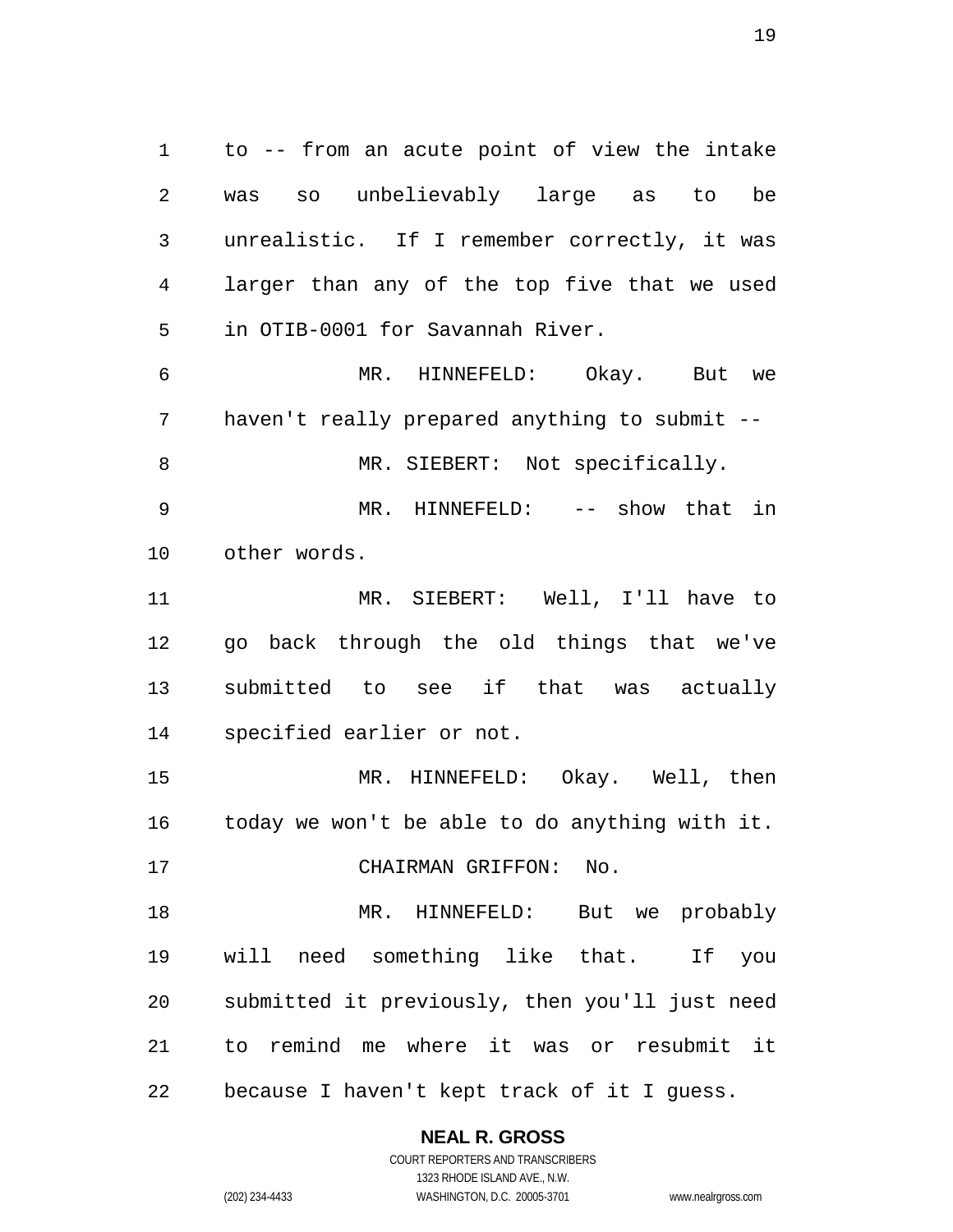to -- from an acute point of view the intake was so unbelievably large as to be unrealistic. If I remember correctly, it was larger than any of the top five that we used in OTIB-0001 for Savannah River.

MR. HINNEFELD: Okay. But we haven't really prepared anything to submit --

MR. SIEBERT: Not specifically.

MR. HINNEFELD: -- show that in other words.

MR. SIEBERT: Well, I'll have to go back through the old things that we've submitted to see if that was actually specified earlier or not.

MR. HINNEFELD: Okay. Well, then today we won't be able to do anything with it.

CHAIRMAN GRIFFON: No.

MR. HINNEFELD: But we probably will need something like that. If you submitted it previously, then you'll just need to remind me where it was or resubmit it because I haven't kept track of it I guess.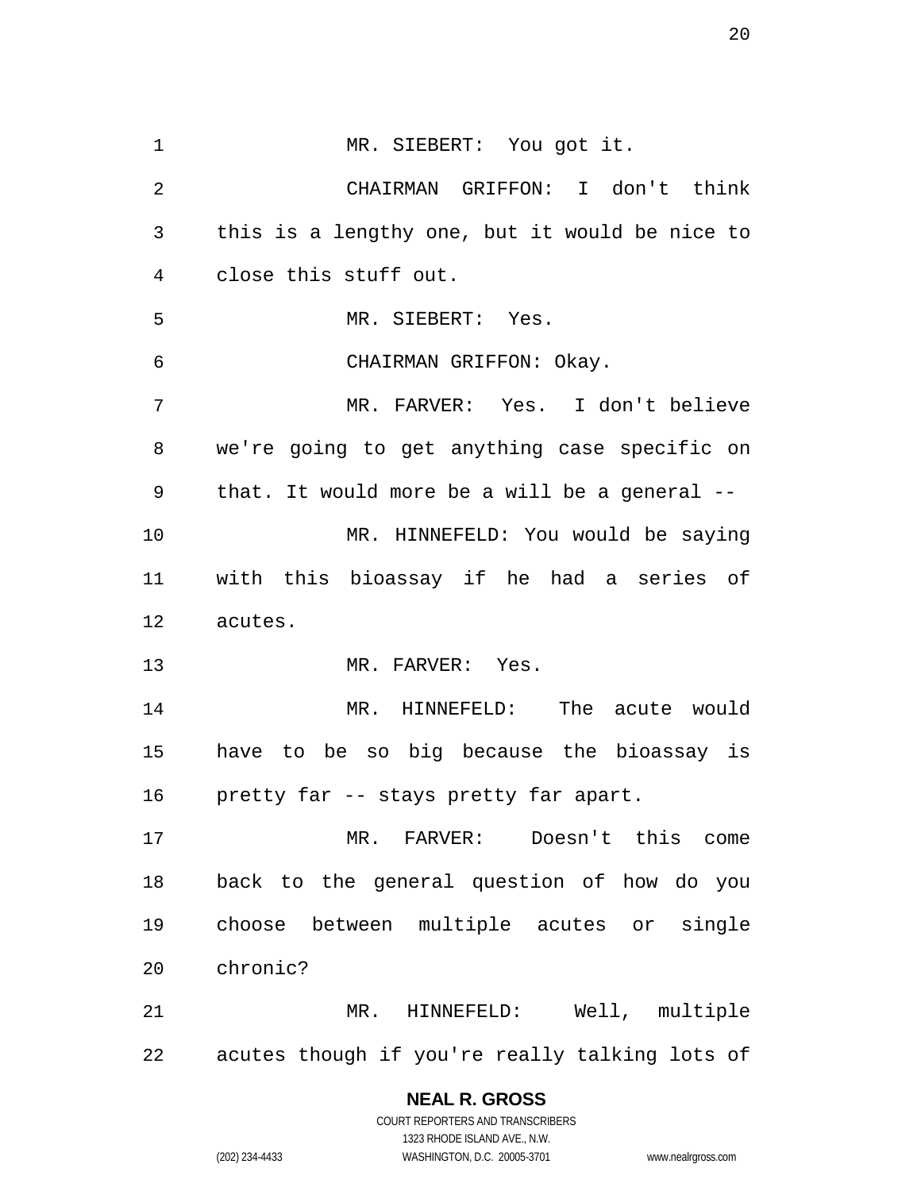MR. SIEBERT: You got it.

CHAIRMAN GRIFFON: I don't think this is a lengthy one, but it would be nice to close this stuff out.

MR. SIEBERT: Yes.

CHAIRMAN GRIFFON: Okay.

MR. FARVER: Yes. I don't believe we're going to get anything case specific on that. It would more be a will be a general --

MR. HINNEFELD: You would be saying with this bioassay if he had a series of acutes.

MR. FARVER: Yes.

MR. HINNEFELD: The acute would have to be so big because the bioassay is pretty far -- stays pretty far apart.

MR. FARVER: Doesn't this come back to the general question of how do you choose between multiple acutes or single chronic?

MR. HINNEFELD: Well, multiple acutes though if you're really talking lots of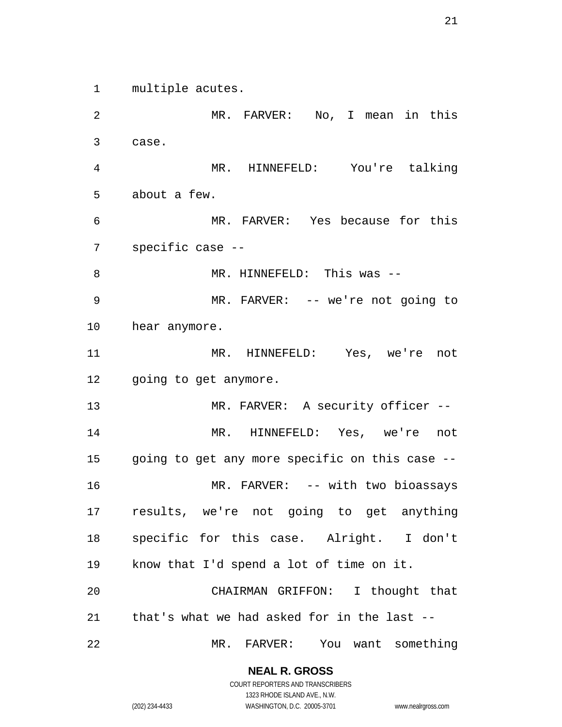multiple acutes.

MR. FARVER: No, I mean in this case.

MR. HINNEFELD: You're talking about a few.

MR. FARVER: Yes because for this specific case --

MR. HINNEFELD: This was --

MR. FARVER: -- we're not going to hear anymore.

MR. HINNEFELD: Yes, we're not going to get anymore.

MR. FARVER: A security officer --

MR. HINNEFELD: Yes, we're not going to get any more specific on this case --

MR. FARVER: -- with two bioassays results, we're not going to get anything specific for this case. Alright. I don't know that I'd spend a lot of time on it.

CHAIRMAN GRIFFON: I thought that that's what we had asked for in the last --

MR. FARVER: You want something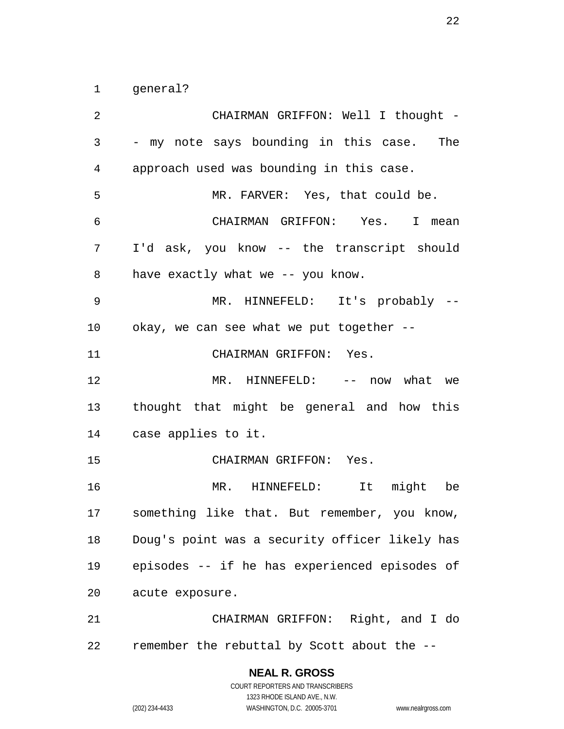general?

CHAIRMAN GRIFFON: Well I thought -- my note says bounding in this case. The approach used was bounding in this case.

MR. FARVER: Yes, that could be.

CHAIRMAN GRIFFON: Yes. I mean I'd ask, you know -- the transcript should have exactly what we -- you know.

MR. HINNEFELD: It's probably -- okay, we can see what we put together --

CHAIRMAN GRIFFON: Yes.

MR. HINNEFELD: -- now what we thought that might be general and how this case applies to it.

CHAIRMAN GRIFFON: Yes.

MR. HINNEFELD: It might be something like that. But remember, you know, Doug's point was a security officer likely has episodes -- if he has experienced episodes of acute exposure.

CHAIRMAN GRIFFON: Right, and I do remember the rebuttal by Scott about the --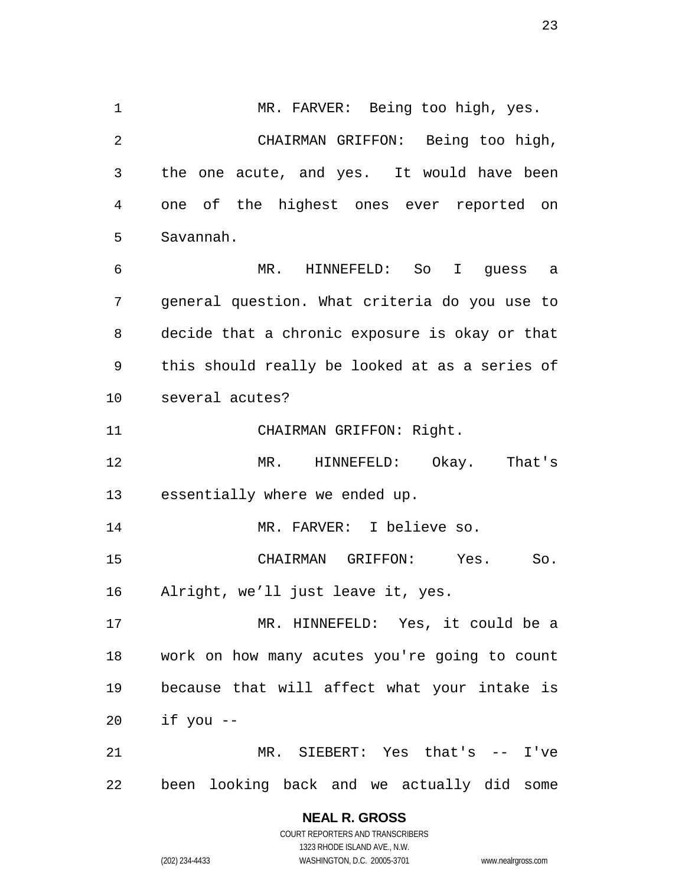MR. FARVER: Being too high, yes.

CHAIRMAN GRIFFON: Being too high, the one acute, and yes. It would have been one of the highest ones ever reported on Savannah.

MR. HINNEFELD: So I guess a general question. What criteria do you use to decide that a chronic exposure is okay or that this should really be looked at as a series of several acutes?

CHAIRMAN GRIFFON: Right.

MR. HINNEFELD: Okay. That's essentially where we ended up.

MR. FARVER: I believe so.

CHAIRMAN GRIFFON: Yes. So. Alright, we'll just leave it, yes.

MR. HINNEFELD: Yes, it could be a work on how many acutes you're going to count because that will affect what your intake is if you --

MR. SIEBERT: Yes that's -- I've been looking back and we actually did some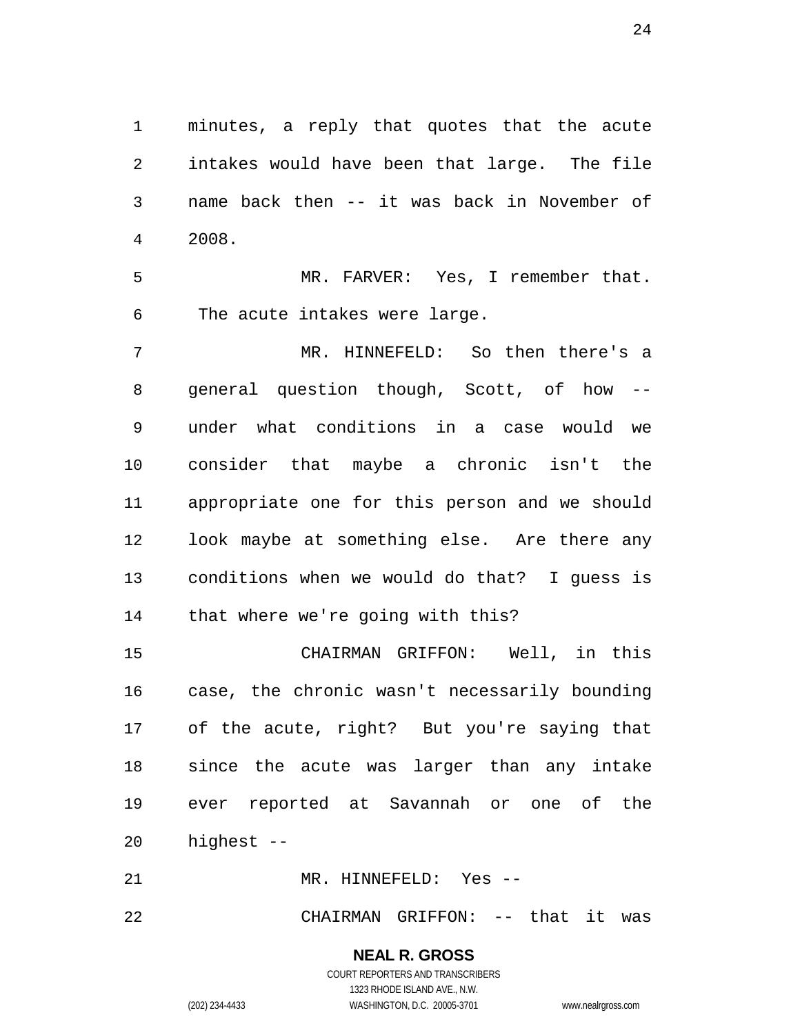minutes, a reply that quotes that the acute intakes would have been that large. The file name back then -- it was back in November of 2008.

MR. FARVER: Yes, I remember that. The acute intakes were large.

MR. HINNEFELD: So then there's a general question though, Scott, of how -- under what conditions in a case would we consider that maybe a chronic isn't the appropriate one for this person and we should look maybe at something else. Are there any conditions when we would do that? I guess is that where we're going with this?

CHAIRMAN GRIFFON: Well, in this case, the chronic wasn't necessarily bounding of the acute, right? But you're saying that since the acute was larger than any intake ever reported at Savannah or one of the highest --

MR. HINNEFELD: Yes --

CHAIRMAN GRIFFON: -- that it was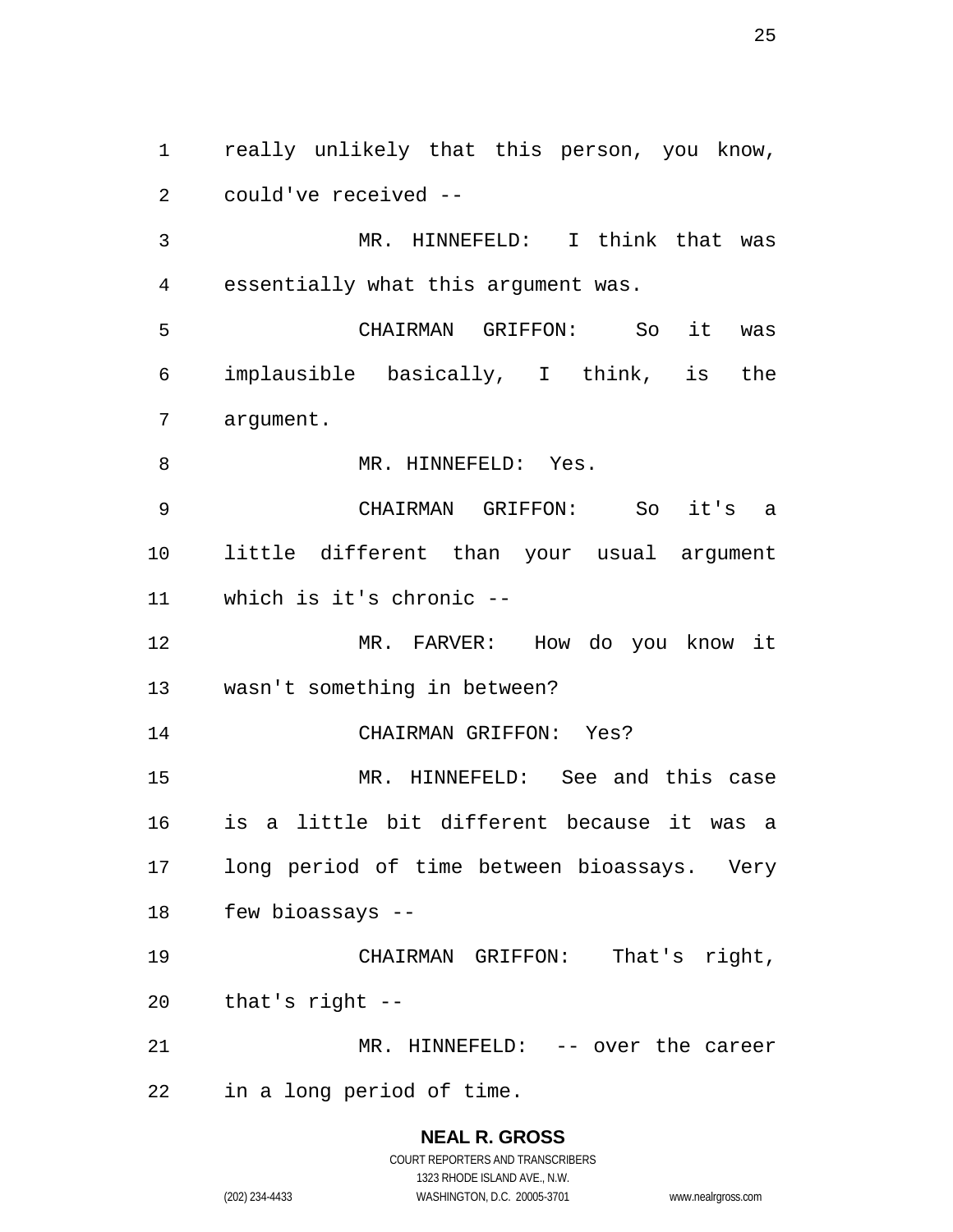really unlikely that this person, you know, could've received --

MR. HINNEFELD: I think that was essentially what this argument was.

CHAIRMAN GRIFFON: So it was implausible basically, I think, is the argument.

MR. HINNEFELD: Yes.

CHAIRMAN GRIFFON: So it's a little different than your usual argument which is it's chronic --

MR. FARVER: How do you know it wasn't something in between?

CHAIRMAN GRIFFON: Yes?

MR. HINNEFELD: See and this case is a little bit different because it was a long period of time between bioassays. Very few bioassays --

CHAIRMAN GRIFFON: That's right, that's right --

MR. HINNEFELD: -- over the career in a long period of time.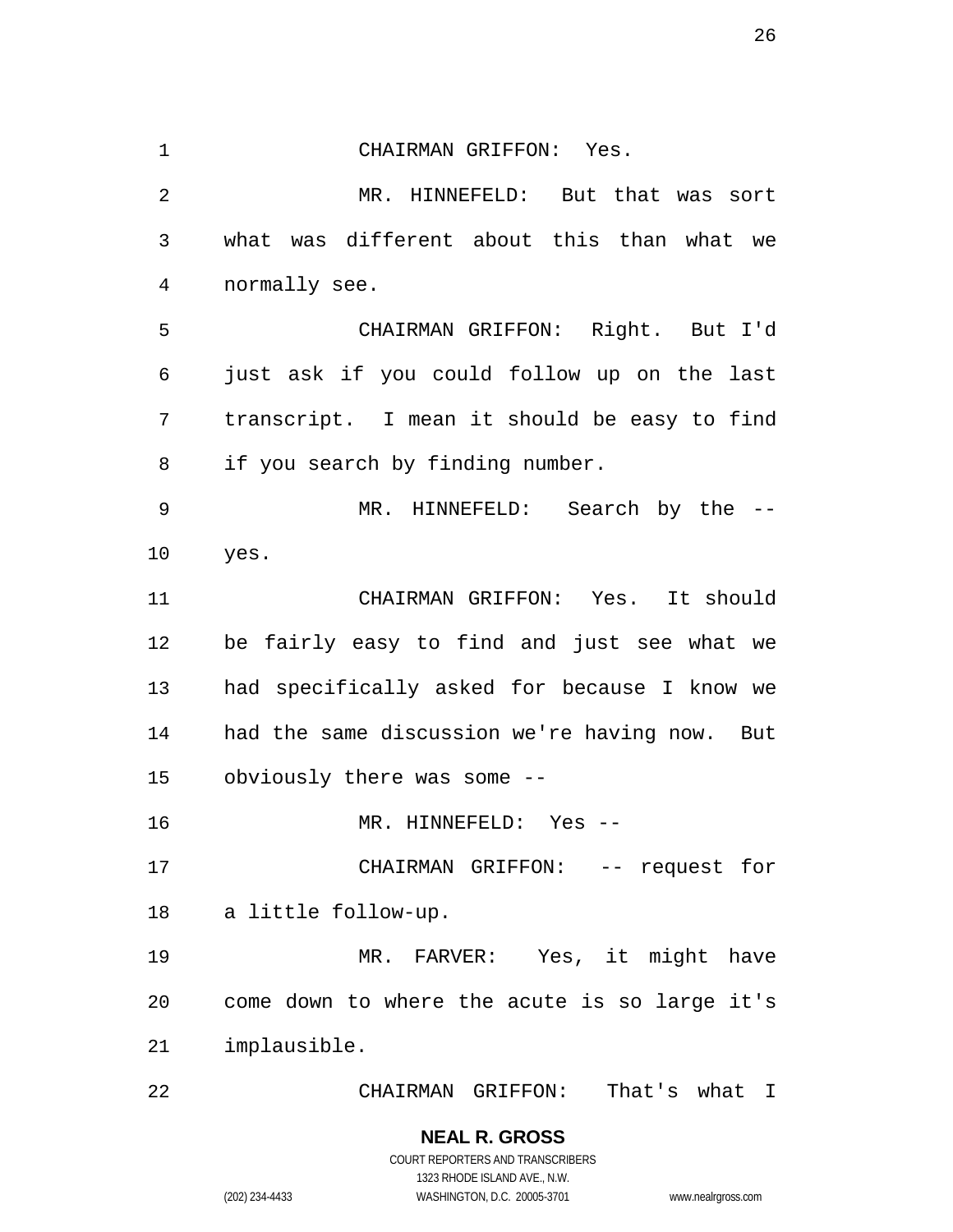CHAIRMAN GRIFFON: Yes.

MR. HINNEFELD: But that was sort what was different about this than what we normally see.

CHAIRMAN GRIFFON: Right. But I'd just ask if you could follow up on the last transcript. I mean it should be easy to find if you search by finding number.

MR. HINNEFELD: Search by the -- yes.

CHAIRMAN GRIFFON: Yes. It should be fairly easy to find and just see what we had specifically asked for because I know we had the same discussion we're having now. But obviously there was some --

MR. HINNEFELD: Yes --

CHAIRMAN GRIFFON: -- request for a little follow-up.

MR. FARVER: Yes, it might have come down to where the acute is so large it's implausible.

CHAIRMAN GRIFFON: That's what I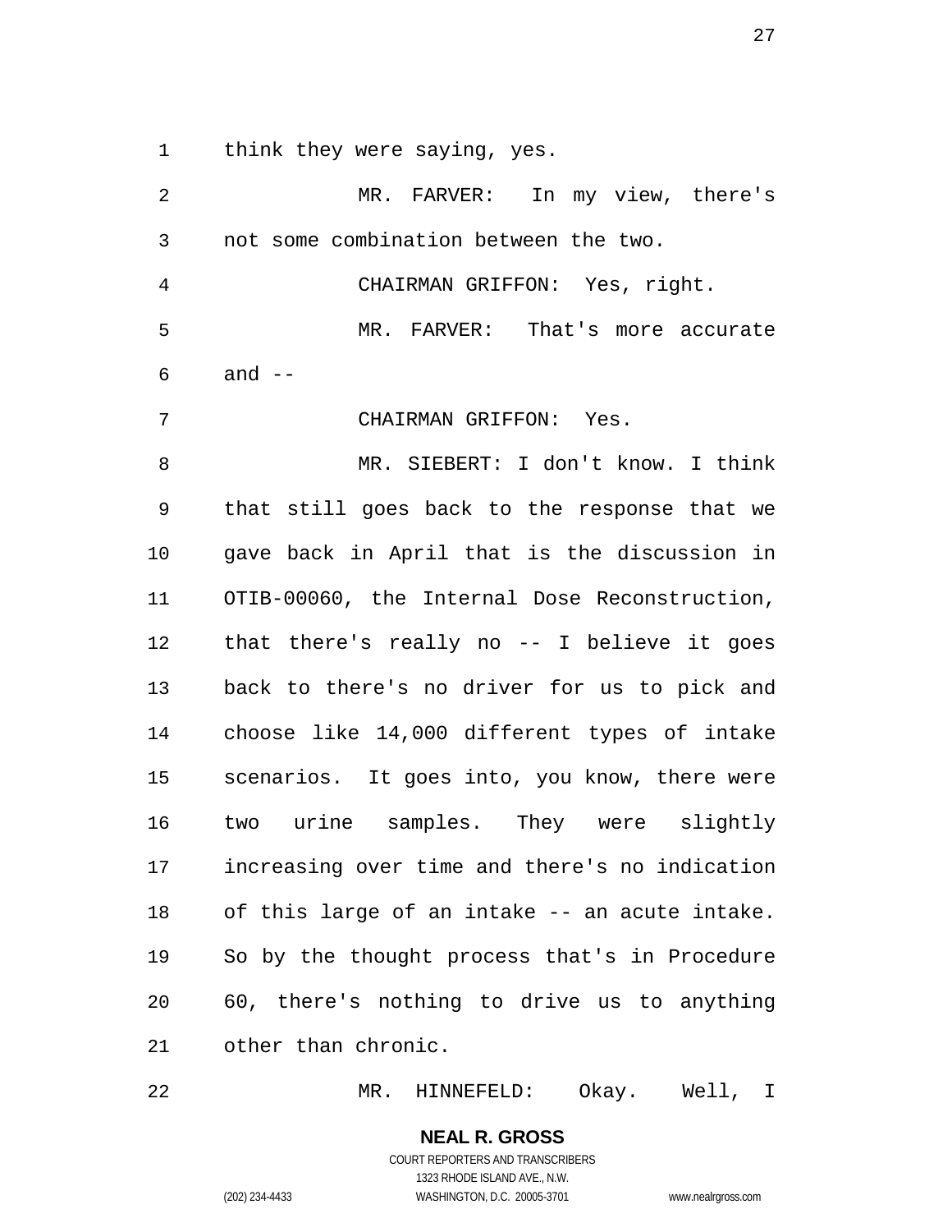think they were saying, yes.

MR. FARVER: In my view, there's not some combination between the two.

CHAIRMAN GRIFFON: Yes, right.

MR. FARVER: That's more accurate and --

CHAIRMAN GRIFFON: Yes.

MR. SIEBERT: I don't know. I think that still goes back to the response that we gave back in April that is the discussion in OTIB-00060, the Internal Dose Reconstruction, that there's really no -- I believe it goes back to there's no driver for us to pick and choose like 14,000 different types of intake scenarios. It goes into, you know, there were two urine samples. They were slightly increasing over time and there's no indication of this large of an intake -- an acute intake. So by the thought process that's in Procedure 60, there's nothing to drive us to anything other than chronic.

MR. HINNEFELD: Okay. Well, I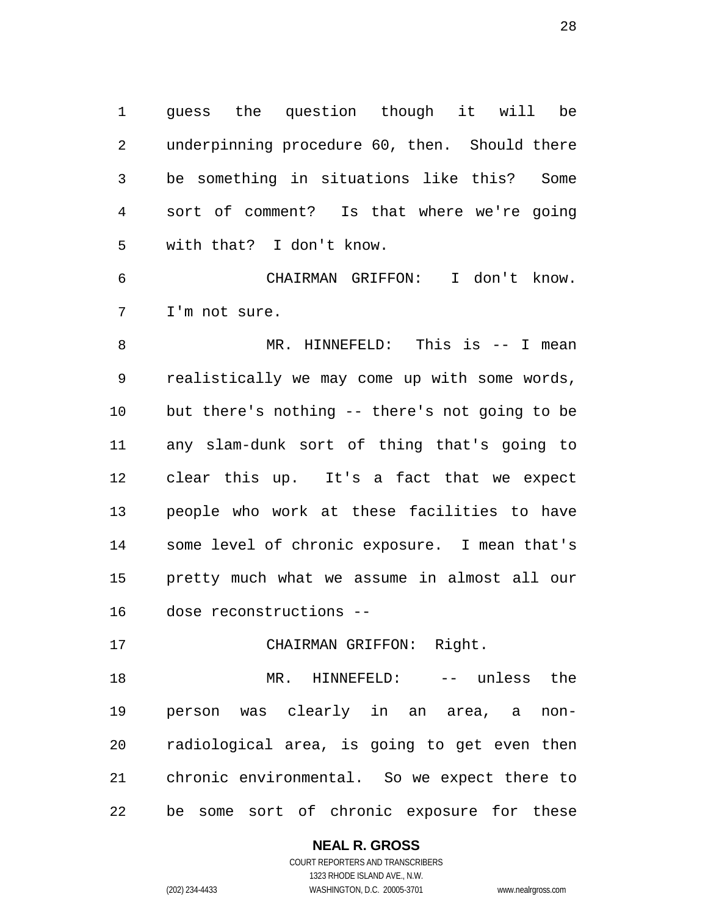guess the question though it will be underpinning procedure 60, then. Should there be something in situations like this? Some sort of comment? Is that where we're going with that? I don't know.

CHAIRMAN GRIFFON: I don't know. I'm not sure.

MR. HINNEFELD: This is -- I mean realistically we may come up with some words, but there's nothing -- there's not going to be any slam-dunk sort of thing that's going to clear this up. It's a fact that we expect people who work at these facilities to have some level of chronic exposure. I mean that's pretty much what we assume in almost all our dose reconstructions --

CHAIRMAN GRIFFON: Right.

MR. HINNEFELD: -- unless the person was clearly in an area, a non-radiological area, is going to get even then chronic environmental. So we expect there to be some sort of chronic exposure for these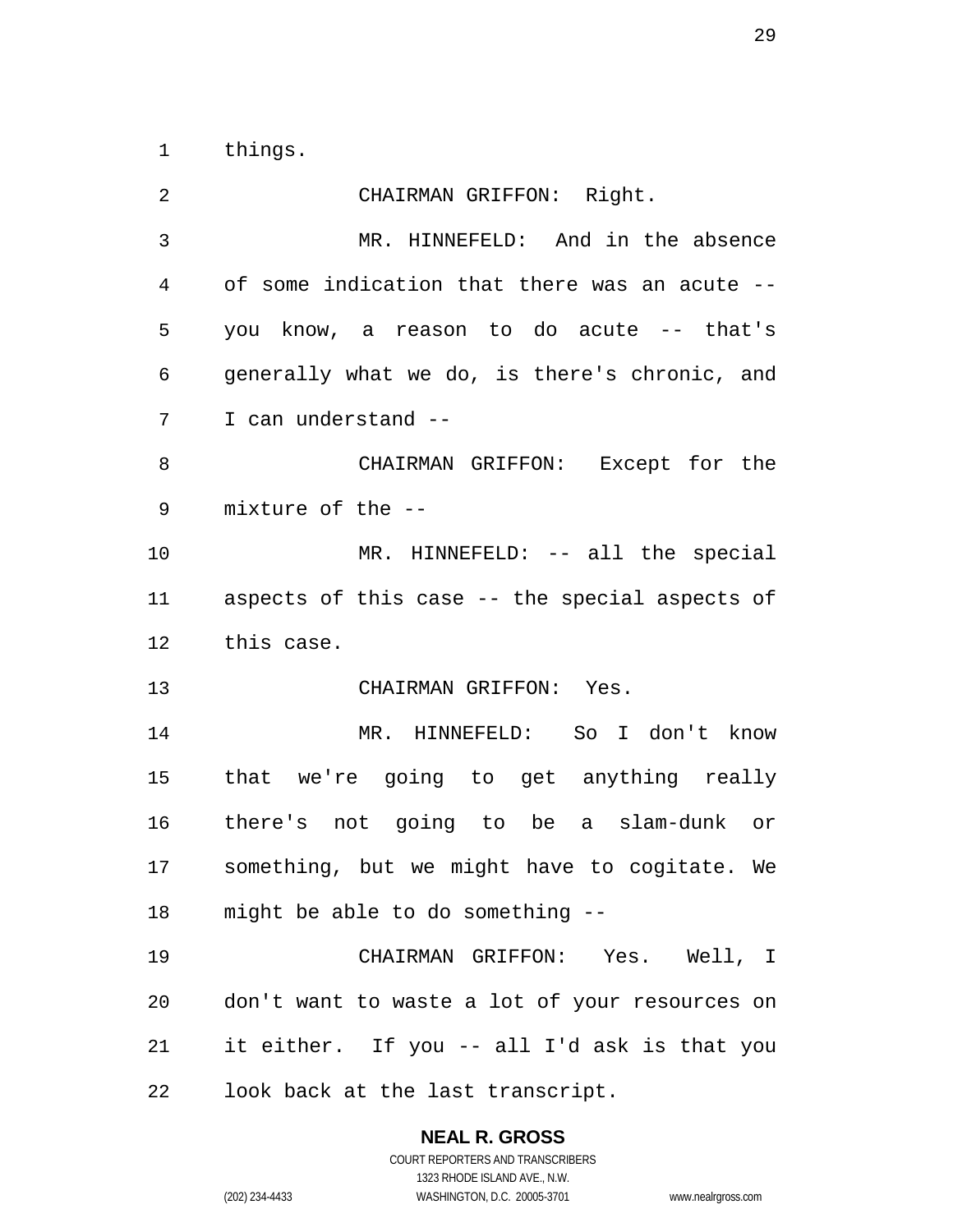things.

CHAIRMAN GRIFFON: Right.

MR. HINNEFELD: And in the absence of some indication that there was an acute -- you know, a reason to do acute -- that's generally what we do, is there's chronic, and I can understand --

CHAIRMAN GRIFFON: Except for the mixture of the --

MR. HINNEFELD: -- all the special aspects of this case -- the special aspects of this case.

CHAIRMAN GRIFFON: Yes.

MR. HINNEFELD: So I don't know that we're going to get anything really there's not going to be a slam-dunk or something, but we might have to cogitate. We might be able to do something --

CHAIRMAN GRIFFON: Yes. Well, I don't want to waste a lot of your resources on it either. If you -- all I'd ask is that you look back at the last transcript.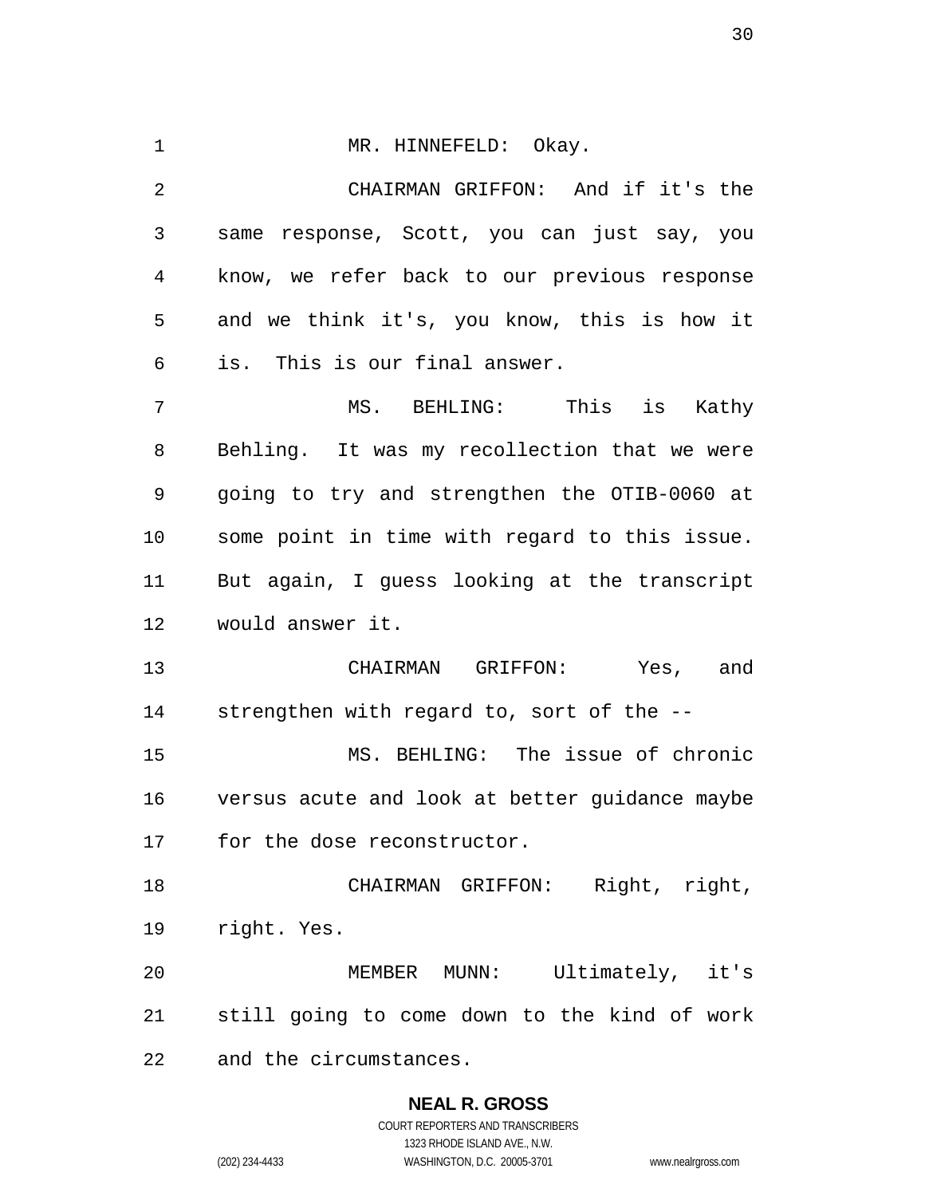MR. HINNEFELD: Okay.

CHAIRMAN GRIFFON: And if it's the same response, Scott, you can just say, you know, we refer back to our previous response and we think it's, you know, this is how it is. This is our final answer.

MS. BEHLING: This is Kathy Behling. It was my recollection that we were going to try and strengthen the OTIB-0060 at some point in time with regard to this issue. But again, I guess looking at the transcript would answer it.

CHAIRMAN GRIFFON: Yes, and strengthen with regard to, sort of the --

MS. BEHLING: The issue of chronic versus acute and look at better guidance maybe for the dose reconstructor.

CHAIRMAN GRIFFON: Right, right, right. Yes.

MEMBER MUNN: Ultimately, it's still going to come down to the kind of work and the circumstances.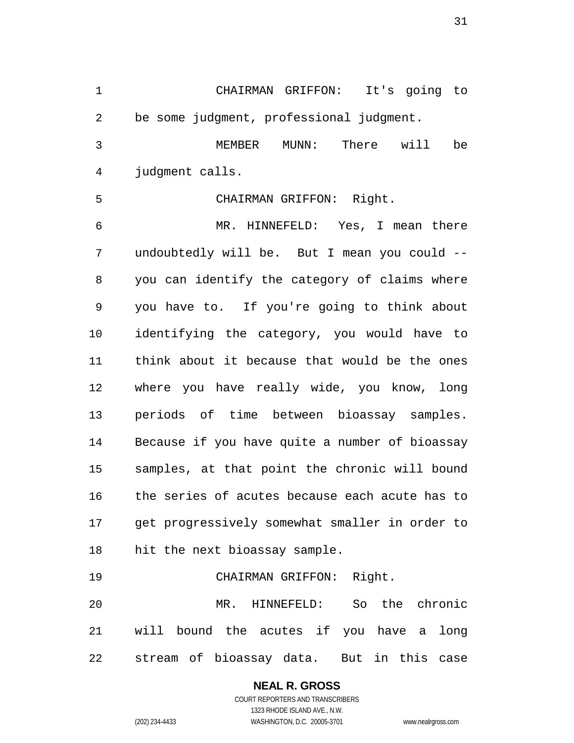CHAIRMAN GRIFFON: It's going to be some judgment, professional judgment.

MEMBER MUNN: There will be judgment calls.

CHAIRMAN GRIFFON: Right.

MR. HINNEFELD: Yes, I mean there undoubtedly will be. But I mean you could -- you can identify the category of claims where you have to. If you're going to think about identifying the category, you would have to think about it because that would be the ones where you have really wide, you know, long periods of time between bioassay samples. Because if you have quite a number of bioassay samples, at that point the chronic will bound the series of acutes because each acute has to get progressively somewhat smaller in order to hit the next bioassay sample.

CHAIRMAN GRIFFON: Right.

MR. HINNEFELD: So the chronic will bound the acutes if you have a long stream of bioassay data. But in this case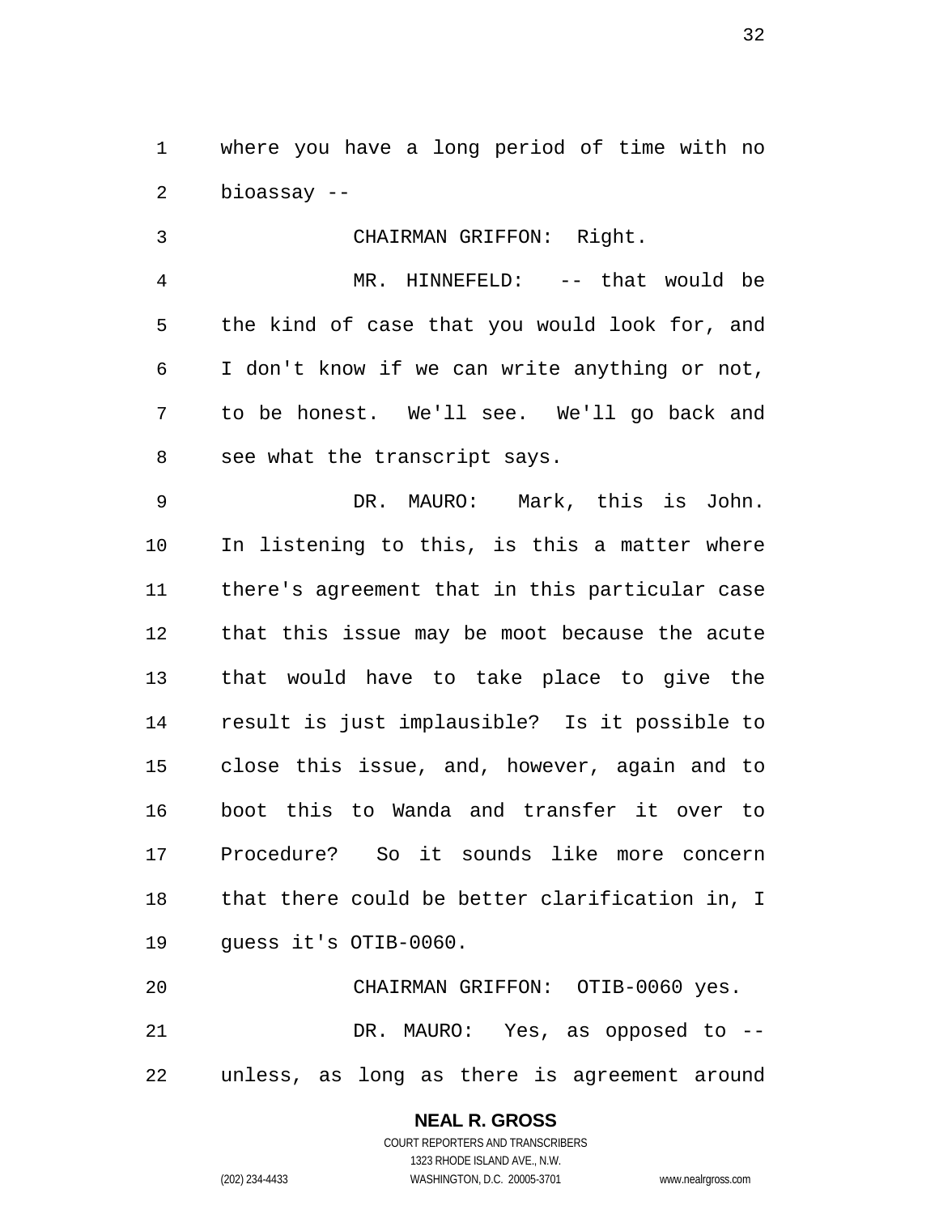where you have a long period of time with no bioassay --

CHAIRMAN GRIFFON: Right.

MR. HINNEFELD: -- that would be the kind of case that you would look for, and I don't know if we can write anything or not, to be honest. We'll see. We'll go back and see what the transcript says.

DR. MAURO: Mark, this is John. In listening to this, is this a matter where there's agreement that in this particular case that this issue may be moot because the acute that would have to take place to give the result is just implausible? Is it possible to close this issue, and, however, again and to boot this to Wanda and transfer it over to Procedure? So it sounds like more concern that there could be better clarification in, I guess it's OTIB-0060.

CHAIRMAN GRIFFON: OTIB-0060 yes.

DR. MAURO: Yes, as opposed to -- unless, as long as there is agreement around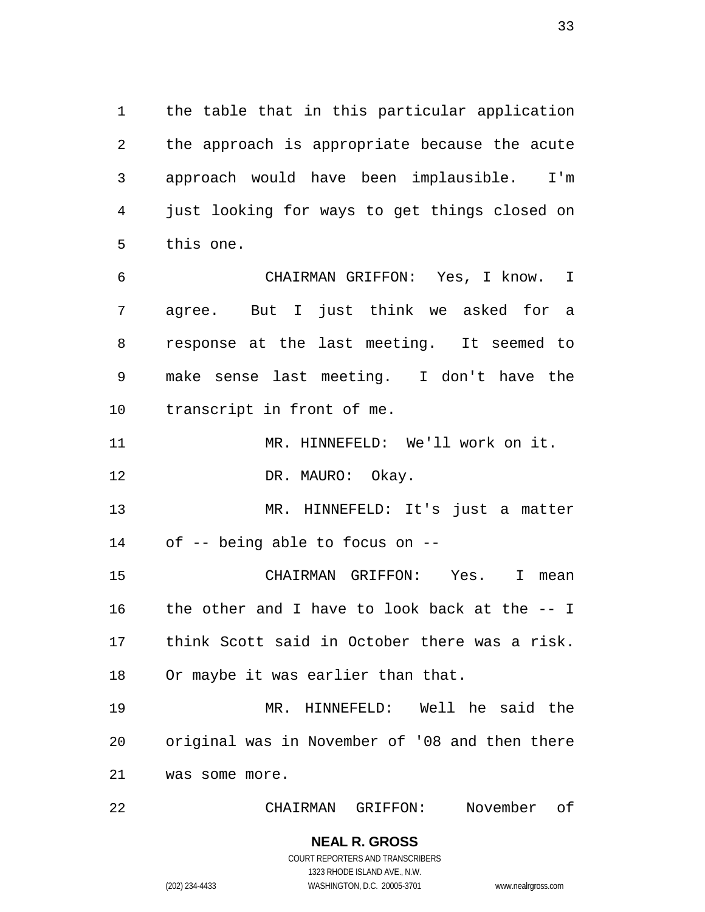the table that in this particular application the approach is appropriate because the acute approach would have been implausible. I'm just looking for ways to get things closed on this one.

CHAIRMAN GRIFFON: Yes, I know. I agree. But I just think we asked for a response at the last meeting. It seemed to make sense last meeting. I don't have the transcript in front of me.

MR. HINNEFELD: We'll work on it.

DR. MAURO: Okay.

MR. HINNEFELD: It's just a matter of -- being able to focus on --

CHAIRMAN GRIFFON: Yes. I mean the other and I have to look back at the -- I think Scott said in October there was a risk. Or maybe it was earlier than that.

MR. HINNEFELD: Well he said the original was in November of '08 and then there was some more.

CHAIRMAN GRIFFON: November of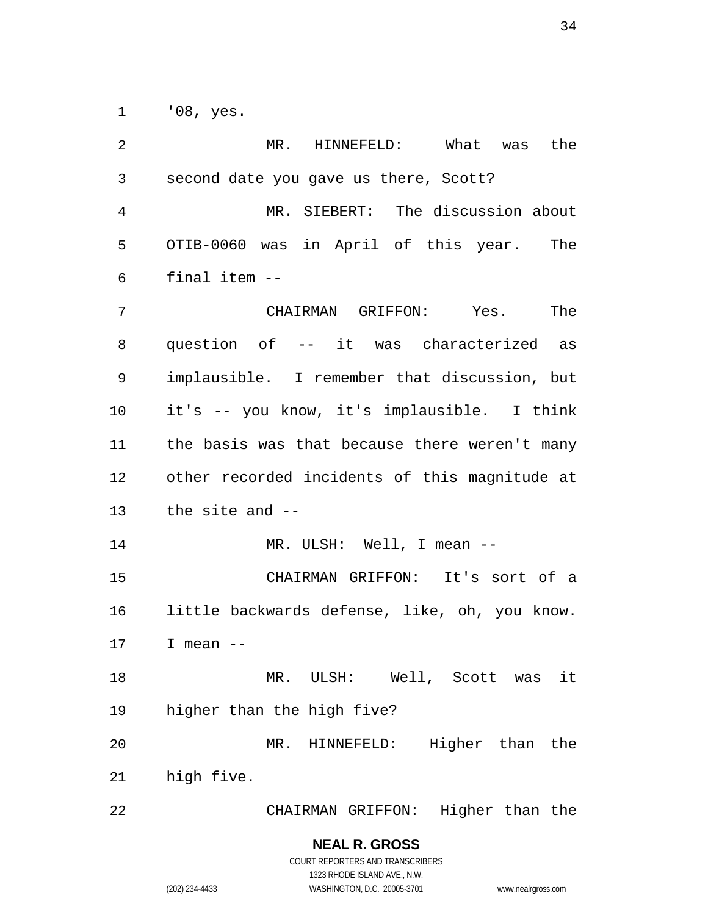'08, yes.

MR. HINNEFELD: What was the second date you gave us there, Scott?

MR. SIEBERT: The discussion about OTIB-0060 was in April of this year. The final item --

CHAIRMAN GRIFFON: Yes. The question of -- it was characterized as implausible. I remember that discussion, but it's -- you know, it's implausible. I think the basis was that because there weren't many other recorded incidents of this magnitude at the site and --

MR. ULSH: Well, I mean --

CHAIRMAN GRIFFON: It's sort of a little backwards defense, like, oh, you know. I mean --

MR. ULSH: Well, Scott was it higher than the high five?

MR. HINNEFELD: Higher than the high five.

CHAIRMAN GRIFFON: Higher than the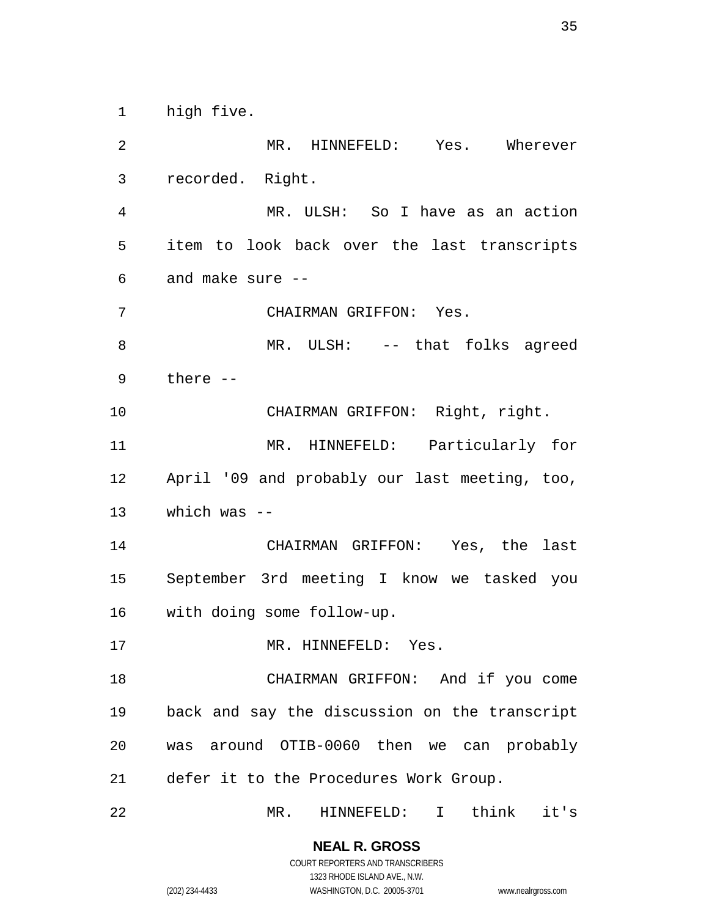high five.

MR. HINNEFELD: Yes. Wherever recorded. Right.

MR. ULSH: So I have as an action item to look back over the last transcripts and make sure --

CHAIRMAN GRIFFON: Yes.

MR. ULSH: -- that folks agreed there --

CHAIRMAN GRIFFON: Right, right.

MR. HINNEFELD: Particularly for April '09 and probably our last meeting, too, which was --

CHAIRMAN GRIFFON: Yes, the last September 3rd meeting I know we tasked you with doing some follow-up.

MR. HINNEFELD: Yes.

CHAIRMAN GRIFFON: And if you come back and say the discussion on the transcript was around OTIB-0060 then we can probably defer it to the Procedures Work Group.

MR. HINNEFELD: I think it's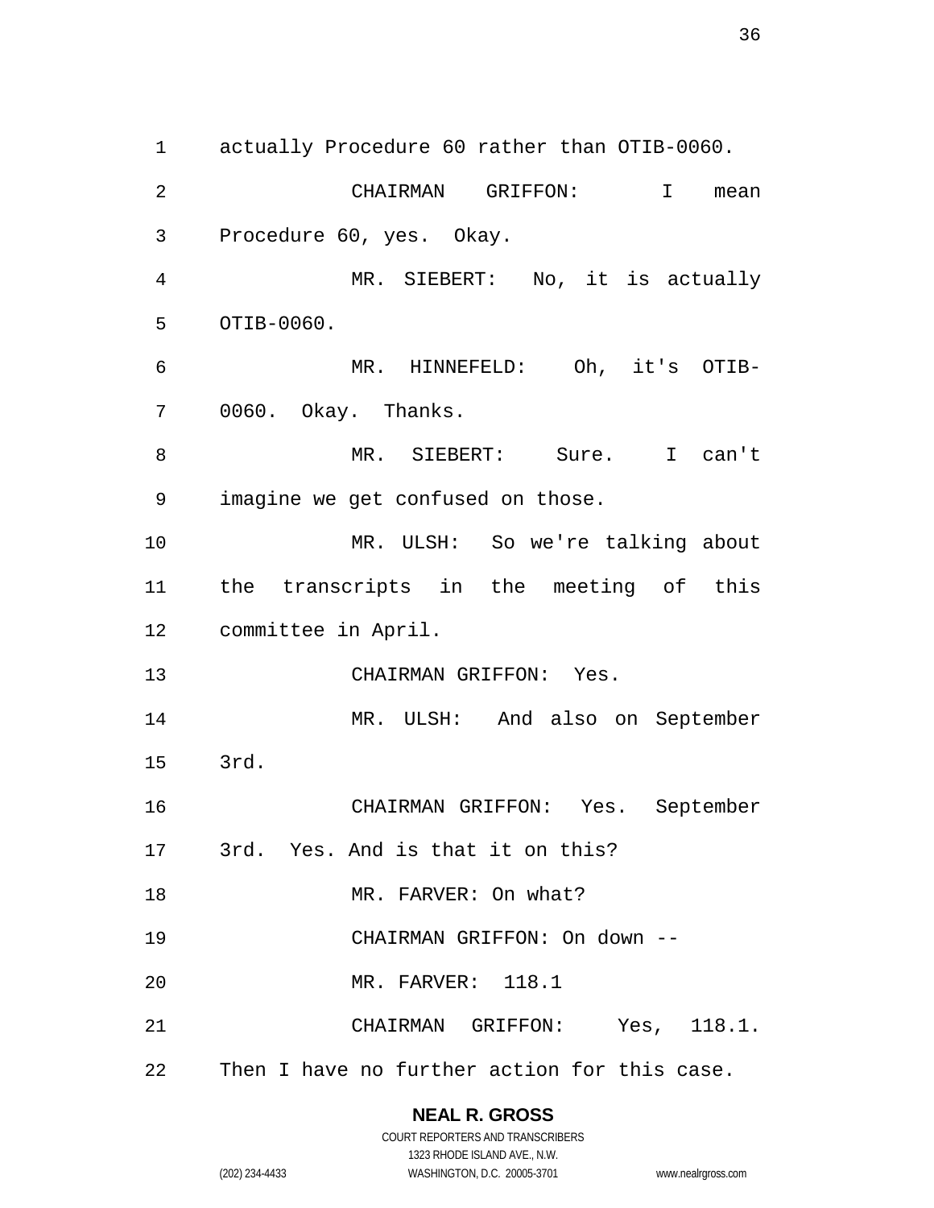actually Procedure 60 rather than OTIB-0060.

CHAIRMAN GRIFFON: I mean Procedure 60, yes. Okay.

MR. SIEBERT: No, it is actually OTIB-0060.

MR. HINNEFELD: Oh, it's OTIB-0060. Okay. Thanks.

MR. SIEBERT: Sure. I can't imagine we get confused on those.

MR. ULSH: So we're talking about the transcripts in the meeting of this committee in April.

CHAIRMAN GRIFFON: Yes.

MR. ULSH: And also on September 3rd.

CHAIRMAN GRIFFON: Yes. September 3rd. Yes. And is that it on this?

MR. FARVER: On what?

CHAIRMAN GRIFFON: On down --

MR. FARVER: 118.1

CHAIRMAN GRIFFON: Yes, 118.1. Then I have no further action for this case.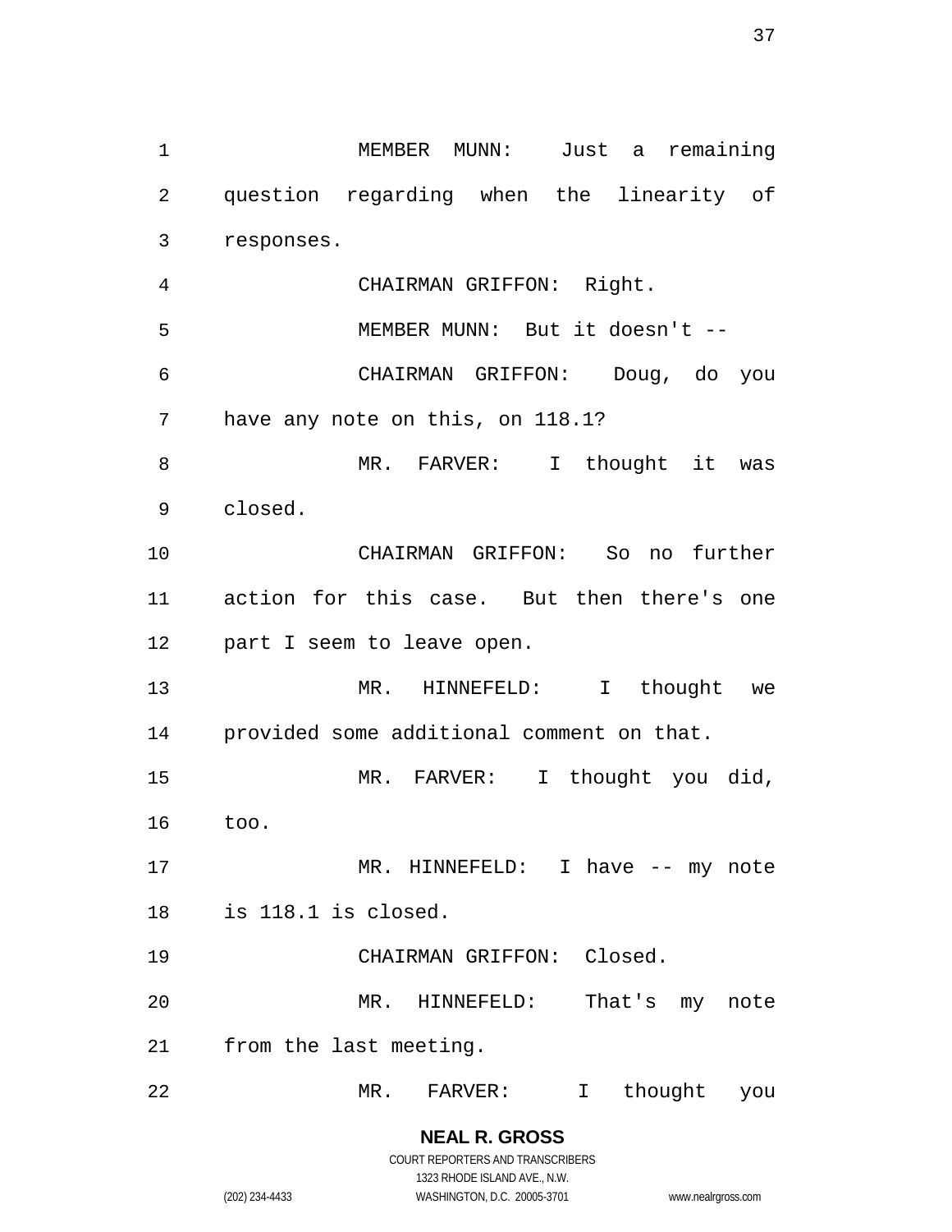MEMBER MUNN: Just a remaining question regarding when the linearity of responses.

CHAIRMAN GRIFFON: Right.

MEMBER MUNN: But it doesn't --

CHAIRMAN GRIFFON: Doug, do you have any note on this, on 118.1?

MR. FARVER: I thought it was closed.

CHAIRMAN GRIFFON: So no further action for this case. But then there's one part I seem to leave open.

MR. HINNEFELD: I thought we provided some additional comment on that.

MR. FARVER: I thought you did, too.

MR. HINNEFELD: I have -- my note is 118.1 is closed.

CHAIRMAN GRIFFON: Closed.

MR. HINNEFELD: That's my note from the last meeting.

MR. FARVER: I thought you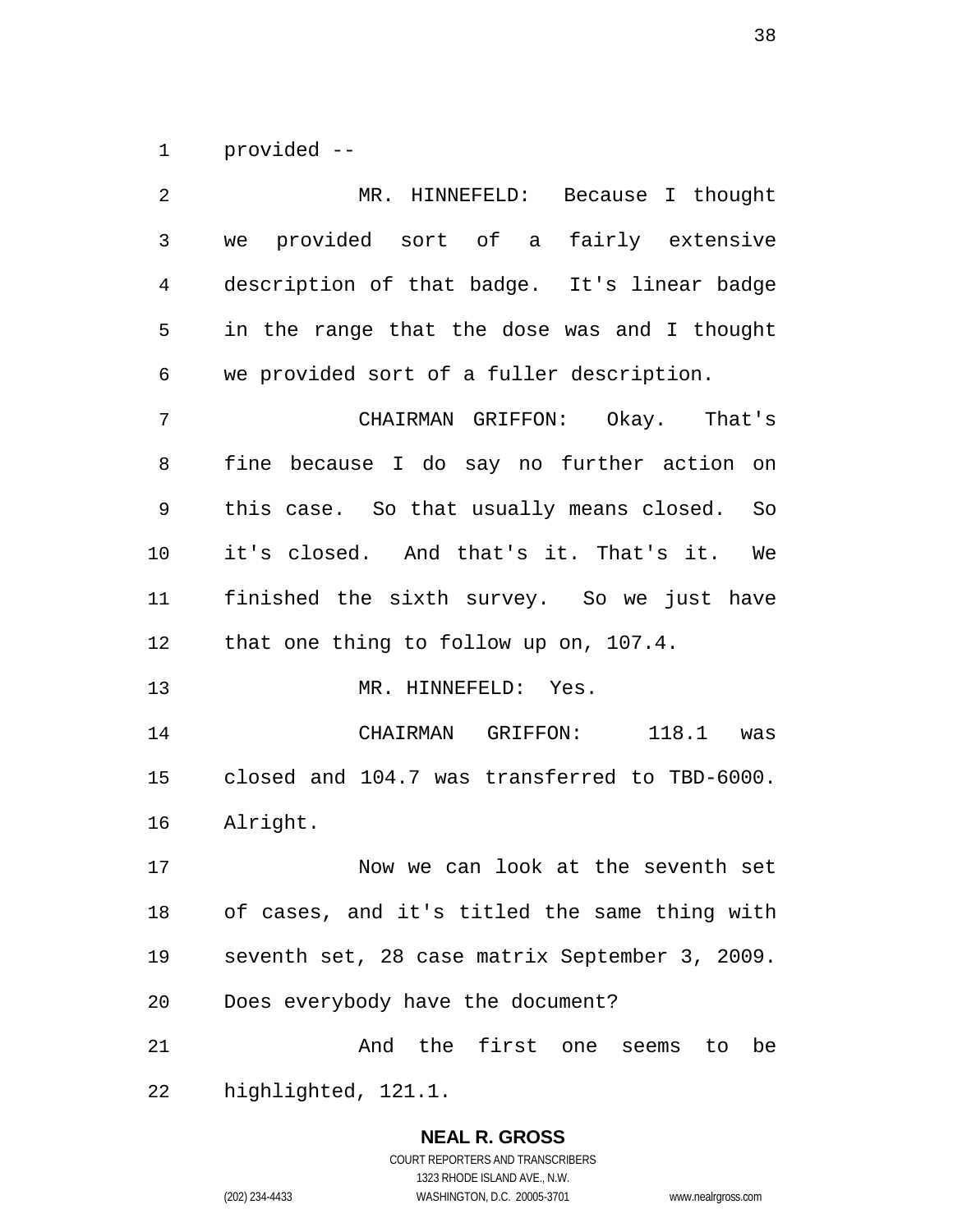provided --

MR. HINNEFELD: Because I thought we provided sort of a fairly extensive description of that badge. It's linear badge in the range that the dose was and I thought we provided sort of a fuller description.

CHAIRMAN GRIFFON: Okay. That's fine because I do say no further action on this case. So that usually means closed. So it's closed. And that's it. That's it. We finished the sixth survey. So we just have that one thing to follow up on, 107.4.

MR. HINNEFELD: Yes.

CHAIRMAN GRIFFON: 118.1 was closed and 104.7 was transferred to TBD-6000. Alright.

Now we can look at the seventh set of cases, and it's titled the same thing with seventh set, 28 case matrix September 3, 2009. Does everybody have the document?

And the first one seems to be highlighted, 121.1.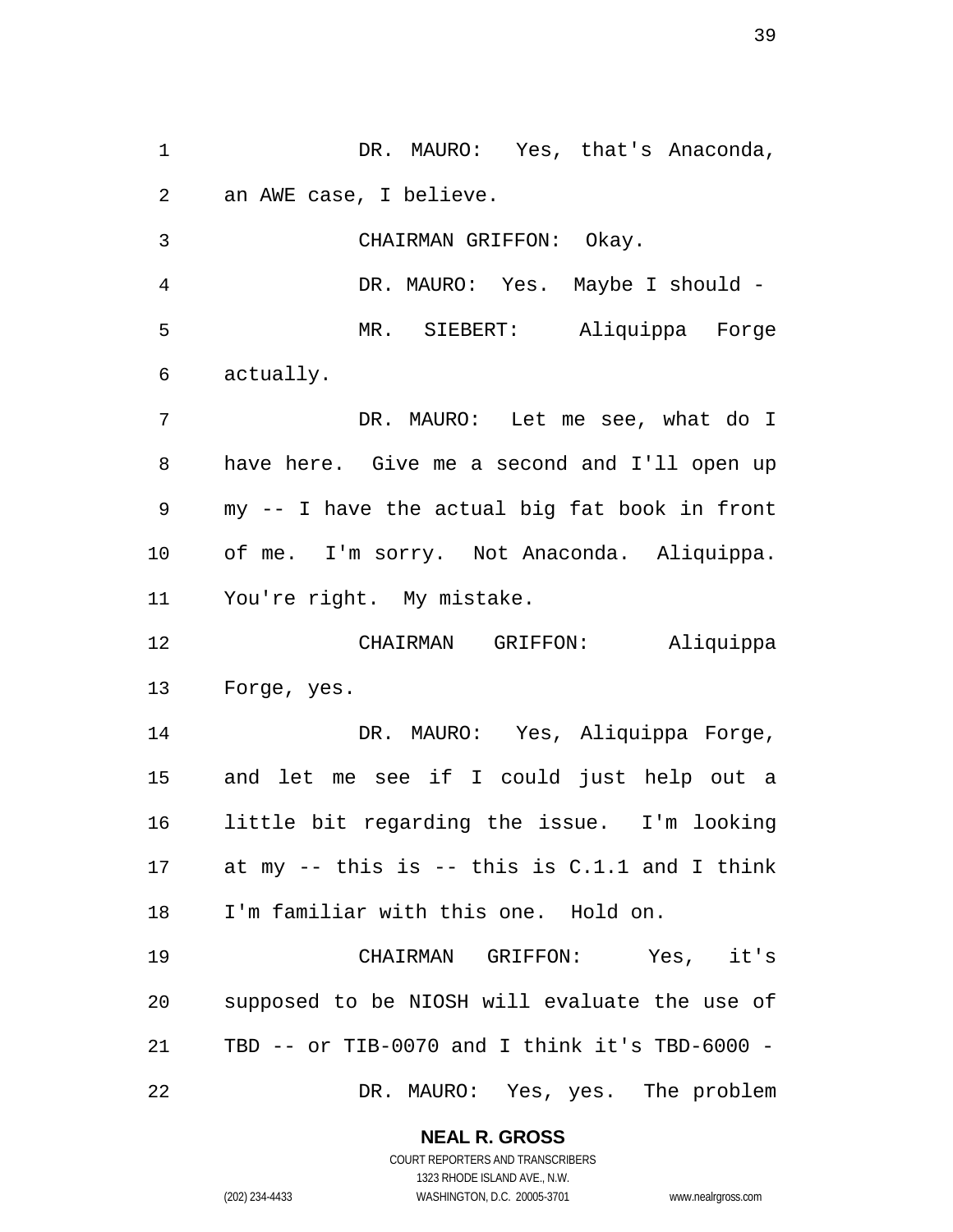DR. MAURO: Yes, that's Anaconda, an AWE case, I believe.

CHAIRMAN GRIFFON: Okay.

DR. MAURO: Yes. Maybe I should -

MR. SIEBERT: Aliquippa Forge actually.

DR. MAURO: Let me see, what do I have here. Give me a second and I'll open up my -- I have the actual big fat book in front of me. I'm sorry. Not Anaconda. Aliquippa. You're right. My mistake.

CHAIRMAN GRIFFON: Aliquippa Forge, yes.

DR. MAURO: Yes, Aliquippa Forge, and let me see if I could just help out a little bit regarding the issue. I'm looking at my -- this is -- this is C.1.1 and I think I'm familiar with this one. Hold on.

CHAIRMAN GRIFFON: Yes, it's supposed to be NIOSH will evaluate the use of TBD -- or TIB-0070 and I think it's TBD-6000 -

DR. MAURO: Yes, yes. The problem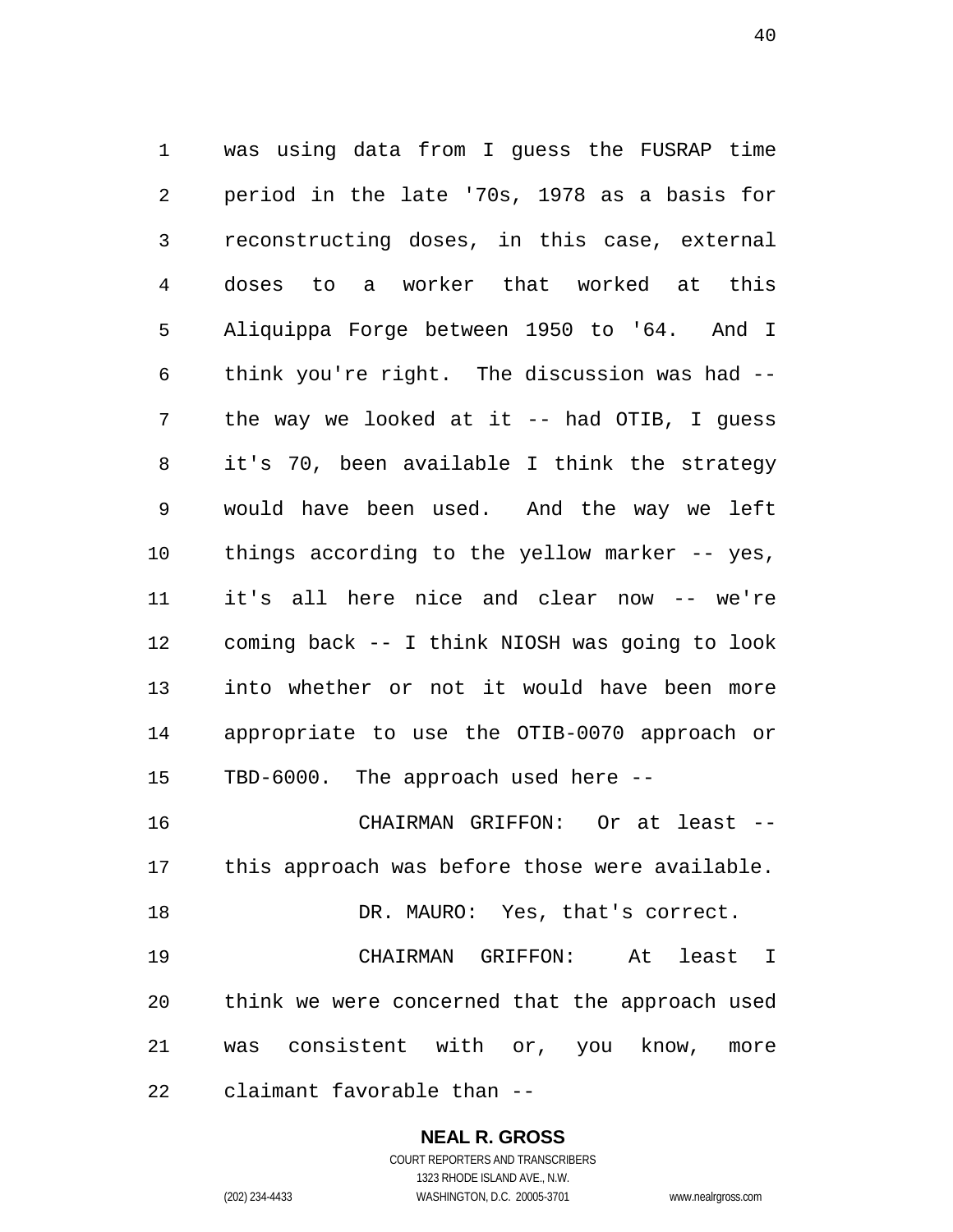was using data from I guess the FUSRAP time period in the late '70s, 1978 as a basis for reconstructing doses, in this case, external doses to a worker that worked at this Aliquippa Forge between 1950 to '64. And I think you're right. The discussion was had -- the way we looked at it -- had OTIB, I guess it's 70, been available I think the strategy would have been used. And the way we left things according to the yellow marker -- yes, it's all here nice and clear now -- we're coming back -- I think NIOSH was going to look into whether or not it would have been more appropriate to use the OTIB-0070 approach or TBD-6000. The approach used here --

CHAIRMAN GRIFFON: Or at least -- this approach was before those were available.

DR. MAURO: Yes, that's correct.

CHAIRMAN GRIFFON: At least I think we were concerned that the approach used was consistent with or, you know, more claimant favorable than --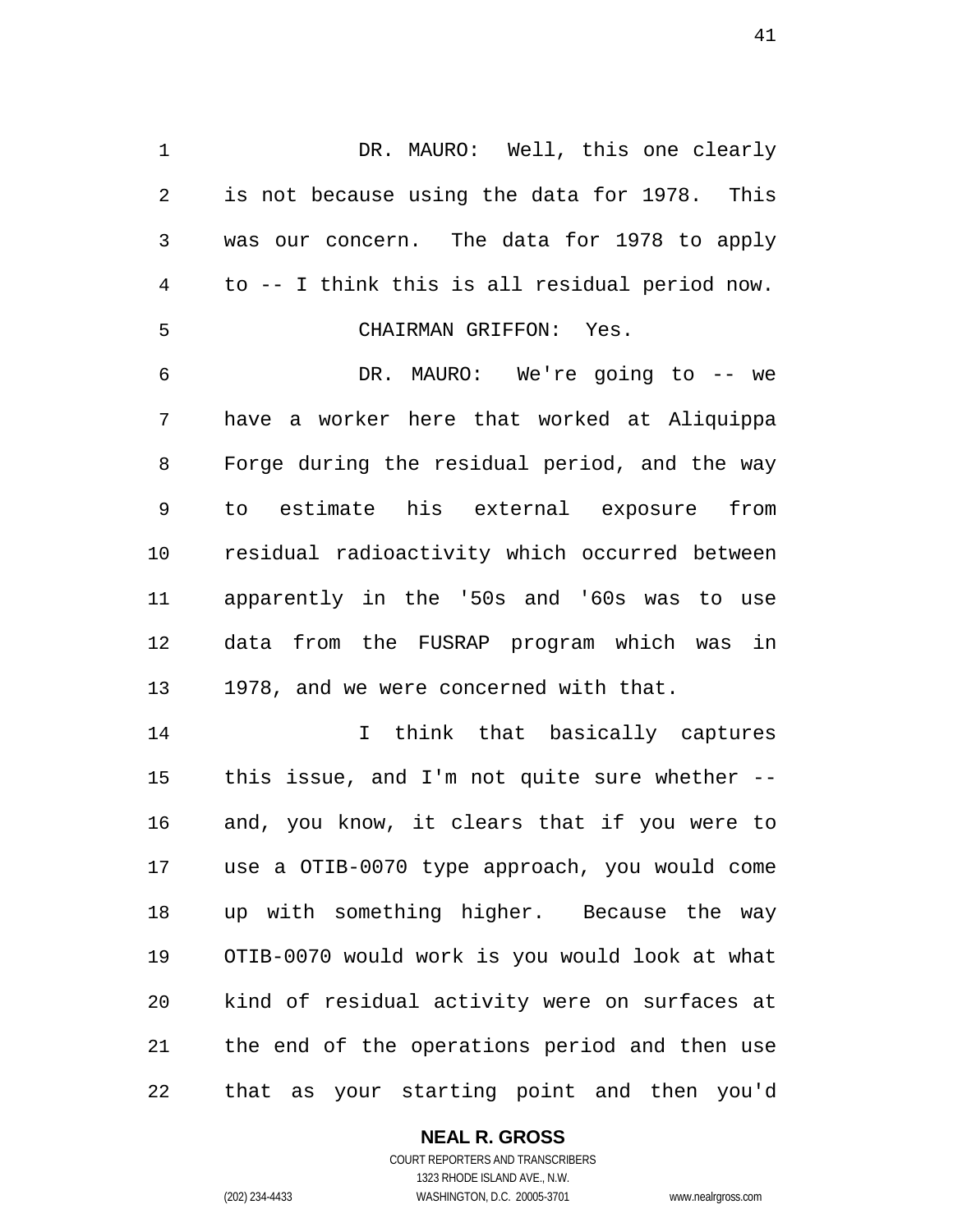DR. MAURO: Well, this one clearly is not because using the data for 1978. This was our concern. The data for 1978 to apply to -- I think this is all residual period now.

CHAIRMAN GRIFFON: Yes.

DR. MAURO: We're going to -- we have a worker here that worked at Aliquippa Forge during the residual period, and the way to estimate his external exposure from residual radioactivity which occurred between apparently in the '50s and '60s was to use data from the FUSRAP program which was in 1978, and we were concerned with that.

I think that basically captures this issue, and I'm not quite sure whether -- and, you know, it clears that if you were to use a OTIB-0070 type approach, you would come up with something higher. Because the way OTIB-0070 would work is you would look at what kind of residual activity were on surfaces at the end of the operations period and then use that as your starting point and then you'd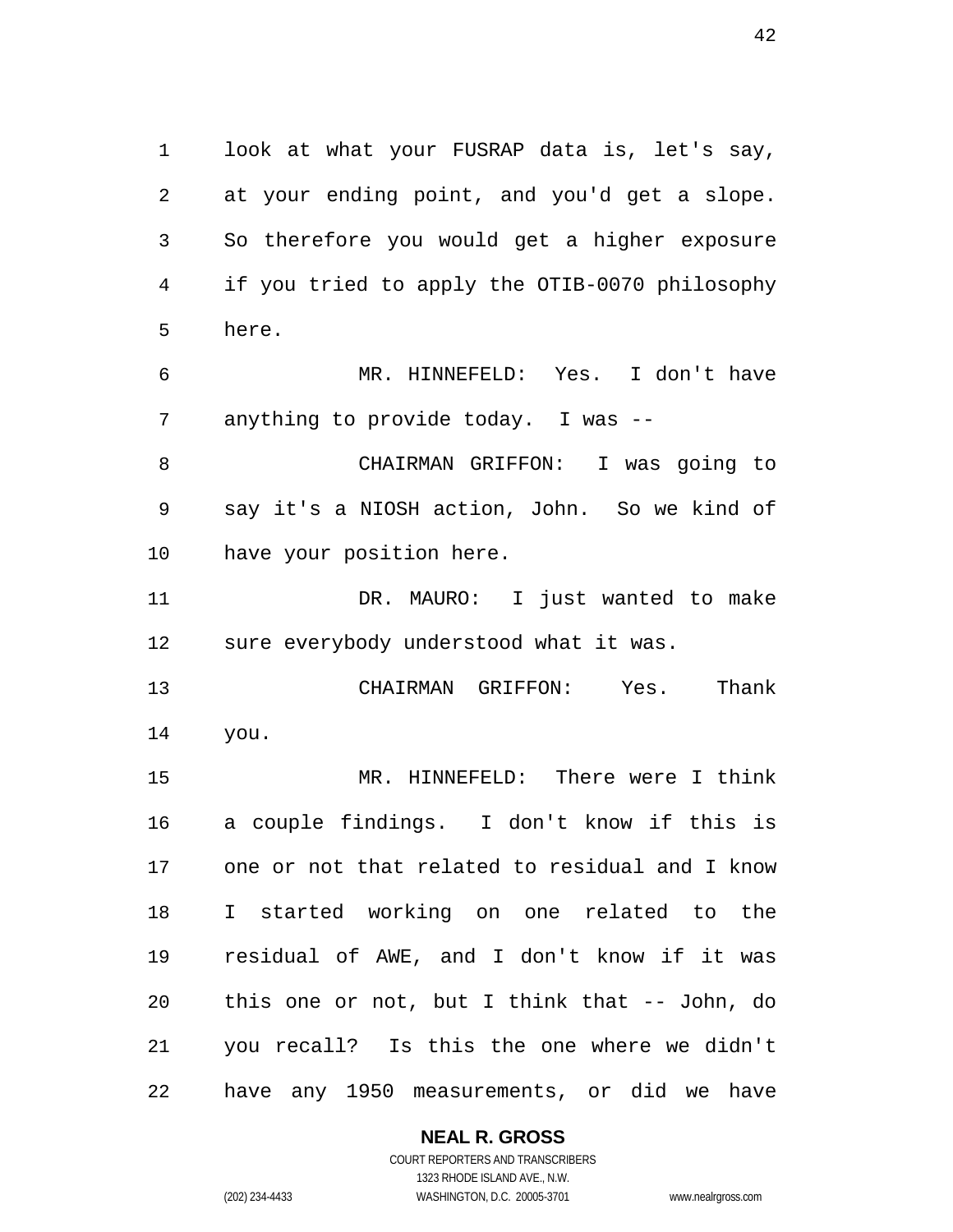look at what your FUSRAP data is, let's say, at your ending point, and you'd get a slope. So therefore you would get a higher exposure if you tried to apply the OTIB-0070 philosophy here.

MR. HINNEFELD: Yes. I don't have anything to provide today. I was --

CHAIRMAN GRIFFON: I was going to say it's a NIOSH action, John. So we kind of have your position here.

DR. MAURO: I just wanted to make sure everybody understood what it was.

CHAIRMAN GRIFFON: Yes. Thank you.

MR. HINNEFELD: There were I think a couple findings. I don't know if this is one or not that related to residual and I know I started working on one related to the residual of AWE, and I don't know if it was this one or not, but I think that -- John, do you recall? Is this the one where we didn't have any 1950 measurements, or did we have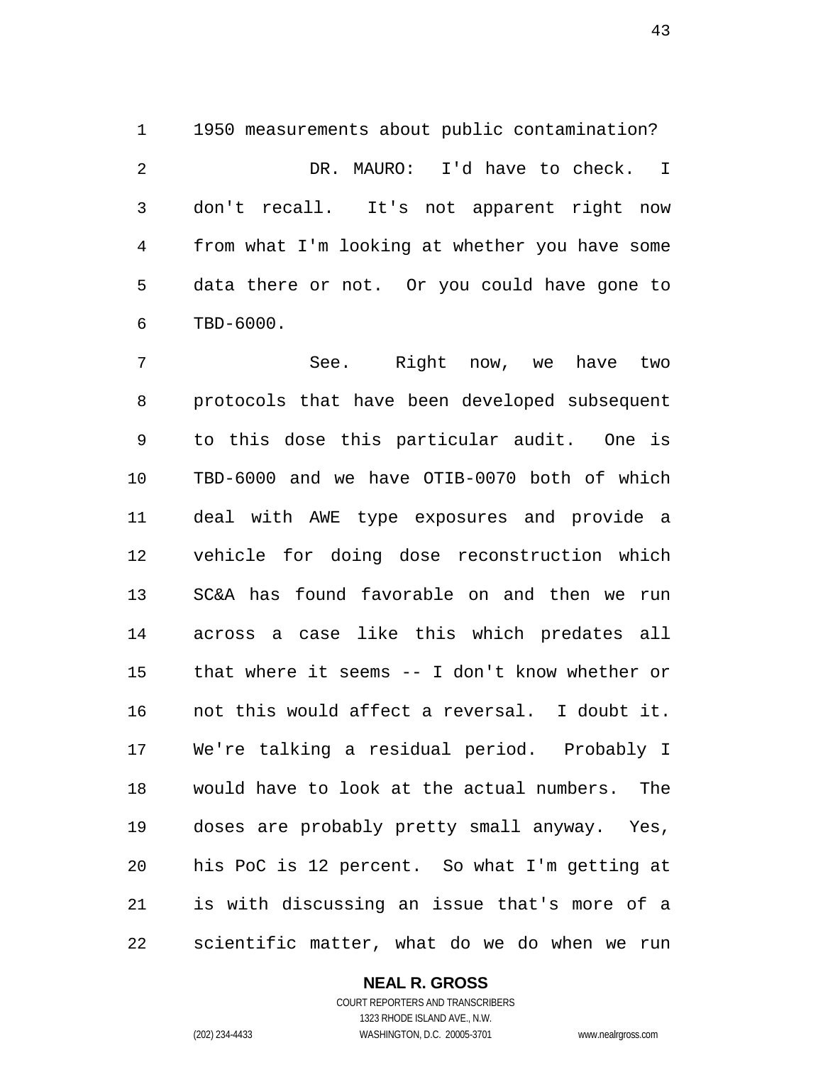1950 measurements about public contamination?

DR. MAURO: I'd have to check. I don't recall. It's not apparent right now from what I'm looking at whether you have some data there or not. Or you could have gone to TBD-6000.

See. Right now, we have two protocols that have been developed subsequent to this dose this particular audit. One is TBD-6000 and we have OTIB-0070 both of which deal with AWE type exposures and provide a vehicle for doing dose reconstruction which SC&A has found favorable on and then we run across a case like this which predates all that where it seems -- I don't know whether or not this would affect a reversal. I doubt it. We're talking a residual period. Probably I would have to look at the actual numbers. The doses are probably pretty small anyway. Yes, his PoC is 12 percent. So what I'm getting at is with discussing an issue that's more of a scientific matter, what do we do when we run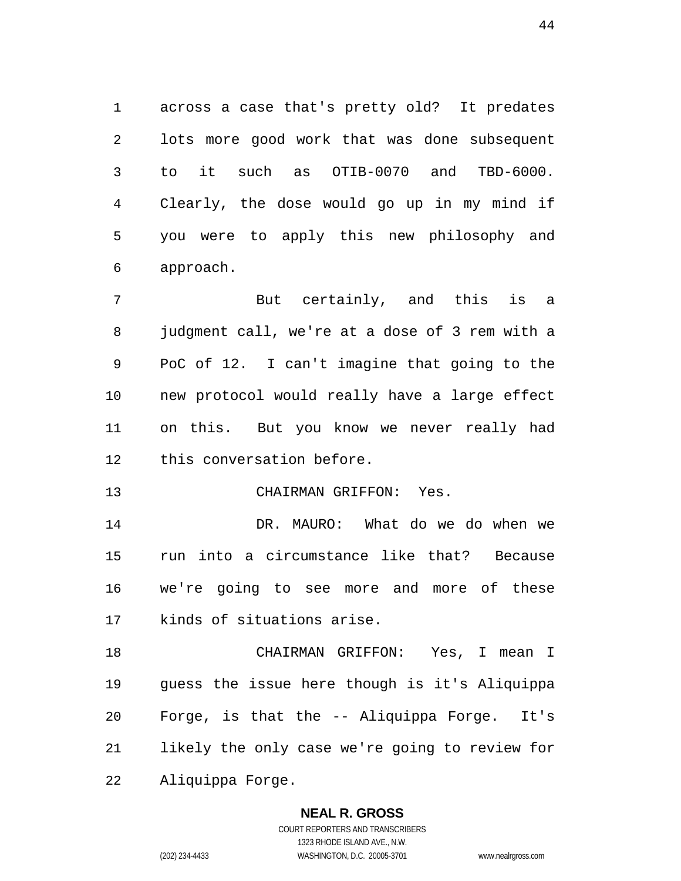across a case that's pretty old? It predates lots more good work that was done subsequent to it such as OTIB-0070 and TBD-6000. Clearly, the dose would go up in my mind if you were to apply this new philosophy and approach.

But certainly, and this is a judgment call, we're at a dose of 3 rem with a PoC of 12. I can't imagine that going to the new protocol would really have a large effect on this. But you know we never really had this conversation before.

CHAIRMAN GRIFFON: Yes.

DR. MAURO: What do we do when we run into a circumstance like that? Because we're going to see more and more of these kinds of situations arise.

CHAIRMAN GRIFFON: Yes, I mean I guess the issue here though is it's Aliquippa Forge, is that the -- Aliquippa Forge. It's likely the only case we're going to review for Aliquippa Forge.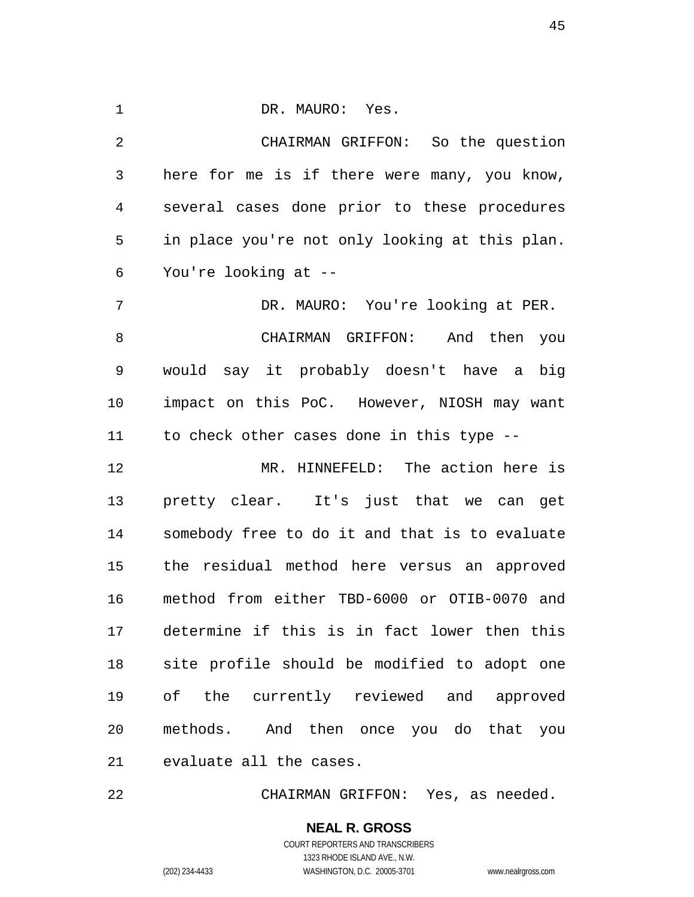DR. MAURO: Yes.

CHAIRMAN GRIFFON: So the question here for me is if there were many, you know, several cases done prior to these procedures in place you're not only looking at this plan. You're looking at --

DR. MAURO: You're looking at PER.

CHAIRMAN GRIFFON: And then you would say it probably doesn't have a big impact on this PoC. However, NIOSH may want to check other cases done in this type --

MR. HINNEFELD: The action here is pretty clear. It's just that we can get somebody free to do it and that is to evaluate the residual method here versus an approved method from either TBD-6000 or OTIB-0070 and determine if this is in fact lower then this site profile should be modified to adopt one of the currently reviewed and approved methods. And then once you do that you evaluate all the cases.

CHAIRMAN GRIFFON: Yes, as needed.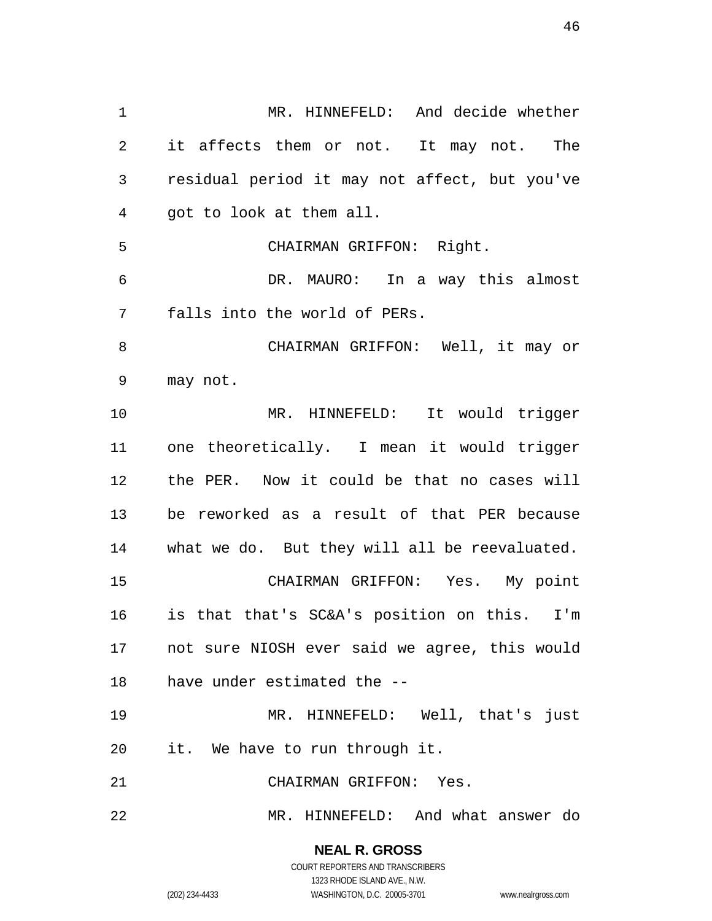MR. HINNEFELD: And decide whether it affects them or not. It may not. The residual period it may not affect, but you've got to look at them all.

CHAIRMAN GRIFFON: Right.

DR. MAURO: In a way this almost falls into the world of PERs.

CHAIRMAN GRIFFON: Well, it may or may not.

MR. HINNEFELD: It would trigger one theoretically. I mean it would trigger the PER. Now it could be that no cases will be reworked as a result of that PER because what we do. But they will all be reevaluated.

CHAIRMAN GRIFFON: Yes. My point is that that's SC&A's position on this. I'm not sure NIOSH ever said we agree, this would have under estimated the --

MR. HINNEFELD: Well, that's just it. We have to run through it.

CHAIRMAN GRIFFON: Yes.

MR. HINNEFELD: And what answer do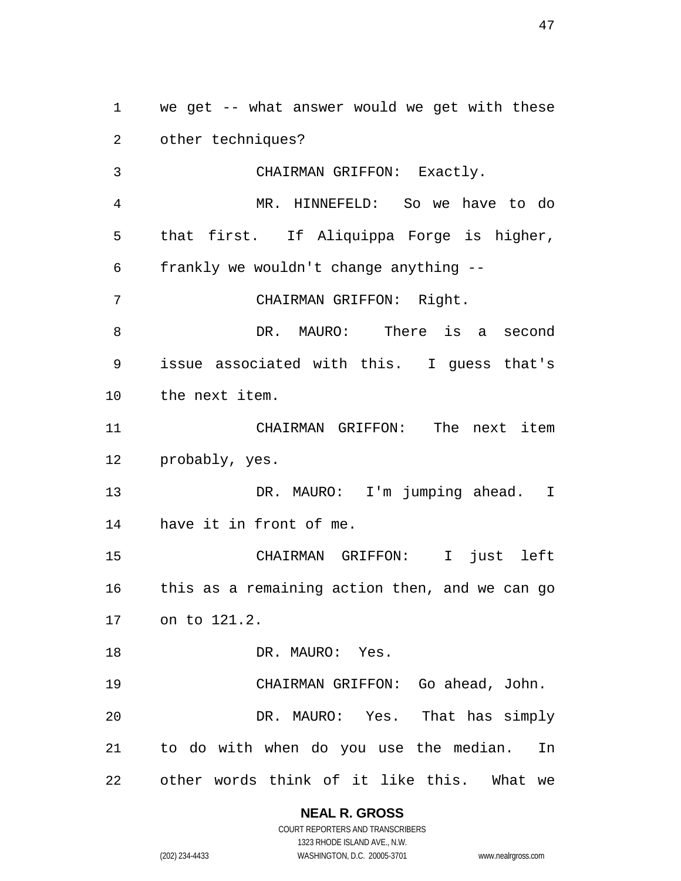we get -- what answer would we get with these other techniques?

CHAIRMAN GRIFFON: Exactly.

MR. HINNEFELD: So we have to do that first. If Aliquippa Forge is higher, frankly we wouldn't change anything --

CHAIRMAN GRIFFON: Right.

DR. MAURO: There is a second issue associated with this. I guess that's the next item.

CHAIRMAN GRIFFON: The next item probably, yes.

DR. MAURO: I'm jumping ahead. I have it in front of me.

CHAIRMAN GRIFFON: I just left this as a remaining action then, and we can go on to 121.2.

DR. MAURO: Yes.

CHAIRMAN GRIFFON: Go ahead, John.

DR. MAURO: Yes. That has simply to do with when do you use the median. In other words think of it like this. What we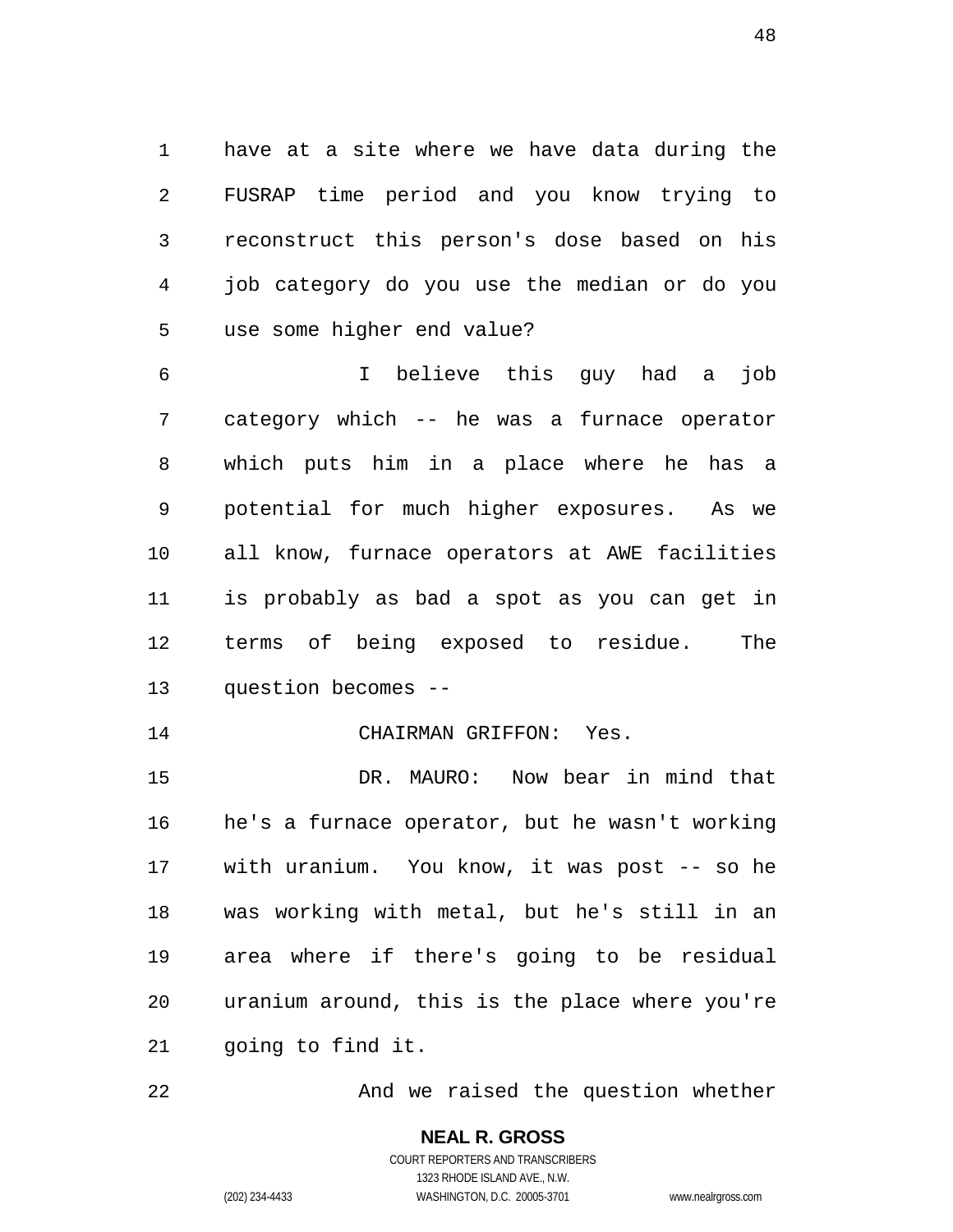have at a site where we have data during the FUSRAP time period and you know trying to reconstruct this person's dose based on his job category do you use the median or do you use some higher end value?

I believe this guy had a job category which -- he was a furnace operator which puts him in a place where he has a potential for much higher exposures. As we all know, furnace operators at AWE facilities is probably as bad a spot as you can get in terms of being exposed to residue. The question becomes --

CHAIRMAN GRIFFON: Yes.

DR. MAURO: Now bear in mind that he's a furnace operator, but he wasn't working with uranium. You know, it was post -- so he was working with metal, but he's still in an area where if there's going to be residual uranium around, this is the place where you're going to find it.

And we raised the question whether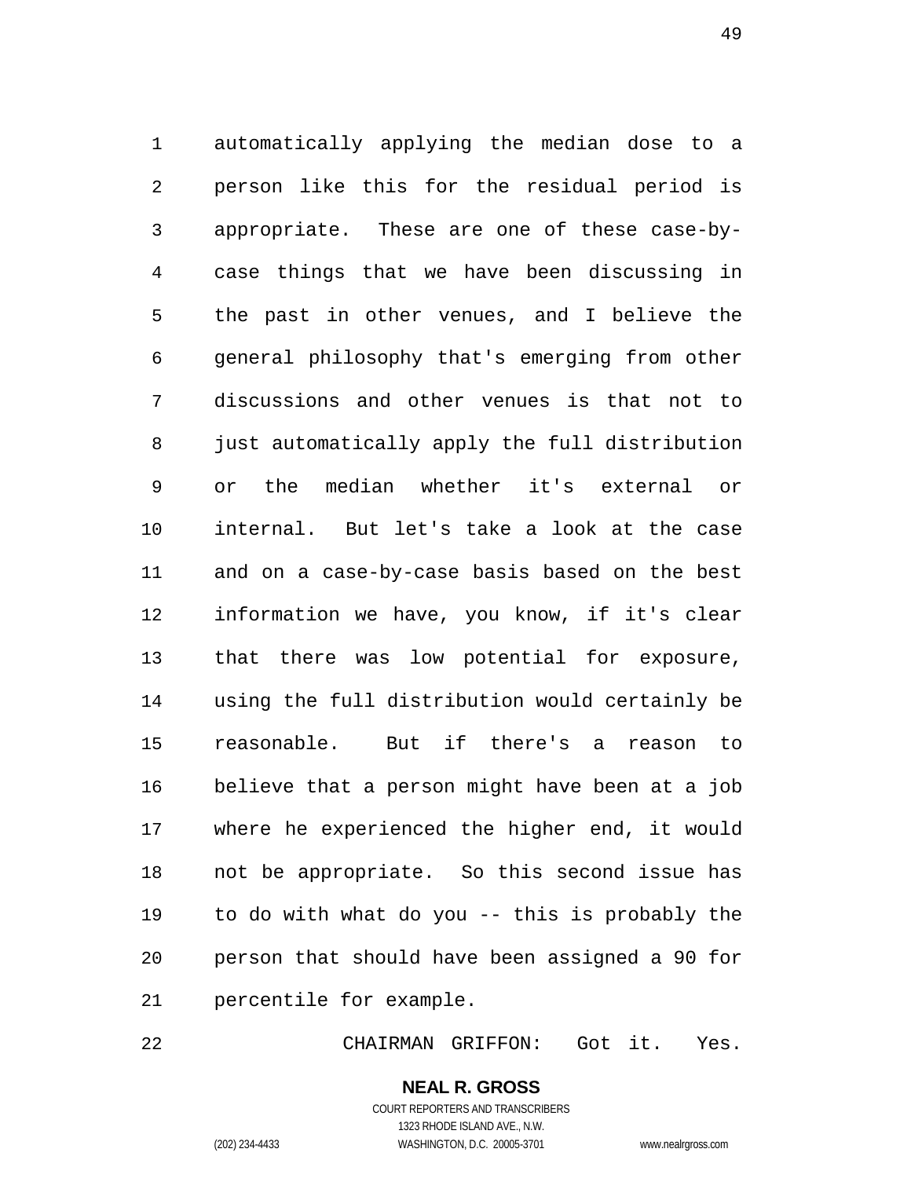automatically applying the median dose to a person like this for the residual period is appropriate. These are one of these case-by-case things that we have been discussing in the past in other venues, and I believe the general philosophy that's emerging from other discussions and other venues is that not to just automatically apply the full distribution or the median whether it's external or internal. But let's take a look at the case and on a case-by-case basis based on the best information we have, you know, if it's clear that there was low potential for exposure, using the full distribution would certainly be reasonable. But if there's a reason to believe that a person might have been at a job where he experienced the higher end, it would not be appropriate. So this second issue has to do with what do you -- this is probably the person that should have been assigned a 90 for percentile for example.

CHAIRMAN GRIFFON: Got it. Yes.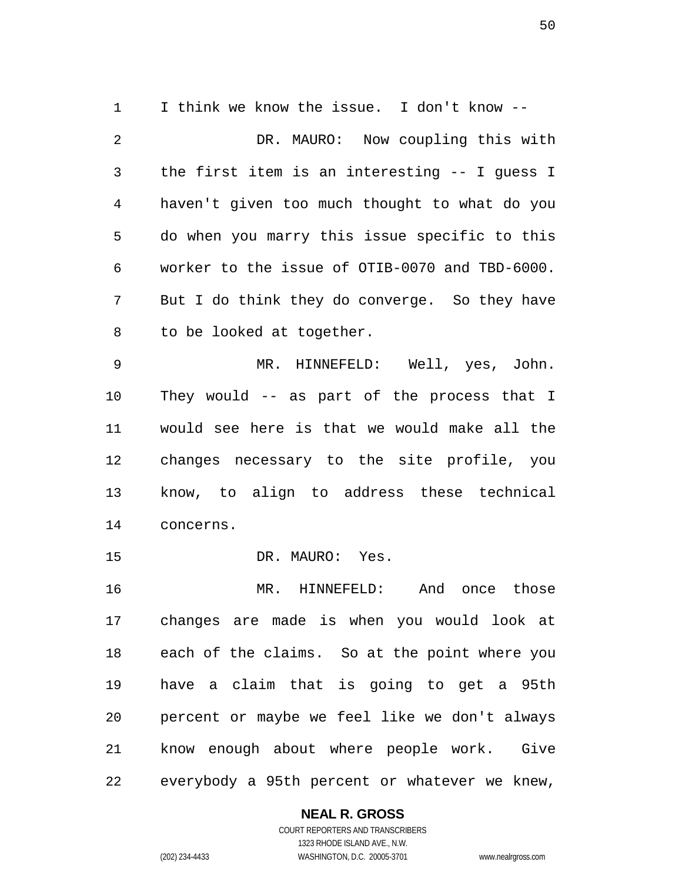I think we know the issue. I don't know --

DR. MAURO: Now coupling this with the first item is an interesting -- I guess I haven't given too much thought to what do you do when you marry this issue specific to this worker to the issue of OTIB-0070 and TBD-6000. But I do think they do converge. So they have to be looked at together.

MR. HINNEFELD: Well, yes, John. They would -- as part of the process that I would see here is that we would make all the changes necessary to the site profile, you know, to align to address these technical concerns.

DR. MAURO: Yes.

MR. HINNEFELD: And once those changes are made is when you would look at each of the claims. So at the point where you have a claim that is going to get a 95th percent or maybe we feel like we don't always know enough about where people work. Give everybody a 95th percent or whatever we knew,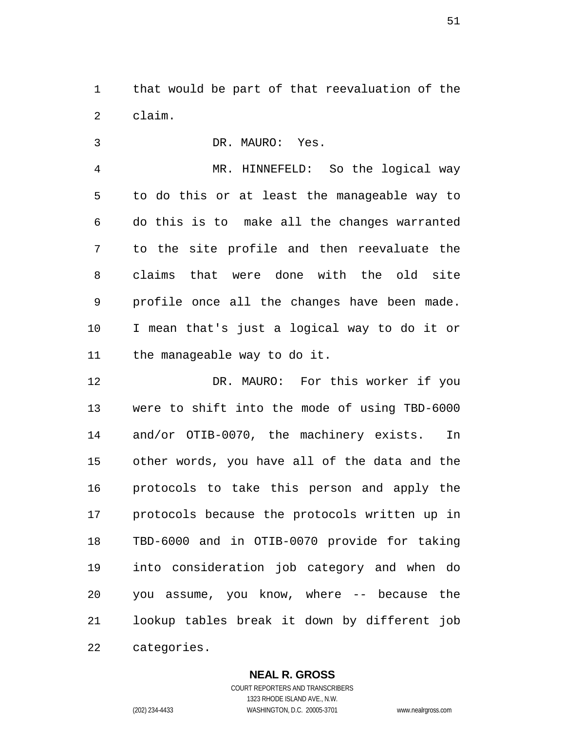that would be part of that reevaluation of the claim.

DR. MAURO: Yes.

MR. HINNEFELD: So the logical way to do this or at least the manageable way to do this is to make all the changes warranted to the site profile and then reevaluate the claims that were done with the old site profile once all the changes have been made. I mean that's just a logical way to do it or the manageable way to do it.

DR. MAURO: For this worker if you were to shift into the mode of using TBD-6000 and/or OTIB-0070, the machinery exists. In other words, you have all of the data and the protocols to take this person and apply the protocols because the protocols written up in TBD-6000 and in OTIB-0070 provide for taking into consideration job category and when do you assume, you know, where -- because the lookup tables break it down by different job categories.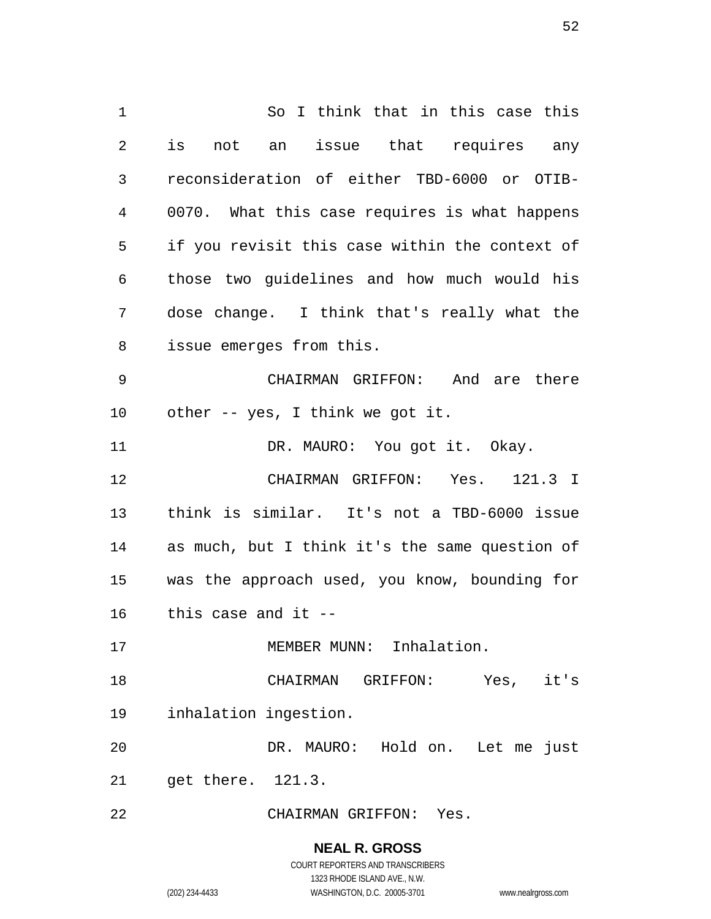So I think that in this case this is not an issue that requires any reconsideration of either TBD-6000 or OTIB-0070. What this case requires is what happens if you revisit this case within the context of those two guidelines and how much would his dose change. I think that's really what the issue emerges from this.

CHAIRMAN GRIFFON: And are there other -- yes, I think we got it.

DR. MAURO: You got it. Okay.

CHAIRMAN GRIFFON: Yes. 121.3 I think is similar. It's not a TBD-6000 issue as much, but I think it's the same question of was the approach used, you know, bounding for this case and it --

MEMBER MUNN: Inhalation.

CHAIRMAN GRIFFON: Yes, it's inhalation ingestion.

DR. MAURO: Hold on. Let me just get there. 121.3.

CHAIRMAN GRIFFON: Yes.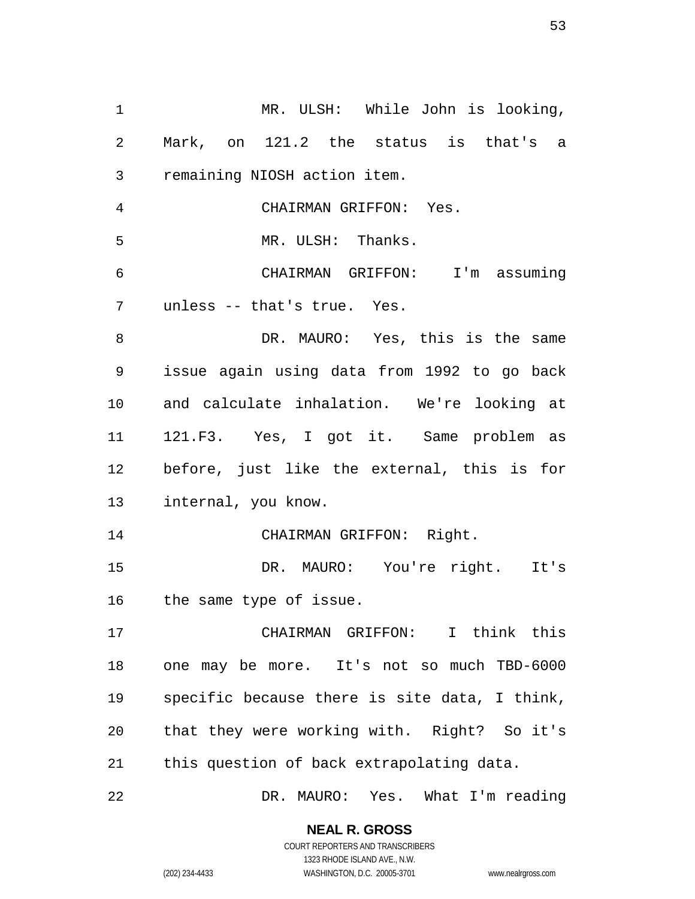MR. ULSH: While John is looking, Mark, on 121.2 the status is that's a remaining NIOSH action item.

CHAIRMAN GRIFFON: Yes.

MR. ULSH: Thanks.

CHAIRMAN GRIFFON: I'm assuming unless -- that's true. Yes.

DR. MAURO: Yes, this is the same issue again using data from 1992 to go back and calculate inhalation. We're looking at 121.F3. Yes, I got it. Same problem as before, just like the external, this is for internal, you know.

CHAIRMAN GRIFFON: Right.

DR. MAURO: You're right. It's the same type of issue.

CHAIRMAN GRIFFON: I think this one may be more. It's not so much TBD-6000 specific because there is site data, I think, that they were working with. Right? So it's this question of back extrapolating data.

DR. MAURO: Yes. What I'm reading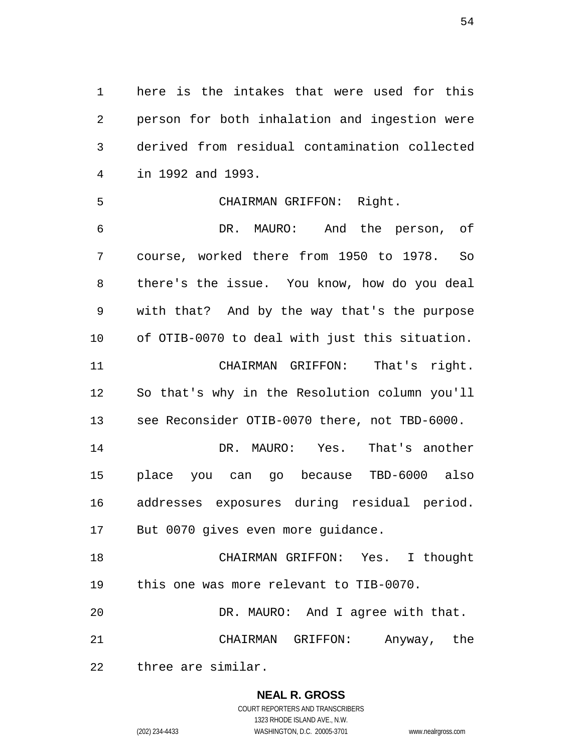here is the intakes that were used for this person for both inhalation and ingestion were derived from residual contamination collected in 1992 and 1993.

CHAIRMAN GRIFFON: Right.

DR. MAURO: And the person, of course, worked there from 1950 to 1978. So there's the issue. You know, how do you deal with that? And by the way that's the purpose of OTIB-0070 to deal with just this situation.

CHAIRMAN GRIFFON: That's right. So that's why in the Resolution column you'll see Reconsider OTIB-0070 there, not TBD-6000.

DR. MAURO: Yes. That's another place you can go because TBD-6000 also addresses exposures during residual period. But 0070 gives even more guidance.

CHAIRMAN GRIFFON: Yes. I thought this one was more relevant to TIB-0070.

DR. MAURO: And I agree with that.

CHAIRMAN GRIFFON: Anyway, the three are similar.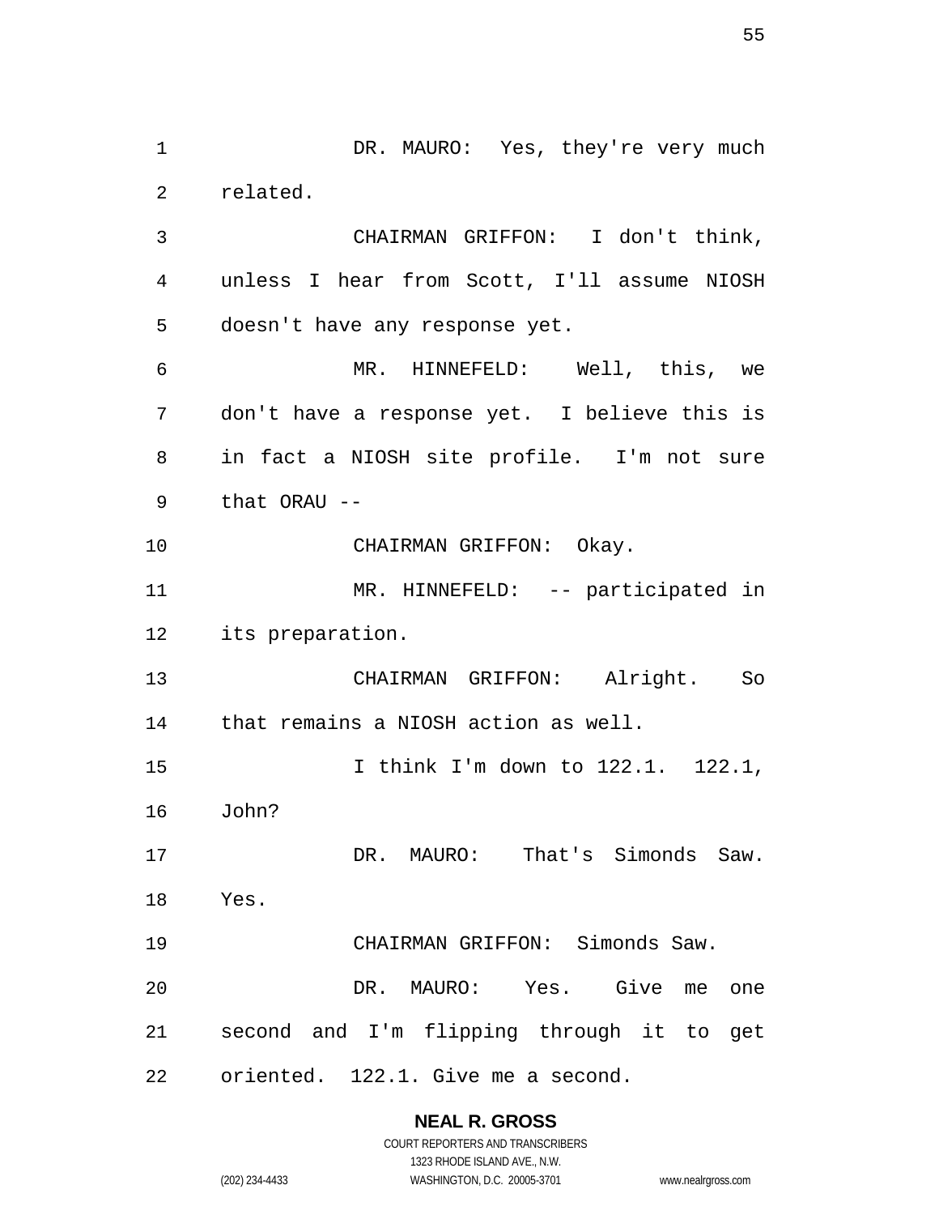DR. MAURO: Yes, they're very much related.

CHAIRMAN GRIFFON: I don't think, unless I hear from Scott, I'll assume NIOSH doesn't have any response yet.

MR. HINNEFELD: Well, this, we don't have a response yet. I believe this is in fact a NIOSH site profile. I'm not sure that ORAU --

CHAIRMAN GRIFFON: Okay.

MR. HINNEFELD: -- participated in its preparation.

CHAIRMAN GRIFFON: Alright. So that remains a NIOSH action as well.

I think I'm down to 122.1. 122.1, John?

DR. MAURO: That's Simonds Saw. Yes.

CHAIRMAN GRIFFON: Simonds Saw.

DR. MAURO: Yes. Give me one second and I'm flipping through it to get oriented. 122.1. Give me a second.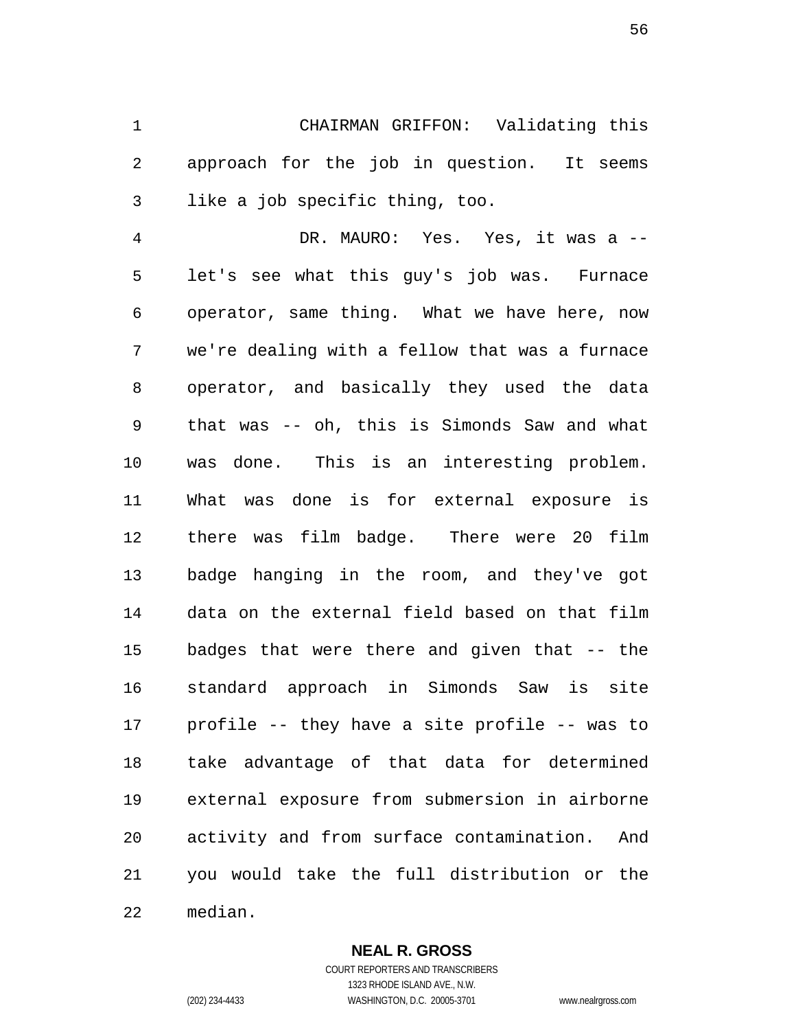CHAIRMAN GRIFFON: Validating this approach for the job in question. It seems like a job specific thing, too.

DR. MAURO: Yes. Yes, it was a -- let's see what this guy's job was. Furnace operator, same thing. What we have here, now we're dealing with a fellow that was a furnace operator, and basically they used the data that was -- oh, this is Simonds Saw and what was done. This is an interesting problem. What was done is for external exposure is there was film badge. There were 20 film badge hanging in the room, and they've got data on the external field based on that film badges that were there and given that -- the standard approach in Simonds Saw is site profile -- they have a site profile -- was to take advantage of that data for determined external exposure from submersion in airborne activity and from surface contamination. And you would take the full distribution or the median.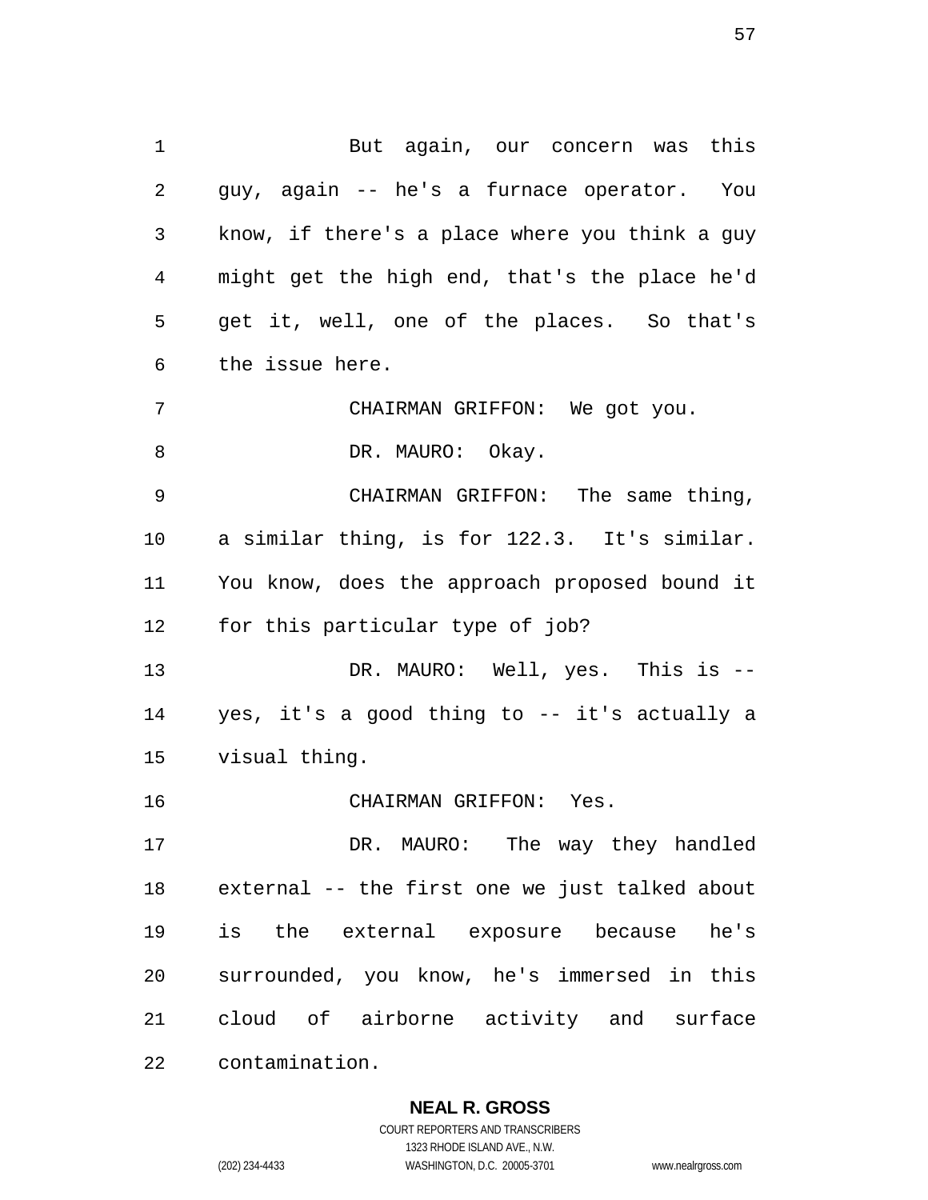But again, our concern was this guy, again -- he's a furnace operator. You know, if there's a place where you think a guy might get the high end, that's the place he'd get it, well, one of the places. So that's the issue here.

CHAIRMAN GRIFFON: We got you.

DR. MAURO: Okay.

CHAIRMAN GRIFFON: The same thing, a similar thing, is for 122.3. It's similar. You know, does the approach proposed bound it for this particular type of job?

DR. MAURO: Well, yes. This is -- yes, it's a good thing to -- it's actually a visual thing.

CHAIRMAN GRIFFON: Yes.

DR. MAURO: The way they handled external -- the first one we just talked about is the external exposure because he's surrounded, you know, he's immersed in this cloud of airborne activity and surface contamination.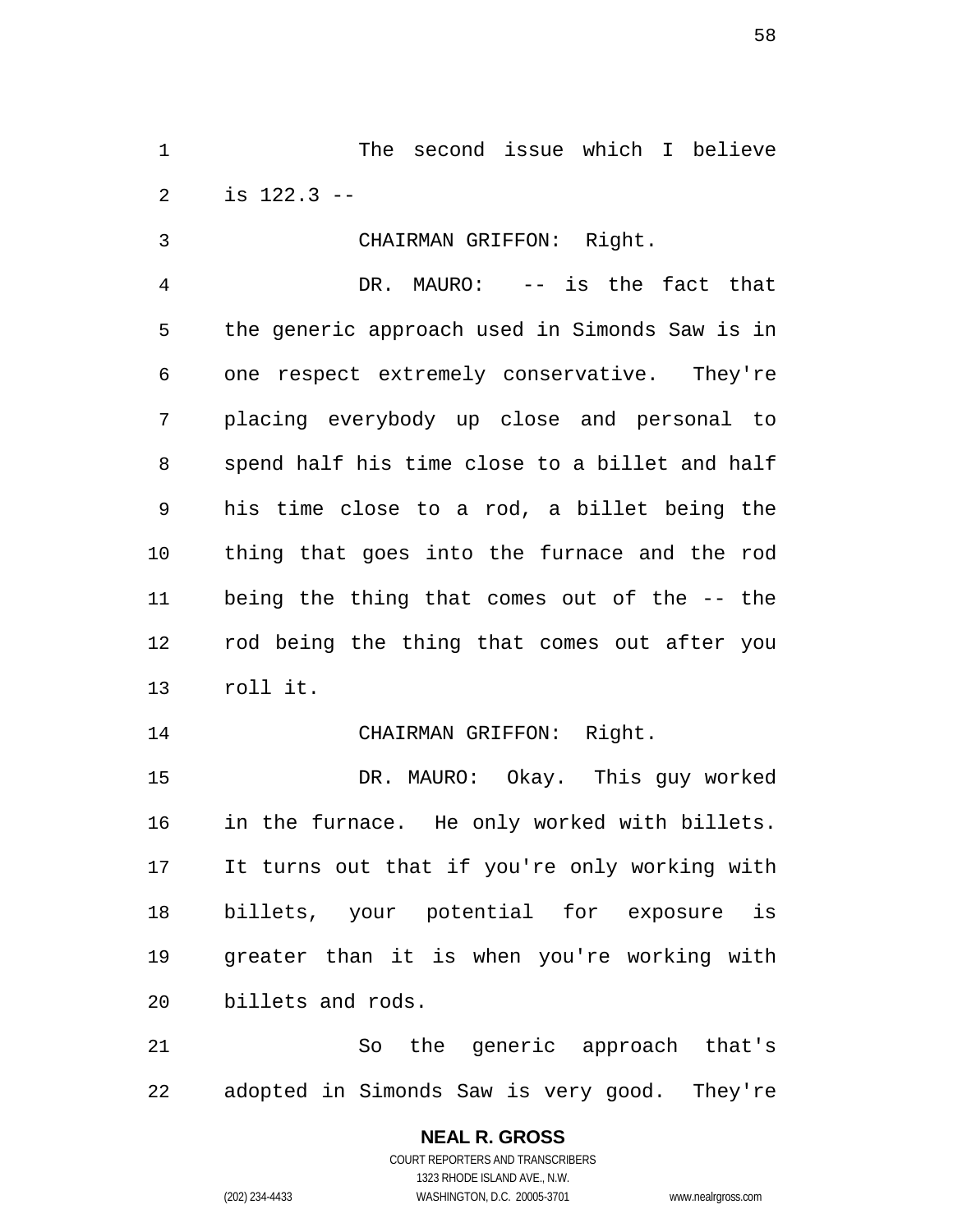The second issue which I believe is 122.3 --

CHAIRMAN GRIFFON: Right.

DR. MAURO: -- is the fact that the generic approach used in Simonds Saw is in one respect extremely conservative. They're placing everybody up close and personal to spend half his time close to a billet and half his time close to a rod, a billet being the thing that goes into the furnace and the rod being the thing that comes out of the -- the rod being the thing that comes out after you roll it.

CHAIRMAN GRIFFON: Right.

DR. MAURO: Okay. This guy worked in the furnace. He only worked with billets. It turns out that if you're only working with billets, your potential for exposure is greater than it is when you're working with billets and rods.

So the generic approach that's adopted in Simonds Saw is very good. They're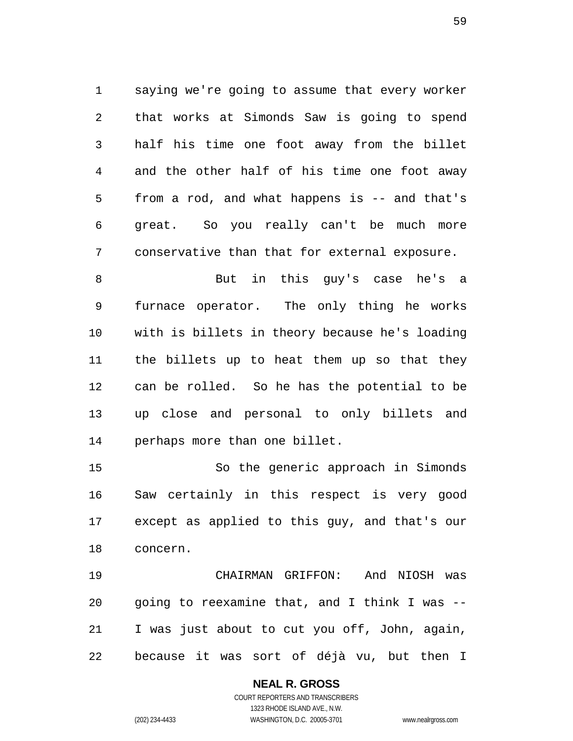saying we're going to assume that every worker that works at Simonds Saw is going to spend half his time one foot away from the billet and the other half of his time one foot away from a rod, and what happens is -- and that's great. So you really can't be much more conservative than that for external exposure.

But in this guy's case he's a furnace operator. The only thing he works with is billets in theory because he's loading the billets up to heat them up so that they can be rolled. So he has the potential to be up close and personal to only billets and perhaps more than one billet.

So the generic approach in Simonds Saw certainly in this respect is very good except as applied to this guy, and that's our concern.

CHAIRMAN GRIFFON: And NIOSH was going to reexamine that, and I think I was -- I was just about to cut you off, John, again, because it was sort of déjà vu, but then I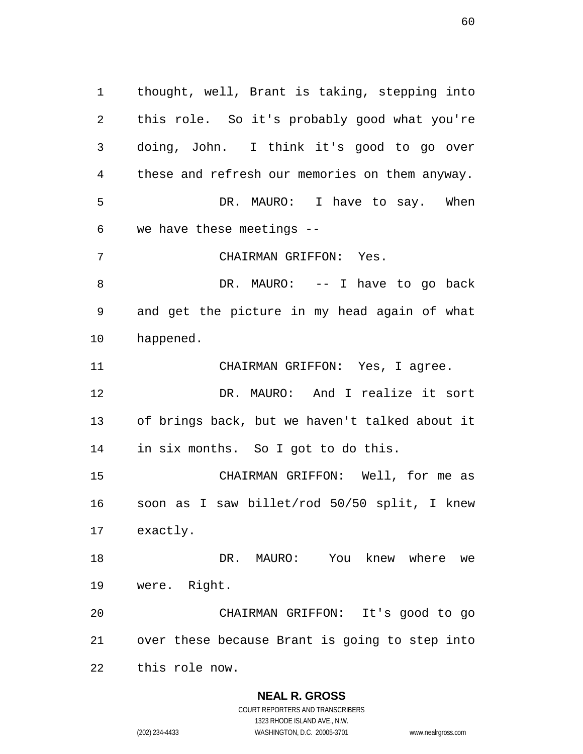thought, well, Brant is taking, stepping into this role. So it's probably good what you're doing, John. I think it's good to go over these and refresh our memories on them anyway.

DR. MAURO: I have to say. When we have these meetings --

CHAIRMAN GRIFFON: Yes.

DR. MAURO: -- I have to go back and get the picture in my head again of what happened.

CHAIRMAN GRIFFON: Yes, I agree.

DR. MAURO: And I realize it sort of brings back, but we haven't talked about it in six months. So I got to do this.

CHAIRMAN GRIFFON: Well, for me as soon as I saw billet/rod 50/50 split, I knew exactly.

DR. MAURO: You knew where we were. Right.

CHAIRMAN GRIFFON: It's good to go over these because Brant is going to step into this role now.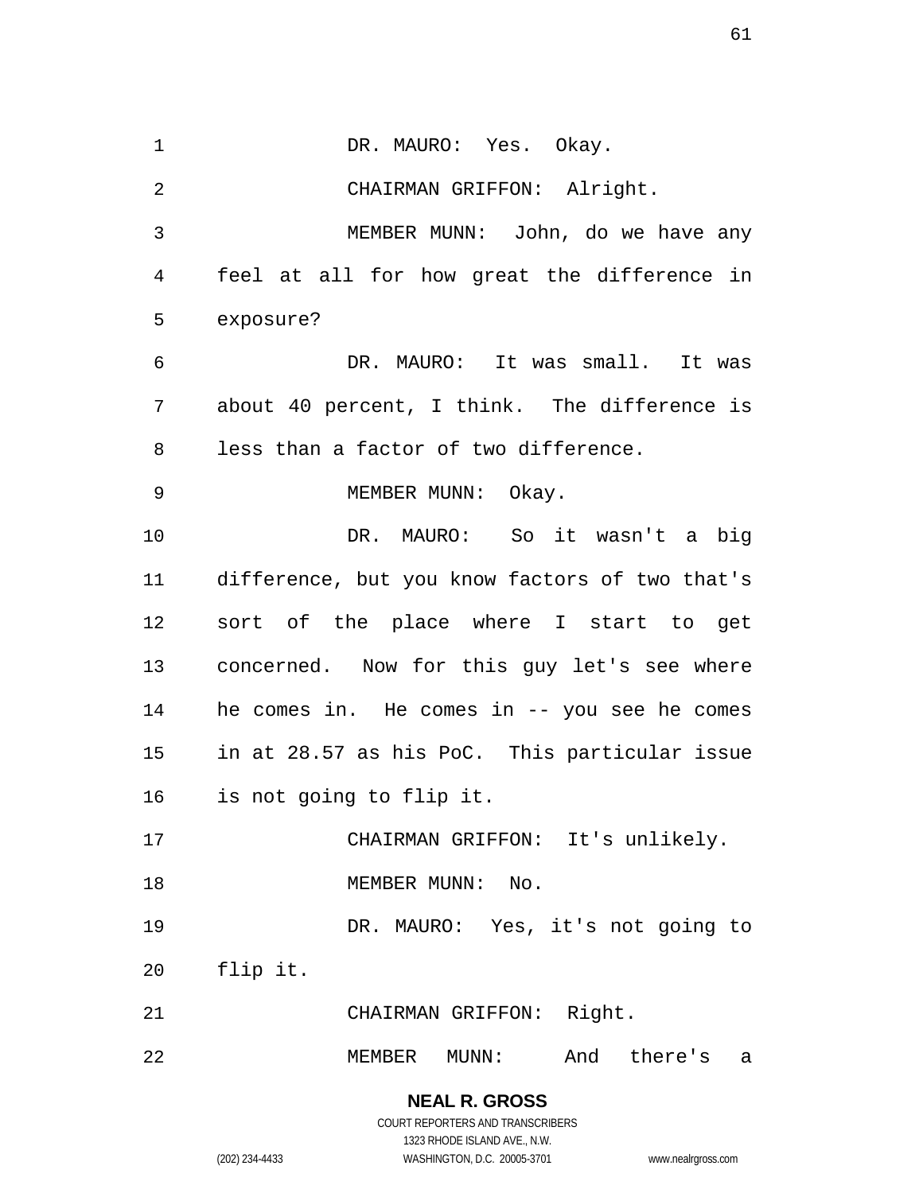DR. MAURO: Yes. Okay.

CHAIRMAN GRIFFON: Alright.

MEMBER MUNN: John, do we have any feel at all for how great the difference in exposure?

DR. MAURO: It was small. It was about 40 percent, I think. The difference is less than a factor of two difference.

MEMBER MUNN: Okay.

DR. MAURO: So it wasn't a big difference, but you know factors of two that's sort of the place where I start to get concerned. Now for this guy let's see where he comes in. He comes in -- you see he comes in at 28.57 as his PoC. This particular issue is not going to flip it.

CHAIRMAN GRIFFON: It's unlikely.

MEMBER MUNN: No.

DR. MAURO: Yes, it's not going to flip it.

CHAIRMAN GRIFFON: Right.

MEMBER MUNN: And there's a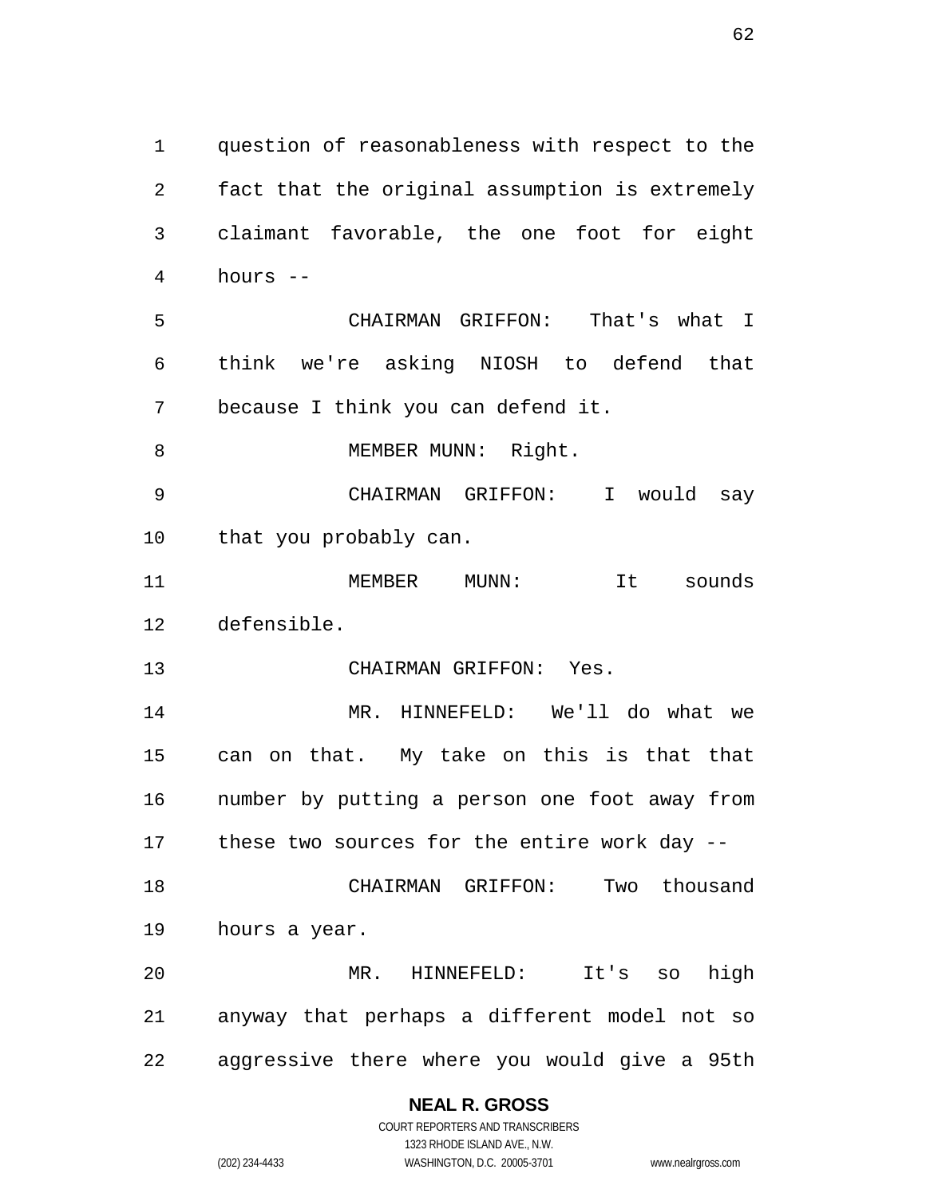question of reasonableness with respect to the fact that the original assumption is extremely claimant favorable, the one foot for eight hours --

CHAIRMAN GRIFFON: That's what I think we're asking NIOSH to defend that because I think you can defend it.

MEMBER MUNN: Right.

CHAIRMAN GRIFFON: I would say that you probably can.

MEMBER MUNN: It sounds defensible.

CHAIRMAN GRIFFON: Yes.

MR. HINNEFELD: We'll do what we can on that. My take on this is that that number by putting a person one foot away from these two sources for the entire work day --

CHAIRMAN GRIFFON: Two thousand hours a year.

MR. HINNEFELD: It's so high anyway that perhaps a different model not so aggressive there where you would give a 95th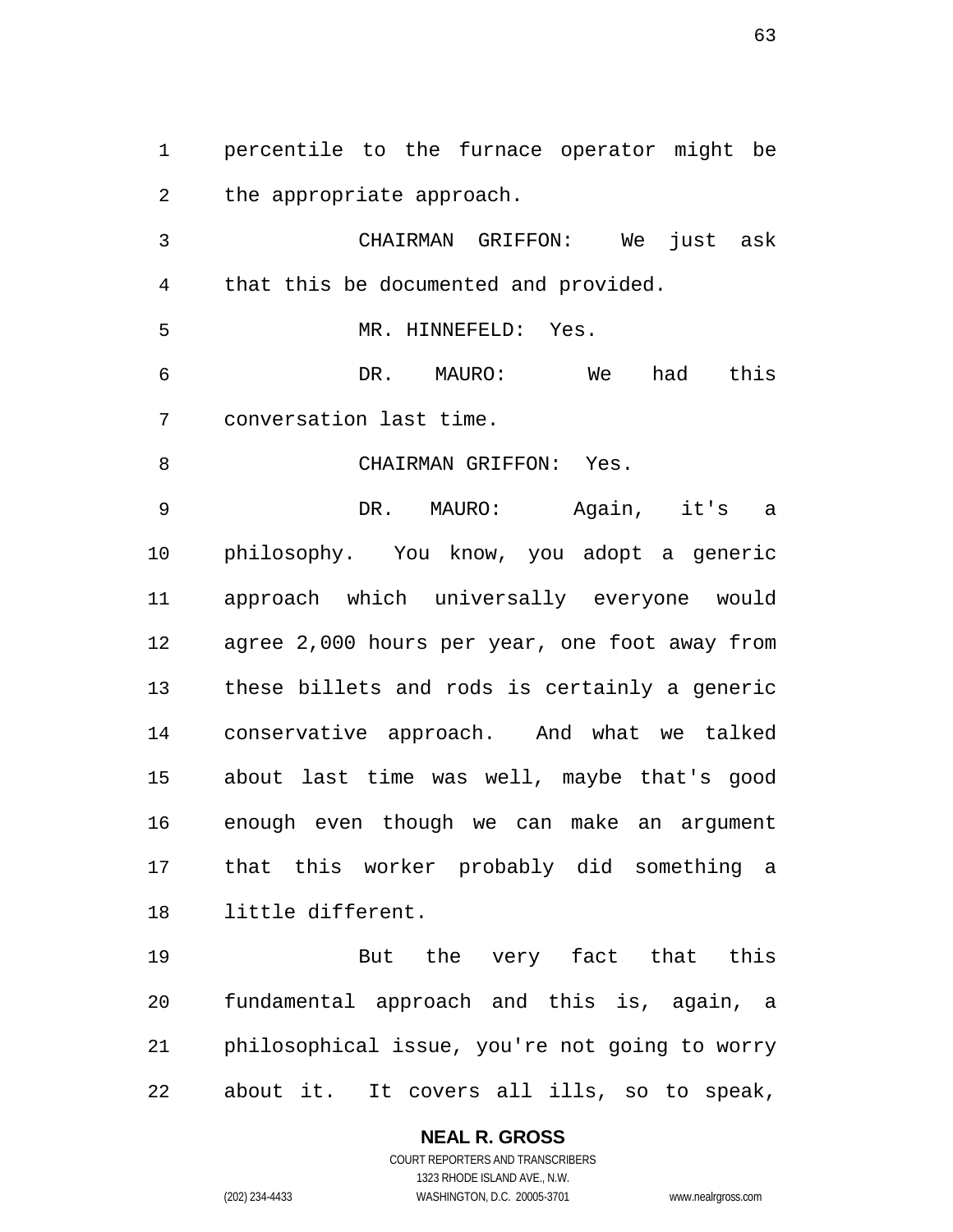percentile to the furnace operator might be the appropriate approach.

CHAIRMAN GRIFFON: We just ask that this be documented and provided.

MR. HINNEFELD: Yes.

DR. MAURO: We had this conversation last time.

CHAIRMAN GRIFFON: Yes.

DR. MAURO: Again, it's a philosophy. You know, you adopt a generic approach which universally everyone would agree 2,000 hours per year, one foot away from these billets and rods is certainly a generic conservative approach. And what we talked about last time was well, maybe that's good enough even though we can make an argument that this worker probably did something a little different.

But the very fact that this fundamental approach and this is, again, a philosophical issue, you're not going to worry about it. It covers all ills, so to speak,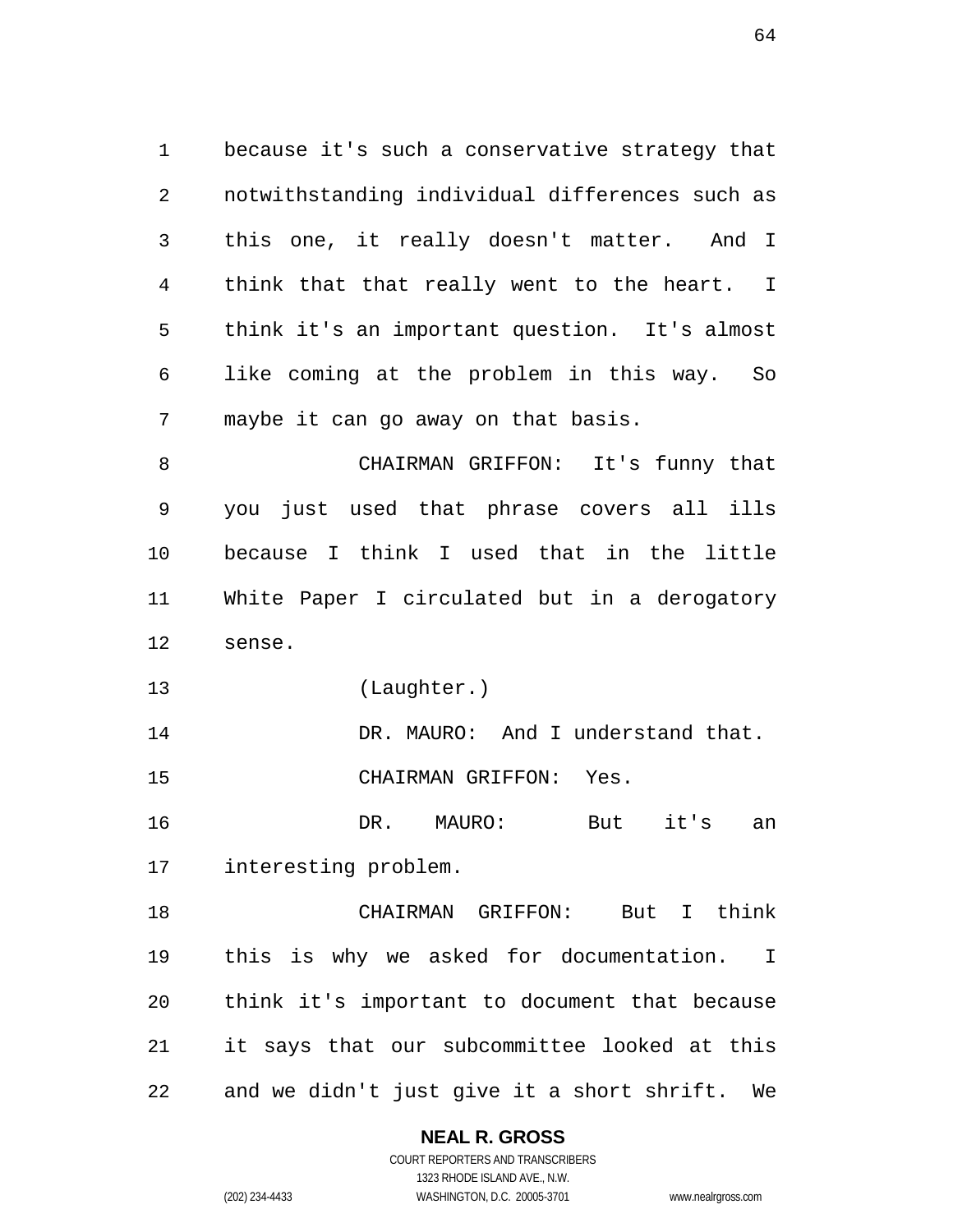because it's such a conservative strategy that notwithstanding individual differences such as this one, it really doesn't matter. And I think that that really went to the heart. I think it's an important question. It's almost like coming at the problem in this way. So maybe it can go away on that basis.

CHAIRMAN GRIFFON: It's funny that you just used that phrase covers all ills because I think I used that in the little White Paper I circulated but in a derogatory sense.

(Laughter.)

DR. MAURO: And I understand that.

CHAIRMAN GRIFFON: Yes.

DR. MAURO: But it's an interesting problem.

CHAIRMAN GRIFFON: But I think this is why we asked for documentation. I think it's important to document that because it says that our subcommittee looked at this and we didn't just give it a short shrift. We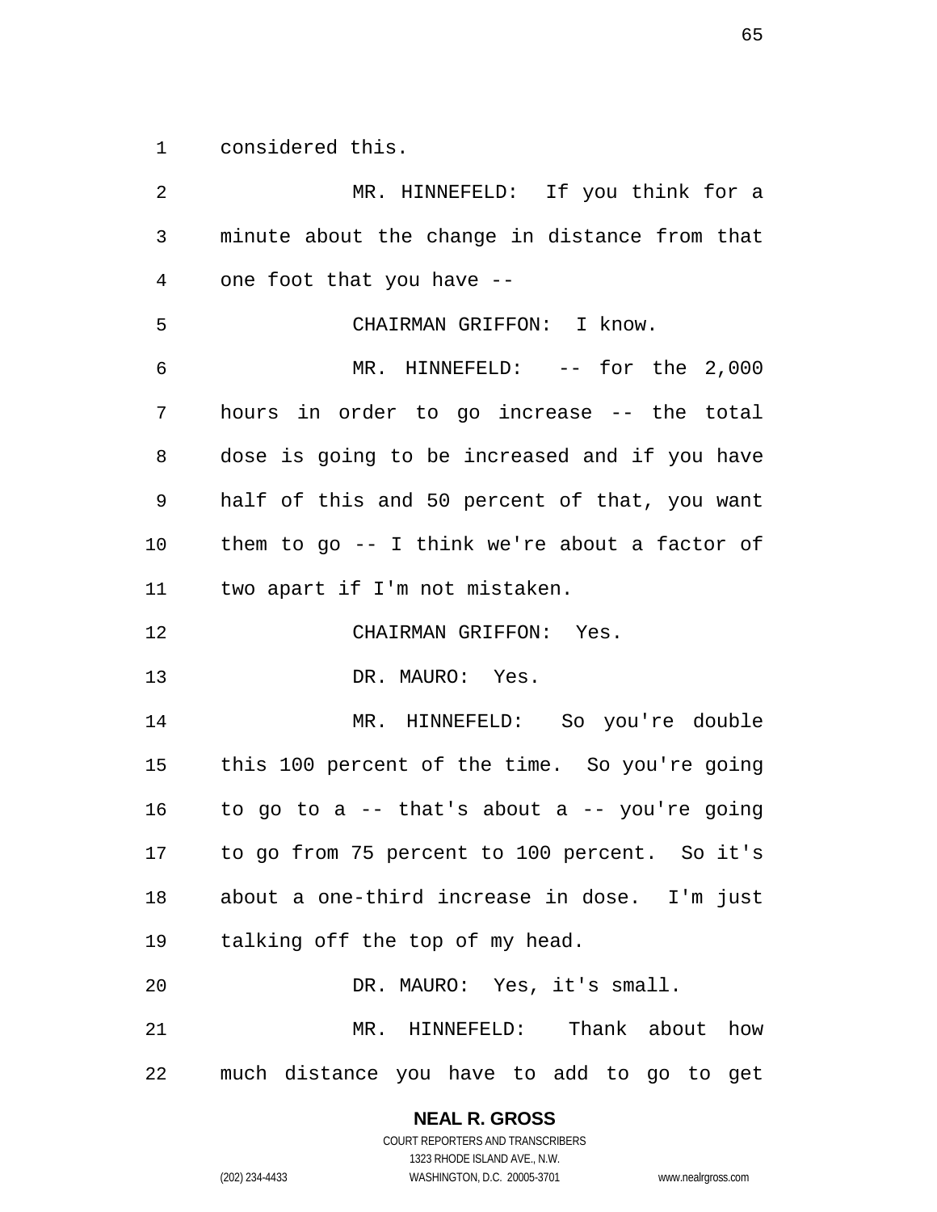considered this.

MR. HINNEFELD: If you think for a minute about the change in distance from that one foot that you have --

CHAIRMAN GRIFFON: I know.

MR. HINNEFELD: -- for the 2,000 hours in order to go increase -- the total dose is going to be increased and if you have half of this and 50 percent of that, you want them to go -- I think we're about a factor of two apart if I'm not mistaken.

CHAIRMAN GRIFFON: Yes.

DR. MAURO: Yes.

MR. HINNEFELD: So you're double this 100 percent of the time. So you're going to go to a -- that's about a -- you're going to go from 75 percent to 100 percent. So it's about a one-third increase in dose. I'm just talking off the top of my head.

DR. MAURO: Yes, it's small.

MR. HINNEFELD: Thank about how much distance you have to add to go to get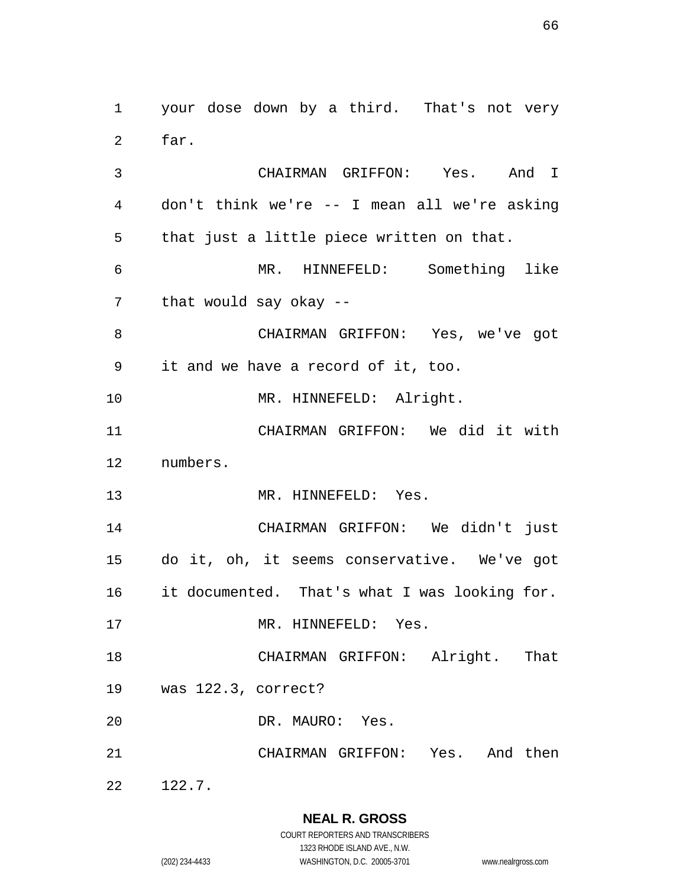your dose down by a third. That's not very far.

CHAIRMAN GRIFFON: Yes. And I don't think we're -- I mean all we're asking that just a little piece written on that.

MR. HINNEFELD: Something like that would say okay --

CHAIRMAN GRIFFON: Yes, we've got it and we have a record of it, too.

MR. HINNEFELD: Alright.

CHAIRMAN GRIFFON: We did it with numbers.

MR. HINNEFELD: Yes.

CHAIRMAN GRIFFON: We didn't just do it, oh, it seems conservative. We've got it documented. That's what I was looking for.

MR. HINNEFELD: Yes.

CHAIRMAN GRIFFON: Alright. That was 122.3, correct?

DR. MAURO: Yes.

CHAIRMAN GRIFFON: Yes. And then 122.7.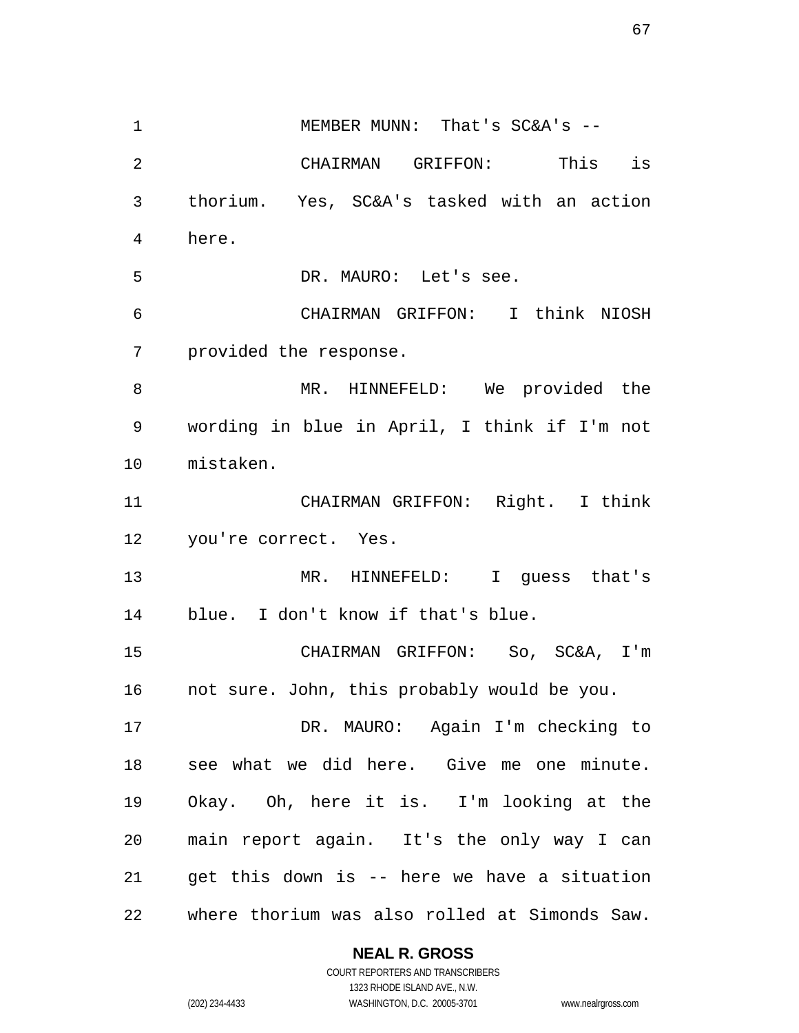MEMBER MUNN: That's SC&A's --

CHAIRMAN GRIFFON: This is thorium. Yes, SC&A's tasked with an action here.

DR. MAURO: Let's see.

CHAIRMAN GRIFFON: I think NIOSH provided the response.

MR. HINNEFELD: We provided the wording in blue in April, I think if I'm not mistaken.

CHAIRMAN GRIFFON: Right. I think you're correct. Yes.

MR. HINNEFELD: I guess that's blue. I don't know if that's blue.

CHAIRMAN GRIFFON: So, SC&A, I'm not sure. John, this probably would be you.

DR. MAURO: Again I'm checking to see what we did here. Give me one minute. Okay. Oh, here it is. I'm looking at the main report again. It's the only way I can get this down is -- here we have a situation where thorium was also rolled at Simonds Saw.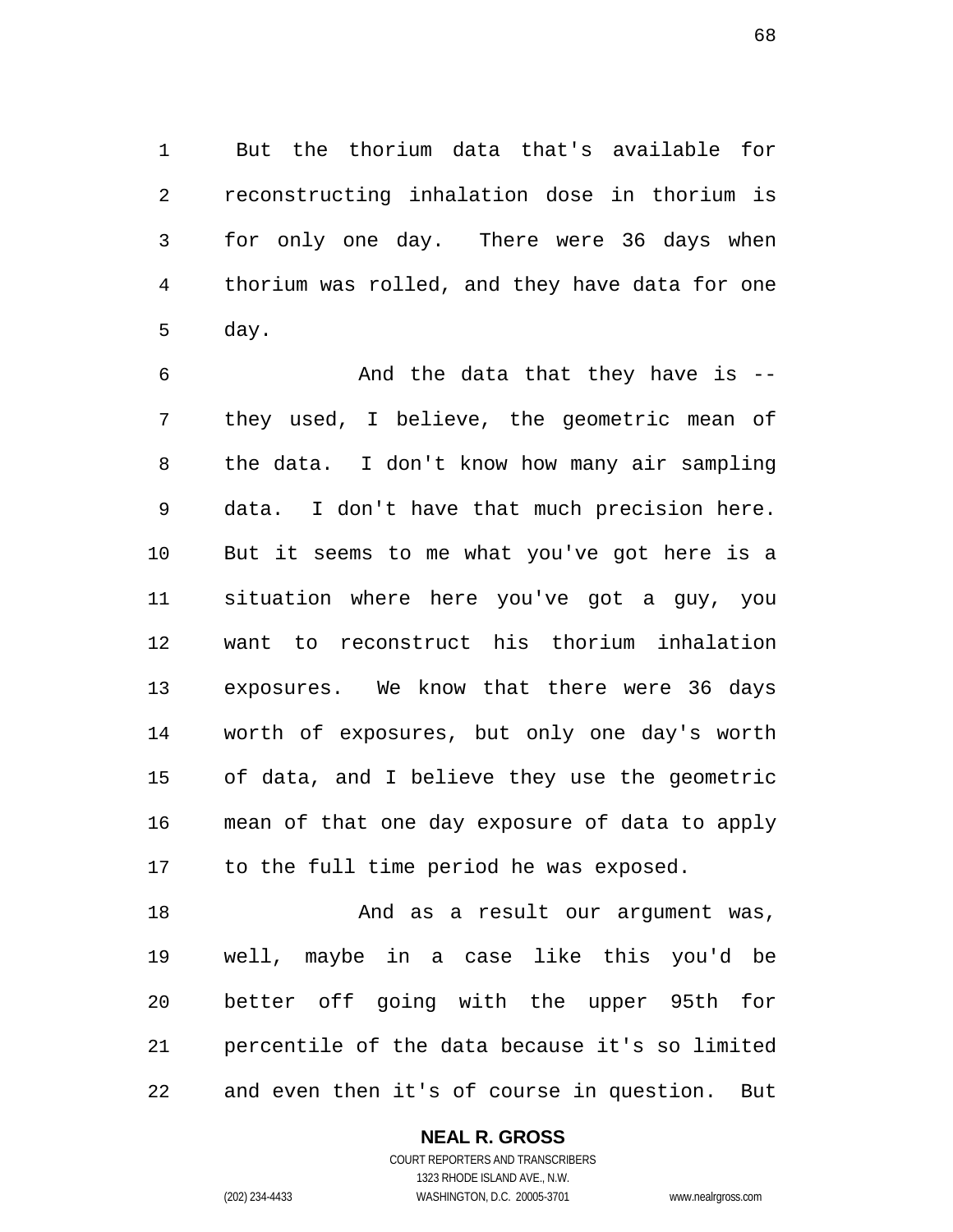But the thorium data that's available for reconstructing inhalation dose in thorium is for only one day. There were 36 days when thorium was rolled, and they have data for one day.

And the data that they have is -- they used, I believe, the geometric mean of the data. I don't know how many air sampling data. I don't have that much precision here. But it seems to me what you've got here is a situation where here you've got a guy, you want to reconstruct his thorium inhalation exposures. We know that there were 36 days worth of exposures, but only one day's worth of data, and I believe they use the geometric mean of that one day exposure of data to apply to the full time period he was exposed.

And as a result our argument was, well, maybe in a case like this you'd be better off going with the upper 95th for percentile of the data because it's so limited and even then it's of course in question. But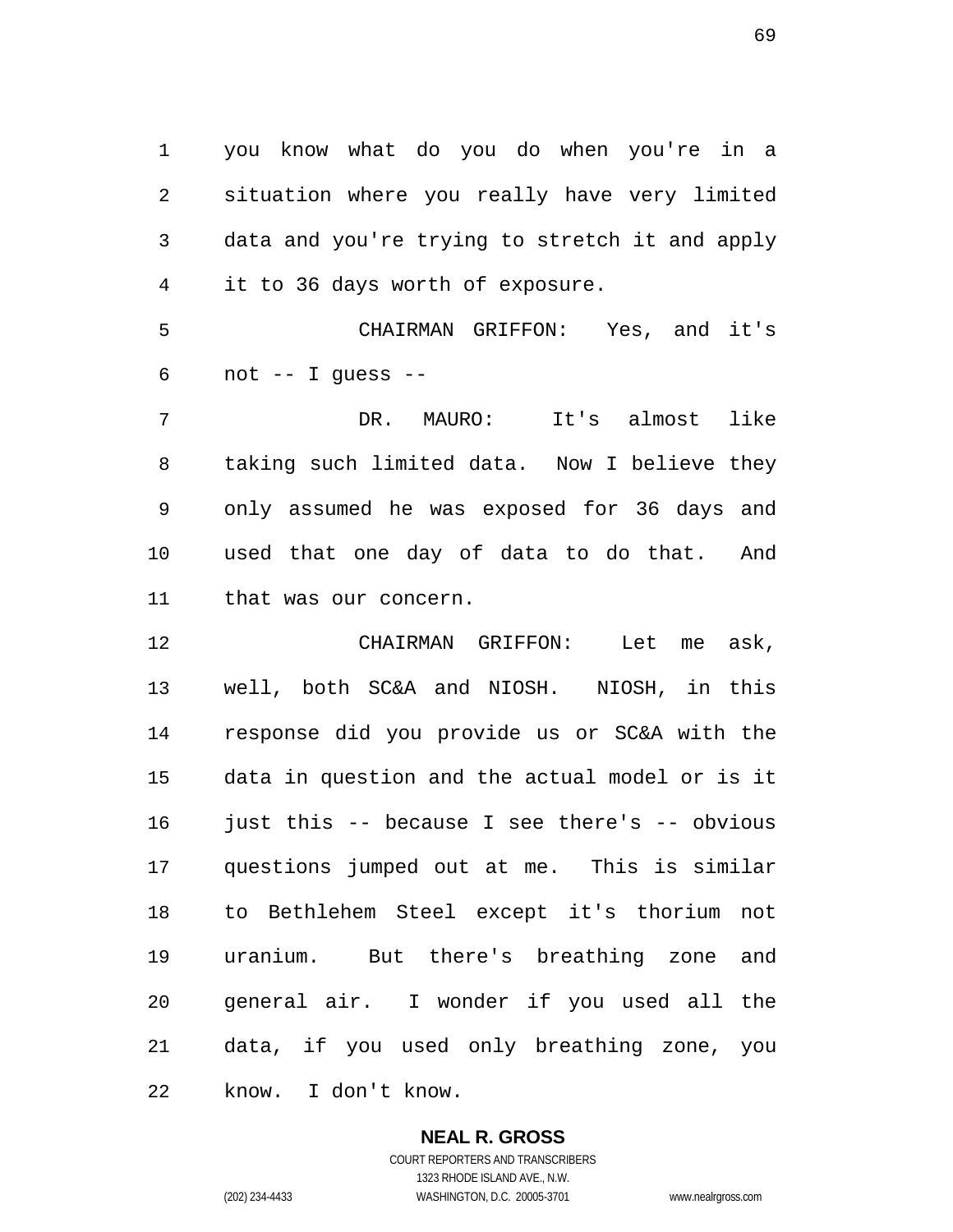you know what do you do when you're in a situation where you really have very limited data and you're trying to stretch it and apply it to 36 days worth of exposure.

CHAIRMAN GRIFFON: Yes, and it's not -- I guess --

DR. MAURO: It's almost like taking such limited data. Now I believe they only assumed he was exposed for 36 days and used that one day of data to do that. And that was our concern.

CHAIRMAN GRIFFON: Let me ask, well, both SC&A and NIOSH. NIOSH, in this response did you provide us or SC&A with the data in question and the actual model or is it just this -- because I see there's -- obvious questions jumped out at me. This is similar to Bethlehem Steel except it's thorium not uranium. But there's breathing zone and general air. I wonder if you used all the data, if you used only breathing zone, you know. I don't know.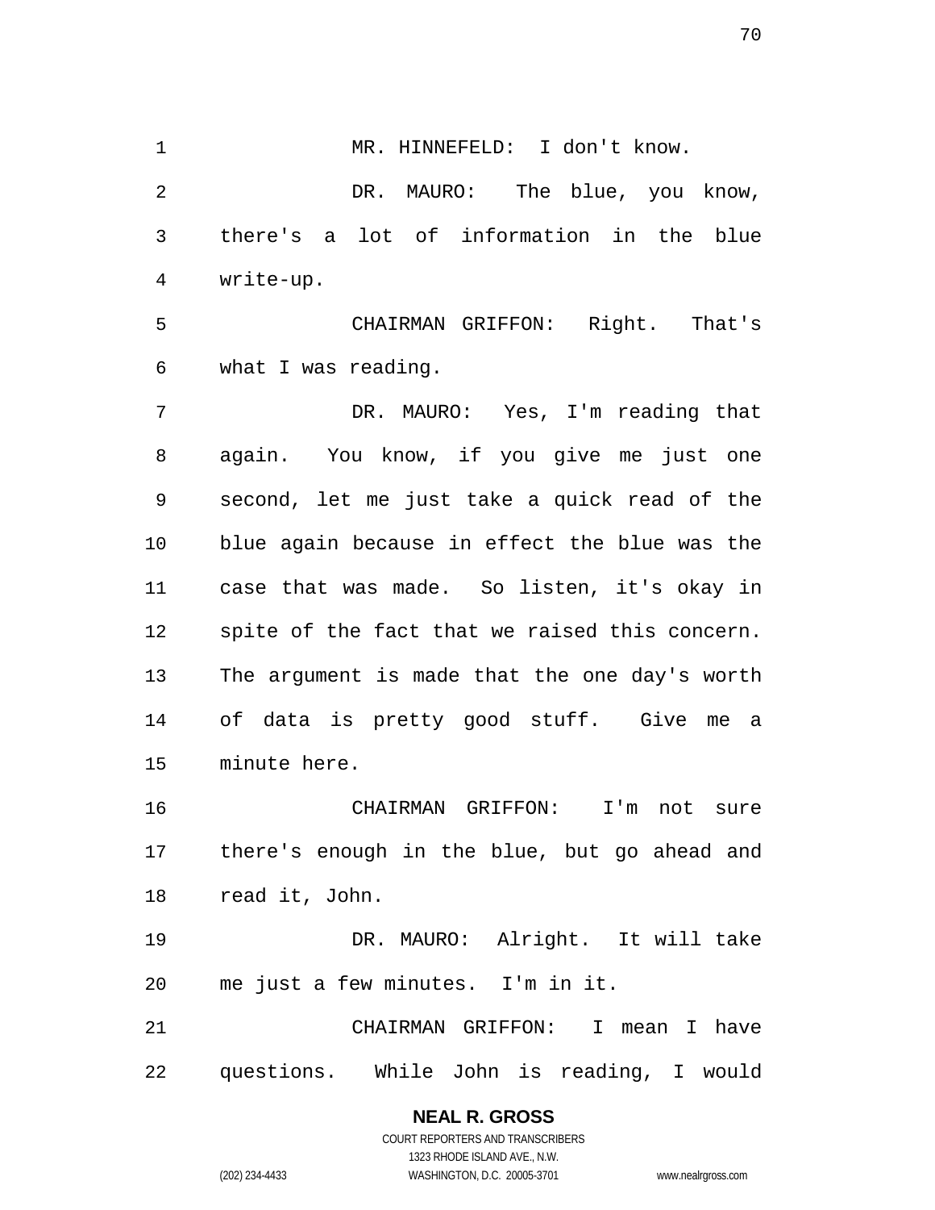MR. HINNEFELD: I don't know.

DR. MAURO: The blue, you know, there's a lot of information in the blue write-up.

CHAIRMAN GRIFFON: Right. That's what I was reading.

DR. MAURO: Yes, I'm reading that again. You know, if you give me just one second, let me just take a quick read of the blue again because in effect the blue was the case that was made. So listen, it's okay in spite of the fact that we raised this concern. The argument is made that the one day's worth of data is pretty good stuff. Give me a minute here.

CHAIRMAN GRIFFON: I'm not sure there's enough in the blue, but go ahead and read it, John.

DR. MAURO: Alright. It will take me just a few minutes. I'm in it.

CHAIRMAN GRIFFON: I mean I have questions. While John is reading, I would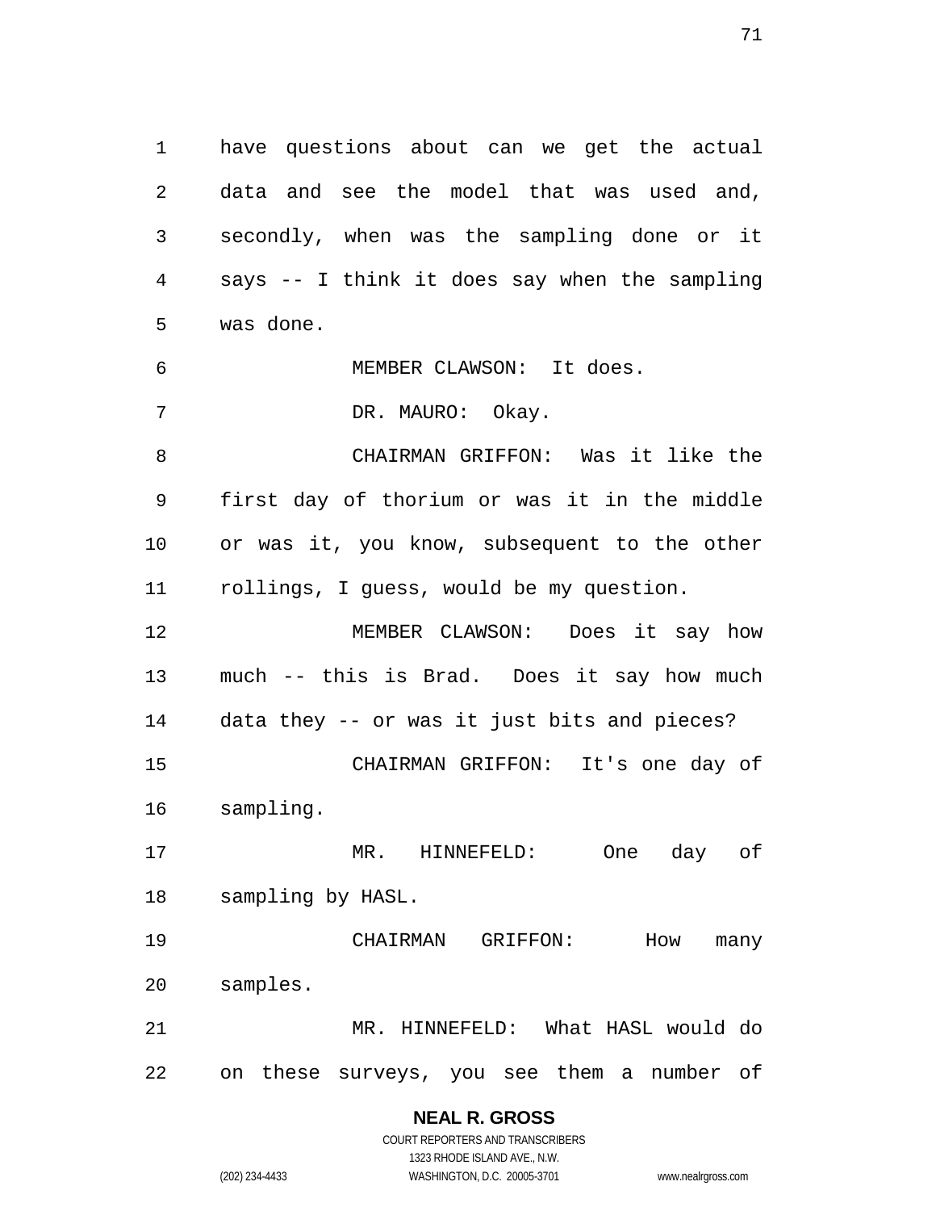have questions about can we get the actual data and see the model that was used and, secondly, when was the sampling done or it says -- I think it does say when the sampling was done.

MEMBER CLAWSON: It does.

DR. MAURO: Okay.

CHAIRMAN GRIFFON: Was it like the first day of thorium or was it in the middle or was it, you know, subsequent to the other rollings, I guess, would be my question.

MEMBER CLAWSON: Does it say how much -- this is Brad. Does it say how much data they -- or was it just bits and pieces?

CHAIRMAN GRIFFON: It's one day of sampling.

MR. HINNEFELD: One day of sampling by HASL.

CHAIRMAN GRIFFON: How many samples.

MR. HINNEFELD: What HASL would do on these surveys, you see them a number of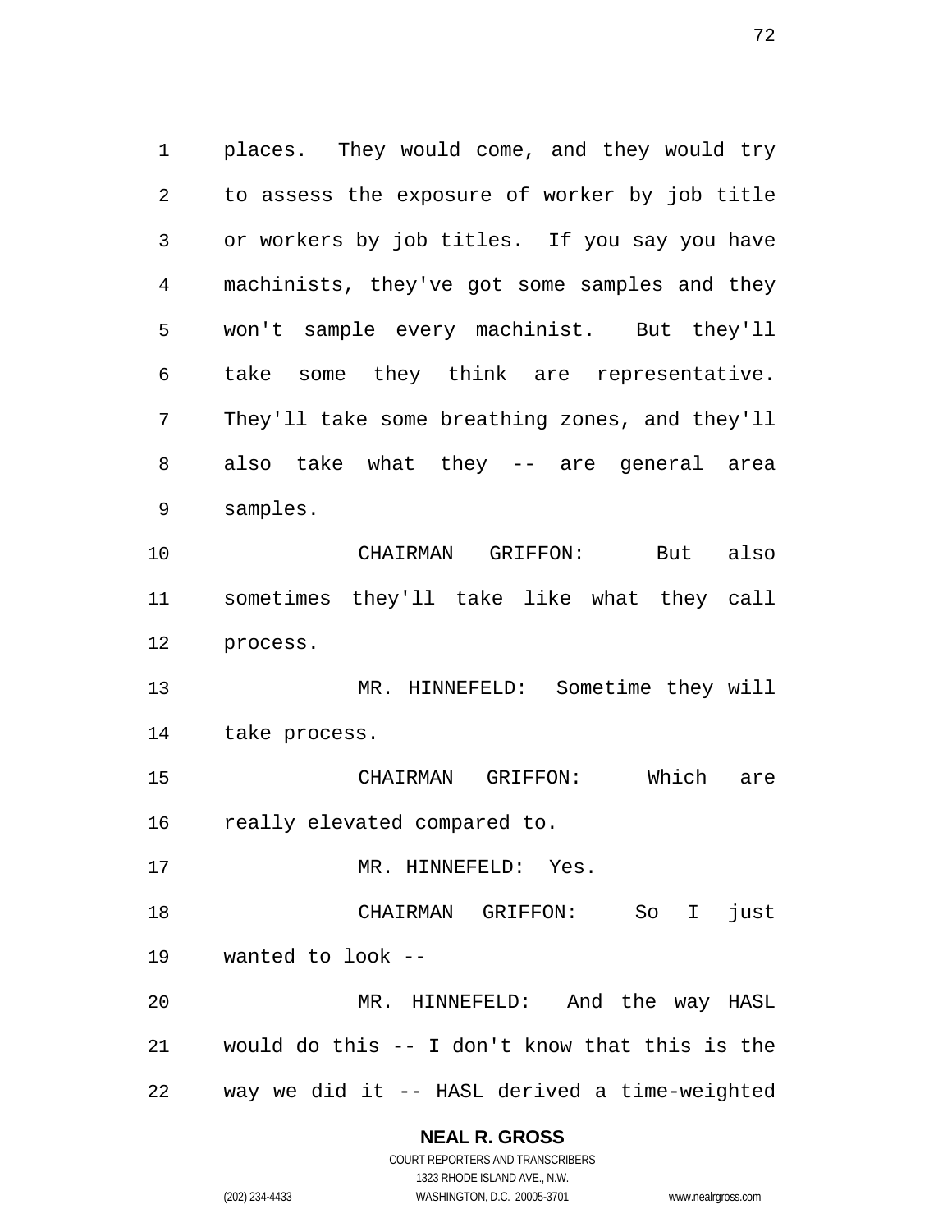places. They would come, and they would try to assess the exposure of worker by job title or workers by job titles. If you say you have machinists, they've got some samples and they won't sample every machinist. But they'll take some they think are representative. They'll take some breathing zones, and they'll also take what they -- are general area samples.

CHAIRMAN GRIFFON: But also sometimes they'll take like what they call process.

MR. HINNEFELD: Sometime they will take process.

CHAIRMAN GRIFFON: Which are really elevated compared to.

MR. HINNEFELD: Yes.

CHAIRMAN GRIFFON: So I just wanted to look --

MR. HINNEFELD: And the way HASL would do this -- I don't know that this is the way we did it -- HASL derived a time-weighted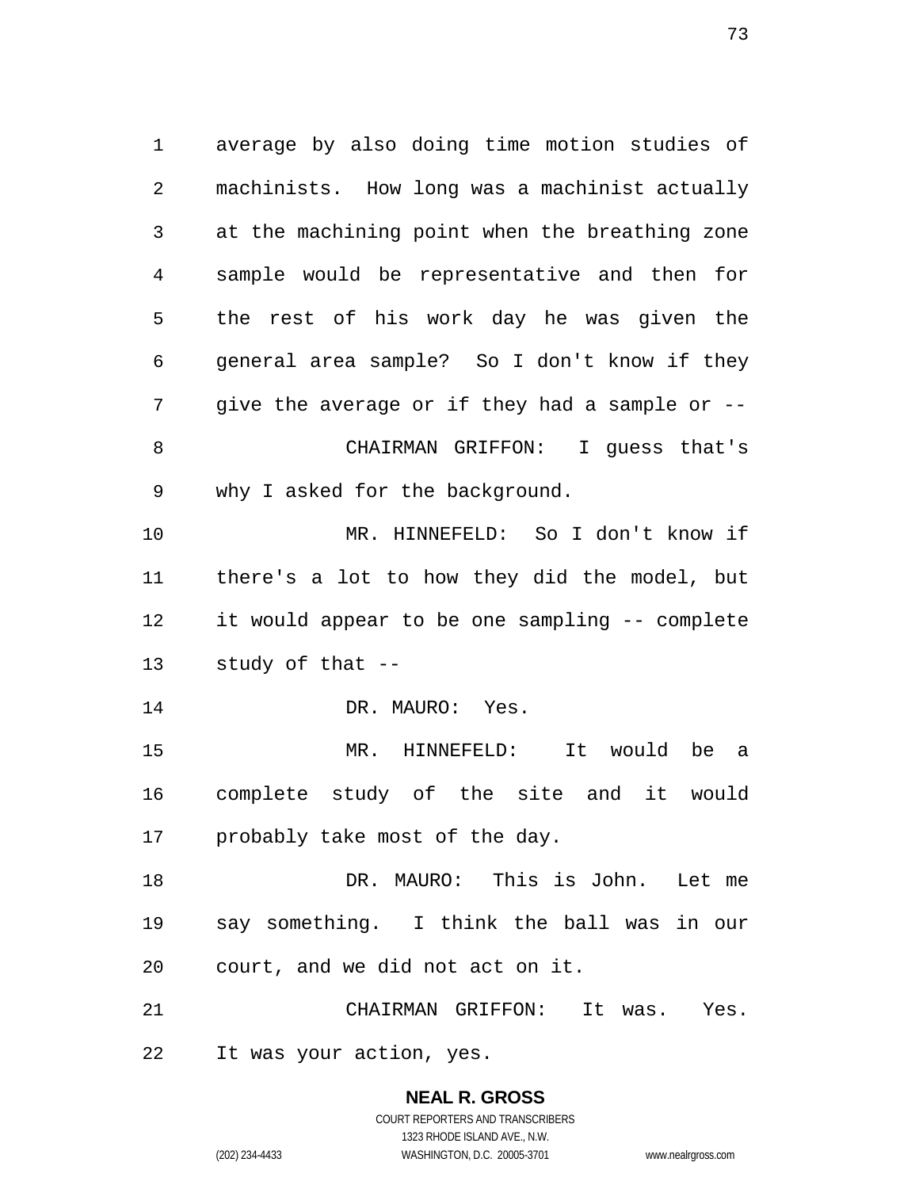average by also doing time motion studies of machinists. How long was a machinist actually at the machining point when the breathing zone sample would be representative and then for the rest of his work day he was given the general area sample? So I don't know if they give the average or if they had a sample or --

CHAIRMAN GRIFFON: I guess that's why I asked for the background.

MR. HINNEFELD: So I don't know if there's a lot to how they did the model, but it would appear to be one sampling -- complete study of that --

DR. MAURO: Yes.

MR. HINNEFELD: It would be a complete study of the site and it would probably take most of the day.

DR. MAURO: This is John. Let me say something. I think the ball was in our court, and we did not act on it.

CHAIRMAN GRIFFON: It was. Yes. It was your action, yes.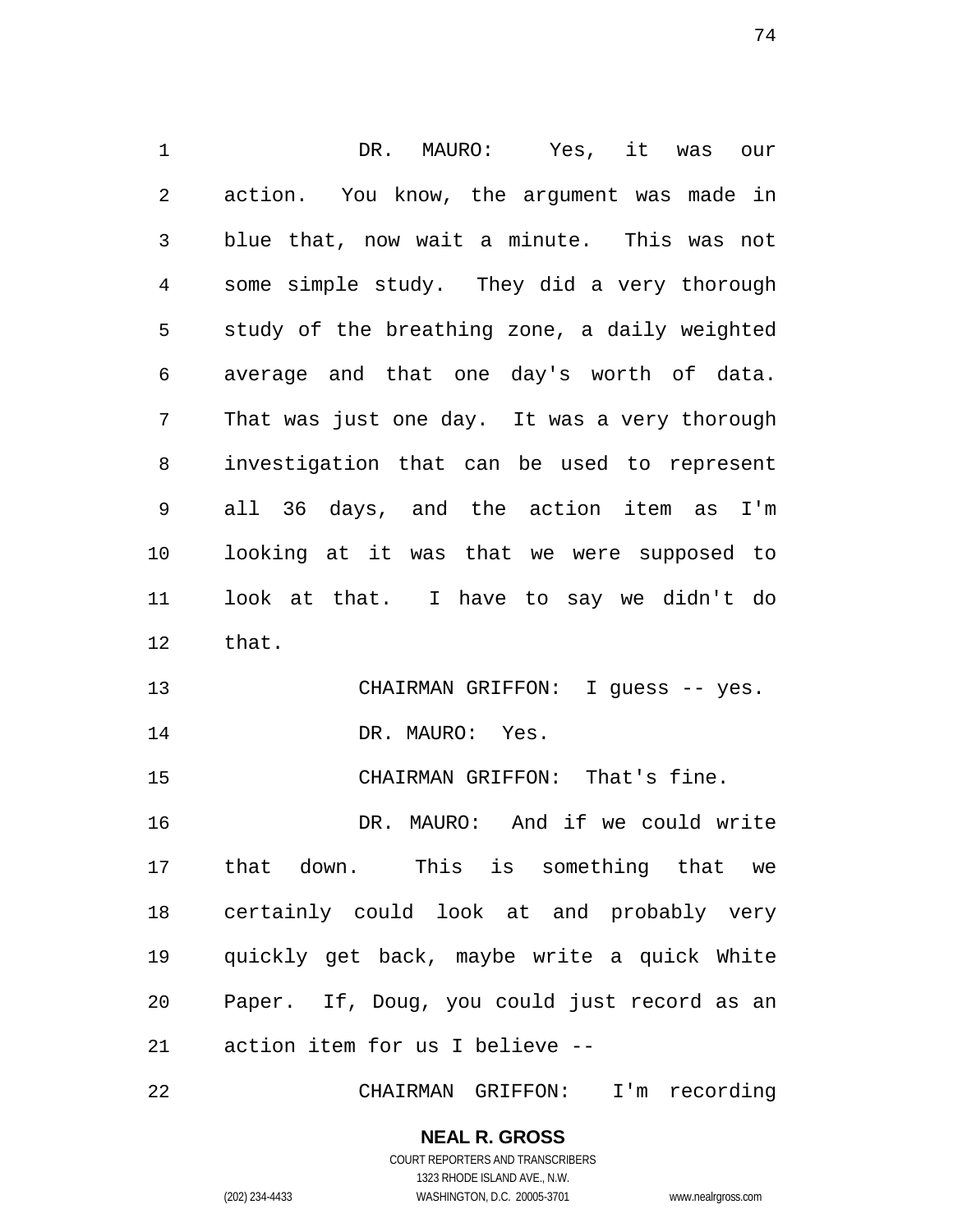DR. MAURO: Yes, it was our action. You know, the argument was made in blue that, now wait a minute. This was not some simple study. They did a very thorough study of the breathing zone, a daily weighted average and that one day's worth of data. That was just one day. It was a very thorough investigation that can be used to represent all 36 days, and the action item as I'm looking at it was that we were supposed to look at that. I have to say we didn't do that.

CHAIRMAN GRIFFON: I guess -- yes.

DR. MAURO: Yes.

CHAIRMAN GRIFFON: That's fine.

DR. MAURO: And if we could write that down. This is something that we certainly could look at and probably very quickly get back, maybe write a quick White Paper. If, Doug, you could just record as an action item for us I believe --

CHAIRMAN GRIFFON: I'm recording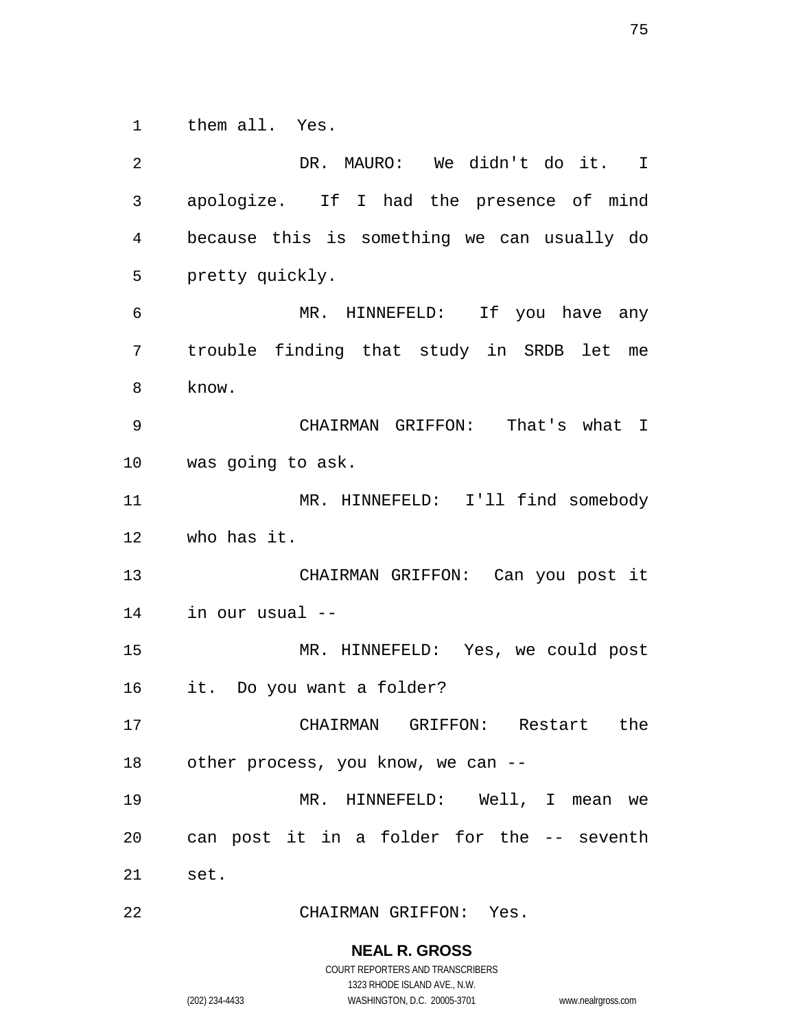them all. Yes.

DR. MAURO: We didn't do it. I apologize. If I had the presence of mind because this is something we can usually do pretty quickly.

MR. HINNEFELD: If you have any trouble finding that study in SRDB let me know.

CHAIRMAN GRIFFON: That's what I was going to ask.

MR. HINNEFELD: I'll find somebody who has it.

CHAIRMAN GRIFFON: Can you post it in our usual --

MR. HINNEFELD: Yes, we could post it. Do you want a folder?

CHAIRMAN GRIFFON: Restart the other process, you know, we can --

MR. HINNEFELD: Well, I mean we can post it in a folder for the -- seventh set.

CHAIRMAN GRIFFON: Yes.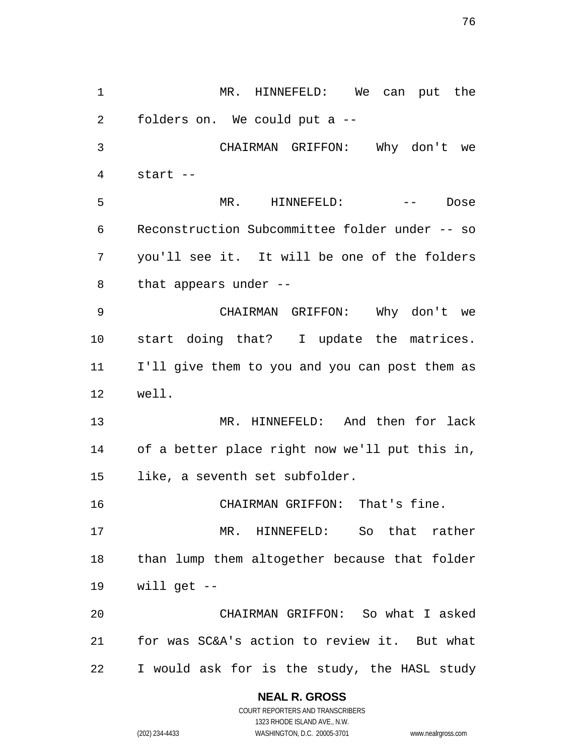MR. HINNEFELD: We can put the folders on. We could put a --

CHAIRMAN GRIFFON: Why don't we start --

MR. HINNEFELD: -- Dose Reconstruction Subcommittee folder under -- so you'll see it. It will be one of the folders that appears under --

CHAIRMAN GRIFFON: Why don't we start doing that? I update the matrices. I'll give them to you and you can post them as well.

MR. HINNEFELD: And then for lack of a better place right now we'll put this in, like, a seventh set subfolder.

CHAIRMAN GRIFFON: That's fine.

MR. HINNEFELD: So that rather than lump them altogether because that folder will get --

CHAIRMAN GRIFFON: So what I asked for was SC&A's action to review it. But what I would ask for is the study, the HASL study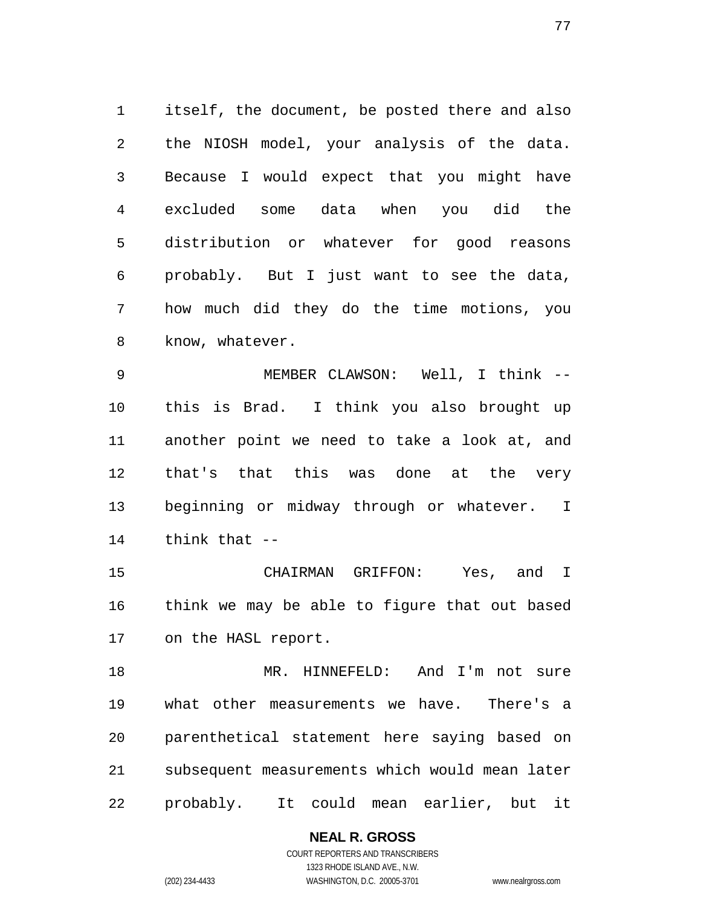itself, the document, be posted there and also the NIOSH model, your analysis of the data. Because I would expect that you might have excluded some data when you did the distribution or whatever for good reasons probably. But I just want to see the data, how much did they do the time motions, you know, whatever.

MEMBER CLAWSON: Well, I think -- this is Brad. I think you also brought up another point we need to take a look at, and that's that this was done at the very beginning or midway through or whatever. I think that --

CHAIRMAN GRIFFON: Yes, and I think we may be able to figure that out based on the HASL report.

MR. HINNEFELD: And I'm not sure what other measurements we have. There's a parenthetical statement here saying based on subsequent measurements which would mean later probably. It could mean earlier, but it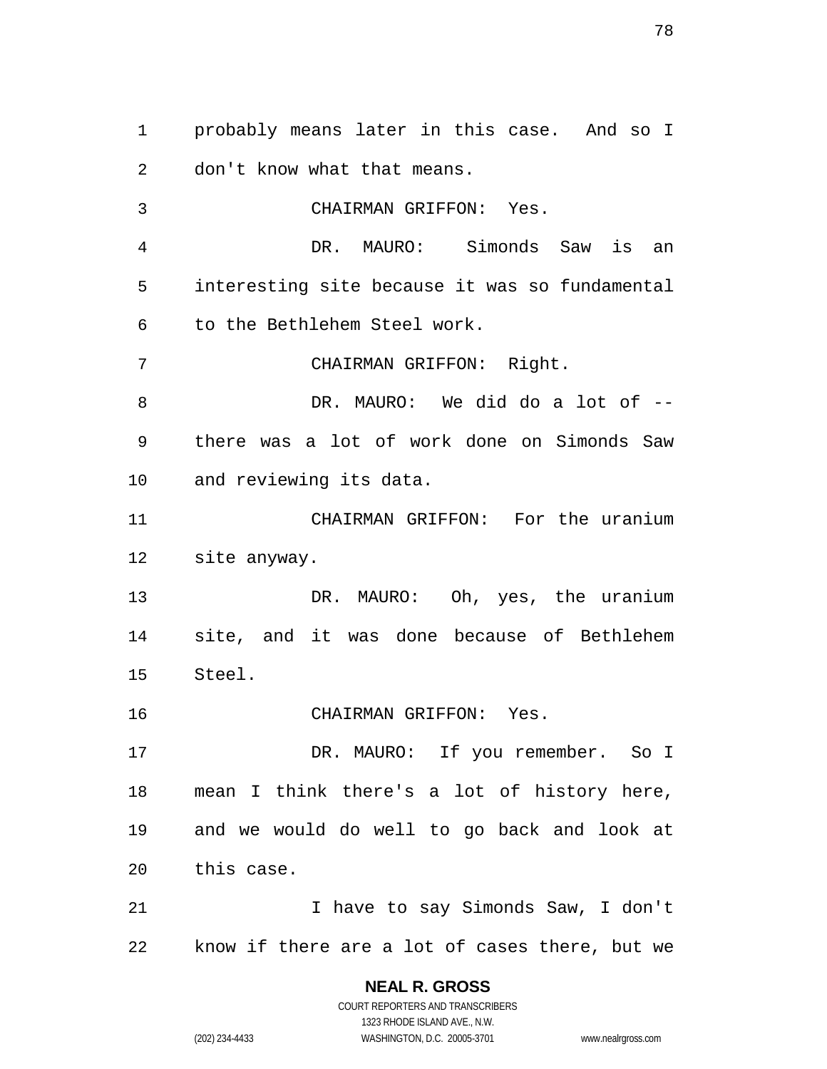probably means later in this case. And so I don't know what that means.

CHAIRMAN GRIFFON: Yes.

DR. MAURO: Simonds Saw is an interesting site because it was so fundamental to the Bethlehem Steel work.

CHAIRMAN GRIFFON: Right.

DR. MAURO: We did do a lot of -- there was a lot of work done on Simonds Saw and reviewing its data.

CHAIRMAN GRIFFON: For the uranium site anyway.

DR. MAURO: Oh, yes, the uranium site, and it was done because of Bethlehem Steel.

CHAIRMAN GRIFFON: Yes.

DR. MAURO: If you remember. So I mean I think there's a lot of history here, and we would do well to go back and look at this case.

I have to say Simonds Saw, I don't know if there are a lot of cases there, but we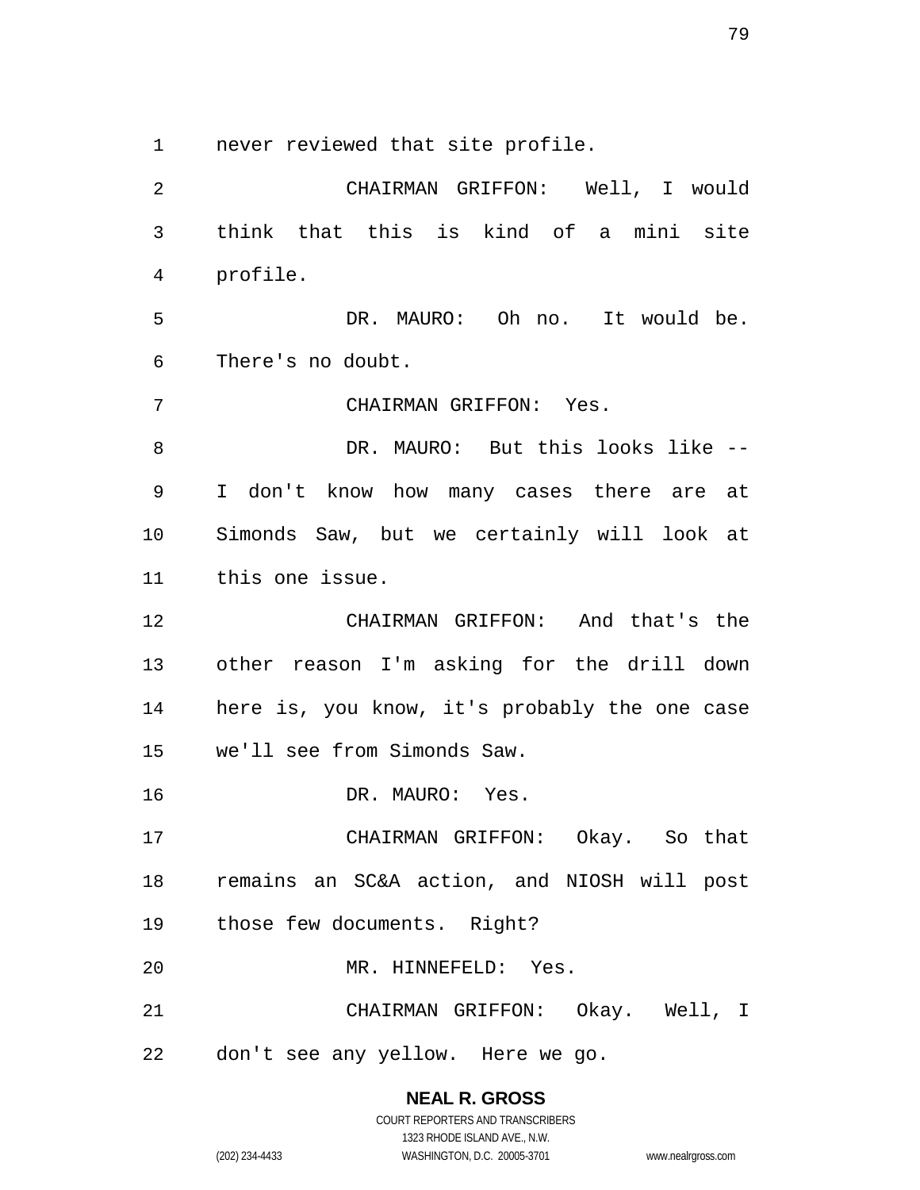never reviewed that site profile.

CHAIRMAN GRIFFON: Well, I would think that this is kind of a mini site profile.

DR. MAURO: Oh no. It would be. There's no doubt.

CHAIRMAN GRIFFON: Yes.

DR. MAURO: But this looks like -- I don't know how many cases there are at Simonds Saw, but we certainly will look at this one issue.

CHAIRMAN GRIFFON: And that's the other reason I'm asking for the drill down here is, you know, it's probably the one case we'll see from Simonds Saw.

DR. MAURO: Yes.

CHAIRMAN GRIFFON: Okay. So that remains an SC&A action, and NIOSH will post those few documents. Right?

MR. HINNEFELD: Yes.

CHAIRMAN GRIFFON: Okay. Well, I don't see any yellow. Here we go.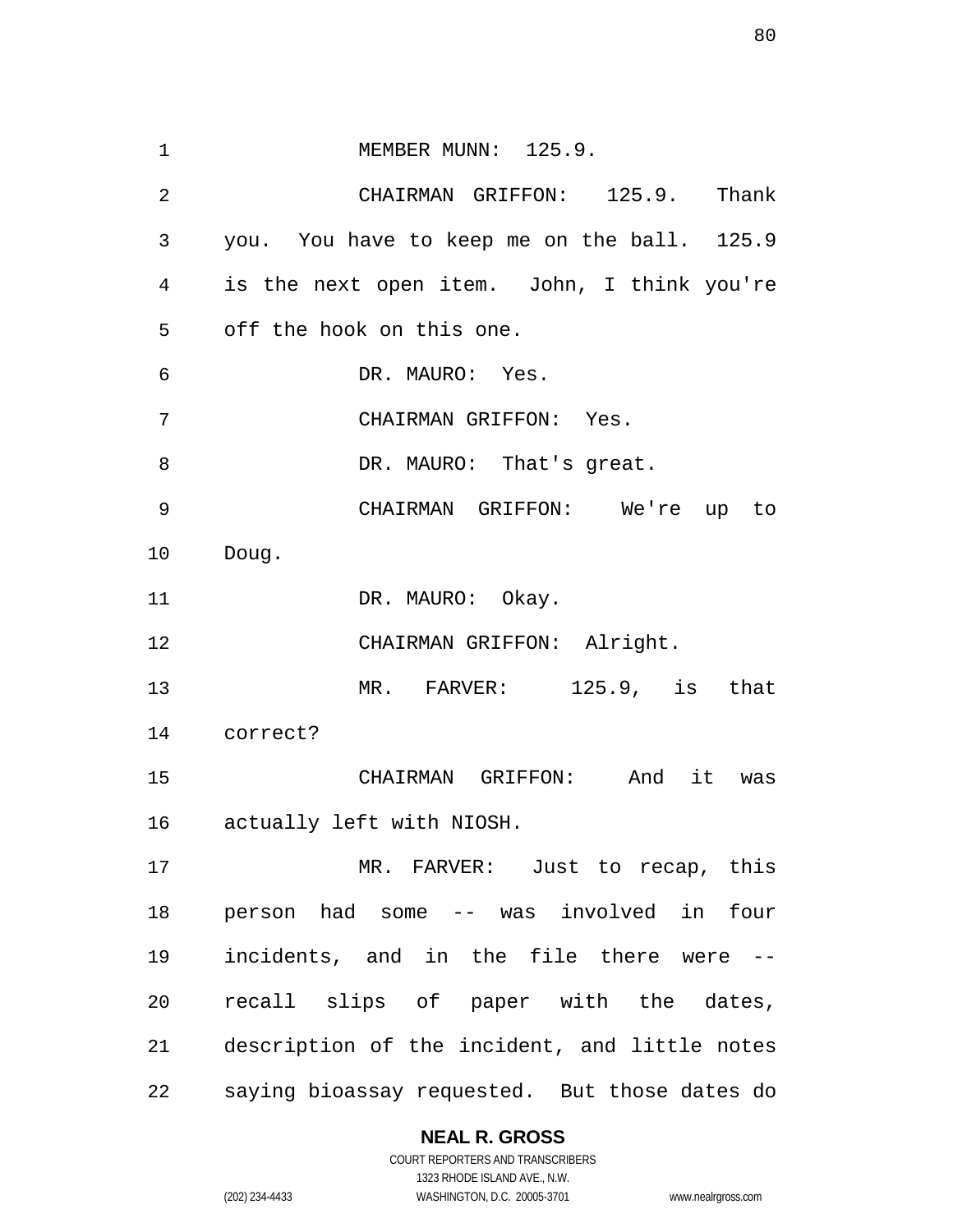MEMBER MUNN: 125.9.

CHAIRMAN GRIFFON: 125.9. Thank you. You have to keep me on the ball. 125.9 is the next open item. John, I think you're off the hook on this one.

DR. MAURO: Yes.

CHAIRMAN GRIFFON: Yes.

DR. MAURO: That's great.

CHAIRMAN GRIFFON: We're up to Doug.

DR. MAURO: Okay.

CHAIRMAN GRIFFON: Alright.

MR. FARVER: 125.9, is that correct?

CHAIRMAN GRIFFON: And it was actually left with NIOSH.

MR. FARVER: Just to recap, this person had some -- was involved in four incidents, and in the file there were -- recall slips of paper with the dates, description of the incident, and little notes saying bioassay requested. But those dates do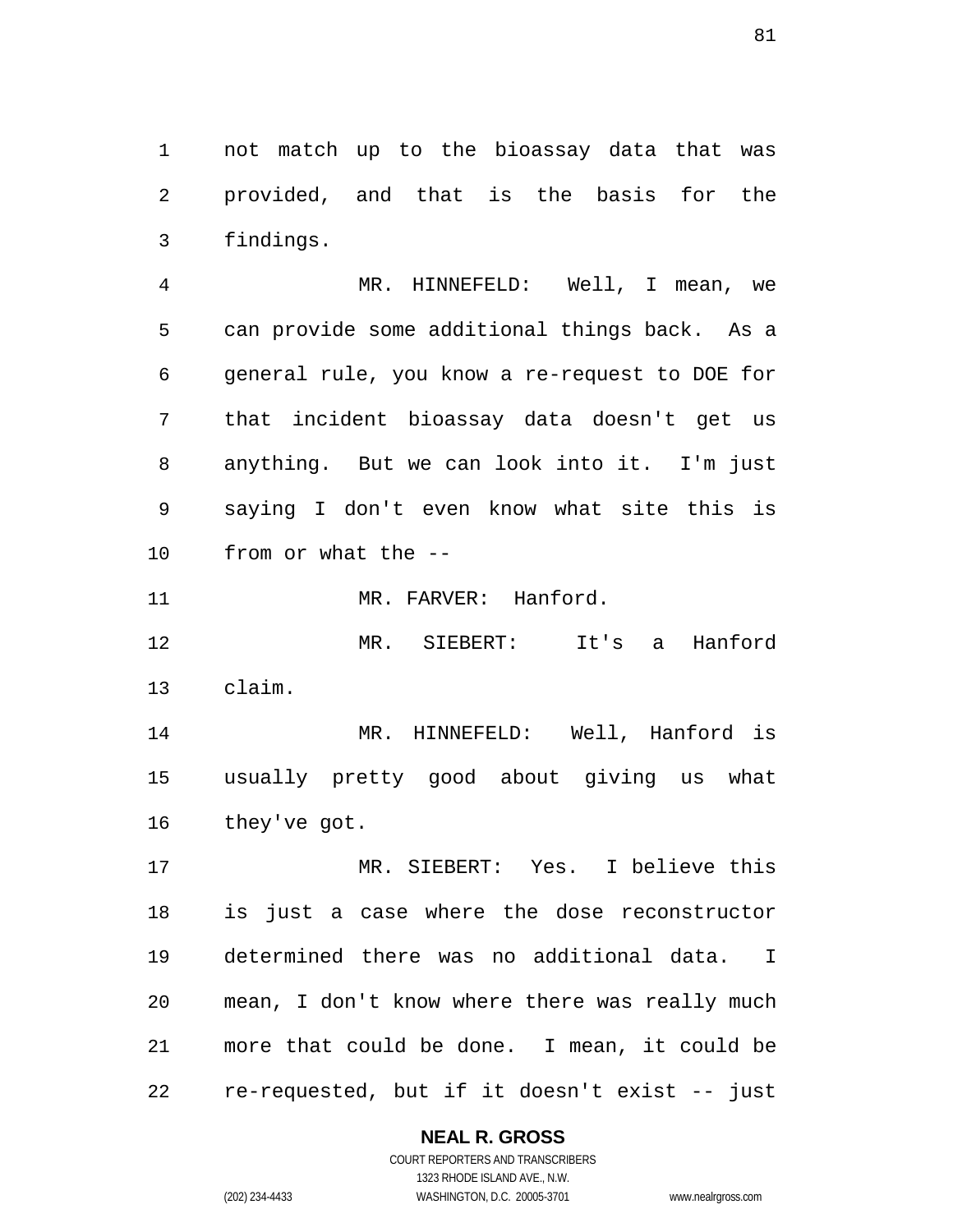not match up to the bioassay data that was provided, and that is the basis for the findings.

MR. HINNEFELD: Well, I mean, we can provide some additional things back. As a general rule, you know a re-request to DOE for that incident bioassay data doesn't get us anything. But we can look into it. I'm just saying I don't even know what site this is from or what the --

MR. FARVER: Hanford.

MR. SIEBERT: It's a Hanford claim.

MR. HINNEFELD: Well, Hanford is usually pretty good about giving us what they've got.

MR. SIEBERT: Yes. I believe this is just a case where the dose reconstructor determined there was no additional data. I mean, I don't know where there was really much more that could be done. I mean, it could be re-requested, but if it doesn't exist -- just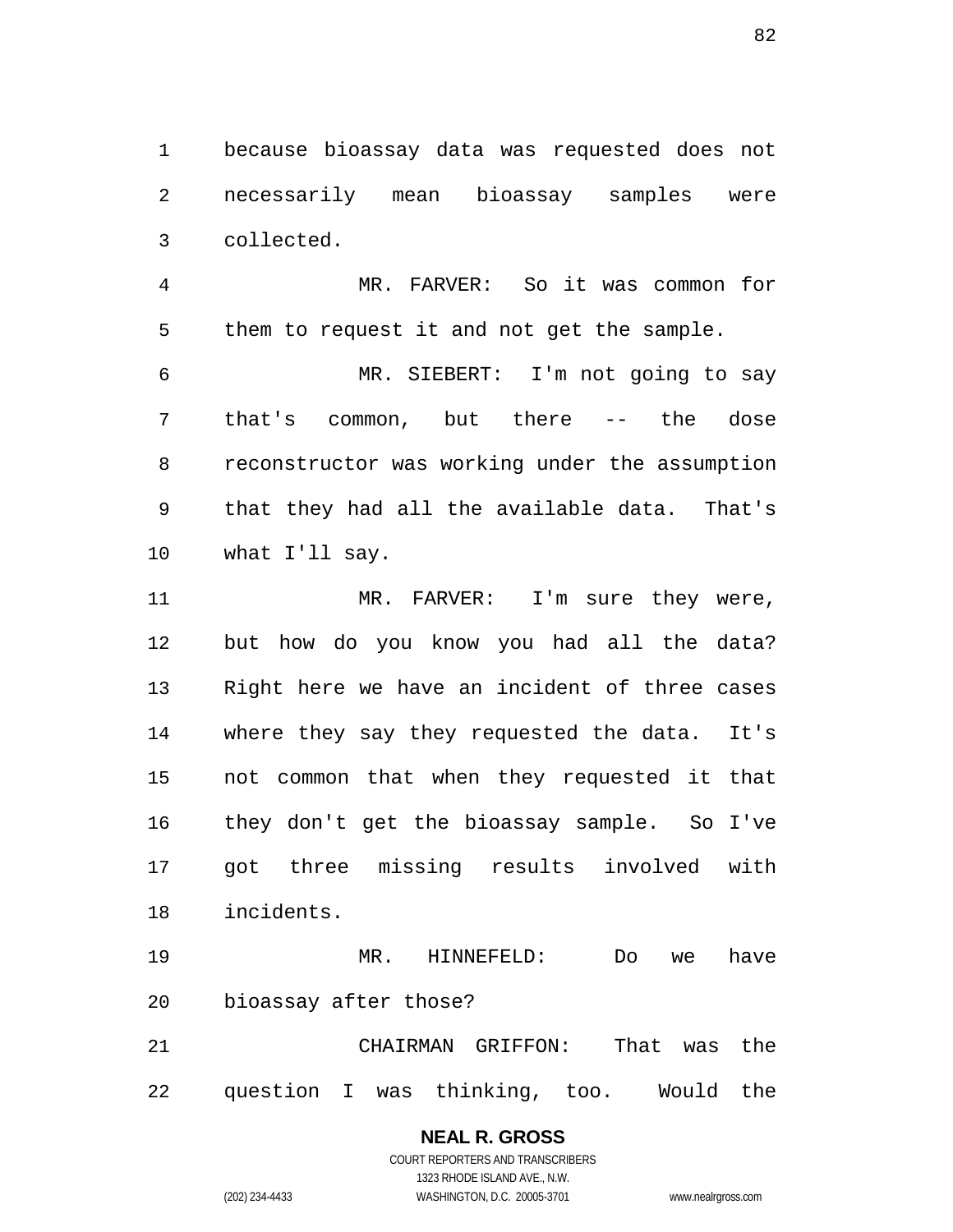because bioassay data was requested does not necessarily mean bioassay samples were collected.

MR. FARVER: So it was common for them to request it and not get the sample.

MR. SIEBERT: I'm not going to say that's common, but there -- the dose reconstructor was working under the assumption that they had all the available data. That's what I'll say.

MR. FARVER: I'm sure they were, but how do you know you had all the data? Right here we have an incident of three cases where they say they requested the data. It's not common that when they requested it that they don't get the bioassay sample. So I've got three missing results involved with incidents.

MR. HINNEFELD: Do we have bioassay after those?

CHAIRMAN GRIFFON: That was the question I was thinking, too. Would the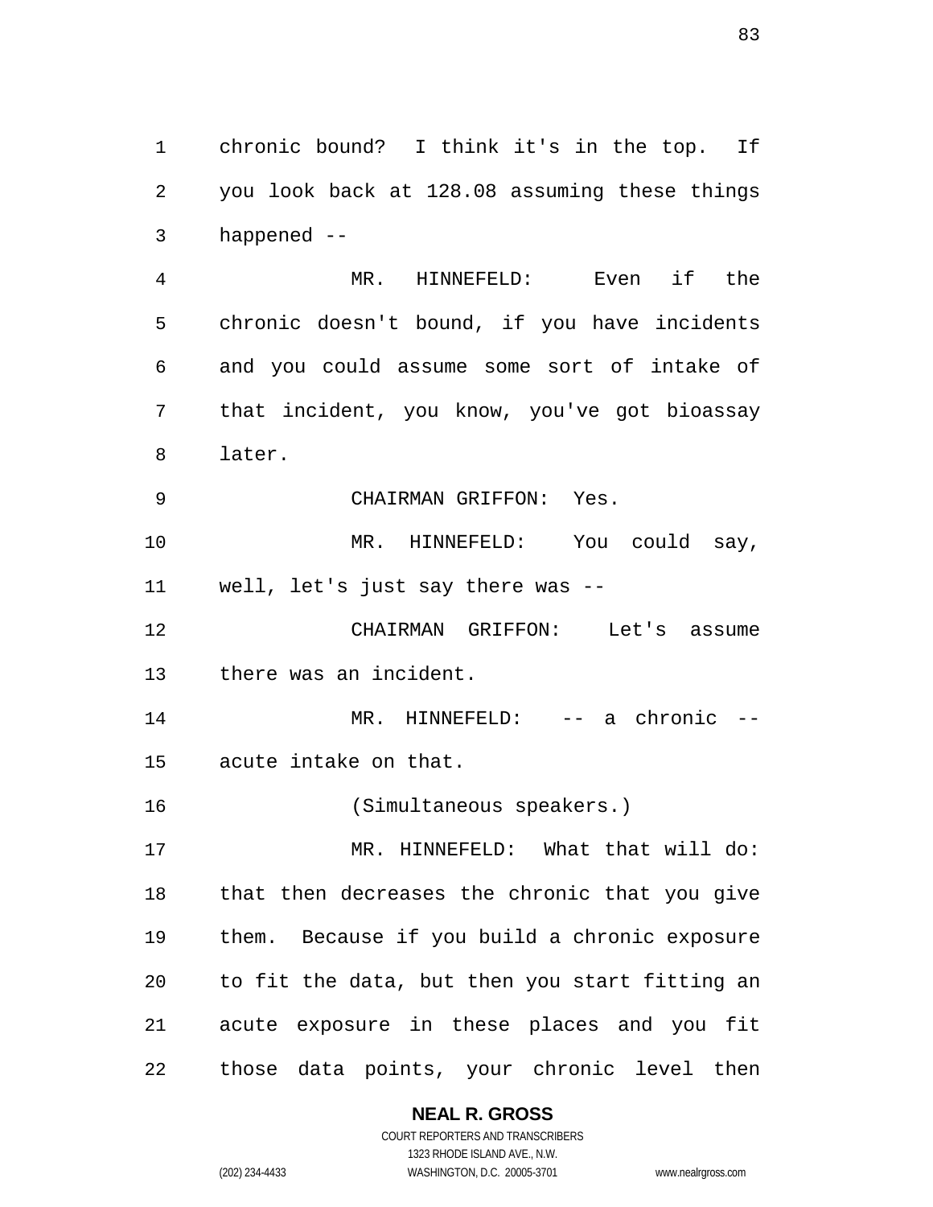chronic bound? I think it's in the top. If you look back at 128.08 assuming these things happened --

MR. HINNEFELD: Even if the chronic doesn't bound, if you have incidents and you could assume some sort of intake of that incident, you know, you've got bioassay later.

CHAIRMAN GRIFFON: Yes.

MR. HINNEFELD: You could say, well, let's just say there was --

CHAIRMAN GRIFFON: Let's assume there was an incident.

MR. HINNEFELD: -- a chronic -- acute intake on that.

(Simultaneous speakers.)

MR. HINNEFELD: What that will do: that then decreases the chronic that you give them. Because if you build a chronic exposure to fit the data, but then you start fitting an acute exposure in these places and you fit those data points, your chronic level then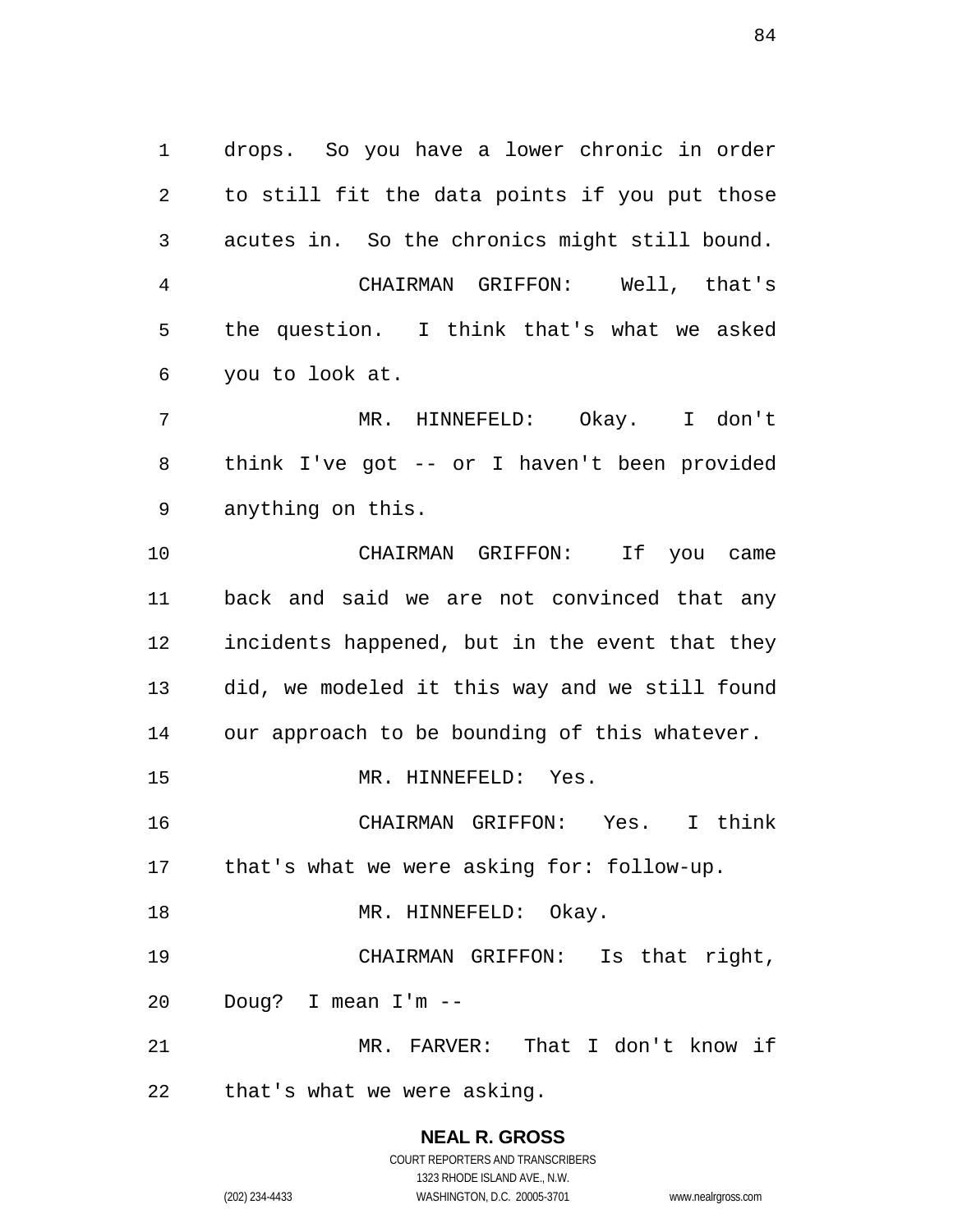drops. So you have a lower chronic in order to still fit the data points if you put those acutes in. So the chronics might still bound.

CHAIRMAN GRIFFON: Well, that's the question. I think that's what we asked you to look at.

MR. HINNEFELD: Okay. I don't think I've got -- or I haven't been provided anything on this.

CHAIRMAN GRIFFON: If you came back and said we are not convinced that any incidents happened, but in the event that they did, we modeled it this way and we still found our approach to be bounding of this whatever.

MR. HINNEFELD: Yes.

CHAIRMAN GRIFFON: Yes. I think that's what we were asking for: follow-up.

MR. HINNEFELD: Okay.

CHAIRMAN GRIFFON: Is that right, Doug? I mean I'm --

MR. FARVER: That I don't know if that's what we were asking.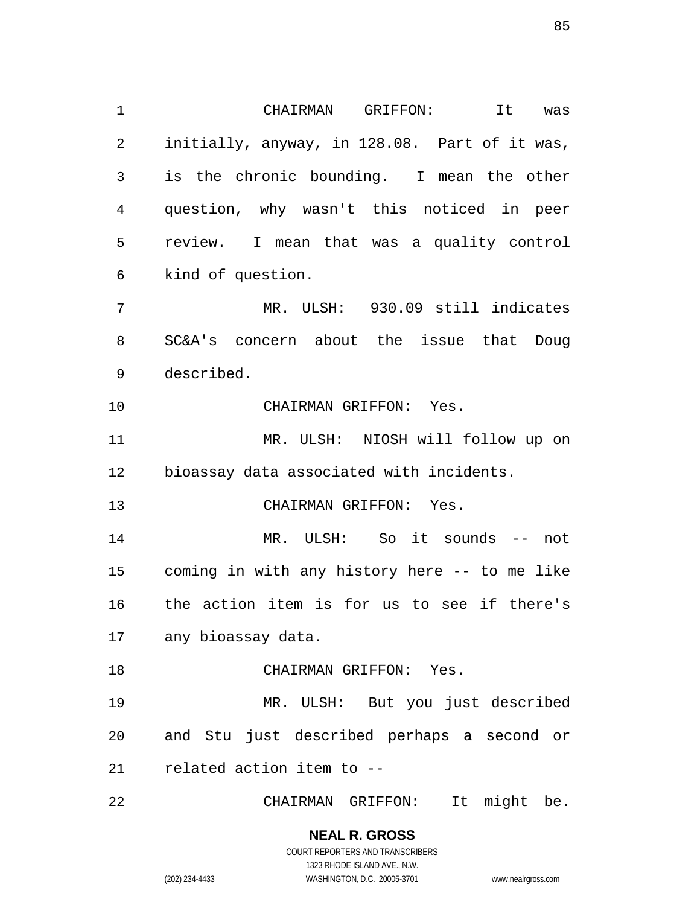CHAIRMAN GRIFFON: It was initially, anyway, in 128.08. Part of it was, is the chronic bounding. I mean the other question, why wasn't this noticed in peer review. I mean that was a quality control kind of question.

MR. ULSH: 930.09 still indicates SC&A's concern about the issue that Doug described.

CHAIRMAN GRIFFON: Yes.

MR. ULSH: NIOSH will follow up on bioassay data associated with incidents.

CHAIRMAN GRIFFON: Yes.

MR. ULSH: So it sounds -- not coming in with any history here -- to me like the action item is for us to see if there's any bioassay data.

CHAIRMAN GRIFFON: Yes.

MR. ULSH: But you just described and Stu just described perhaps a second or related action item to --

CHAIRMAN GRIFFON: It might be.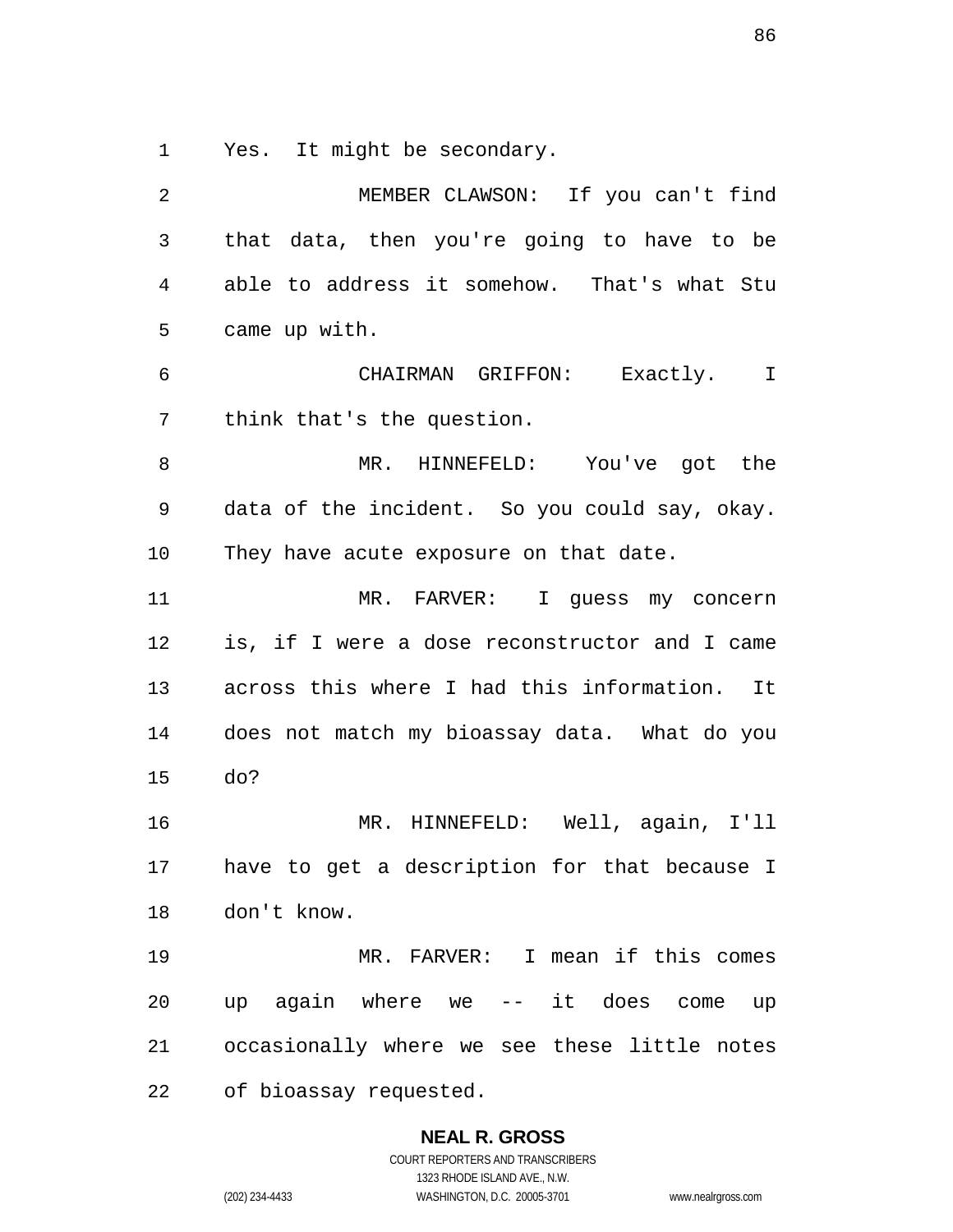Yes. It might be secondary.

MEMBER CLAWSON: If you can't find that data, then you're going to have to be able to address it somehow. That's what Stu came up with.

CHAIRMAN GRIFFON: Exactly. I think that's the question.

MR. HINNEFELD: You've got the data of the incident. So you could say, okay. They have acute exposure on that date.

MR. FARVER: I guess my concern is, if I were a dose reconstructor and I came across this where I had this information. It does not match my bioassay data. What do you do?

MR. HINNEFELD: Well, again, I'll have to get a description for that because I don't know.

MR. FARVER: I mean if this comes up again where we -- it does come up occasionally where we see these little notes of bioassay requested.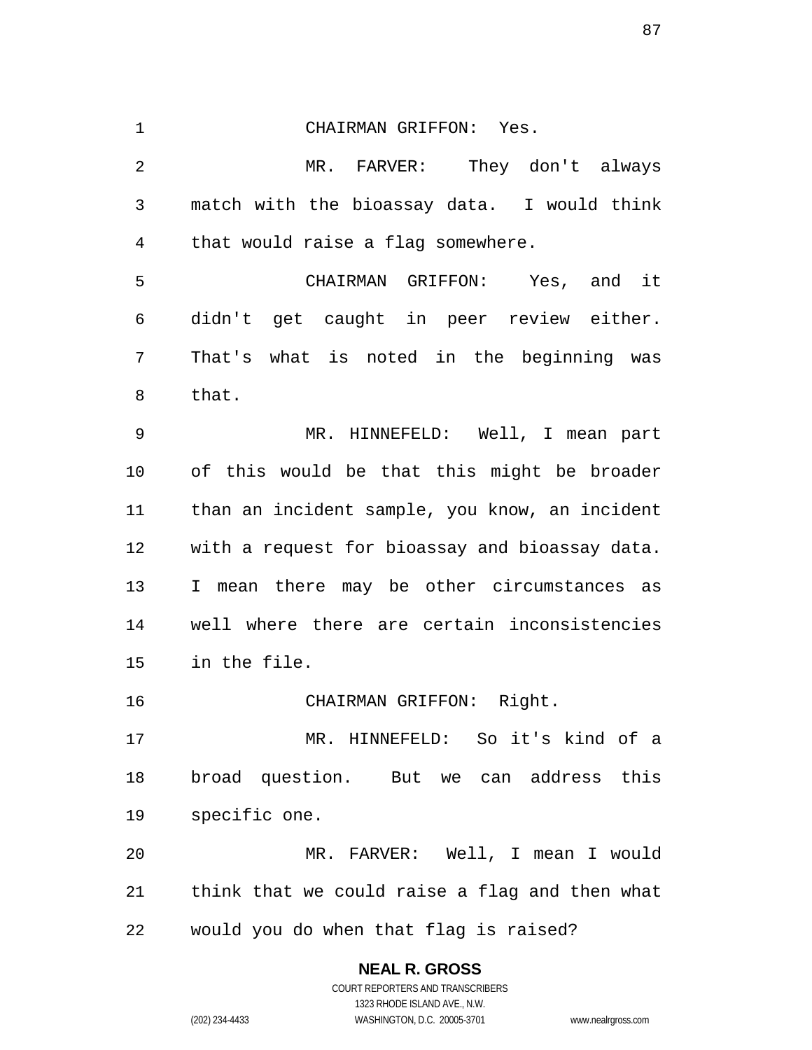CHAIRMAN GRIFFON: Yes.

MR. FARVER: They don't always match with the bioassay data. I would think that would raise a flag somewhere.

CHAIRMAN GRIFFON: Yes, and it didn't get caught in peer review either. That's what is noted in the beginning was that.

MR. HINNEFELD: Well, I mean part of this would be that this might be broader than an incident sample, you know, an incident with a request for bioassay and bioassay data. I mean there may be other circumstances as well where there are certain inconsistencies in the file.

CHAIRMAN GRIFFON: Right.

MR. HINNEFELD: So it's kind of a broad question. But we can address this specific one.

MR. FARVER: Well, I mean I would think that we could raise a flag and then what would you do when that flag is raised?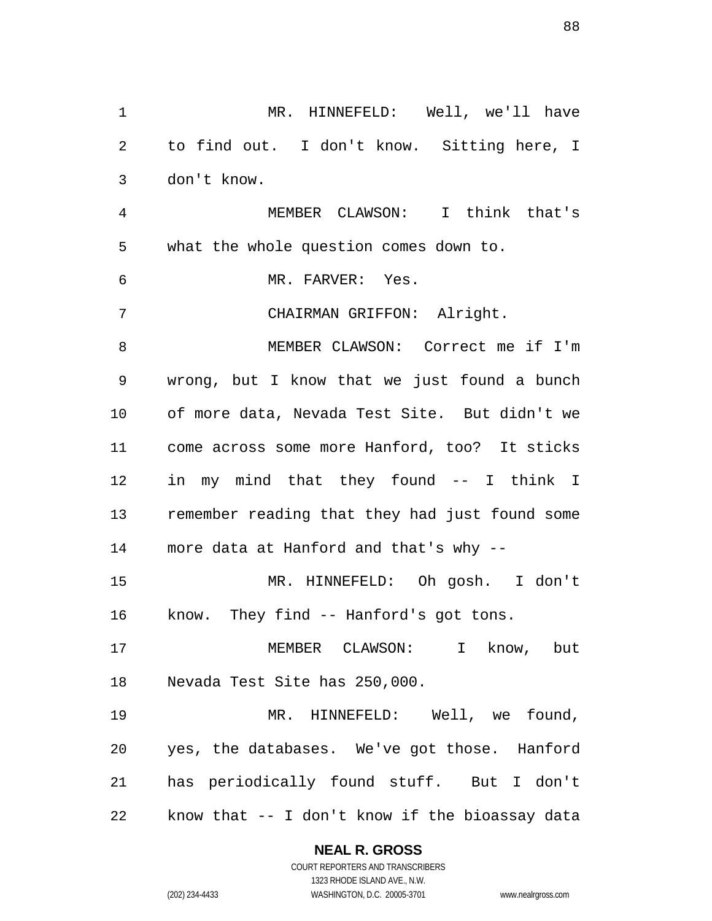MR. HINNEFELD: Well, we'll have to find out. I don't know. Sitting here, I don't know.

MEMBER CLAWSON: I think that's what the whole question comes down to.

MR. FARVER: Yes.

CHAIRMAN GRIFFON: Alright.

MEMBER CLAWSON: Correct me if I'm wrong, but I know that we just found a bunch of more data, Nevada Test Site. But didn't we come across some more Hanford, too? It sticks in my mind that they found -- I think I remember reading that they had just found some more data at Hanford and that's why --

MR. HINNEFELD: Oh gosh. I don't know. They find -- Hanford's got tons.

MEMBER CLAWSON: I know, but Nevada Test Site has 250,000.

MR. HINNEFELD: Well, we found, yes, the databases. We've got those. Hanford has periodically found stuff. But I don't know that -- I don't know if the bioassay data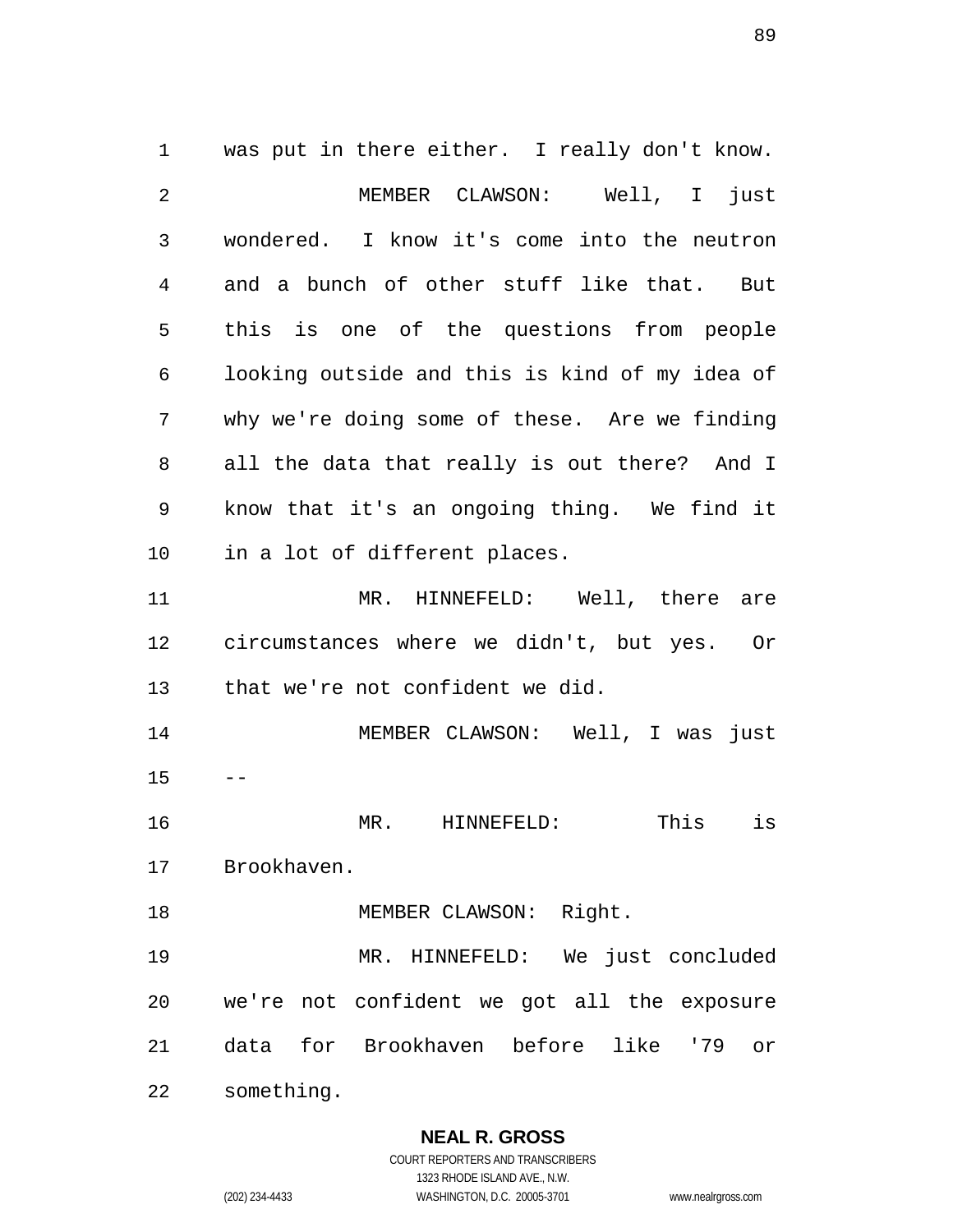was put in there either. I really don't know.

MEMBER CLAWSON: Well, I just wondered. I know it's come into the neutron and a bunch of other stuff like that. But this is one of the questions from people looking outside and this is kind of my idea of why we're doing some of these. Are we finding all the data that really is out there? And I know that it's an ongoing thing. We find it in a lot of different places.

MR. HINNEFELD: Well, there are circumstances where we didn't, but yes. Or that we're not confident we did.

MEMBER CLAWSON: Well, I was just --

MR. HINNEFELD: This is Brookhaven.

MEMBER CLAWSON: Right.

MR. HINNEFELD: We just concluded we're not confident we got all the exposure data for Brookhaven before like '79 or something.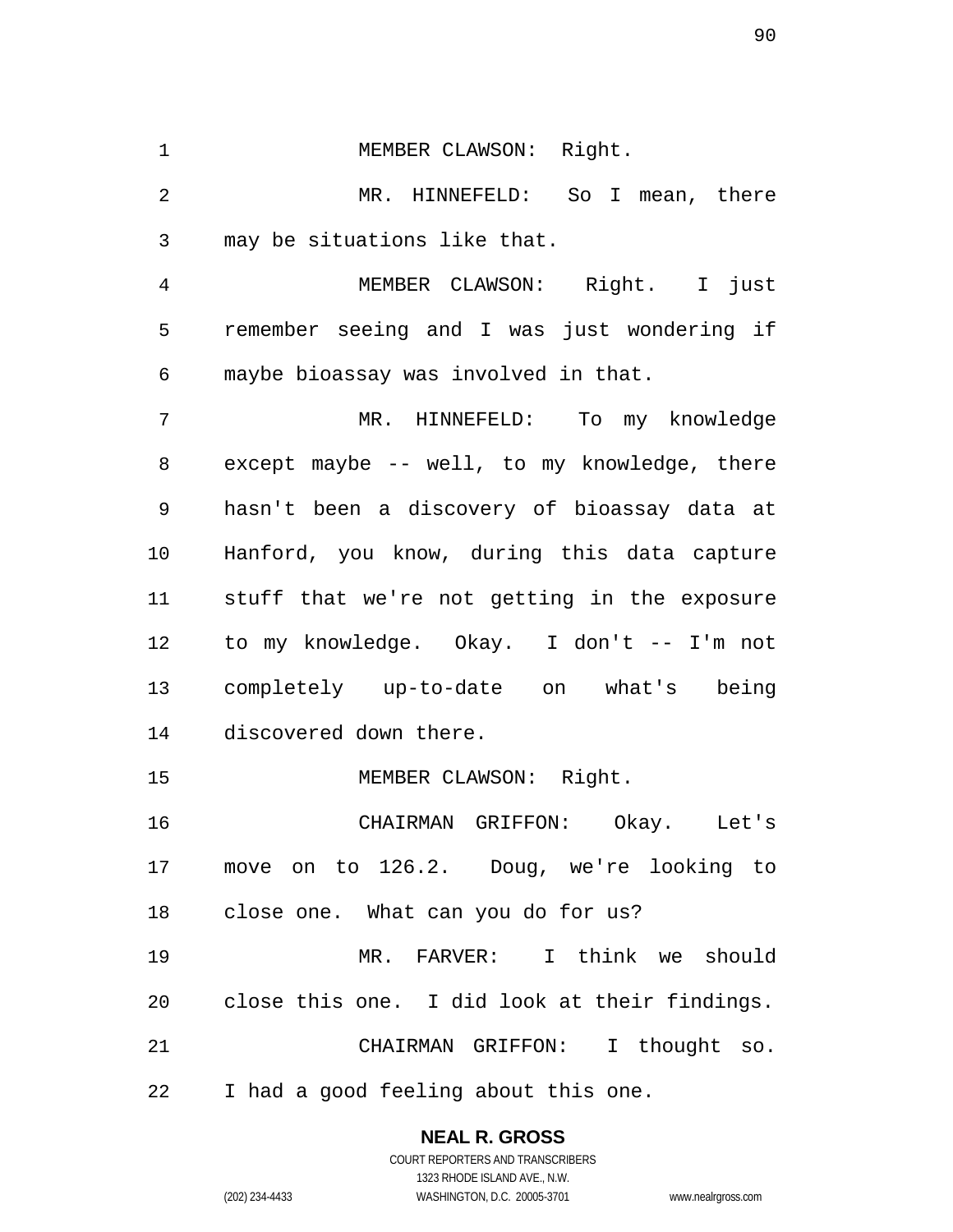MEMBER CLAWSON: Right.

MR. HINNEFELD: So I mean, there may be situations like that.

MEMBER CLAWSON: Right. I just remember seeing and I was just wondering if maybe bioassay was involved in that.

MR. HINNEFELD: To my knowledge except maybe -- well, to my knowledge, there hasn't been a discovery of bioassay data at Hanford, you know, during this data capture stuff that we're not getting in the exposure to my knowledge. Okay. I don't -- I'm not completely up-to-date on what's being discovered down there.

MEMBER CLAWSON: Right.

CHAIRMAN GRIFFON: Okay. Let's move on to 126.2. Doug, we're looking to close one. What can you do for us?

MR. FARVER: I think we should close this one. I did look at their findings.

CHAIRMAN GRIFFON: I thought so. I had a good feeling about this one.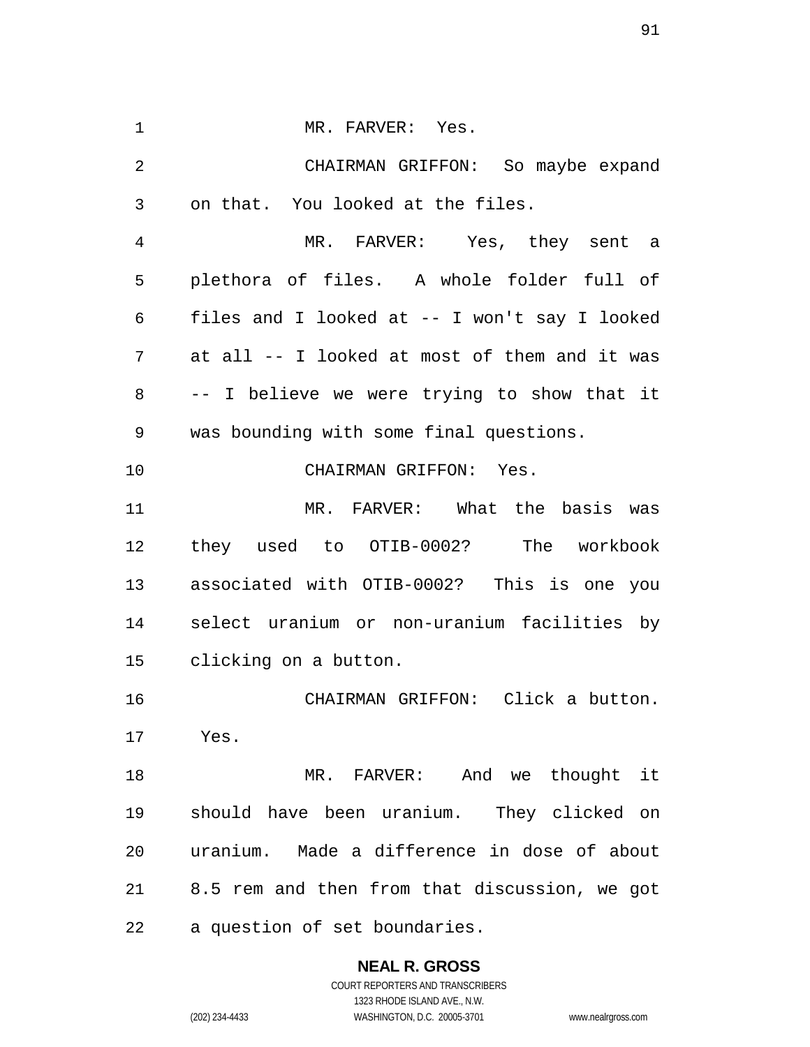MR. FARVER: Yes.

CHAIRMAN GRIFFON: So maybe expand on that. You looked at the files.

MR. FARVER: Yes, they sent a plethora of files. A whole folder full of files and I looked at -- I won't say I looked at all -- I looked at most of them and it was -- I believe we were trying to show that it was bounding with some final questions.

CHAIRMAN GRIFFON: Yes.

MR. FARVER: What the basis was they used to OTIB-0002? The workbook associated with OTIB-0002? This is one you select uranium or non-uranium facilities by clicking on a button.

CHAIRMAN GRIFFON: Click a button. Yes.

MR. FARVER: And we thought it should have been uranium. They clicked on uranium. Made a difference in dose of about 8.5 rem and then from that discussion, we got a question of set boundaries.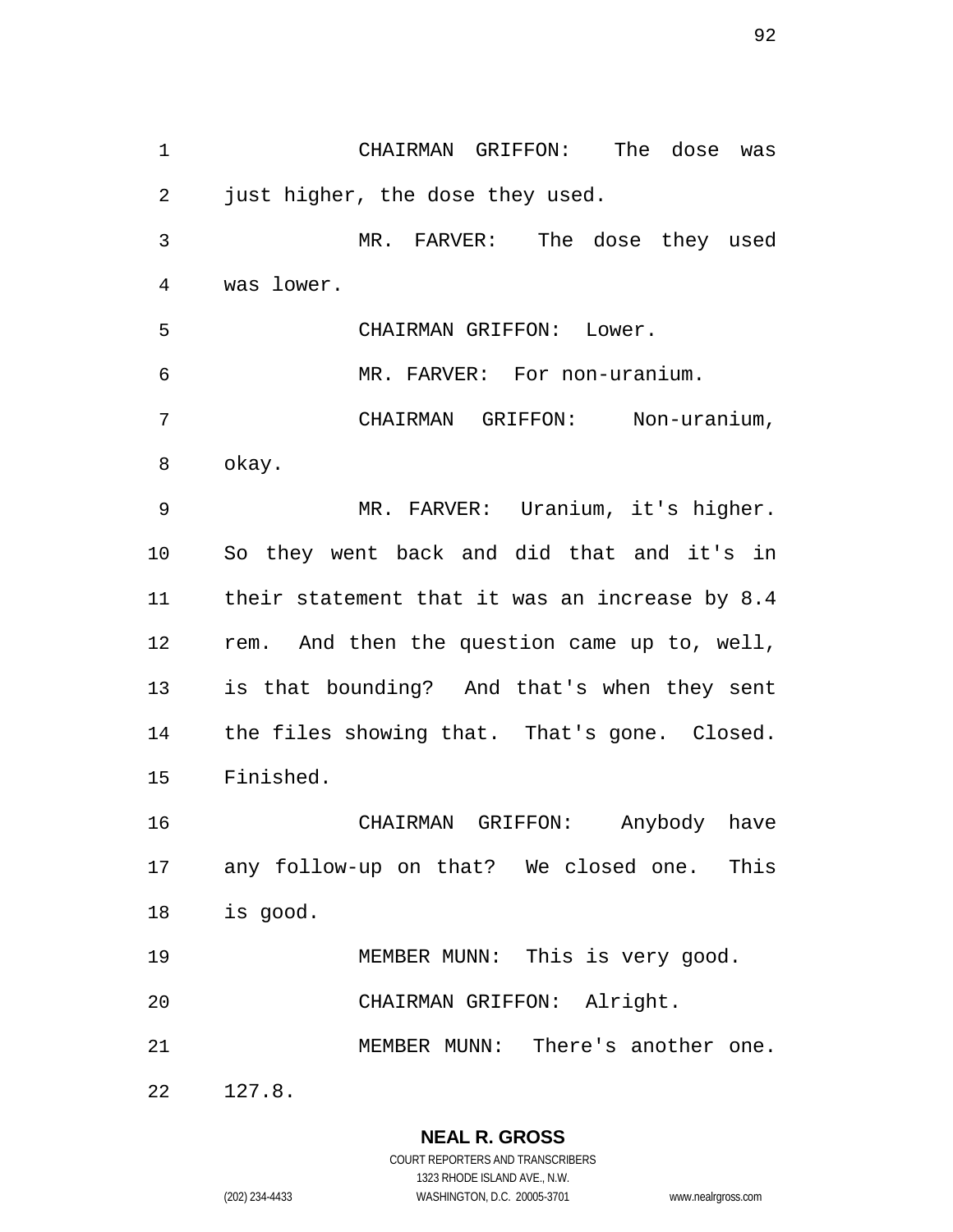CHAIRMAN GRIFFON: The dose was just higher, the dose they used.

MR. FARVER: The dose they used was lower.

CHAIRMAN GRIFFON: Lower.

MR. FARVER: For non-uranium.

CHAIRMAN GRIFFON: Non-uranium, okay.

MR. FARVER: Uranium, it's higher. So they went back and did that and it's in their statement that it was an increase by 8.4 rem. And then the question came up to, well, is that bounding? And that's when they sent the files showing that. That's gone. Closed. Finished.

CHAIRMAN GRIFFON: Anybody have any follow-up on that? We closed one. This is good.

MEMBER MUNN: This is very good.

CHAIRMAN GRIFFON: Alright.

MEMBER MUNN: There's another one. 127.8.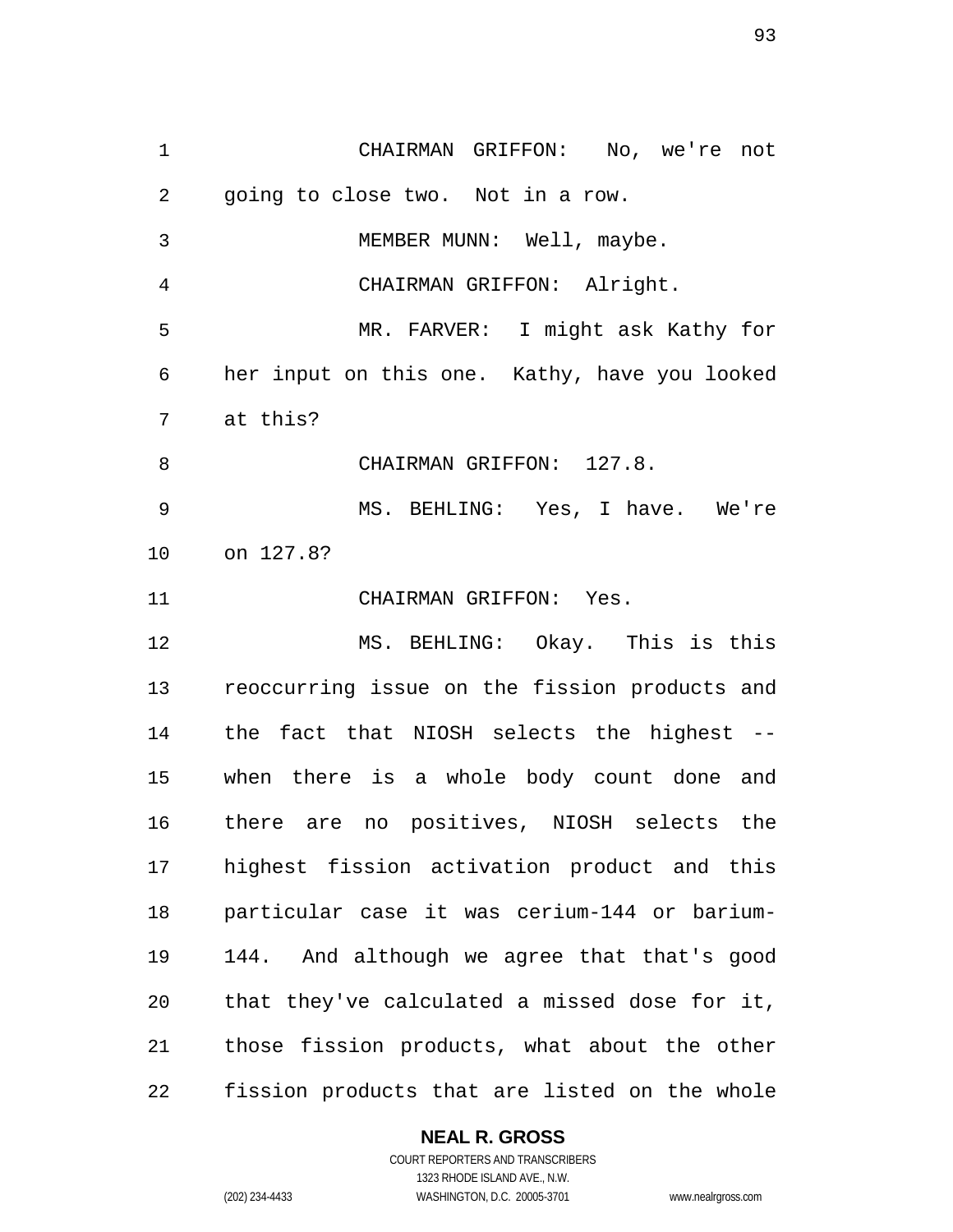CHAIRMAN GRIFFON: No, we're not going to close two. Not in a row.

MEMBER MUNN: Well, maybe.

CHAIRMAN GRIFFON: Alright.

MR. FARVER: I might ask Kathy for her input on this one. Kathy, have you looked at this?

CHAIRMAN GRIFFON: 127.8.

MS. BEHLING: Yes, I have. We're on 127.8?

CHAIRMAN GRIFFON: Yes.

MS. BEHLING: Okay. This is this reoccurring issue on the fission products and the fact that NIOSH selects the highest -- when there is a whole body count done and there are no positives, NIOSH selects the highest fission activation product and this particular case it was cerium-144 or barium-144. And although we agree that that's good that they've calculated a missed dose for it, those fission products, what about the other fission products that are listed on the whole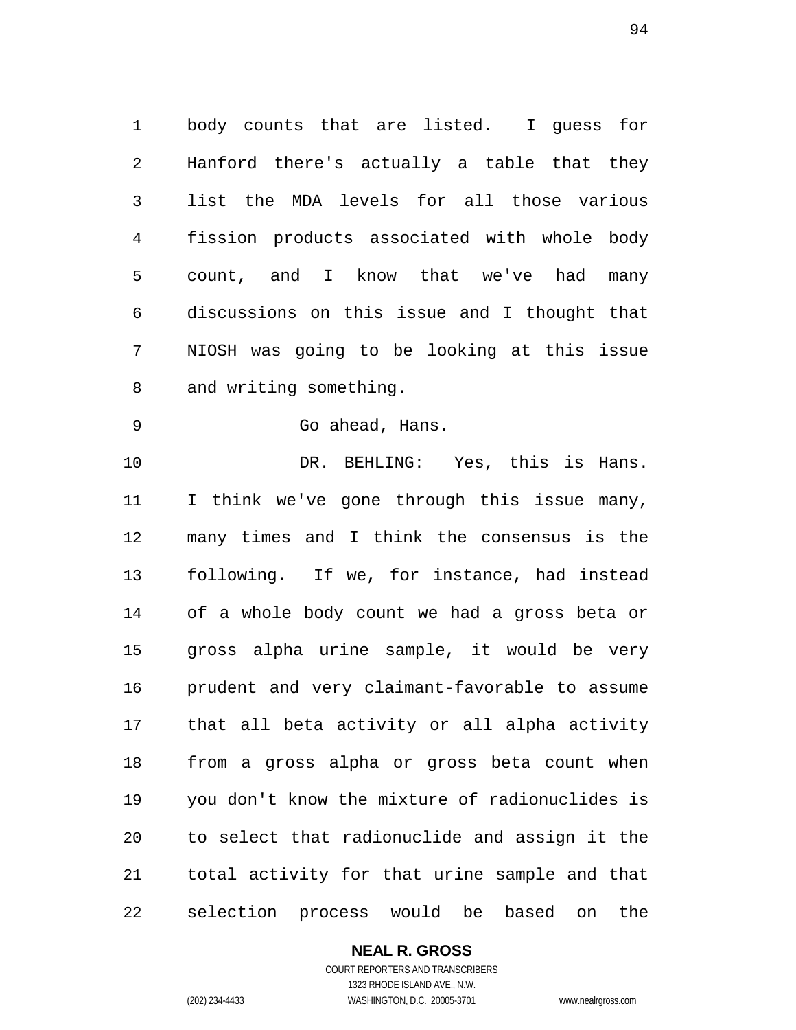body counts that are listed. I guess for Hanford there's actually a table that they list the MDA levels for all those various fission products associated with whole body count, and I know that we've had many discussions on this issue and I thought that NIOSH was going to be looking at this issue and writing something.

Go ahead, Hans.

DR. BEHLING: Yes, this is Hans. I think we've gone through this issue many, many times and I think the consensus is the following. If we, for instance, had instead of a whole body count we had a gross beta or gross alpha urine sample, it would be very prudent and very claimant-favorable to assume that all beta activity or all alpha activity from a gross alpha or gross beta count when you don't know the mixture of radionuclides is to select that radionuclide and assign it the total activity for that urine sample and that selection process would be based on the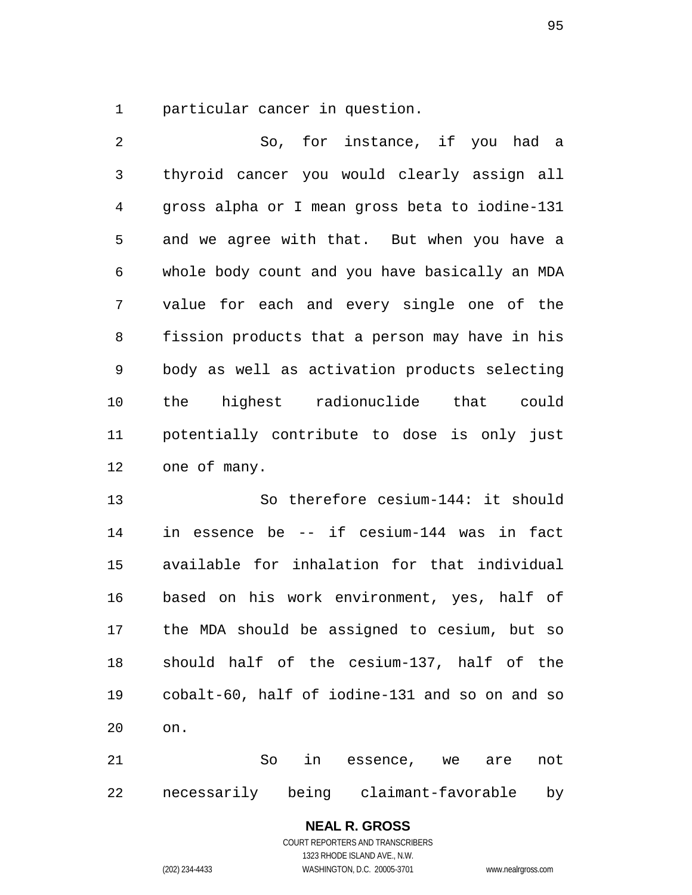particular cancer in question.

So, for instance, if you had a thyroid cancer you would clearly assign all gross alpha or I mean gross beta to iodine-131 and we agree with that. But when you have a whole body count and you have basically an MDA value for each and every single one of the fission products that a person may have in his body as well as activation products selecting the highest radionuclide that could potentially contribute to dose is only just one of many.

So therefore cesium-144: it should in essence be -- if cesium-144 was in fact available for inhalation for that individual based on his work environment, yes, half of the MDA should be assigned to cesium, but so should half of the cesium-137, half of the cobalt-60, half of iodine-131 and so on and so on.

So in essence, we are not necessarily being claimant-favorable by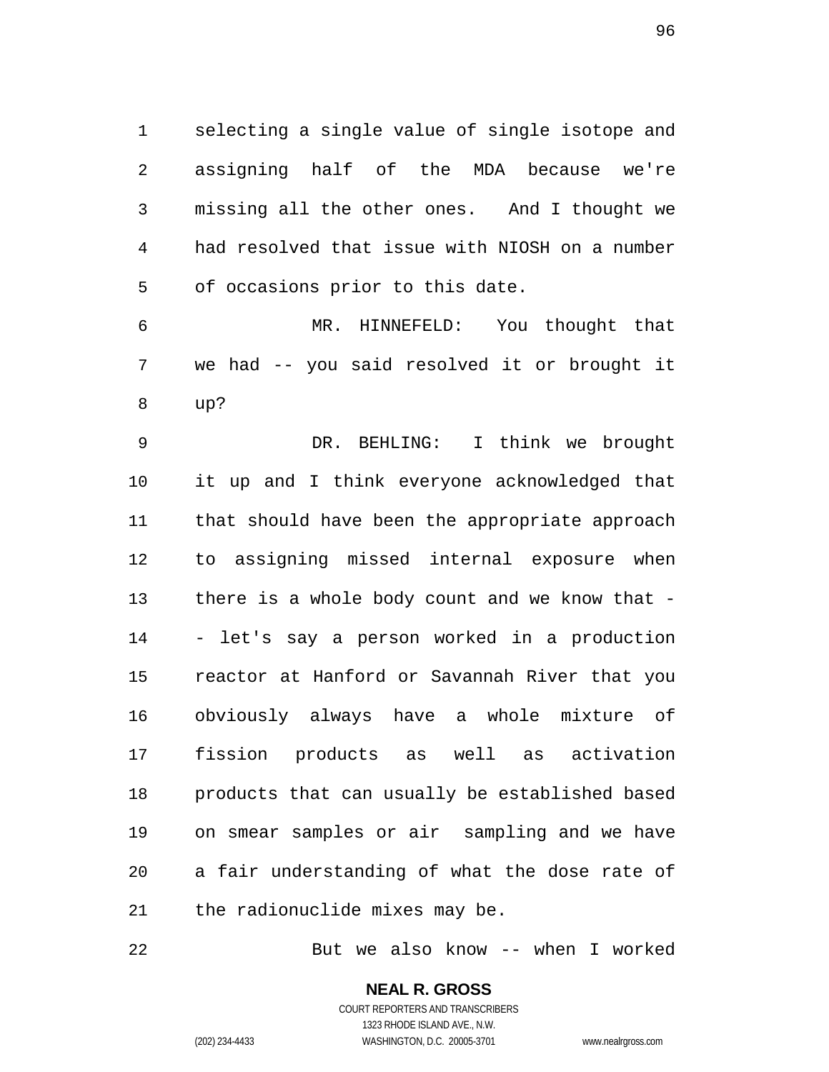selecting a single value of single isotope and assigning half of the MDA because we're missing all the other ones. And I thought we had resolved that issue with NIOSH on a number of occasions prior to this date.

MR. HINNEFELD: You thought that we had -- you said resolved it or brought it up?

DR. BEHLING: I think we brought it up and I think everyone acknowledged that that should have been the appropriate approach to assigning missed internal exposure when there is a whole body count and we know that -- let's say a person worked in a production reactor at Hanford or Savannah River that you obviously always have a whole mixture of fission products as well as activation products that can usually be established based on smear samples or air sampling and we have a fair understanding of what the dose rate of the radionuclide mixes may be.

But we also know -- when I worked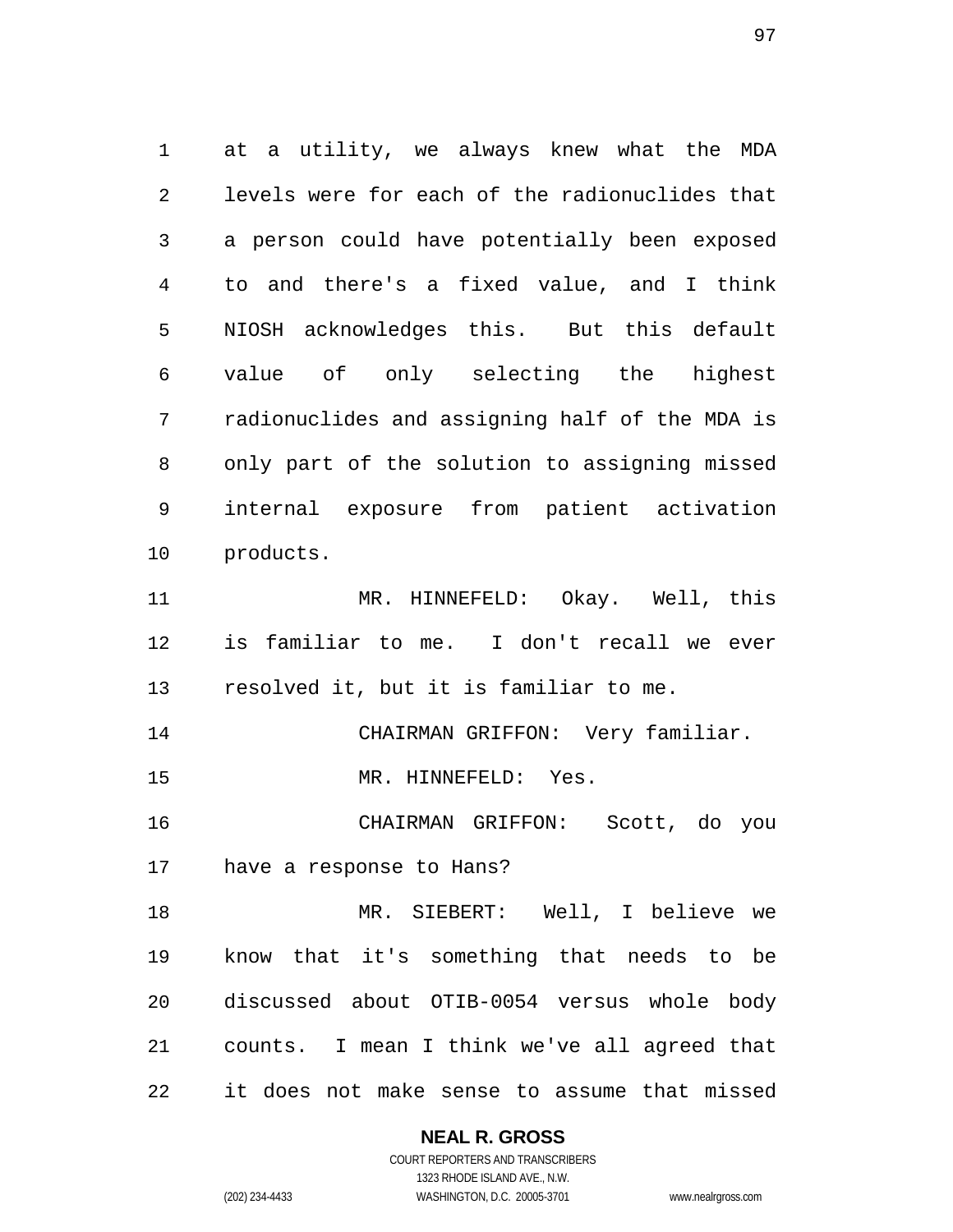at a utility, we always knew what the MDA levels were for each of the radionuclides that a person could have potentially been exposed to and there's a fixed value, and I think NIOSH acknowledges this. But this default value of only selecting the highest radionuclides and assigning half of the MDA is only part of the solution to assigning missed internal exposure from patient activation products.

MR. HINNEFELD: Okay. Well, this is familiar to me. I don't recall we ever resolved it, but it is familiar to me.

CHAIRMAN GRIFFON: Very familiar.

MR. HINNEFELD: Yes.

CHAIRMAN GRIFFON: Scott, do you have a response to Hans?

MR. SIEBERT: Well, I believe we know that it's something that needs to be discussed about OTIB-0054 versus whole body counts. I mean I think we've all agreed that it does not make sense to assume that missed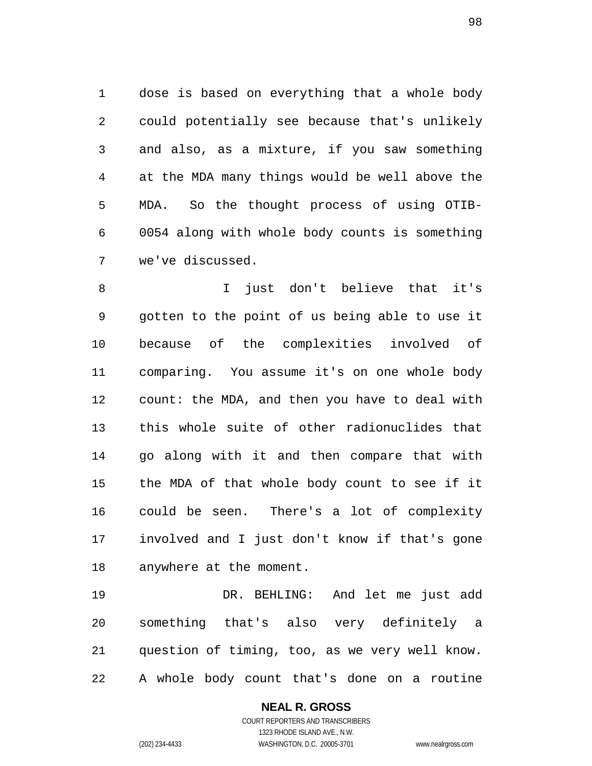dose is based on everything that a whole body could potentially see because that's unlikely and also, as a mixture, if you saw something at the MDA many things would be well above the MDA. So the thought process of using OTIB-0054 along with whole body counts is something we've discussed.

I just don't believe that it's gotten to the point of us being able to use it because of the complexities involved of comparing. You assume it's on one whole body count: the MDA, and then you have to deal with this whole suite of other radionuclides that go along with it and then compare that with the MDA of that whole body count to see if it could be seen. There's a lot of complexity involved and I just don't know if that's gone anywhere at the moment.

DR. BEHLING: And let me just add something that's also very definitely a question of timing, too, as we very well know. A whole body count that's done on a routine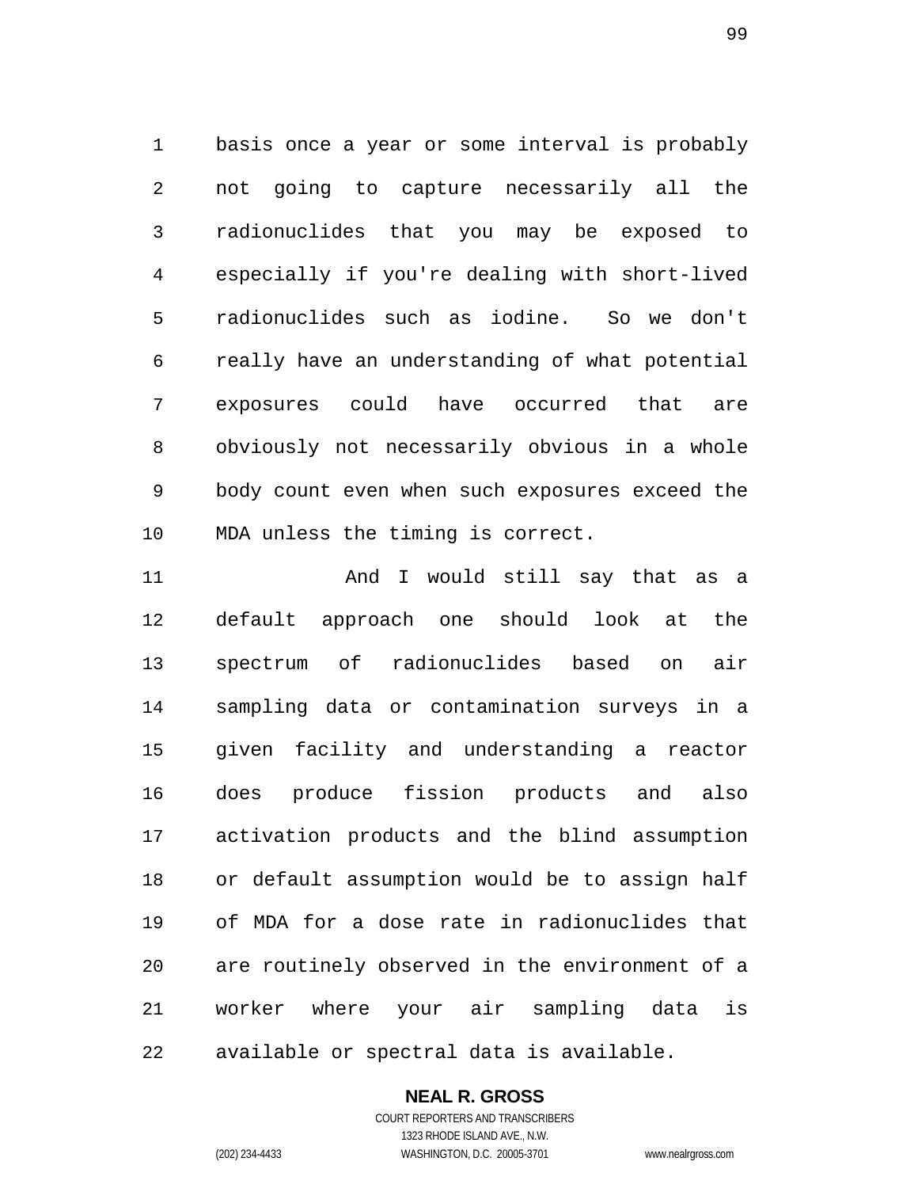basis once a year or some interval is probably not going to capture necessarily all the radionuclides that you may be exposed to especially if you're dealing with short-lived radionuclides such as iodine. So we don't really have an understanding of what potential exposures could have occurred that are obviously not necessarily obvious in a whole body count even when such exposures exceed the MDA unless the timing is correct.

And I would still say that as a default approach one should look at the spectrum of radionuclides based on air sampling data or contamination surveys in a given facility and understanding a reactor does produce fission products and also activation products and the blind assumption or default assumption would be to assign half of MDA for a dose rate in radionuclides that are routinely observed in the environment of a worker where your air sampling data is available or spectral data is available.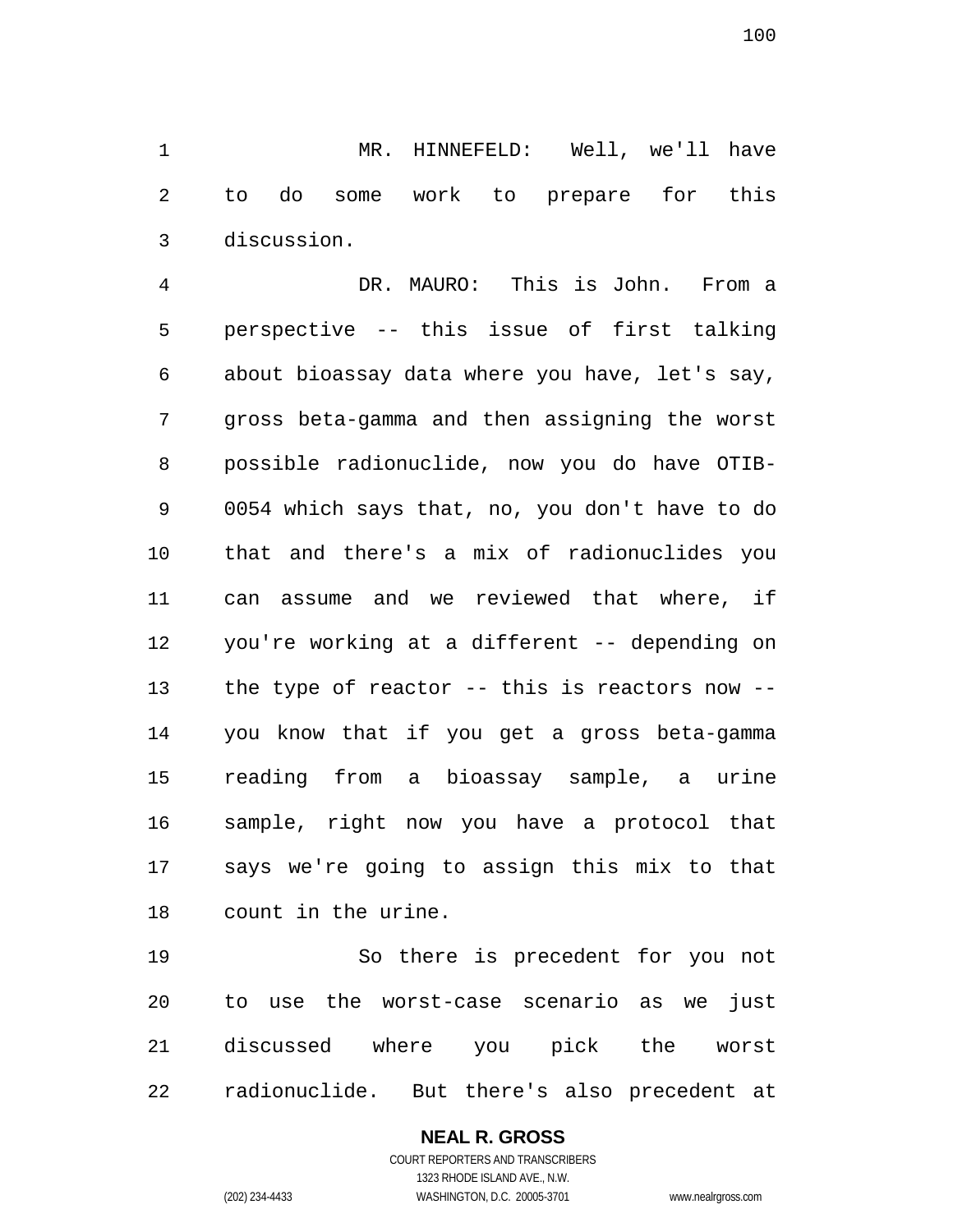MR. HINNEFELD: Well, we'll have to do some work to prepare for this discussion.

DR. MAURO: This is John. From a perspective -- this issue of first talking about bioassay data where you have, let's say, gross beta-gamma and then assigning the worst possible radionuclide, now you do have OTIB-0054 which says that, no, you don't have to do that and there's a mix of radionuclides you can assume and we reviewed that where, if you're working at a different -- depending on the type of reactor -- this is reactors now -- you know that if you get a gross beta-gamma reading from a bioassay sample, a urine sample, right now you have a protocol that says we're going to assign this mix to that count in the urine.

So there is precedent for you not to use the worst-case scenario as we just discussed where you pick the worst radionuclide. But there's also precedent at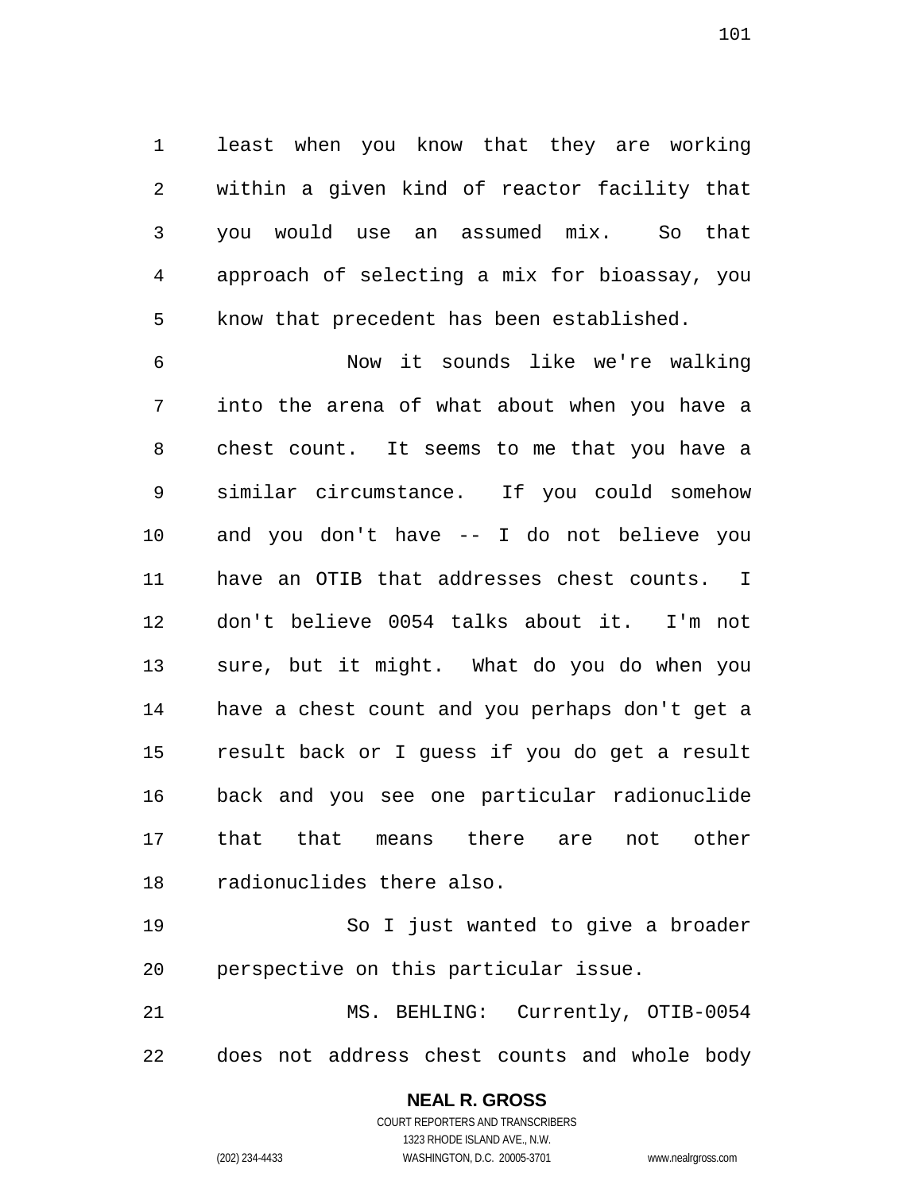least when you know that they are working within a given kind of reactor facility that you would use an assumed mix. So that approach of selecting a mix for bioassay, you know that precedent has been established.

Now it sounds like we're walking into the arena of what about when you have a chest count. It seems to me that you have a similar circumstance. If you could somehow and you don't have -- I do not believe you have an OTIB that addresses chest counts. I don't believe 0054 talks about it. I'm not sure, but it might. What do you do when you have a chest count and you perhaps don't get a result back or I guess if you do get a result back and you see one particular radionuclide that that means there are not other radionuclides there also.

So I just wanted to give a broader perspective on this particular issue.

MS. BEHLING: Currently, OTIB-0054 does not address chest counts and whole body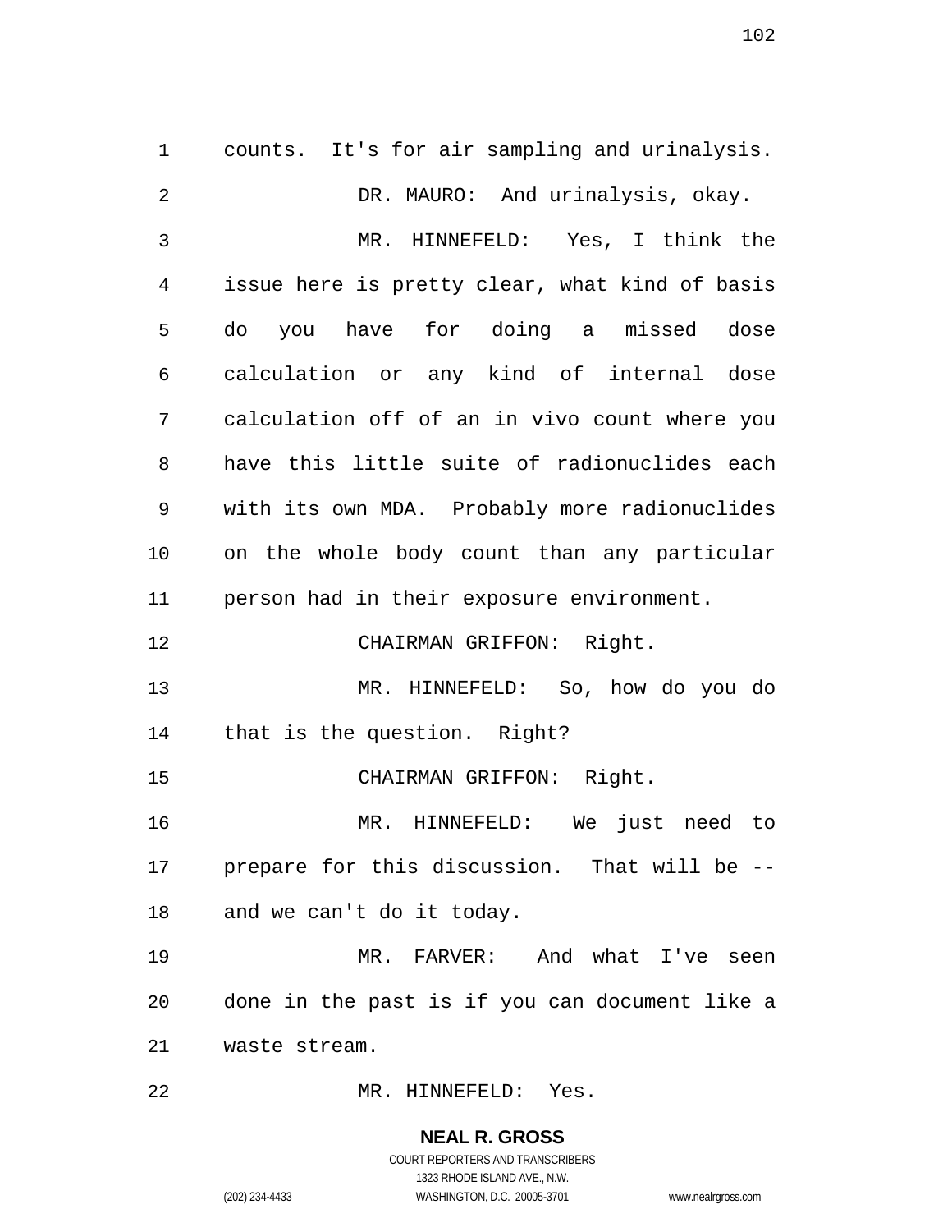counts. It's for air sampling and urinalysis.

DR. MAURO: And urinalysis, okay.

MR. HINNEFELD: Yes, I think the issue here is pretty clear, what kind of basis do you have for doing a missed dose calculation or any kind of internal dose calculation off of an in vivo count where you have this little suite of radionuclides each with its own MDA. Probably more radionuclides on the whole body count than any particular person had in their exposure environment.

CHAIRMAN GRIFFON: Right.

MR. HINNEFELD: So, how do you do that is the question. Right?

CHAIRMAN GRIFFON: Right.

MR. HINNEFELD: We just need to prepare for this discussion. That will be -- and we can't do it today.

MR. FARVER: And what I've seen done in the past is if you can document like a waste stream.

MR. HINNEFELD: Yes.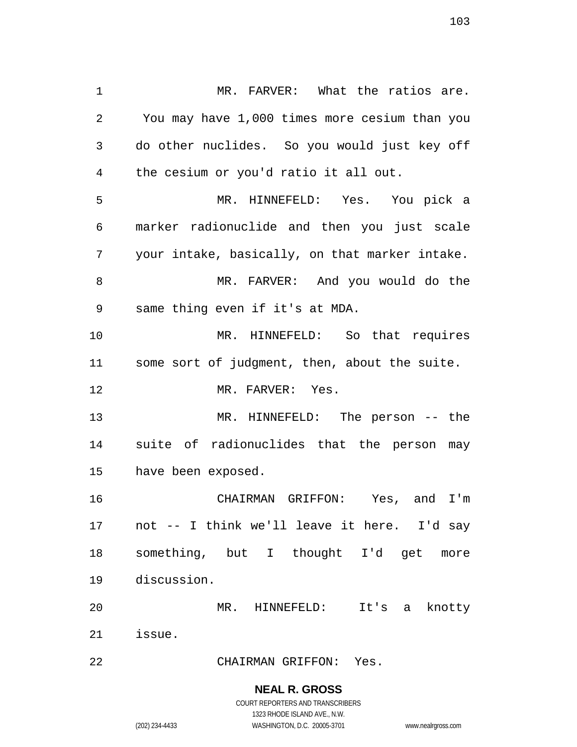MR. FARVER: What the ratios are. You may have 1,000 times more cesium than you do other nuclides. So you would just key off the cesium or you'd ratio it all out.

MR. HINNEFELD: Yes. You pick a marker radionuclide and then you just scale your intake, basically, on that marker intake.

MR. FARVER: And you would do the same thing even if it's at MDA.

MR. HINNEFELD: So that requires some sort of judgment, then, about the suite.

MR. FARVER: Yes.

MR. HINNEFELD: The person -- the suite of radionuclides that the person may have been exposed.

CHAIRMAN GRIFFON: Yes, and I'm not -- I think we'll leave it here. I'd say something, but I thought I'd get more discussion.

MR. HINNEFELD: It's a knotty issue.

CHAIRMAN GRIFFON: Yes.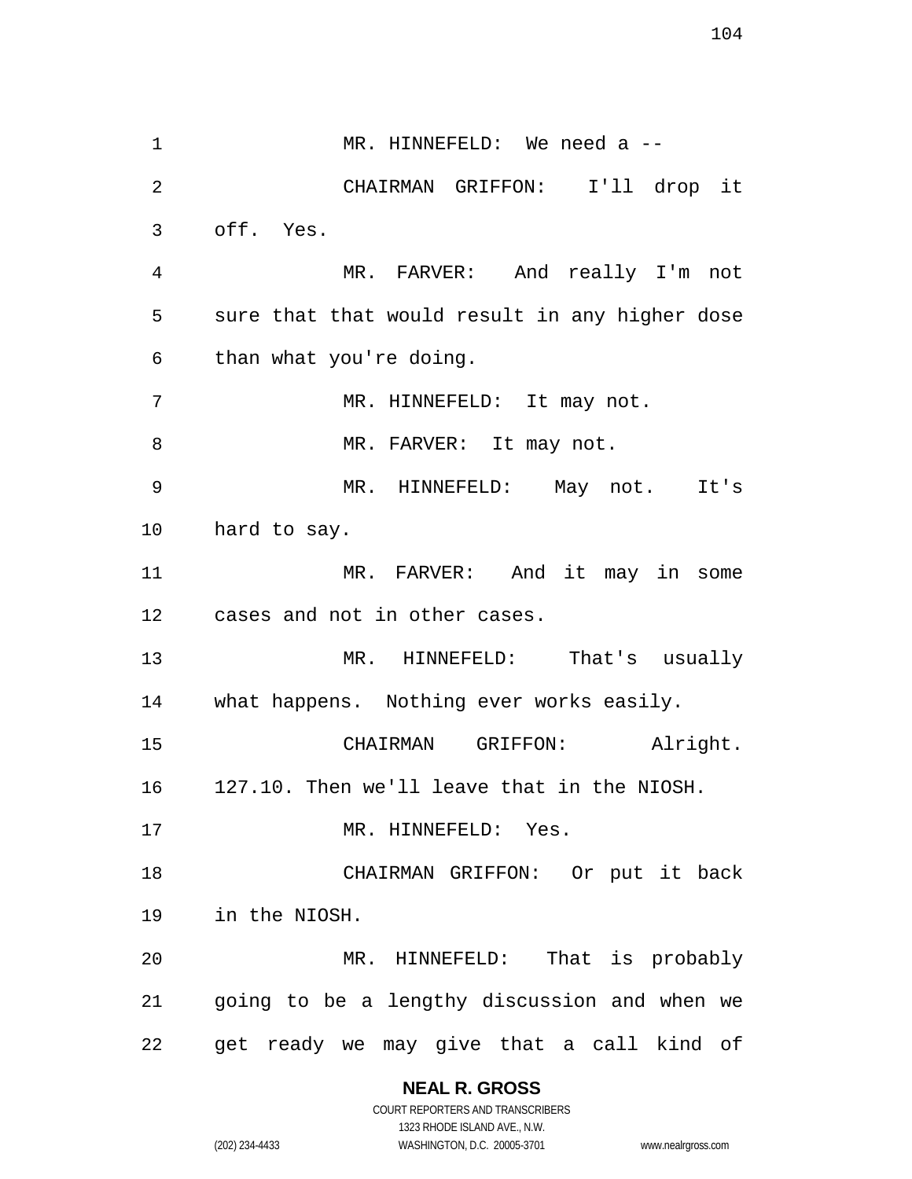MR. HINNEFELD: We need a --

CHAIRMAN GRIFFON: I'll drop it off. Yes.

MR. FARVER: And really I'm not sure that that would result in any higher dose than what you're doing.

MR. HINNEFELD: It may not.

MR. FARVER: It may not.

MR. HINNEFELD: May not. It's hard to say.

MR. FARVER: And it may in some cases and not in other cases.

MR. HINNEFELD: That's usually what happens. Nothing ever works easily.

CHAIRMAN GRIFFON: Alright. 127.10. Then we'll leave that in the NIOSH.

MR. HINNEFELD: Yes.

CHAIRMAN GRIFFON: Or put it back in the NIOSH.

MR. HINNEFELD: That is probably going to be a lengthy discussion and when we get ready we may give that a call kind of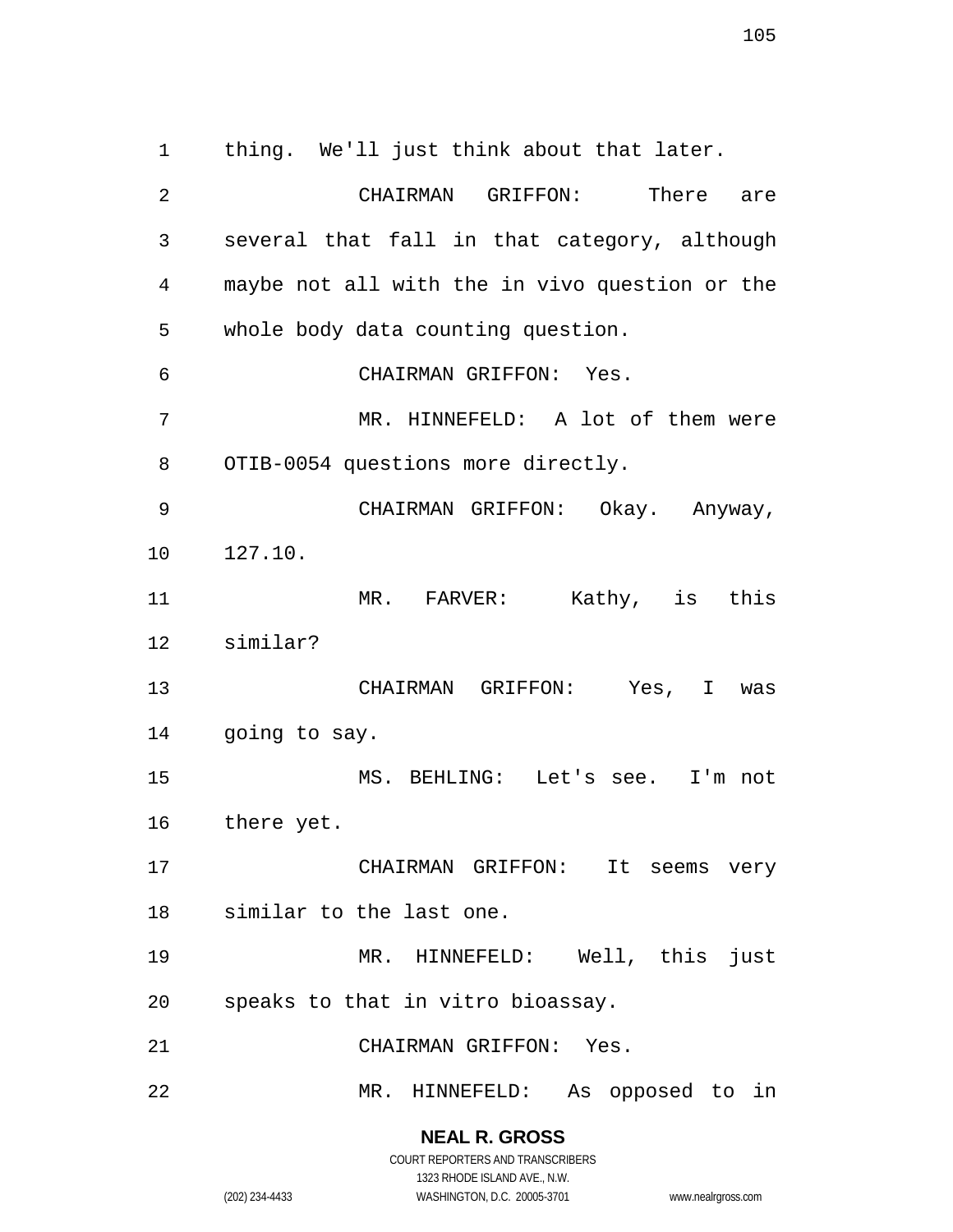thing. We'll just think about that later.

CHAIRMAN GRIFFON: There are several that fall in that category, although maybe not all with the in vivo question or the whole body data counting question.

CHAIRMAN GRIFFON: Yes.

MR. HINNEFELD: A lot of them were OTIB-0054 questions more directly.

CHAIRMAN GRIFFON: Okay. Anyway, 127.10.

MR. FARVER: Kathy, is this similar?

CHAIRMAN GRIFFON: Yes, I was going to say.

MS. BEHLING: Let's see. I'm not there yet.

CHAIRMAN GRIFFON: It seems very similar to the last one.

MR. HINNEFELD: Well, this just speaks to that in vitro bioassay.

CHAIRMAN GRIFFON: Yes.

MR. HINNEFELD: As opposed to in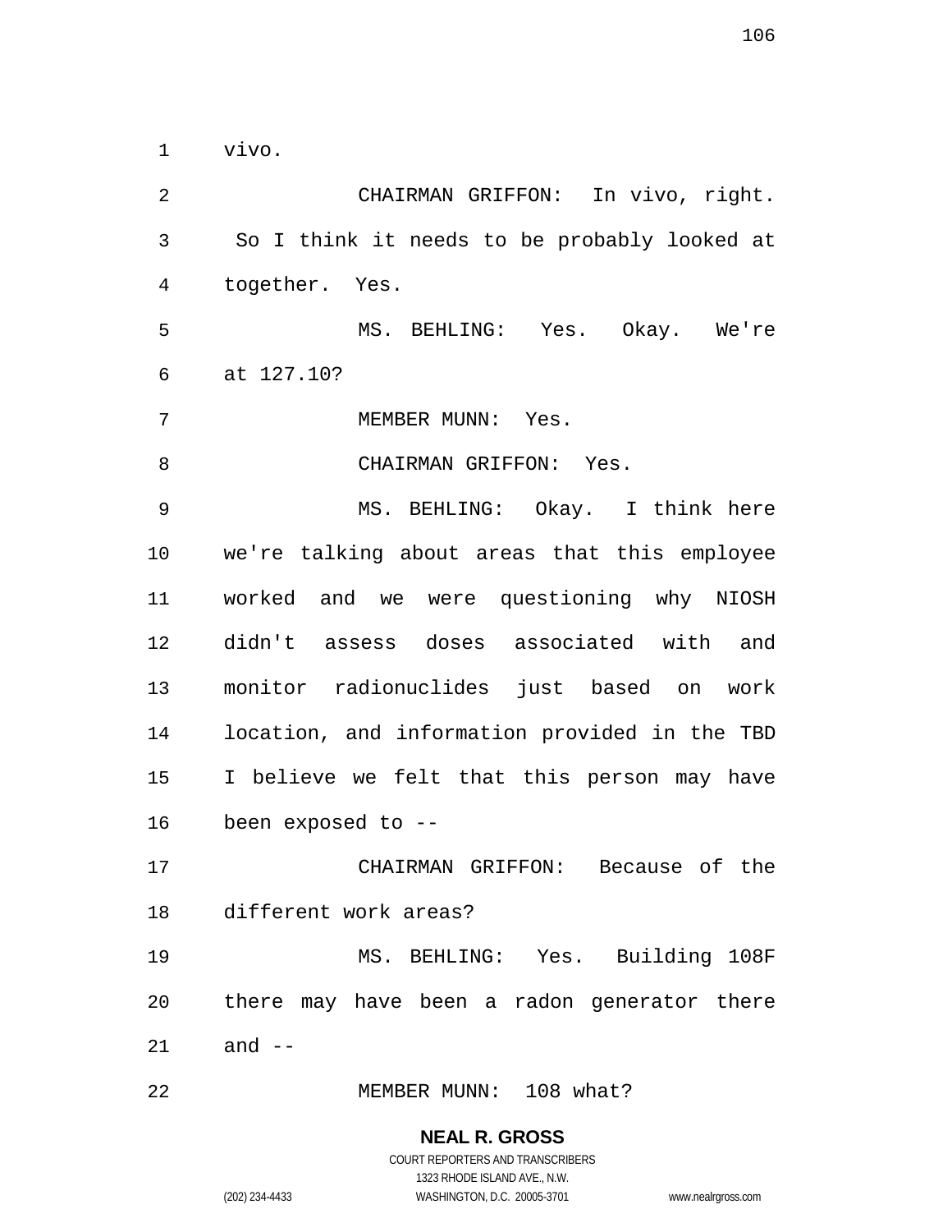vivo.

CHAIRMAN GRIFFON: In vivo, right. So I think it needs to be probably looked at together. Yes.

MS. BEHLING: Yes. Okay. We're at 127.10?

MEMBER MUNN: Yes.

CHAIRMAN GRIFFON: Yes.

MS. BEHLING: Okay. I think here we're talking about areas that this employee worked and we were questioning why NIOSH didn't assess doses associated with and monitor radionuclides just based on work location, and information provided in the TBD I believe we felt that this person may have been exposed to --

CHAIRMAN GRIFFON: Because of the different work areas?

MS. BEHLING: Yes. Building 108F there may have been a radon generator there and --

MEMBER MUNN: 108 what?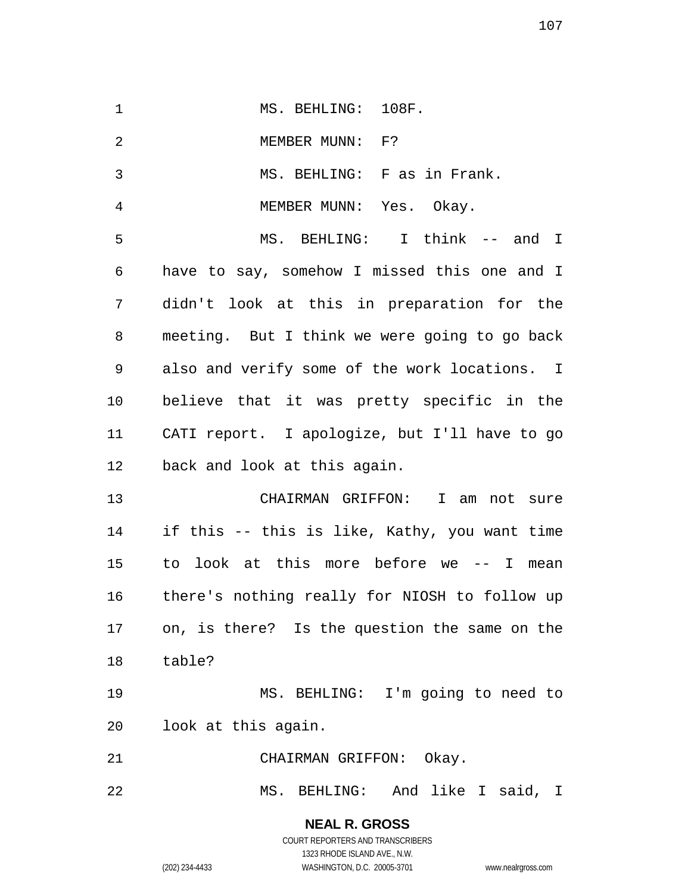MS. BEHLING: 108F.

MEMBER MUNN: F?

MS. BEHLING: F as in Frank.

MEMBER MUNN: Yes. Okay.

MS. BEHLING: I think -- and I have to say, somehow I missed this one and I didn't look at this in preparation for the meeting. But I think we were going to go back also and verify some of the work locations. I believe that it was pretty specific in the CATI report. I apologize, but I'll have to go back and look at this again.

CHAIRMAN GRIFFON: I am not sure if this -- this is like, Kathy, you want time to look at this more before we -- I mean there's nothing really for NIOSH to follow up on, is there? Is the question the same on the table?

MS. BEHLING: I'm going to need to look at this again.

CHAIRMAN GRIFFON: Okay.

MS. BEHLING: And like I said, I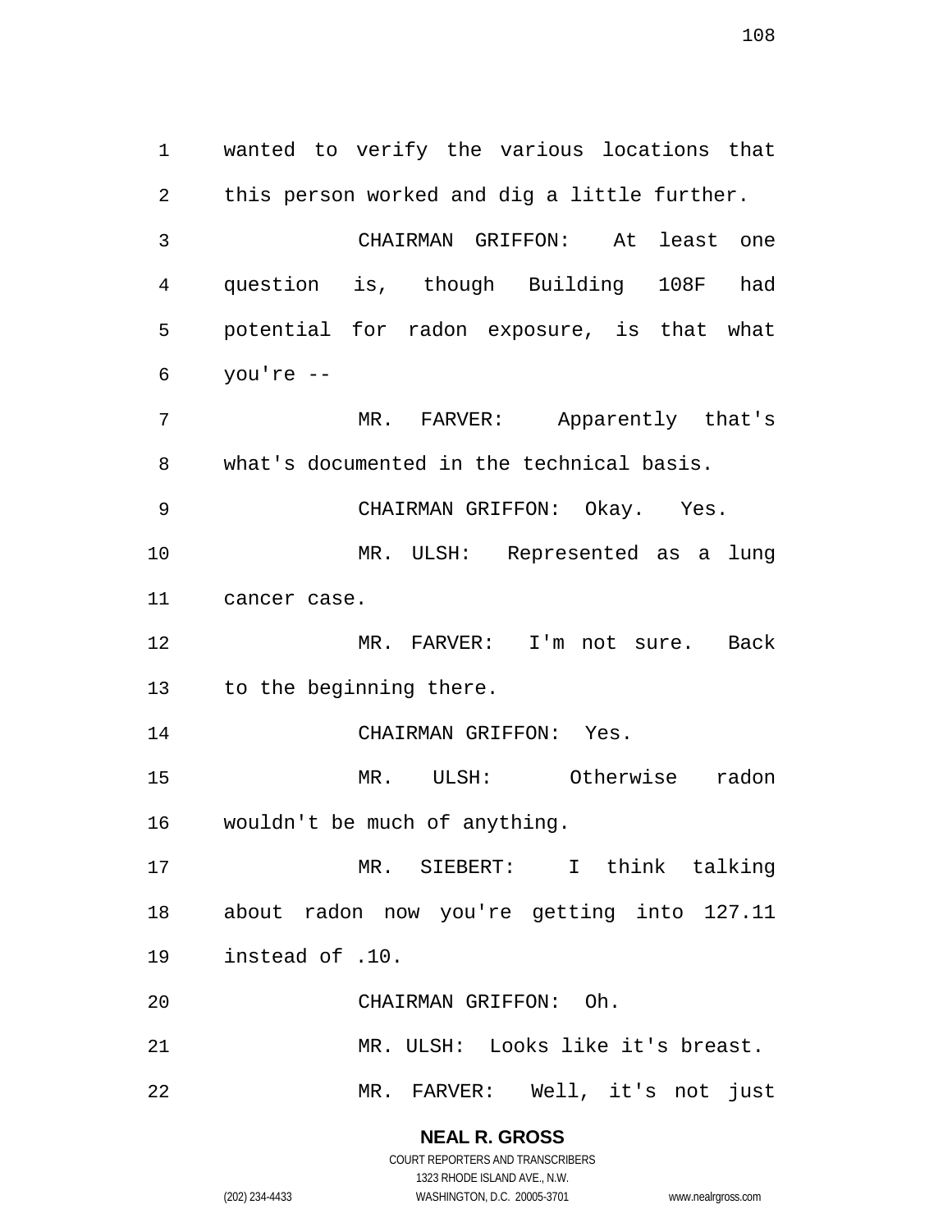wanted to verify the various locations that this person worked and dig a little further.

CHAIRMAN GRIFFON: At least one question is, though Building 108F had potential for radon exposure, is that what you're --

MR. FARVER: Apparently that's what's documented in the technical basis.

CHAIRMAN GRIFFON: Okay. Yes.

MR. ULSH: Represented as a lung cancer case.

MR. FARVER: I'm not sure. Back to the beginning there.

CHAIRMAN GRIFFON: Yes.

MR. ULSH: Otherwise radon wouldn't be much of anything.

MR. SIEBERT: I think talking about radon now you're getting into 127.11 instead of .10.

CHAIRMAN GRIFFON: Oh.

MR. ULSH: Looks like it's breast.

MR. FARVER: Well, it's not just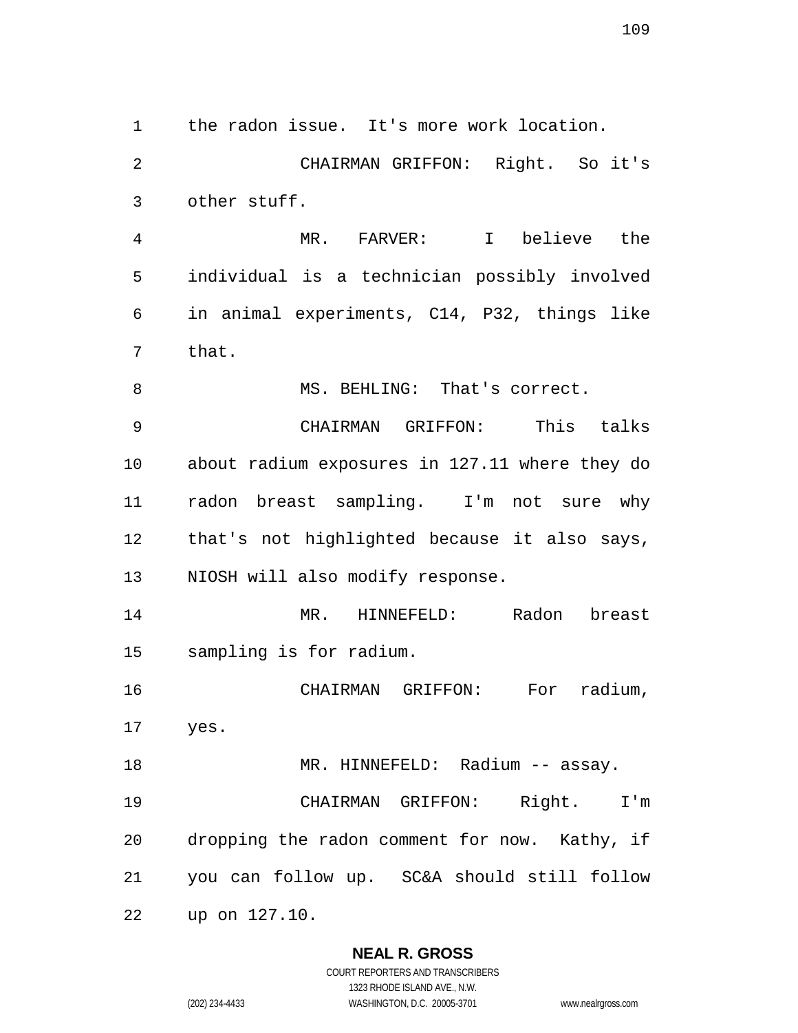the radon issue. It's more work location.

CHAIRMAN GRIFFON: Right. So it's other stuff.

MR. FARVER: I believe the individual is a technician possibly involved in animal experiments, C14, P32, things like that.

MS. BEHLING: That's correct.

CHAIRMAN GRIFFON: This talks about radium exposures in 127.11 where they do radon breast sampling. I'm not sure why that's not highlighted because it also says, NIOSH will also modify response.

MR. HINNEFELD: Radon breast sampling is for radium.

CHAIRMAN GRIFFON: For radium, yes.

MR. HINNEFELD: Radium -- assay.

CHAIRMAN GRIFFON: Right. I'm dropping the radon comment for now. Kathy, if you can follow up. SC&A should still follow up on 127.10.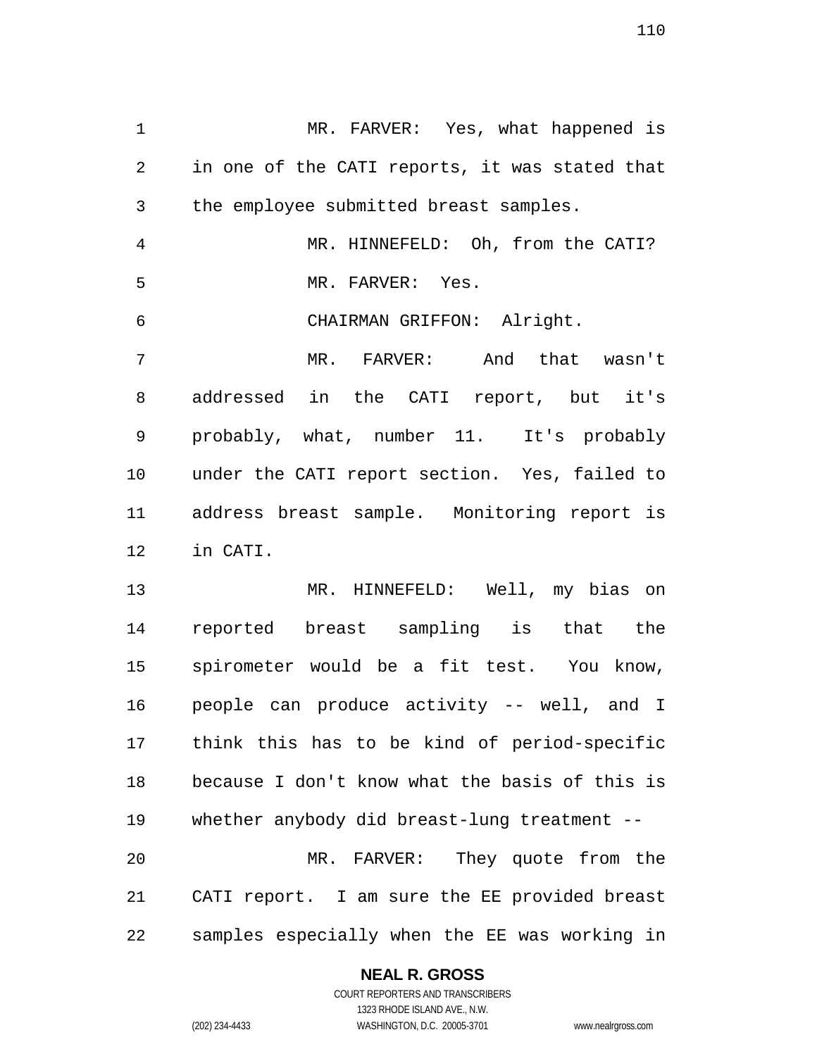MR. FARVER: Yes, what happened is in one of the CATI reports, it was stated that the employee submitted breast samples.

MR. HINNEFELD: Oh, from the CATI?

MR. FARVER: Yes.

CHAIRMAN GRIFFON: Alright.

MR. FARVER: And that wasn't addressed in the CATI report, but it's probably, what, number 11. It's probably under the CATI report section. Yes, failed to address breast sample. Monitoring report is in CATI.

MR. HINNEFELD: Well, my bias on reported breast sampling is that the spirometer would be a fit test. You know, people can produce activity -- well, and I think this has to be kind of period-specific because I don't know what the basis of this is whether anybody did breast-lung treatment --

MR. FARVER: They quote from the CATI report. I am sure the EE provided breast samples especially when the EE was working in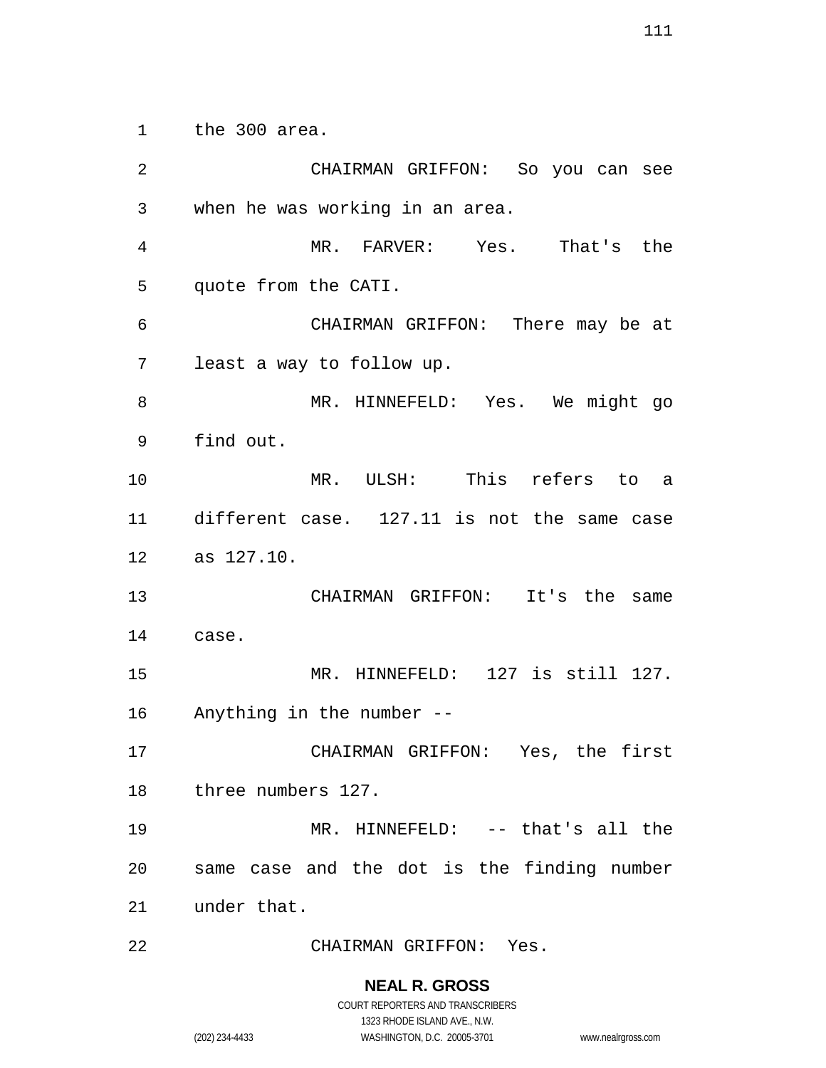the 300 area.

CHAIRMAN GRIFFON: So you can see when he was working in an area.

MR. FARVER: Yes. That's the quote from the CATI.

CHAIRMAN GRIFFON: There may be at least a way to follow up.

MR. HINNEFELD: Yes. We might go find out.

MR. ULSH: This refers to a different case. 127.11 is not the same case as 127.10.

CHAIRMAN GRIFFON: It's the same case.

MR. HINNEFELD: 127 is still 127. Anything in the number --

CHAIRMAN GRIFFON: Yes, the first three numbers 127.

MR. HINNEFELD: -- that's all the same case and the dot is the finding number under that.

CHAIRMAN GRIFFON: Yes.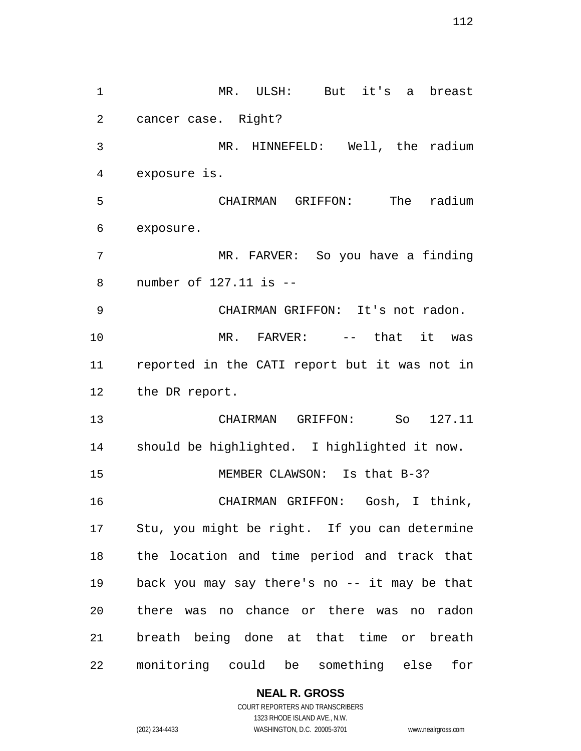MR. ULSH: But it's a breast cancer case. Right?

MR. HINNEFELD: Well, the radium exposure is.

CHAIRMAN GRIFFON: The radium exposure.

MR. FARVER: So you have a finding number of 127.11 is --

CHAIRMAN GRIFFON: It's not radon.

MR. FARVER: -- that it was reported in the CATI report but it was not in the DR report.

CHAIRMAN GRIFFON: So 127.11 should be highlighted. I highlighted it now.

MEMBER CLAWSON: Is that B-3?

CHAIRMAN GRIFFON: Gosh, I think, Stu, you might be right. If you can determine the location and time period and track that back you may say there's no -- it may be that there was no chance or there was no radon breath being done at that time or breath monitoring could be something else for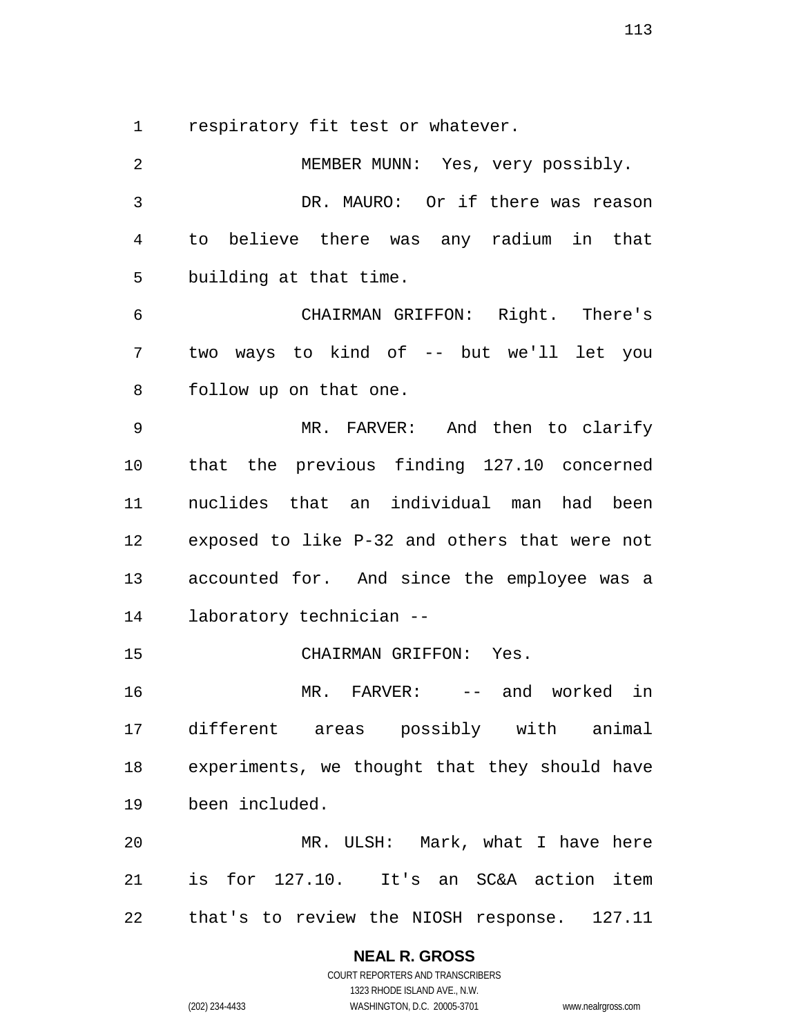respiratory fit test or whatever.

MEMBER MUNN: Yes, very possibly.

DR. MAURO: Or if there was reason to believe there was any radium in that building at that time.

CHAIRMAN GRIFFON: Right. There's two ways to kind of -- but we'll let you follow up on that one.

MR. FARVER: And then to clarify that the previous finding 127.10 concerned nuclides that an individual man had been exposed to like P-32 and others that were not accounted for. And since the employee was a laboratory technician --

CHAIRMAN GRIFFON: Yes.

MR. FARVER: -- and worked in different areas possibly with animal experiments, we thought that they should have been included.

MR. ULSH: Mark, what I have here is for 127.10. It's an SC&A action item that's to review the NIOSH response. 127.11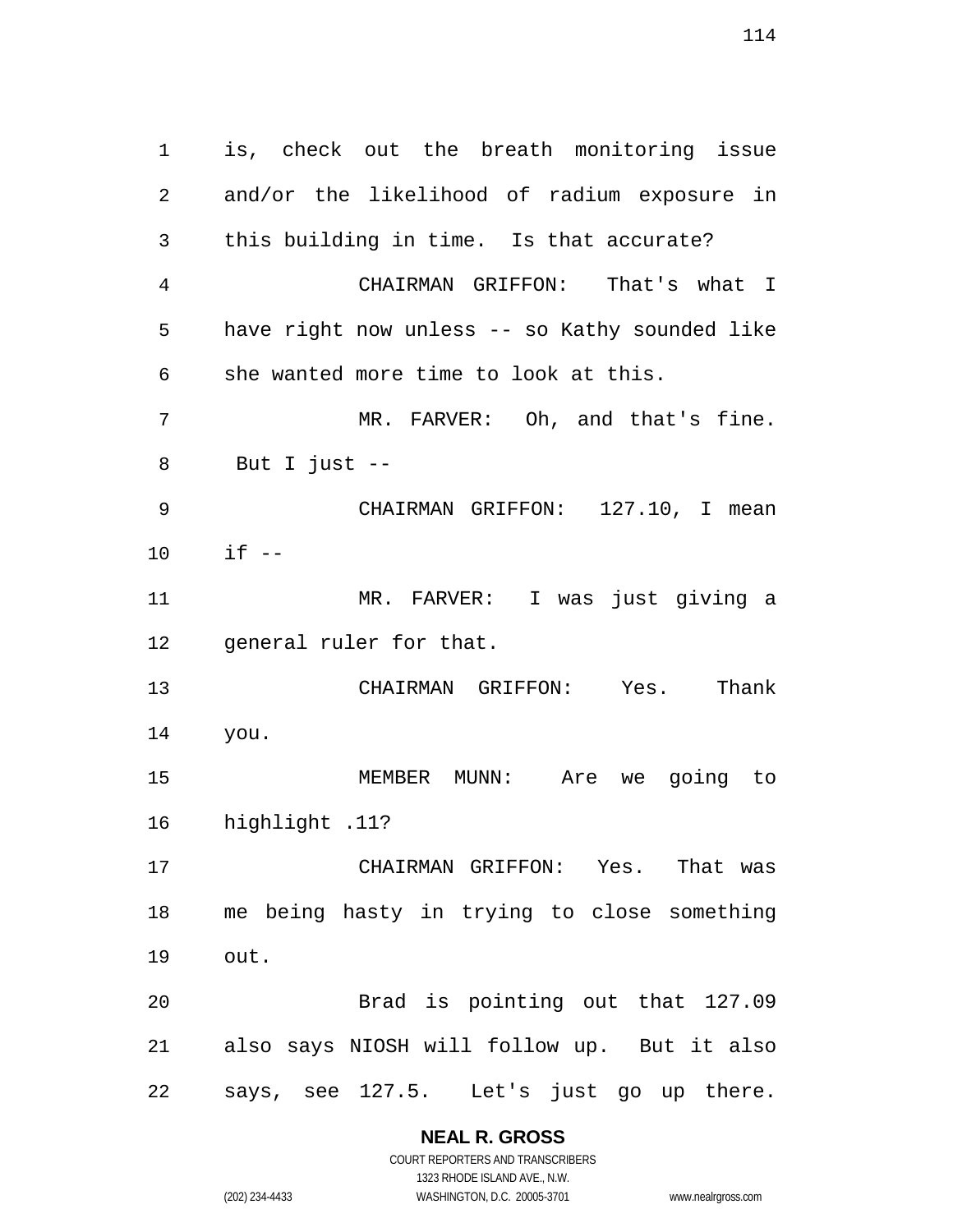is, check out the breath monitoring issue and/or the likelihood of radium exposure in this building in time. Is that accurate?

CHAIRMAN GRIFFON: That's what I have right now unless -- so Kathy sounded like she wanted more time to look at this.

MR. FARVER: Oh, and that's fine. But I just --

CHAIRMAN GRIFFON: 127.10, I mean if --

MR. FARVER: I was just giving a general ruler for that.

CHAIRMAN GRIFFON: Yes. Thank you.

MEMBER MUNN: Are we going to highlight .11?

CHAIRMAN GRIFFON: Yes. That was me being hasty in trying to close something out.

Brad is pointing out that 127.09 also says NIOSH will follow up. But it also says, see 127.5. Let's just go up there.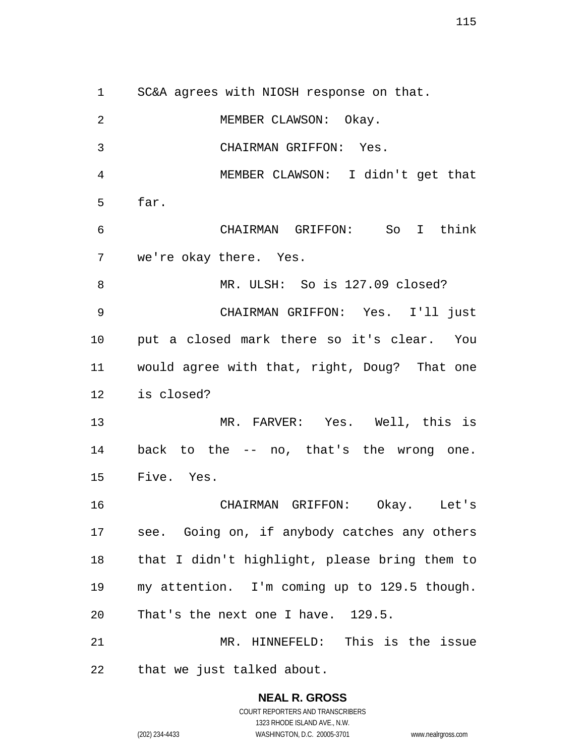SC&A agrees with NIOSH response on that.

MEMBER CLAWSON: Okay.

CHAIRMAN GRIFFON: Yes.

MEMBER CLAWSON: I didn't get that far.

CHAIRMAN GRIFFON: So I think we're okay there. Yes.

MR. ULSH: So is 127.09 closed?

CHAIRMAN GRIFFON: Yes. I'll just put a closed mark there so it's clear. You would agree with that, right, Doug? That one is closed?

MR. FARVER: Yes. Well, this is back to the -- no, that's the wrong one. Five. Yes.

CHAIRMAN GRIFFON: Okay. Let's see. Going on, if anybody catches any others that I didn't highlight, please bring them to my attention. I'm coming up to 129.5 though. That's the next one I have. 129.5.

MR. HINNEFELD: This is the issue that we just talked about.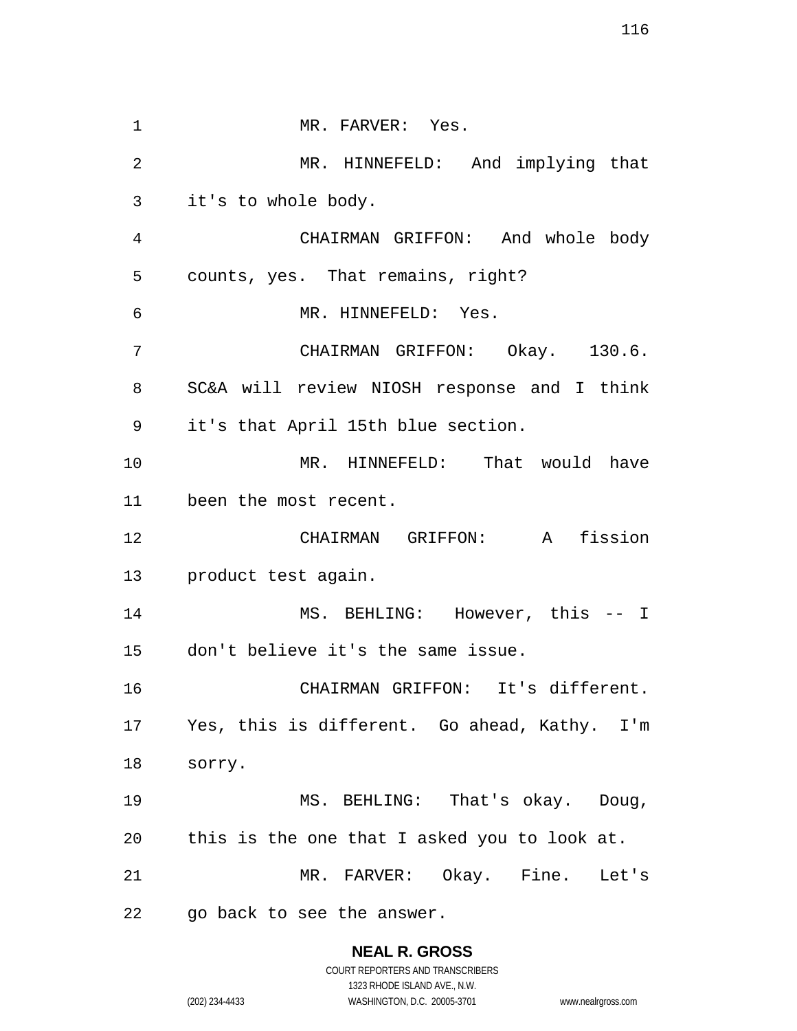MR. FARVER: Yes.

MR. HINNEFELD: And implying that it's to whole body.

CHAIRMAN GRIFFON: And whole body counts, yes. That remains, right?

MR. HINNEFELD: Yes.

CHAIRMAN GRIFFON: Okay. 130.6. SC&A will review NIOSH response and I think it's that April 15th blue section.

MR. HINNEFELD: That would have been the most recent.

CHAIRMAN GRIFFON: A fission product test again.

MS. BEHLING: However, this -- I don't believe it's the same issue.

CHAIRMAN GRIFFON: It's different. Yes, this is different. Go ahead, Kathy. I'm sorry.

MS. BEHLING: That's okay. Doug, this is the one that I asked you to look at.

MR. FARVER: Okay. Fine. Let's go back to see the answer.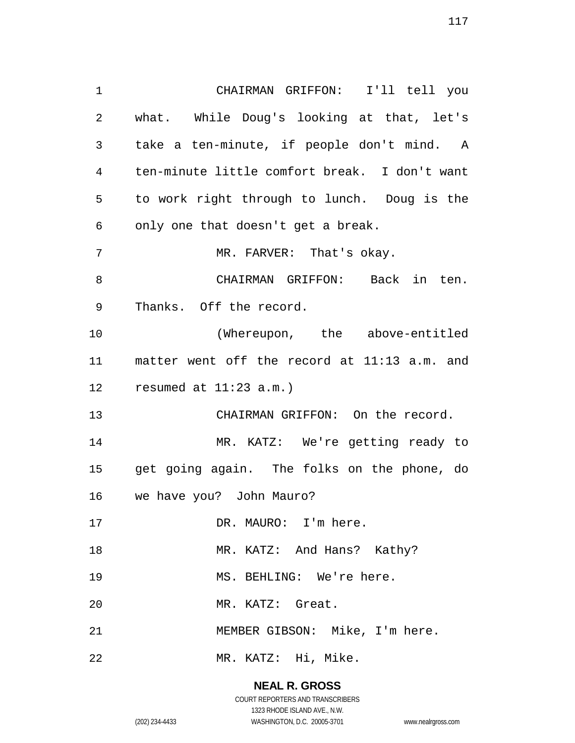CHAIRMAN GRIFFON: I'll tell you what. While Doug's looking at that, let's take a ten-minute, if people don't mind. A ten-minute little comfort break. I don't want to work right through to lunch. Doug is the only one that doesn't get a break.

MR. FARVER: That's okay.

CHAIRMAN GRIFFON: Back in ten. Thanks. Off the record.

(Whereupon, the above-entitled matter went off the record at 11:13 a.m. and resumed at 11:23 a.m.)

CHAIRMAN GRIFFON: On the record.

MR. KATZ: We're getting ready to get going again. The folks on the phone, do we have you? John Mauro?

DR. MAURO: I'm here.

MR. KATZ: And Hans? Kathy?

MS. BEHLING: We're here.

MR. KATZ: Great.

MEMBER GIBSON: Mike, I'm here.

MR. KATZ: Hi, Mike.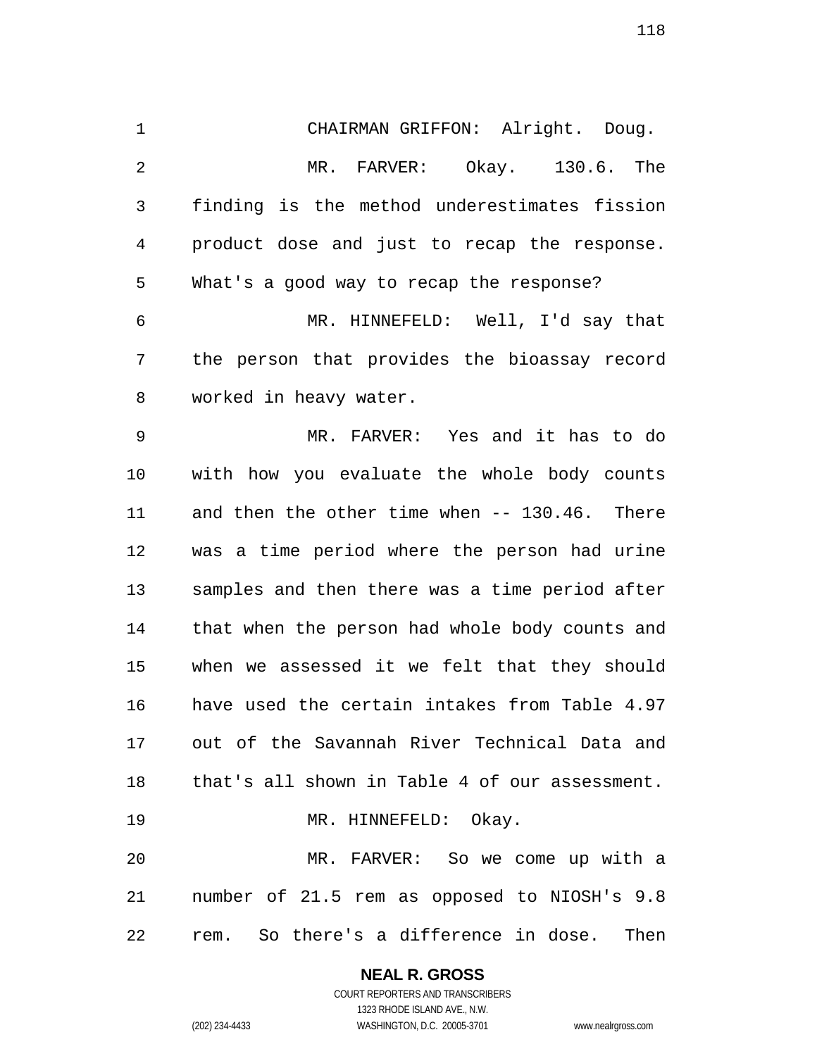CHAIRMAN GRIFFON: Alright. Doug.

MR. FARVER: Okay. 130.6. The finding is the method underestimates fission product dose and just to recap the response. What's a good way to recap the response?

MR. HINNEFELD: Well, I'd say that the person that provides the bioassay record worked in heavy water.

MR. FARVER: Yes and it has to do with how you evaluate the whole body counts and then the other time when -- 130.46. There was a time period where the person had urine samples and then there was a time period after that when the person had whole body counts and when we assessed it we felt that they should have used the certain intakes from Table 4.97 out of the Savannah River Technical Data and that's all shown in Table 4 of our assessment.

MR. HINNEFELD: Okay.

MR. FARVER: So we come up with a number of 21.5 rem as opposed to NIOSH's 9.8 rem. So there's a difference in dose. Then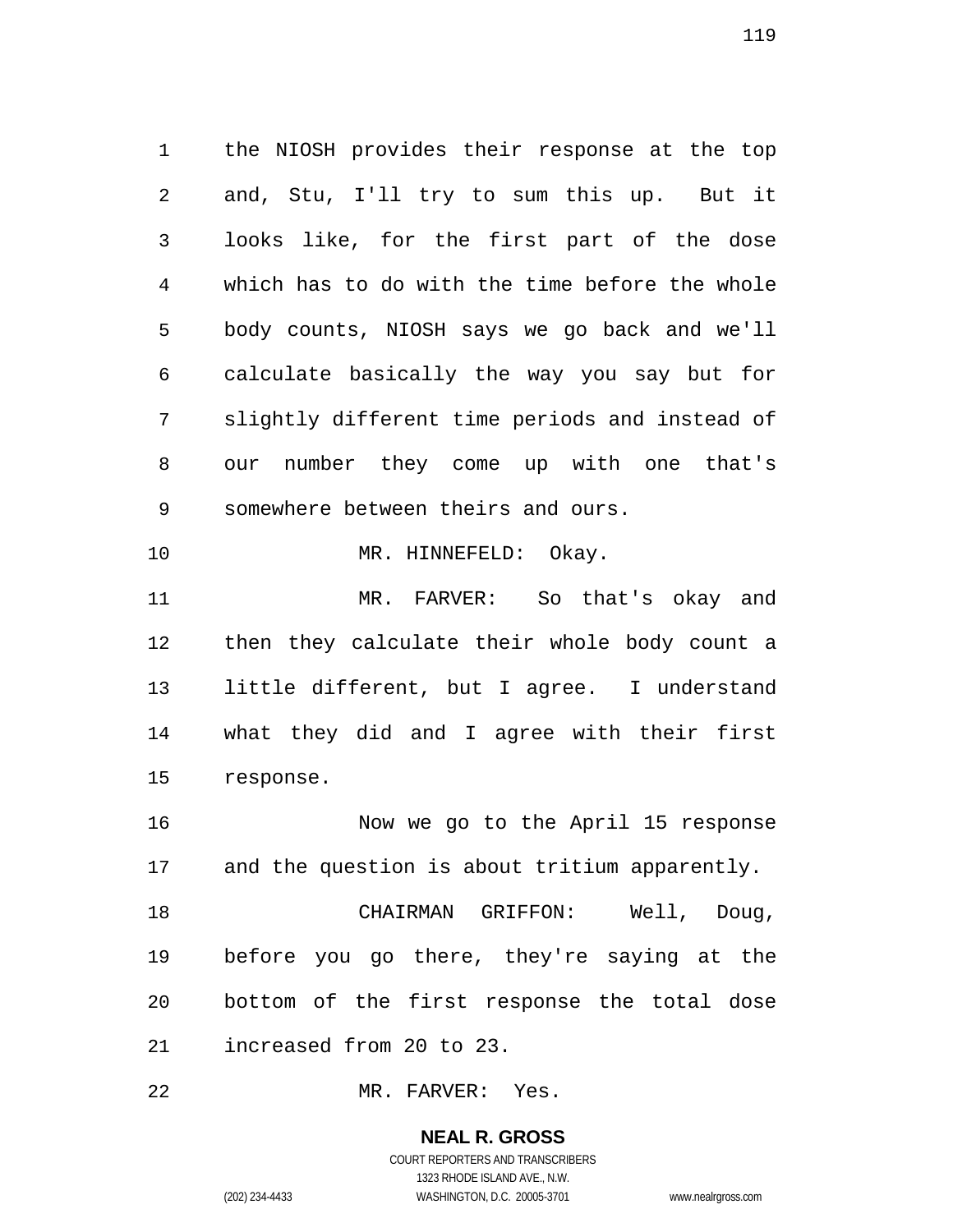the NIOSH provides their response at the top and, Stu, I'll try to sum this up. But it looks like, for the first part of the dose which has to do with the time before the whole body counts, NIOSH says we go back and we'll calculate basically the way you say but for slightly different time periods and instead of our number they come up with one that's somewhere between theirs and ours.

MR. HINNEFELD: Okay.

MR. FARVER: So that's okay and then they calculate their whole body count a little different, but I agree. I understand what they did and I agree with their first response.

Now we go to the April 15 response and the question is about tritium apparently.

CHAIRMAN GRIFFON: Well, Doug, before you go there, they're saying at the bottom of the first response the total dose increased from 20 to 23.

MR. FARVER: Yes.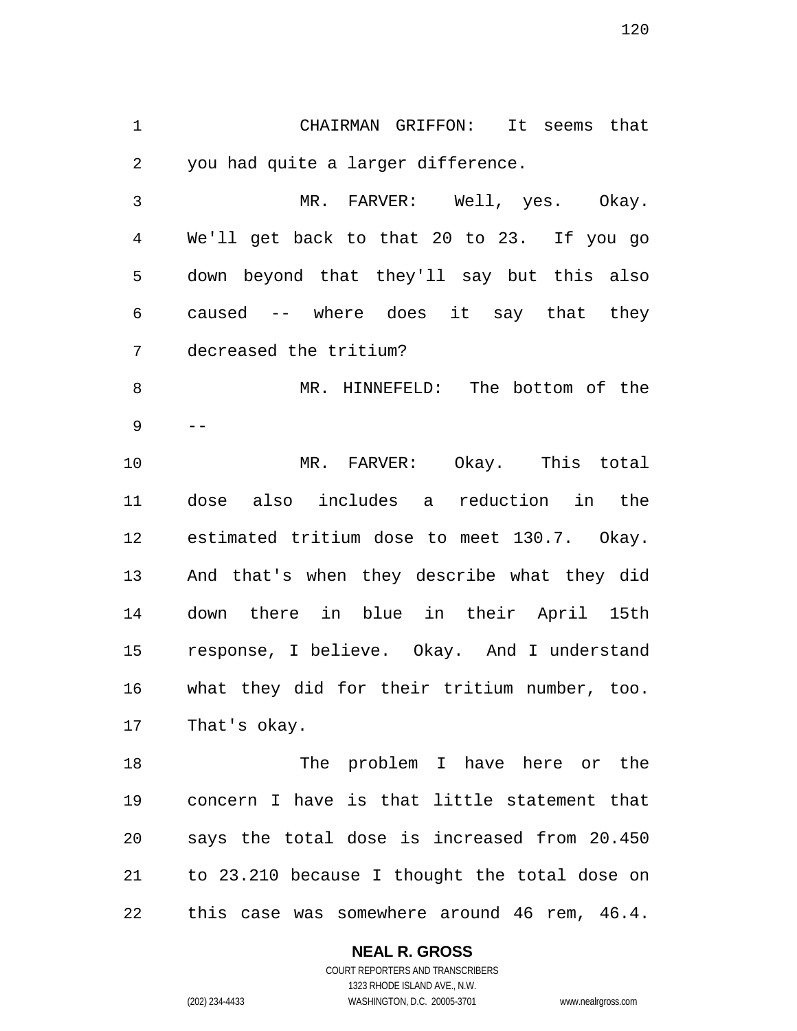CHAIRMAN GRIFFON: It seems that you had quite a larger difference.

MR. FARVER: Well, yes. Okay. We'll get back to that 20 to 23. If you go down beyond that they'll say but this also caused -- where does it say that they decreased the tritium?

MR. HINNEFELD: The bottom of the --

MR. FARVER: Okay. This total dose also includes a reduction in the estimated tritium dose to meet 130.7. Okay. And that's when they describe what they did down there in blue in their April 15th response, I believe. Okay. And I understand what they did for their tritium number, too. That's okay.

The problem I have here or the concern I have is that little statement that says the total dose is increased from 20.450 to 23.210 because I thought the total dose on this case was somewhere around 46 rem, 46.4.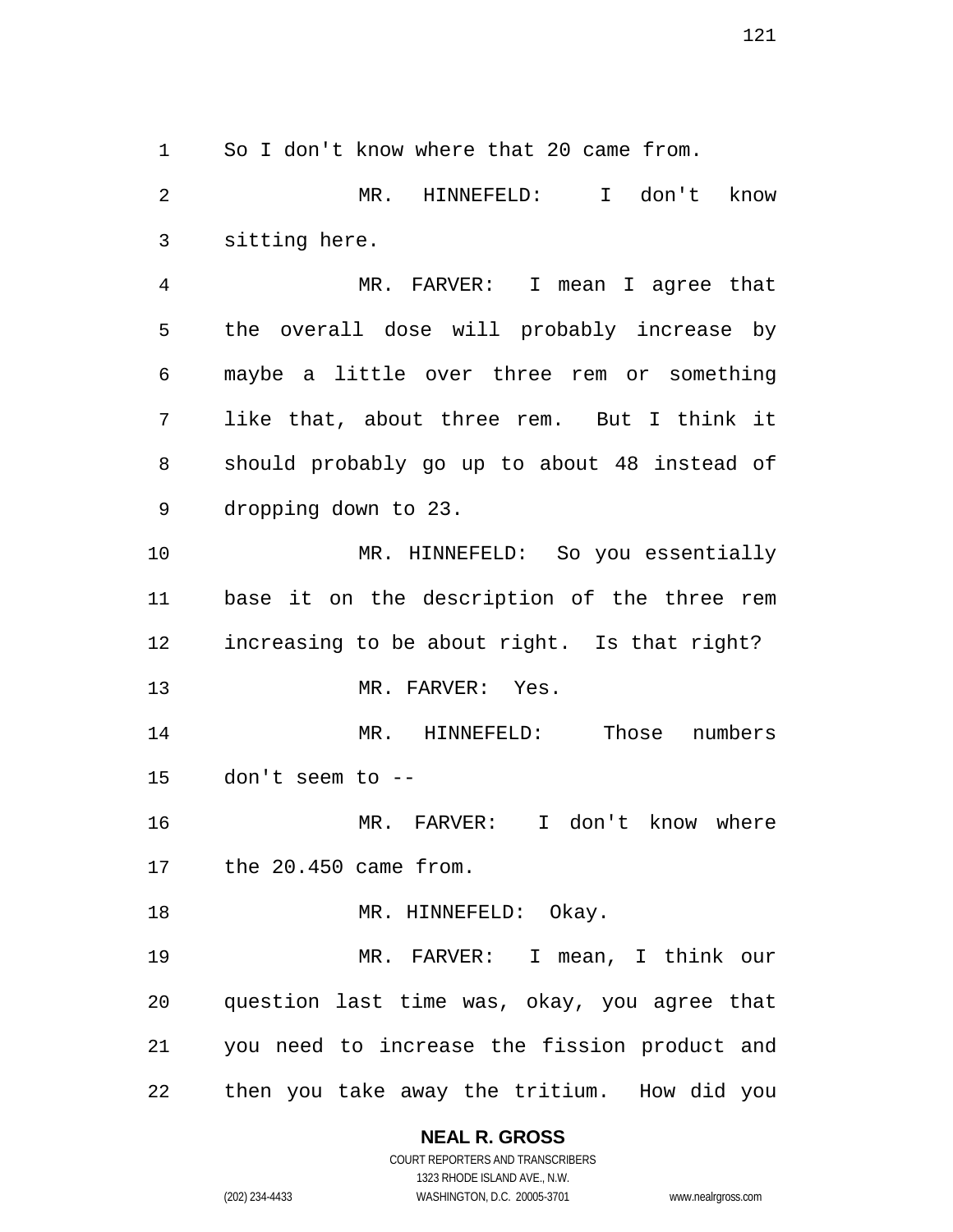So I don't know where that 20 came from.

MR. HINNEFELD: I don't know sitting here.

MR. FARVER: I mean I agree that the overall dose will probably increase by maybe a little over three rem or something like that, about three rem. But I think it should probably go up to about 48 instead of dropping down to 23.

MR. HINNEFELD: So you essentially base it on the description of the three rem increasing to be about right. Is that right?

MR. FARVER: Yes.

MR. HINNEFELD: Those numbers don't seem to --

MR. FARVER: I don't know where the 20.450 came from.

MR. HINNEFELD: Okay.

MR. FARVER: I mean, I think our question last time was, okay, you agree that you need to increase the fission product and then you take away the tritium. How did you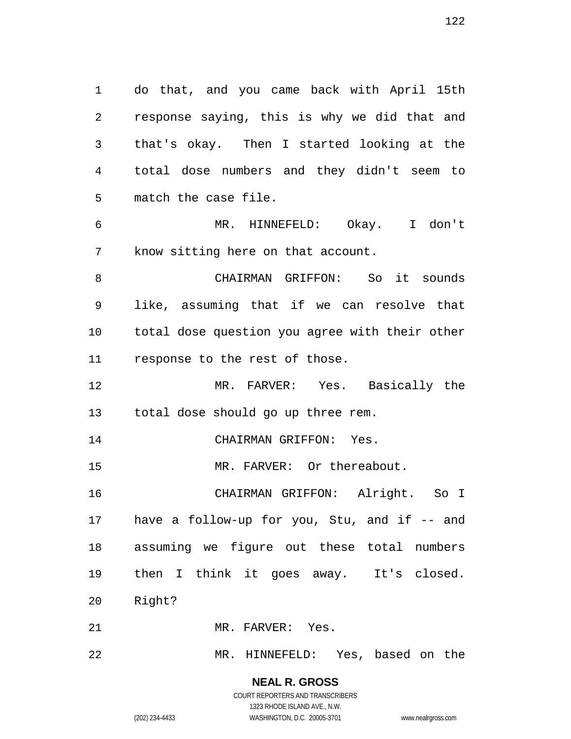do that, and you came back with April 15th response saying, this is why we did that and that's okay. Then I started looking at the total dose numbers and they didn't seem to match the case file.

MR. HINNEFELD: Okay. I don't know sitting here on that account.

CHAIRMAN GRIFFON: So it sounds like, assuming that if we can resolve that total dose question you agree with their other response to the rest of those.

MR. FARVER: Yes. Basically the total dose should go up three rem.

CHAIRMAN GRIFFON: Yes.

MR. FARVER: Or thereabout.

CHAIRMAN GRIFFON: Alright. So I have a follow-up for you, Stu, and if -- and assuming we figure out these total numbers then I think it goes away. It's closed. Right?

MR. FARVER: Yes.

MR. HINNEFELD: Yes, based on the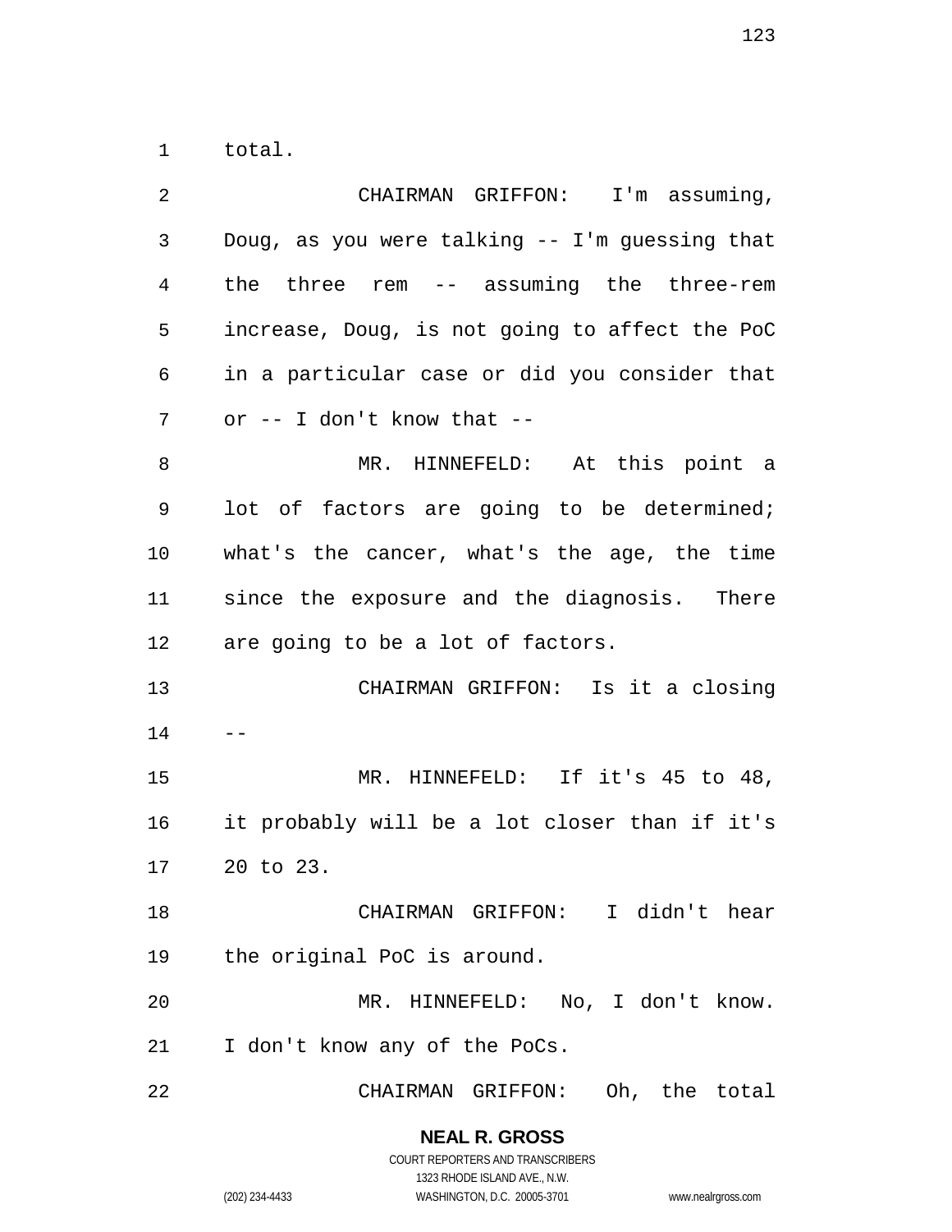total.

CHAIRMAN GRIFFON: I'm assuming, Doug, as you were talking -- I'm guessing that the three rem -- assuming the three-rem increase, Doug, is not going to affect the PoC in a particular case or did you consider that or -- I don't know that --

MR. HINNEFELD: At this point a lot of factors are going to be determined; what's the cancer, what's the age, the time since the exposure and the diagnosis. There are going to be a lot of factors.

CHAIRMAN GRIFFON: Is it a closing --

MR. HINNEFELD: If it's 45 to 48, it probably will be a lot closer than if it's 20 to 23.

CHAIRMAN GRIFFON: I didn't hear the original PoC is around.

MR. HINNEFELD: No, I don't know. I don't know any of the PoCs.

CHAIRMAN GRIFFON: Oh, the total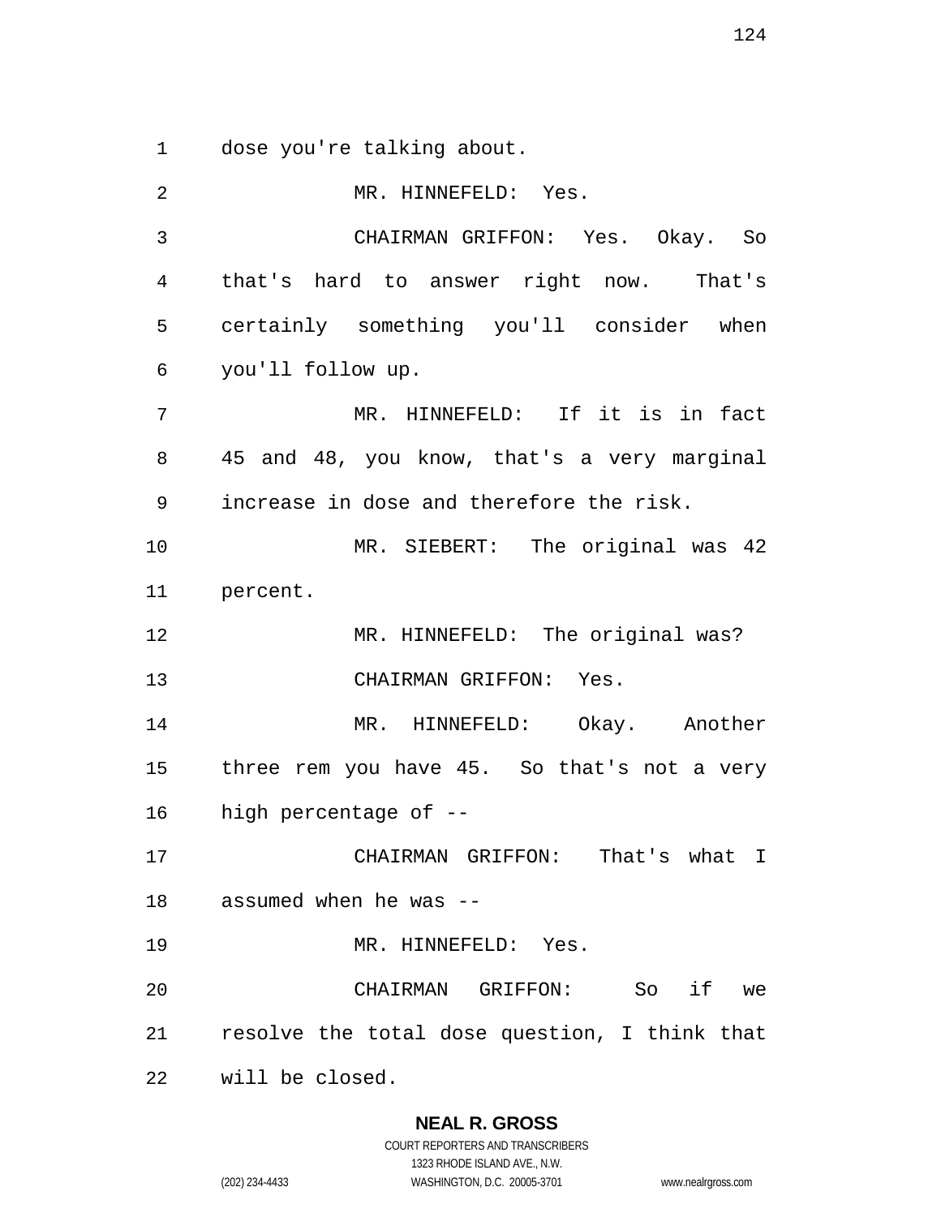dose you're talking about.

MR. HINNEFELD: Yes.

CHAIRMAN GRIFFON: Yes. Okay. So that's hard to answer right now. That's certainly something you'll consider when you'll follow up.

MR. HINNEFELD: If it is in fact 45 and 48, you know, that's a very marginal increase in dose and therefore the risk.

MR. SIEBERT: The original was 42 percent.

MR. HINNEFELD: The original was?

CHAIRMAN GRIFFON: Yes.

MR. HINNEFELD: Okay. Another three rem you have 45. So that's not a very high percentage of --

CHAIRMAN GRIFFON: That's what I assumed when he was --

MR. HINNEFELD: Yes.

CHAIRMAN GRIFFON: So if we resolve the total dose question, I think that will be closed.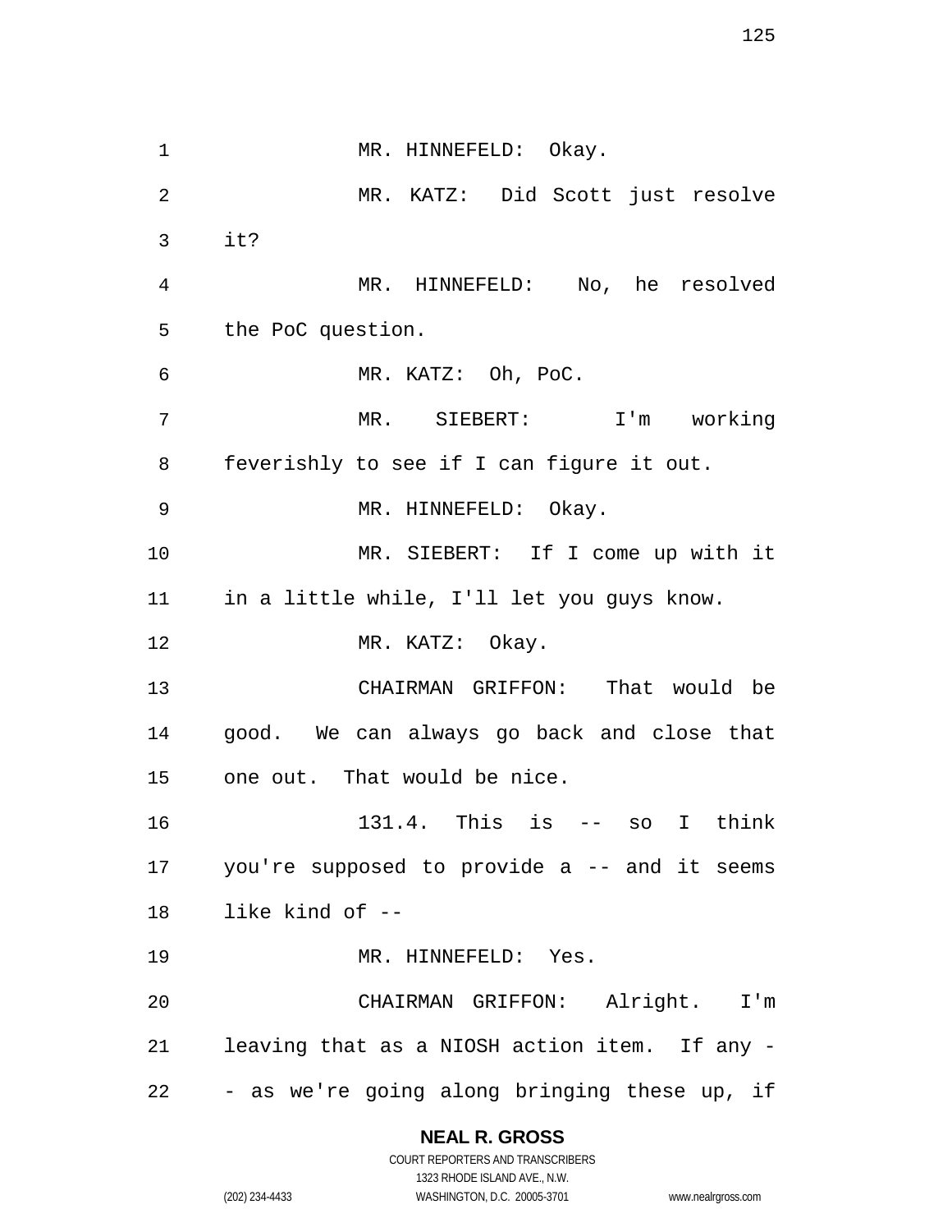MR. HINNEFELD: Okay.

MR. KATZ: Did Scott just resolve it?

MR. HINNEFELD: No, he resolved the PoC question.

MR. KATZ: Oh, PoC.

MR. SIEBERT: I'm working feverishly to see if I can figure it out.

MR. HINNEFELD: Okay.

MR. SIEBERT: If I come up with it in a little while, I'll let you guys know.

MR. KATZ: Okay.

CHAIRMAN GRIFFON: That would be good. We can always go back and close that one out. That would be nice.

131.4. This is -- so I think you're supposed to provide a -- and it seems like kind of --

MR. HINNEFELD: Yes.

CHAIRMAN GRIFFON: Alright. I'm leaving that as a NIOSH action item. If any -- as we're going along bringing these up, if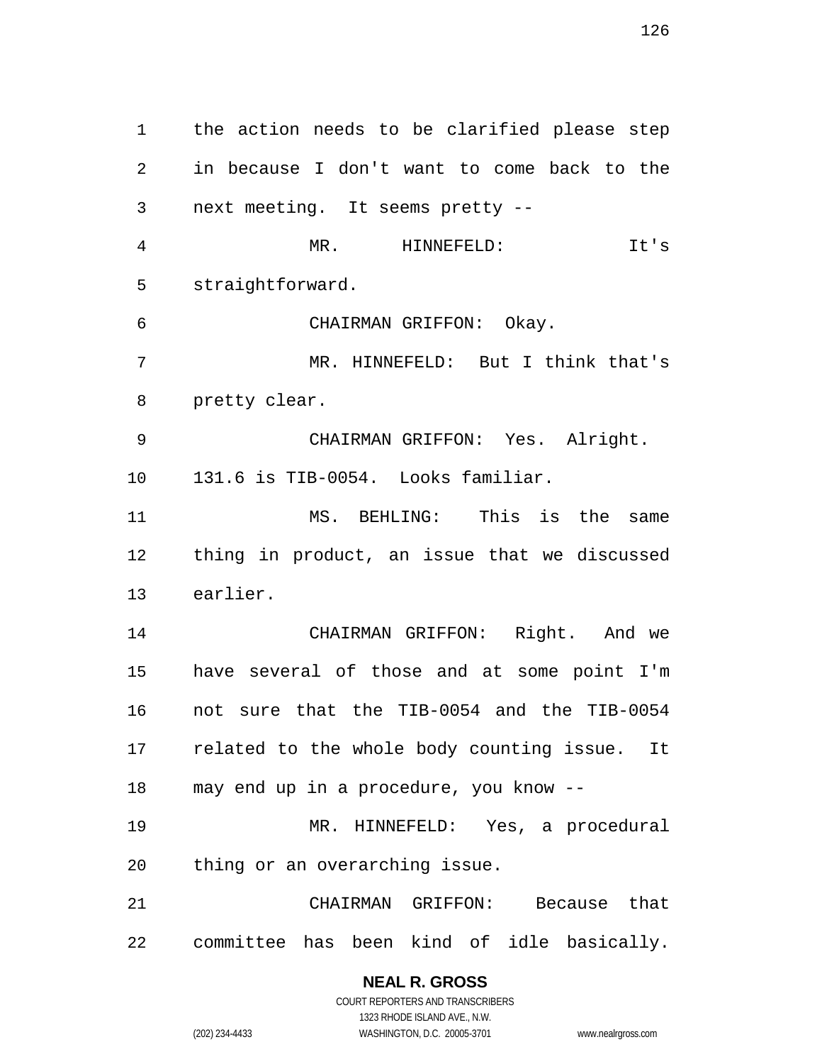the action needs to be clarified please step in because I don't want to come back to the next meeting. It seems pretty --

MR. HINNEFELD: It's straightforward.

CHAIRMAN GRIFFON: Okay.

MR. HINNEFELD: But I think that's pretty clear.

CHAIRMAN GRIFFON: Yes. Alright. 131.6 is TIB-0054. Looks familiar.

MS. BEHLING: This is the same thing in product, an issue that we discussed earlier.

CHAIRMAN GRIFFON: Right. And we have several of those and at some point I'm not sure that the TIB-0054 and the TIB-0054 related to the whole body counting issue. It may end up in a procedure, you know --

MR. HINNEFELD: Yes, a procedural thing or an overarching issue.

CHAIRMAN GRIFFON: Because that committee has been kind of idle basically.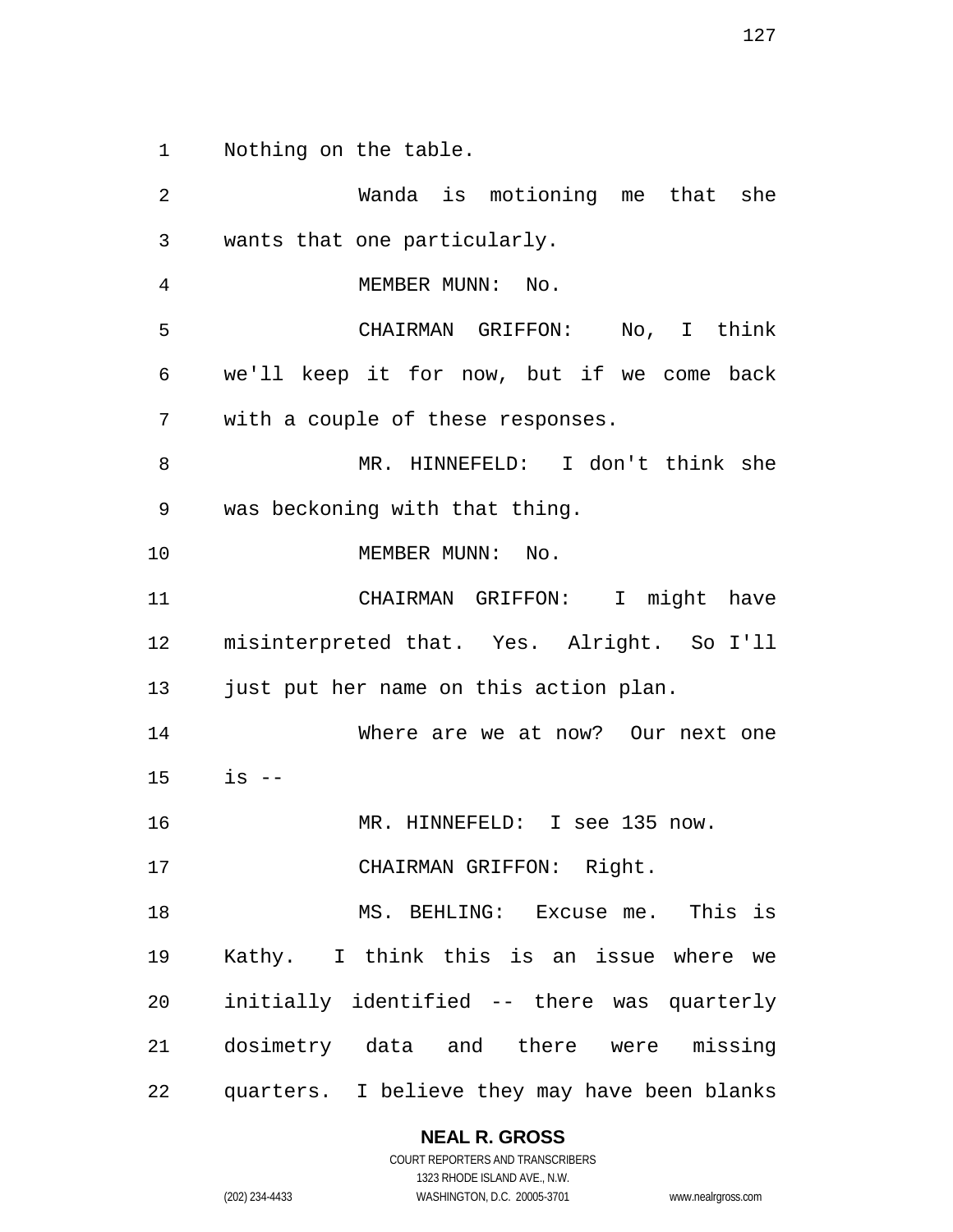Nothing on the table.

Wanda is motioning me that she wants that one particularly.

MEMBER MUNN: No.

CHAIRMAN GRIFFON: No, I think we'll keep it for now, but if we come back with a couple of these responses.

MR. HINNEFELD: I don't think she was beckoning with that thing.

MEMBER MUNN: No.

CHAIRMAN GRIFFON: I might have misinterpreted that. Yes. Alright. So I'll just put her name on this action plan.

Where are we at now? Our next one is --

MR. HINNEFELD: I see 135 now.

CHAIRMAN GRIFFON: Right.

MS. BEHLING: Excuse me. This is Kathy. I think this is an issue where we initially identified -- there was quarterly dosimetry data and there were missing quarters. I believe they may have been blanks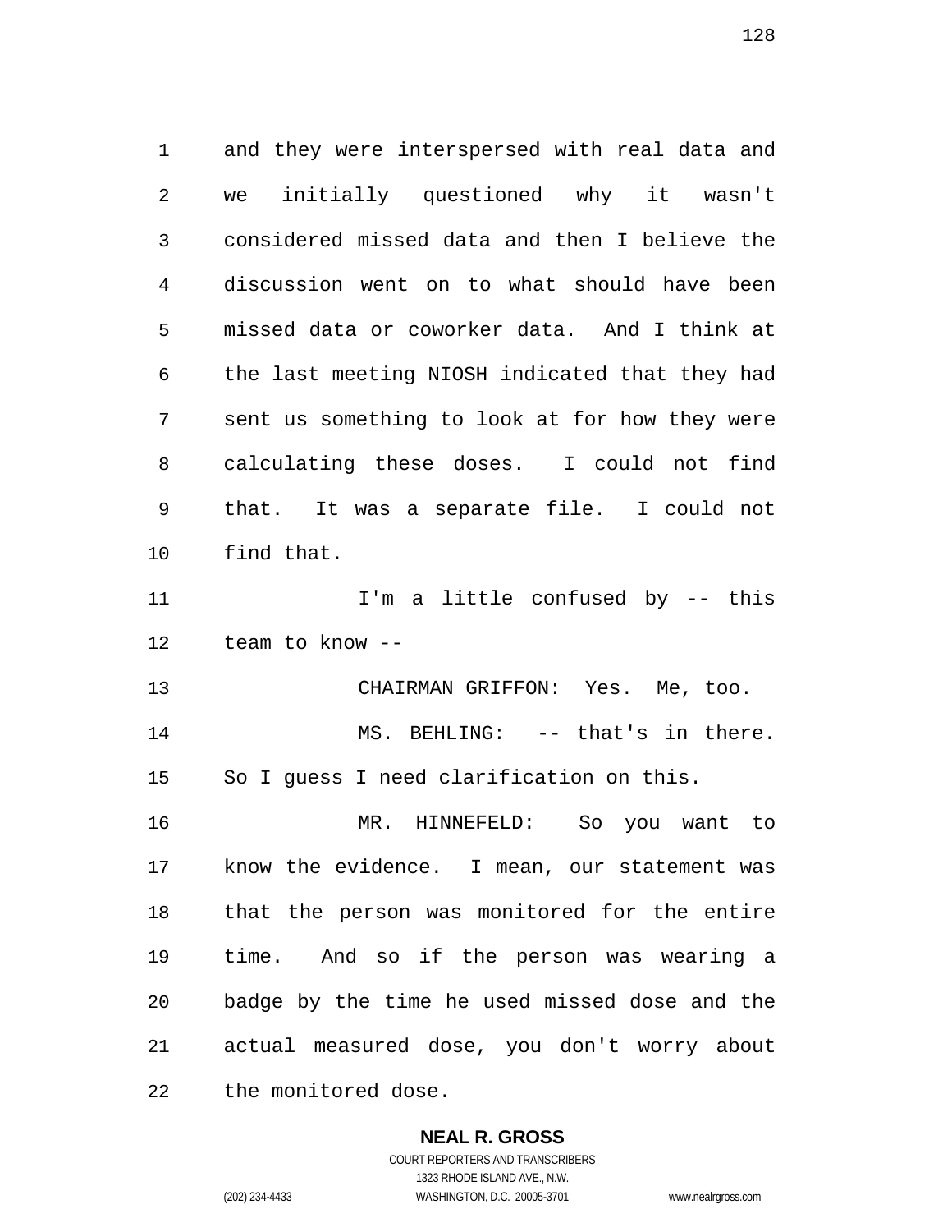and they were interspersed with real data and we initially questioned why it wasn't considered missed data and then I believe the discussion went on to what should have been missed data or coworker data. And I think at the last meeting NIOSH indicated that they had sent us something to look at for how they were calculating these doses. I could not find that. It was a separate file. I could not find that.

I'm a little confused by -- this team to know --

CHAIRMAN GRIFFON: Yes. Me, too.

MS. BEHLING: -- that's in there. So I guess I need clarification on this.

MR. HINNEFELD: So you want to know the evidence. I mean, our statement was that the person was monitored for the entire time. And so if the person was wearing a badge by the time he used missed dose and the actual measured dose, you don't worry about the monitored dose.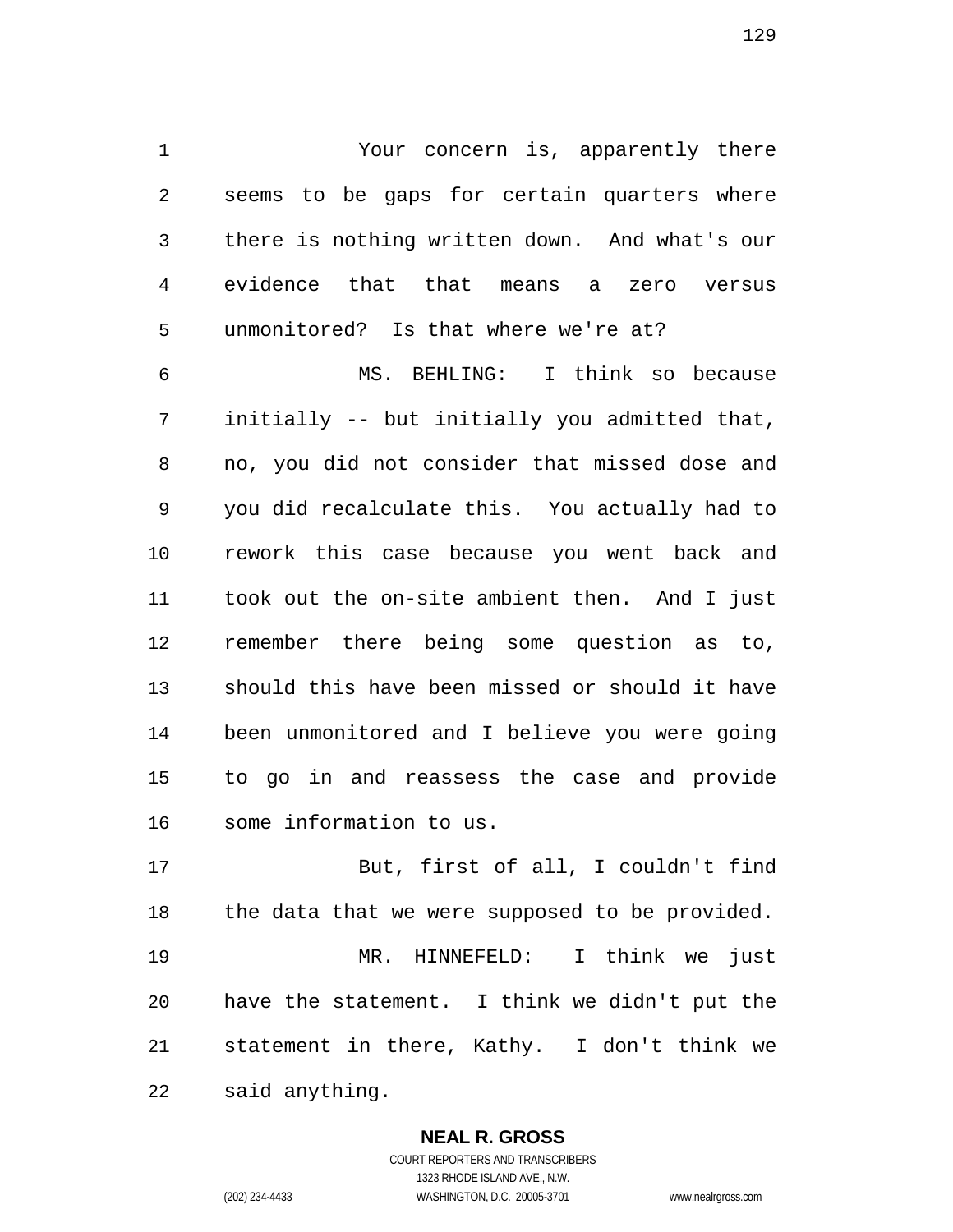Your concern is, apparently there seems to be gaps for certain quarters where there is nothing written down. And what's our evidence that that means a zero versus unmonitored? Is that where we're at?

MS. BEHLING: I think so because initially -- but initially you admitted that, no, you did not consider that missed dose and you did recalculate this. You actually had to rework this case because you went back and took out the on-site ambient then. And I just remember there being some question as to, should this have been missed or should it have been unmonitored and I believe you were going to go in and reassess the case and provide some information to us.

But, first of all, I couldn't find the data that we were supposed to be provided.

MR. HINNEFELD: I think we just have the statement. I think we didn't put the statement in there, Kathy. I don't think we said anything.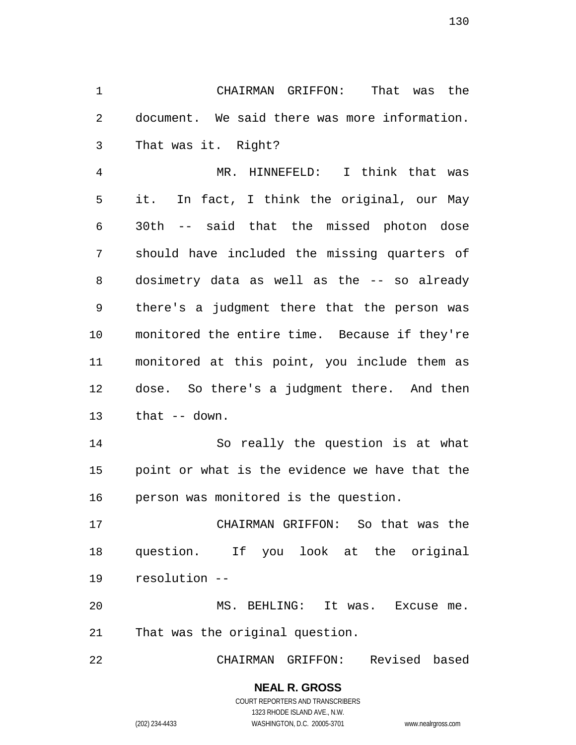CHAIRMAN GRIFFON: That was the document. We said there was more information. That was it. Right?

MR. HINNEFELD: I think that was it. In fact, I think the original, our May 30th -- said that the missed photon dose should have included the missing quarters of dosimetry data as well as the -- so already there's a judgment there that the person was monitored the entire time. Because if they're monitored at this point, you include them as dose. So there's a judgment there. And then that -- down.

So really the question is at what point or what is the evidence we have that the person was monitored is the question.

CHAIRMAN GRIFFON: So that was the question. If you look at the original resolution --

MS. BEHLING: It was. Excuse me. That was the original question.

CHAIRMAN GRIFFON: Revised based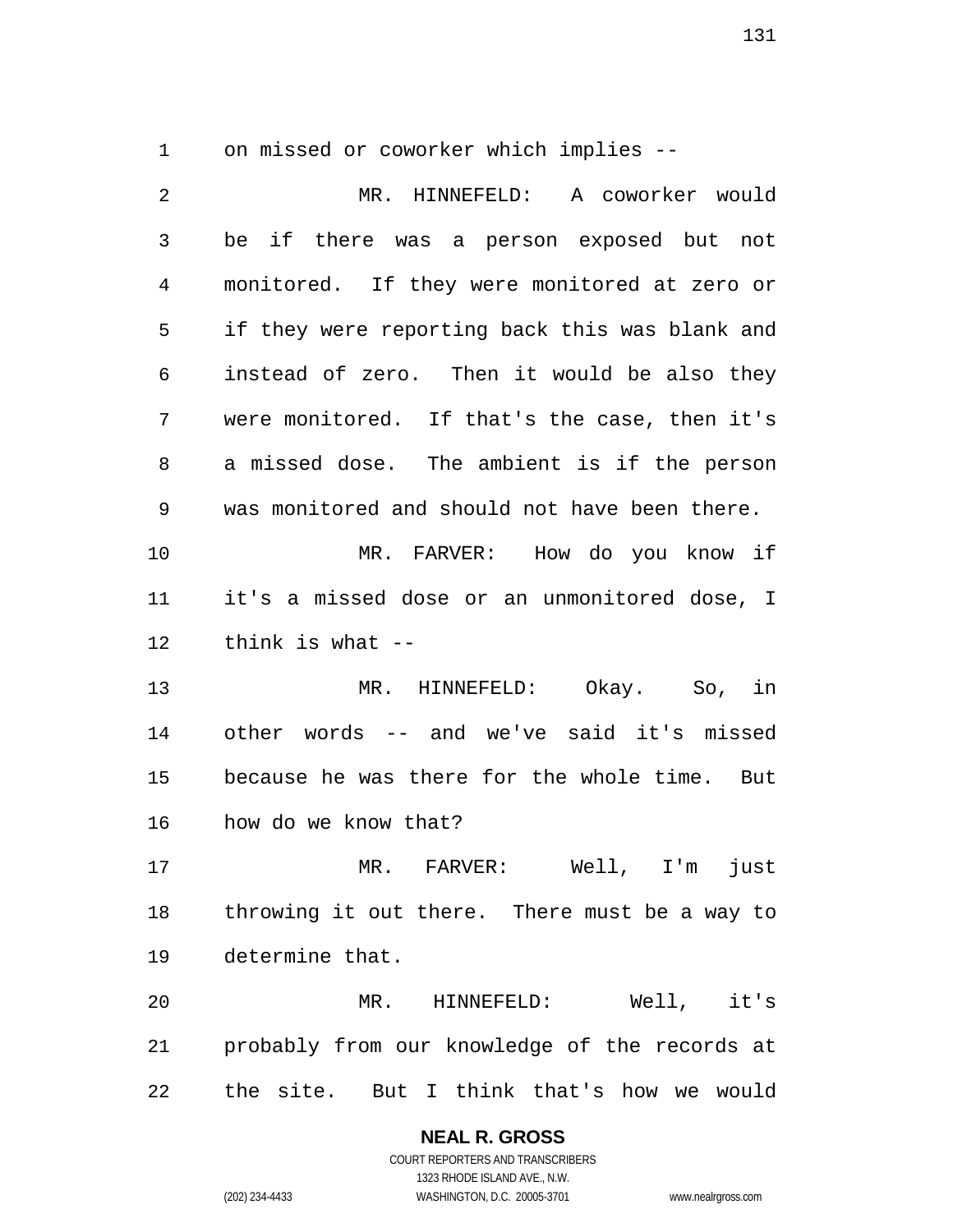on missed or coworker which implies --

MR. HINNEFELD: A coworker would be if there was a person exposed but not monitored. If they were monitored at zero or if they were reporting back this was blank and instead of zero. Then it would be also they were monitored. If that's the case, then it's a missed dose. The ambient is if the person was monitored and should not have been there.

MR. FARVER: How do you know if it's a missed dose or an unmonitored dose, I think is what --

MR. HINNEFELD: Okay. So, in other words -- and we've said it's missed because he was there for the whole time. But how do we know that?

MR. FARVER: Well, I'm just throwing it out there. There must be a way to determine that.

MR. HINNEFELD: Well, it's probably from our knowledge of the records at the site. But I think that's how we would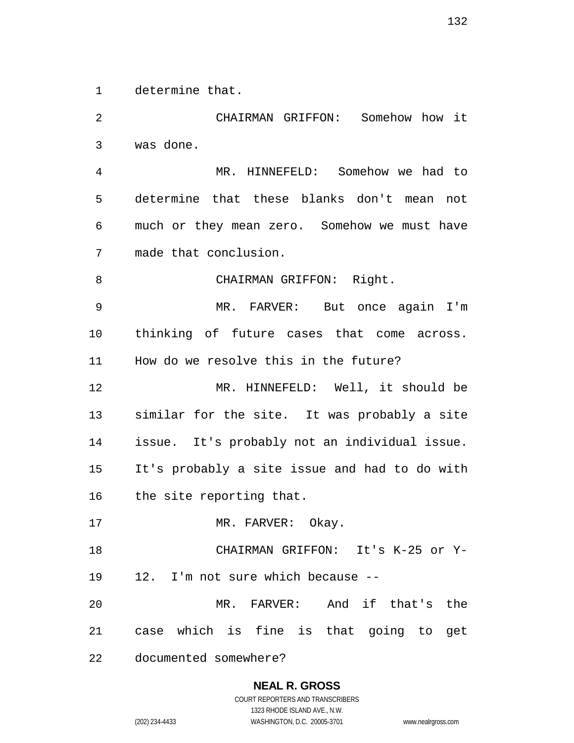determine that.

CHAIRMAN GRIFFON: Somehow how it was done.

MR. HINNEFELD: Somehow we had to determine that these blanks don't mean not much or they mean zero. Somehow we must have made that conclusion.

CHAIRMAN GRIFFON: Right.

MR. FARVER: But once again I'm thinking of future cases that come across. How do we resolve this in the future?

MR. HINNEFELD: Well, it should be similar for the site. It was probably a site issue. It's probably not an individual issue. It's probably a site issue and had to do with the site reporting that.

MR. FARVER: Okay.

CHAIRMAN GRIFFON: It's K-25 or Y-12. I'm not sure which because --

MR. FARVER: And if that's the case which is fine is that going to get documented somewhere?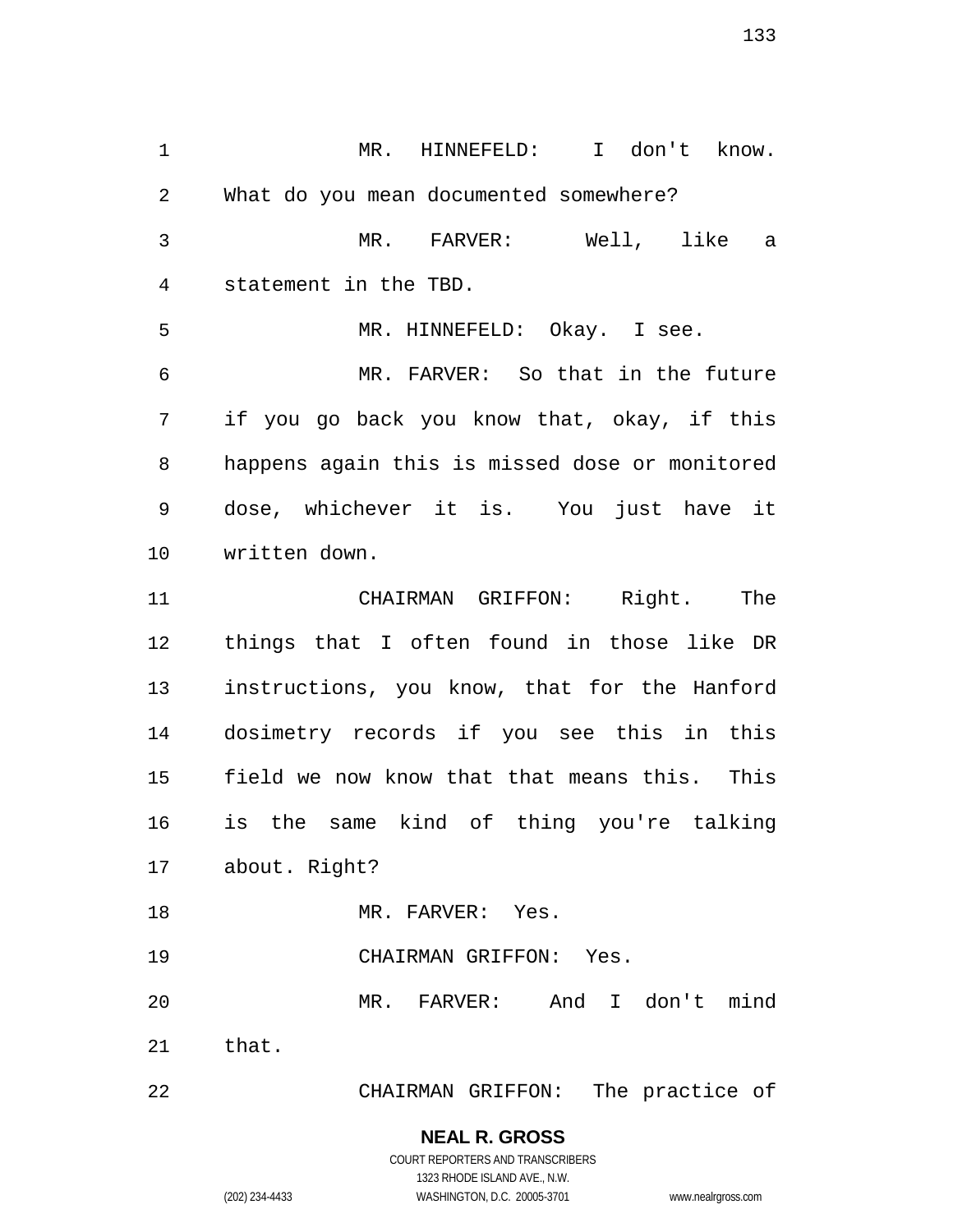MR. HINNEFELD: I don't know. What do you mean documented somewhere?

MR. FARVER: Well, like a statement in the TBD.

MR. HINNEFELD: Okay. I see.

MR. FARVER: So that in the future if you go back you know that, okay, if this happens again this is missed dose or monitored dose, whichever it is. You just have it written down.

CHAIRMAN GRIFFON: Right. The things that I often found in those like DR instructions, you know, that for the Hanford dosimetry records if you see this in this field we now know that that means this. This is the same kind of thing you're talking about. Right?

MR. FARVER: Yes.

CHAIRMAN GRIFFON: Yes.

MR. FARVER: And I don't mind that.

CHAIRMAN GRIFFON: The practice of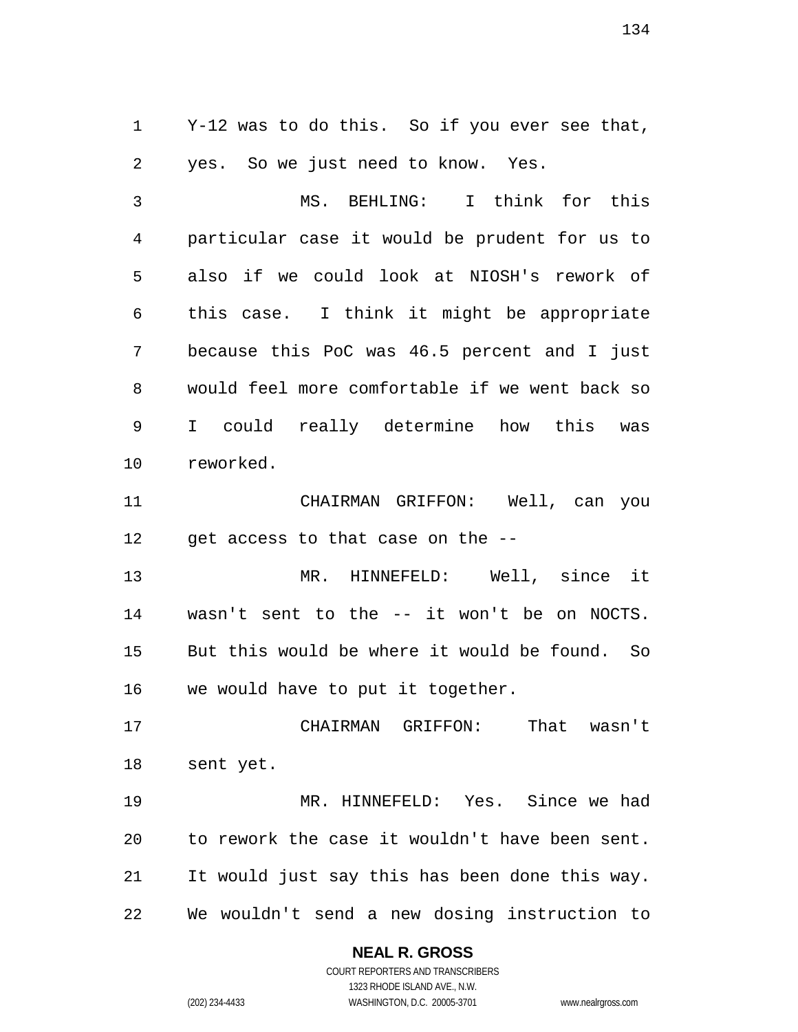Y-12 was to do this. So if you ever see that, yes. So we just need to know. Yes.

MS. BEHLING: I think for this particular case it would be prudent for us to also if we could look at NIOSH's rework of this case. I think it might be appropriate because this PoC was 46.5 percent and I just would feel more comfortable if we went back so I could really determine how this was reworked.

CHAIRMAN GRIFFON: Well, can you get access to that case on the --

MR. HINNEFELD: Well, since it wasn't sent to the -- it won't be on NOCTS. But this would be where it would be found. So we would have to put it together.

CHAIRMAN GRIFFON: That wasn't sent yet.

MR. HINNEFELD: Yes. Since we had to rework the case it wouldn't have been sent. It would just say this has been done this way. We wouldn't send a new dosing instruction to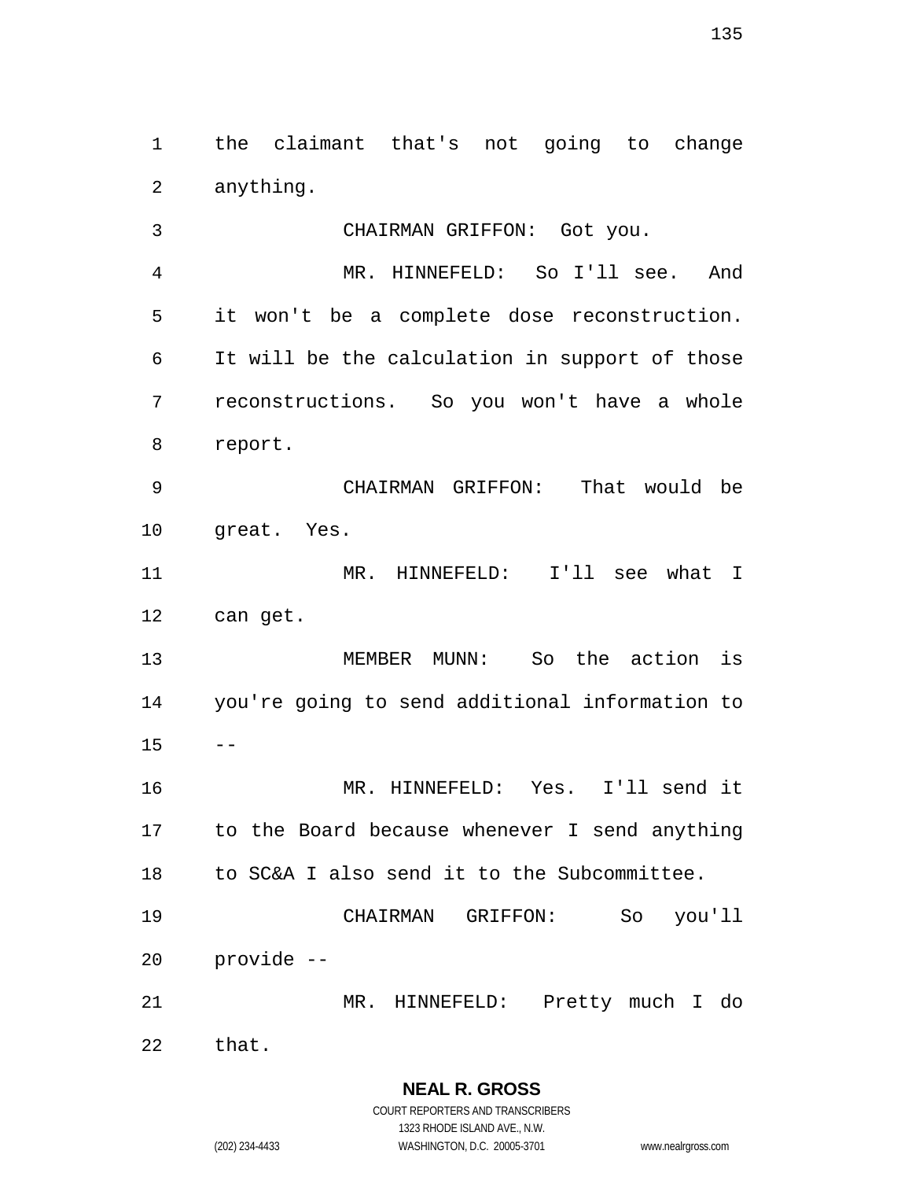the claimant that's not going to change anything.

CHAIRMAN GRIFFON: Got you.

MR. HINNEFELD: So I'll see. And it won't be a complete dose reconstruction. It will be the calculation in support of those reconstructions. So you won't have a whole report.

CHAIRMAN GRIFFON: That would be great. Yes.

MR. HINNEFELD: I'll see what I can get.

MEMBER MUNN: So the action is you're going to send additional information to --

MR. HINNEFELD: Yes. I'll send it to the Board because whenever I send anything to SC&A I also send it to the Subcommittee.

CHAIRMAN GRIFFON: So you'll provide --

MR. HINNEFELD: Pretty much I do that.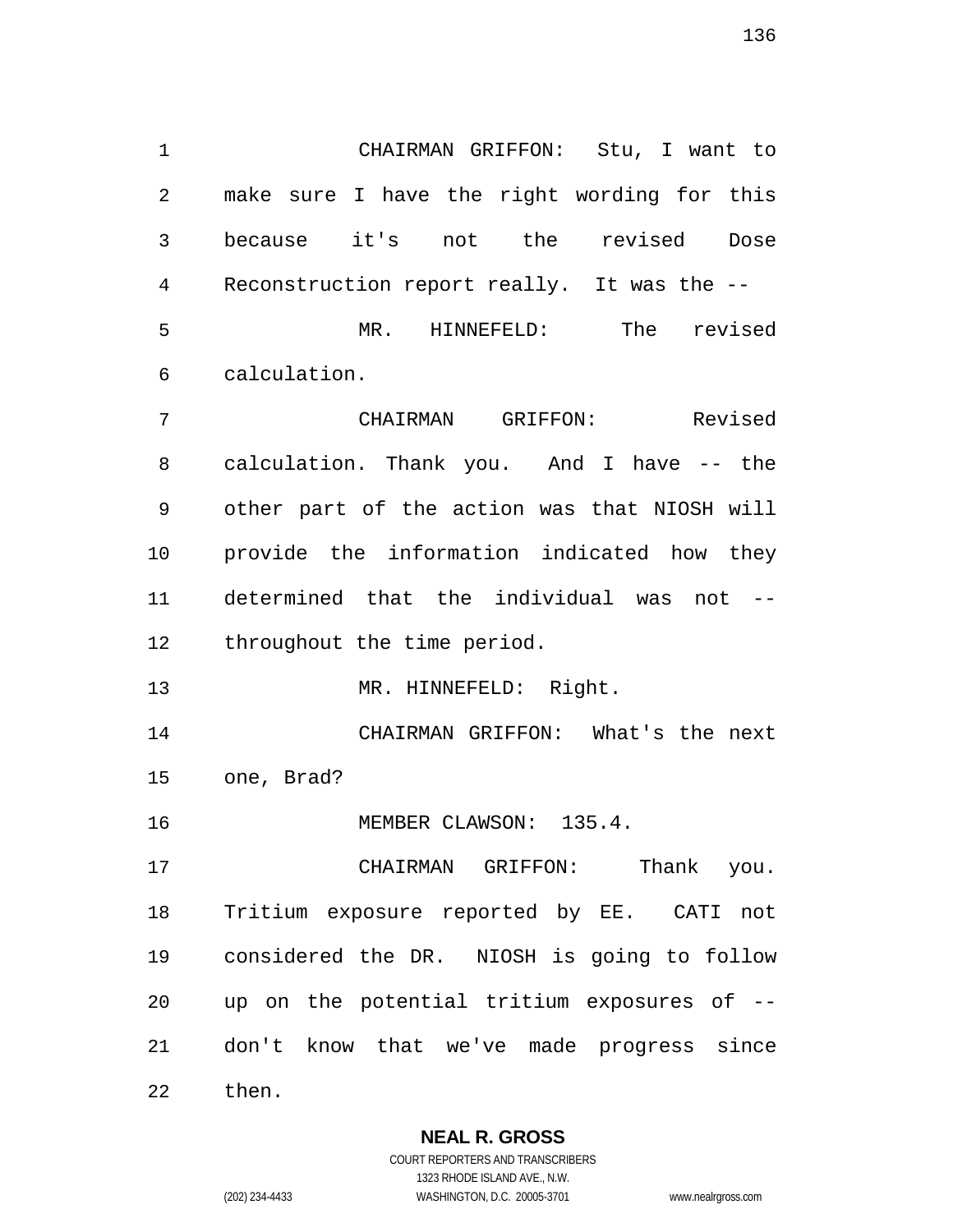CHAIRMAN GRIFFON: Stu, I want to make sure I have the right wording for this because it's not the revised Dose Reconstruction report really. It was the --

MR. HINNEFELD: The revised calculation.

CHAIRMAN GRIFFON: Revised calculation. Thank you. And I have -- the other part of the action was that NIOSH will provide the information indicated how they determined that the individual was not -- throughout the time period.

MR. HINNEFELD: Right.

CHAIRMAN GRIFFON: What's the next one, Brad?

MEMBER CLAWSON: 135.4.

CHAIRMAN GRIFFON: Thank you. Tritium exposure reported by EE. CATI not considered the DR. NIOSH is going to follow up on the potential tritium exposures of -- don't know that we've made progress since then.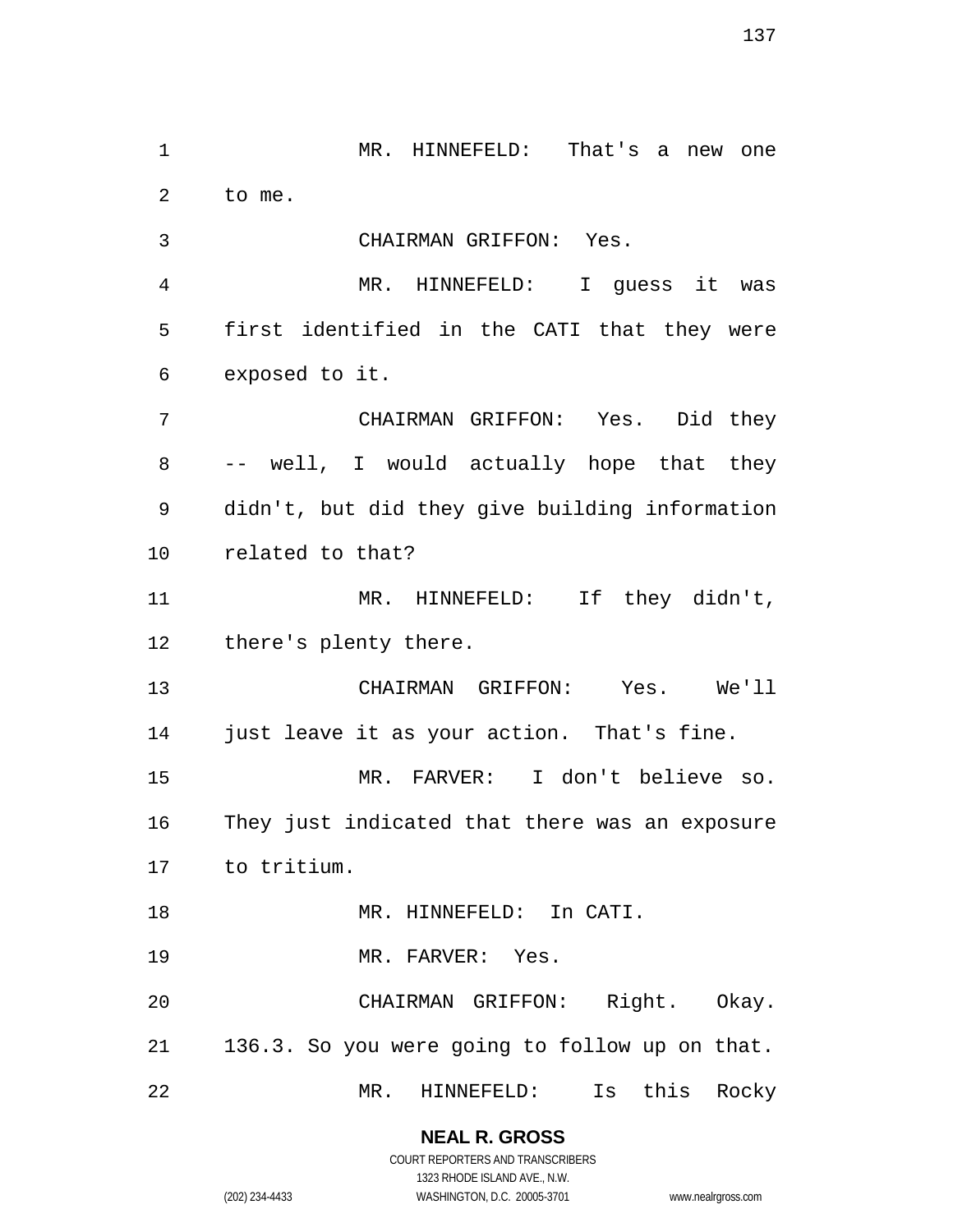MR. HINNEFELD: That's a new one to me.

CHAIRMAN GRIFFON: Yes.

MR. HINNEFELD: I guess it was first identified in the CATI that they were exposed to it.

CHAIRMAN GRIFFON: Yes. Did they -- well, I would actually hope that they didn't, but did they give building information related to that?

MR. HINNEFELD: If they didn't, there's plenty there.

CHAIRMAN GRIFFON: Yes. We'll just leave it as your action. That's fine.

MR. FARVER: I don't believe so. They just indicated that there was an exposure to tritium.

MR. HINNEFELD: In CATI.

MR. FARVER: Yes.

CHAIRMAN GRIFFON: Right. Okay. 136.3. So you were going to follow up on that.

MR. HINNEFELD: Is this Rocky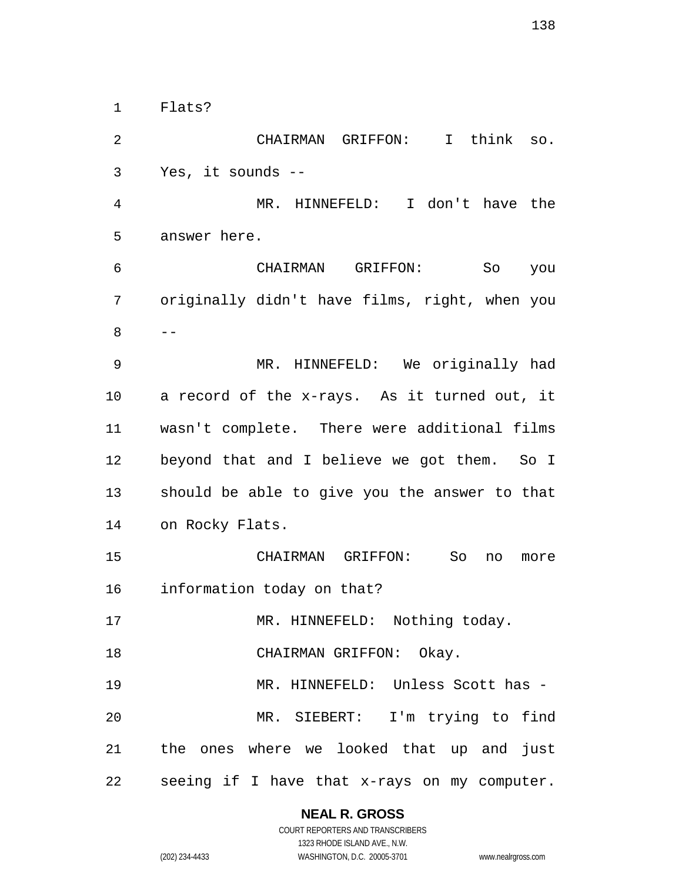Flats?

CHAIRMAN GRIFFON: I think so. Yes, it sounds --

MR. HINNEFELD: I don't have the answer here.

CHAIRMAN GRIFFON: So you originally didn't have films, right, when you --

MR. HINNEFELD: We originally had a record of the x-rays. As it turned out, it wasn't complete. There were additional films beyond that and I believe we got them. So I should be able to give you the answer to that on Rocky Flats.

CHAIRMAN GRIFFON: So no more information today on that?

MR. HINNEFELD: Nothing today.

CHAIRMAN GRIFFON: Okay.

MR. HINNEFELD: Unless Scott has -

MR. SIEBERT: I'm trying to find the ones where we looked that up and just seeing if I have that x-rays on my computer.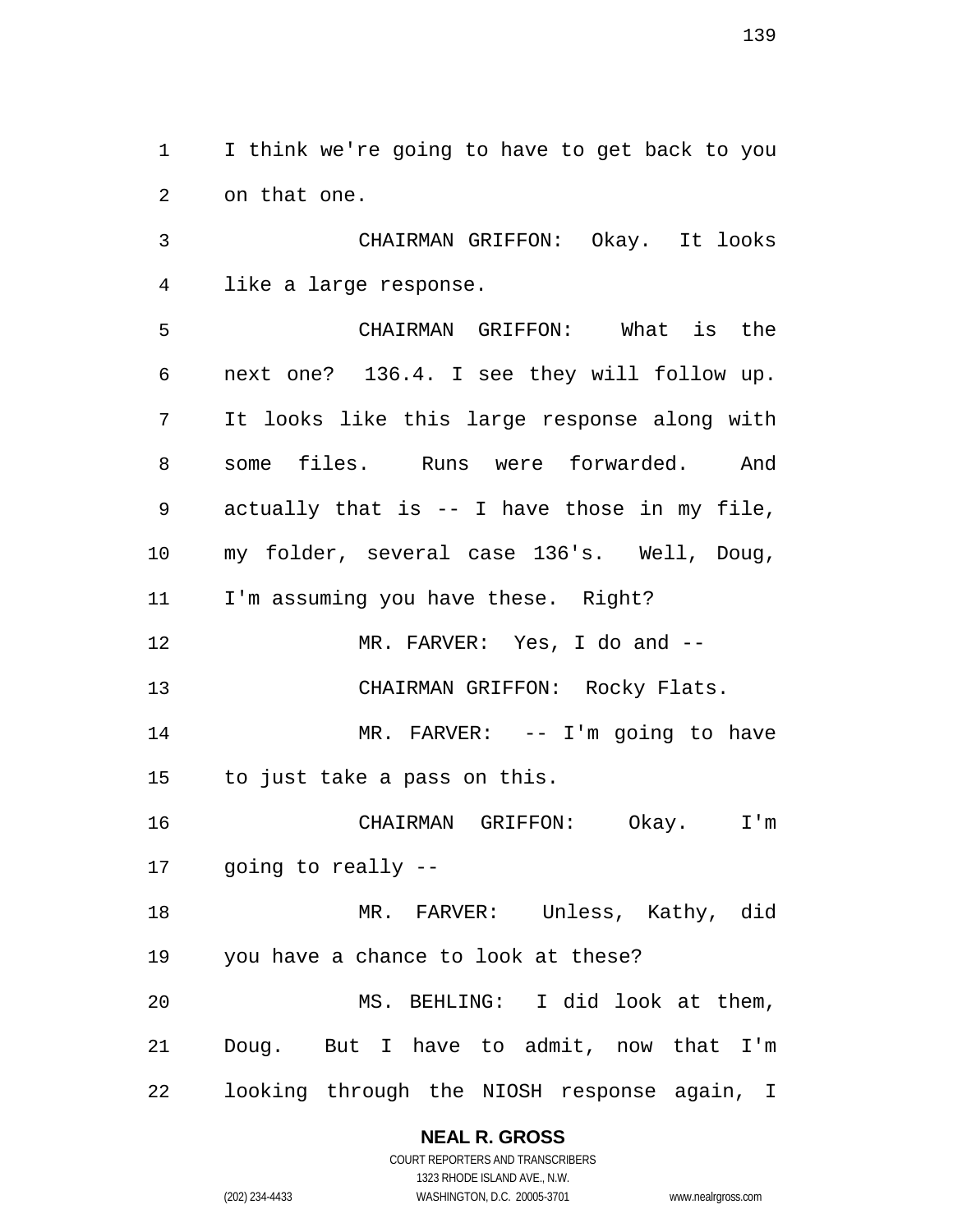I think we're going to have to get back to you on that one.

CHAIRMAN GRIFFON: Okay. It looks like a large response.

CHAIRMAN GRIFFON: What is the next one? 136.4. I see they will follow up. It looks like this large response along with some files. Runs were forwarded. And actually that is -- I have those in my file, my folder, several case 136's. Well, Doug, I'm assuming you have these. Right?

MR. FARVER: Yes, I do and --

CHAIRMAN GRIFFON: Rocky Flats.

MR. FARVER: -- I'm going to have to just take a pass on this.

CHAIRMAN GRIFFON: Okay. I'm going to really --

MR. FARVER: Unless, Kathy, did you have a chance to look at these?

MS. BEHLING: I did look at them, Doug. But I have to admit, now that I'm looking through the NIOSH response again, I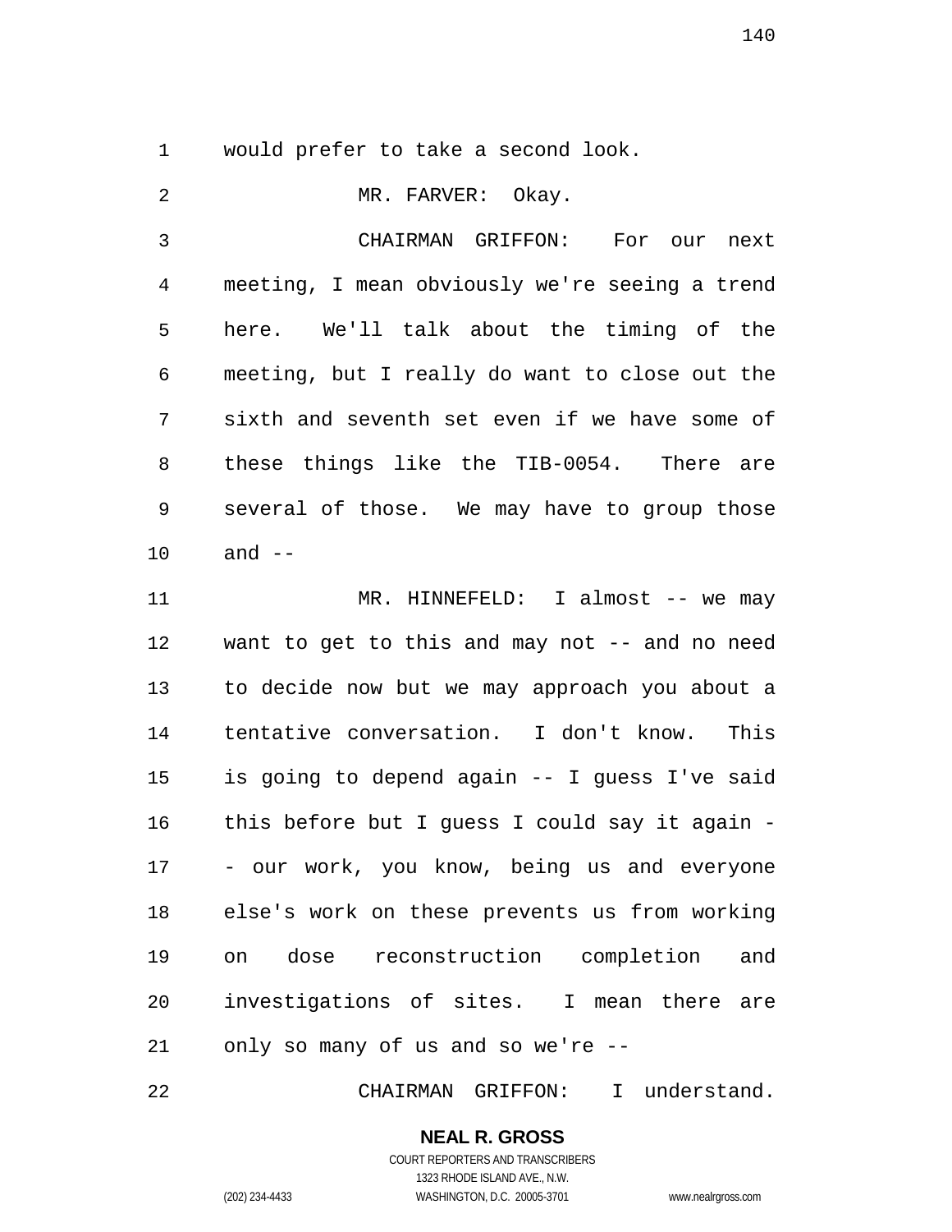would prefer to take a second look.

MR. FARVER: Okay.

CHAIRMAN GRIFFON: For our next meeting, I mean obviously we're seeing a trend here. We'll talk about the timing of the meeting, but I really do want to close out the sixth and seventh set even if we have some of these things like the TIB-0054. There are several of those. We may have to group those and --

MR. HINNEFELD: I almost -- we may want to get to this and may not -- and no need to decide now but we may approach you about a tentative conversation. I don't know. This is going to depend again -- I guess I've said this before but I guess I could say it again -- our work, you know, being us and everyone else's work on these prevents us from working on dose reconstruction completion and investigations of sites. I mean there are only so many of us and so we're --

CHAIRMAN GRIFFON: I understand.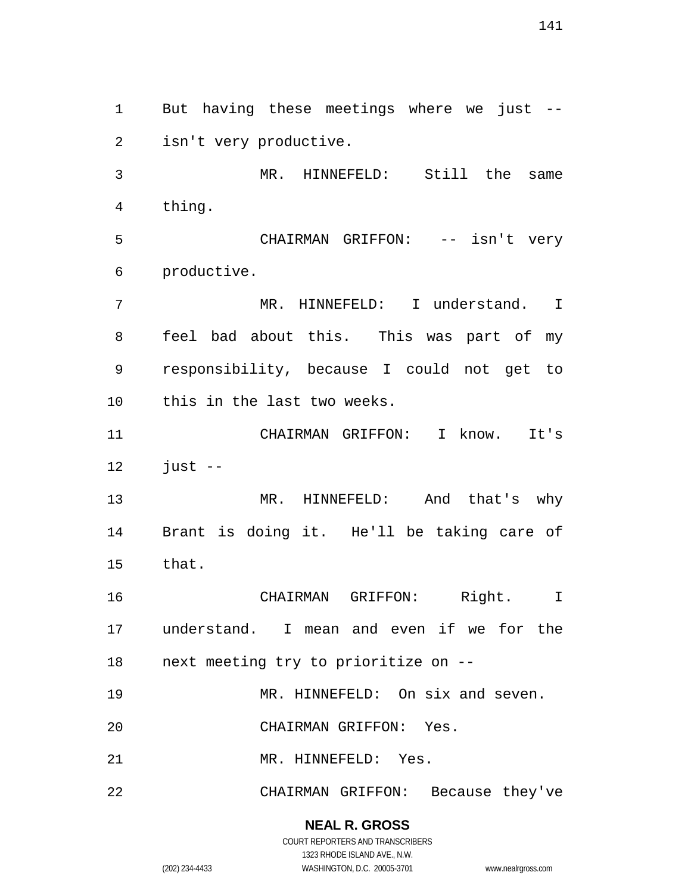But having these meetings where we just -- isn't very productive.

MR. HINNEFELD: Still the same thing.

CHAIRMAN GRIFFON: -- isn't very productive.

MR. HINNEFELD: I understand. I feel bad about this. This was part of my responsibility, because I could not get to this in the last two weeks.

CHAIRMAN GRIFFON: I know. It's just --

MR. HINNEFELD: And that's why Brant is doing it. He'll be taking care of that.

CHAIRMAN GRIFFON: Right. I understand. I mean and even if we for the next meeting try to prioritize on --

MR. HINNEFELD: On six and seven.

CHAIRMAN GRIFFON: Yes.

MR. HINNEFELD: Yes.

CHAIRMAN GRIFFON: Because they've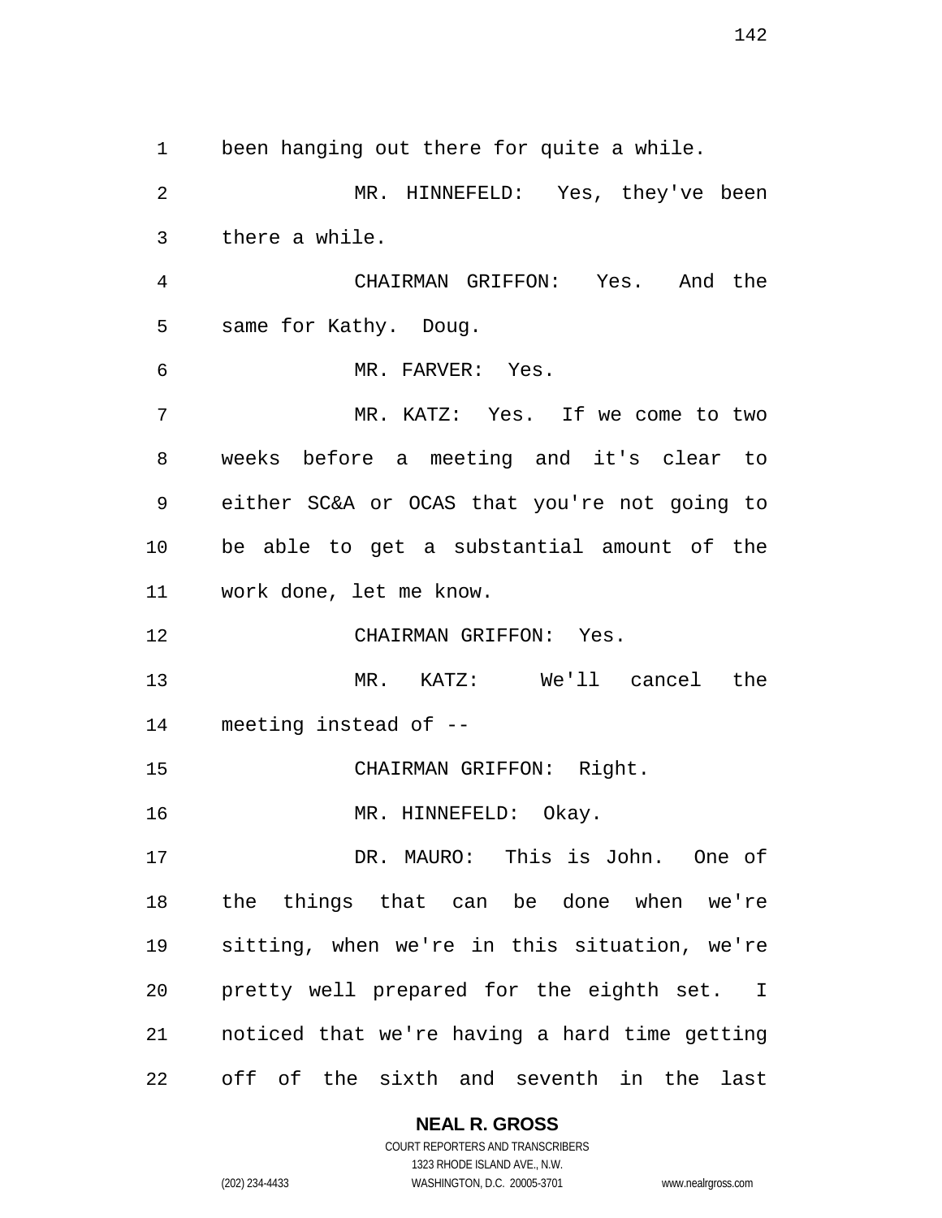been hanging out there for quite a while.

MR. HINNEFELD: Yes, they've been there a while.

CHAIRMAN GRIFFON: Yes. And the same for Kathy. Doug.

MR. FARVER: Yes.

MR. KATZ: Yes. If we come to two weeks before a meeting and it's clear to either SC&A or OCAS that you're not going to be able to get a substantial amount of the work done, let me know.

CHAIRMAN GRIFFON: Yes.

MR. KATZ: We'll cancel the meeting instead of --

CHAIRMAN GRIFFON: Right.

MR. HINNEFELD: Okay.

DR. MAURO: This is John. One of the things that can be done when we're sitting, when we're in this situation, we're pretty well prepared for the eighth set. I noticed that we're having a hard time getting off of the sixth and seventh in the last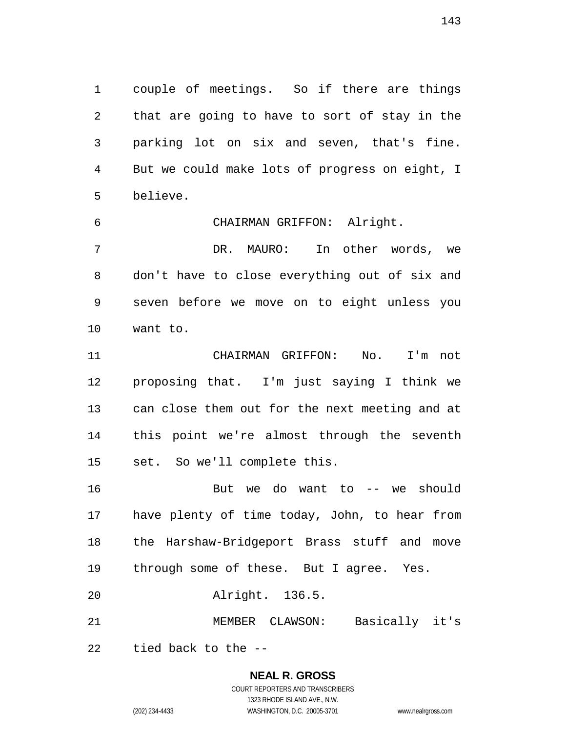couple of meetings. So if there are things that are going to have to sort of stay in the parking lot on six and seven, that's fine. But we could make lots of progress on eight, I believe.

CHAIRMAN GRIFFON: Alright.

DR. MAURO: In other words, we don't have to close everything out of six and seven before we move on to eight unless you want to.

CHAIRMAN GRIFFON: No. I'm not proposing that. I'm just saying I think we can close them out for the next meeting and at this point we're almost through the seventh set. So we'll complete this.

But we do want to -- we should have plenty of time today, John, to hear from the Harshaw-Bridgeport Brass stuff and move through some of these. But I agree. Yes.

Alright. 136.5.

MEMBER CLAWSON: Basically it's tied back to the --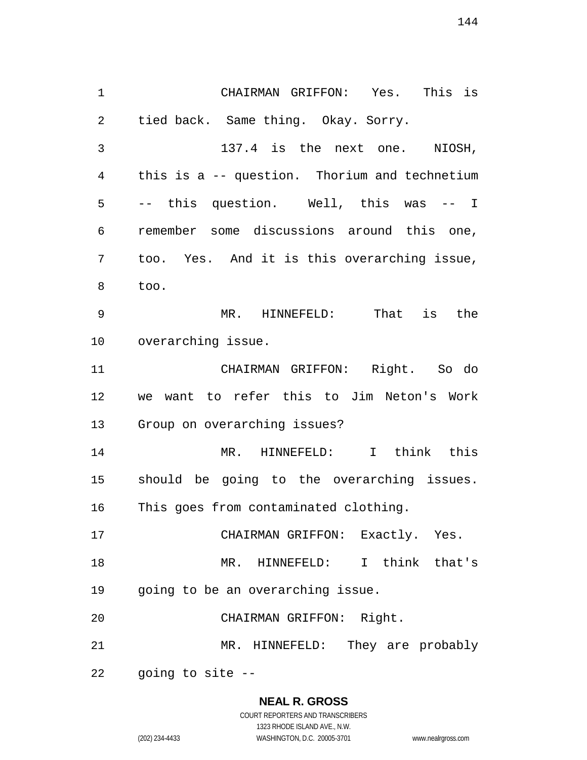CHAIRMAN GRIFFON: Yes. This is tied back. Same thing. Okay. Sorry.

137.4 is the next one. NIOSH, this is a -- question. Thorium and technetium -- this question. Well, this was -- I remember some discussions around this one, too. Yes. And it is this overarching issue, too.

MR. HINNEFELD: That is the overarching issue.

CHAIRMAN GRIFFON: Right. So do we want to refer this to Jim Neton's Work Group on overarching issues?

MR. HINNEFELD: I think this should be going to the overarching issues. This goes from contaminated clothing.

CHAIRMAN GRIFFON: Exactly. Yes.

MR. HINNEFELD: I think that's going to be an overarching issue.

CHAIRMAN GRIFFON: Right.

MR. HINNEFELD: They are probably going to site --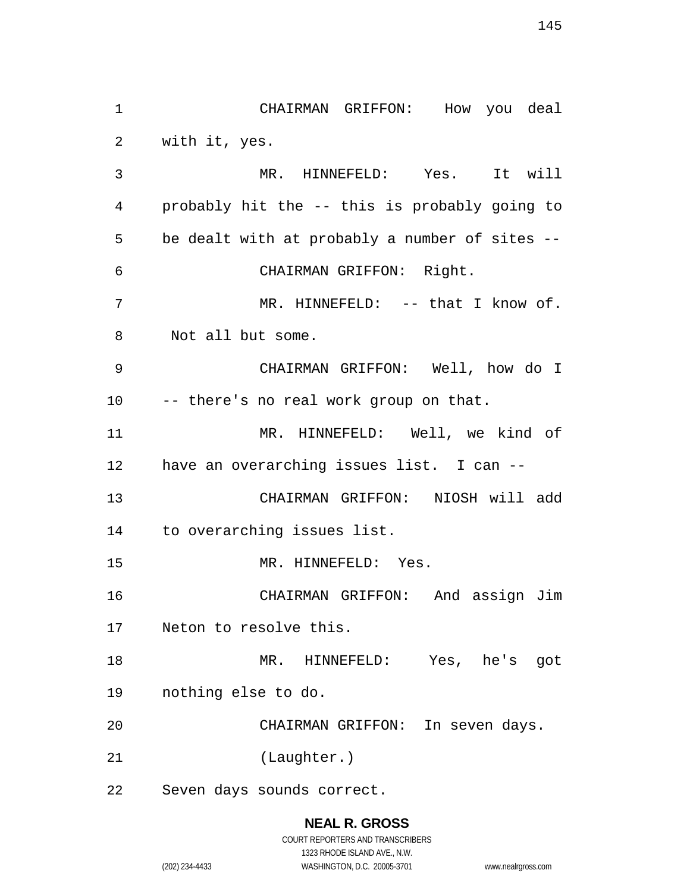CHAIRMAN GRIFFON: How you deal with it, yes.

MR. HINNEFELD: Yes. It will probably hit the -- this is probably going to be dealt with at probably a number of sites --

CHAIRMAN GRIFFON: Right.

MR. HINNEFELD: -- that I know of. Not all but some.

CHAIRMAN GRIFFON: Well, how do I -- there's no real work group on that.

MR. HINNEFELD: Well, we kind of have an overarching issues list. I can --

CHAIRMAN GRIFFON: NIOSH will add to overarching issues list.

MR. HINNEFELD: Yes.

CHAIRMAN GRIFFON: And assign Jim Neton to resolve this.

MR. HINNEFELD: Yes, he's got nothing else to do.

CHAIRMAN GRIFFON: In seven days.

(Laughter.)

Seven days sounds correct.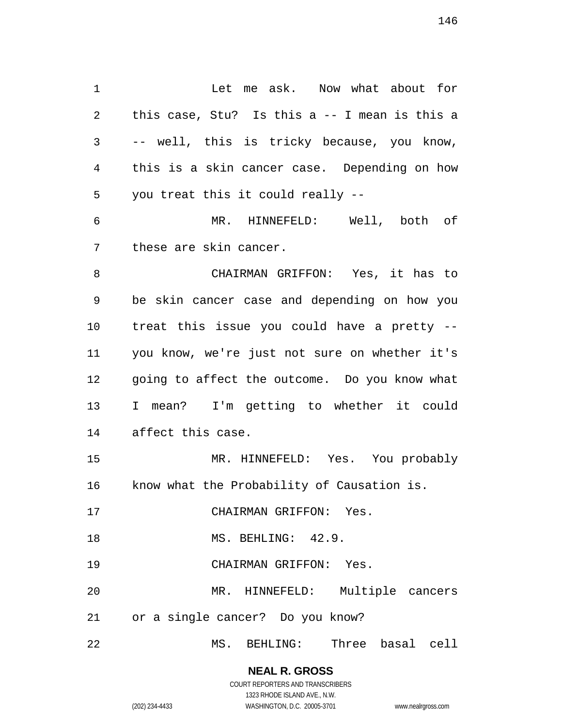Let me ask. Now what about for this case, Stu? Is this a -- I mean is this a -- well, this is tricky because, you know, this is a skin cancer case. Depending on how you treat this it could really --

MR. HINNEFELD: Well, both of these are skin cancer.

CHAIRMAN GRIFFON: Yes, it has to be skin cancer case and depending on how you treat this issue you could have a pretty -- you know, we're just not sure on whether it's going to affect the outcome. Do you know what I mean? I'm getting to whether it could affect this case.

MR. HINNEFELD: Yes. You probably know what the Probability of Causation is.

CHAIRMAN GRIFFON: Yes.

MS. BEHLING: 42.9.

CHAIRMAN GRIFFON: Yes.

MR. HINNEFELD: Multiple cancers or a single cancer? Do you know?

MS. BEHLING: Three basal cell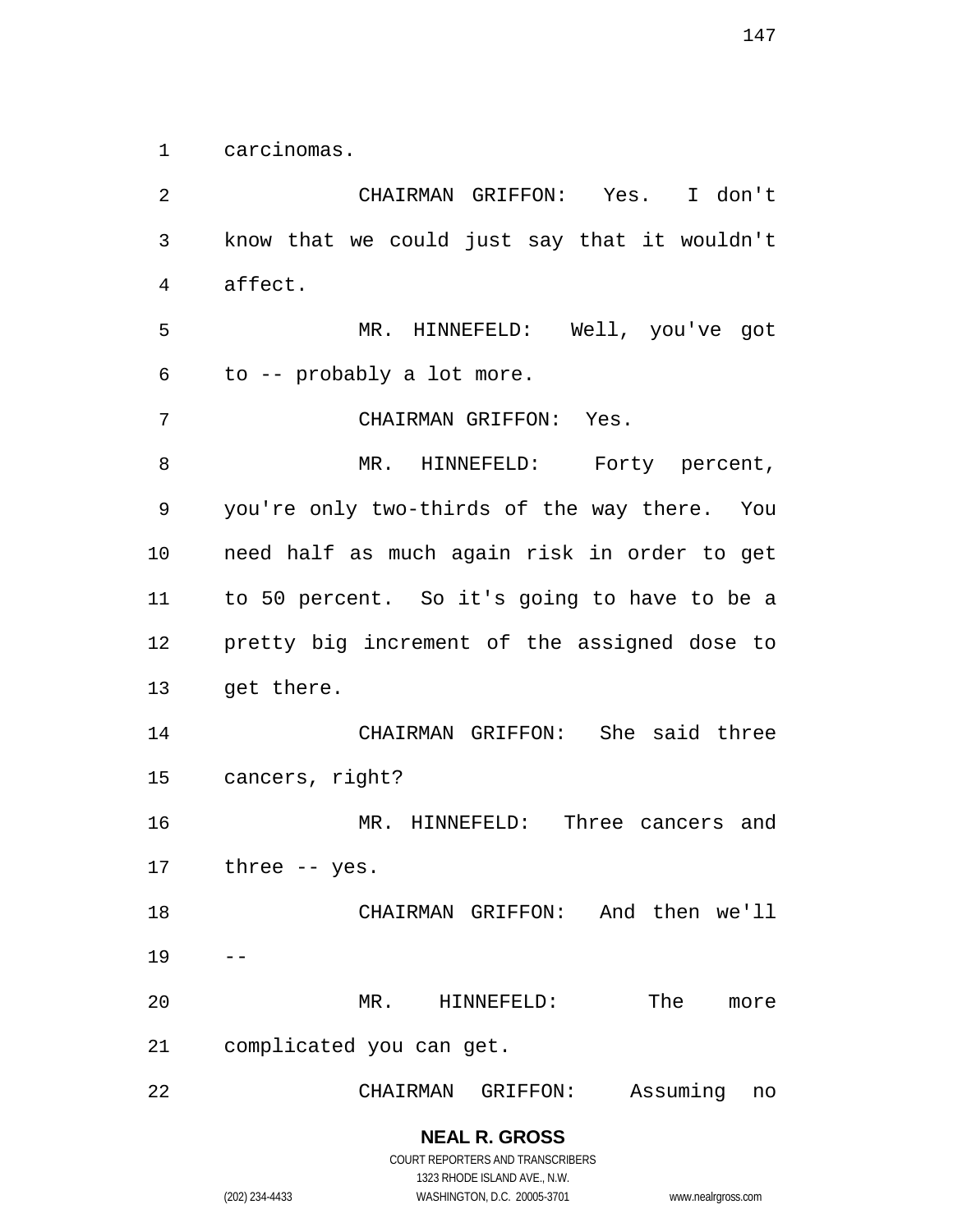carcinomas.

CHAIRMAN GRIFFON: Yes. I don't know that we could just say that it wouldn't affect.

MR. HINNEFELD: Well, you've got to -- probably a lot more.

CHAIRMAN GRIFFON: Yes.

MR. HINNEFELD: Forty percent, you're only two-thirds of the way there. You need half as much again risk in order to get to 50 percent. So it's going to have to be a pretty big increment of the assigned dose to get there.

CHAIRMAN GRIFFON: She said three cancers, right?

MR. HINNEFELD: Three cancers and three -- yes.

CHAIRMAN GRIFFON: And then we'll --

MR. HINNEFELD: The more complicated you can get.

CHAIRMAN GRIFFON: Assuming no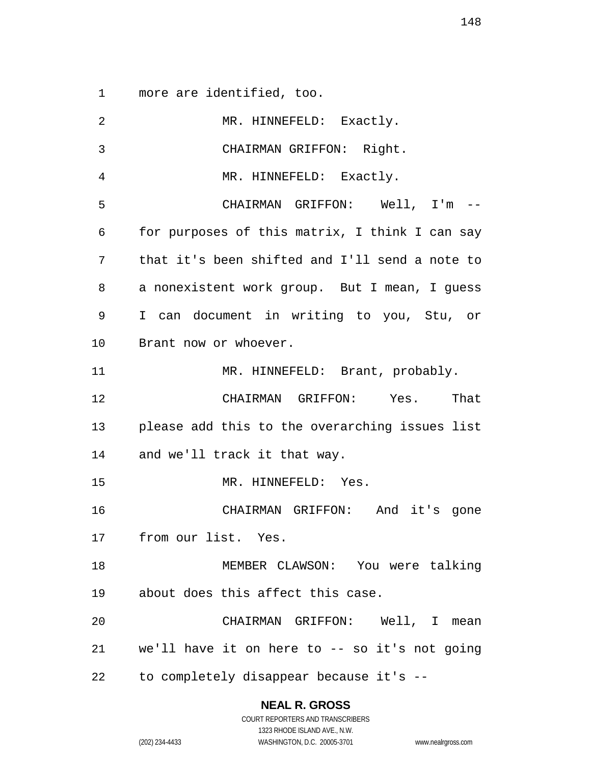more are identified, too.

MR. HINNEFELD: Exactly.

CHAIRMAN GRIFFON: Right.

MR. HINNEFELD: Exactly.

CHAIRMAN GRIFFON: Well, I'm -- for purposes of this matrix, I think I can say that it's been shifted and I'll send a note to a nonexistent work group. But I mean, I guess I can document in writing to you, Stu, or Brant now or whoever.

MR. HINNEFELD: Brant, probably.

CHAIRMAN GRIFFON: Yes. That please add this to the overarching issues list and we'll track it that way.

MR. HINNEFELD: Yes.

CHAIRMAN GRIFFON: And it's gone from our list. Yes.

MEMBER CLAWSON: You were talking about does this affect this case.

CHAIRMAN GRIFFON: Well, I mean we'll have it on here to -- so it's not going to completely disappear because it's --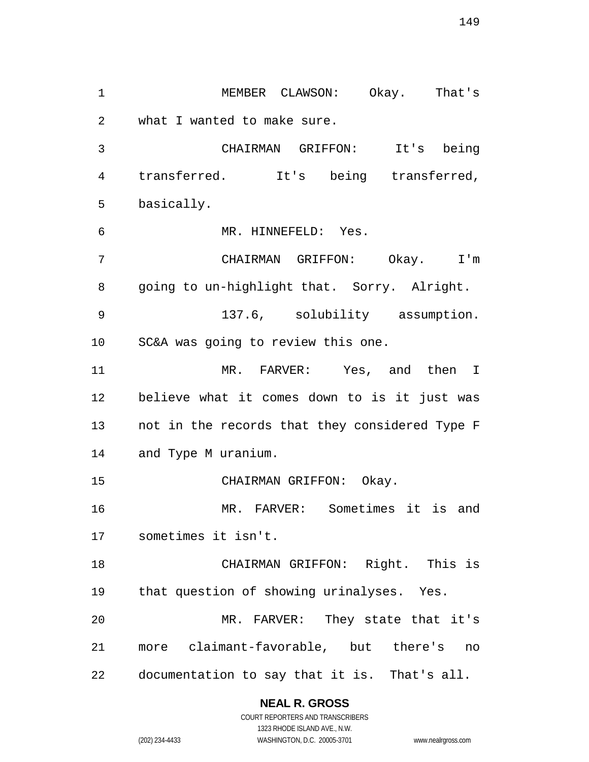MEMBER CLAWSON: Okay. That's what I wanted to make sure.

CHAIRMAN GRIFFON: It's being transferred. It's being transferred, basically.

MR. HINNEFELD: Yes.

CHAIRMAN GRIFFON: Okay. I'm going to un-highlight that. Sorry. Alright.

137.6, solubility assumption. SC&A was going to review this one.

MR. FARVER: Yes, and then I believe what it comes down to is it just was not in the records that they considered Type F and Type M uranium.

CHAIRMAN GRIFFON: Okay.

MR. FARVER: Sometimes it is and sometimes it isn't.

CHAIRMAN GRIFFON: Right. This is that question of showing urinalyses. Yes.

MR. FARVER: They state that it's more claimant-favorable, but there's no documentation to say that it is. That's all.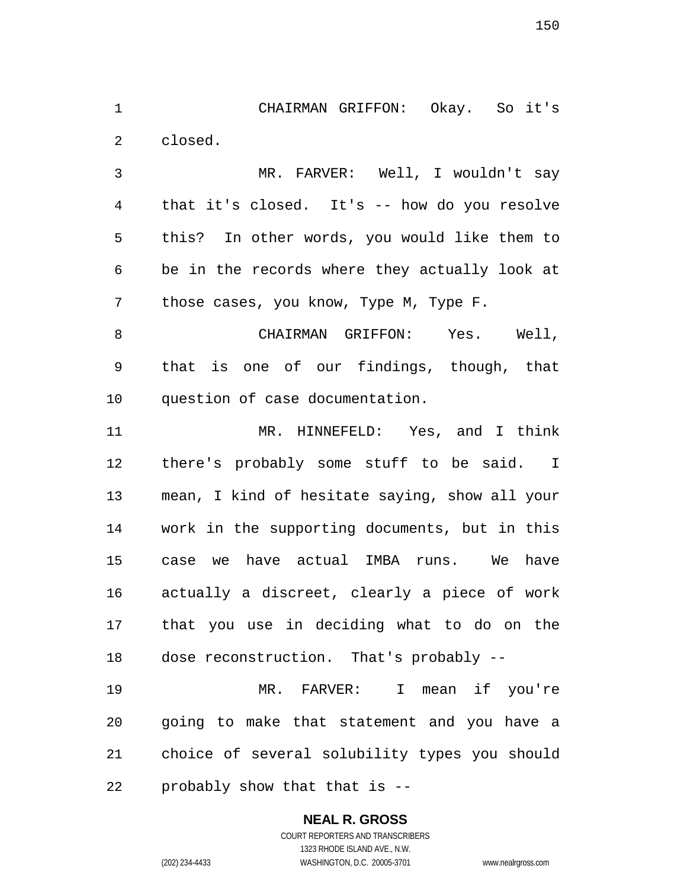CHAIRMAN GRIFFON: Okay. So it's closed.

MR. FARVER: Well, I wouldn't say that it's closed. It's -- how do you resolve this? In other words, you would like them to be in the records where they actually look at those cases, you know, Type M, Type F.

CHAIRMAN GRIFFON: Yes. Well, that is one of our findings, though, that question of case documentation.

MR. HINNEFELD: Yes, and I think there's probably some stuff to be said. I mean, I kind of hesitate saying, show all your work in the supporting documents, but in this case we have actual IMBA runs. We have actually a discreet, clearly a piece of work that you use in deciding what to do on the dose reconstruction. That's probably --

MR. FARVER: I mean if you're going to make that statement and you have a choice of several solubility types you should probably show that that is --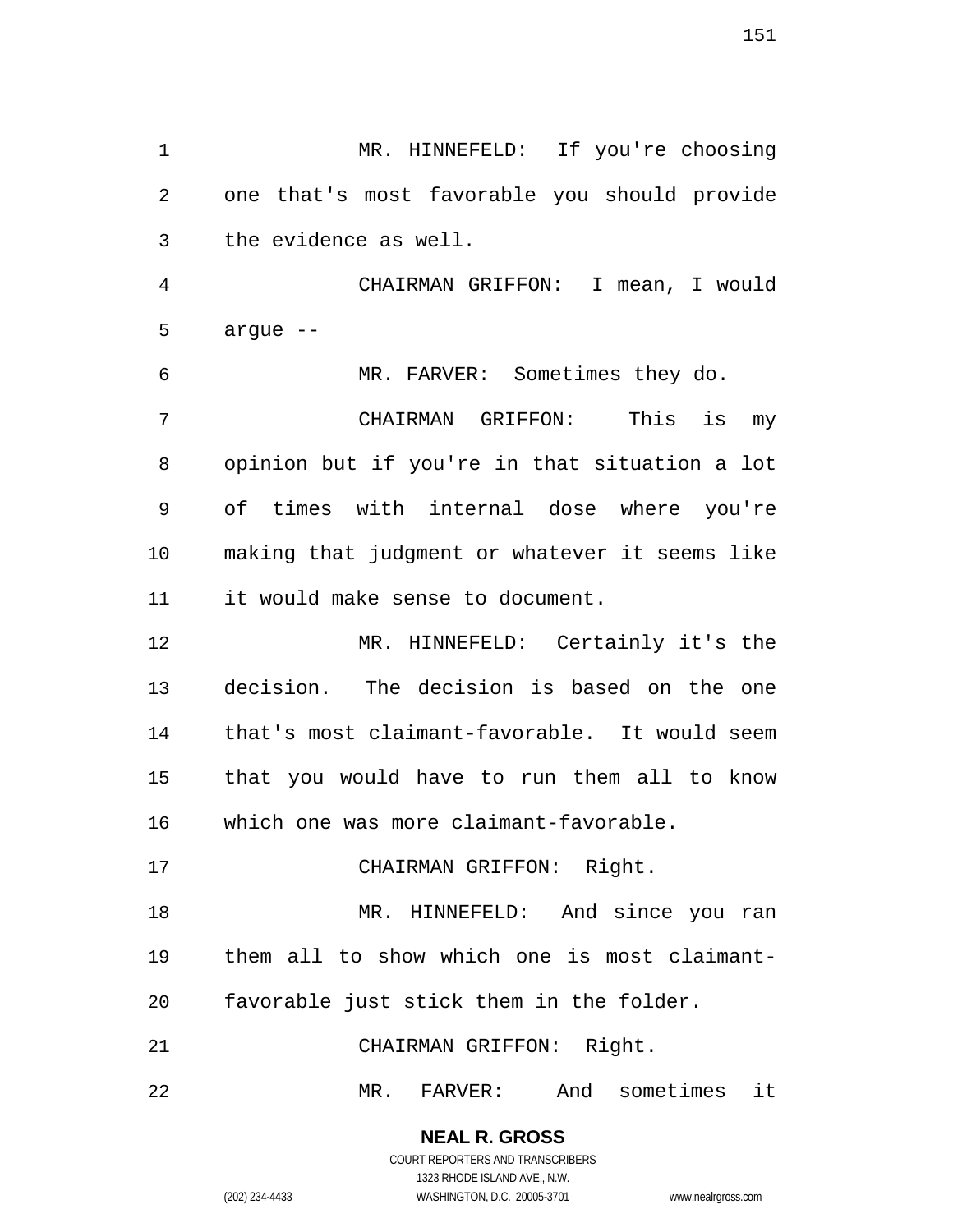MR. HINNEFELD: If you're choosing one that's most favorable you should provide the evidence as well.

CHAIRMAN GRIFFON: I mean, I would argue --

MR. FARVER: Sometimes they do.

CHAIRMAN GRIFFON: This is my opinion but if you're in that situation a lot of times with internal dose where you're making that judgment or whatever it seems like it would make sense to document.

MR. HINNEFELD: Certainly it's the decision. The decision is based on the one that's most claimant-favorable. It would seem that you would have to run them all to know which one was more claimant-favorable.

CHAIRMAN GRIFFON: Right.

MR. HINNEFELD: And since you ran them all to show which one is most claimant-favorable just stick them in the folder.

CHAIRMAN GRIFFON: Right.

MR. FARVER: And sometimes it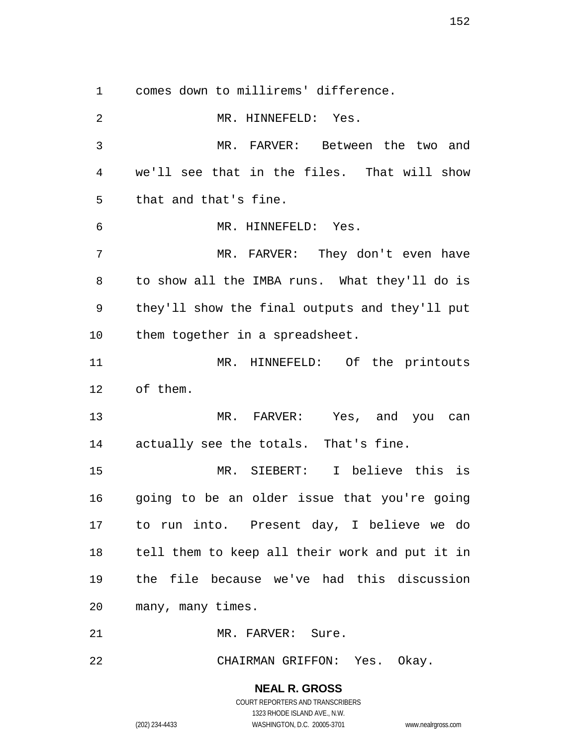comes down to millirems' difference.

MR. HINNEFELD: Yes.

MR. FARVER: Between the two and we'll see that in the files. That will show that and that's fine.

MR. HINNEFELD: Yes.

MR. FARVER: They don't even have to show all the IMBA runs. What they'll do is they'll show the final outputs and they'll put them together in a spreadsheet.

MR. HINNEFELD: Of the printouts of them.

MR. FARVER: Yes, and you can actually see the totals. That's fine.

MR. SIEBERT: I believe this is going to be an older issue that you're going to run into. Present day, I believe we do tell them to keep all their work and put it in the file because we've had this discussion many, many times.

MR. FARVER: Sure.

CHAIRMAN GRIFFON: Yes. Okay.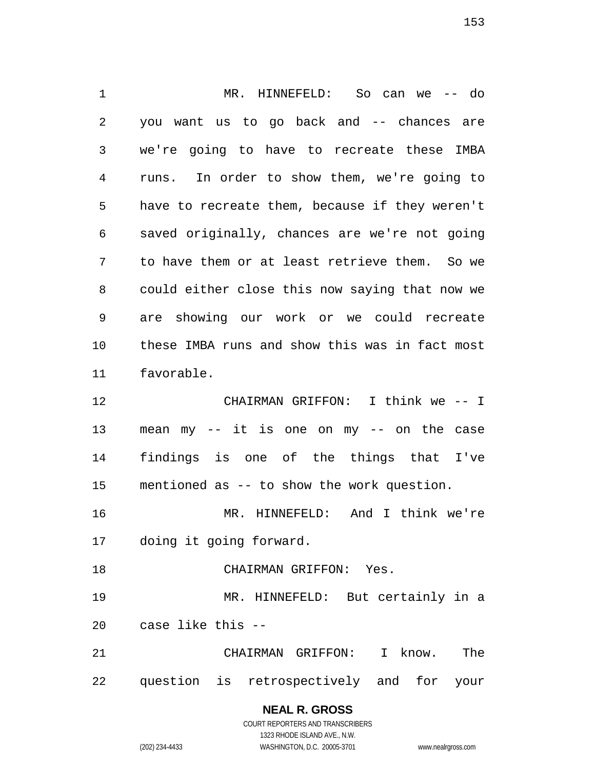MR. HINNEFELD: So can we -- do you want us to go back and -- chances are we're going to have to recreate these IMBA runs. In order to show them, we're going to have to recreate them, because if they weren't saved originally, chances are we're not going to have them or at least retrieve them. So we could either close this now saying that now we are showing our work or we could recreate these IMBA runs and show this was in fact most favorable.

CHAIRMAN GRIFFON: I think we -- I mean my -- it is one on my -- on the case findings is one of the things that I've mentioned as -- to show the work question.

MR. HINNEFELD: And I think we're doing it going forward.

CHAIRMAN GRIFFON: Yes.

MR. HINNEFELD: But certainly in a case like this --

CHAIRMAN GRIFFON: I know. The question is retrospectively and for your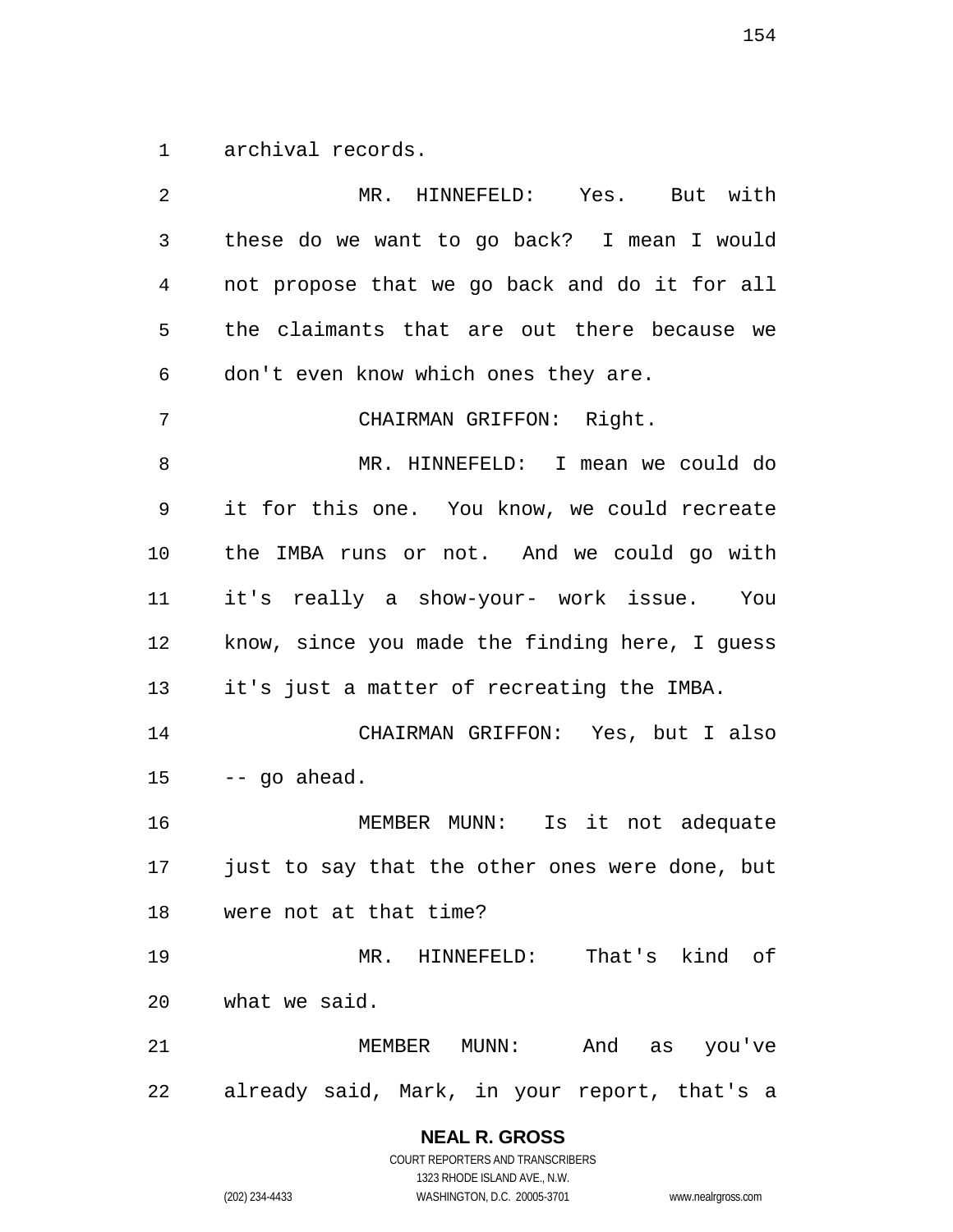archival records.

MR. HINNEFELD: Yes. But with these do we want to go back? I mean I would not propose that we go back and do it for all the claimants that are out there because we don't even know which ones they are.

CHAIRMAN GRIFFON: Right.

MR. HINNEFELD: I mean we could do it for this one. You know, we could recreate the IMBA runs or not. And we could go with it's really a show-your- work issue. You know, since you made the finding here, I guess it's just a matter of recreating the IMBA.

CHAIRMAN GRIFFON: Yes, but I also -- go ahead.

MEMBER MUNN: Is it not adequate just to say that the other ones were done, but were not at that time?

MR. HINNEFELD: That's kind of what we said.

MEMBER MUNN: And as you've already said, Mark, in your report, that's a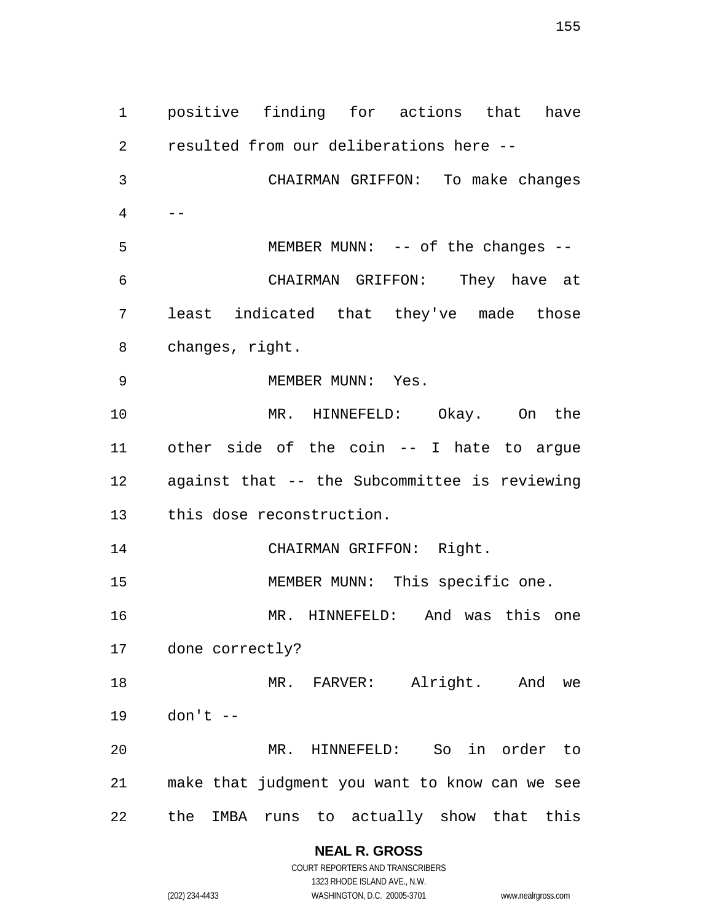positive finding for actions that have resulted from our deliberations here --

CHAIRMAN GRIFFON: To make changes --

MEMBER MUNN: -- of the changes --

CHAIRMAN GRIFFON: They have at least indicated that they've made those changes, right.

MEMBER MUNN: Yes.

MR. HINNEFELD: Okay. On the other side of the coin -- I hate to argue against that -- the Subcommittee is reviewing this dose reconstruction.

CHAIRMAN GRIFFON: Right.

MEMBER MUNN: This specific one.

MR. HINNEFELD: And was this one done correctly?

MR. FARVER: Alright. And we don't --

MR. HINNEFELD: So in order to make that judgment you want to know can we see the IMBA runs to actually show that this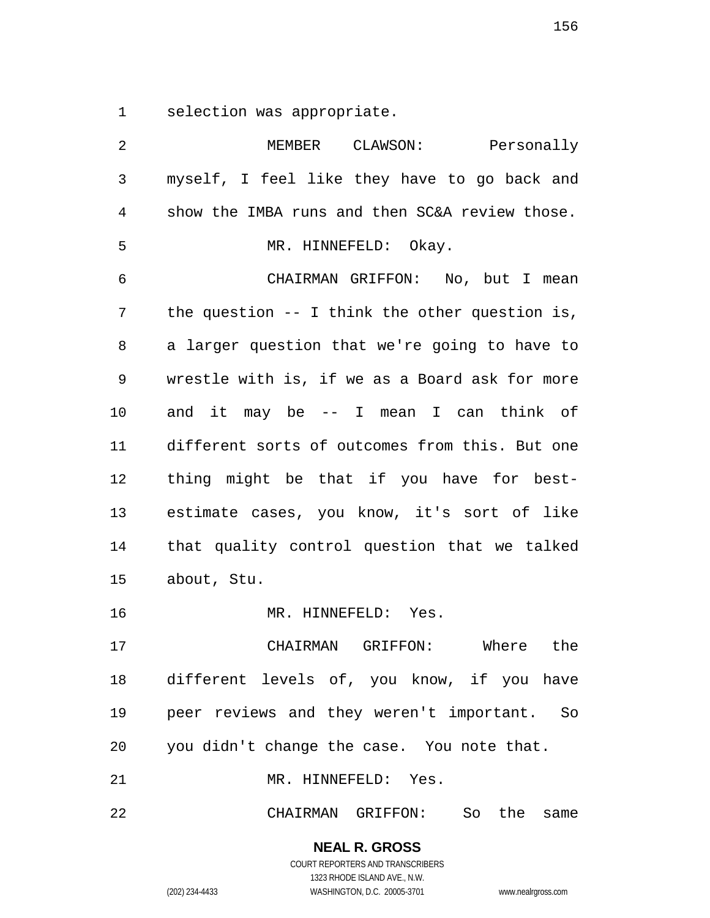selection was appropriate.

MEMBER CLAWSON: Personally myself, I feel like they have to go back and show the IMBA runs and then SC&A review those.

MR. HINNEFELD: Okay.

CHAIRMAN GRIFFON: No, but I mean the question -- I think the other question is, a larger question that we're going to have to wrestle with is, if we as a Board ask for more and it may be -- I mean I can think of different sorts of outcomes from this. But one thing might be that if you have for best-estimate cases, you know, it's sort of like that quality control question that we talked about, Stu.

MR. HINNEFELD: Yes.

CHAIRMAN GRIFFON: Where the different levels of, you know, if you have peer reviews and they weren't important. So you didn't change the case. You note that.

MR. HINNEFELD: Yes.

CHAIRMAN GRIFFON: So the same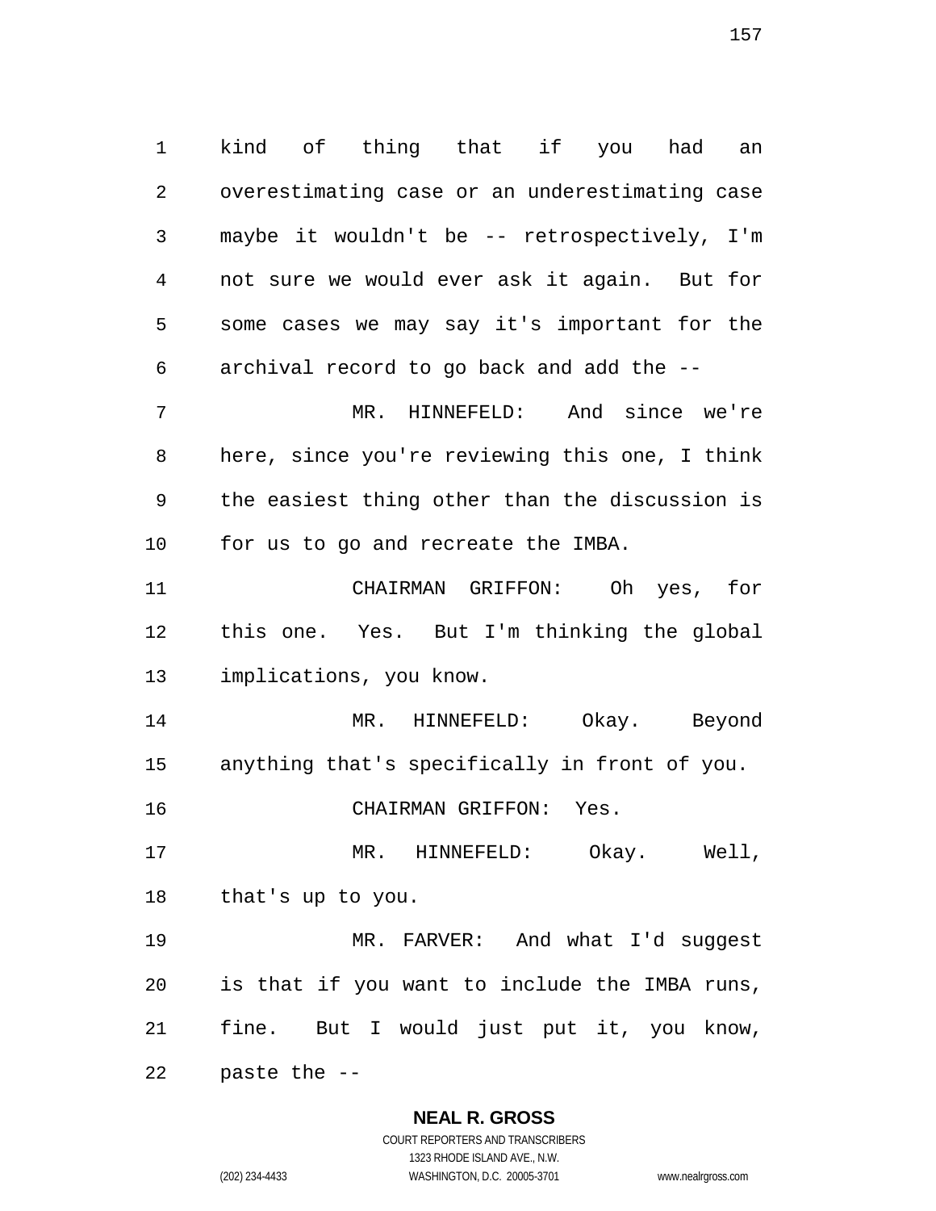kind of thing that if you had an overestimating case or an underestimating case maybe it wouldn't be -- retrospectively, I'm not sure we would ever ask it again. But for some cases we may say it's important for the archival record to go back and add the --

MR. HINNEFELD: And since we're here, since you're reviewing this one, I think the easiest thing other than the discussion is for us to go and recreate the IMBA.

CHAIRMAN GRIFFON: Oh yes, for this one. Yes. But I'm thinking the global implications, you know.

MR. HINNEFELD: Okay. Beyond anything that's specifically in front of you.

CHAIRMAN GRIFFON: Yes.

MR. HINNEFELD: Okay. Well, that's up to you.

MR. FARVER: And what I'd suggest is that if you want to include the IMBA runs, fine. But I would just put it, you know, paste the --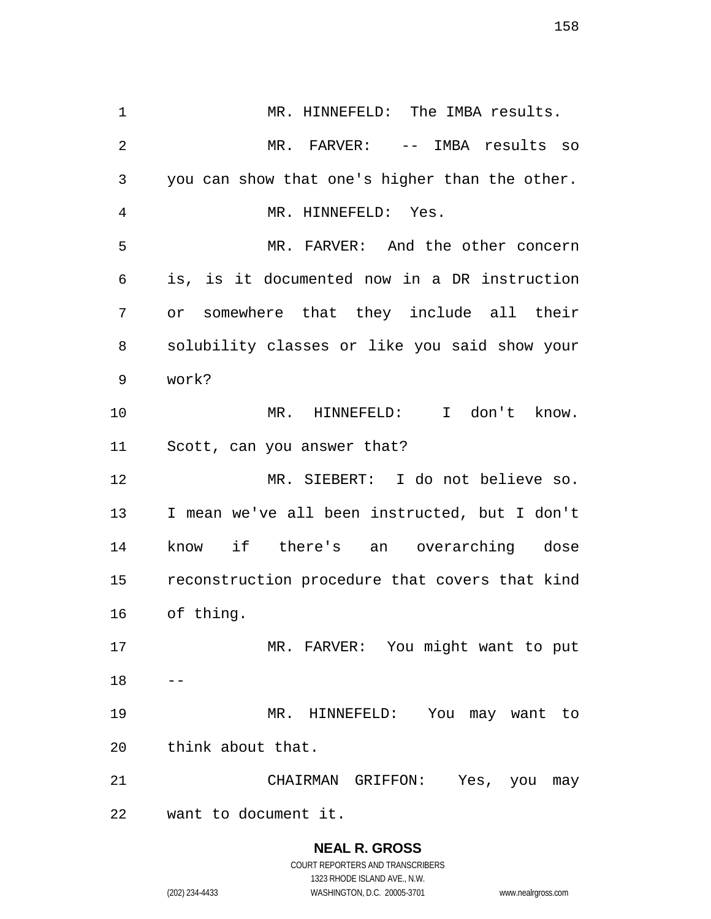MR. HINNEFELD: The IMBA results.

MR. FARVER: -- IMBA results so you can show that one's higher than the other.

MR. HINNEFELD: Yes.

MR. FARVER: And the other concern is, is it documented now in a DR instruction or somewhere that they include all their solubility classes or like you said show your work?

MR. HINNEFELD: I don't know. Scott, can you answer that?

MR. SIEBERT: I do not believe so. I mean we've all been instructed, but I don't know if there's an overarching dose reconstruction procedure that covers that kind of thing.

MR. FARVER: You might want to put --

MR. HINNEFELD: You may want to think about that.

CHAIRMAN GRIFFON: Yes, you may want to document it.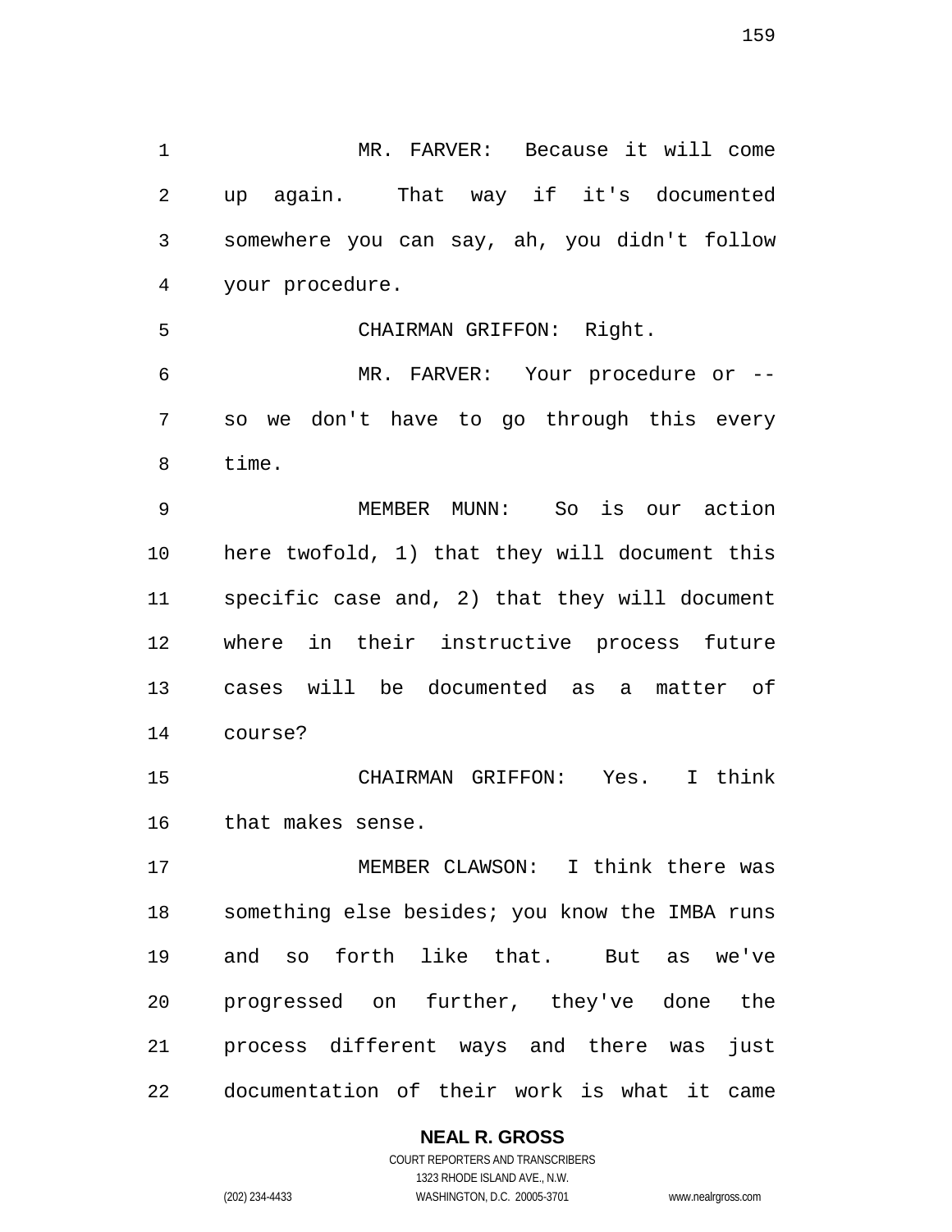MR. FARVER: Because it will come up again. That way if it's documented somewhere you can say, ah, you didn't follow your procedure.

CHAIRMAN GRIFFON: Right.

MR. FARVER: Your procedure or -- so we don't have to go through this every time.

MEMBER MUNN: So is our action here twofold, 1) that they will document this specific case and, 2) that they will document where in their instructive process future cases will be documented as a matter of course?

CHAIRMAN GRIFFON: Yes. I think that makes sense.

MEMBER CLAWSON: I think there was something else besides; you know the IMBA runs and so forth like that. But as we've progressed on further, they've done the process different ways and there was just documentation of their work is what it came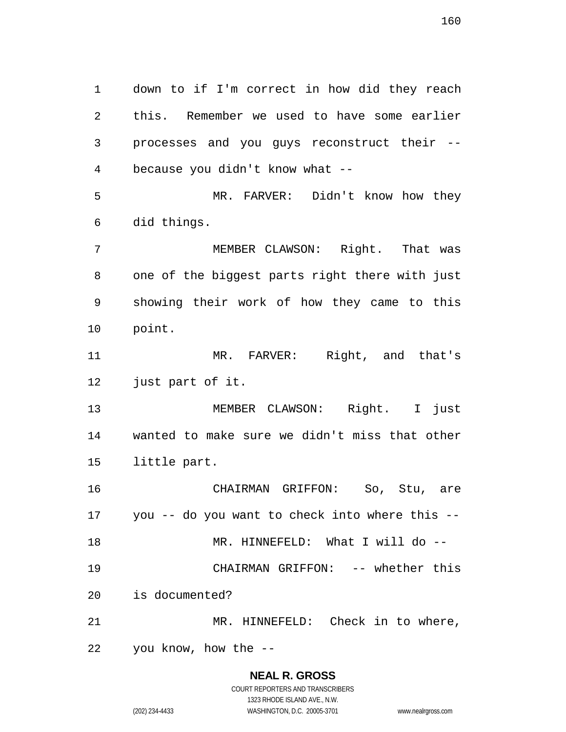down to if I'm correct in how did they reach this. Remember we used to have some earlier processes and you guys reconstruct their -- because you didn't know what --

MR. FARVER: Didn't know how they did things.

MEMBER CLAWSON: Right. That was one of the biggest parts right there with just showing their work of how they came to this point.

MR. FARVER: Right, and that's just part of it.

MEMBER CLAWSON: Right. I just wanted to make sure we didn't miss that other little part.

CHAIRMAN GRIFFON: So, Stu, are you -- do you want to check into where this --

MR. HINNEFELD: What I will do --

CHAIRMAN GRIFFON: -- whether this is documented?

MR. HINNEFELD: Check in to where, you know, how the --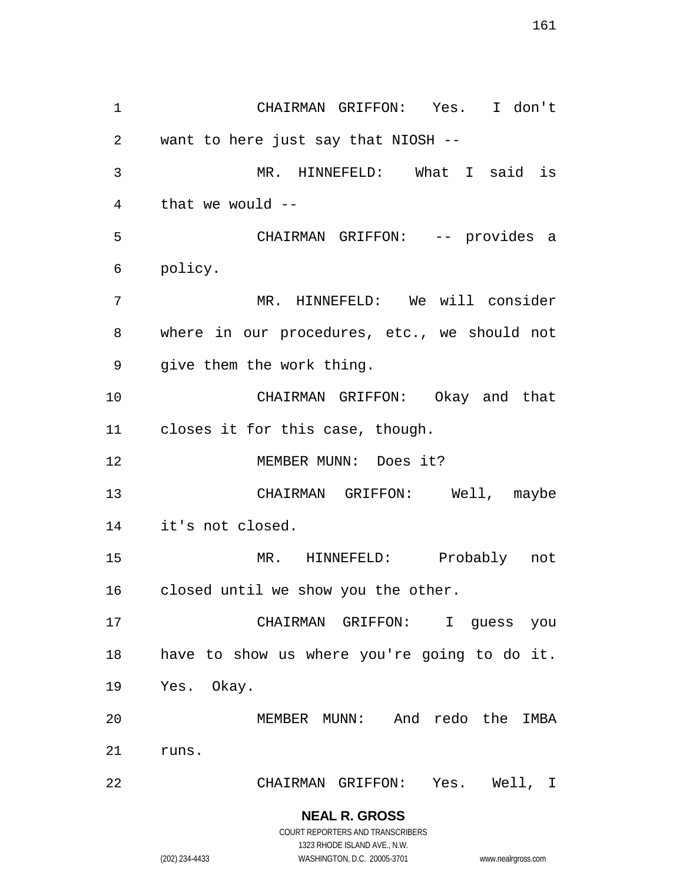CHAIRMAN GRIFFON: Yes. I don't want to here just say that NIOSH --

MR. HINNEFELD: What I said is that we would --

CHAIRMAN GRIFFON: -- provides a policy.

MR. HINNEFELD: We will consider where in our procedures, etc., we should not give them the work thing.

CHAIRMAN GRIFFON: Okay and that closes it for this case, though.

MEMBER MUNN: Does it?

CHAIRMAN GRIFFON: Well, maybe it's not closed.

MR. HINNEFELD: Probably not closed until we show you the other.

CHAIRMAN GRIFFON: I guess you have to show us where you're going to do it. Yes. Okay.

MEMBER MUNN: And redo the IMBA runs.

CHAIRMAN GRIFFON: Yes. Well, I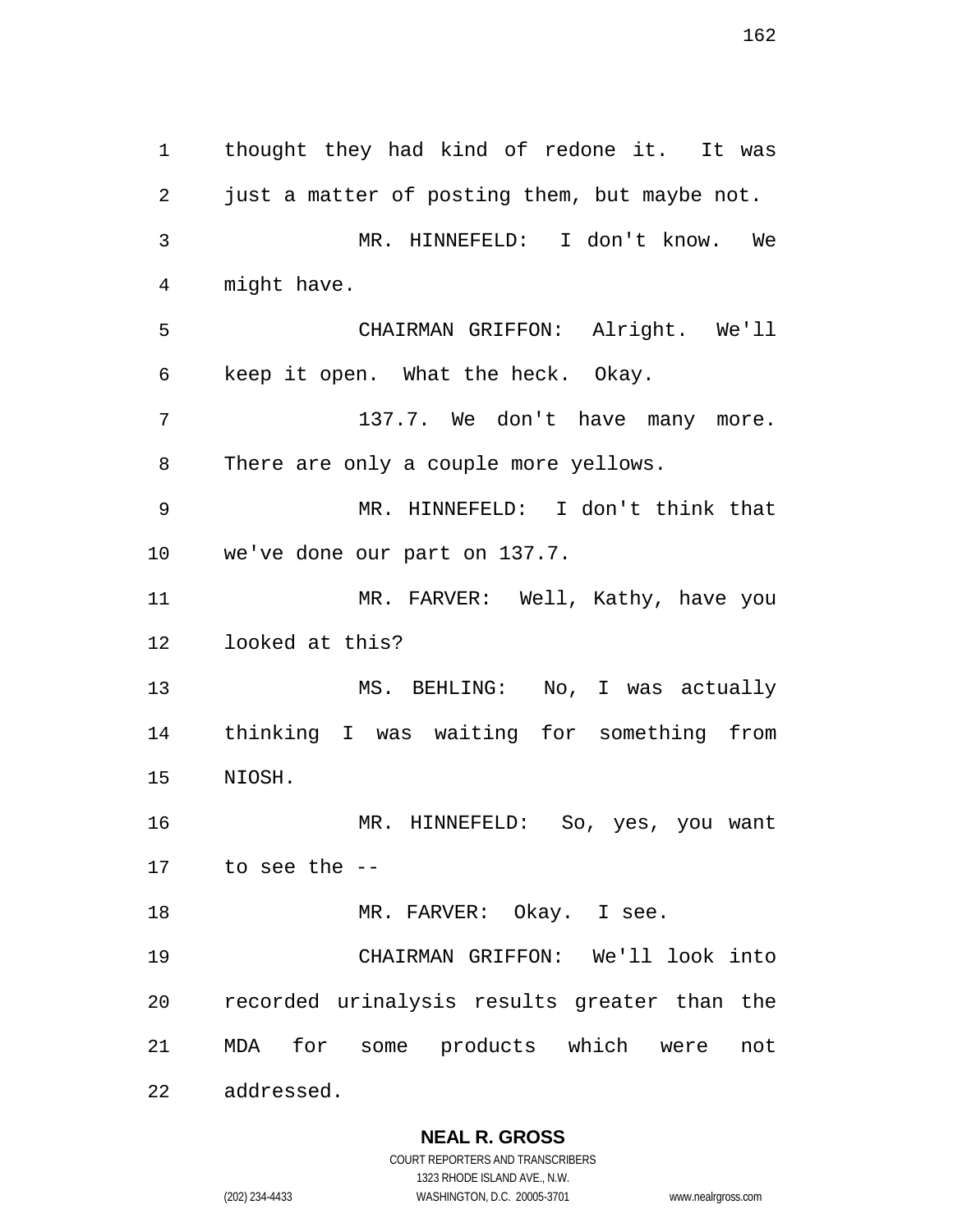thought they had kind of redone it. It was just a matter of posting them, but maybe not.

MR. HINNEFELD: I don't know. We might have.

CHAIRMAN GRIFFON: Alright. We'll keep it open. What the heck. Okay.

137.7. We don't have many more. There are only a couple more yellows.

MR. HINNEFELD: I don't think that we've done our part on 137.7.

MR. FARVER: Well, Kathy, have you looked at this?

MS. BEHLING: No, I was actually thinking I was waiting for something from NIOSH.

MR. HINNEFELD: So, yes, you want to see the --

MR. FARVER: Okay. I see.

CHAIRMAN GRIFFON: We'll look into recorded urinalysis results greater than the MDA for some products which were not addressed.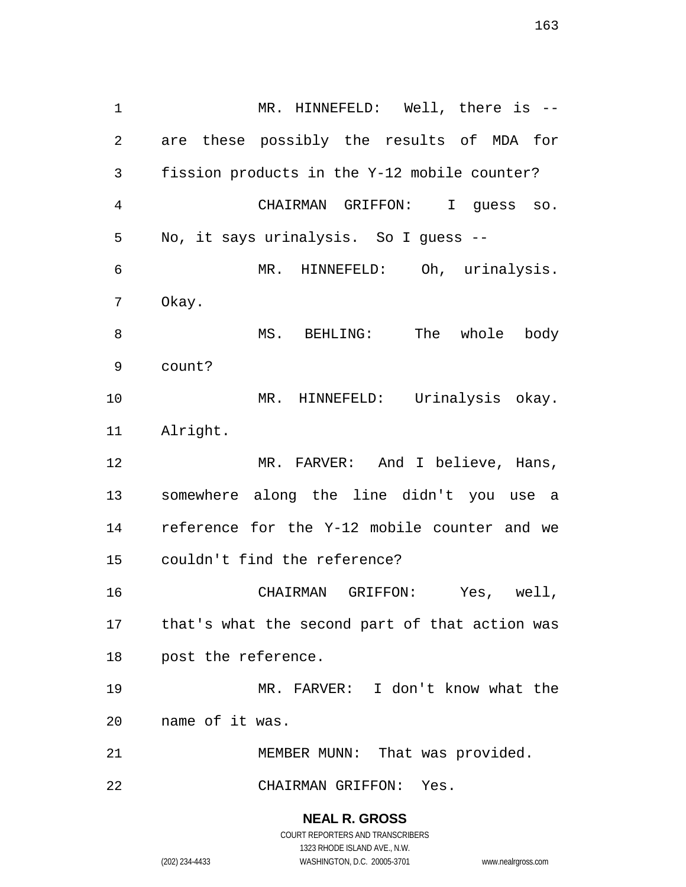MR. HINNEFELD: Well, there is -- are these possibly the results of MDA for fission products in the Y-12 mobile counter?

CHAIRMAN GRIFFON: I guess so. No, it says urinalysis. So I guess --

MR. HINNEFELD: Oh, urinalysis. Okay.

MS. BEHLING: The whole body count?

MR. HINNEFELD: Urinalysis okay. Alright.

MR. FARVER: And I believe, Hans, somewhere along the line didn't you use a reference for the Y-12 mobile counter and we couldn't find the reference?

CHAIRMAN GRIFFON: Yes, well, that's what the second part of that action was post the reference.

MR. FARVER: I don't know what the name of it was.

MEMBER MUNN: That was provided.

CHAIRMAN GRIFFON: Yes.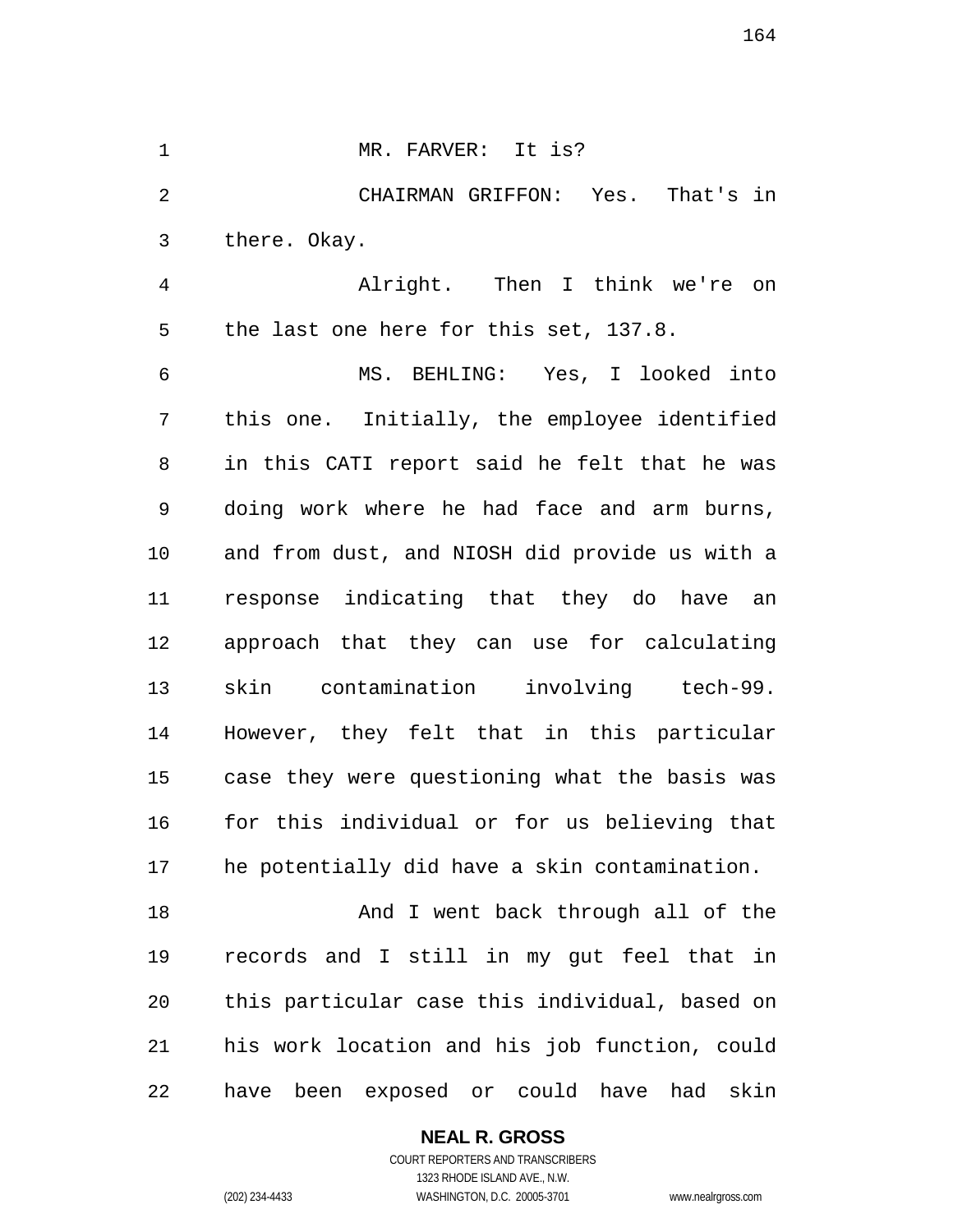MR. FARVER: It is?

CHAIRMAN GRIFFON: Yes. That's in there. Okay.

Alright. Then I think we're on the last one here for this set, 137.8.

MS. BEHLING: Yes, I looked into this one. Initially, the employee identified in this CATI report said he felt that he was doing work where he had face and arm burns, and from dust, and NIOSH did provide us with a response indicating that they do have an approach that they can use for calculating skin contamination involving tech-99. However, they felt that in this particular case they were questioning what the basis was for this individual or for us believing that he potentially did have a skin contamination.

And I went back through all of the records and I still in my gut feel that in this particular case this individual, based on his work location and his job function, could have been exposed or could have had skin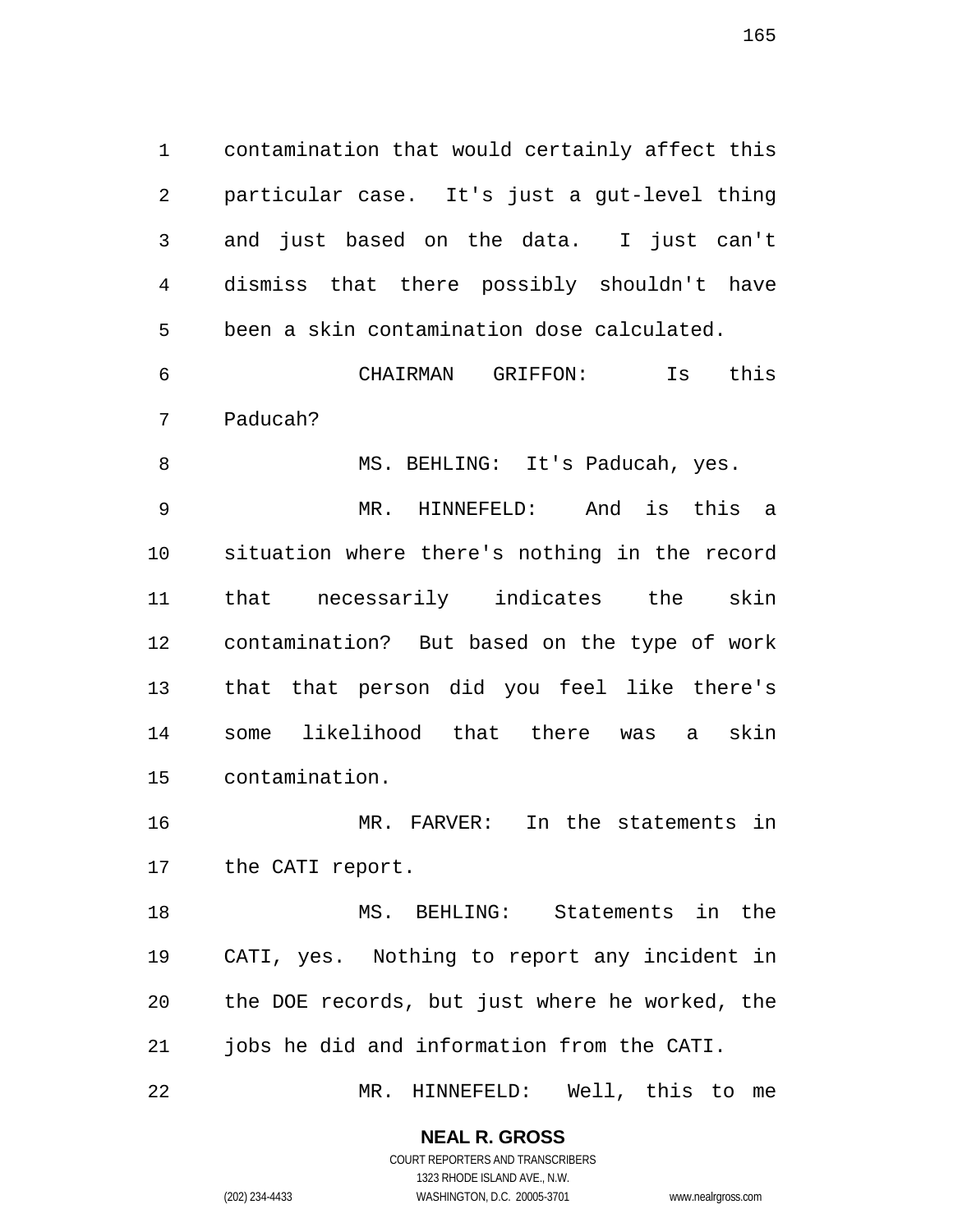contamination that would certainly affect this particular case. It's just a gut-level thing and just based on the data. I just can't dismiss that there possibly shouldn't have been a skin contamination dose calculated.

CHAIRMAN GRIFFON: Is this Paducah?

MS. BEHLING: It's Paducah, yes.

MR. HINNEFELD: And is this a situation where there's nothing in the record that necessarily indicates the skin contamination? But based on the type of work that that person did you feel like there's some likelihood that there was a skin contamination.

MR. FARVER: In the statements in the CATI report.

MS. BEHLING: Statements in the CATI, yes. Nothing to report any incident in the DOE records, but just where he worked, the jobs he did and information from the CATI.

MR. HINNEFELD: Well, this to me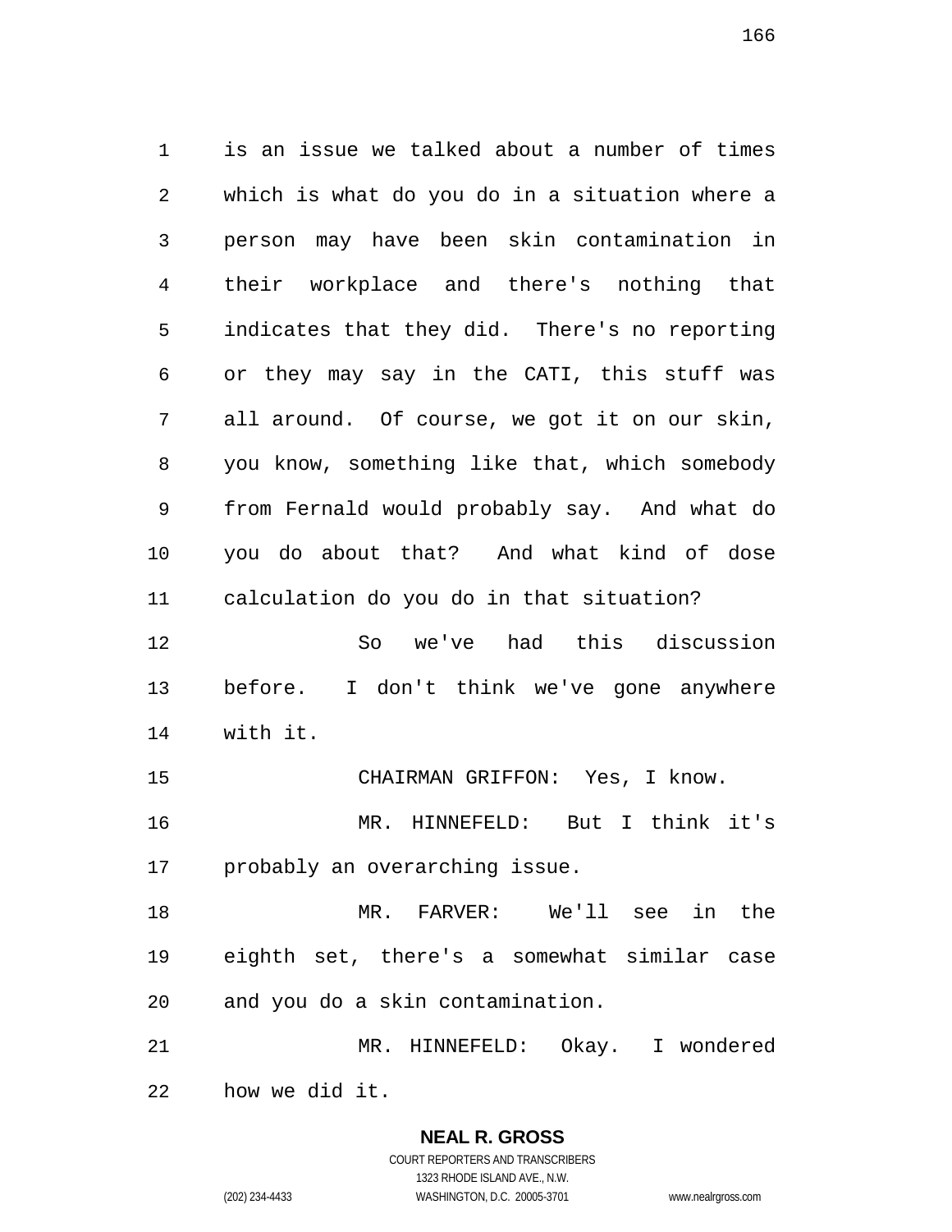is an issue we talked about a number of times which is what do you do in a situation where a person may have been skin contamination in their workplace and there's nothing that indicates that they did. There's no reporting or they may say in the CATI, this stuff was all around. Of course, we got it on our skin, you know, something like that, which somebody from Fernald would probably say. And what do you do about that? And what kind of dose calculation do you do in that situation?

So we've had this discussion before. I don't think we've gone anywhere with it.

CHAIRMAN GRIFFON: Yes, I know.

MR. HINNEFELD: But I think it's probably an overarching issue.

MR. FARVER: We'll see in the eighth set, there's a somewhat similar case and you do a skin contamination.

MR. HINNEFELD: Okay. I wondered how we did it.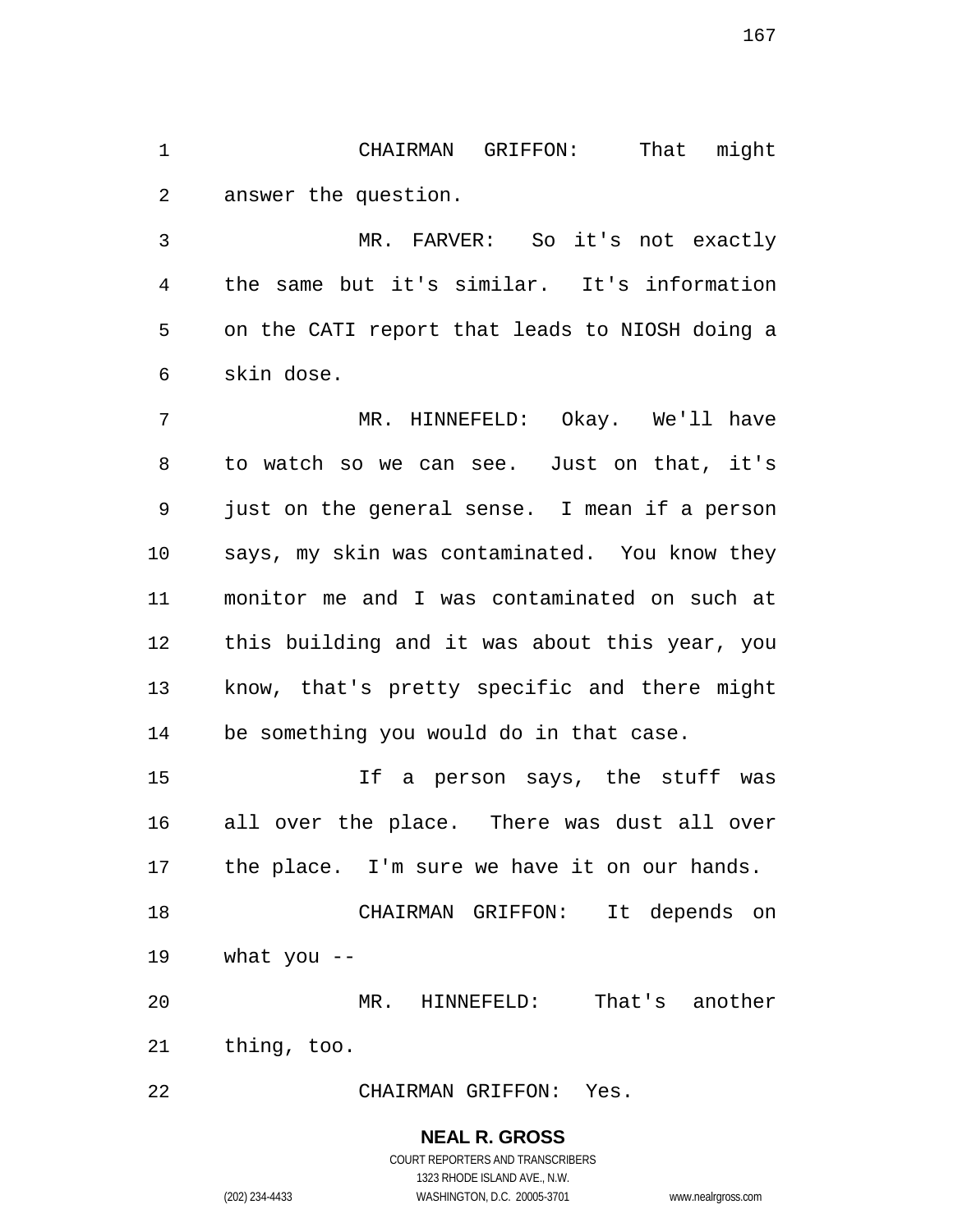CHAIRMAN GRIFFON: That might answer the question.

MR. FARVER: So it's not exactly the same but it's similar. It's information on the CATI report that leads to NIOSH doing a skin dose.

MR. HINNEFELD: Okay. We'll have to watch so we can see. Just on that, it's just on the general sense. I mean if a person says, my skin was contaminated. You know they monitor me and I was contaminated on such at this building and it was about this year, you know, that's pretty specific and there might be something you would do in that case.

If a person says, the stuff was all over the place. There was dust all over the place. I'm sure we have it on our hands.

CHAIRMAN GRIFFON: It depends on what you --

MR. HINNEFELD: That's another thing, too.

CHAIRMAN GRIFFON: Yes.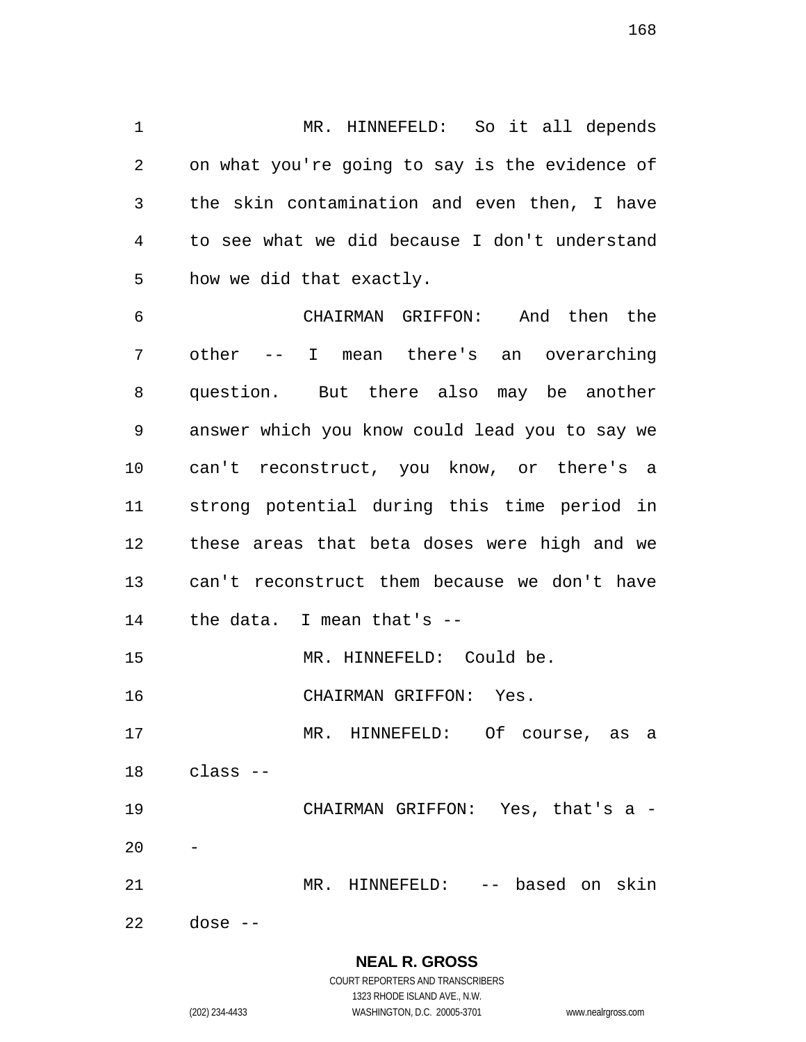MR. HINNEFELD: So it all depends on what you're going to say is the evidence of the skin contamination and even then, I have to see what we did because I don't understand how we did that exactly.

CHAIRMAN GRIFFON: And then the other -- I mean there's an overarching question. But there also may be another answer which you know could lead you to say we can't reconstruct, you know, or there's a strong potential during this time period in these areas that beta doses were high and we can't reconstruct them because we don't have the data. I mean that's --

MR. HINNEFELD: Could be.

CHAIRMAN GRIFFON: Yes.

MR. HINNEFELD: Of course, as a class --

CHAIRMAN GRIFFON: Yes, that's a --

MR. HINNEFELD: -- based on skin dose --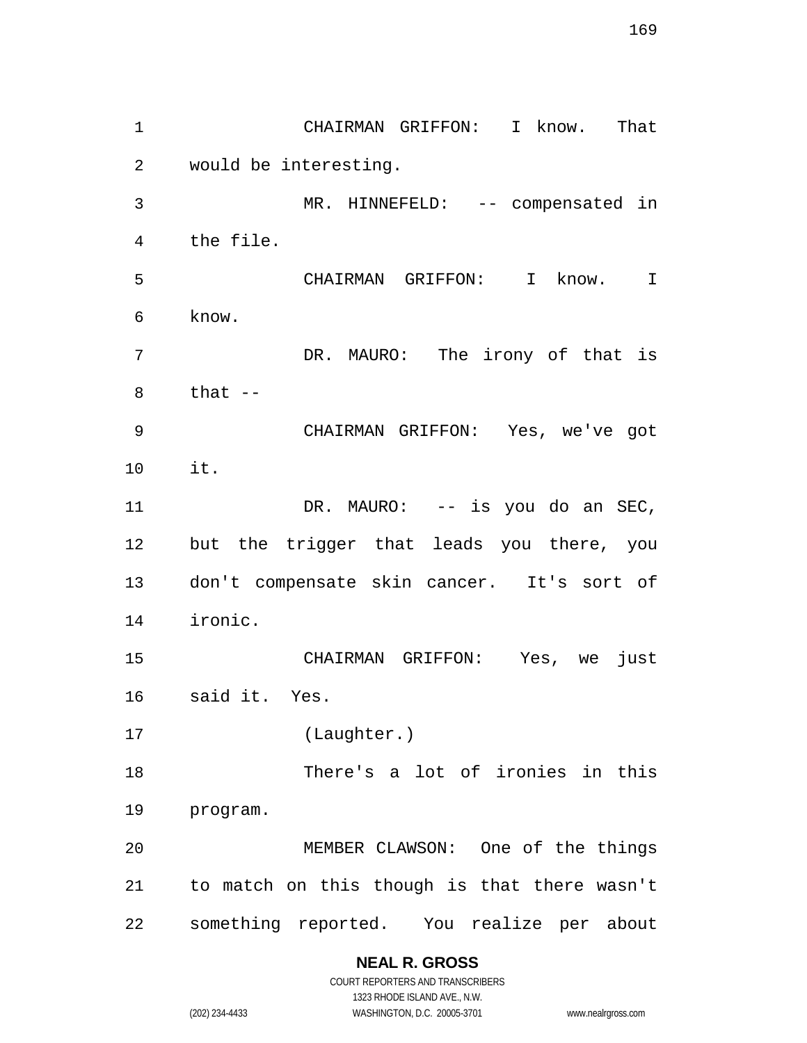CHAIRMAN GRIFFON: I know. That would be interesting.

MR. HINNEFELD: -- compensated in the file.

CHAIRMAN GRIFFON: I know. I know.

DR. MAURO: The irony of that is that --

CHAIRMAN GRIFFON: Yes, we've got it.

DR. MAURO: -- is you do an SEC, but the trigger that leads you there, you don't compensate skin cancer. It's sort of ironic.

CHAIRMAN GRIFFON: Yes, we just said it. Yes.

(Laughter.)

There's a lot of ironies in this program.

MEMBER CLAWSON: One of the things to match on this though is that there wasn't something reported. You realize per about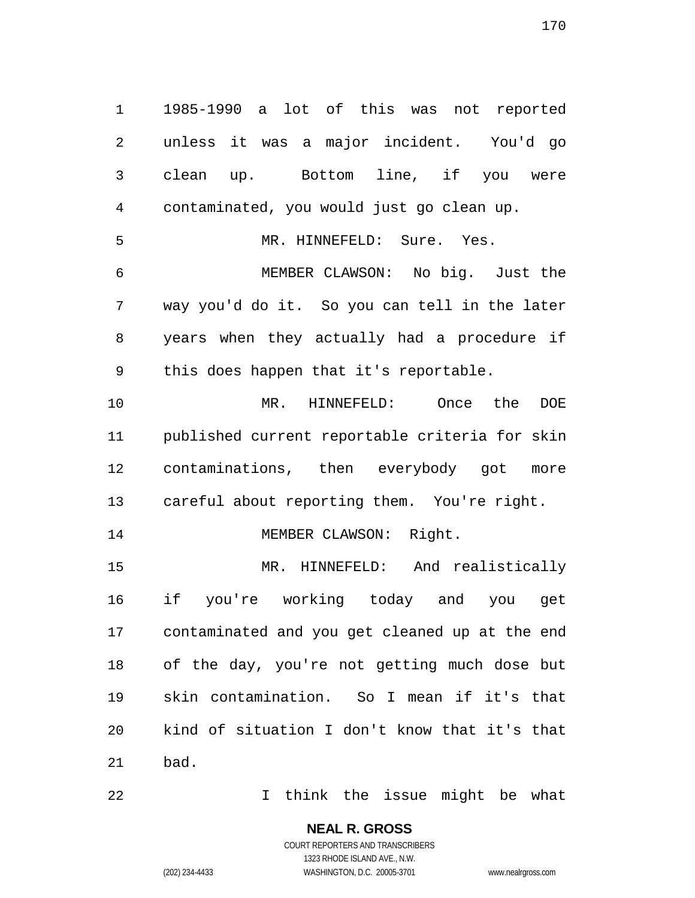1985-1990 a lot of this was not reported unless it was a major incident. You'd go clean up. Bottom line, if you were contaminated, you would just go clean up.

MR. HINNEFELD: Sure. Yes.

MEMBER CLAWSON: No big. Just the way you'd do it. So you can tell in the later years when they actually had a procedure if this does happen that it's reportable.

MR. HINNEFELD: Once the DOE published current reportable criteria for skin contaminations, then everybody got more careful about reporting them. You're right.

MEMBER CLAWSON: Right.

MR. HINNEFELD: And realistically if you're working today and you get contaminated and you get cleaned up at the end of the day, you're not getting much dose but skin contamination. So I mean if it's that kind of situation I don't know that it's that bad.

I think the issue might be what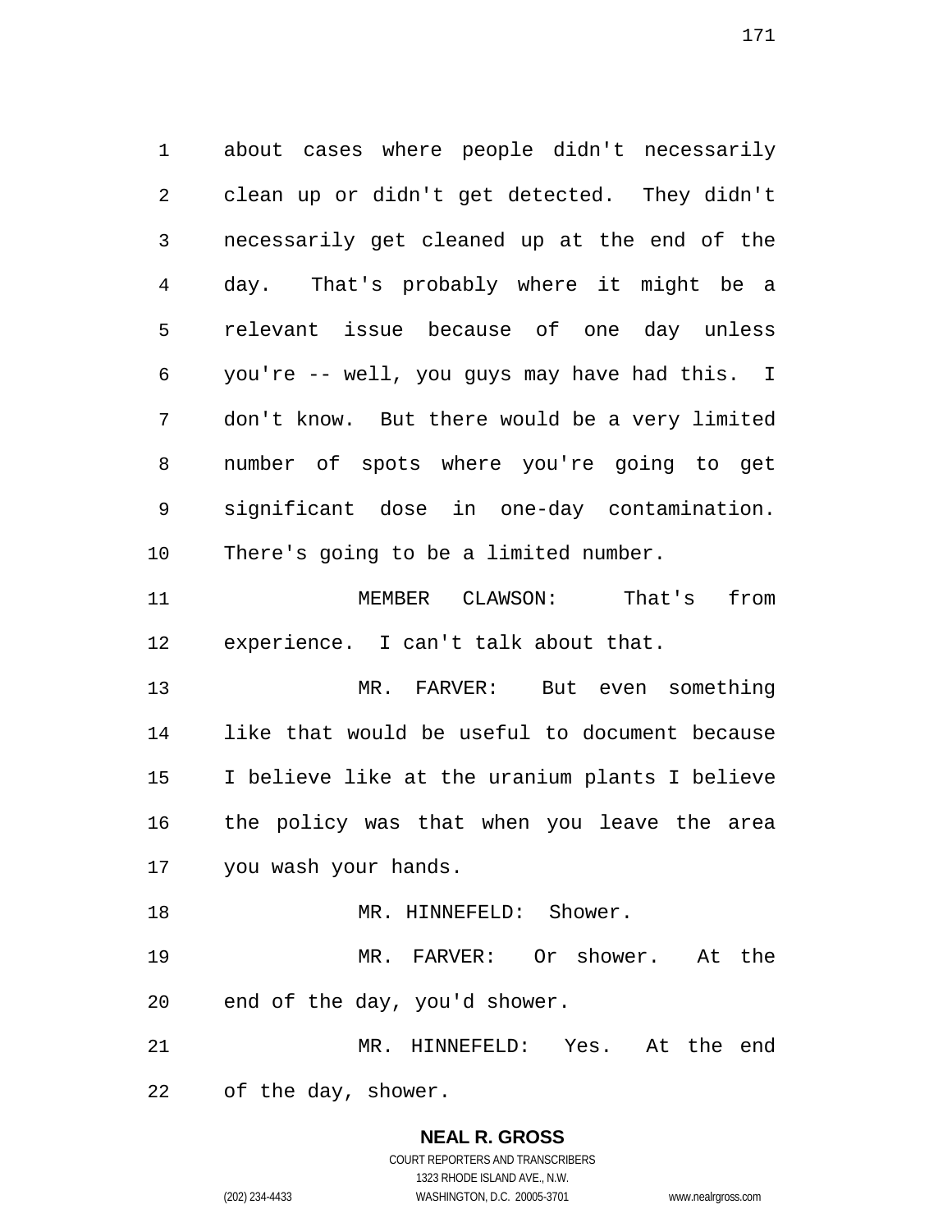about cases where people didn't necessarily clean up or didn't get detected. They didn't necessarily get cleaned up at the end of the day. That's probably where it might be a relevant issue because of one day unless you're -- well, you guys may have had this. I don't know. But there would be a very limited number of spots where you're going to get significant dose in one-day contamination. There's going to be a limited number.

MEMBER CLAWSON: That's from experience. I can't talk about that.

MR. FARVER: But even something like that would be useful to document because I believe like at the uranium plants I believe the policy was that when you leave the area you wash your hands.

MR. HINNEFELD: Shower.

MR. FARVER: Or shower. At the end of the day, you'd shower.

MR. HINNEFELD: Yes. At the end of the day, shower.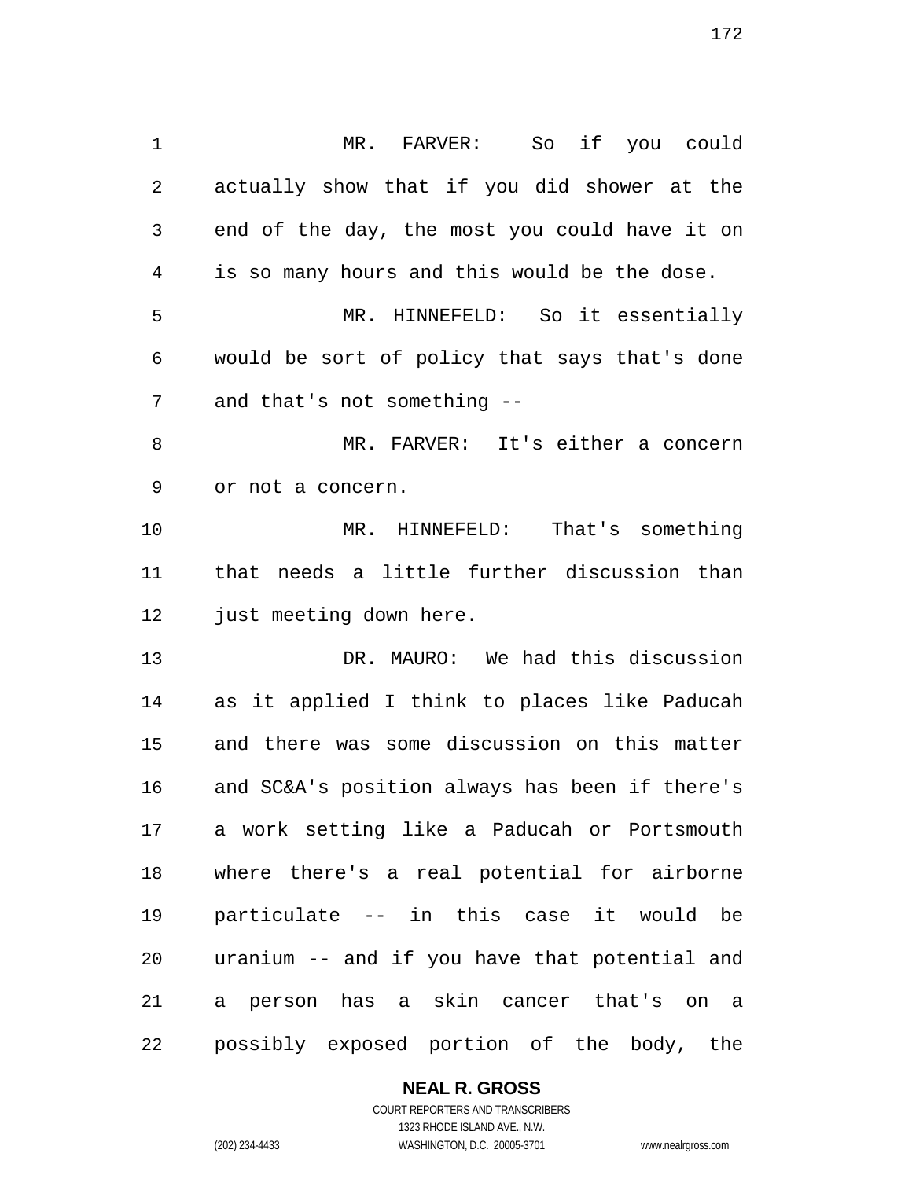MR. FARVER: So if you could actually show that if you did shower at the end of the day, the most you could have it on is so many hours and this would be the dose.

MR. HINNEFELD: So it essentially would be sort of policy that says that's done and that's not something --

MR. FARVER: It's either a concern or not a concern.

MR. HINNEFELD: That's something that needs a little further discussion than just meeting down here.

DR. MAURO: We had this discussion as it applied I think to places like Paducah and there was some discussion on this matter and SC&A's position always has been if there's a work setting like a Paducah or Portsmouth where there's a real potential for airborne particulate -- in this case it would be uranium -- and if you have that potential and a person has a skin cancer that's on a possibly exposed portion of the body, the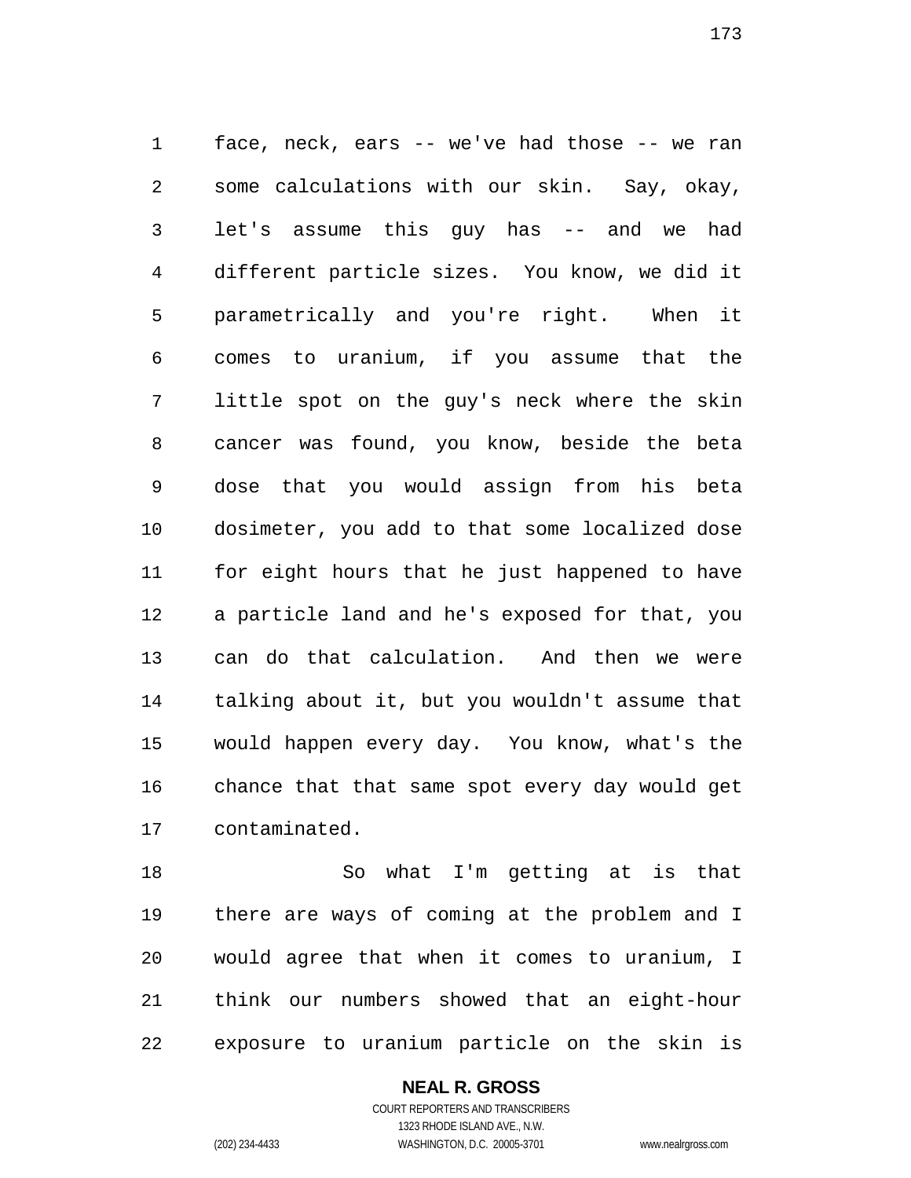face, neck, ears -- we've had those -- we ran some calculations with our skin. Say, okay, let's assume this guy has -- and we had different particle sizes. You know, we did it parametrically and you're right. When it comes to uranium, if you assume that the little spot on the guy's neck where the skin cancer was found, you know, beside the beta dose that you would assign from his beta dosimeter, you add to that some localized dose for eight hours that he just happened to have a particle land and he's exposed for that, you can do that calculation. And then we were talking about it, but you wouldn't assume that would happen every day. You know, what's the chance that that same spot every day would get contaminated.

So what I'm getting at is that there are ways of coming at the problem and I would agree that when it comes to uranium, I think our numbers showed that an eight-hour exposure to uranium particle on the skin is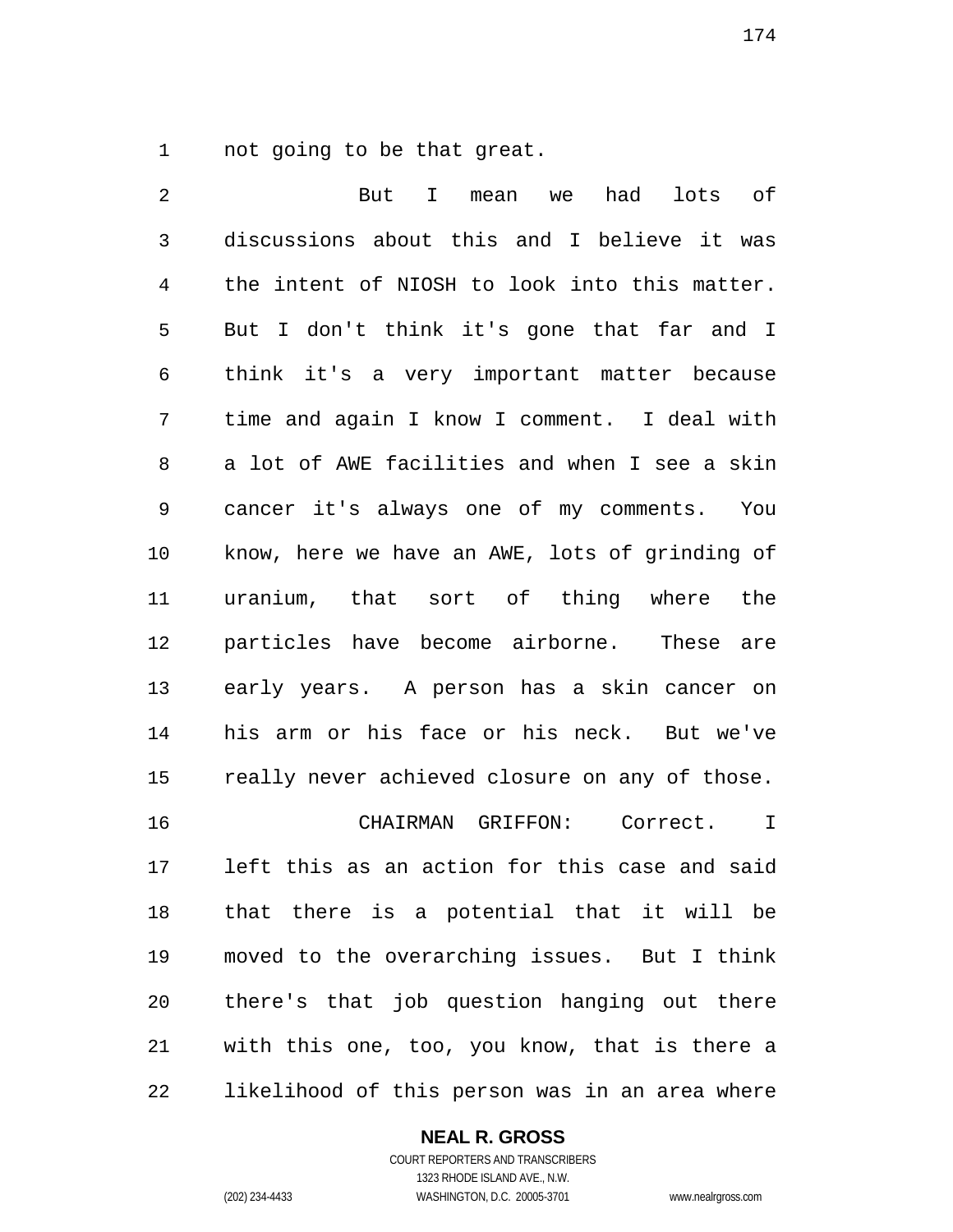not going to be that great.

But I mean we had lots of discussions about this and I believe it was the intent of NIOSH to look into this matter. But I don't think it's gone that far and I think it's a very important matter because time and again I know I comment. I deal with a lot of AWE facilities and when I see a skin cancer it's always one of my comments. You know, here we have an AWE, lots of grinding of uranium, that sort of thing where the particles have become airborne. These are early years. A person has a skin cancer on his arm or his face or his neck. But we've really never achieved closure on any of those.

CHAIRMAN GRIFFON: Correct. I left this as an action for this case and said that there is a potential that it will be moved to the overarching issues. But I think there's that job question hanging out there with this one, too, you know, that is there a likelihood of this person was in an area where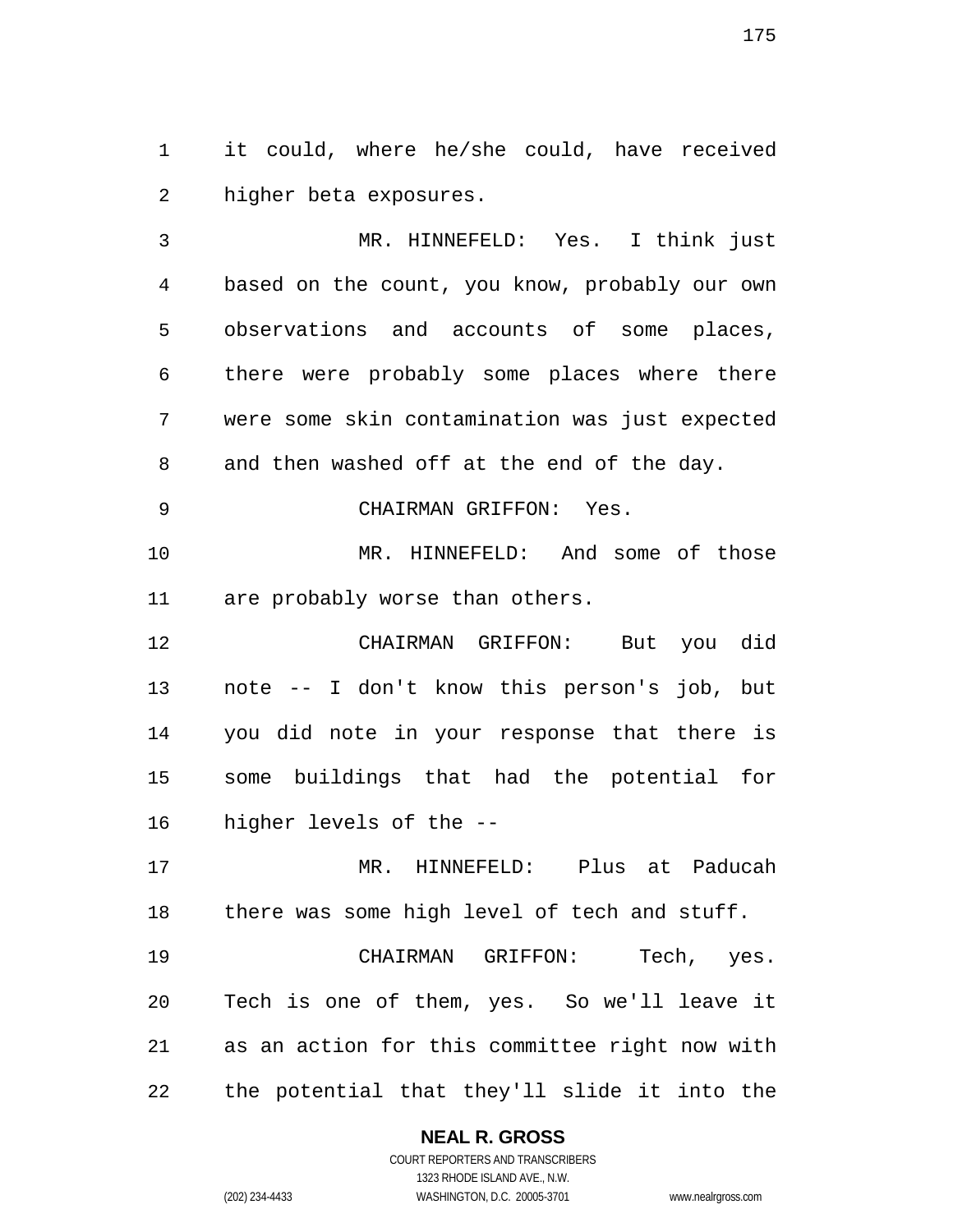it could, where he/she could, have received higher beta exposures.

MR. HINNEFELD: Yes. I think just based on the count, you know, probably our own observations and accounts of some places, there were probably some places where there were some skin contamination was just expected and then washed off at the end of the day.

CHAIRMAN GRIFFON: Yes.

MR. HINNEFELD: And some of those are probably worse than others.

CHAIRMAN GRIFFON: But you did note -- I don't know this person's job, but you did note in your response that there is some buildings that had the potential for higher levels of the --

MR. HINNEFELD: Plus at Paducah there was some high level of tech and stuff.

CHAIRMAN GRIFFON: Tech, yes. Tech is one of them, yes. So we'll leave it as an action for this committee right now with the potential that they'll slide it into the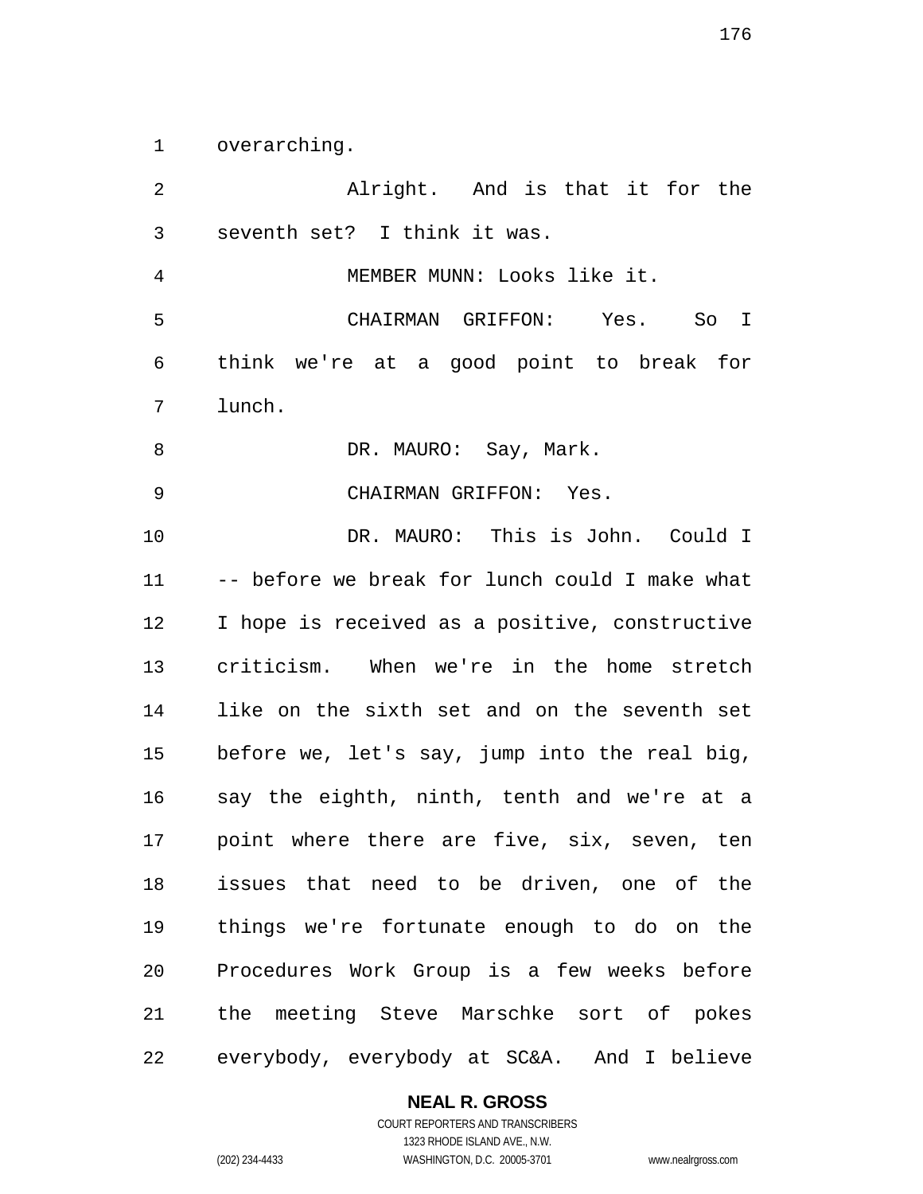overarching.

Alright. And is that it for the seventh set? I think it was.

MEMBER MUNN: Looks like it.

CHAIRMAN GRIFFON: Yes. So I think we're at a good point to break for lunch.

DR. MAURO: Say, Mark.

CHAIRMAN GRIFFON: Yes.

DR. MAURO: This is John. Could I -- before we break for lunch could I make what I hope is received as a positive, constructive criticism. When we're in the home stretch like on the sixth set and on the seventh set before we, let's say, jump into the real big, say the eighth, ninth, tenth and we're at a point where there are five, six, seven, ten issues that need to be driven, one of the things we're fortunate enough to do on the Procedures Work Group is a few weeks before the meeting Steve Marschke sort of pokes everybody, everybody at SC&A. And I believe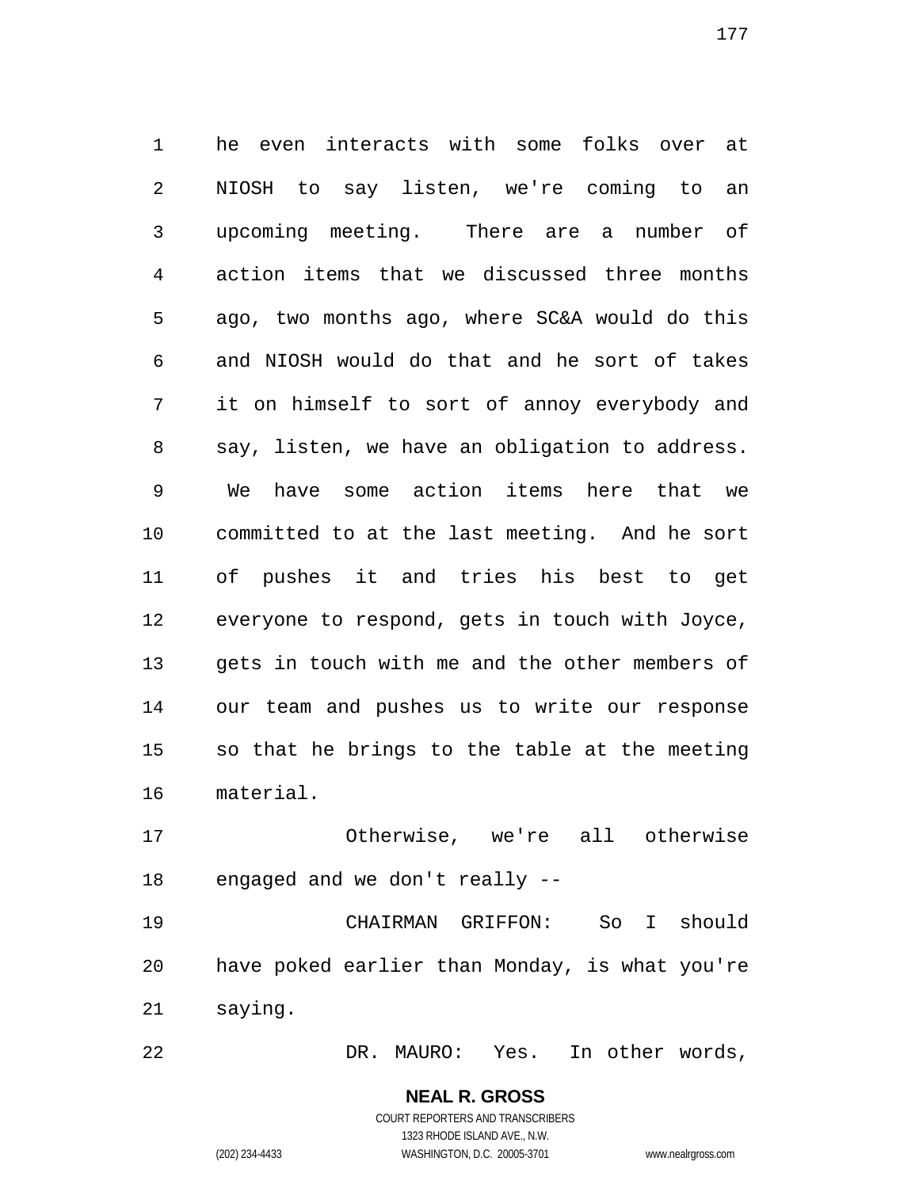he even interacts with some folks over at NIOSH to say listen, we're coming to an upcoming meeting. There are a number of action items that we discussed three months ago, two months ago, where SC&A would do this and NIOSH would do that and he sort of takes it on himself to sort of annoy everybody and say, listen, we have an obligation to address. We have some action items here that we committed to at the last meeting. And he sort of pushes it and tries his best to get everyone to respond, gets in touch with Joyce, gets in touch with me and the other members of our team and pushes us to write our response so that he brings to the table at the meeting material.

Otherwise, we're all otherwise engaged and we don't really --

CHAIRMAN GRIFFON: So I should have poked earlier than Monday, is what you're saying.

DR. MAURO: Yes. In other words,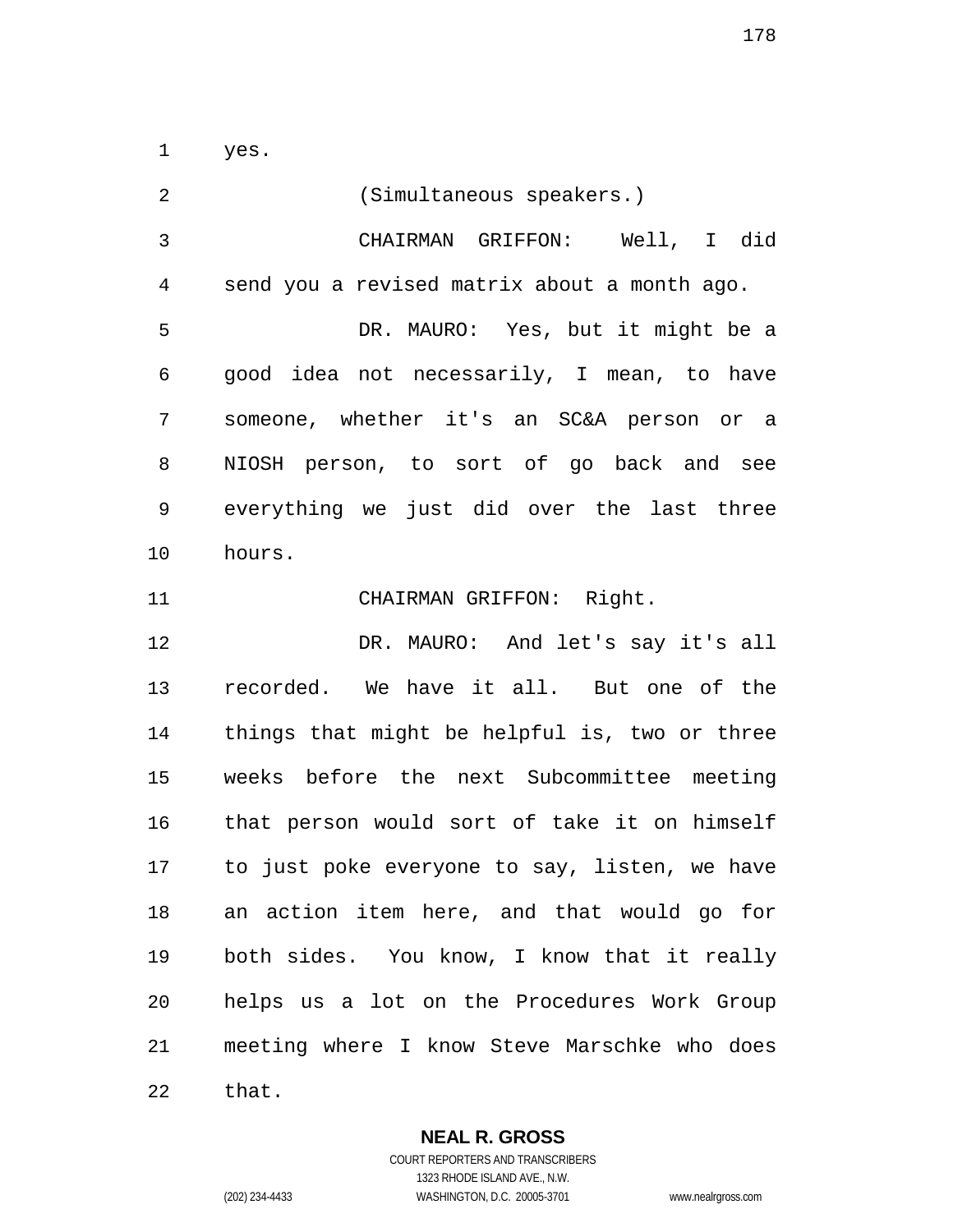yes.

(Simultaneous speakers.)

CHAIRMAN GRIFFON: Well, I did send you a revised matrix about a month ago.

DR. MAURO: Yes, but it might be a good idea not necessarily, I mean, to have someone, whether it's an SC&A person or a NIOSH person, to sort of go back and see everything we just did over the last three hours.

CHAIRMAN GRIFFON: Right.

DR. MAURO: And let's say it's all recorded. We have it all. But one of the things that might be helpful is, two or three weeks before the next Subcommittee meeting that person would sort of take it on himself to just poke everyone to say, listen, we have an action item here, and that would go for both sides. You know, I know that it really helps us a lot on the Procedures Work Group meeting where I know Steve Marschke who does that.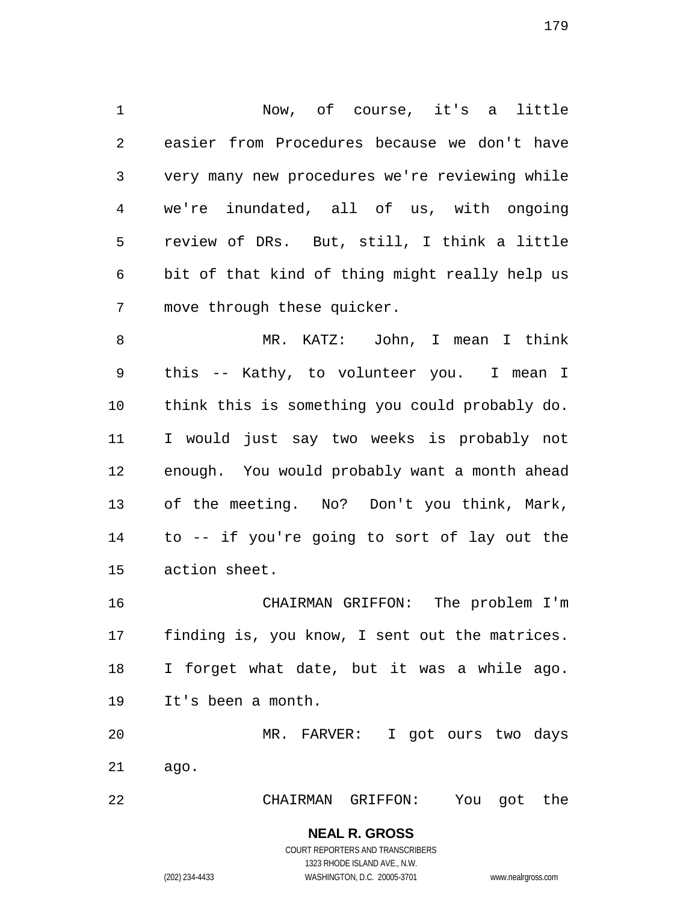Now, of course, it's a little easier from Procedures because we don't have very many new procedures we're reviewing while we're inundated, all of us, with ongoing review of DRs. But, still, I think a little bit of that kind of thing might really help us move through these quicker.

MR. KATZ: John, I mean I think this -- Kathy, to volunteer you. I mean I think this is something you could probably do. I would just say two weeks is probably not enough. You would probably want a month ahead of the meeting. No? Don't you think, Mark, to -- if you're going to sort of lay out the action sheet.

CHAIRMAN GRIFFON: The problem I'm finding is, you know, I sent out the matrices. I forget what date, but it was a while ago. It's been a month.

MR. FARVER: I got ours two days ago.

CHAIRMAN GRIFFON: You got the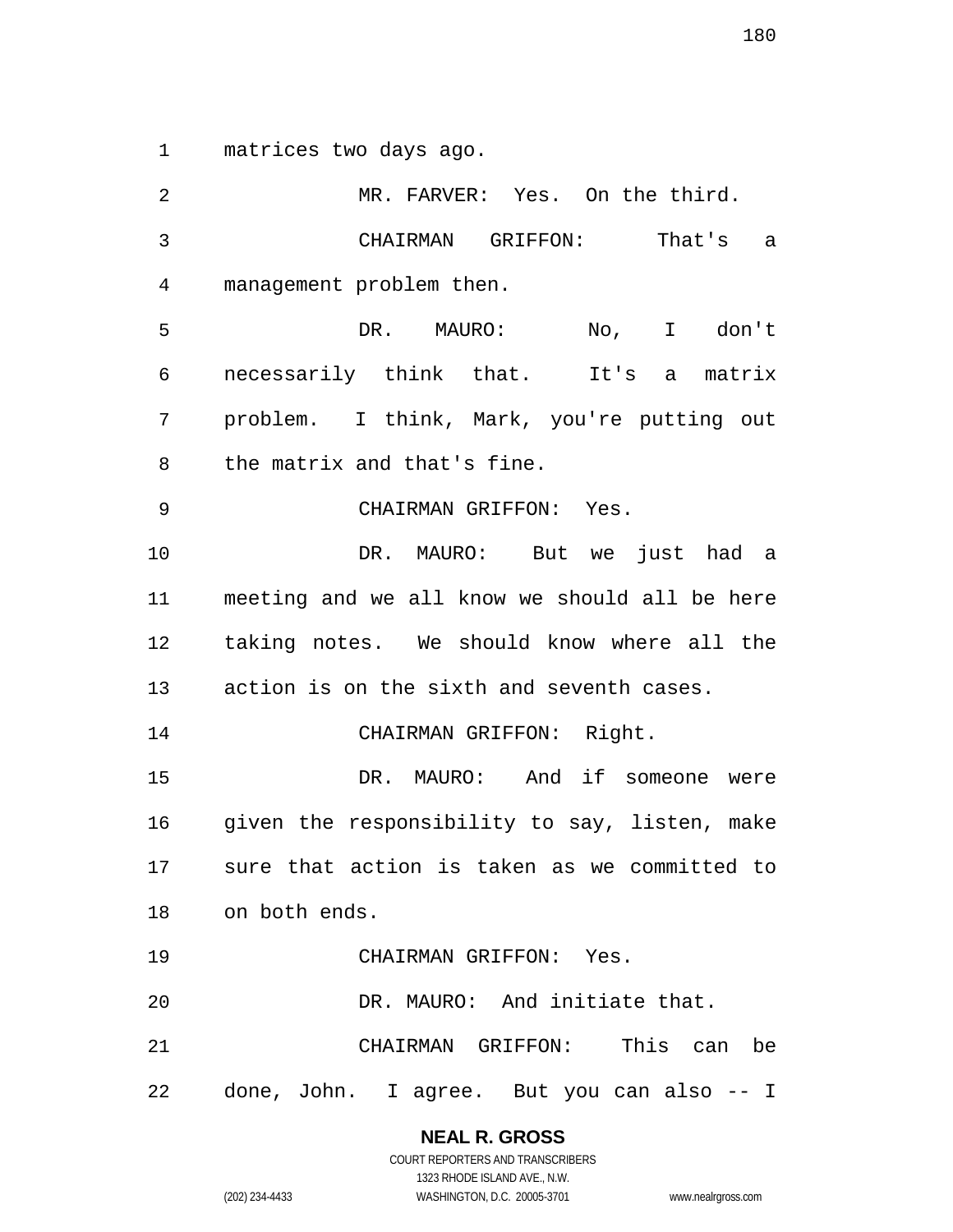matrices two days ago.

MR. FARVER: Yes. On the third.

CHAIRMAN GRIFFON: That's a management problem then.

DR. MAURO: No, I don't necessarily think that. It's a matrix problem. I think, Mark, you're putting out the matrix and that's fine.

CHAIRMAN GRIFFON: Yes.

DR. MAURO: But we just had a meeting and we all know we should all be here taking notes. We should know where all the action is on the sixth and seventh cases.

CHAIRMAN GRIFFON: Right.

DR. MAURO: And if someone were given the responsibility to say, listen, make sure that action is taken as we committed to on both ends.

CHAIRMAN GRIFFON: Yes.

DR. MAURO: And initiate that.

CHAIRMAN GRIFFON: This can be done, John. I agree. But you can also -- I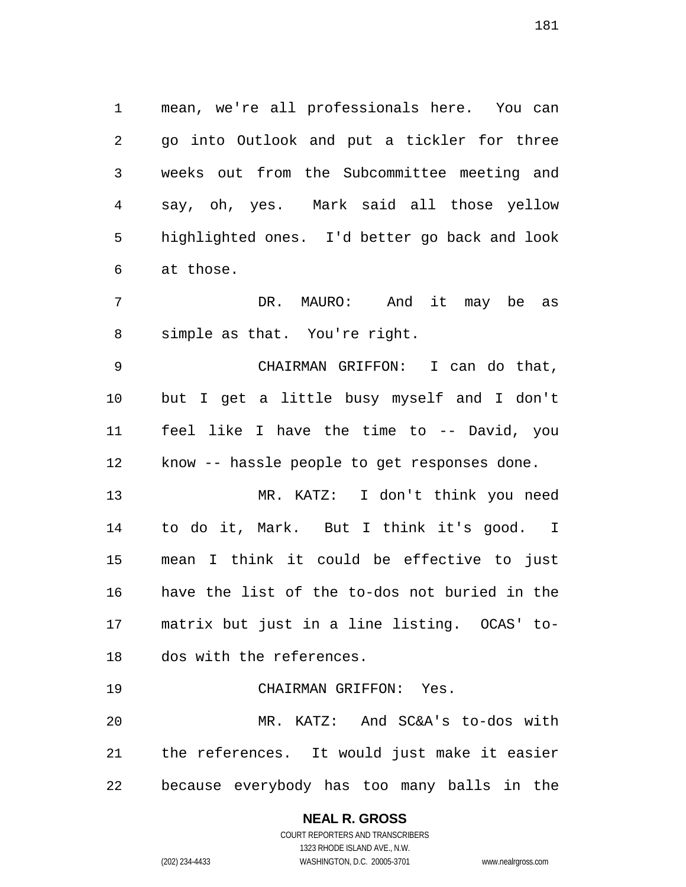mean, we're all professionals here. You can go into Outlook and put a tickler for three weeks out from the Subcommittee meeting and say, oh, yes. Mark said all those yellow highlighted ones. I'd better go back and look at those.

DR. MAURO: And it may be as simple as that. You're right.

CHAIRMAN GRIFFON: I can do that, but I get a little busy myself and I don't feel like I have the time to -- David, you know -- hassle people to get responses done.

MR. KATZ: I don't think you need to do it, Mark. But I think it's good. I mean I think it could be effective to just have the list of the to-dos not buried in the matrix but just in a line listing. OCAS' to-dos with the references.

CHAIRMAN GRIFFON: Yes.

MR. KATZ: And SC&A's to-dos with the references. It would just make it easier because everybody has too many balls in the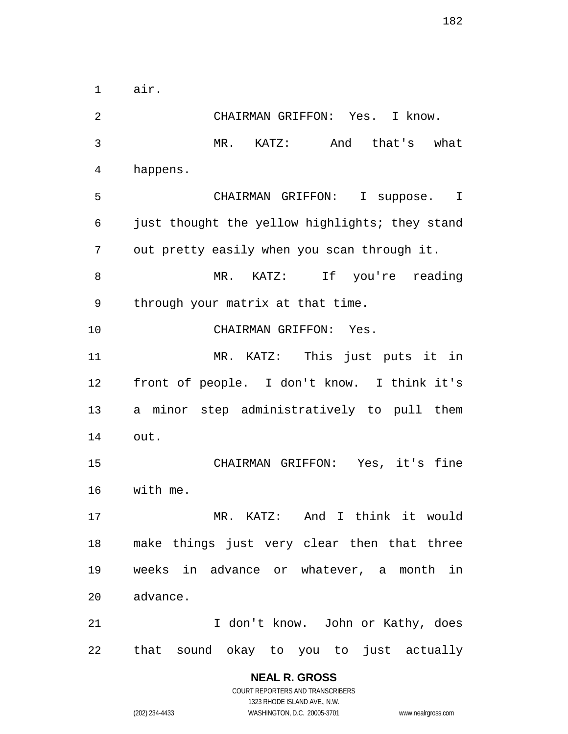air.

CHAIRMAN GRIFFON: Yes. I know.

MR. KATZ: And that's what happens.

CHAIRMAN GRIFFON: I suppose. I just thought the yellow highlights; they stand out pretty easily when you scan through it.

MR. KATZ: If you're reading through your matrix at that time.

CHAIRMAN GRIFFON: Yes.

MR. KATZ: This just puts it in front of people. I don't know. I think it's a minor step administratively to pull them out.

CHAIRMAN GRIFFON: Yes, it's fine with me.

MR. KATZ: And I think it would make things just very clear then that three weeks in advance or whatever, a month in advance.

I don't know. John or Kathy, does that sound okay to you to just actually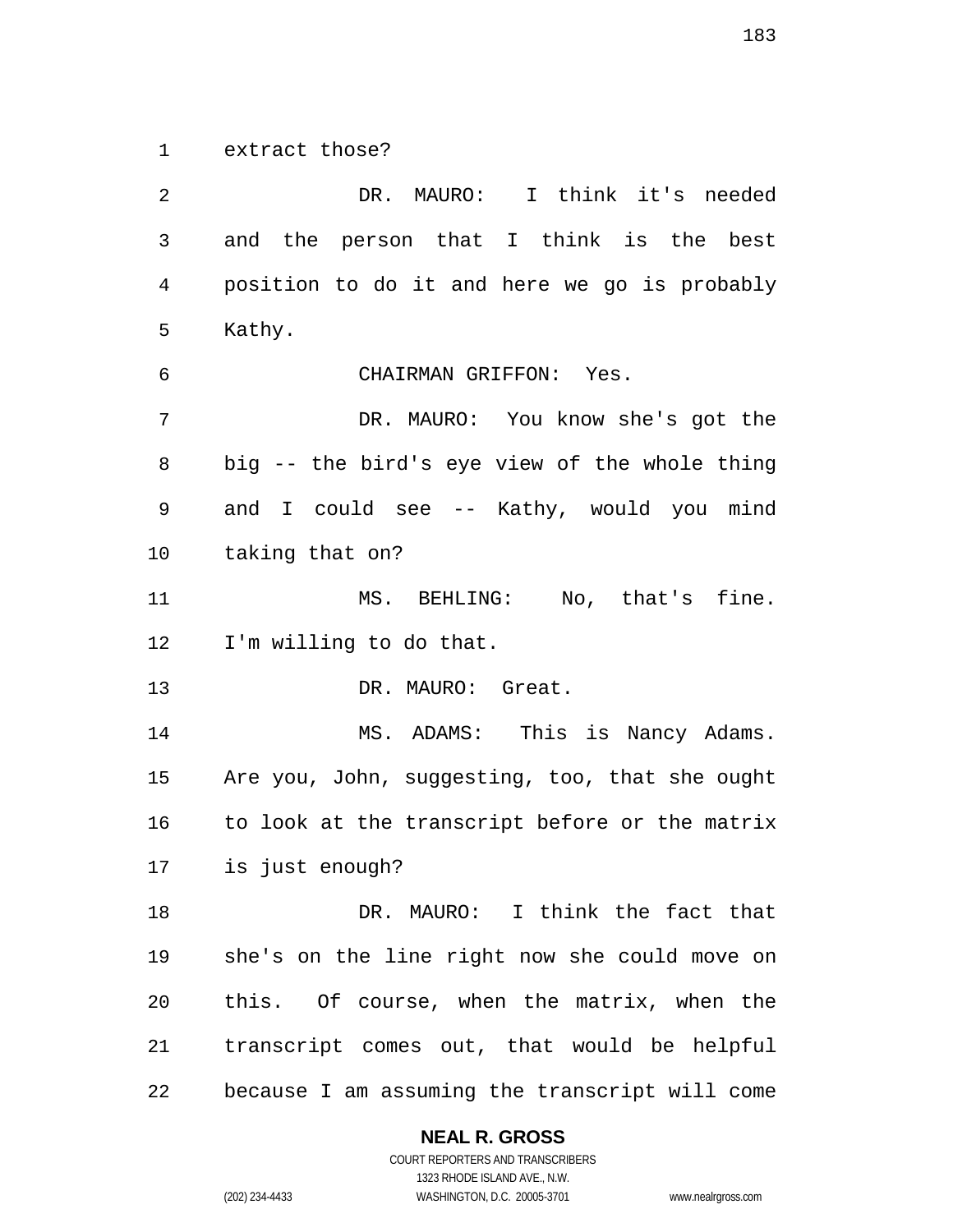extract those?

DR. MAURO: I think it's needed and the person that I think is the best position to do it and here we go is probably Kathy.

CHAIRMAN GRIFFON: Yes.

DR. MAURO: You know she's got the big -- the bird's eye view of the whole thing and I could see -- Kathy, would you mind taking that on?

MS. BEHLING: No, that's fine. I'm willing to do that.

DR. MAURO: Great.

MS. ADAMS: This is Nancy Adams. Are you, John, suggesting, too, that she ought to look at the transcript before or the matrix is just enough?

DR. MAURO: I think the fact that she's on the line right now she could move on this. Of course, when the matrix, when the transcript comes out, that would be helpful because I am assuming the transcript will come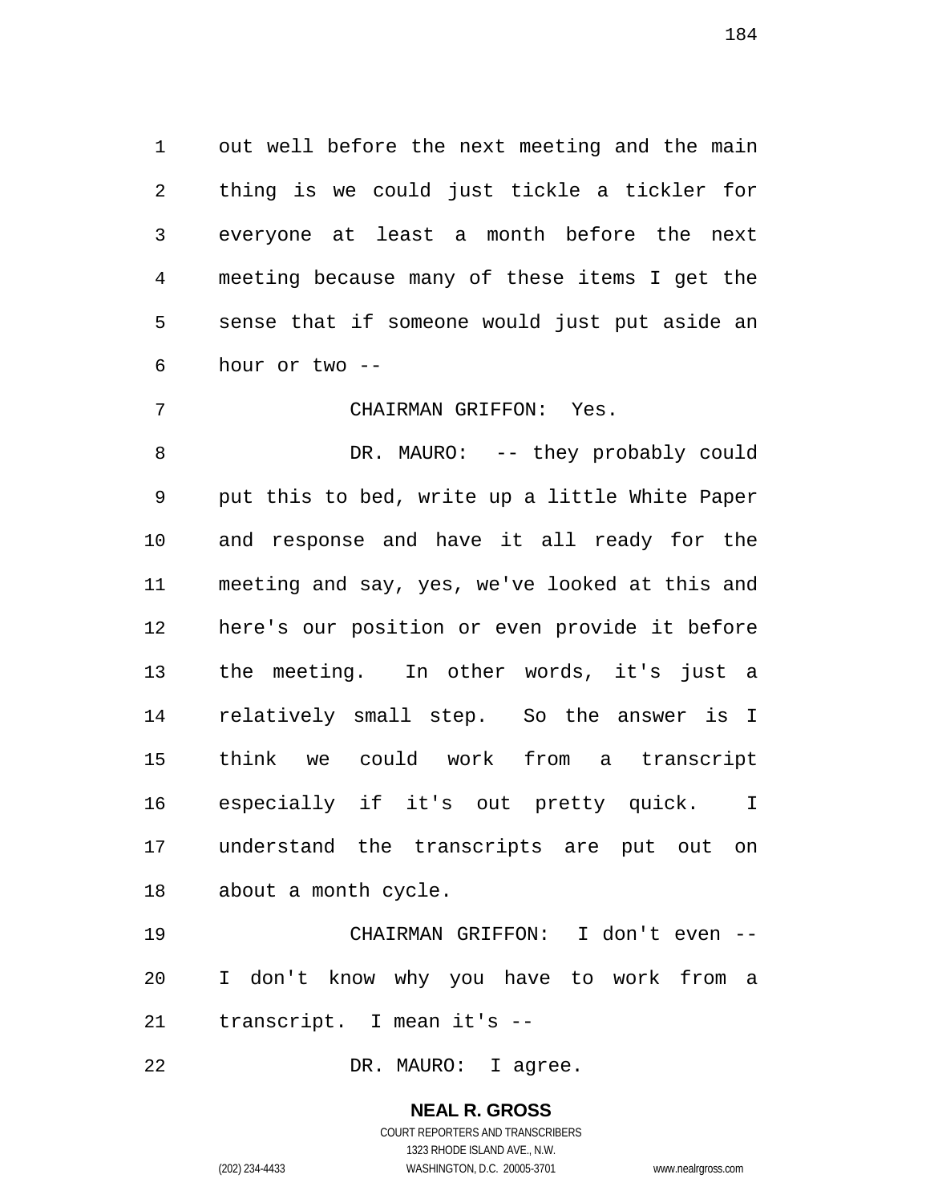out well before the next meeting and the main thing is we could just tickle a tickler for everyone at least a month before the next meeting because many of these items I get the sense that if someone would just put aside an hour or two --

CHAIRMAN GRIFFON: Yes.

DR. MAURO: -- they probably could put this to bed, write up a little White Paper and response and have it all ready for the meeting and say, yes, we've looked at this and here's our position or even provide it before the meeting. In other words, it's just a relatively small step. So the answer is I think we could work from a transcript especially if it's out pretty quick. I understand the transcripts are put out on about a month cycle.

CHAIRMAN GRIFFON: I don't even -- I don't know why you have to work from a transcript. I mean it's --

DR. MAURO: I agree.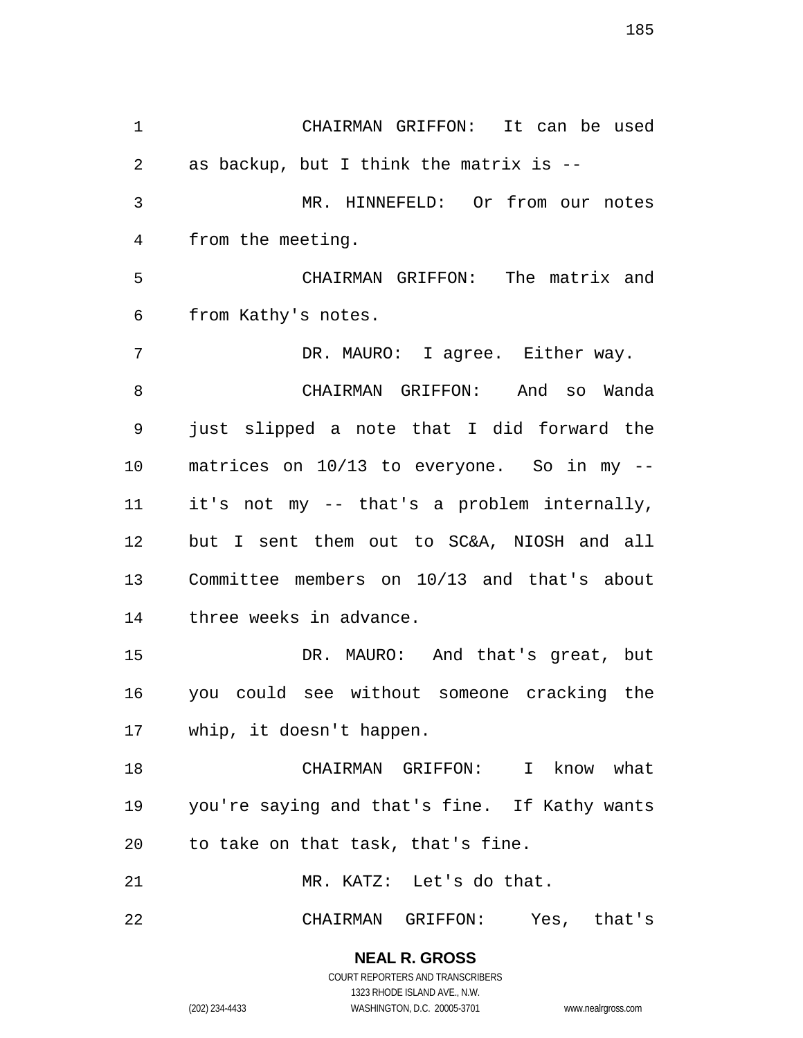CHAIRMAN GRIFFON: It can be used as backup, but I think the matrix is --

MR. HINNEFELD: Or from our notes from the meeting.

CHAIRMAN GRIFFON: The matrix and from Kathy's notes.

DR. MAURO: I agree. Either way.

CHAIRMAN GRIFFON: And so Wanda just slipped a note that I did forward the matrices on 10/13 to everyone. So in my -- it's not my -- that's a problem internally, but I sent them out to SC&A, NIOSH and all Committee members on 10/13 and that's about three weeks in advance.

DR. MAURO: And that's great, but you could see without someone cracking the whip, it doesn't happen.

CHAIRMAN GRIFFON: I know what you're saying and that's fine. If Kathy wants to take on that task, that's fine.

MR. KATZ: Let's do that.

CHAIRMAN GRIFFON: Yes, that's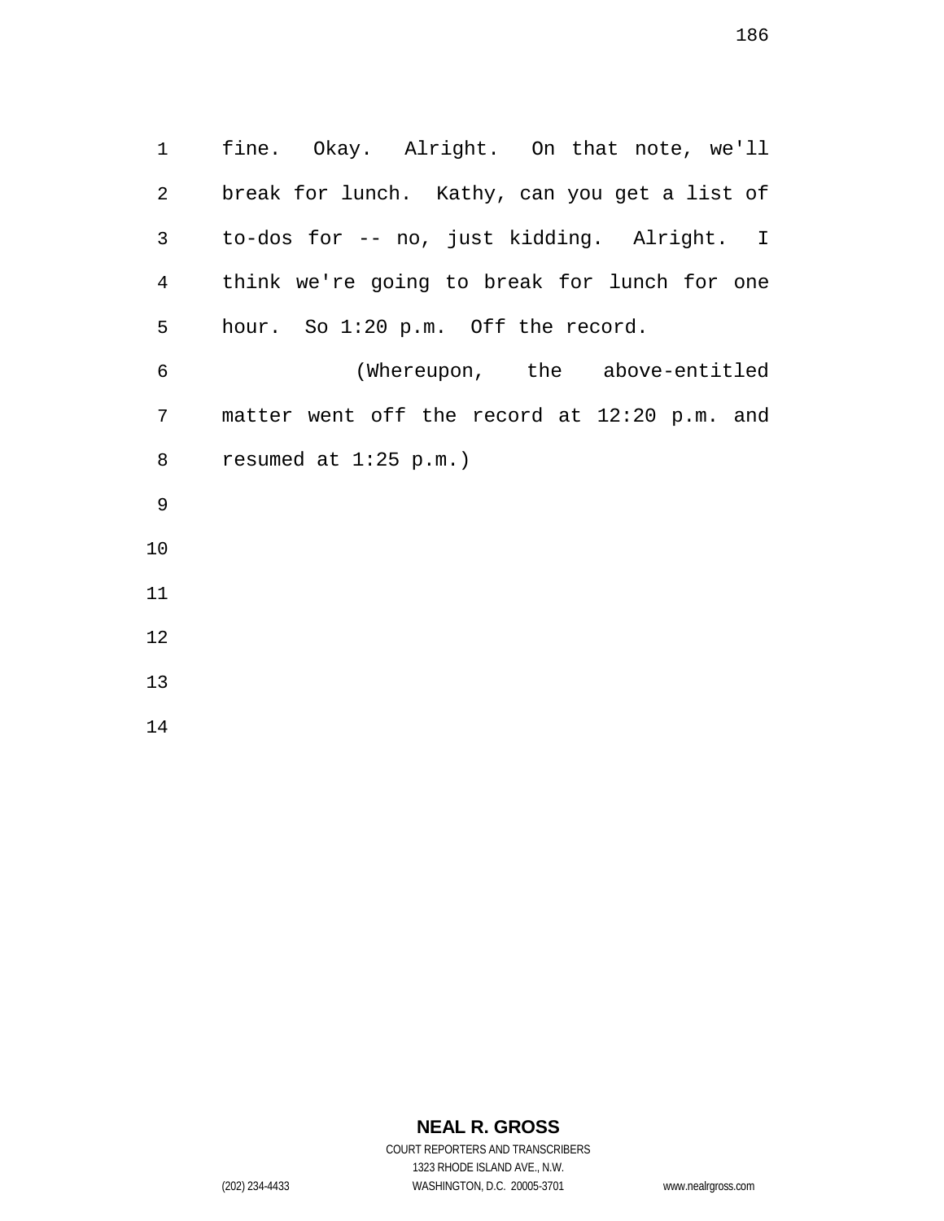fine. Okay. Alright. On that note, we'll break for lunch. Kathy, can you get a list of to-dos for -- no, just kidding. Alright. I think we're going to break for lunch for one hour. So 1:20 p.m. Off the record.

(Whereupon, the above-entitled matter went off the record at 12:20 p.m. and resumed at 1:25 p.m.)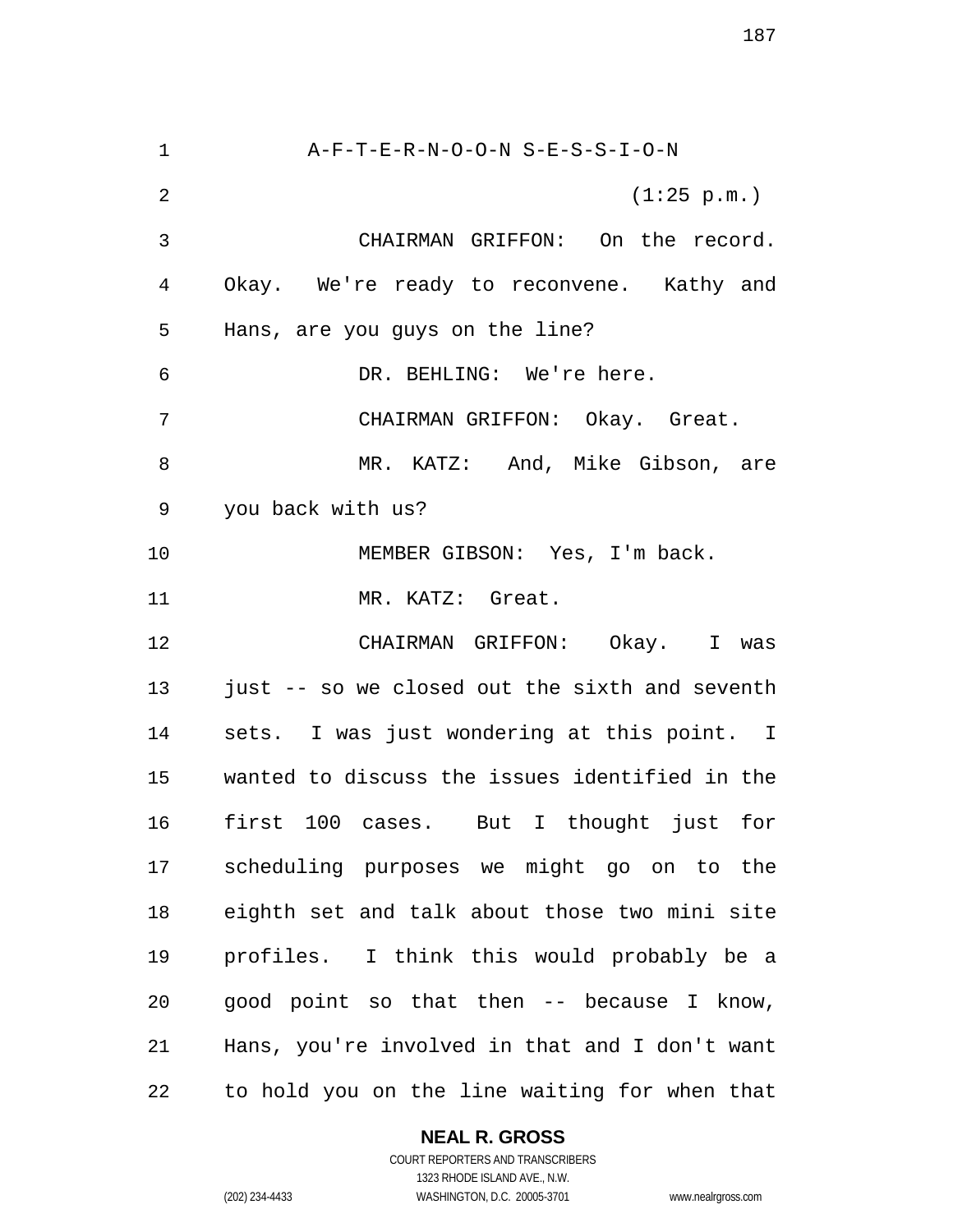A-F-T-E-R-N-O-O-N S-E-S-S-I-O-N

(1:25 p.m.)

CHAIRMAN GRIFFON: On the record. Okay. We're ready to reconvene. Kathy and Hans, are you guys on the line?

DR. BEHLING: We're here.

CHAIRMAN GRIFFON: Okay. Great.

MR. KATZ: And, Mike Gibson, are you back with us?

MEMBER GIBSON: Yes, I'm back.

MR. KATZ: Great.

CHAIRMAN GRIFFON: Okay. I was just -- so we closed out the sixth and seventh sets. I was just wondering at this point. I wanted to discuss the issues identified in the first 100 cases. But I thought just for scheduling purposes we might go on to the eighth set and talk about those two mini site profiles. I think this would probably be a good point so that then -- because I know, Hans, you're involved in that and I don't want to hold you on the line waiting for when that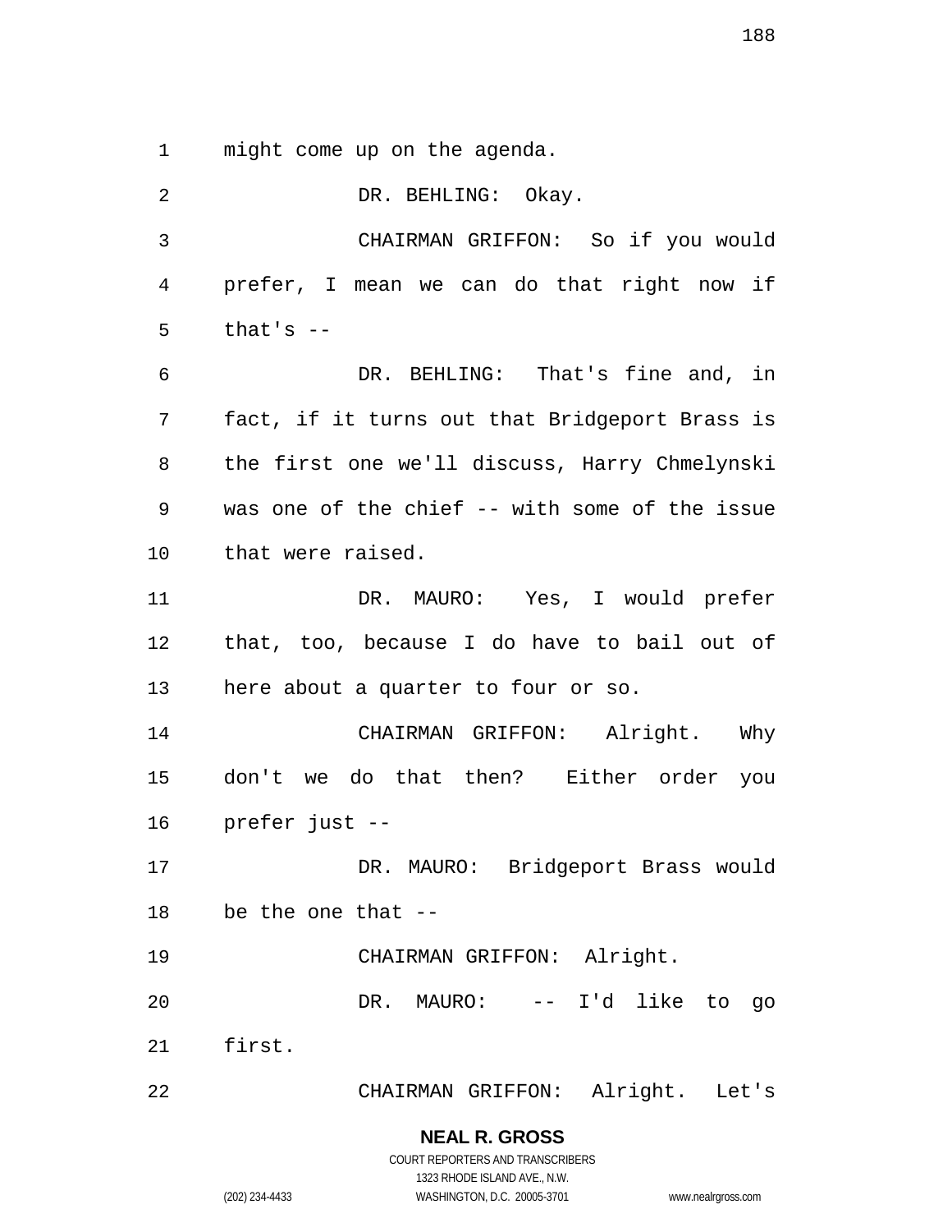might come up on the agenda.

DR. BEHLING: Okay.

CHAIRMAN GRIFFON: So if you would prefer, I mean we can do that right now if that's --

DR. BEHLING: That's fine and, in fact, if it turns out that Bridgeport Brass is the first one we'll discuss, Harry Chmelynski was one of the chief -- with some of the issue that were raised.

DR. MAURO: Yes, I would prefer that, too, because I do have to bail out of here about a quarter to four or so.

CHAIRMAN GRIFFON: Alright. Why don't we do that then? Either order you prefer just --

DR. MAURO: Bridgeport Brass would be the one that --

CHAIRMAN GRIFFON: Alright.

DR. MAURO: -- I'd like to go first.

CHAIRMAN GRIFFON: Alright. Let's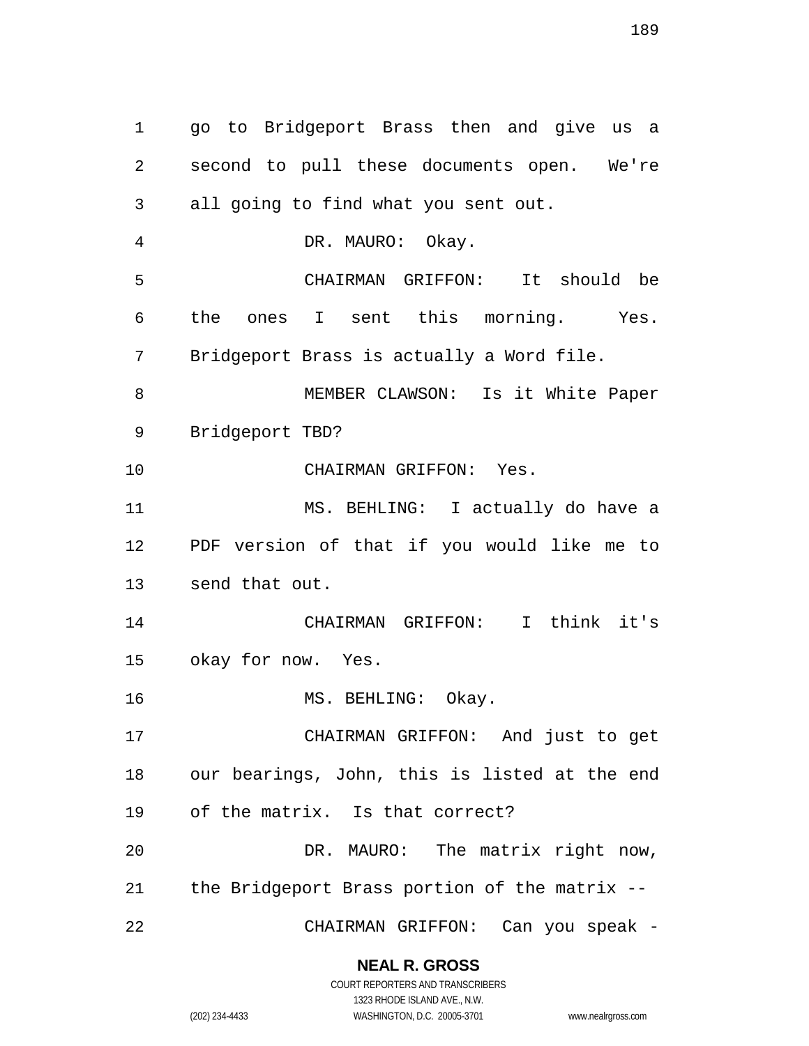go to Bridgeport Brass then and give us a second to pull these documents open. We're all going to find what you sent out.

DR. MAURO: Okay.

CHAIRMAN GRIFFON: It should be the ones I sent this morning. Yes. Bridgeport Brass is actually a Word file.

MEMBER CLAWSON: Is it White Paper Bridgeport TBD?

CHAIRMAN GRIFFON: Yes.

MS. BEHLING: I actually do have a PDF version of that if you would like me to send that out.

CHAIRMAN GRIFFON: I think it's okay for now. Yes.

MS. BEHLING: Okay.

CHAIRMAN GRIFFON: And just to get our bearings, John, this is listed at the end of the matrix. Is that correct?

DR. MAURO: The matrix right now, the Bridgeport Brass portion of the matrix --

CHAIRMAN GRIFFON: Can you speak -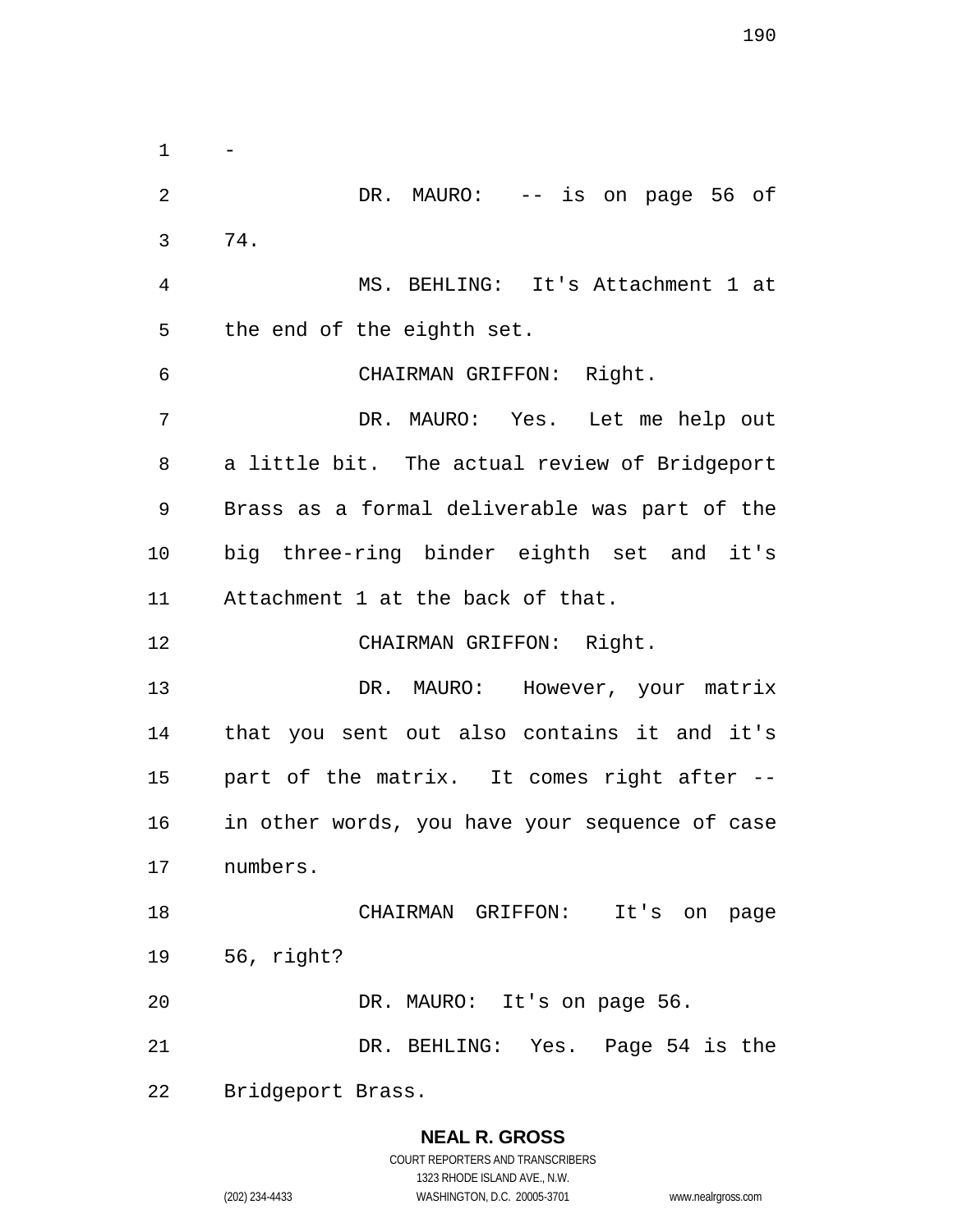-

DR. MAURO: -- is on page 56 of 74.

MS. BEHLING: It's Attachment 1 at the end of the eighth set.

CHAIRMAN GRIFFON: Right.

DR. MAURO: Yes. Let me help out a little bit. The actual review of Bridgeport Brass as a formal deliverable was part of the big three-ring binder eighth set and it's Attachment 1 at the back of that.

CHAIRMAN GRIFFON: Right.

DR. MAURO: However, your matrix that you sent out also contains it and it's part of the matrix. It comes right after -- in other words, you have your sequence of case numbers.

CHAIRMAN GRIFFON: It's on page 56, right?

DR. MAURO: It's on page 56.

DR. BEHLING: Yes. Page 54 is the Bridgeport Brass.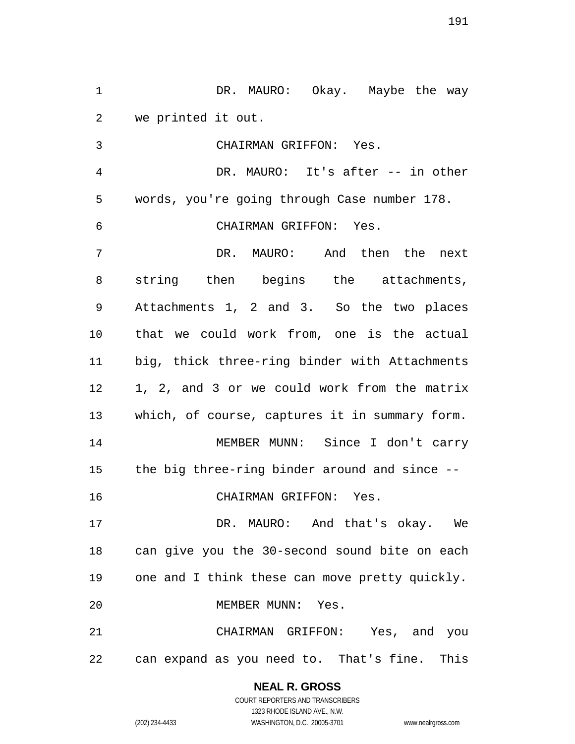DR. MAURO: Okay. Maybe the way we printed it out.

CHAIRMAN GRIFFON: Yes.

DR. MAURO: It's after -- in other words, you're going through Case number 178.

CHAIRMAN GRIFFON: Yes.

DR. MAURO: And then the next string then begins the attachments, Attachments 1, 2 and 3. So the two places that we could work from, one is the actual big, thick three-ring binder with Attachments 1, 2, and 3 or we could work from the matrix which, of course, captures it in summary form.

MEMBER MUNN: Since I don't carry the big three-ring binder around and since --

CHAIRMAN GRIFFON: Yes.

DR. MAURO: And that's okay. We can give you the 30-second sound bite on each one and I think these can move pretty quickly.

MEMBER MUNN: Yes.

CHAIRMAN GRIFFON: Yes, and you can expand as you need to. That's fine. This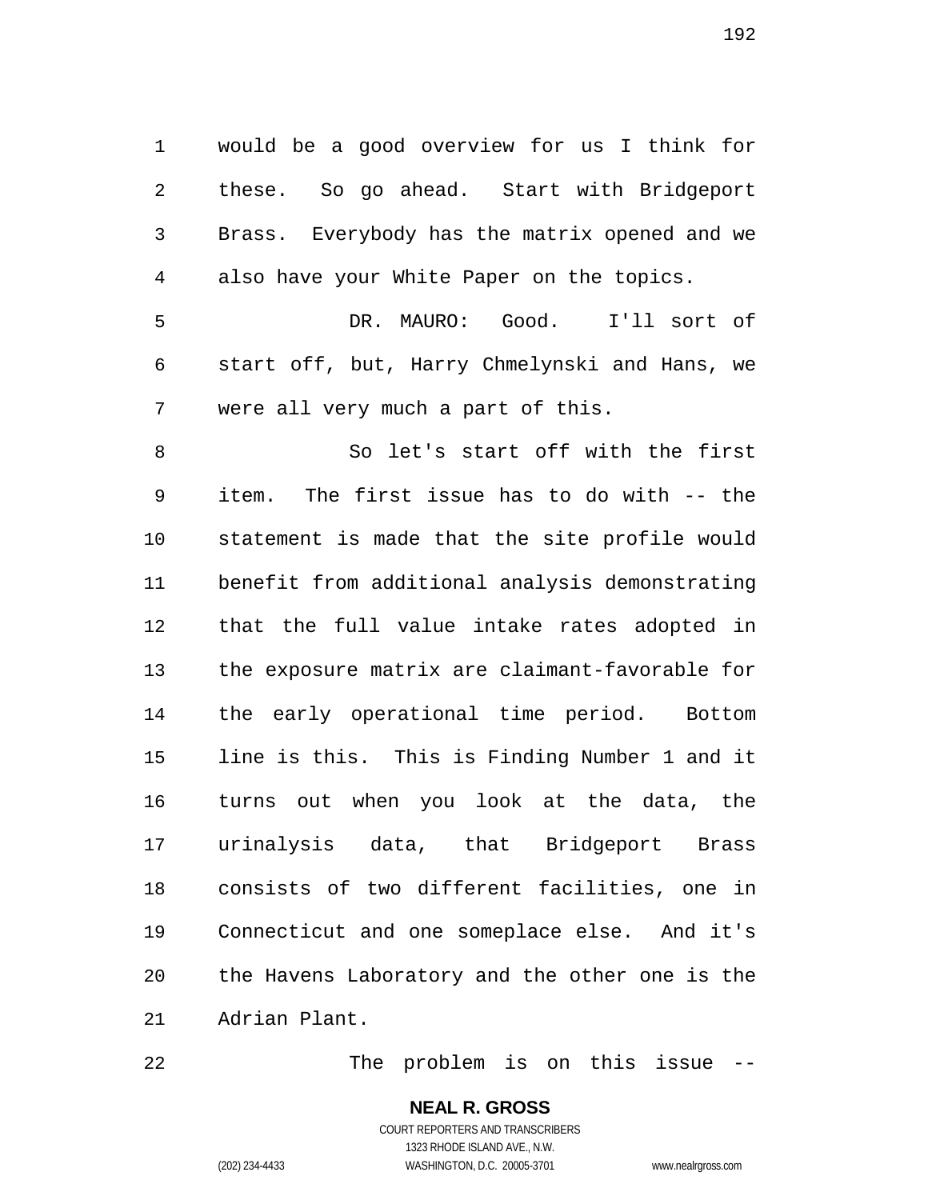would be a good overview for us I think for these. So go ahead. Start with Bridgeport Brass. Everybody has the matrix opened and we also have your White Paper on the topics.

DR. MAURO: Good. I'll sort of start off, but, Harry Chmelynski and Hans, we were all very much a part of this.

So let's start off with the first item. The first issue has to do with -- the statement is made that the site profile would benefit from additional analysis demonstrating that the full value intake rates adopted in the exposure matrix are claimant-favorable for the early operational time period. Bottom line is this. This is Finding Number 1 and it turns out when you look at the data, the urinalysis data, that Bridgeport Brass consists of two different facilities, one in Connecticut and one someplace else. And it's the Havens Laboratory and the other one is the Adrian Plant.

The problem is on this issue --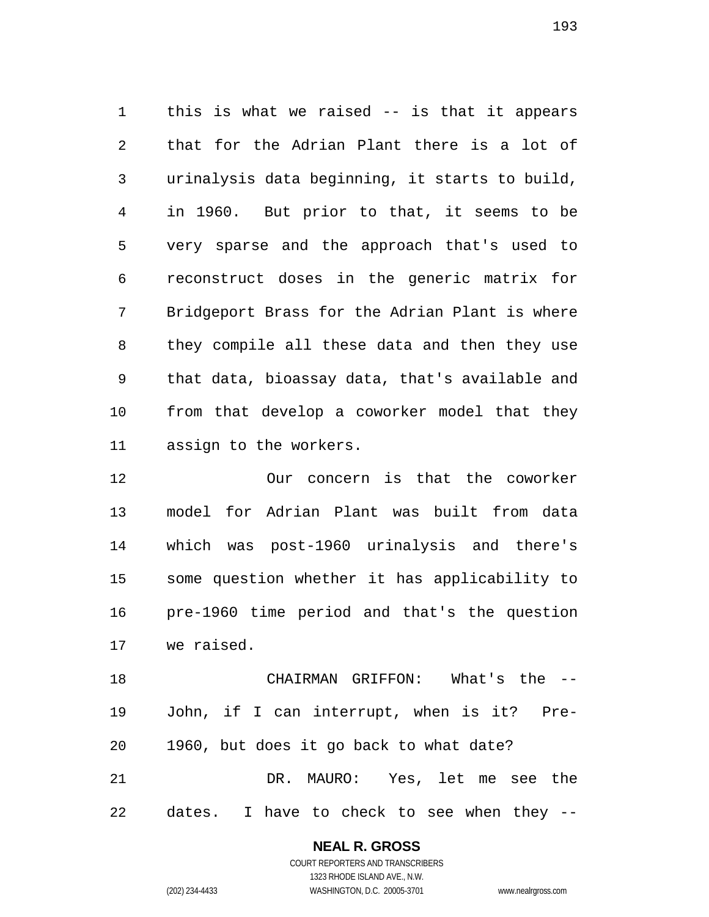this is what we raised -- is that it appears that for the Adrian Plant there is a lot of urinalysis data beginning, it starts to build, in 1960. But prior to that, it seems to be very sparse and the approach that's used to reconstruct doses in the generic matrix for Bridgeport Brass for the Adrian Plant is where they compile all these data and then they use that data, bioassay data, that's available and from that develop a coworker model that they assign to the workers.

Our concern is that the coworker model for Adrian Plant was built from data which was post-1960 urinalysis and there's some question whether it has applicability to pre-1960 time period and that's the question we raised.

CHAIRMAN GRIFFON: What's the -- John, if I can interrupt, when is it? Pre-1960, but does it go back to what date?

DR. MAURO: Yes, let me see the dates. I have to check to see when they --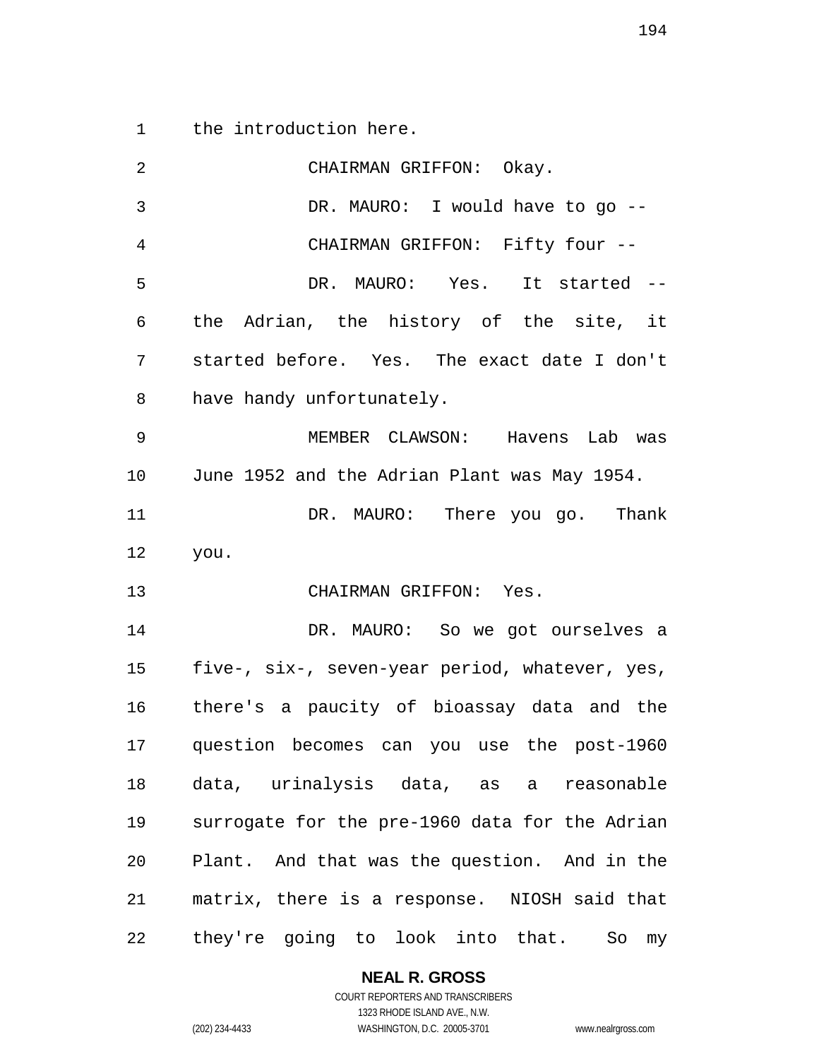the introduction here.

CHAIRMAN GRIFFON: Okay.

DR. MAURO: I would have to go --

CHAIRMAN GRIFFON: Fifty four --

DR. MAURO: Yes. It started -- the Adrian, the history of the site, it started before. Yes. The exact date I don't have handy unfortunately.

MEMBER CLAWSON: Havens Lab was June 1952 and the Adrian Plant was May 1954.

DR. MAURO: There you go. Thank you.

CHAIRMAN GRIFFON: Yes.

DR. MAURO: So we got ourselves a five-, six-, seven-year period, whatever, yes, there's a paucity of bioassay data and the question becomes can you use the post-1960 data, urinalysis data, as a reasonable surrogate for the pre-1960 data for the Adrian Plant. And that was the question. And in the matrix, there is a response. NIOSH said that they're going to look into that. So my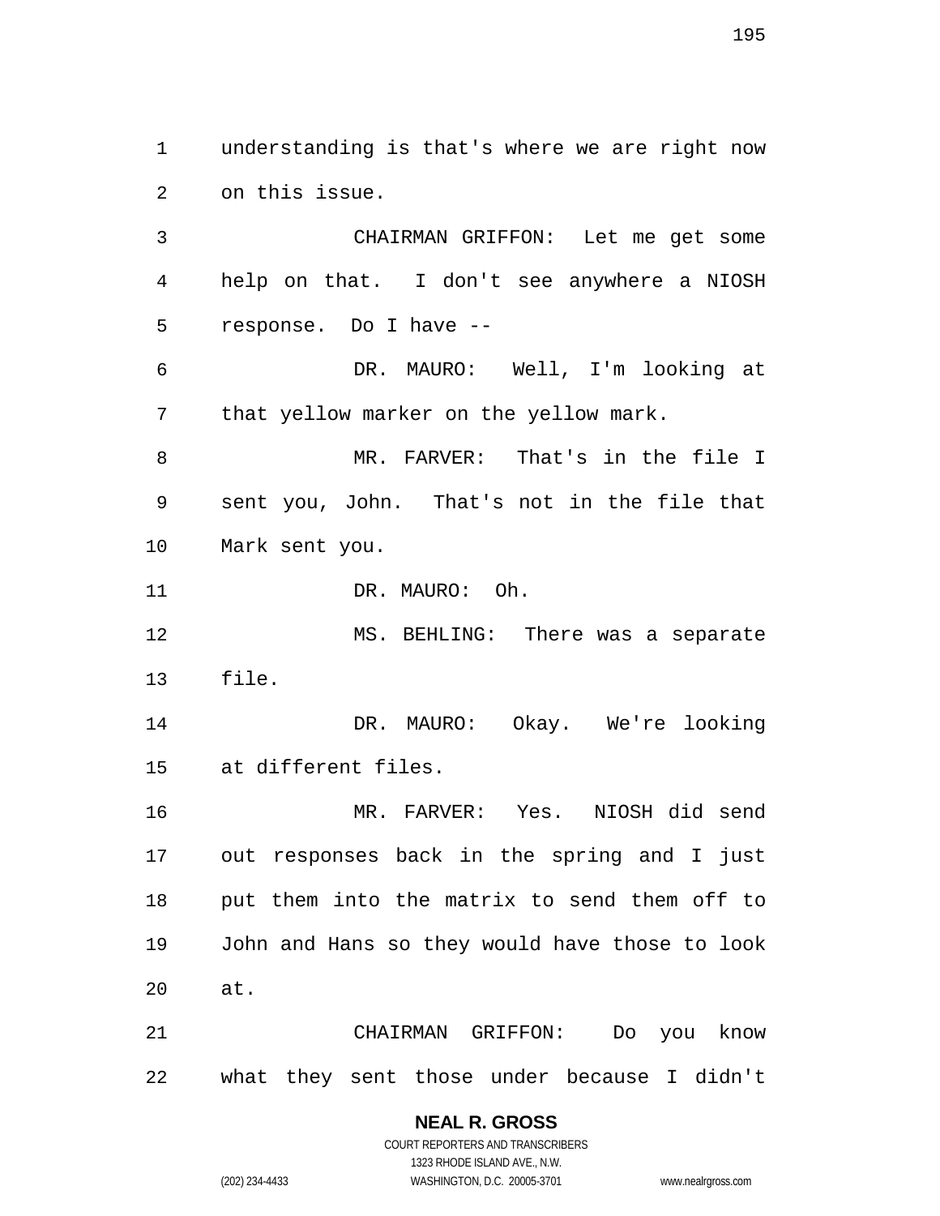understanding is that's where we are right now on this issue.

CHAIRMAN GRIFFON: Let me get some help on that. I don't see anywhere a NIOSH response. Do I have --

DR. MAURO: Well, I'm looking at that yellow marker on the yellow mark.

MR. FARVER: That's in the file I sent you, John. That's not in the file that Mark sent you.

DR. MAURO: Oh.

MS. BEHLING: There was a separate file.

DR. MAURO: Okay. We're looking at different files.

MR. FARVER: Yes. NIOSH did send out responses back in the spring and I just put them into the matrix to send them off to John and Hans so they would have those to look at.

CHAIRMAN GRIFFON: Do you know what they sent those under because I didn't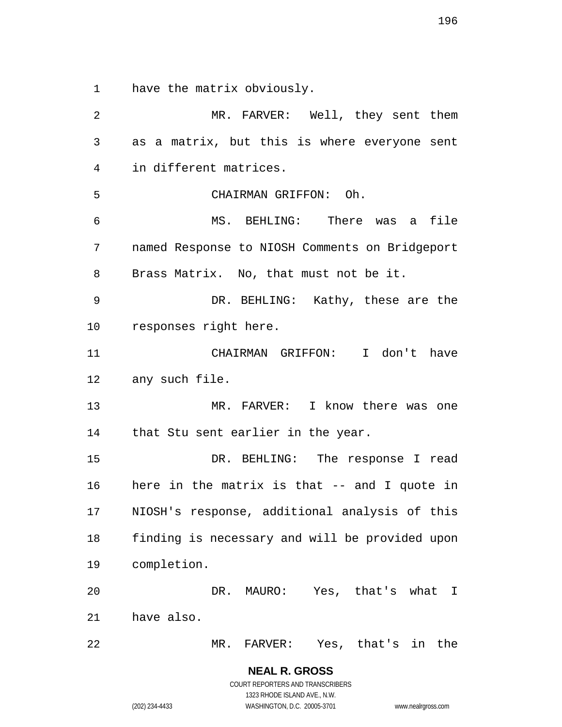have the matrix obviously.

MR. FARVER: Well, they sent them as a matrix, but this is where everyone sent in different matrices.

CHAIRMAN GRIFFON: Oh.

MS. BEHLING: There was a file named Response to NIOSH Comments on Bridgeport Brass Matrix. No, that must not be it.

DR. BEHLING: Kathy, these are the responses right here.

CHAIRMAN GRIFFON: I don't have any such file.

MR. FARVER: I know there was one that Stu sent earlier in the year.

DR. BEHLING: The response I read here in the matrix is that -- and I quote in NIOSH's response, additional analysis of this finding is necessary and will be provided upon completion.

DR. MAURO: Yes, that's what I have also.

MR. FARVER: Yes, that's in the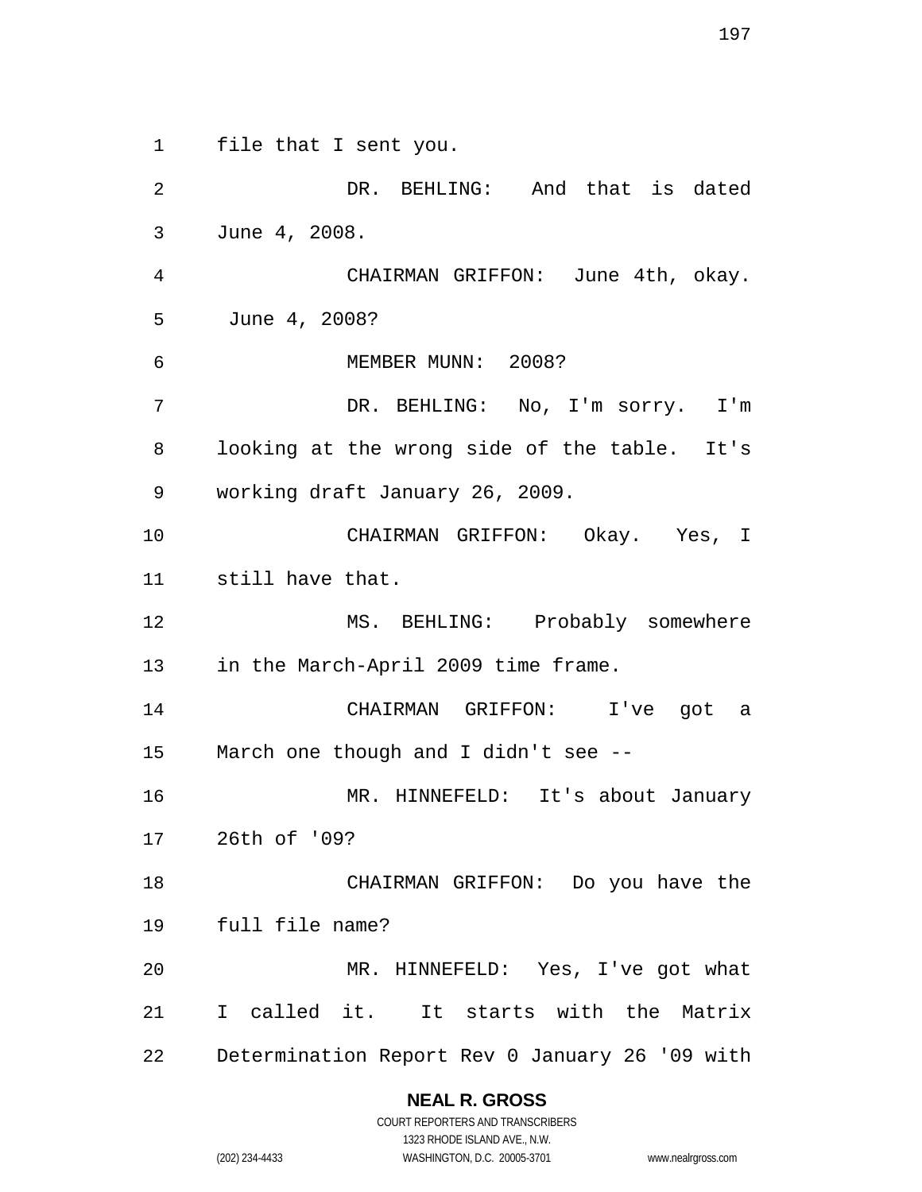file that I sent you.

DR. BEHLING: And that is dated June 4, 2008.

CHAIRMAN GRIFFON: June 4th, okay. June 4, 2008?

MEMBER MUNN: 2008?

DR. BEHLING: No, I'm sorry. I'm looking at the wrong side of the table. It's working draft January 26, 2009.

CHAIRMAN GRIFFON: Okay. Yes, I still have that.

MS. BEHLING: Probably somewhere in the March-April 2009 time frame.

CHAIRMAN GRIFFON: I've got a March one though and I didn't see --

MR. HINNEFELD: It's about January 26th of '09?

CHAIRMAN GRIFFON: Do you have the full file name?

MR. HINNEFELD: Yes, I've got what I called it. It starts with the Matrix Determination Report Rev 0 January 26 '09 with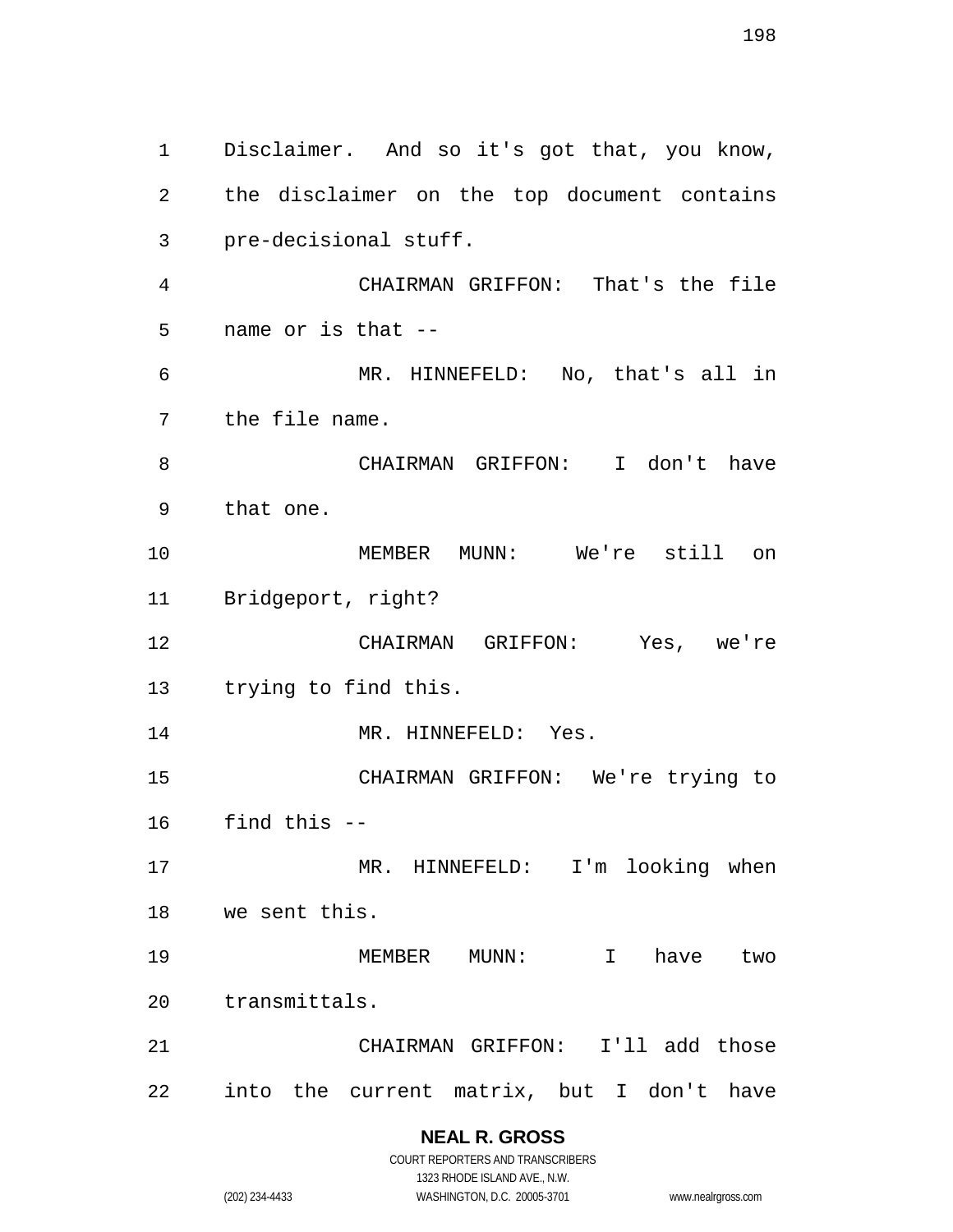Disclaimer. And so it's got that, you know, the disclaimer on the top document contains pre-decisional stuff.

CHAIRMAN GRIFFON: That's the file name or is that --

MR. HINNEFELD: No, that's all in the file name.

CHAIRMAN GRIFFON: I don't have that one.

MEMBER MUNN: We're still on Bridgeport, right?

CHAIRMAN GRIFFON: Yes, we're trying to find this.

MR. HINNEFELD: Yes.

CHAIRMAN GRIFFON: We're trying to find this --

MR. HINNEFELD: I'm looking when we sent this.

MEMBER MUNN: I have two transmittals.

CHAIRMAN GRIFFON: I'll add those into the current matrix, but I don't have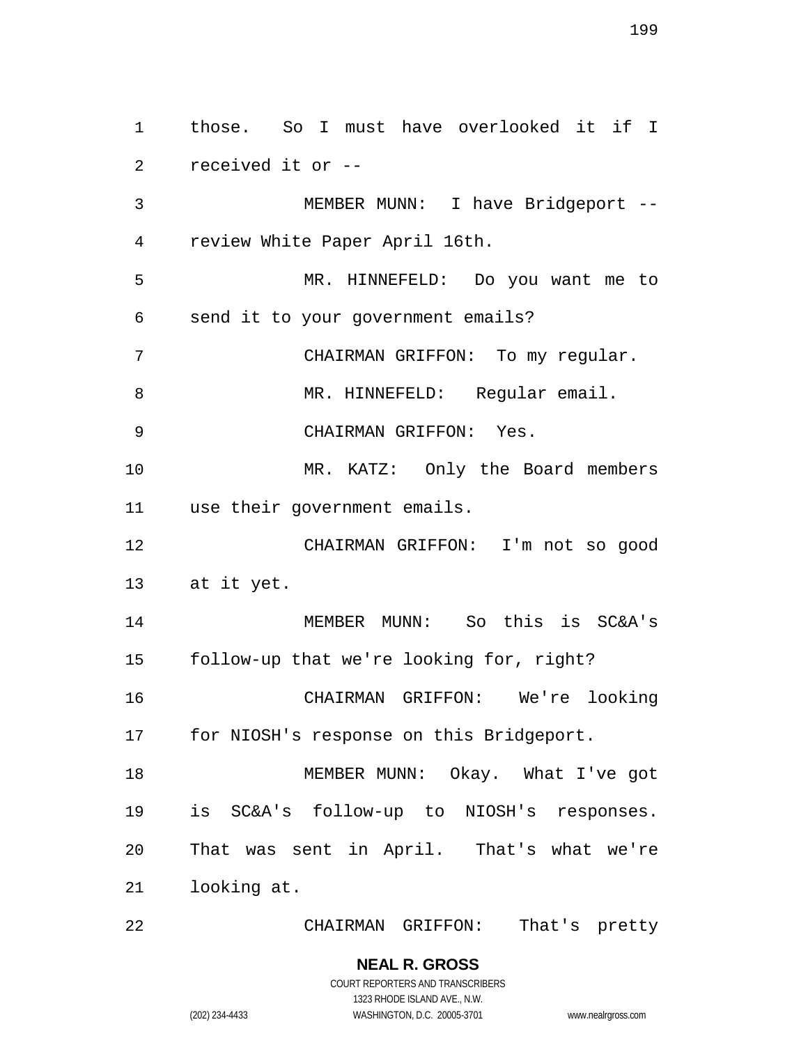those. So I must have overlooked it if I received it or --

MEMBER MUNN: I have Bridgeport -- review White Paper April 16th.

MR. HINNEFELD: Do you want me to send it to your government emails?

CHAIRMAN GRIFFON: To my regular.

MR. HINNEFELD: Regular email.

CHAIRMAN GRIFFON: Yes.

MR. KATZ: Only the Board members use their government emails.

CHAIRMAN GRIFFON: I'm not so good at it yet.

MEMBER MUNN: So this is SC&A's follow-up that we're looking for, right?

CHAIRMAN GRIFFON: We're looking for NIOSH's response on this Bridgeport.

MEMBER MUNN: Okay. What I've got is SC&A's follow-up to NIOSH's responses. That was sent in April. That's what we're looking at.

CHAIRMAN GRIFFON: That's pretty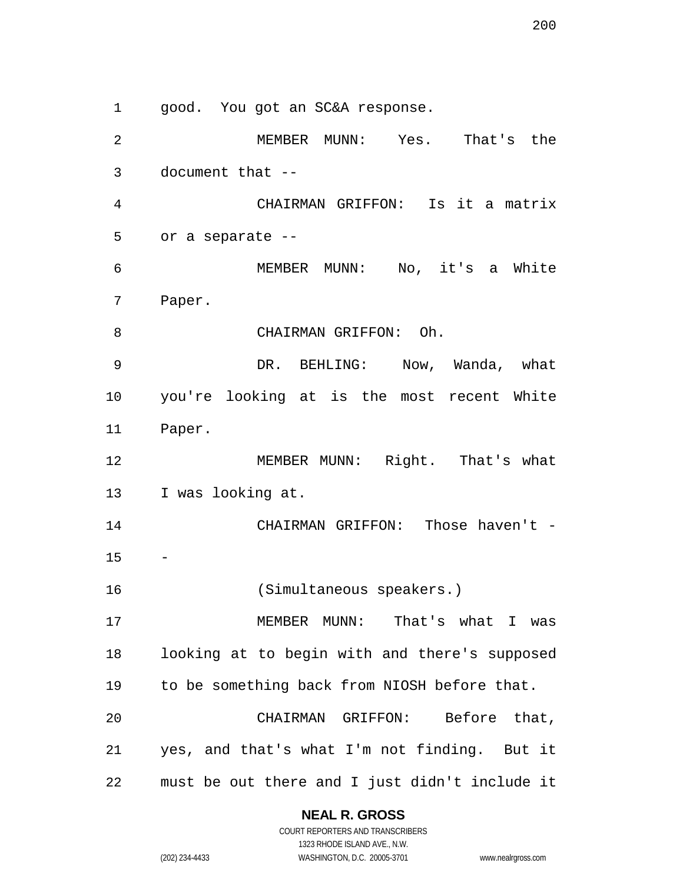good. You got an SC&A response.

MEMBER MUNN: Yes. That's the document that --

CHAIRMAN GRIFFON: Is it a matrix or a separate --

MEMBER MUNN: No, it's a White Paper.

CHAIRMAN GRIFFON: Oh.

DR. BEHLING: Now, Wanda, what you're looking at is the most recent White Paper.

MEMBER MUNN: Right. That's what I was looking at.

CHAIRMAN GRIFFON: Those haven't --

(Simultaneous speakers.)

MEMBER MUNN: That's what I was looking at to begin with and there's supposed to be something back from NIOSH before that.

CHAIRMAN GRIFFON: Before that, yes, and that's what I'm not finding. But it must be out there and I just didn't include it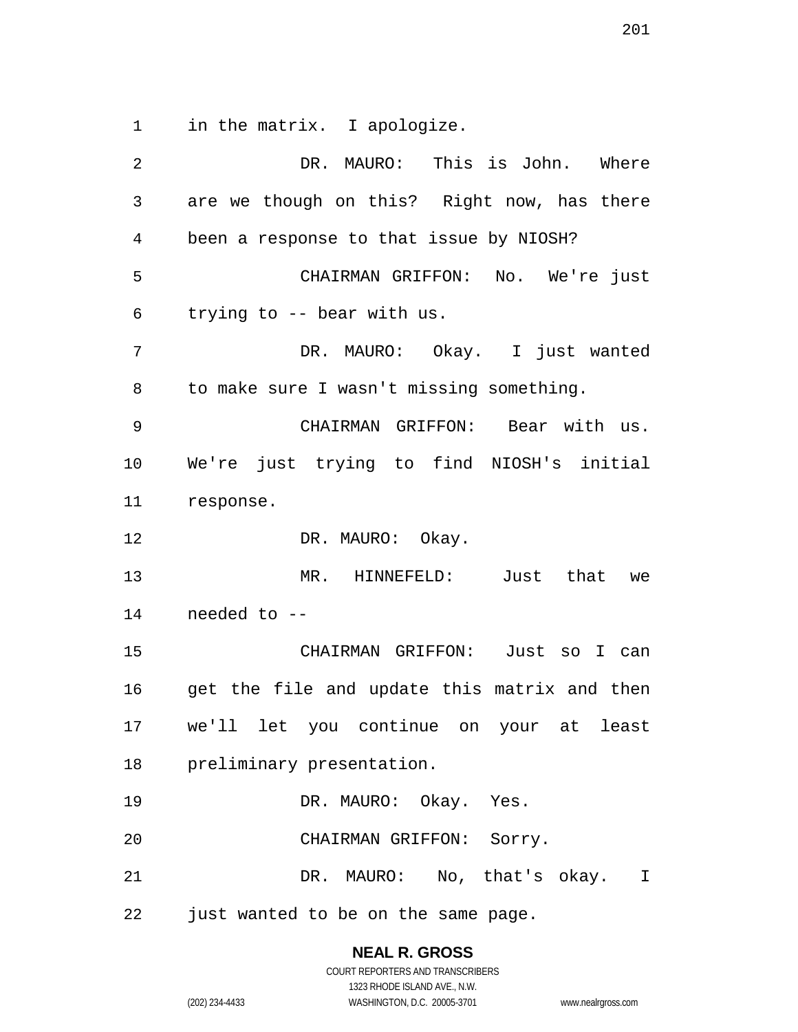in the matrix. I apologize.

DR. MAURO: This is John. Where are we though on this? Right now, has there been a response to that issue by NIOSH?

CHAIRMAN GRIFFON: No. We're just trying to -- bear with us.

DR. MAURO: Okay. I just wanted to make sure I wasn't missing something.

CHAIRMAN GRIFFON: Bear with us. We're just trying to find NIOSH's initial response.

DR. MAURO: Okay.

MR. HINNEFELD: Just that we needed to --

CHAIRMAN GRIFFON: Just so I can get the file and update this matrix and then we'll let you continue on your at least preliminary presentation.

DR. MAURO: Okay. Yes.

CHAIRMAN GRIFFON: Sorry.

DR. MAURO: No, that's okay. I just wanted to be on the same page.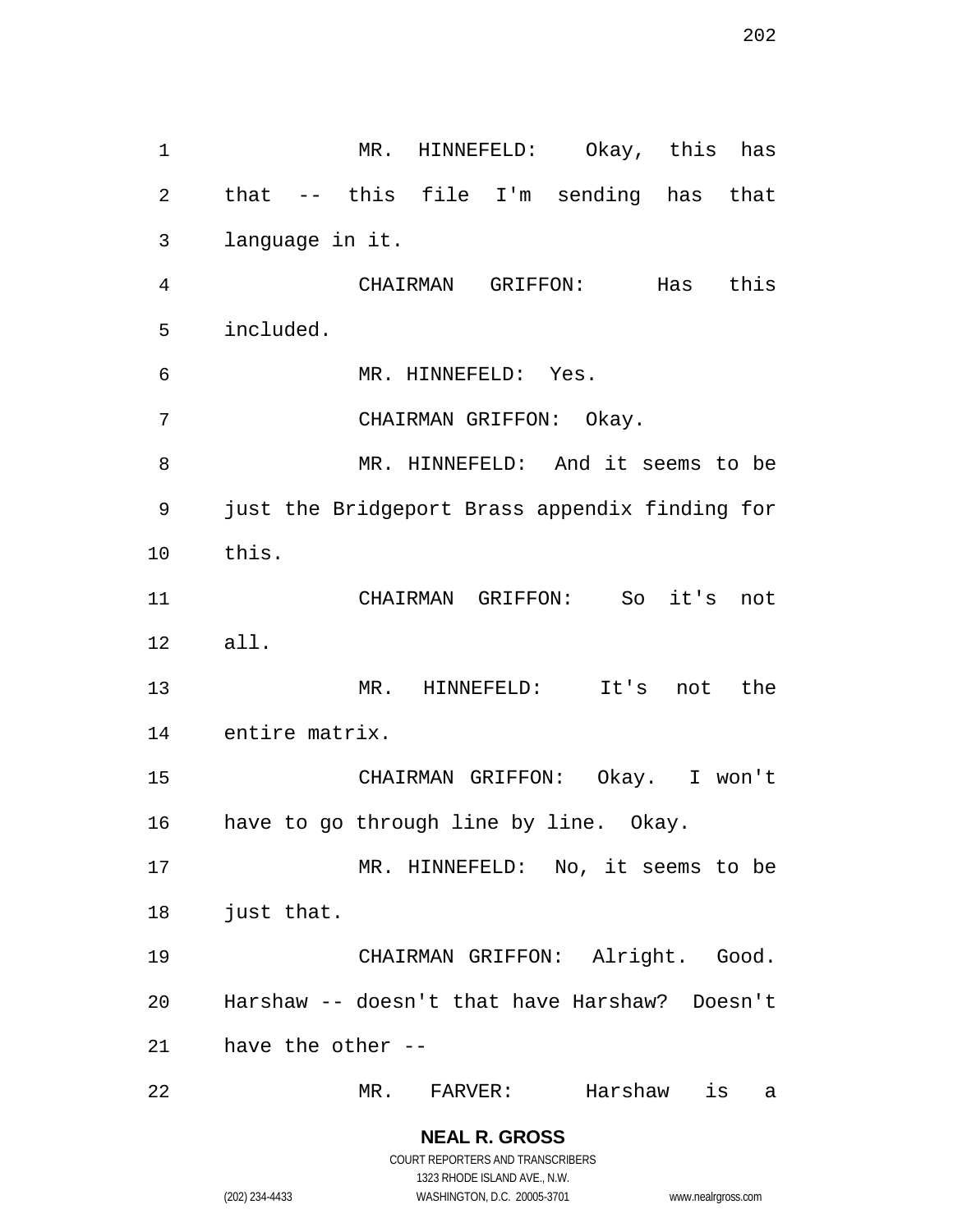MR. HINNEFELD: Okay, this has that -- this file I'm sending has that language in it.

CHAIRMAN GRIFFON: Has this included.

MR. HINNEFELD: Yes.

CHAIRMAN GRIFFON: Okay.

MR. HINNEFELD: And it seems to be just the Bridgeport Brass appendix finding for this.

CHAIRMAN GRIFFON: So it's not all.

MR. HINNEFELD: It's not the entire matrix.

CHAIRMAN GRIFFON: Okay. I won't have to go through line by line. Okay.

MR. HINNEFELD: No, it seems to be just that.

CHAIRMAN GRIFFON: Alright. Good. Harshaw -- doesn't that have Harshaw? Doesn't have the other --

MR. FARVER: Harshaw is a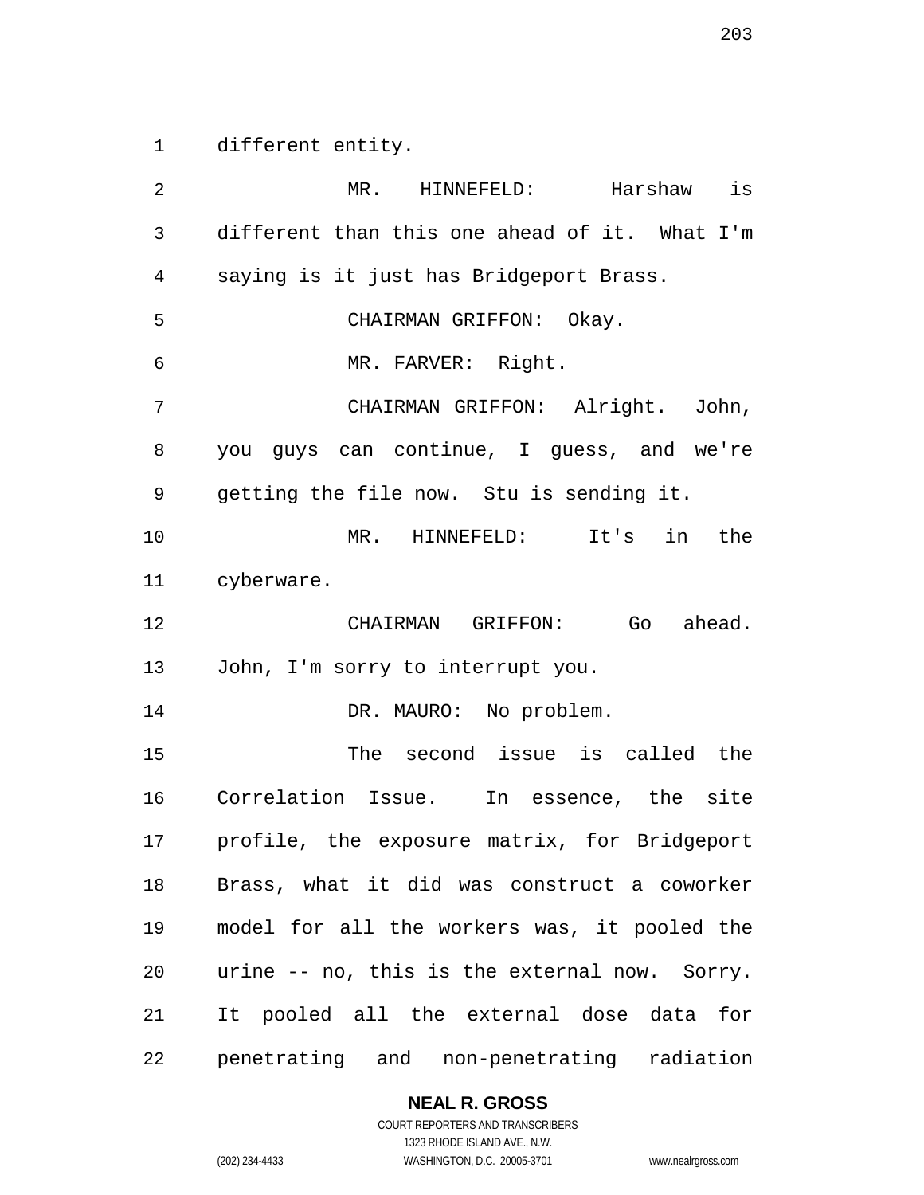different entity.

MR. HINNEFELD: Harshaw is different than this one ahead of it. What I'm saying is it just has Bridgeport Brass.

CHAIRMAN GRIFFON: Okay.

MR. FARVER: Right.

CHAIRMAN GRIFFON: Alright. John, you guys can continue, I guess, and we're getting the file now. Stu is sending it.

MR. HINNEFELD: It's in the cyberware.

CHAIRMAN GRIFFON: Go ahead. John, I'm sorry to interrupt you.

DR. MAURO: No problem.

The second issue is called the Correlation Issue. In essence, the site profile, the exposure matrix, for Bridgeport Brass, what it did was construct a coworker model for all the workers was, it pooled the urine -- no, this is the external now. Sorry. It pooled all the external dose data for penetrating and non-penetrating radiation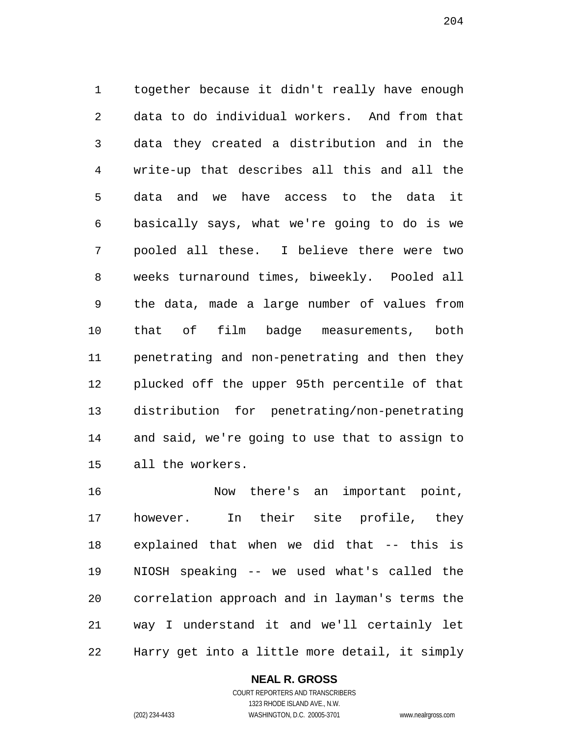together because it didn't really have enough data to do individual workers. And from that data they created a distribution and in the write-up that describes all this and all the data and we have access to the data it basically says, what we're going to do is we pooled all these. I believe there were two weeks turnaround times, biweekly. Pooled all the data, made a large number of values from that of film badge measurements, both penetrating and non-penetrating and then they plucked off the upper 95th percentile of that distribution for penetrating/non-penetrating and said, we're going to use that to assign to all the workers.

Now there's an important point, however. In their site profile, they explained that when we did that -- this is NIOSH speaking -- we used what's called the correlation approach and in layman's terms the way I understand it and we'll certainly let Harry get into a little more detail, it simply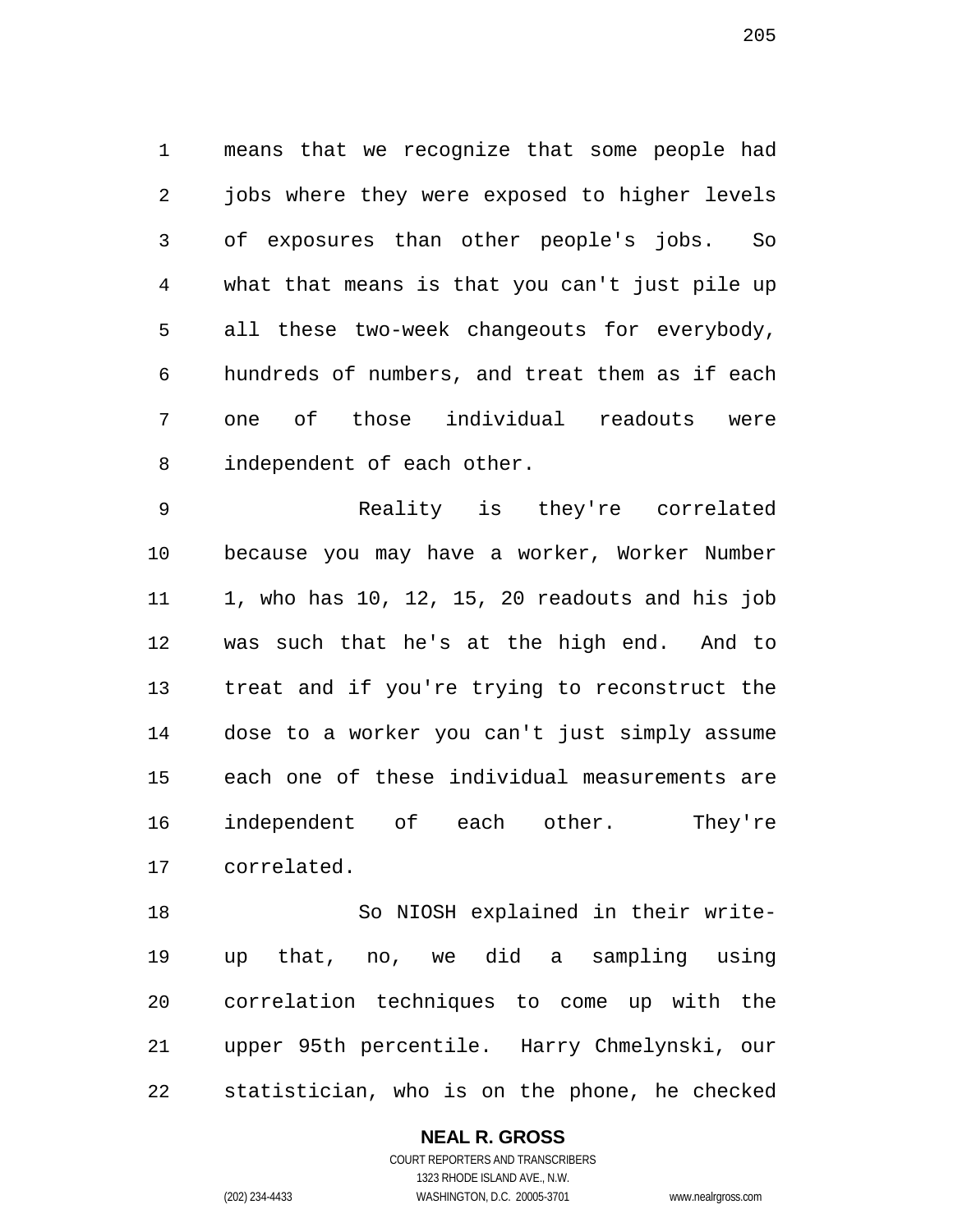means that we recognize that some people had jobs where they were exposed to higher levels of exposures than other people's jobs. So what that means is that you can't just pile up all these two-week changeouts for everybody, hundreds of numbers, and treat them as if each one of those individual readouts were independent of each other.

Reality is they're correlated because you may have a worker, Worker Number 1, who has 10, 12, 15, 20 readouts and his job was such that he's at the high end. And to treat and if you're trying to reconstruct the dose to a worker you can't just simply assume each one of these individual measurements are independent of each other. They're correlated.

So NIOSH explained in their write-up that, no, we did a sampling using correlation techniques to come up with the upper 95th percentile. Harry Chmelynski, our statistician, who is on the phone, he checked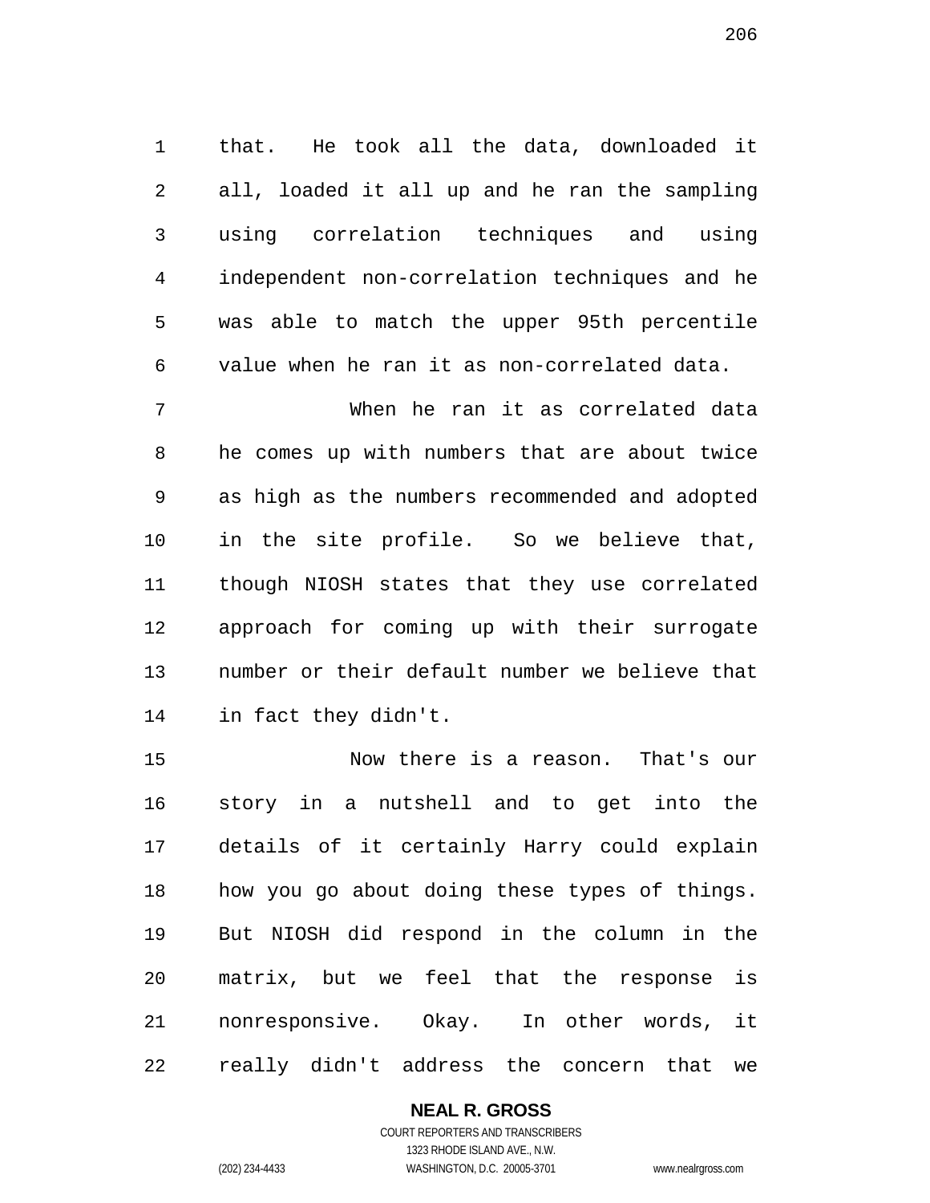that. He took all the data, downloaded it all, loaded it all up and he ran the sampling using correlation techniques and using independent non-correlation techniques and he was able to match the upper 95th percentile value when he ran it as non-correlated data.

When he ran it as correlated data he comes up with numbers that are about twice as high as the numbers recommended and adopted in the site profile. So we believe that, though NIOSH states that they use correlated approach for coming up with their surrogate number or their default number we believe that in fact they didn't.

Now there is a reason. That's our story in a nutshell and to get into the details of it certainly Harry could explain how you go about doing these types of things. But NIOSH did respond in the column in the matrix, but we feel that the response is nonresponsive. Okay. In other words, it really didn't address the concern that we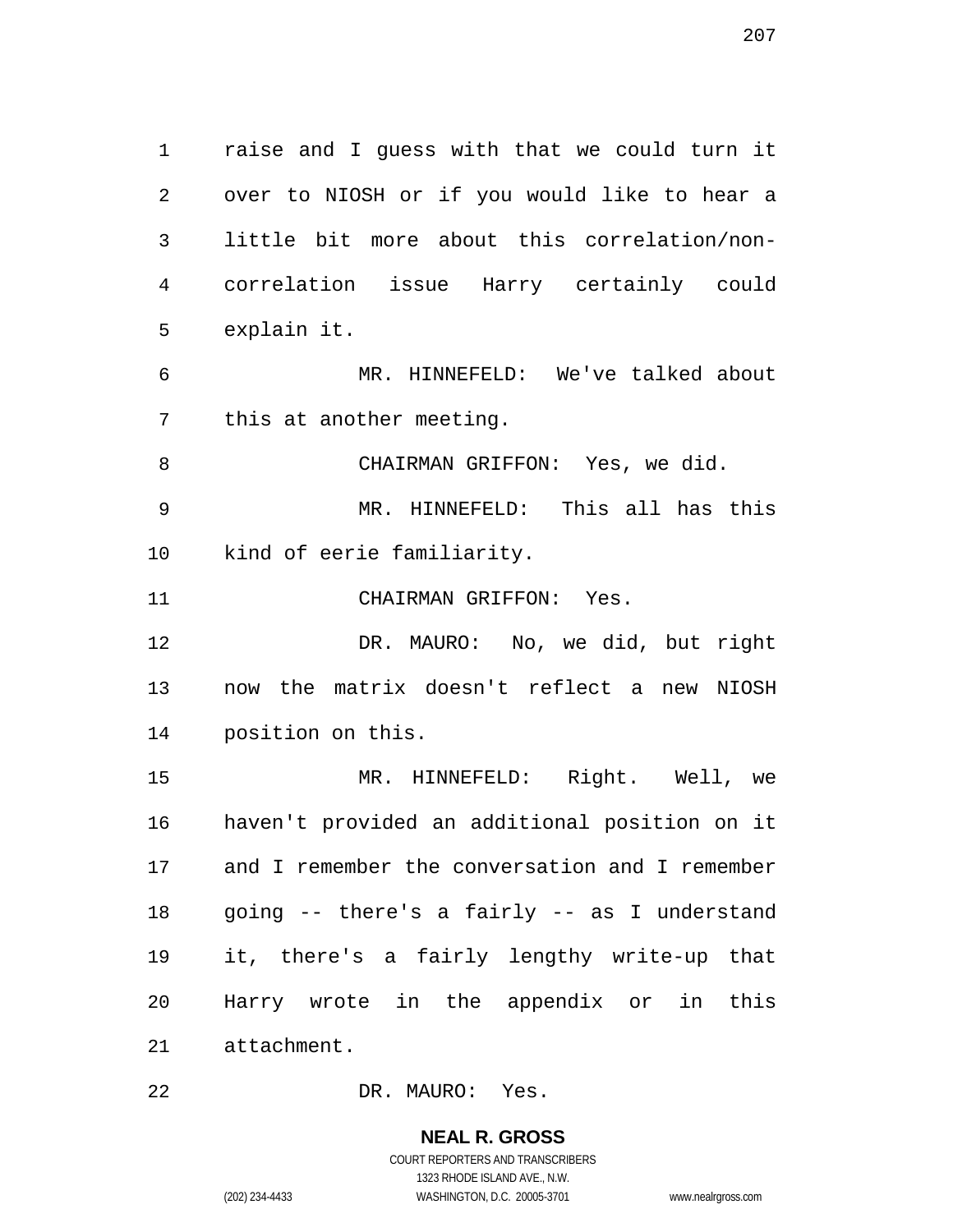raise and I guess with that we could turn it over to NIOSH or if you would like to hear a little bit more about this correlation/non-correlation issue Harry certainly could explain it.

MR. HINNEFELD: We've talked about this at another meeting.

CHAIRMAN GRIFFON: Yes, we did.

MR. HINNEFELD: This all has this kind of eerie familiarity.

CHAIRMAN GRIFFON: Yes.

DR. MAURO: No, we did, but right now the matrix doesn't reflect a new NIOSH position on this.

MR. HINNEFELD: Right. Well, we haven't provided an additional position on it and I remember the conversation and I remember going -- there's a fairly -- as I understand it, there's a fairly lengthy write-up that Harry wrote in the appendix or in this attachment.

DR. MAURO: Yes.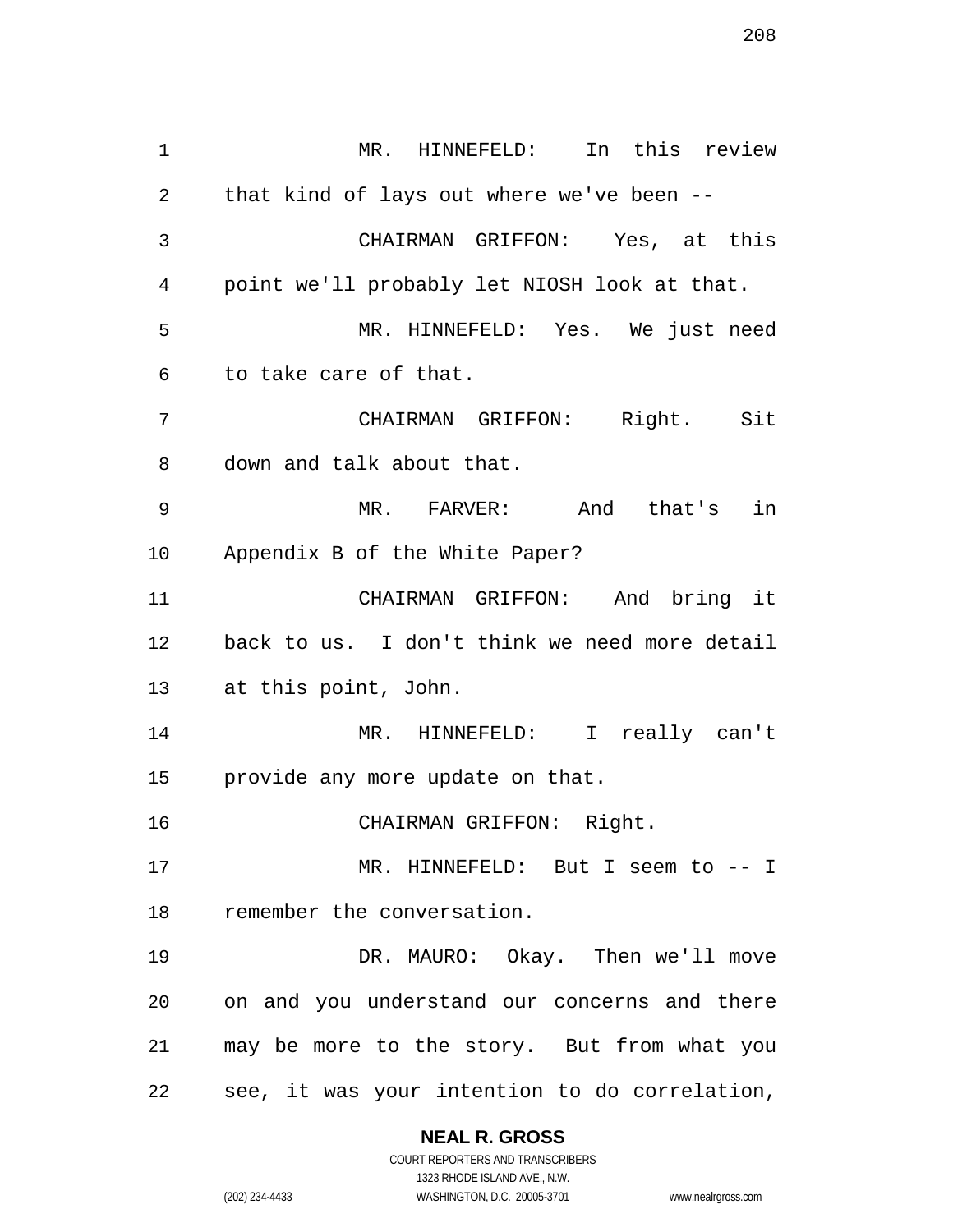MR. HINNEFELD: In this review that kind of lays out where we've been --

CHAIRMAN GRIFFON: Yes, at this point we'll probably let NIOSH look at that.

MR. HINNEFELD: Yes. We just need to take care of that.

CHAIRMAN GRIFFON: Right. Sit down and talk about that.

MR. FARVER: And that's in Appendix B of the White Paper?

CHAIRMAN GRIFFON: And bring it back to us. I don't think we need more detail at this point, John.

MR. HINNEFELD: I really can't provide any more update on that.

CHAIRMAN GRIFFON: Right.

MR. HINNEFELD: But I seem to -- I remember the conversation.

DR. MAURO: Okay. Then we'll move on and you understand our concerns and there may be more to the story. But from what you see, it was your intention to do correlation,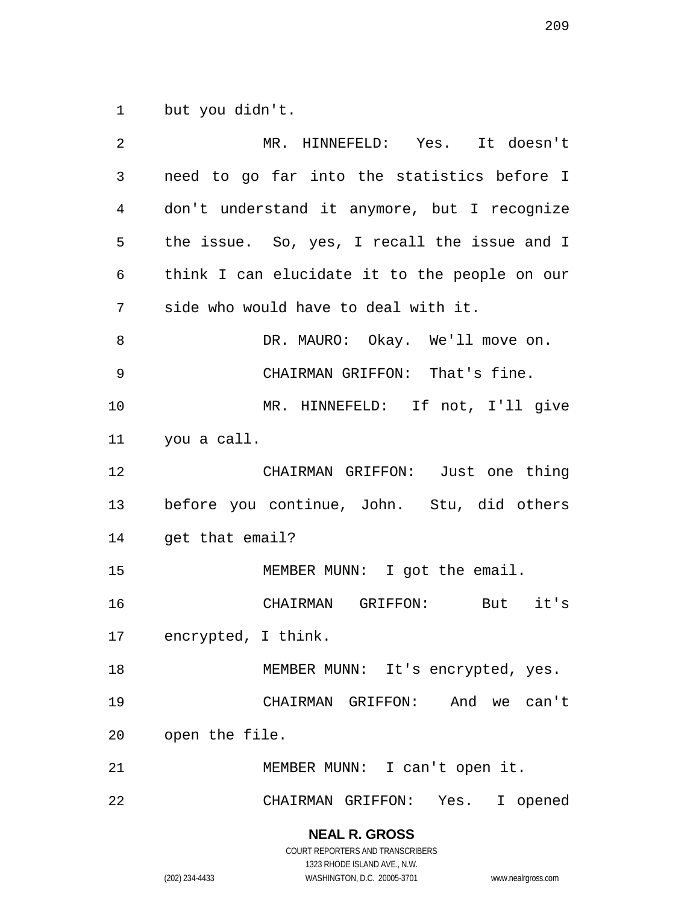but you didn't.

MR. HINNEFELD: Yes. It doesn't need to go far into the statistics before I don't understand it anymore, but I recognize the issue. So, yes, I recall the issue and I think I can elucidate it to the people on our side who would have to deal with it.

DR. MAURO: Okay. We'll move on.

CHAIRMAN GRIFFON: That's fine.

MR. HINNEFELD: If not, I'll give you a call.

CHAIRMAN GRIFFON: Just one thing before you continue, John. Stu, did others get that email?

MEMBER MUNN: I got the email.

CHAIRMAN GRIFFON: But it's encrypted, I think.

MEMBER MUNN: It's encrypted, yes.

CHAIRMAN GRIFFON: And we can't open the file.

MEMBER MUNN: I can't open it.

CHAIRMAN GRIFFON: Yes. I opened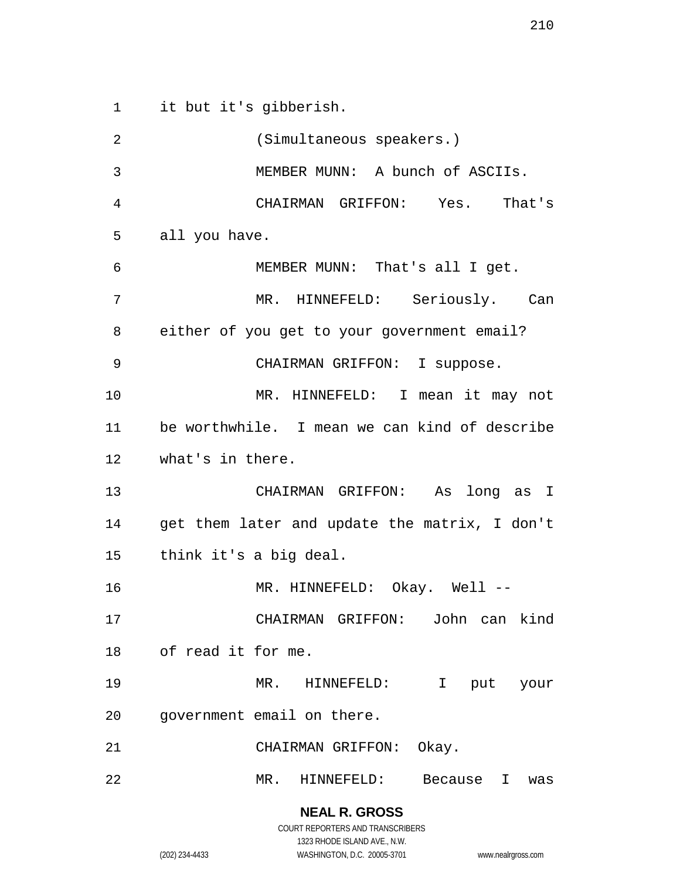it but it's gibberish.

(Simultaneous speakers.)

MEMBER MUNN: A bunch of ASCIIs.

CHAIRMAN GRIFFON: Yes. That's all you have.

MEMBER MUNN: That's all I get.

MR. HINNEFELD: Seriously. Can either of you get to your government email?

CHAIRMAN GRIFFON: I suppose.

MR. HINNEFELD: I mean it may not be worthwhile. I mean we can kind of describe what's in there.

CHAIRMAN GRIFFON: As long as I get them later and update the matrix, I don't think it's a big deal.

MR. HINNEFELD: Okay. Well --

CHAIRMAN GRIFFON: John can kind of read it for me.

MR. HINNEFELD: I put your government email on there.

CHAIRMAN GRIFFON: Okay.

MR. HINNEFELD: Because I was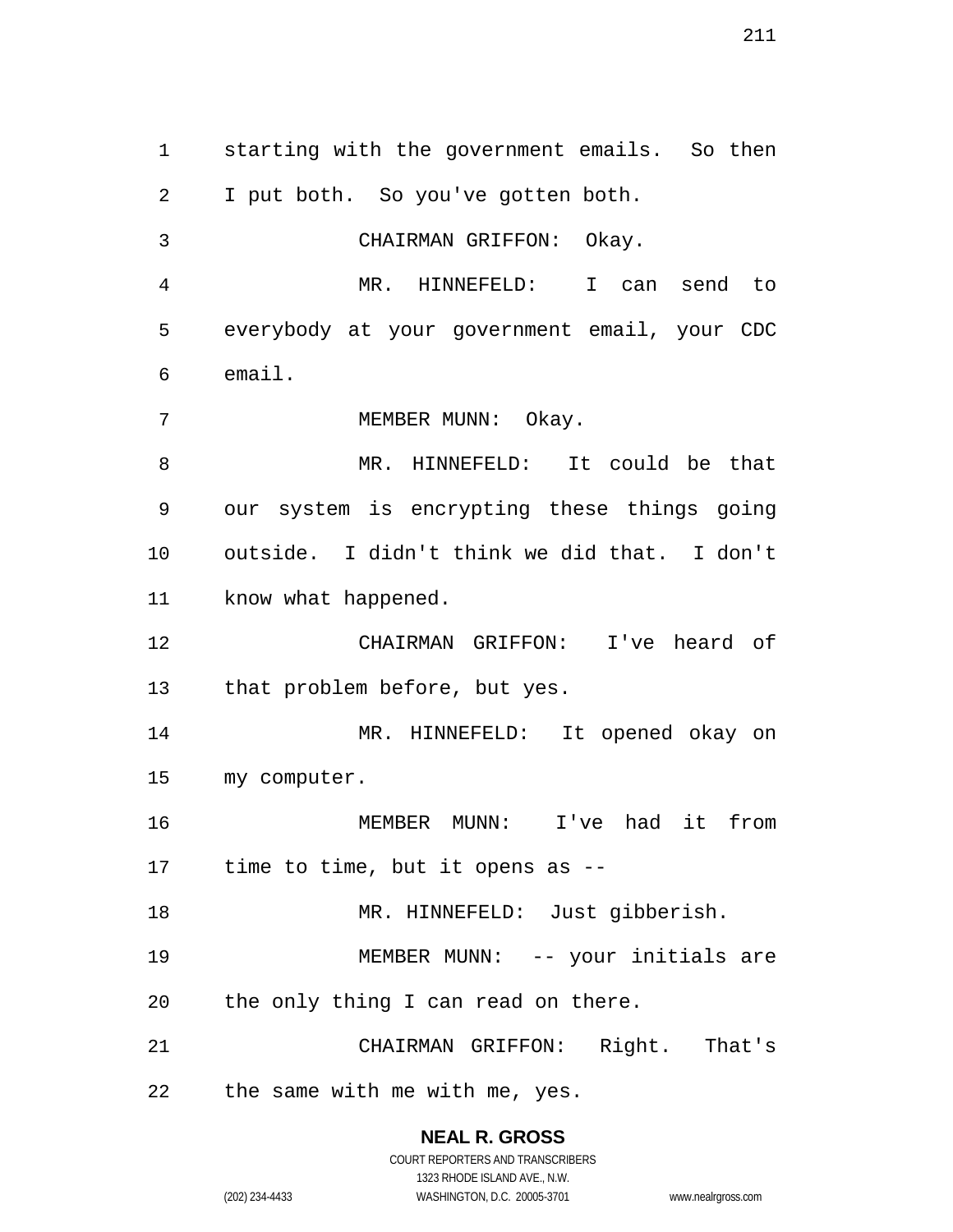starting with the government emails. So then I put both. So you've gotten both.

CHAIRMAN GRIFFON: Okay.

MR. HINNEFELD: I can send to everybody at your government email, your CDC email.

MEMBER MUNN: Okay.

MR. HINNEFELD: It could be that our system is encrypting these things going outside. I didn't think we did that. I don't know what happened.

CHAIRMAN GRIFFON: I've heard of that problem before, but yes.

MR. HINNEFELD: It opened okay on my computer.

MEMBER MUNN: I've had it from time to time, but it opens as --

MR. HINNEFELD: Just gibberish.

MEMBER MUNN: -- your initials are the only thing I can read on there.

CHAIRMAN GRIFFON: Right. That's the same with me with me, yes.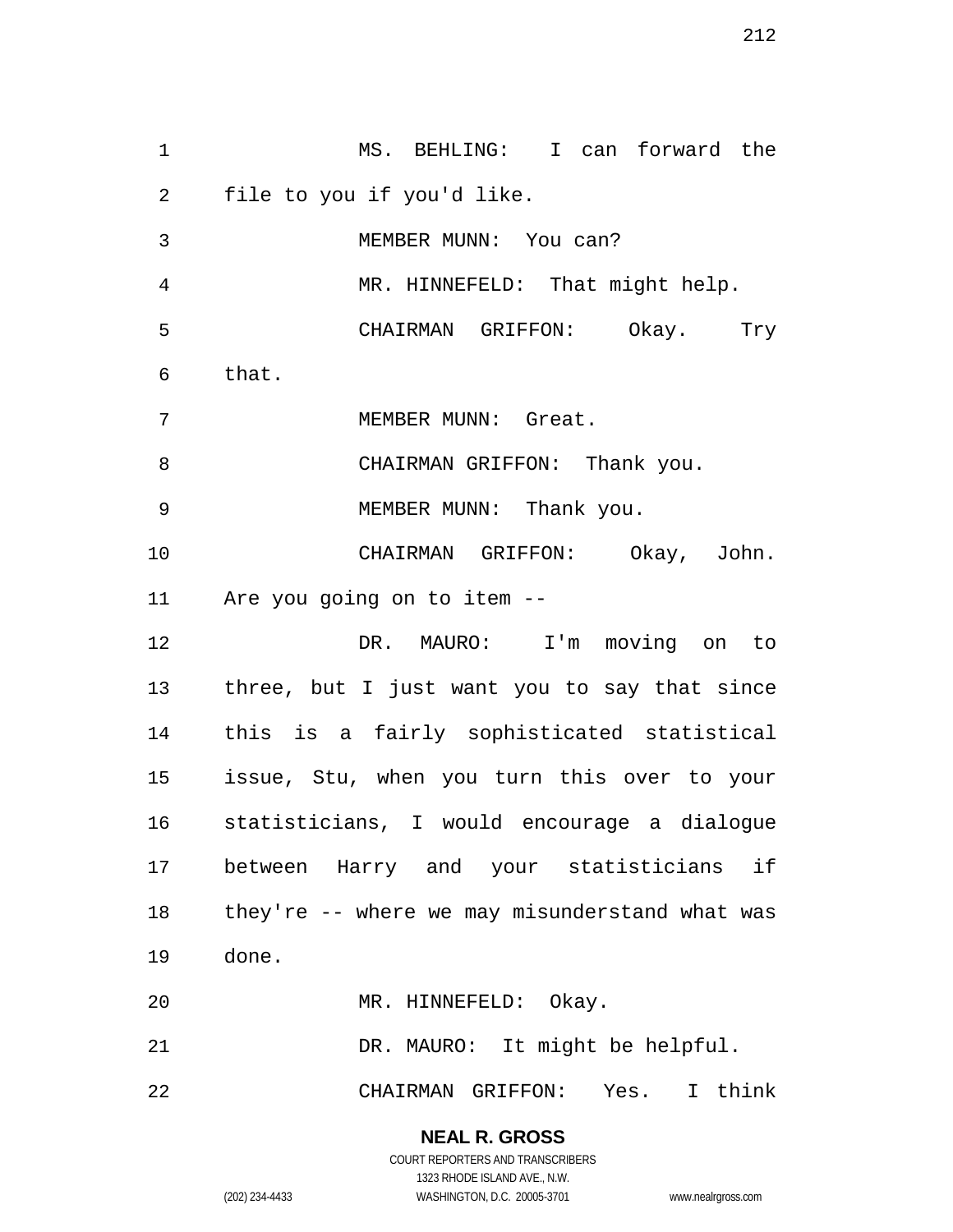MS. BEHLING: I can forward the file to you if you'd like.

MEMBER MUNN: You can?

MR. HINNEFELD: That might help.

CHAIRMAN GRIFFON: Okay. Try that.

MEMBER MUNN: Great.

CHAIRMAN GRIFFON: Thank you.

MEMBER MUNN: Thank you.

CHAIRMAN GRIFFON: Okay, John. Are you going on to item --

DR. MAURO: I'm moving on to three, but I just want you to say that since this is a fairly sophisticated statistical issue, Stu, when you turn this over to your statisticians, I would encourage a dialogue between Harry and your statisticians if they're -- where we may misunderstand what was done.

MR. HINNEFELD: Okay.

DR. MAURO: It might be helpful.

CHAIRMAN GRIFFON: Yes. I think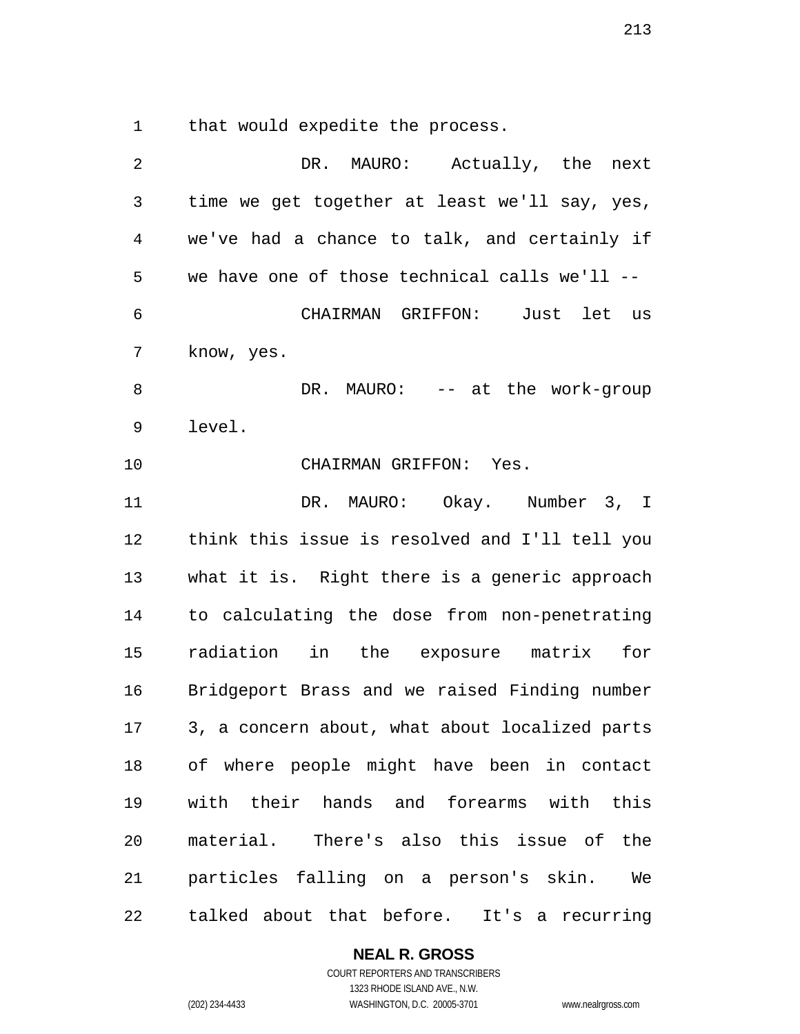that would expedite the process.

DR. MAURO: Actually, the next time we get together at least we'll say, yes, we've had a chance to talk, and certainly if we have one of those technical calls we'll --

CHAIRMAN GRIFFON: Just let us know, yes.

DR. MAURO: -- at the work-group level.

CHAIRMAN GRIFFON: Yes.

DR. MAURO: Okay. Number 3, I think this issue is resolved and I'll tell you what it is. Right there is a generic approach to calculating the dose from non-penetrating radiation in the exposure matrix for Bridgeport Brass and we raised Finding number 3, a concern about, what about localized parts of where people might have been in contact with their hands and forearms with this material. There's also this issue of the particles falling on a person's skin. We talked about that before. It's a recurring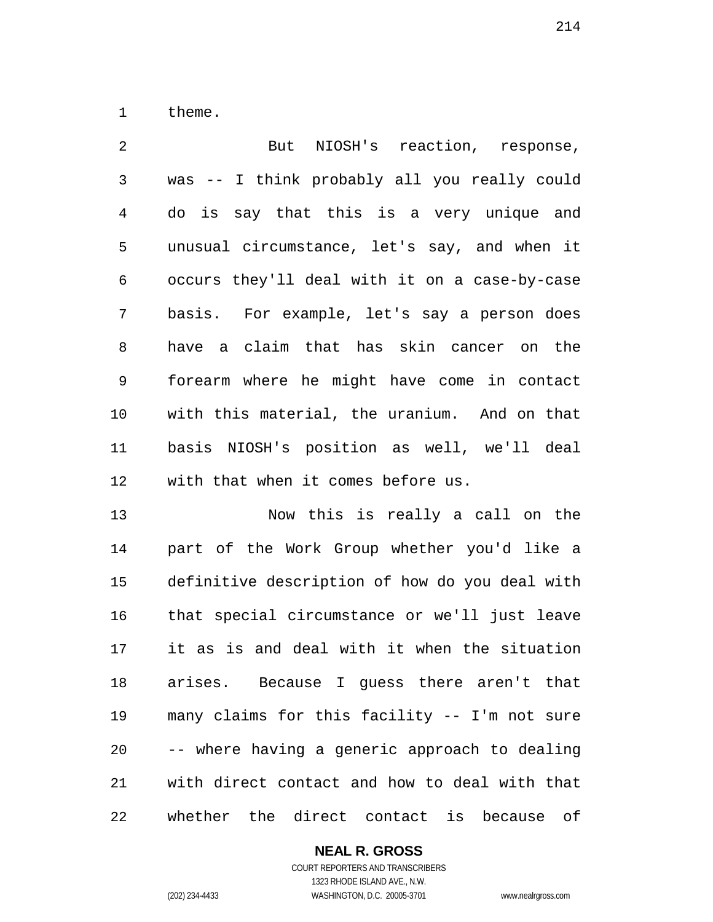theme.

But NIOSH's reaction, response, was -- I think probably all you really could do is say that this is a very unique and unusual circumstance, let's say, and when it occurs they'll deal with it on a case-by-case basis. For example, let's say a person does have a claim that has skin cancer on the forearm where he might have come in contact with this material, the uranium. And on that basis NIOSH's position as well, we'll deal with that when it comes before us.

Now this is really a call on the part of the Work Group whether you'd like a definitive description of how do you deal with that special circumstance or we'll just leave it as is and deal with it when the situation arises. Because I guess there aren't that many claims for this facility -- I'm not sure -- where having a generic approach to dealing with direct contact and how to deal with that whether the direct contact is because of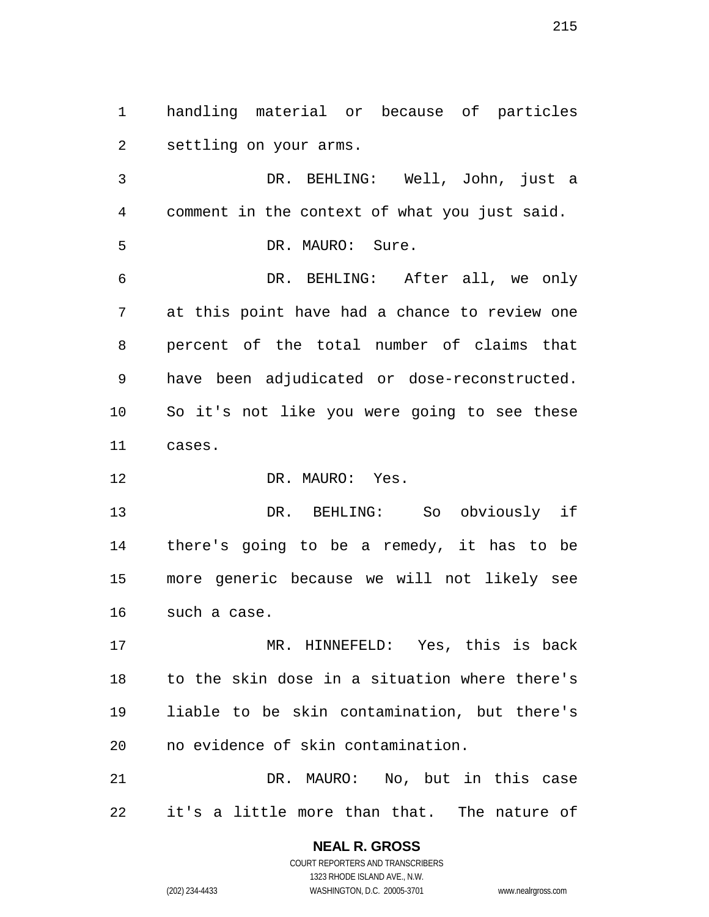handling material or because of particles settling on your arms.

DR. BEHLING: Well, John, just a comment in the context of what you just said.

DR. MAURO: Sure.

DR. BEHLING: After all, we only at this point have had a chance to review one percent of the total number of claims that have been adjudicated or dose-reconstructed. So it's not like you were going to see these cases.

DR. MAURO: Yes.

DR. BEHLING: So obviously if there's going to be a remedy, it has to be more generic because we will not likely see such a case.

MR. HINNEFELD: Yes, this is back to the skin dose in a situation where there's liable to be skin contamination, but there's no evidence of skin contamination.

DR. MAURO: No, but in this case it's a little more than that. The nature of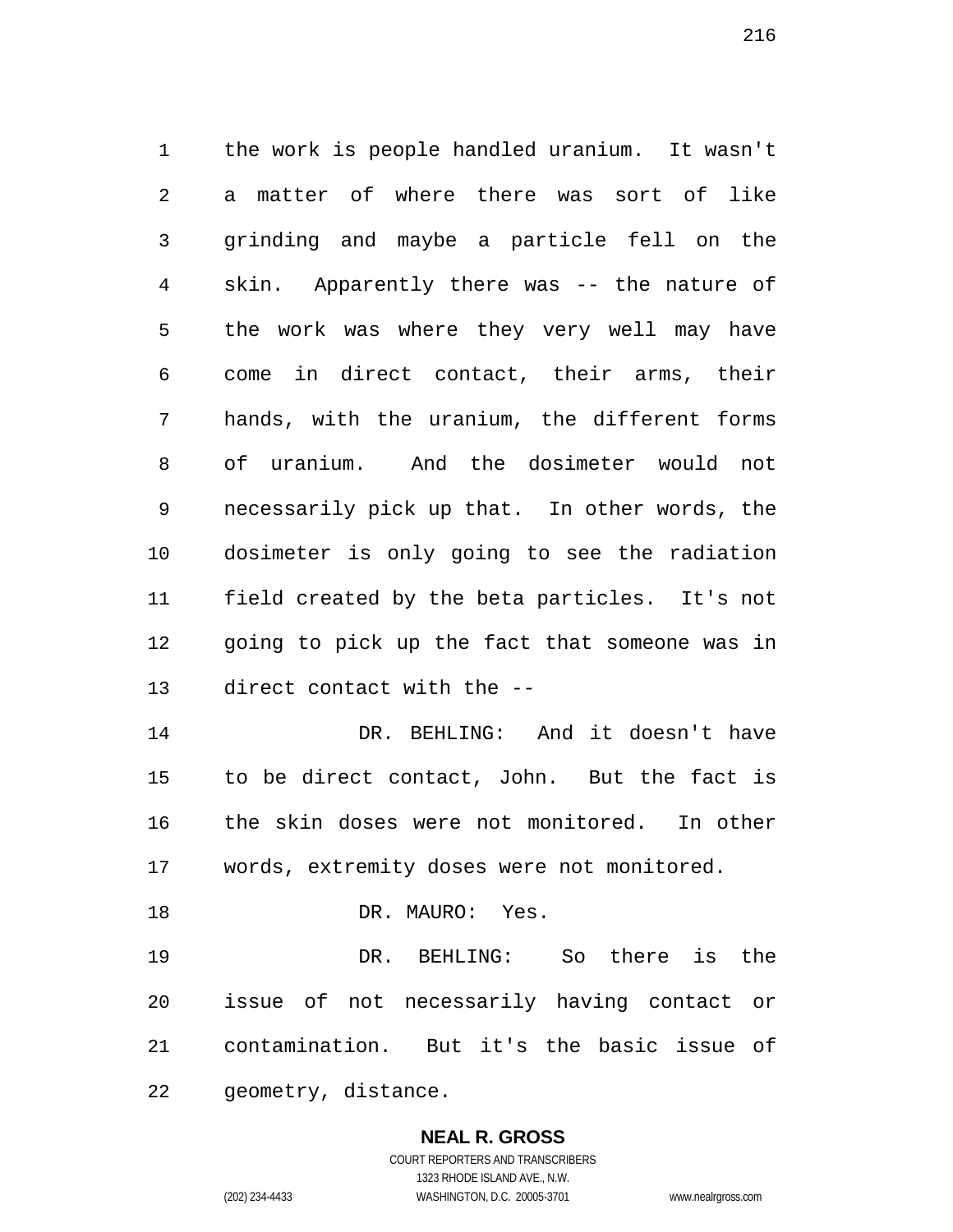the work is people handled uranium. It wasn't a matter of where there was sort of like grinding and maybe a particle fell on the skin. Apparently there was -- the nature of the work was where they very well may have come in direct contact, their arms, their hands, with the uranium, the different forms of uranium. And the dosimeter would not necessarily pick up that. In other words, the dosimeter is only going to see the radiation field created by the beta particles. It's not going to pick up the fact that someone was in direct contact with the --

DR. BEHLING: And it doesn't have to be direct contact, John. But the fact is the skin doses were not monitored. In other words, extremity doses were not monitored.

DR. MAURO: Yes.

DR. BEHLING: So there is the issue of not necessarily having contact or contamination. But it's the basic issue of geometry, distance.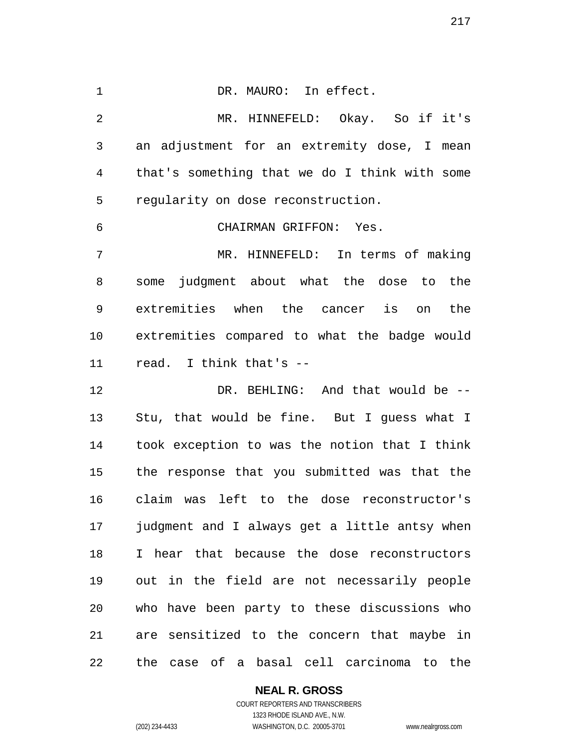DR. MAURO: In effect.

MR. HINNEFELD: Okay. So if it's an adjustment for an extremity dose, I mean that's something that we do I think with some regularity on dose reconstruction.

CHAIRMAN GRIFFON: Yes.

MR. HINNEFELD: In terms of making some judgment about what the dose to the extremities when the cancer is on the extremities compared to what the badge would read. I think that's --

DR. BEHLING: And that would be -- Stu, that would be fine. But I guess what I took exception to was the notion that I think the response that you submitted was that the claim was left to the dose reconstructor's judgment and I always get a little antsy when I hear that because the dose reconstructors out in the field are not necessarily people who have been party to these discussions who are sensitized to the concern that maybe in the case of a basal cell carcinoma to the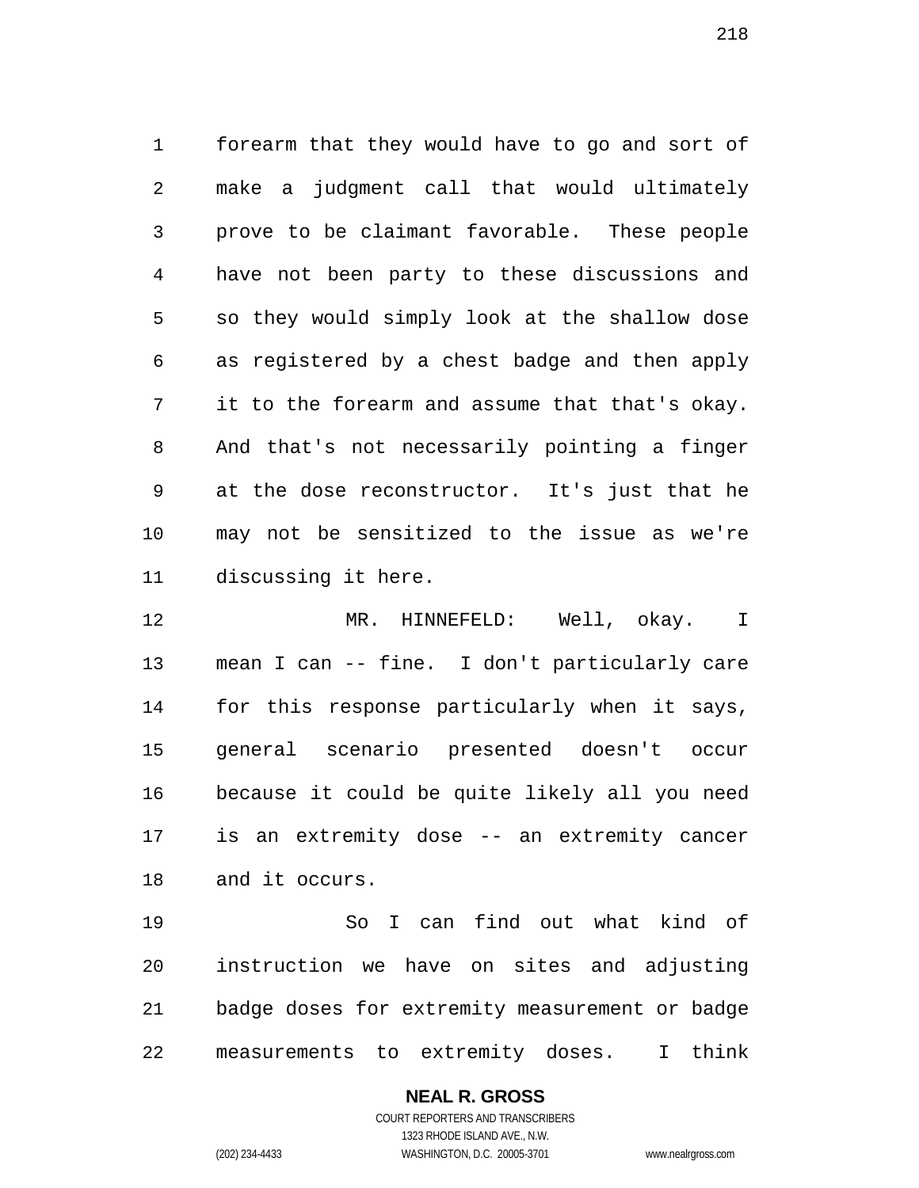forearm that they would have to go and sort of make a judgment call that would ultimately prove to be claimant favorable. These people have not been party to these discussions and so they would simply look at the shallow dose as registered by a chest badge and then apply it to the forearm and assume that that's okay. And that's not necessarily pointing a finger at the dose reconstructor. It's just that he may not be sensitized to the issue as we're discussing it here.

MR. HINNEFELD: Well, okay. I mean I can -- fine. I don't particularly care for this response particularly when it says, general scenario presented doesn't occur because it could be quite likely all you need is an extremity dose -- an extremity cancer and it occurs.

So I can find out what kind of instruction we have on sites and adjusting badge doses for extremity measurement or badge measurements to extremity doses. I think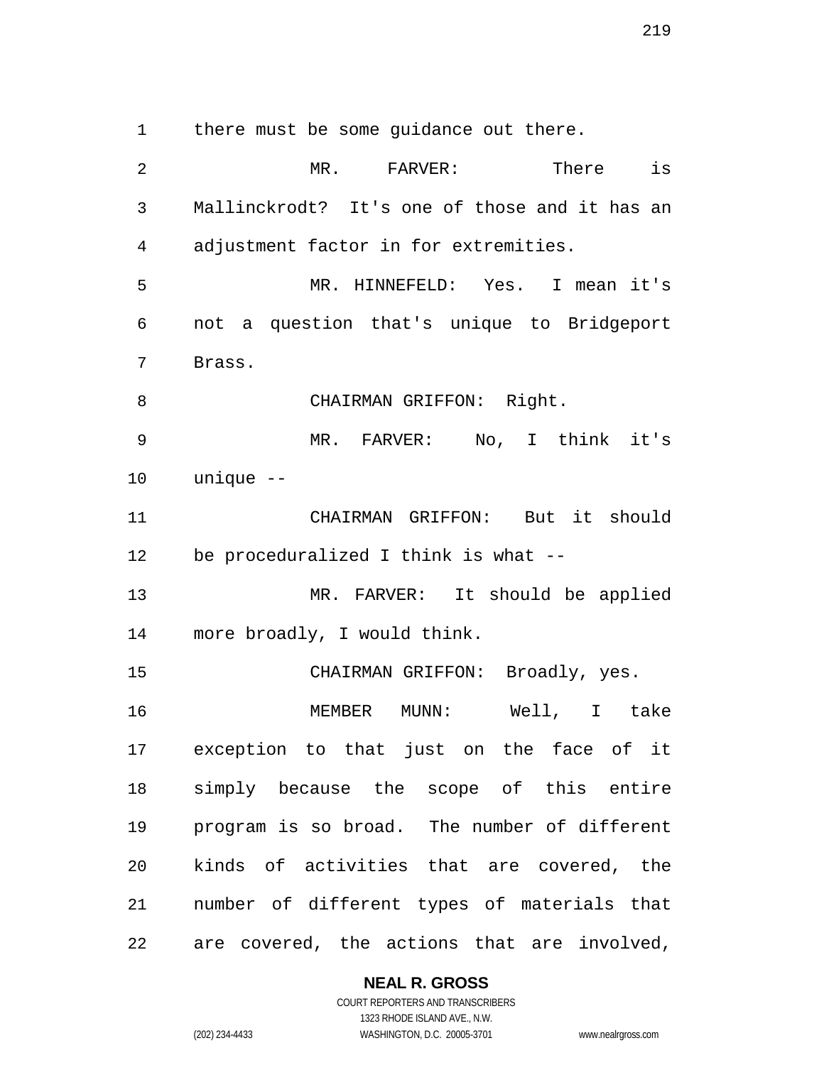there must be some guidance out there.

MR. FARVER: There is Mallinckrodt? It's one of those and it has an adjustment factor in for extremities.

MR. HINNEFELD: Yes. I mean it's not a question that's unique to Bridgeport Brass.

CHAIRMAN GRIFFON: Right.

MR. FARVER: No, I think it's unique --

CHAIRMAN GRIFFON: But it should be proceduralized I think is what --

MR. FARVER: It should be applied more broadly, I would think.

CHAIRMAN GRIFFON: Broadly, yes.

MEMBER MUNN: Well, I take exception to that just on the face of it simply because the scope of this entire program is so broad. The number of different kinds of activities that are covered, the number of different types of materials that are covered, the actions that are involved,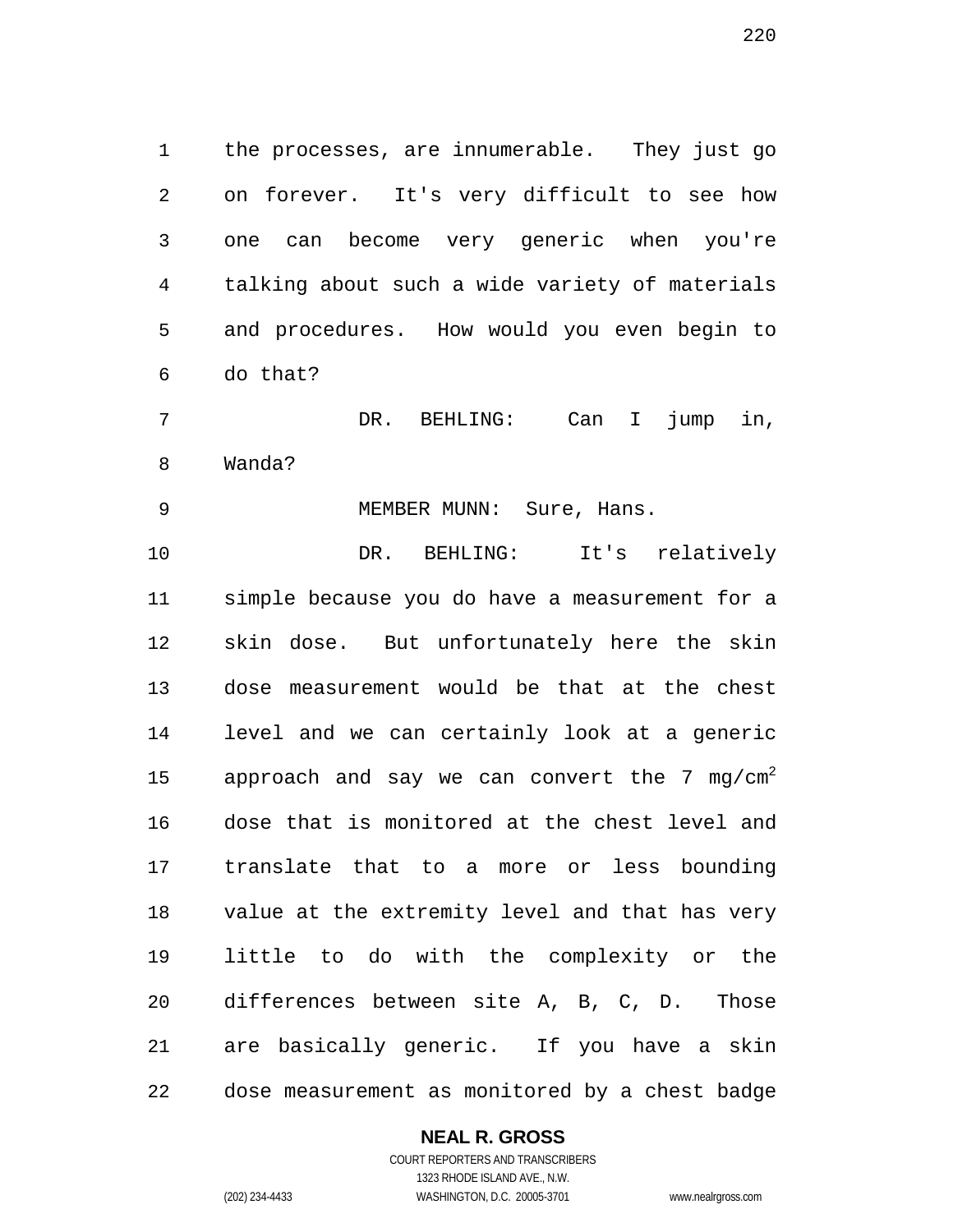the processes, are innumerable. They just go on forever. It's very difficult to see how one can become very generic when you're talking about such a wide variety of materials and procedures. How would you even begin to do that?

DR. BEHLING: Can I jump in, Wanda?

MEMBER MUNN: Sure, Hans.

DR. BEHLING: It's relatively simple because you do have a measurement for a skin dose. But unfortunately here the skin dose measurement would be that at the chest level and we can certainly look at a generic approach and say we can convert the 7 $mg/cm^2$ dose that is monitored at the chest level and translate that to a more or less bounding value at the extremity level and that has very little to do with the complexity or the differences between site A, B, C, D. Those are basically generic. If you have a skin dose measurement as monitored by a chest badge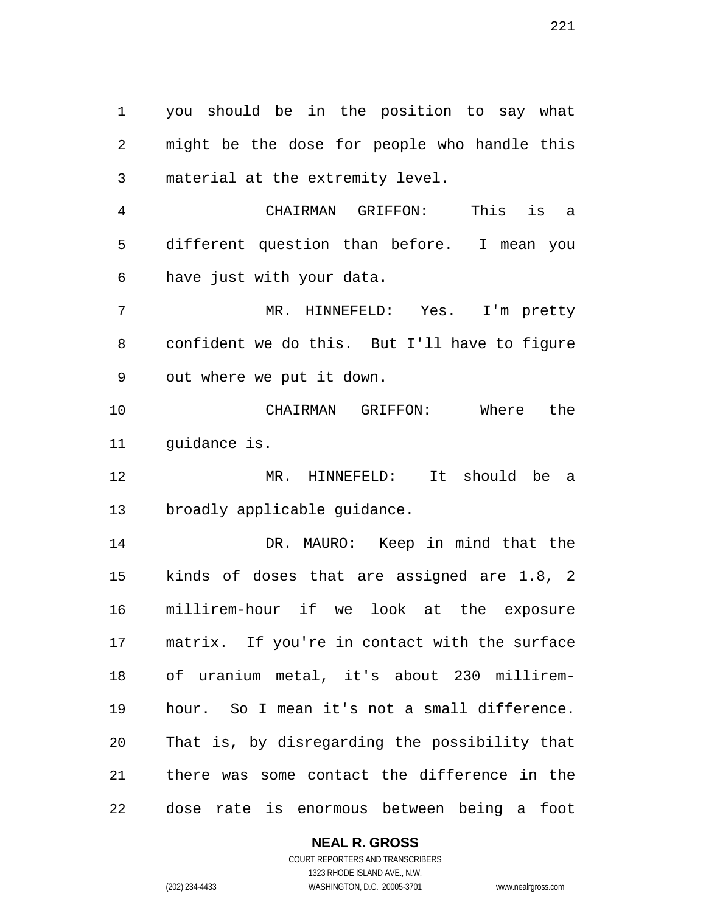you should be in the position to say what might be the dose for people who handle this material at the extremity level.

CHAIRMAN GRIFFON: This is a different question than before. I mean you have just with your data.

MR. HINNEFELD: Yes. I'm pretty confident we do this. But I'll have to figure out where we put it down.

CHAIRMAN GRIFFON: Where the guidance is.

MR. HINNEFELD: It should be a broadly applicable guidance.

DR. MAURO: Keep in mind that the kinds of doses that are assigned are 1.8, 2 millirem-hour if we look at the exposure matrix. If you're in contact with the surface of uranium metal, it's about 230 millirem-hour. So I mean it's not a small difference. That is, by disregarding the possibility that there was some contact the difference in the dose rate is enormous between being a foot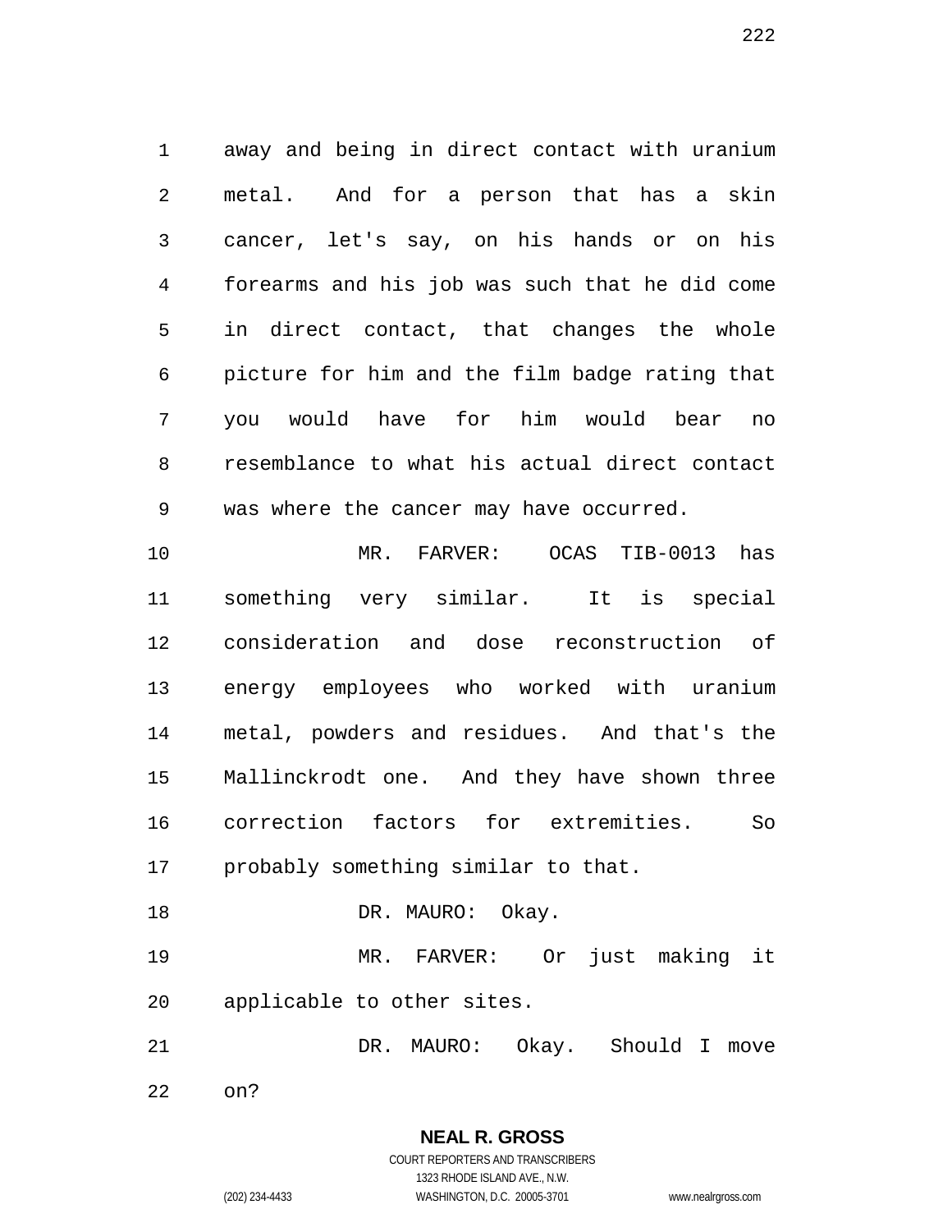away and being in direct contact with uranium metal. And for a person that has a skin cancer, let's say, on his hands or on his forearms and his job was such that he did come in direct contact, that changes the whole picture for him and the film badge rating that you would have for him would bear no resemblance to what his actual direct contact was where the cancer may have occurred.

MR. FARVER: OCAS TIB-0013 has something very similar. It is special consideration and dose reconstruction of energy employees who worked with uranium metal, powders and residues. And that's the Mallinckrodt one. And they have shown three correction factors for extremities. So probably something similar to that.

DR. MAURO: Okay.

MR. FARVER: Or just making it applicable to other sites.

DR. MAURO: Okay. Should I move on?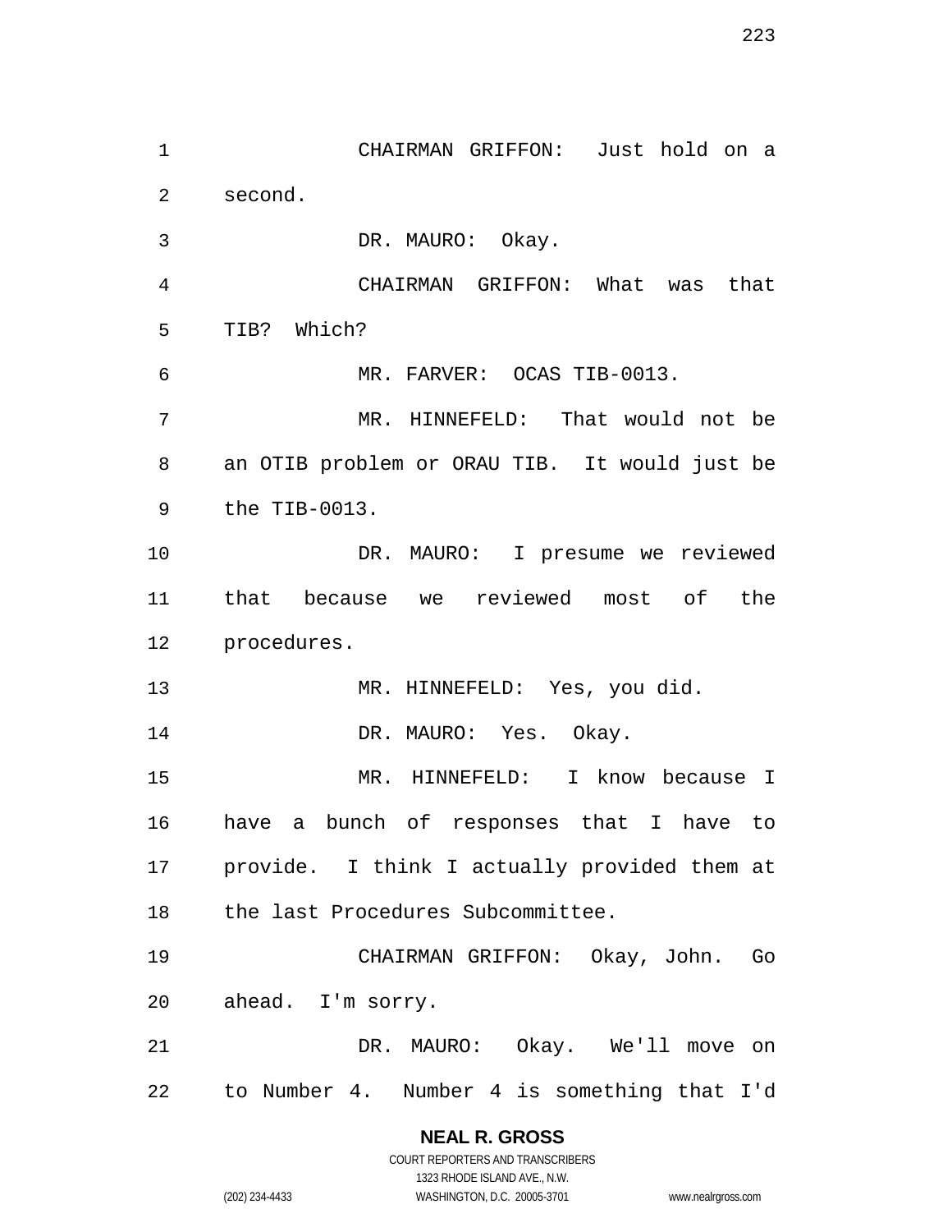CHAIRMAN GRIFFON: Just hold on a second.

DR. MAURO: Okay.

CHAIRMAN GRIFFON: What was that TIB? Which?

MR. FARVER: OCAS TIB-0013.

MR. HINNEFELD: That would not be an OTIB problem or ORAU TIB. It would just be the TIB-0013.

DR. MAURO: I presume we reviewed that because we reviewed most of the procedures.

MR. HINNEFELD: Yes, you did.

DR. MAURO: Yes. Okay.

MR. HINNEFELD: I know because I have a bunch of responses that I have to provide. I think I actually provided them at the last Procedures Subcommittee.

CHAIRMAN GRIFFON: Okay, John. Go ahead. I'm sorry.

DR. MAURO: Okay. We'll move on to Number 4. Number 4 is something that I'd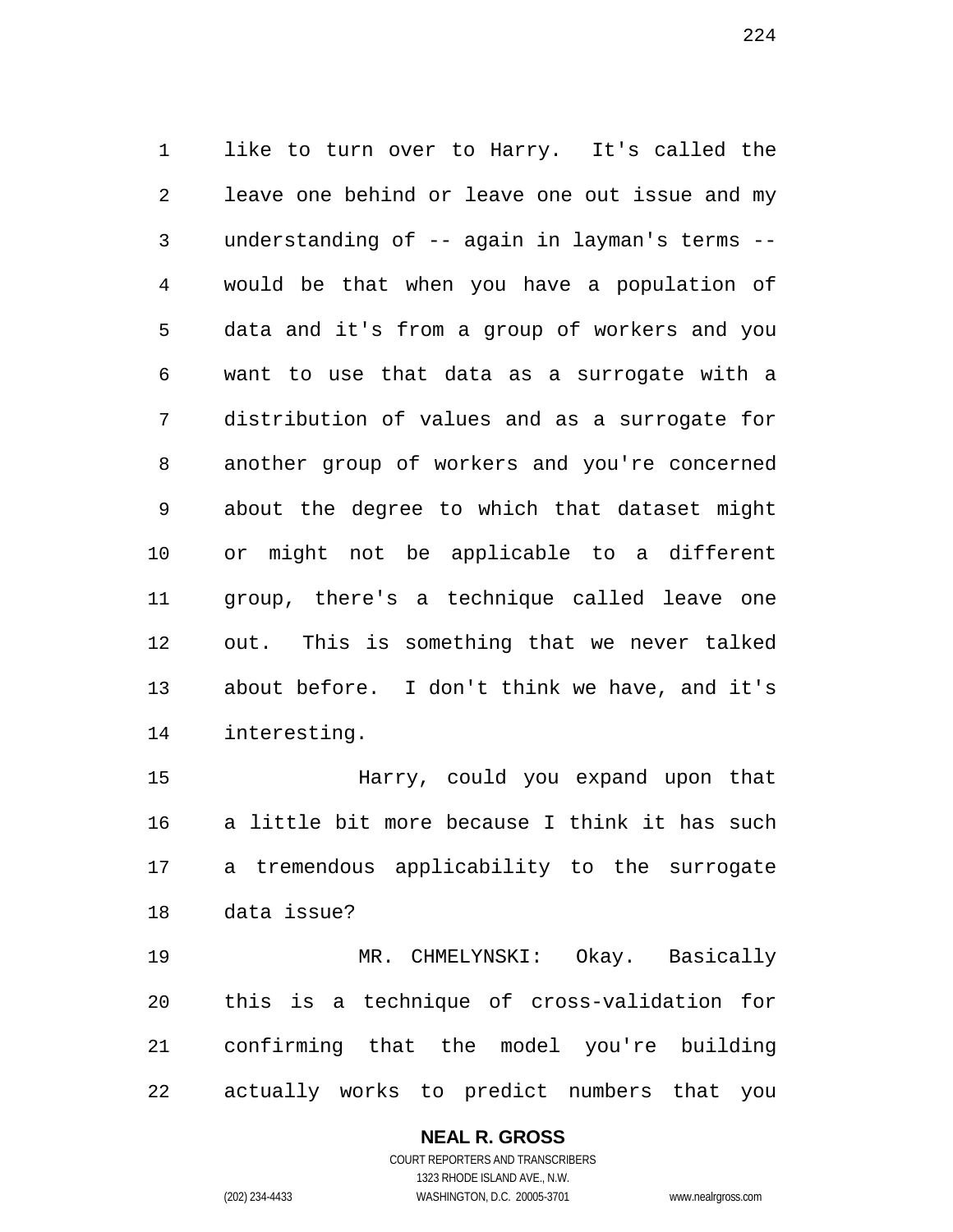like to turn over to Harry. It's called the leave one behind or leave one out issue and my understanding of -- again in layman's terms -- would be that when you have a population of data and it's from a group of workers and you want to use that data as a surrogate with a distribution of values and as a surrogate for another group of workers and you're concerned about the degree to which that dataset might or might not be applicable to a different group, there's a technique called leave one out. This is something that we never talked about before. I don't think we have, and it's interesting.

Harry, could you expand upon that a little bit more because I think it has such a tremendous applicability to the surrogate data issue?

MR. CHMELYNSKI: Okay. Basically this is a technique of cross-validation for confirming that the model you're building actually works to predict numbers that you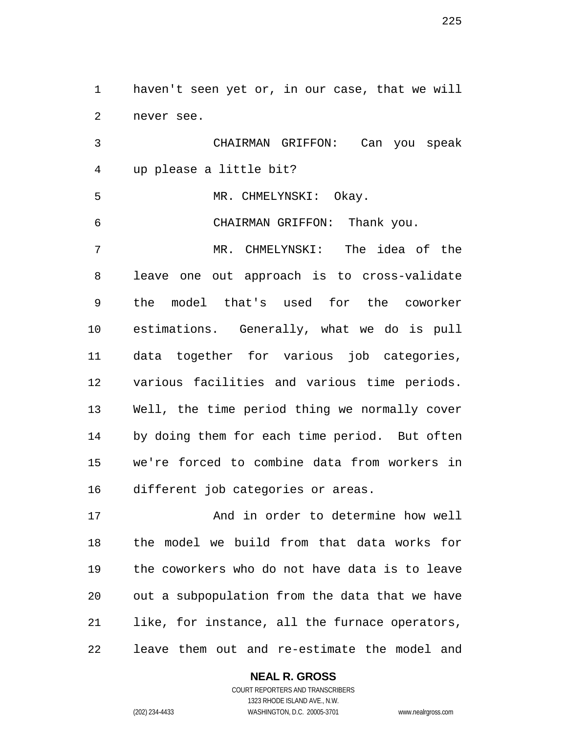haven't seen yet or, in our case, that we will never see.

CHAIRMAN GRIFFON: Can you speak up please a little bit?

MR. CHMELYNSKI: Okay.

CHAIRMAN GRIFFON: Thank you.

MR. CHMELYNSKI: The idea of the leave one out approach is to cross-validate the model that's used for the coworker estimations. Generally, what we do is pull data together for various job categories, various facilities and various time periods. Well, the time period thing we normally cover by doing them for each time period. But often we're forced to combine data from workers in different job categories or areas.

And in order to determine how well the model we build from that data works for the coworkers who do not have data is to leave out a subpopulation from the data that we have like, for instance, all the furnace operators, leave them out and re-estimate the model and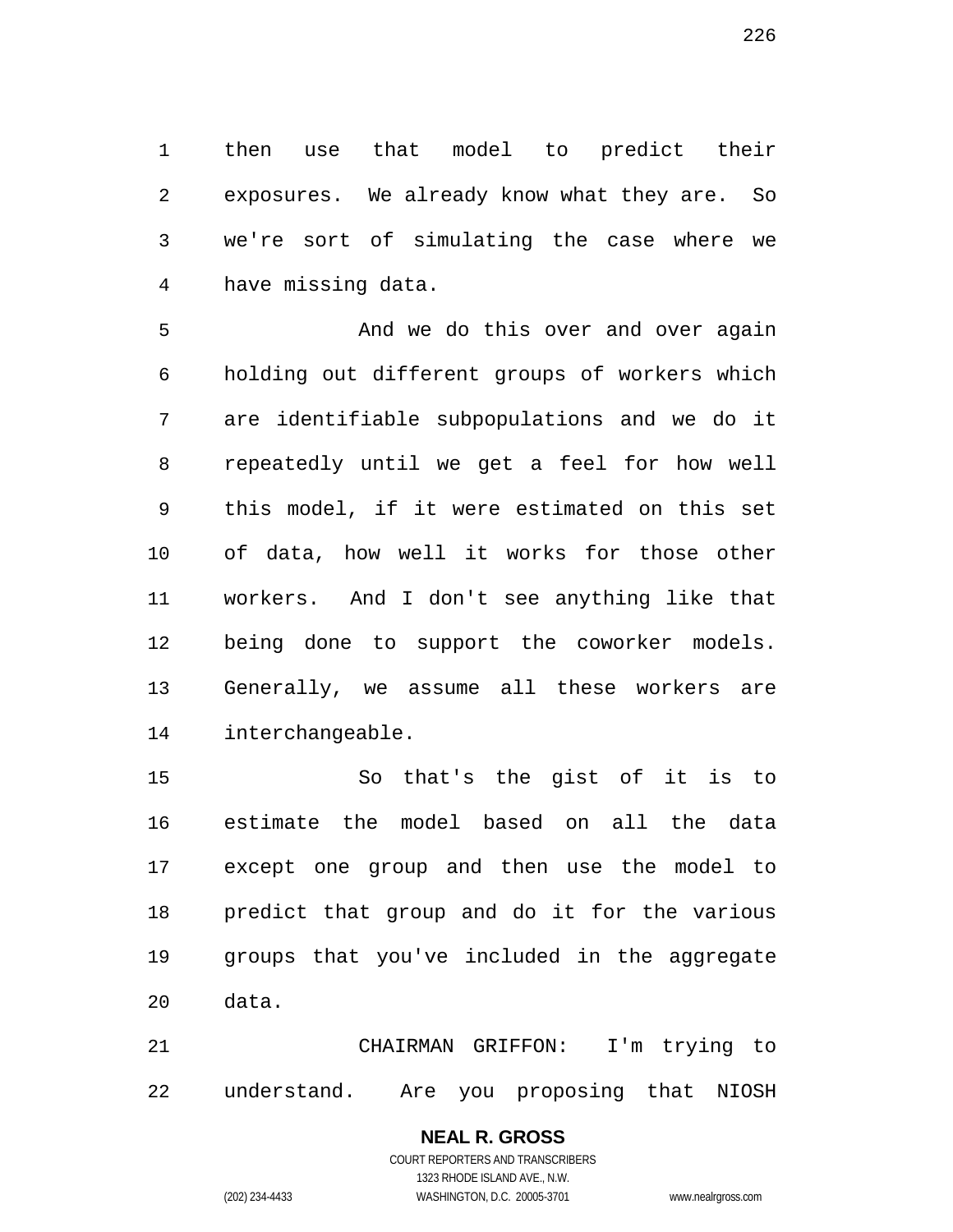then use that model to predict their exposures. We already know what they are. So we're sort of simulating the case where we have missing data.

And we do this over and over again holding out different groups of workers which are identifiable subpopulations and we do it repeatedly until we get a feel for how well this model, if it were estimated on this set of data, how well it works for those other workers. And I don't see anything like that being done to support the coworker models. Generally, we assume all these workers are interchangeable.

So that's the gist of it is to estimate the model based on all the data except one group and then use the model to predict that group and do it for the various groups that you've included in the aggregate data.

CHAIRMAN GRIFFON: I'm trying to understand. Are you proposing that NIOSH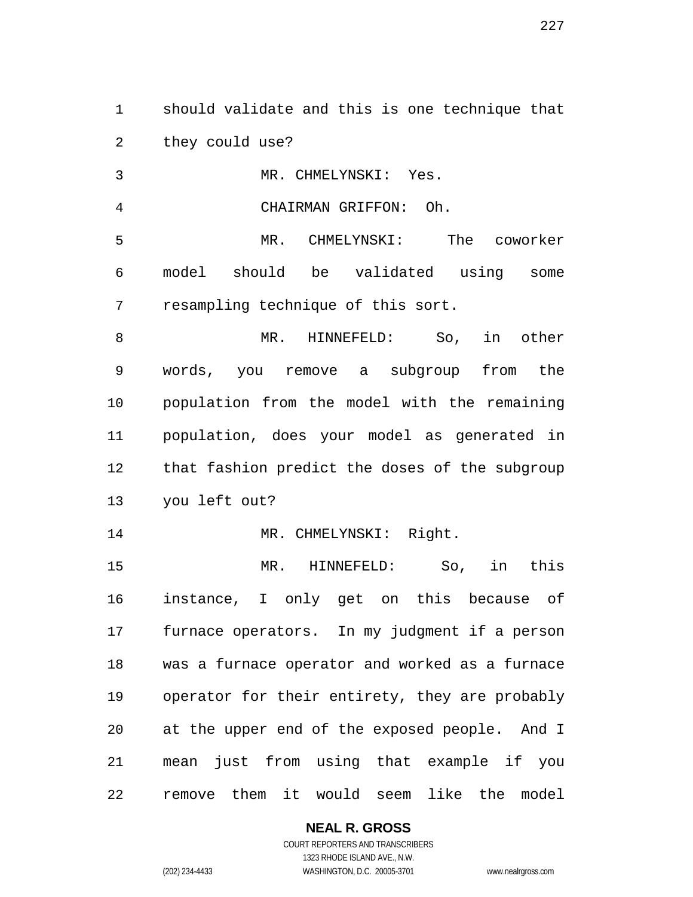should validate and this is one technique that they could use?

MR. CHMELYNSKI: Yes.

CHAIRMAN GRIFFON: Oh.

MR. CHMELYNSKI: The coworker model should be validated using some resampling technique of this sort.

MR. HINNEFELD: So, in other words, you remove a subgroup from the population from the model with the remaining population, does your model as generated in that fashion predict the doses of the subgroup you left out?

MR. CHMELYNSKI: Right.

MR. HINNEFELD: So, in this instance, I only get on this because of furnace operators. In my judgment if a person was a furnace operator and worked as a furnace operator for their entirety, they are probably at the upper end of the exposed people. And I mean just from using that example if you remove them it would seem like the model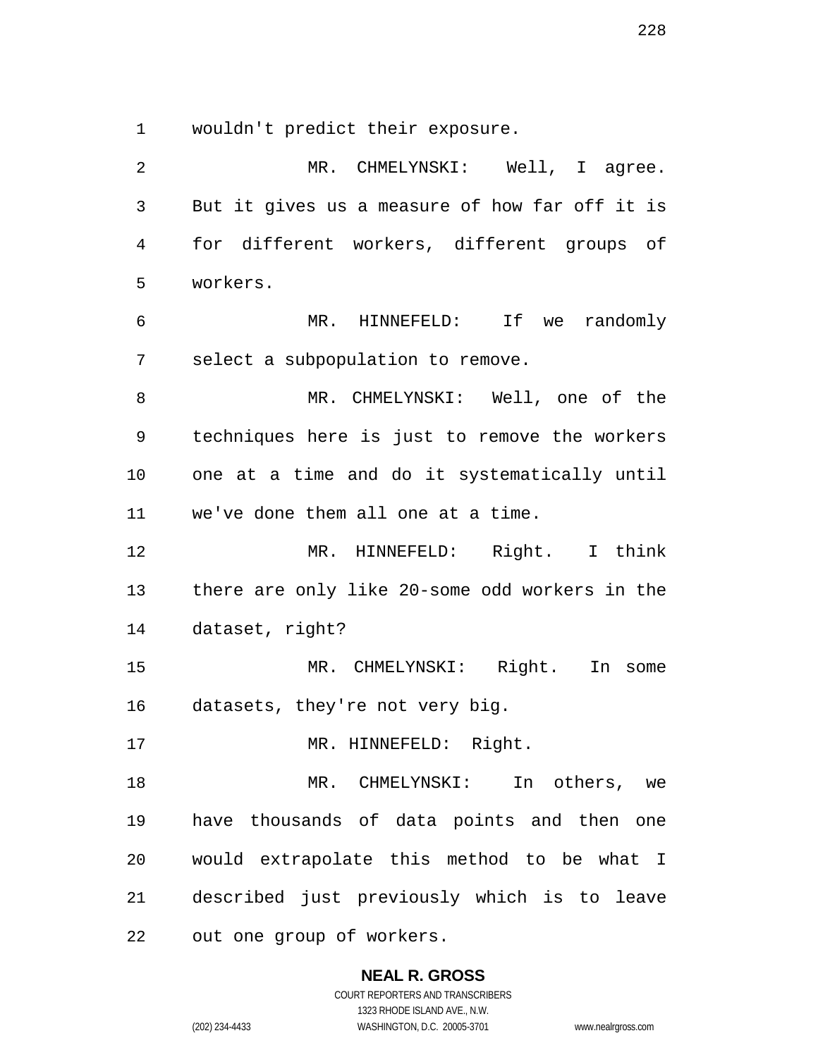wouldn't predict their exposure.

MR. CHMELYNSKI: Well, I agree. But it gives us a measure of how far off it is for different workers, different groups of workers.

MR. HINNEFELD: If we randomly select a subpopulation to remove.

MR. CHMELYNSKI: Well, one of the techniques here is just to remove the workers one at a time and do it systematically until we've done them all one at a time.

MR. HINNEFELD: Right. I think there are only like 20-some odd workers in the dataset, right?

MR. CHMELYNSKI: Right. In some datasets, they're not very big.

MR. HINNEFELD: Right.

MR. CHMELYNSKI: In others, we have thousands of data points and then one would extrapolate this method to be what I described just previously which is to leave out one group of workers.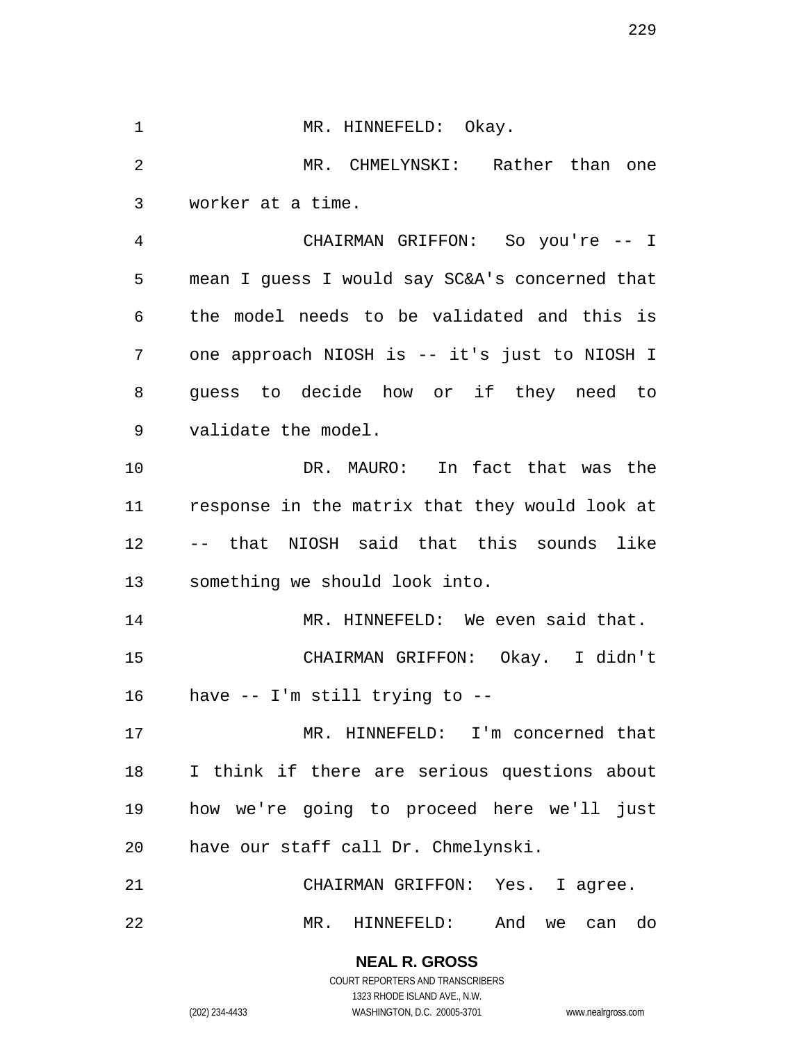MR. HINNEFELD: Okay.

MR. CHMELYNSKI: Rather than one worker at a time.

CHAIRMAN GRIFFON: So you're -- I mean I guess I would say SC&A's concerned that the model needs to be validated and this is one approach NIOSH is -- it's just to NIOSH I guess to decide how or if they need to validate the model.

DR. MAURO: In fact that was the response in the matrix that they would look at -- that NIOSH said that this sounds like something we should look into.

MR. HINNEFELD: We even said that.

CHAIRMAN GRIFFON: Okay. I didn't have -- I'm still trying to --

MR. HINNEFELD: I'm concerned that I think if there are serious questions about how we're going to proceed here we'll just have our staff call Dr. Chmelynski.

CHAIRMAN GRIFFON: Yes. I agree.

MR. HINNEFELD: And we can do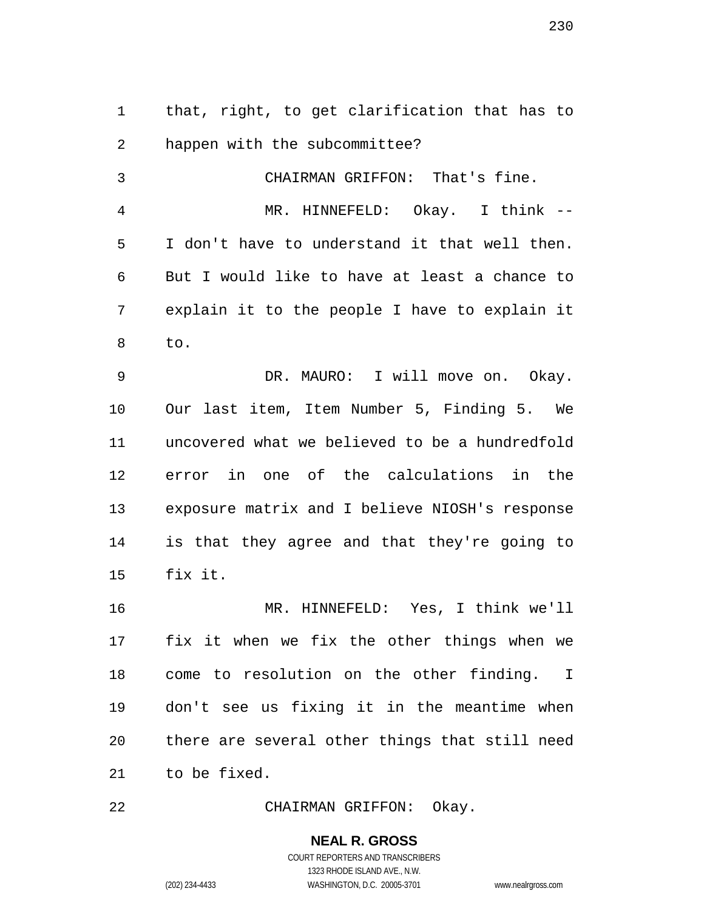that, right, to get clarification that has to happen with the subcommittee?

CHAIRMAN GRIFFON: That's fine.

MR. HINNEFELD: Okay. I think -- I don't have to understand it that well then. But I would like to have at least a chance to explain it to the people I have to explain it to.

DR. MAURO: I will move on. Okay. Our last item, Item Number 5, Finding 5. We uncovered what we believed to be a hundredfold error in one of the calculations in the exposure matrix and I believe NIOSH's response is that they agree and that they're going to fix it.

MR. HINNEFELD: Yes, I think we'll fix it when we fix the other things when we come to resolution on the other finding. I don't see us fixing it in the meantime when there are several other things that still need to be fixed.

CHAIRMAN GRIFFON: Okay.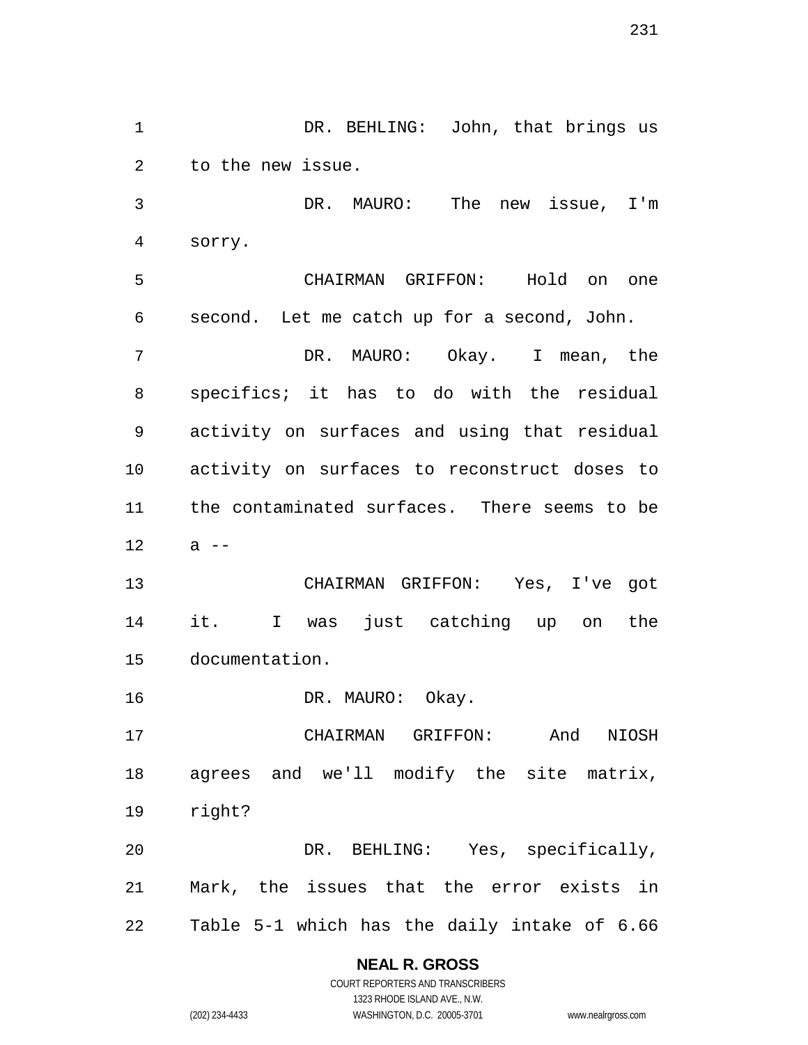DR. BEHLING: John, that brings us to the new issue.

DR. MAURO: The new issue, I'm sorry.

CHAIRMAN GRIFFON: Hold on one second. Let me catch up for a second, John.

DR. MAURO: Okay. I mean, the specifics; it has to do with the residual activity on surfaces and using that residual activity on surfaces to reconstruct doses to the contaminated surfaces. There seems to be a --

CHAIRMAN GRIFFON: Yes, I've got it. I was just catching up on the documentation.

DR. MAURO: Okay.

CHAIRMAN GRIFFON: And NIOSH agrees and we'll modify the site matrix, right?

DR. BEHLING: Yes, specifically, Mark, the issues that the error exists in Table 5-1 which has the daily intake of 6.66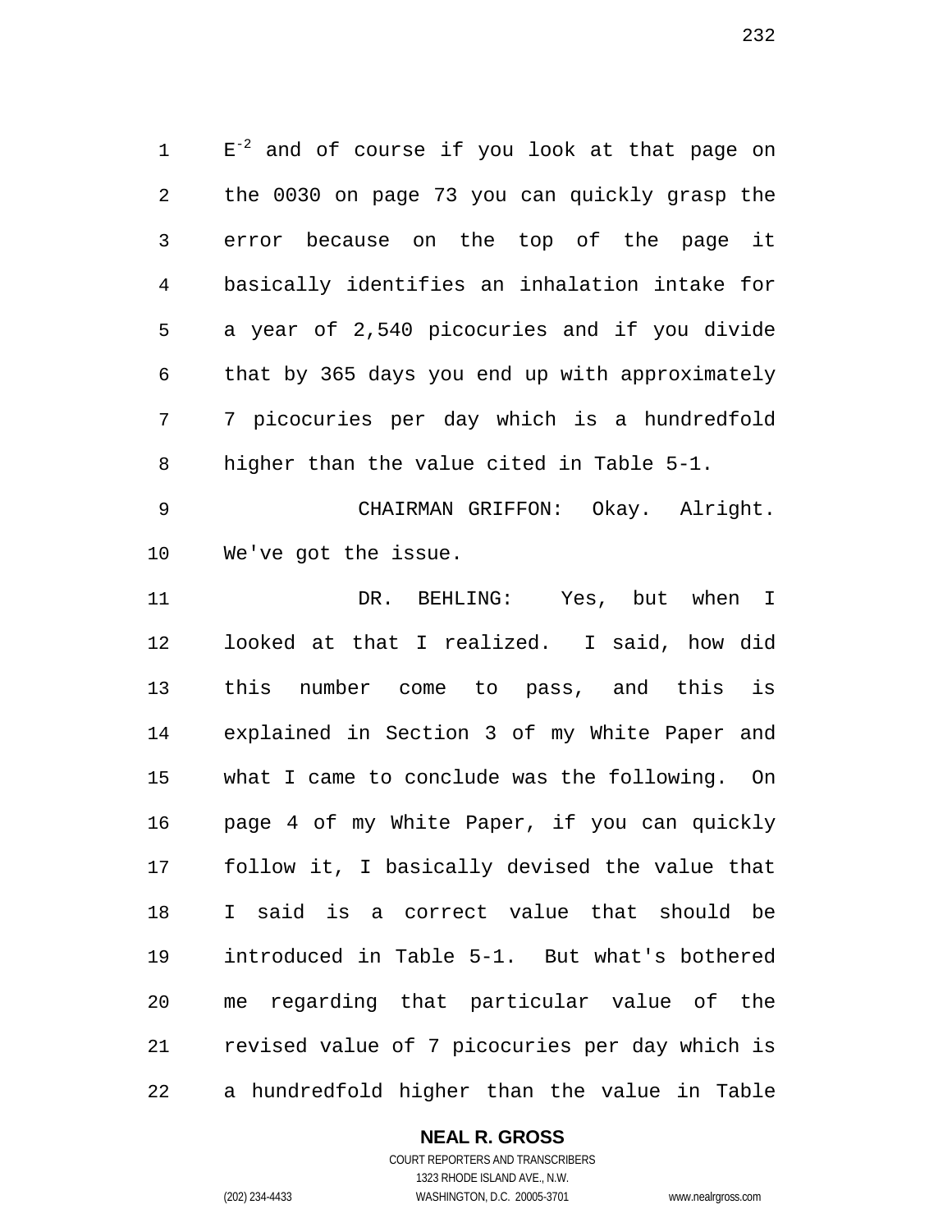$E^{-2}$ and of course if you look at that page on the 0030 on page 73 you can quickly grasp the error because on the top of the page it basically identifies an inhalation intake for a year of 2,540 picocuries and if you divide that by 365 days you end up with approximately 7 picocuries per day which is a hundredfold higher than the value cited in Table 5-1.

CHAIRMAN GRIFFON: Okay. Alright. We've got the issue.

DR. BEHLING: Yes, but when I looked at that I realized. I said, how did this number come to pass, and this is explained in Section 3 of my White Paper and what I came to conclude was the following. On page 4 of my White Paper, if you can quickly follow it, I basically devised the value that I said is a correct value that should be introduced in Table 5-1. But what's bothered me regarding that particular value of the revised value of 7 picocuries per day which is a hundredfold higher than the value in Table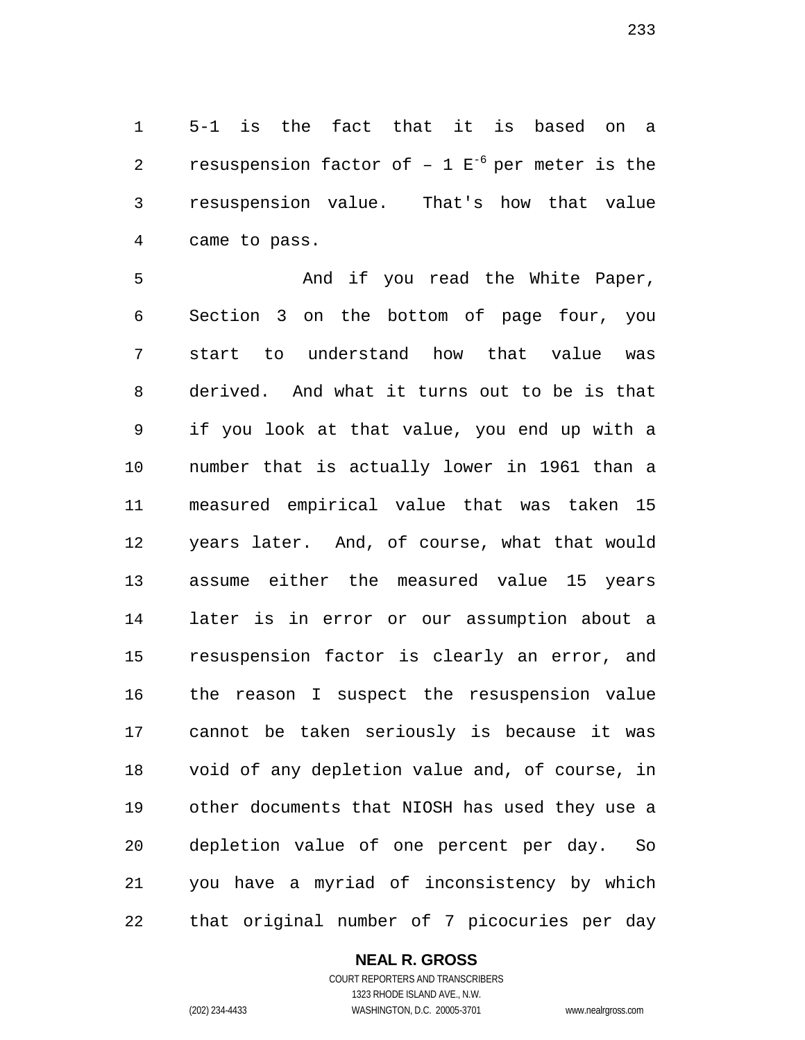5-1 is the fact that it is based on a resuspension factor of – 1 $E^{-6}$ per meter is the resuspension value. That's how that value came to pass.

And if you read the White Paper, Section 3 on the bottom of page four, you start to understand how that value was derived. And what it turns out to be is that if you look at that value, you end up with a number that is actually lower in 1961 than a measured empirical value that was taken 15 years later. And, of course, what that would assume either the measured value 15 years later is in error or our assumption about a resuspension factor is clearly an error, and the reason I suspect the resuspension value cannot be taken seriously is because it was void of any depletion value and, of course, in other documents that NIOSH has used they use a depletion value of one percent per day. So you have a myriad of inconsistency by which that original number of 7 picocuries per day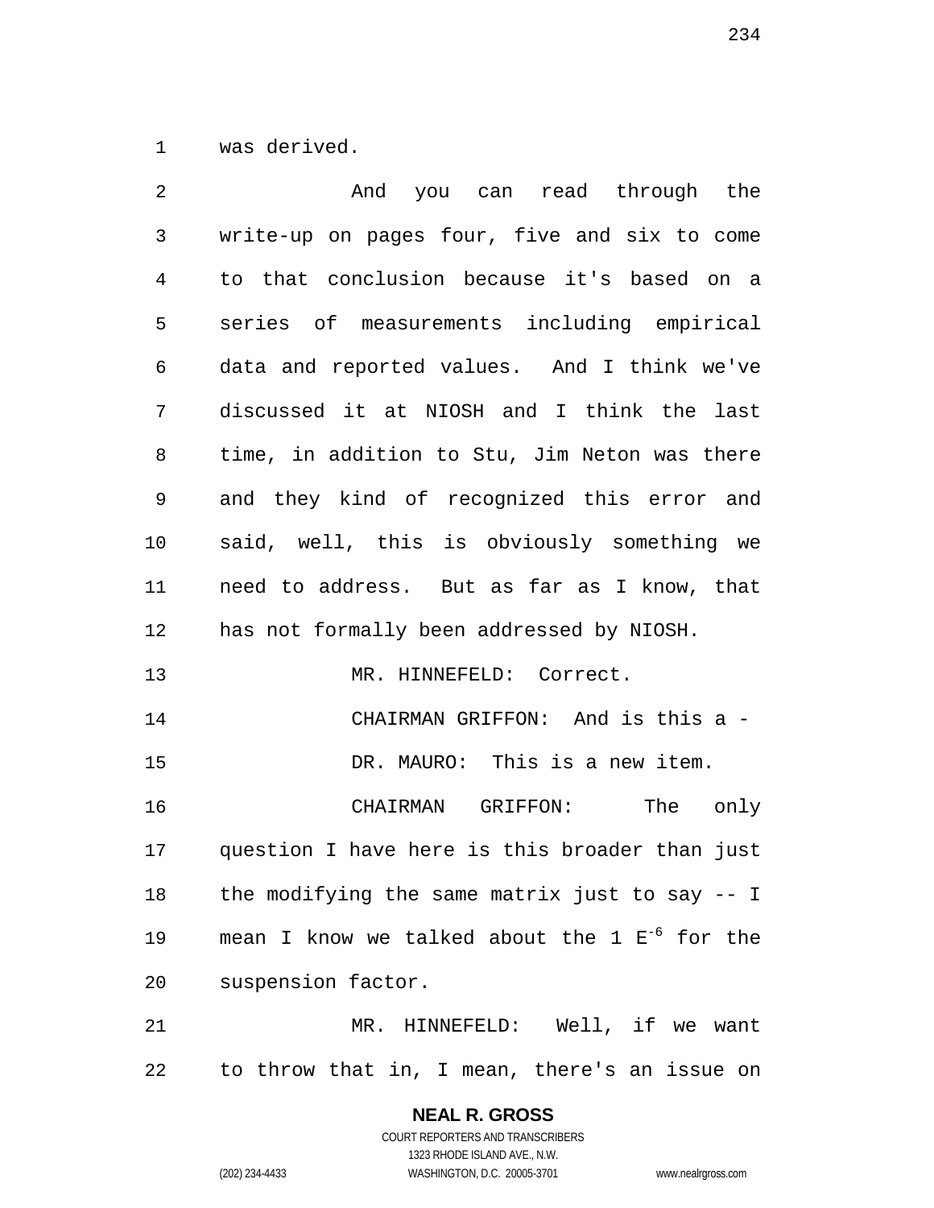was derived.

And you can read through the write-up on pages four, five and six to come to that conclusion because it's based on a series of measurements including empirical data and reported values. And I think we've discussed it at NIOSH and I think the last time, in addition to Stu, Jim Neton was there and they kind of recognized this error and said, well, this is obviously something we need to address. But as far as I know, that has not formally been addressed by NIOSH.

MR. HINNEFELD: Correct.

CHAIRMAN GRIFFON: And is this a -

DR. MAURO: This is a new item.

CHAIRMAN GRIFFON: The only question I have here is this broader than just the modifying the same matrix just to say -- I mean I know we talked about the 1 $E^{-6}$ for the suspension factor.

MR. HINNEFELD: Well, if we want to throw that in, I mean, there's an issue on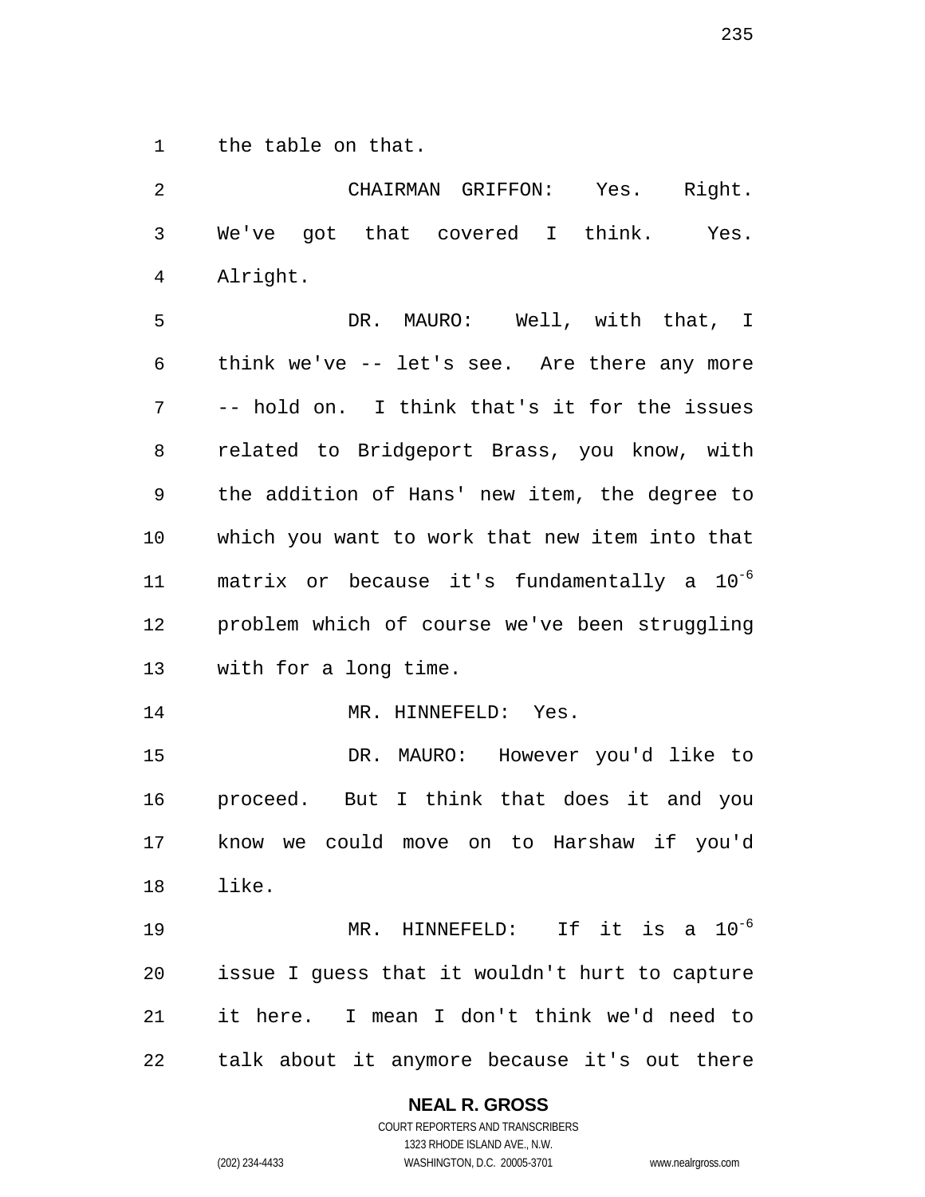the table on that.

CHAIRMAN GRIFFON: Yes. Right. We've got that covered I think. Yes. Alright.

DR. MAURO: Well, with that, I think we've -- let's see. Are there any more -- hold on. I think that's it for the issues related to Bridgeport Brass, you know, with the addition of Hans' new item, the degree to which you want to work that new item into that matrix or because it's fundamentally a $10^{-6}$ problem which of course we've been struggling with for a long time.

MR. HINNEFELD: Yes.

DR. MAURO: However you'd like to proceed. But I think that does it and you know we could move on to Harshaw if you'd like.

MR. HINNEFELD: If it is a $10^{-6}$ issue I guess that it wouldn't hurt to capture it here. I mean I don't think we'd need to talk about it anymore because it's out there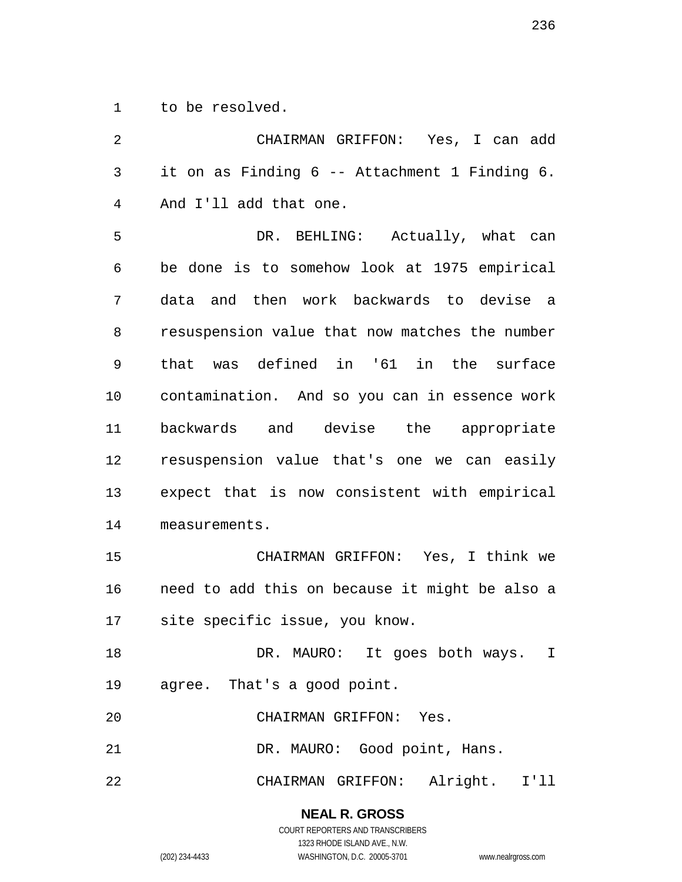to be resolved.

CHAIRMAN GRIFFON: Yes, I can add it on as Finding 6 -- Attachment 1 Finding 6. And I'll add that one.

DR. BEHLING: Actually, what can be done is to somehow look at 1975 empirical data and then work backwards to devise a resuspension value that now matches the number that was defined in '61 in the surface contamination. And so you can in essence work backwards and devise the appropriate resuspension value that's one we can easily expect that is now consistent with empirical measurements.

CHAIRMAN GRIFFON: Yes, I think we need to add this on because it might be also a site specific issue, you know.

DR. MAURO: It goes both ways. I agree. That's a good point.

CHAIRMAN GRIFFON: Yes.

DR. MAURO: Good point, Hans.

CHAIRMAN GRIFFON: Alright. I'll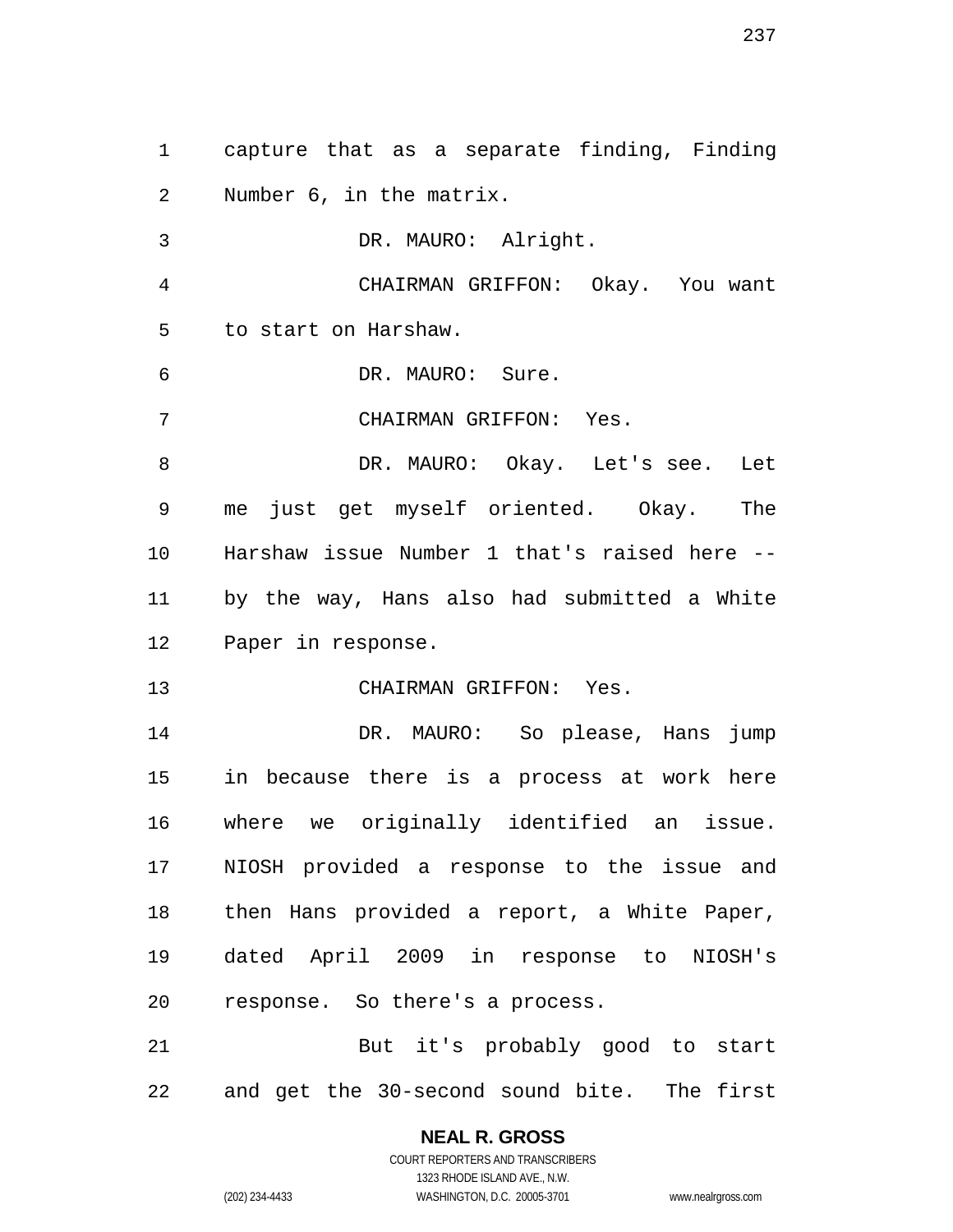capture that as a separate finding, Finding Number 6, in the matrix.

DR. MAURO: Alright.

CHAIRMAN GRIFFON: Okay. You want to start on Harshaw.

DR. MAURO: Sure.

CHAIRMAN GRIFFON: Yes.

DR. MAURO: Okay. Let's see. Let me just get myself oriented. Okay. The Harshaw issue Number 1 that's raised here -- by the way, Hans also had submitted a White Paper in response.

CHAIRMAN GRIFFON: Yes.

DR. MAURO: So please, Hans jump in because there is a process at work here where we originally identified an issue. NIOSH provided a response to the issue and then Hans provided a report, a White Paper, dated April 2009 in response to NIOSH's response. So there's a process.

But it's probably good to start and get the 30-second sound bite. The first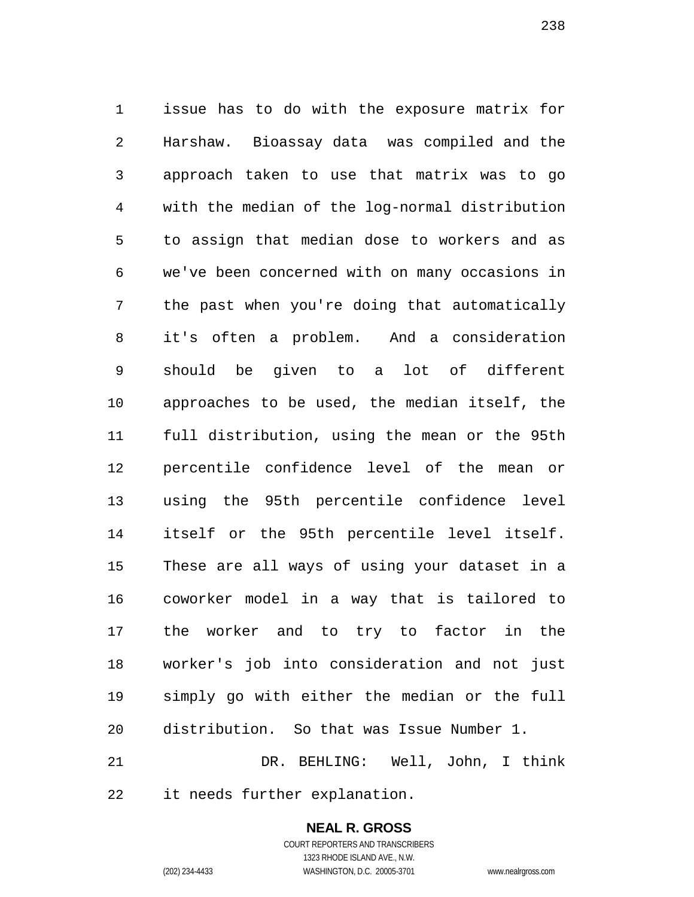issue has to do with the exposure matrix for Harshaw. Bioassay data was compiled and the approach taken to use that matrix was to go with the median of the log-normal distribution to assign that median dose to workers and as we've been concerned with on many occasions in the past when you're doing that automatically it's often a problem. And a consideration should be given to a lot of different approaches to be used, the median itself, the full distribution, using the mean or the 95th percentile confidence level of the mean or using the 95th percentile confidence level itself or the 95th percentile level itself. These are all ways of using your dataset in a coworker model in a way that is tailored to the worker and to try to factor in the worker's job into consideration and not just simply go with either the median or the full distribution. So that was Issue Number 1.

DR. BEHLING: Well, John, I think it needs further explanation.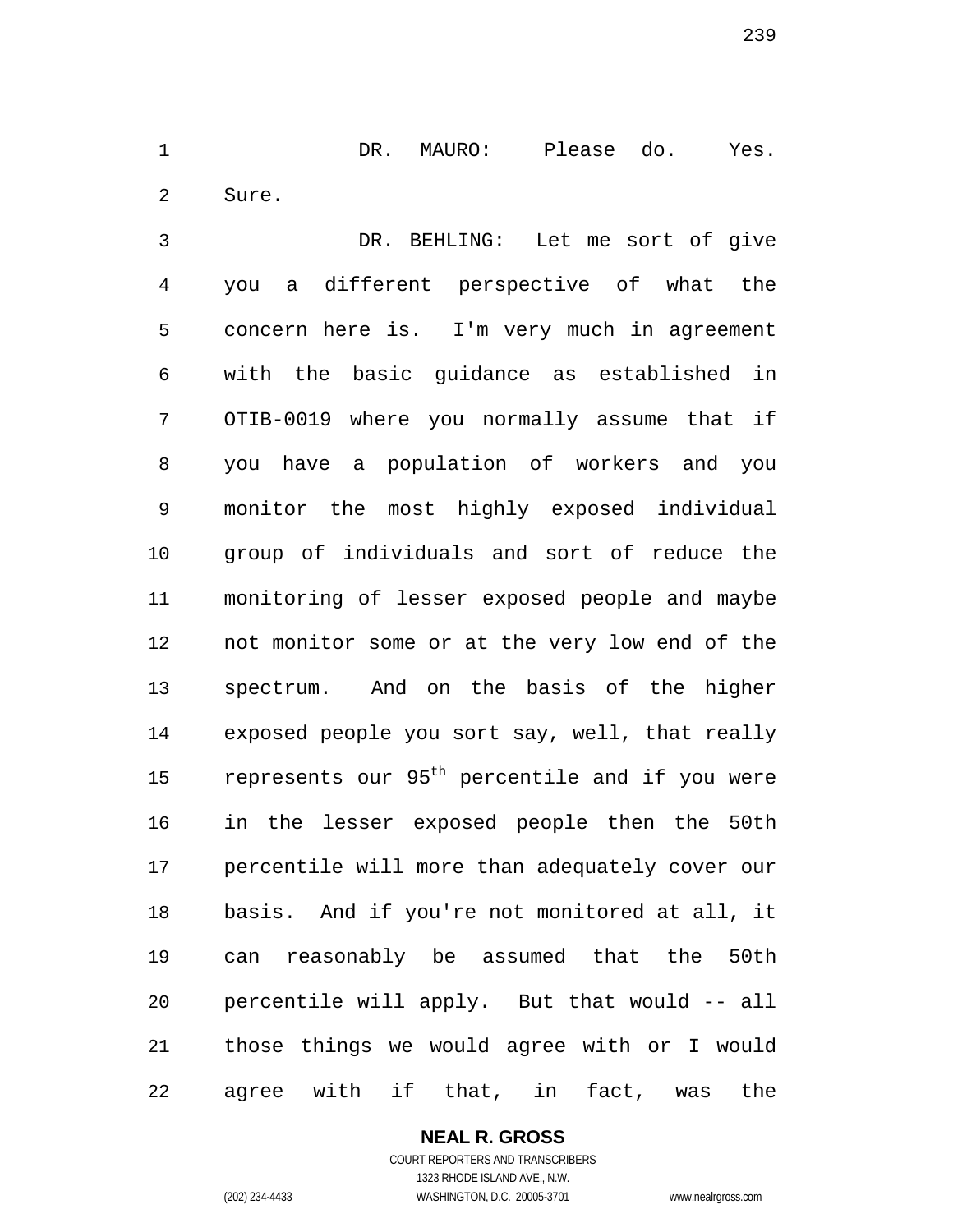DR. MAURO: Please do. Yes. Sure.

DR. BEHLING: Let me sort of give you a different perspective of what the concern here is. I'm very much in agreement with the basic guidance as established in OTIB-0019 where you normally assume that if you have a population of workers and you monitor the most highly exposed individual group of individuals and sort of reduce the monitoring of lesser exposed people and maybe not monitor some or at the very low end of the spectrum. And on the basis of the higher exposed people you sort say, well, that really represents our 95th percentile and if you were in the lesser exposed people then the 50th percentile will more than adequately cover our basis. And if you're not monitored at all, it can reasonably be assumed that the 50th percentile will apply. But that would -- all those things we would agree with or I would agree with if that, in fact, was the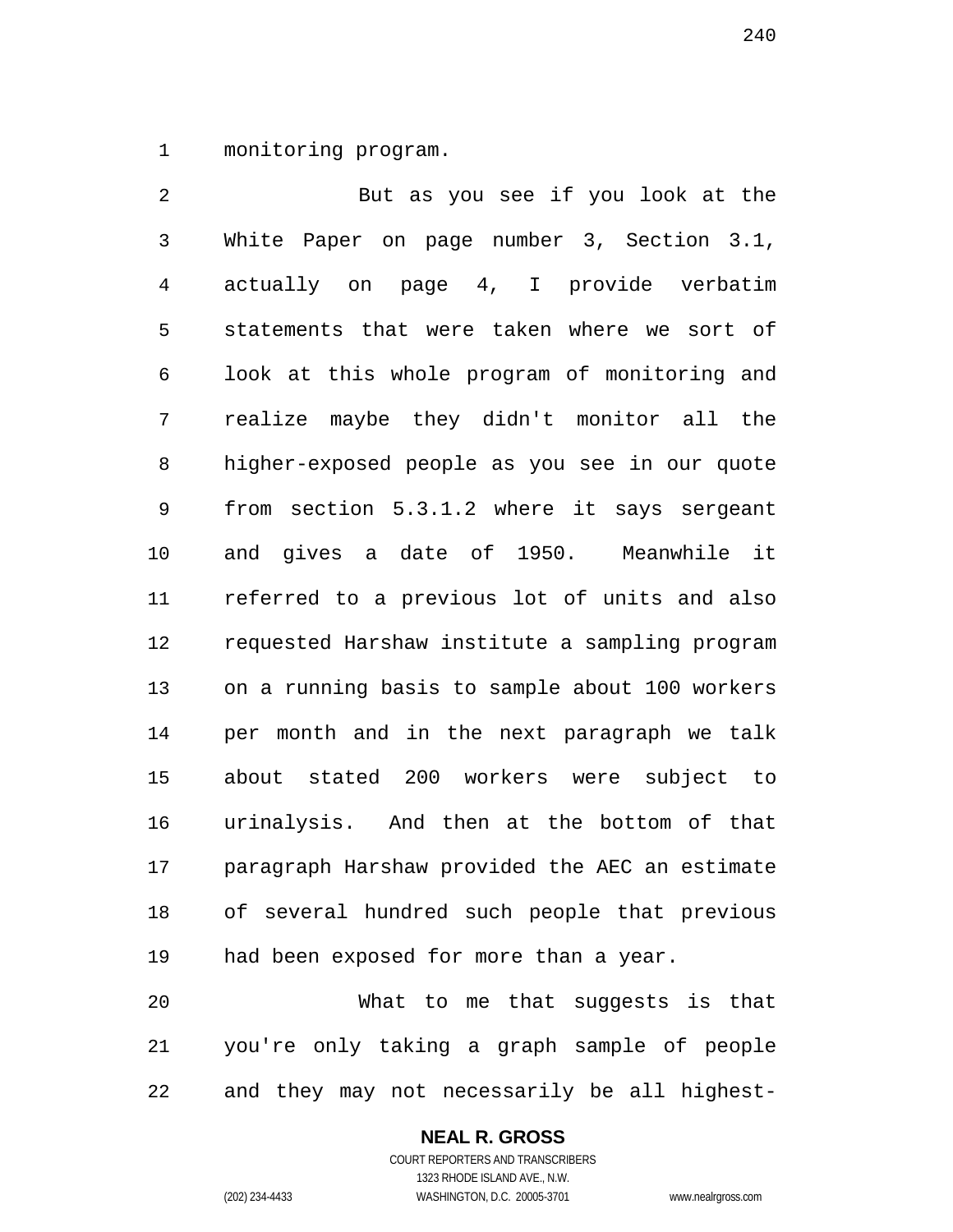monitoring program.

But as you see if you look at the White Paper on page number 3, Section 3.1, actually on page 4, I provide verbatim statements that were taken where we sort of look at this whole program of monitoring and realize maybe they didn't monitor all the higher-exposed people as you see in our quote from section 5.3.1.2 where it says sergeant and gives a date of 1950. Meanwhile it referred to a previous lot of units and also requested Harshaw institute a sampling program on a running basis to sample about 100 workers per month and in the next paragraph we talk about stated 200 workers were subject to urinalysis. And then at the bottom of that paragraph Harshaw provided the AEC an estimate of several hundred such people that previous had been exposed for more than a year.

What to me that suggests is that you're only taking a graph sample of people and they may not necessarily be all highest-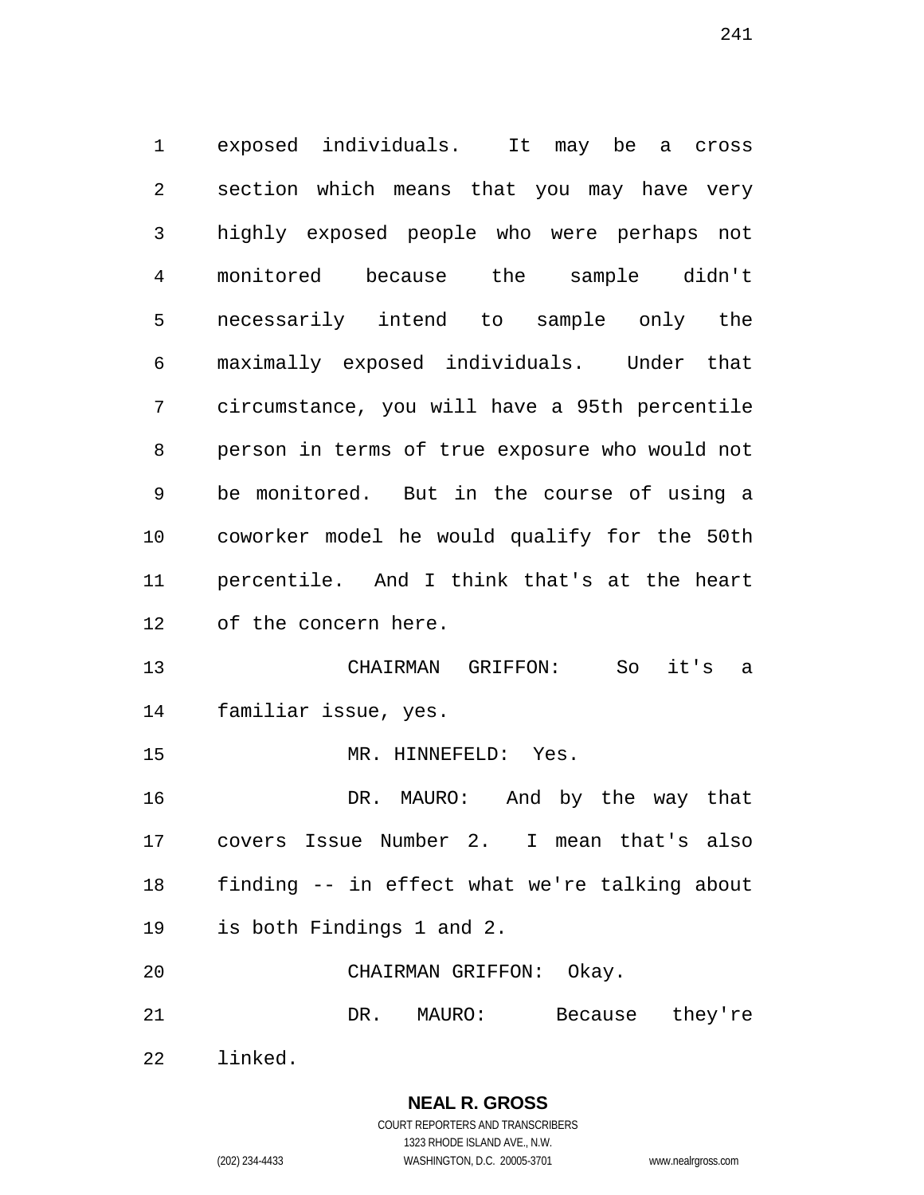exposed individuals. It may be a cross section which means that you may have very highly exposed people who were perhaps not monitored because the sample didn't necessarily intend to sample only the maximally exposed individuals. Under that circumstance, you will have a 95th percentile person in terms of true exposure who would not be monitored. But in the course of using a coworker model he would qualify for the 50th percentile. And I think that's at the heart of the concern here.

CHAIRMAN GRIFFON: So it's a familiar issue, yes.

MR. HINNEFELD: Yes.

DR. MAURO: And by the way that covers Issue Number 2. I mean that's also finding -- in effect what we're talking about is both Findings 1 and 2.

CHAIRMAN GRIFFON: Okay.

DR. MAURO: Because they're linked.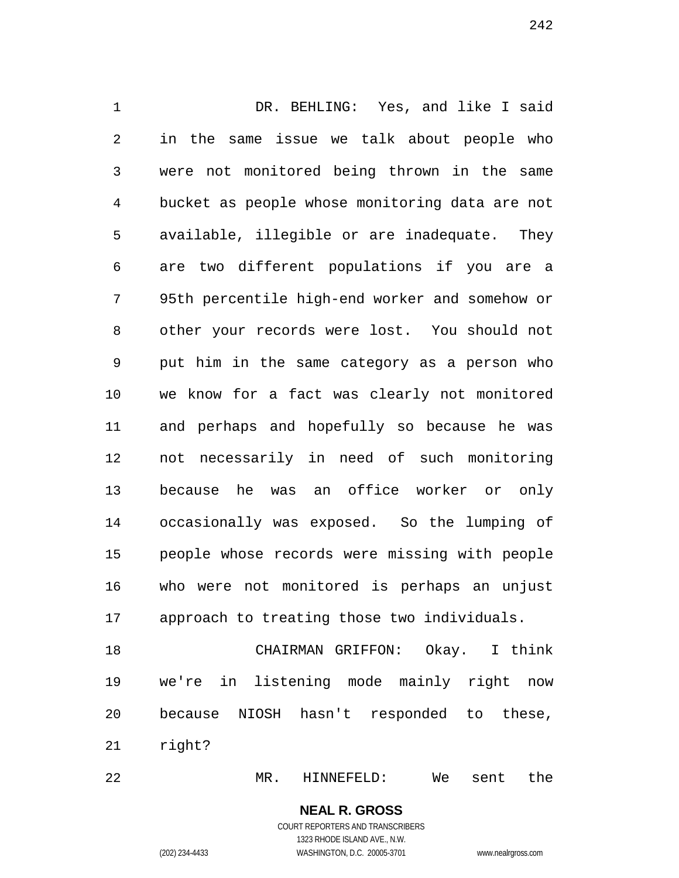DR. BEHLING: Yes, and like I said in the same issue we talk about people who were not monitored being thrown in the same bucket as people whose monitoring data are not available, illegible or are inadequate. They are two different populations if you are a 95th percentile high-end worker and somehow or other your records were lost. You should not put him in the same category as a person who we know for a fact was clearly not monitored and perhaps and hopefully so because he was not necessarily in need of such monitoring because he was an office worker or only occasionally was exposed. So the lumping of people whose records were missing with people who were not monitored is perhaps an unjust approach to treating those two individuals.

CHAIRMAN GRIFFON: Okay. I think we're in listening mode mainly right now because NIOSH hasn't responded to these, right?

MR. HINNEFELD: We sent the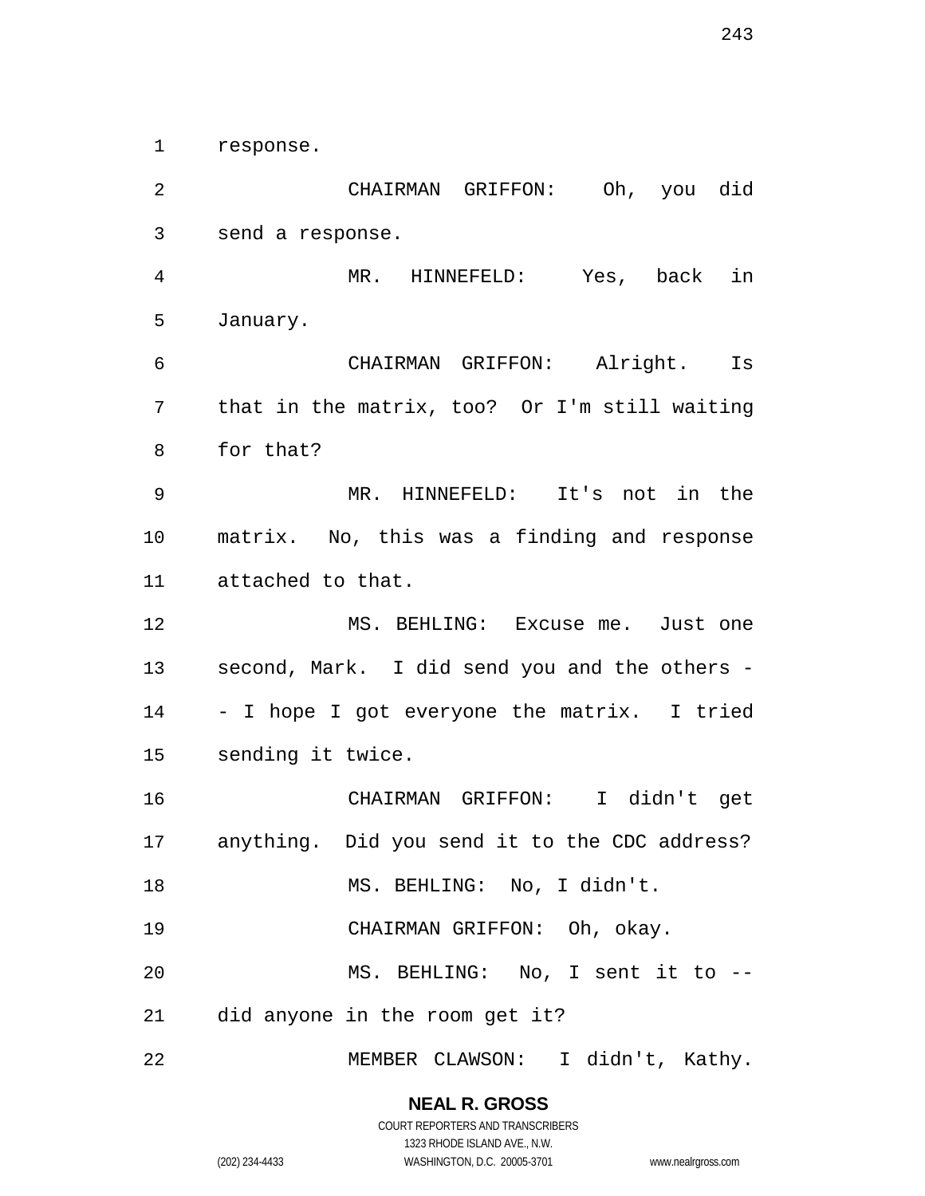response.

CHAIRMAN GRIFFON: Oh, you did send a response.

MR. HINNEFELD: Yes, back in January.

CHAIRMAN GRIFFON: Alright. Is that in the matrix, too? Or I'm still waiting for that?

MR. HINNEFELD: It's not in the matrix. No, this was a finding and response attached to that.

MS. BEHLING: Excuse me. Just one second, Mark. I did send you and the others -- I hope I got everyone the matrix. I tried sending it twice.

CHAIRMAN GRIFFON: I didn't get anything. Did you send it to the CDC address?

MS. BEHLING: No, I didn't.

CHAIRMAN GRIFFON: Oh, okay.

MS. BEHLING: No, I sent it to -- did anyone in the room get it?

MEMBER CLAWSON: I didn't, Kathy.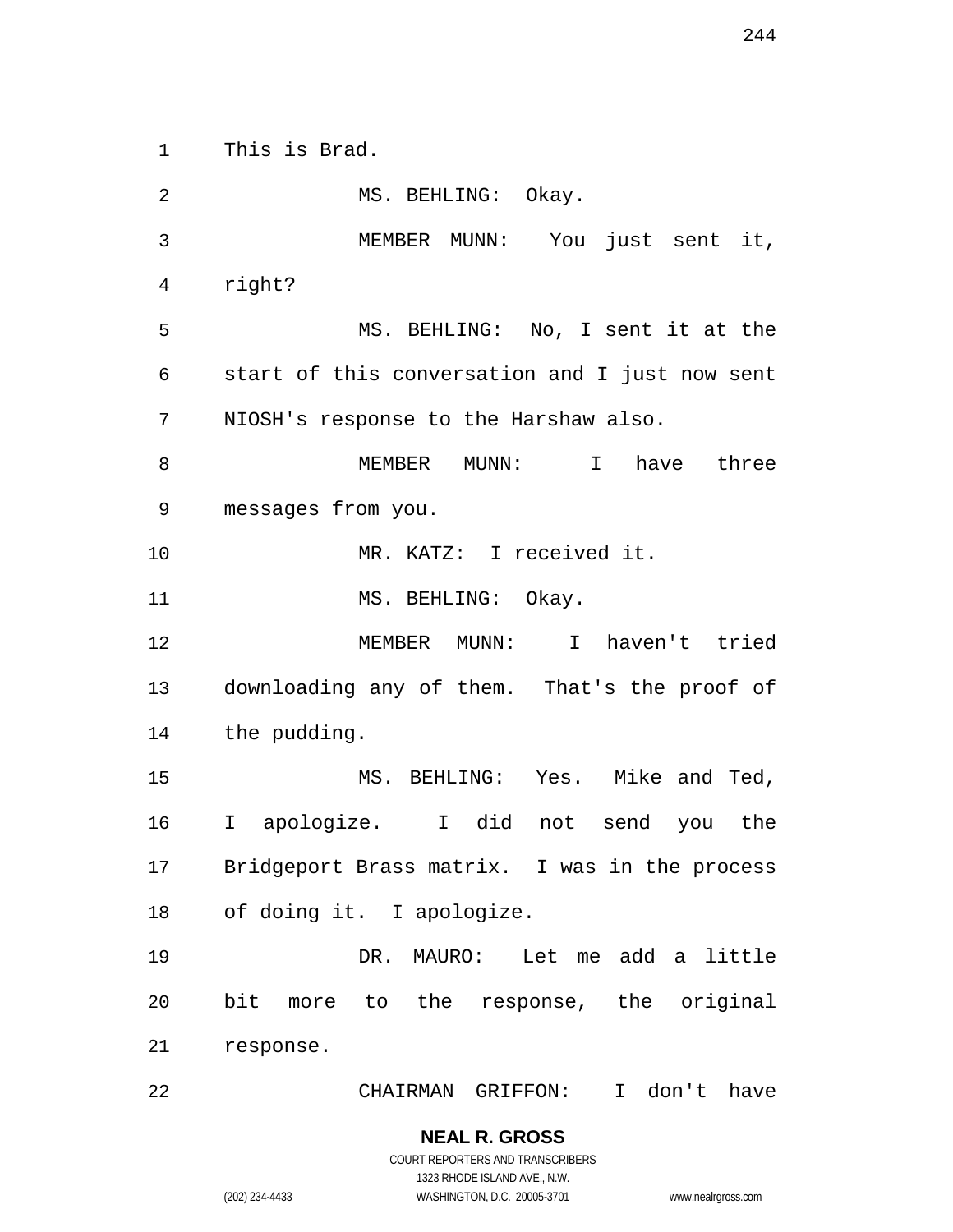This is Brad.

MS. BEHLING: Okay.

MEMBER MUNN: You just sent it, right?

MS. BEHLING: No, I sent it at the start of this conversation and I just now sent NIOSH's response to the Harshaw also.

MEMBER MUNN: I have three messages from you.

MR. KATZ: I received it.

MS. BEHLING: Okay.

MEMBER MUNN: I haven't tried downloading any of them. That's the proof of the pudding.

MS. BEHLING: Yes. Mike and Ted, I apologize. I did not send you the Bridgeport Brass matrix. I was in the process of doing it. I apologize.

DR. MAURO: Let me add a little bit more to the response, the original response.

CHAIRMAN GRIFFON: I don't have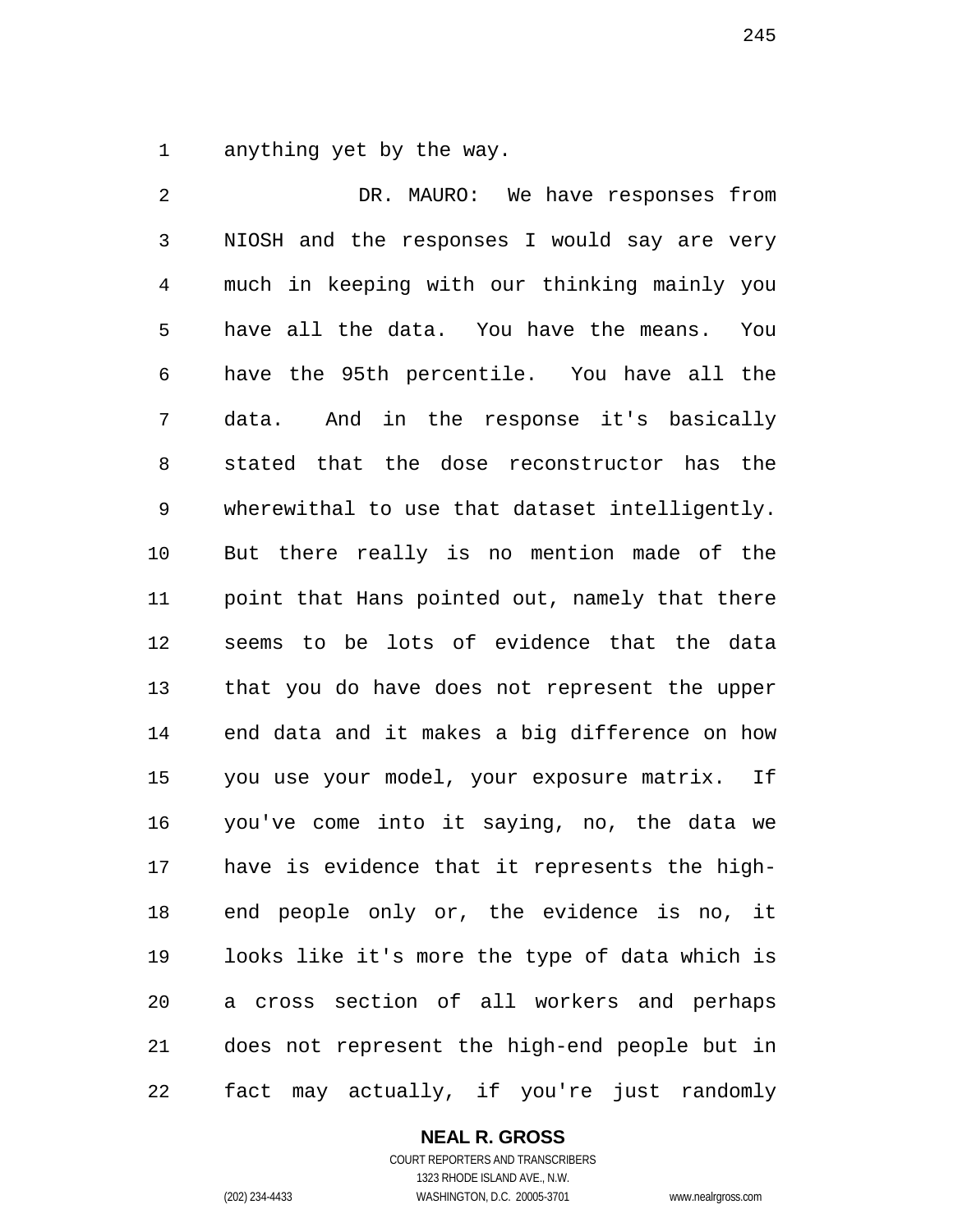anything yet by the way.

DR. MAURO: We have responses from NIOSH and the responses I would say are very much in keeping with our thinking mainly you have all the data. You have the means. You have the 95th percentile. You have all the data. And in the response it's basically stated that the dose reconstructor has the wherewithal to use that dataset intelligently. But there really is no mention made of the point that Hans pointed out, namely that there seems to be lots of evidence that the data that you do have does not represent the upper end data and it makes a big difference on how you use your model, your exposure matrix. If you've come into it saying, no, the data we have is evidence that it represents the high-end people only or, the evidence is no, it looks like it's more the type of data which is a cross section of all workers and perhaps does not represent the high-end people but in fact may actually, if you're just randomly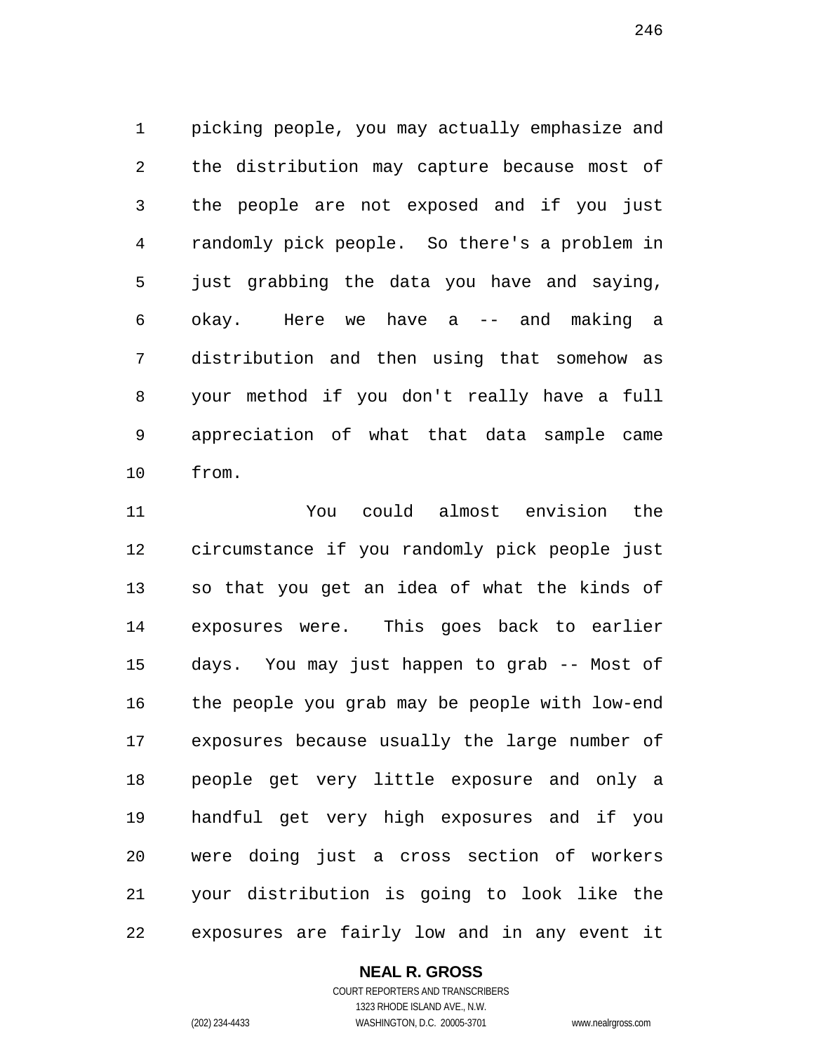picking people, you may actually emphasize and the distribution may capture because most of the people are not exposed and if you just randomly pick people. So there's a problem in just grabbing the data you have and saying, okay. Here we have a -- and making a distribution and then using that somehow as your method if you don't really have a full appreciation of what that data sample came from.

You could almost envision the circumstance if you randomly pick people just so that you get an idea of what the kinds of exposures were. This goes back to earlier days. You may just happen to grab -- Most of the people you grab may be people with low-end exposures because usually the large number of people get very little exposure and only a handful get very high exposures and if you were doing just a cross section of workers your distribution is going to look like the exposures are fairly low and in any event it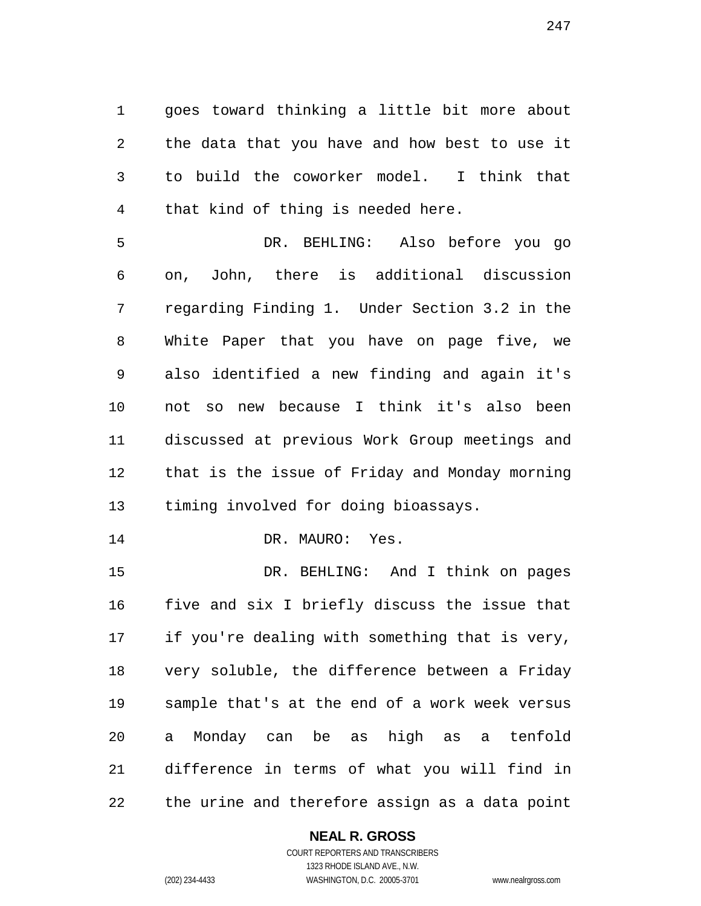goes toward thinking a little bit more about the data that you have and how best to use it to build the coworker model. I think that that kind of thing is needed here.

DR. BEHLING: Also before you go on, John, there is additional discussion regarding Finding 1. Under Section 3.2 in the White Paper that you have on page five, we also identified a new finding and again it's not so new because I think it's also been discussed at previous Work Group meetings and that is the issue of Friday and Monday morning timing involved for doing bioassays.

DR. MAURO: Yes.

DR. BEHLING: And I think on pages five and six I briefly discuss the issue that if you're dealing with something that is very, very soluble, the difference between a Friday sample that's at the end of a work week versus a Monday can be as high as a tenfold difference in terms of what you will find in the urine and therefore assign as a data point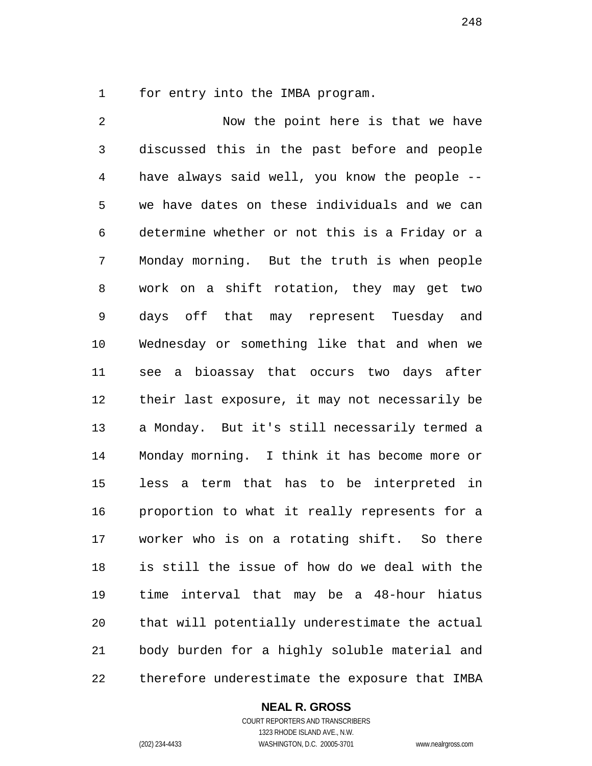for entry into the IMBA program.

Now the point here is that we have discussed this in the past before and people have always said well, you know the people -- we have dates on these individuals and we can determine whether or not this is a Friday or a Monday morning. But the truth is when people work on a shift rotation, they may get two days off that may represent Tuesday and Wednesday or something like that and when we see a bioassay that occurs two days after their last exposure, it may not necessarily be a Monday. But it's still necessarily termed a Monday morning. I think it has become more or less a term that has to be interpreted in proportion to what it really represents for a worker who is on a rotating shift. So there is still the issue of how do we deal with the time interval that may be a 48-hour hiatus that will potentially underestimate the actual body burden for a highly soluble material and therefore underestimate the exposure that IMBA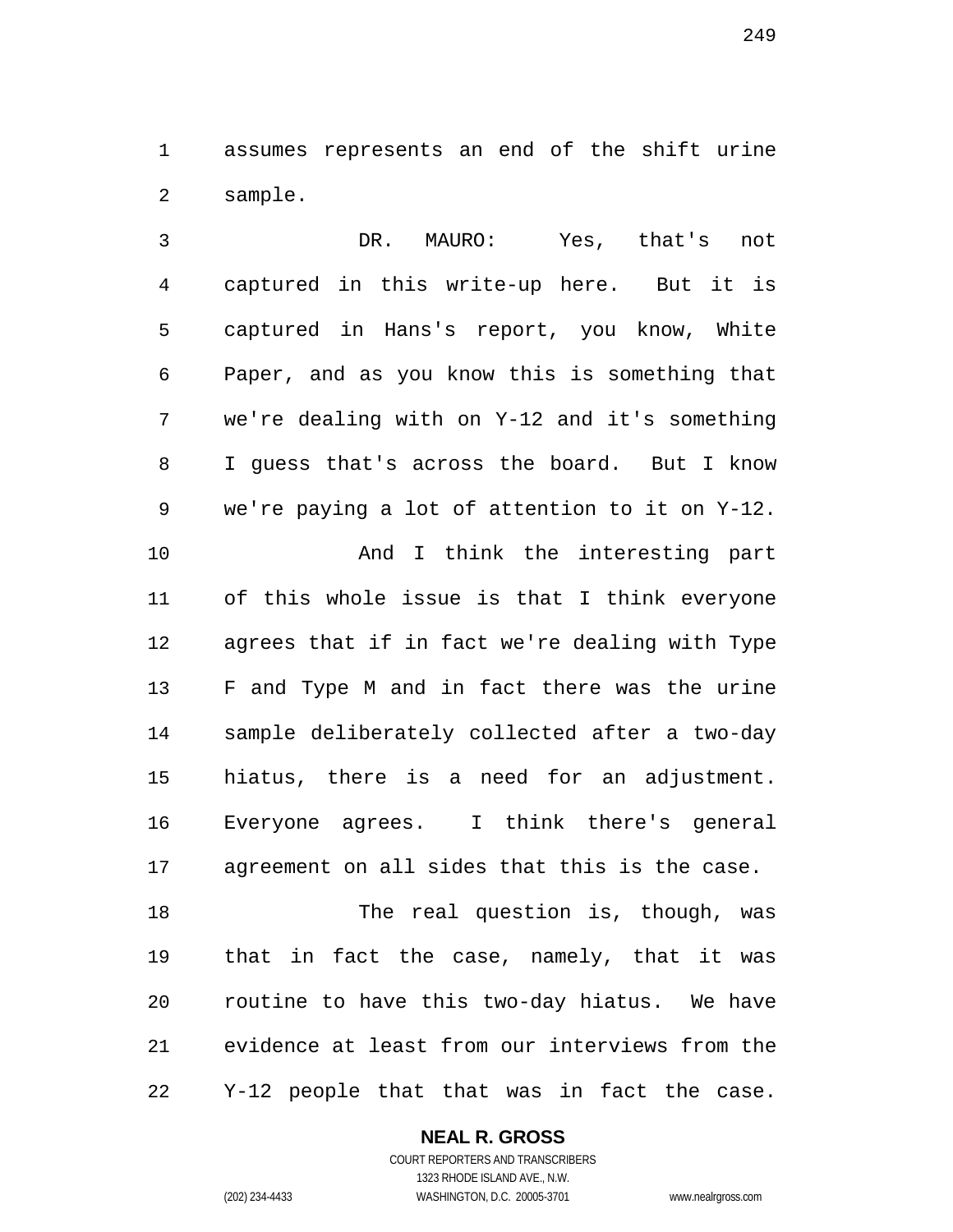assumes represents an end of the shift urine sample.

DR. MAURO: Yes, that's not captured in this write-up here. But it is captured in Hans's report, you know, White Paper, and as you know this is something that we're dealing with on Y-12 and it's something I guess that's across the board. But I know we're paying a lot of attention to it on Y-12.

And I think the interesting part of this whole issue is that I think everyone agrees that if in fact we're dealing with Type F and Type M and in fact there was the urine sample deliberately collected after a two-day hiatus, there is a need for an adjustment. Everyone agrees. I think there's general agreement on all sides that this is the case.

The real question is, though, was that in fact the case, namely, that it was routine to have this two-day hiatus. We have evidence at least from our interviews from the Y-12 people that that was in fact the case.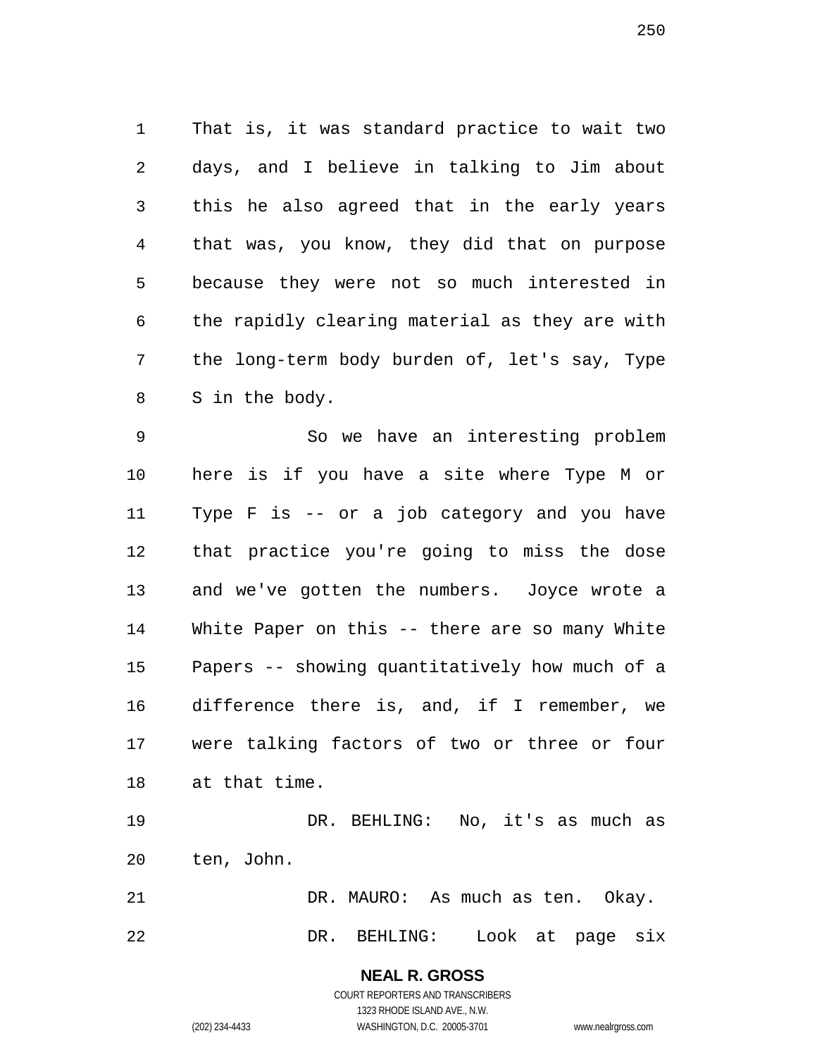That is, it was standard practice to wait two days, and I believe in talking to Jim about this he also agreed that in the early years that was, you know, they did that on purpose because they were not so much interested in the rapidly clearing material as they are with the long-term body burden of, let's say, Type S in the body.

So we have an interesting problem here is if you have a site where Type M or Type F is -- or a job category and you have that practice you're going to miss the dose and we've gotten the numbers. Joyce wrote a White Paper on this -- there are so many White Papers -- showing quantitatively how much of a difference there is, and, if I remember, we were talking factors of two or three or four at that time.

DR. BEHLING: No, it's as much as ten, John.

DR. MAURO: As much as ten. Okay.

DR. BEHLING: Look at page six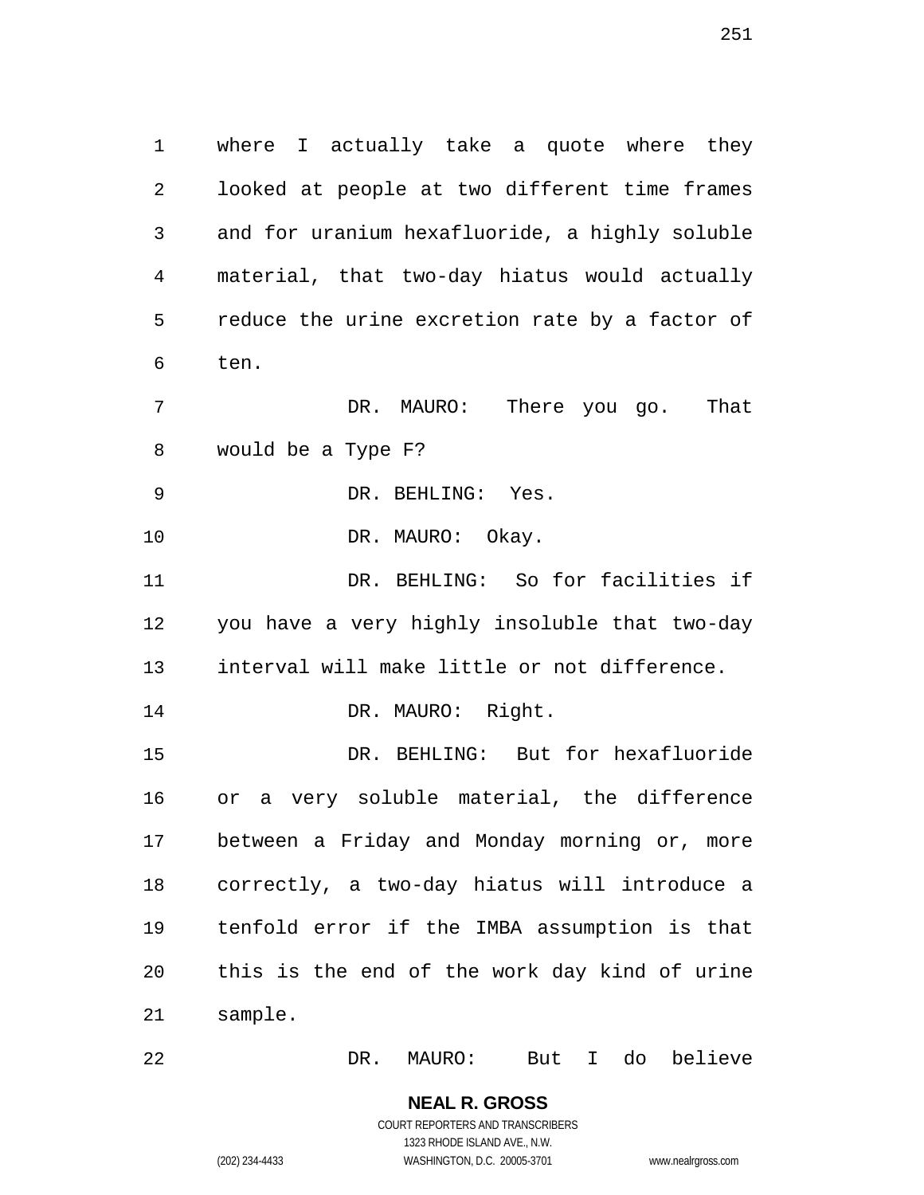where I actually take a quote where they looked at people at two different time frames and for uranium hexafluoride, a highly soluble material, that two-day hiatus would actually reduce the urine excretion rate by a factor of ten.

DR. MAURO: There you go. That would be a Type F?

DR. BEHLING: Yes.

DR. MAURO: Okay.

DR. BEHLING: So for facilities if you have a very highly insoluble that two-day interval will make little or not difference.

DR. MAURO: Right.

DR. BEHLING: But for hexafluoride or a very soluble material, the difference between a Friday and Monday morning or, more correctly, a two-day hiatus will introduce a tenfold error if the IMBA assumption is that this is the end of the work day kind of urine sample.

DR. MAURO: But I do believe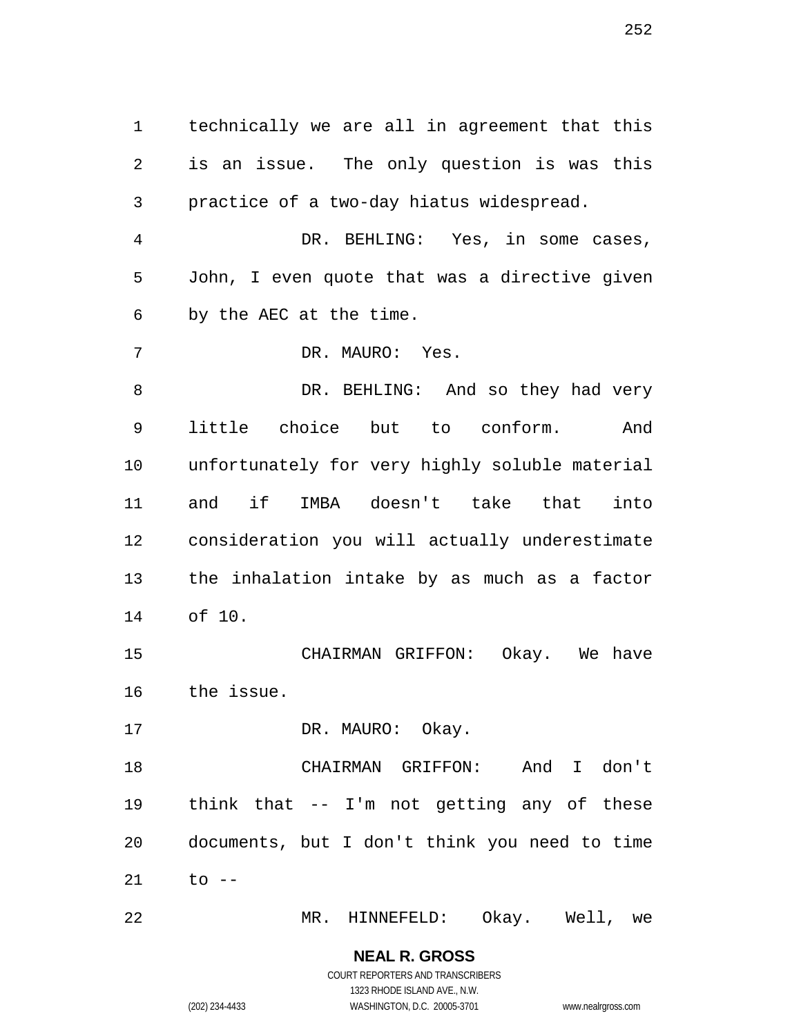technically we are all in agreement that this is an issue. The only question is was this practice of a two-day hiatus widespread.

DR. BEHLING: Yes, in some cases, John, I even quote that was a directive given by the AEC at the time.

DR. MAURO: Yes.

DR. BEHLING: And so they had very little choice but to conform. And unfortunately for very highly soluble material and if IMBA doesn't take that into consideration you will actually underestimate the inhalation intake by as much as a factor of 10.

CHAIRMAN GRIFFON: Okay. We have the issue.

DR. MAURO: Okay.

CHAIRMAN GRIFFON: And I don't think that -- I'm not getting any of these documents, but I don't think you need to time to --

MR. HINNEFELD: Okay. Well, we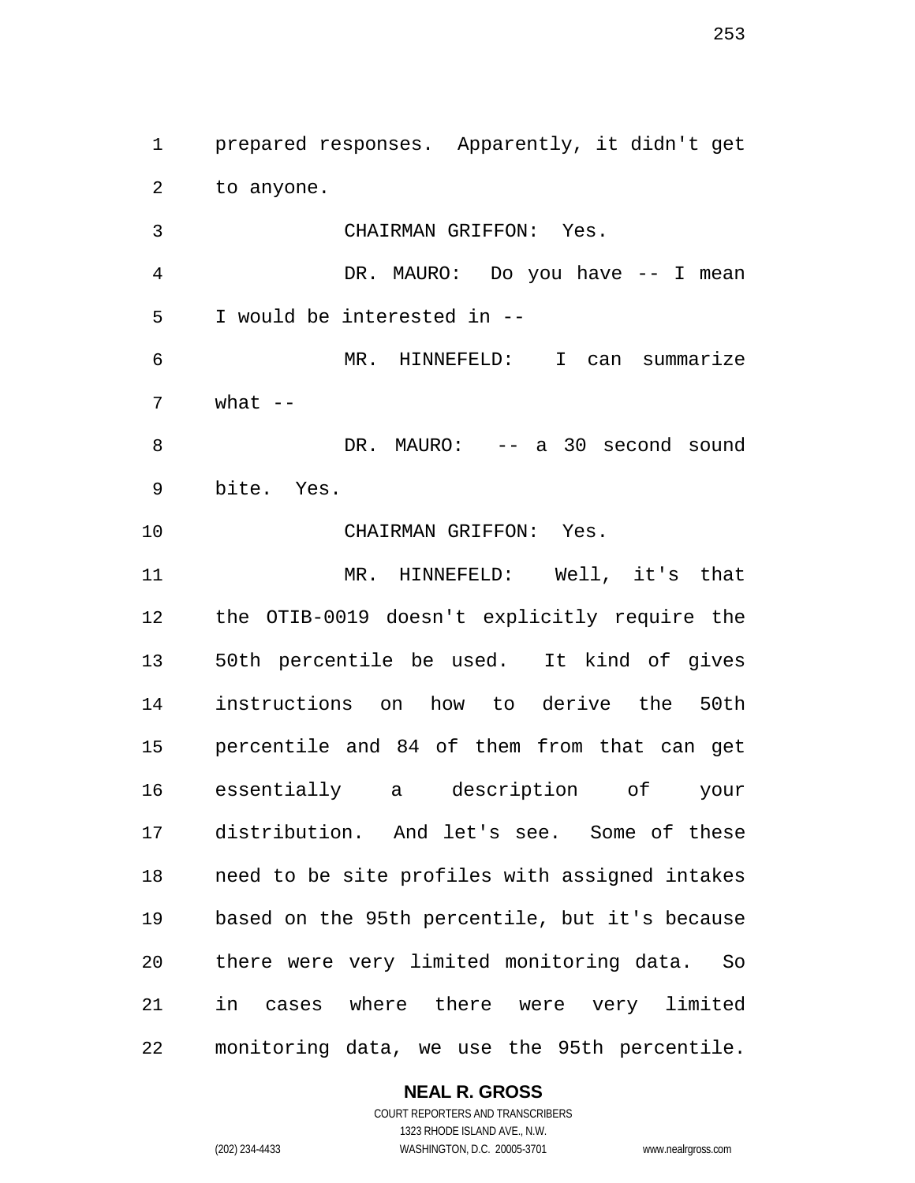prepared responses. Apparently, it didn't get to anyone.

CHAIRMAN GRIFFON: Yes.

DR. MAURO: Do you have -- I mean I would be interested in --

MR. HINNEFELD: I can summarize what --

DR. MAURO: -- a 30 second sound bite. Yes.

CHAIRMAN GRIFFON: Yes.

MR. HINNEFELD: Well, it's that the OTIB-0019 doesn't explicitly require the 50th percentile be used. It kind of gives instructions on how to derive the 50th percentile and 84 of them from that can get essentially a description of your distribution. And let's see. Some of these need to be site profiles with assigned intakes based on the 95th percentile, but it's because there were very limited monitoring data. So in cases where there were very limited monitoring data, we use the 95th percentile.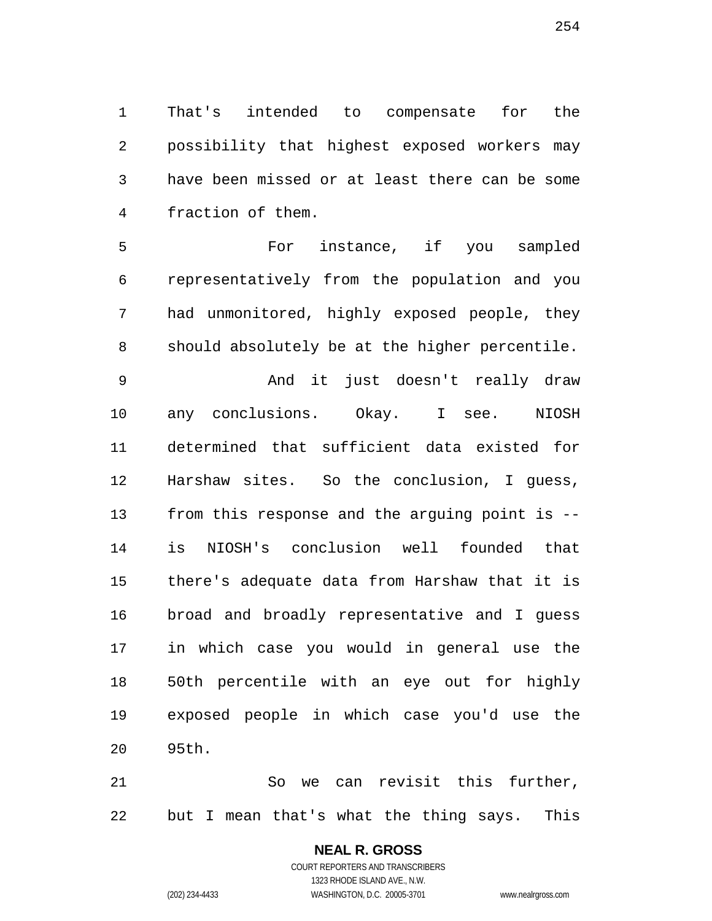That's intended to compensate for the possibility that highest exposed workers may have been missed or at least there can be some fraction of them.

For instance, if you sampled representatively from the population and you had unmonitored, highly exposed people, they should absolutely be at the higher percentile.

And it just doesn't really draw any conclusions. Okay. I see. NIOSH determined that sufficient data existed for Harshaw sites. So the conclusion, I guess, from this response and the arguing point is -- is NIOSH's conclusion well founded that there's adequate data from Harshaw that it is broad and broadly representative and I guess in which case you would in general use the 50th percentile with an eye out for highly exposed people in which case you'd use the 95th.

So we can revisit this further, but I mean that's what the thing says. This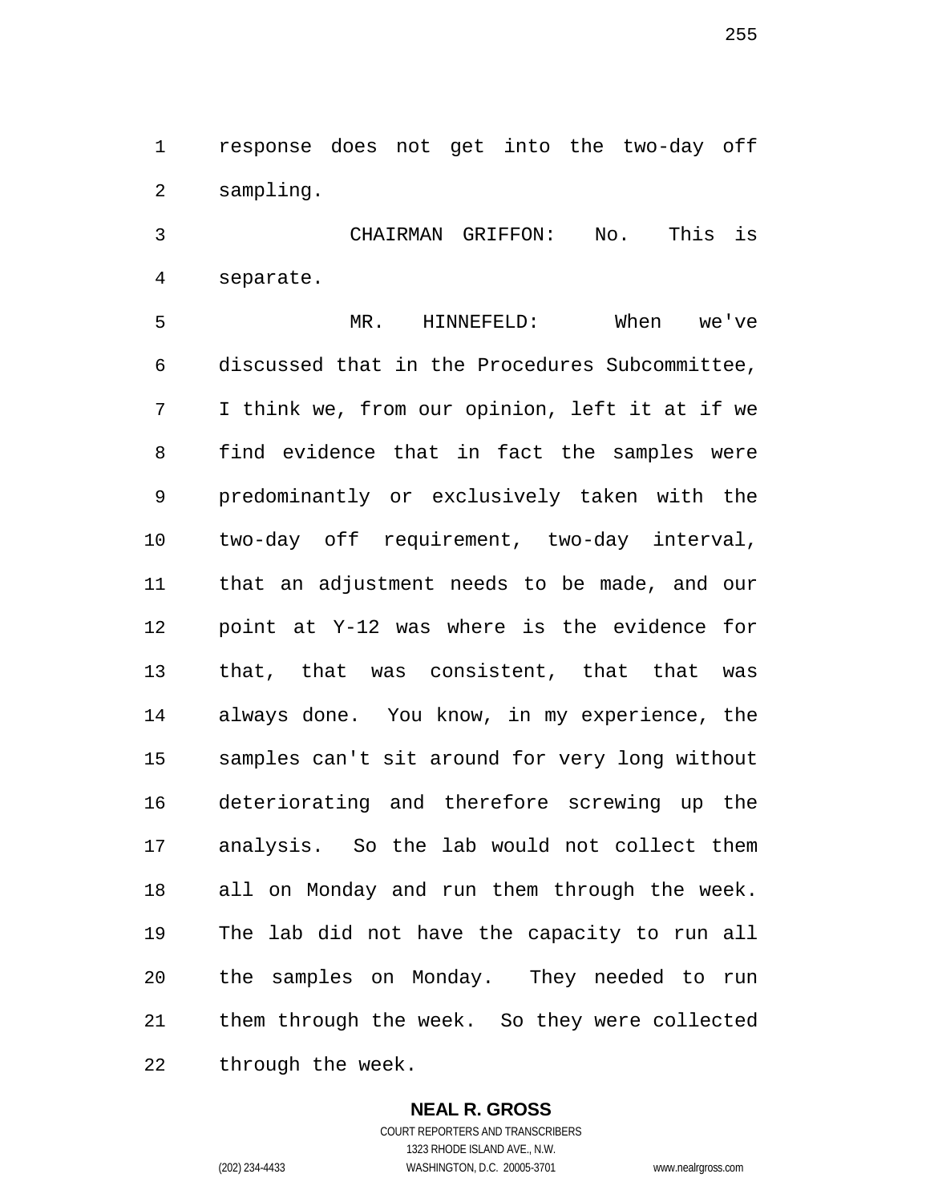response does not get into the two-day off sampling.

CHAIRMAN GRIFFON: No. This is separate.

MR. HINNEFELD: When we've discussed that in the Procedures Subcommittee, I think we, from our opinion, left it at if we find evidence that in fact the samples were predominantly or exclusively taken with the two-day off requirement, two-day interval, that an adjustment needs to be made, and our point at Y-12 was where is the evidence for that, that was consistent, that that was always done. You know, in my experience, the samples can't sit around for very long without deteriorating and therefore screwing up the analysis. So the lab would not collect them all on Monday and run them through the week. The lab did not have the capacity to run all the samples on Monday. They needed to run them through the week. So they were collected through the week.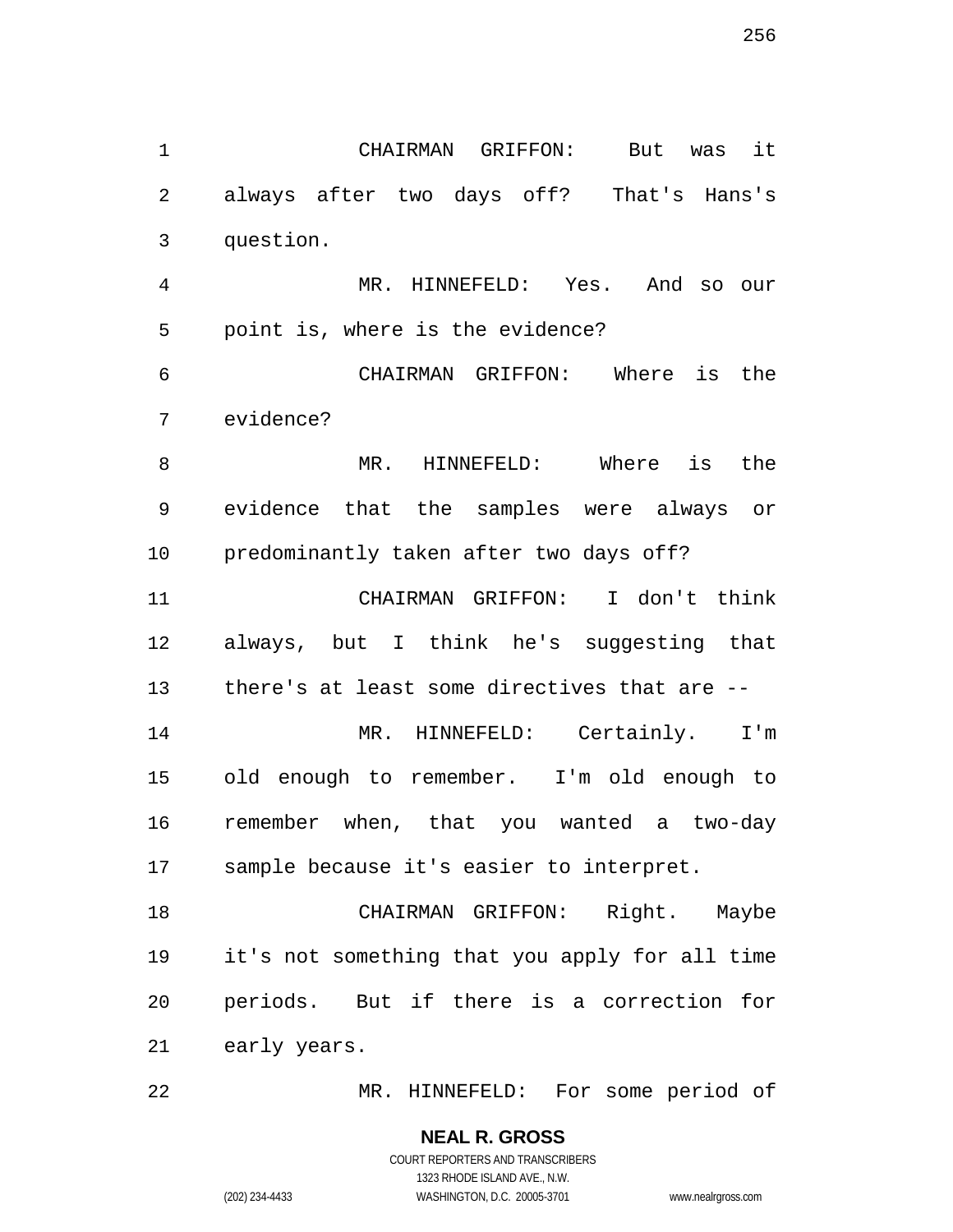CHAIRMAN GRIFFON: But was it always after two days off? That's Hans's question.

MR. HINNEFELD: Yes. And so our point is, where is the evidence?

CHAIRMAN GRIFFON: Where is the evidence?

MR. HINNEFELD: Where is the evidence that the samples were always or predominantly taken after two days off?

CHAIRMAN GRIFFON: I don't think always, but I think he's suggesting that there's at least some directives that are --

MR. HINNEFELD: Certainly. I'm old enough to remember. I'm old enough to remember when, that you wanted a two-day sample because it's easier to interpret.

CHAIRMAN GRIFFON: Right. Maybe it's not something that you apply for all time periods. But if there is a correction for early years.

MR. HINNEFELD: For some period of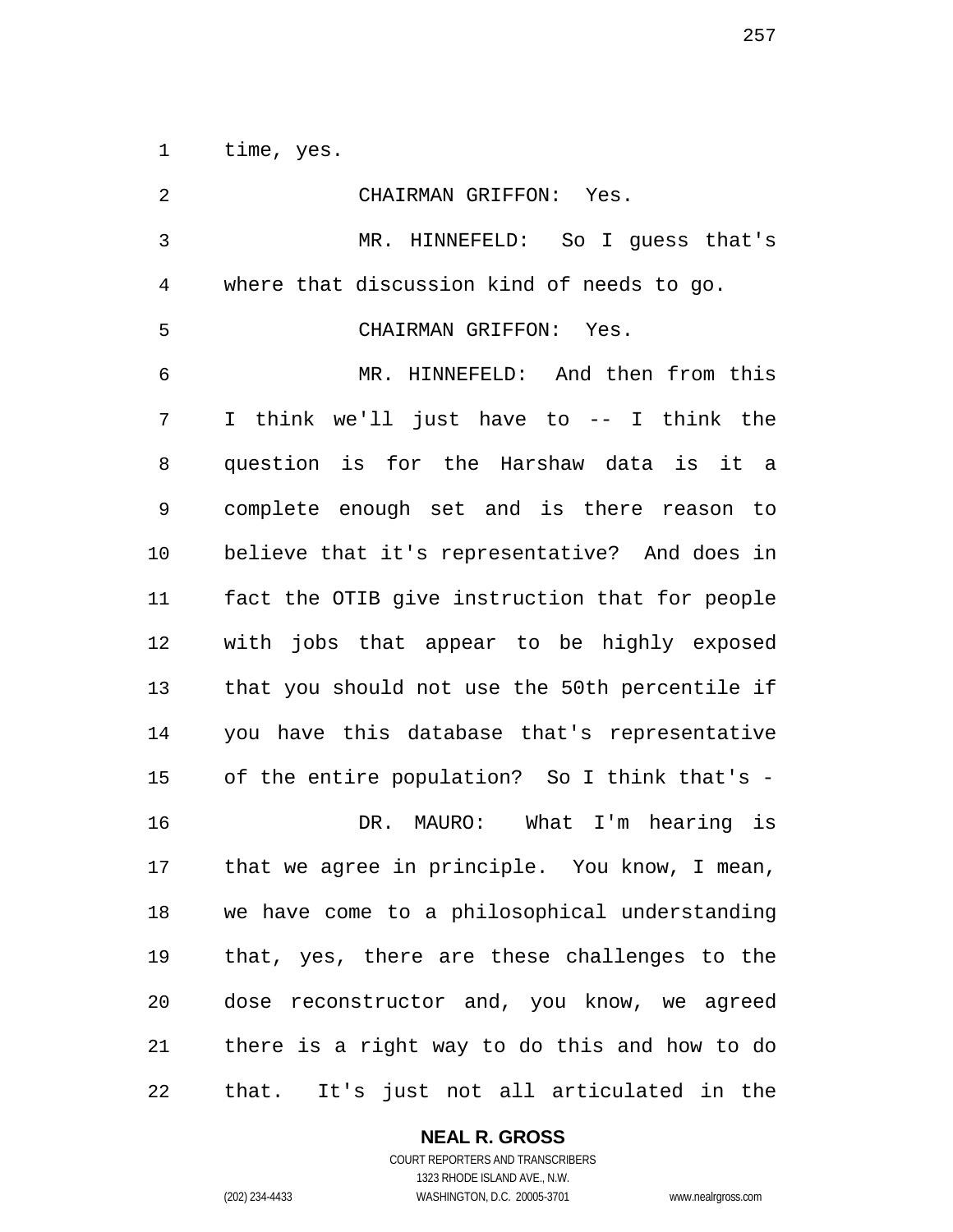time, yes.

CHAIRMAN GRIFFON: Yes.

MR. HINNEFELD: So I guess that's where that discussion kind of needs to go.

CHAIRMAN GRIFFON: Yes.

MR. HINNEFELD: And then from this I think we'll just have to -- I think the question is for the Harshaw data is it a complete enough set and is there reason to believe that it's representative? And does in fact the OTIB give instruction that for people with jobs that appear to be highly exposed that you should not use the 50th percentile if you have this database that's representative of the entire population? So I think that's -

DR. MAURO: What I'm hearing is that we agree in principle. You know, I mean, we have come to a philosophical understanding that, yes, there are these challenges to the dose reconstructor and, you know, we agreed there is a right way to do this and how to do that. It's just not all articulated in the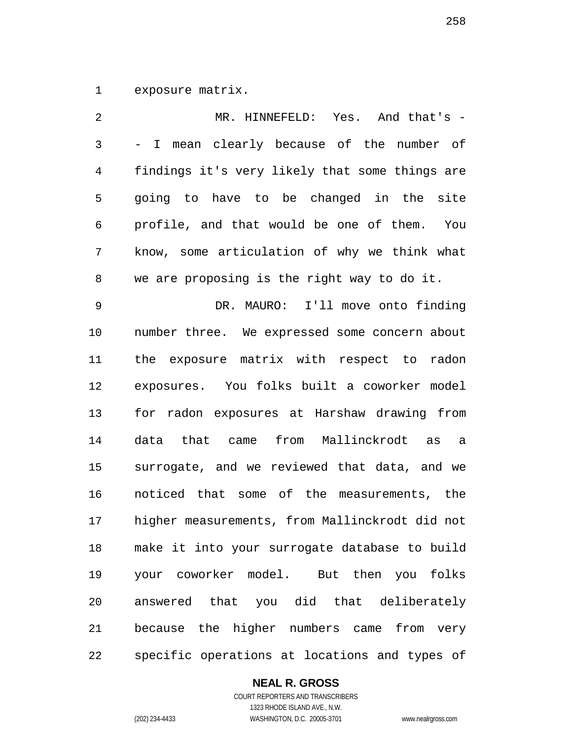exposure matrix.

MR. HINNEFELD: Yes. And that's -- I mean clearly because of the number of findings it's very likely that some things are going to have to be changed in the site profile, and that would be one of them. You know, some articulation of why we think what we are proposing is the right way to do it.

DR. MAURO: I'll move onto finding number three. We expressed some concern about the exposure matrix with respect to radon exposures. You folks built a coworker model for radon exposures at Harshaw drawing from data that came from Mallinckrodt as a surrogate, and we reviewed that data, and we noticed that some of the measurements, the higher measurements, from Mallinckrodt did not make it into your surrogate database to build your coworker model. But then you folks answered that you did that deliberately because the higher numbers came from very specific operations at locations and types of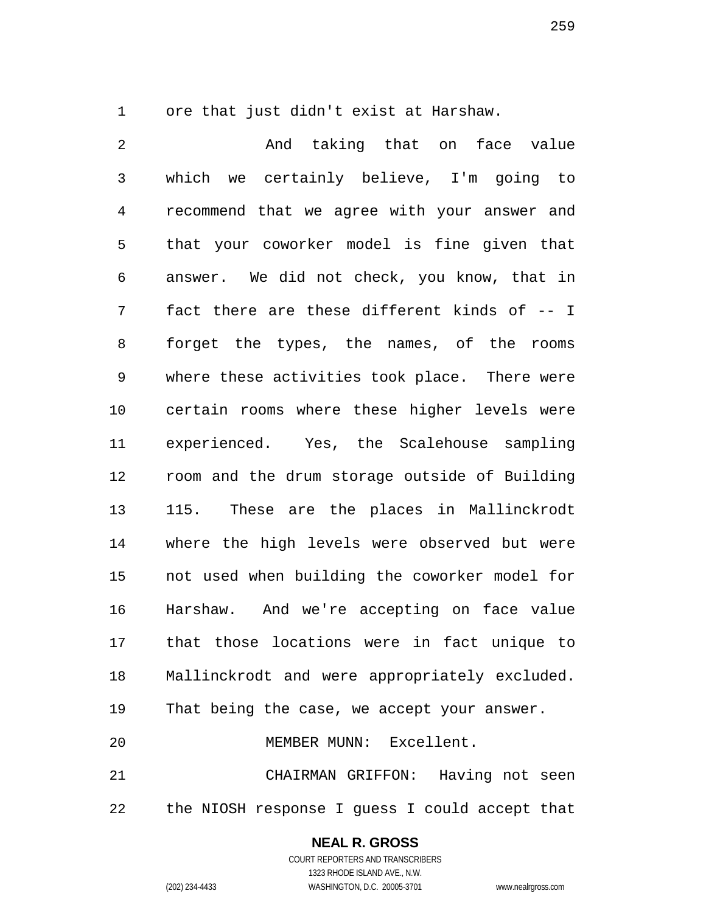ore that just didn't exist at Harshaw.

And taking that on face value which we certainly believe, I'm going to recommend that we agree with your answer and that your coworker model is fine given that answer. We did not check, you know, that in fact there are these different kinds of -- I forget the types, the names, of the rooms where these activities took place. There were certain rooms where these higher levels were experienced. Yes, the Scalehouse sampling room and the drum storage outside of Building 115. These are the places in Mallinckrodt where the high levels were observed but were not used when building the coworker model for Harshaw. And we're accepting on face value that those locations were in fact unique to Mallinckrodt and were appropriately excluded. That being the case, we accept your answer.

MEMBER MUNN: Excellent.

CHAIRMAN GRIFFON: Having not seen the NIOSH response I guess I could accept that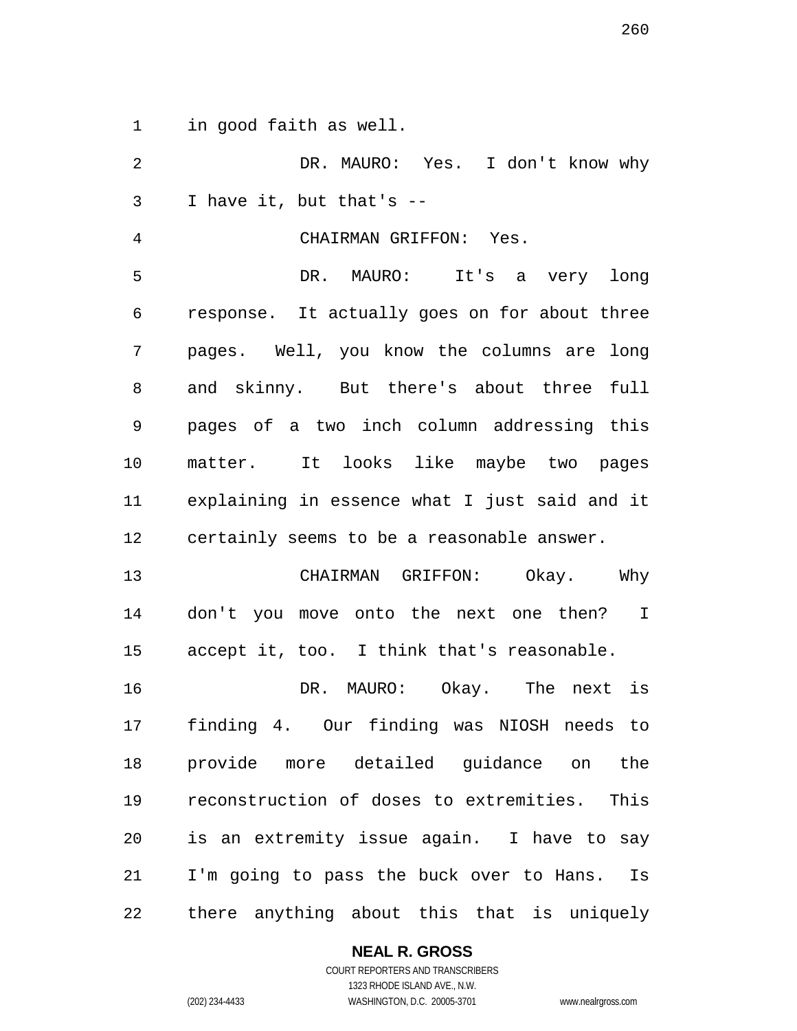in good faith as well.

DR. MAURO: Yes. I don't know why I have it, but that's --

CHAIRMAN GRIFFON: Yes.

DR. MAURO: It's a very long response. It actually goes on for about three pages. Well, you know the columns are long and skinny. But there's about three full pages of a two inch column addressing this matter. It looks like maybe two pages explaining in essence what I just said and it certainly seems to be a reasonable answer.

CHAIRMAN GRIFFON: Okay. Why don't you move onto the next one then? I accept it, too. I think that's reasonable.

DR. MAURO: Okay. The next is finding 4. Our finding was NIOSH needs to provide more detailed guidance on the reconstruction of doses to extremities. This is an extremity issue again. I have to say I'm going to pass the buck over to Hans. Is there anything about this that is uniquely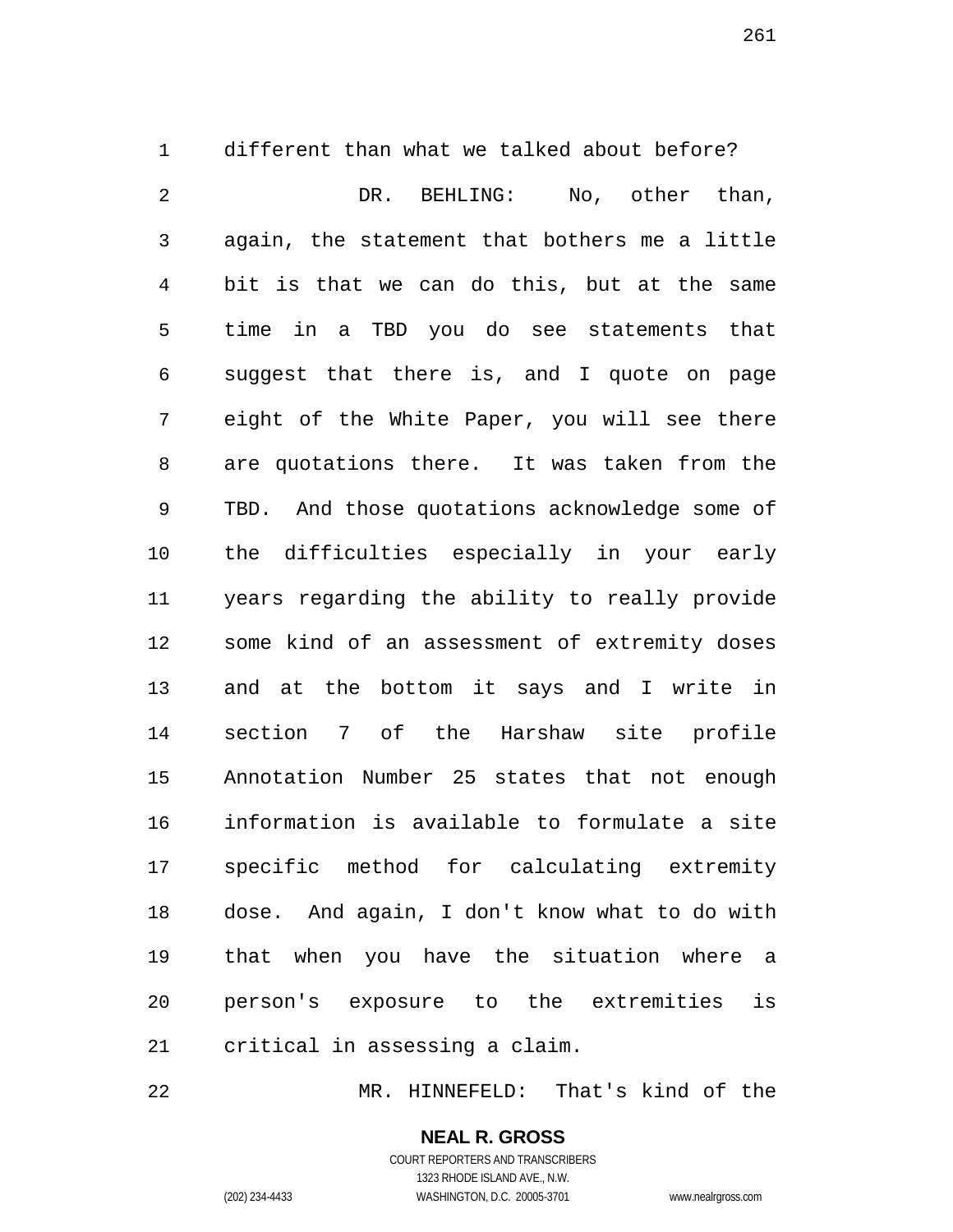different than what we talked about before?

DR. BEHLING: No, other than, again, the statement that bothers me a little bit is that we can do this, but at the same time in a TBD you do see statements that suggest that there is, and I quote on page eight of the White Paper, you will see there are quotations there. It was taken from the TBD. And those quotations acknowledge some of the difficulties especially in your early years regarding the ability to really provide some kind of an assessment of extremity doses and at the bottom it says and I write in section 7 of the Harshaw site profile Annotation Number 25 states that not enough information is available to formulate a site specific method for calculating extremity dose. And again, I don't know what to do with that when you have the situation where a person's exposure to the extremities is critical in assessing a claim.

MR. HINNEFELD: That's kind of the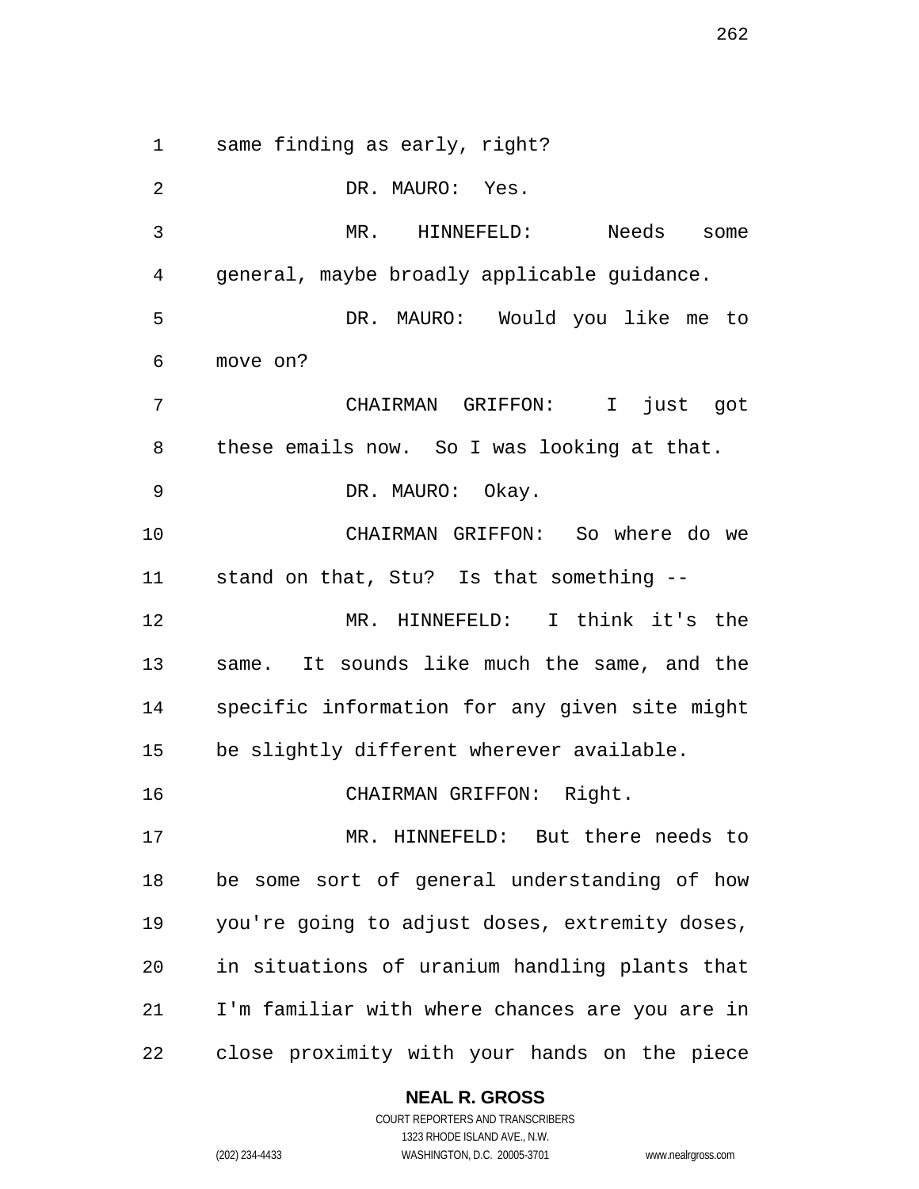same finding as early, right?

DR. MAURO: Yes.

MR. HINNEFELD: Needs some general, maybe broadly applicable guidance.

DR. MAURO: Would you like me to move on?

CHAIRMAN GRIFFON: I just got these emails now. So I was looking at that.

DR. MAURO: Okay.

CHAIRMAN GRIFFON: So where do we stand on that, Stu? Is that something --

MR. HINNEFELD: I think it's the same. It sounds like much the same, and the specific information for any given site might be slightly different wherever available.

CHAIRMAN GRIFFON: Right.

MR. HINNEFELD: But there needs to be some sort of general understanding of how you're going to adjust doses, extremity doses, in situations of uranium handling plants that I'm familiar with where chances are you are in close proximity with your hands on the piece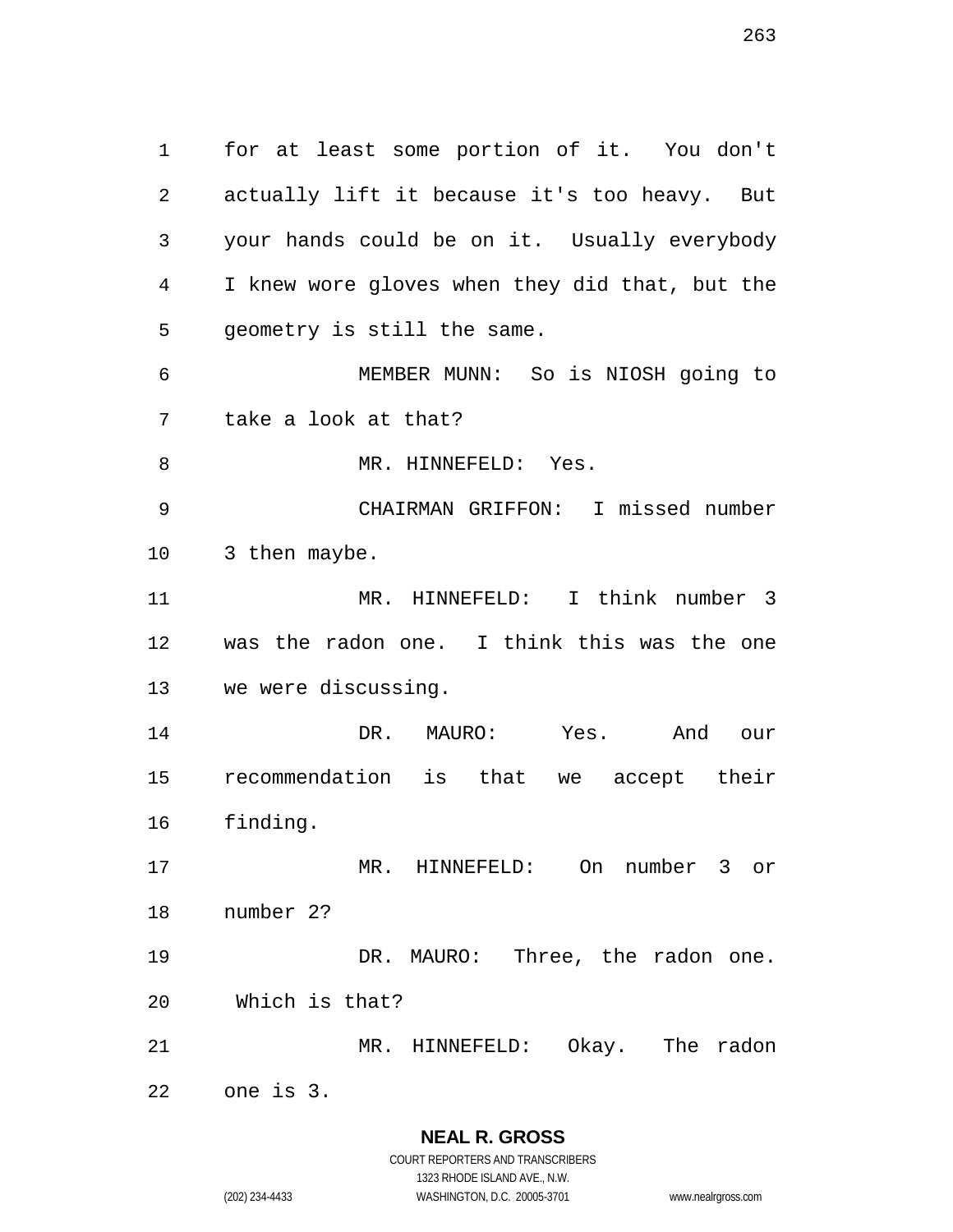for at least some portion of it. You don't actually lift it because it's too heavy. But your hands could be on it. Usually everybody I knew wore gloves when they did that, but the geometry is still the same.

MEMBER MUNN: So is NIOSH going to take a look at that?

MR. HINNEFELD: Yes.

CHAIRMAN GRIFFON: I missed number 3 then maybe.

MR. HINNEFELD: I think number 3 was the radon one. I think this was the one we were discussing.

DR. MAURO: Yes. And our recommendation is that we accept their finding.

MR. HINNEFELD: On number 3 or number 2?

DR. MAURO: Three, the radon one. Which is that?

MR. HINNEFELD: Okay. The radon one is 3.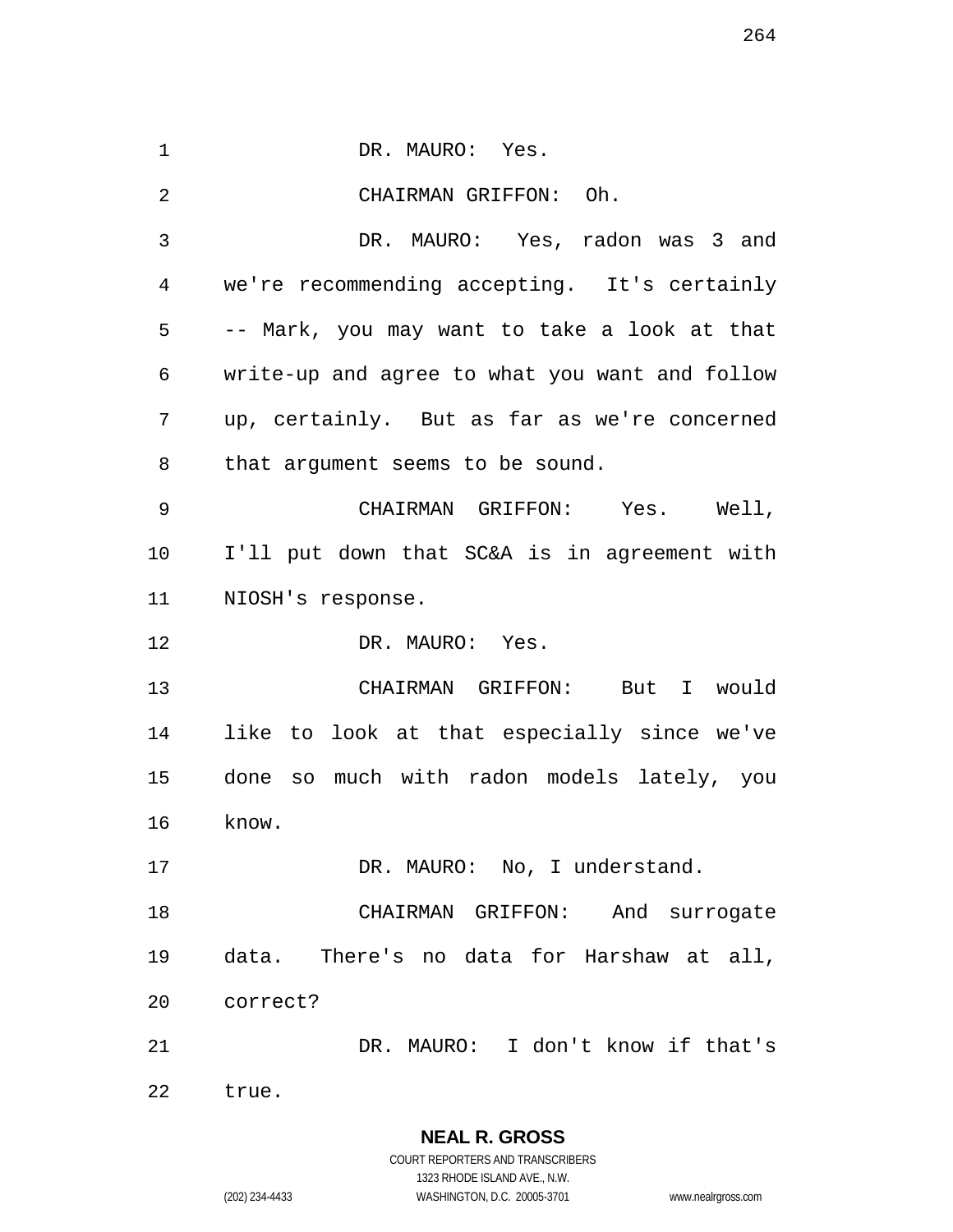DR. MAURO: Yes.

CHAIRMAN GRIFFON: Oh.

DR. MAURO: Yes, radon was 3 and we're recommending accepting. It's certainly -- Mark, you may want to take a look at that write-up and agree to what you want and follow up, certainly. But as far as we're concerned that argument seems to be sound.

CHAIRMAN GRIFFON: Yes. Well, I'll put down that SC&A is in agreement with NIOSH's response.

DR. MAURO: Yes.

CHAIRMAN GRIFFON: But I would like to look at that especially since we've done so much with radon models lately, you know.

DR. MAURO: No, I understand.

CHAIRMAN GRIFFON: And surrogate data. There's no data for Harshaw at all, correct?

DR. MAURO: I don't know if that's true.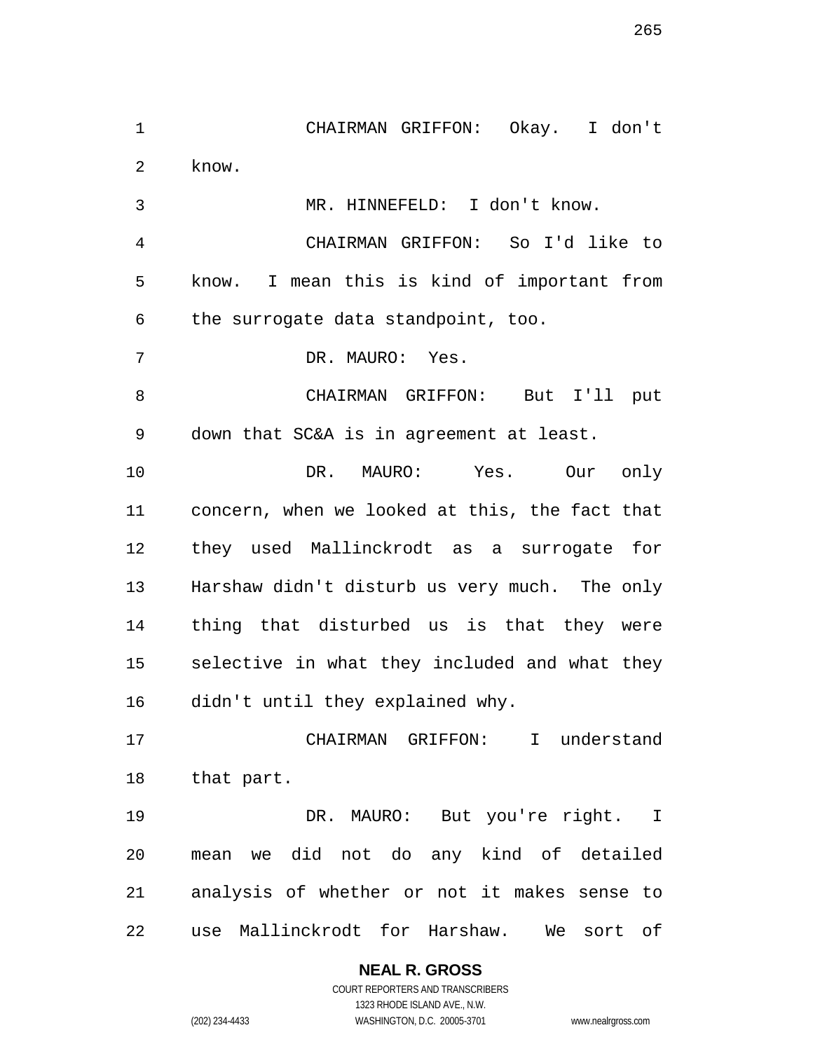CHAIRMAN GRIFFON: Okay. I don't know.

MR. HINNEFELD: I don't know.

CHAIRMAN GRIFFON: So I'd like to know. I mean this is kind of important from the surrogate data standpoint, too.

DR. MAURO: Yes.

CHAIRMAN GRIFFON: But I'll put down that SC&A is in agreement at least.

DR. MAURO: Yes. Our only concern, when we looked at this, the fact that they used Mallinckrodt as a surrogate for Harshaw didn't disturb us very much. The only thing that disturbed us is that they were selective in what they included and what they didn't until they explained why.

CHAIRMAN GRIFFON: I understand that part.

DR. MAURO: But you're right. I mean we did not do any kind of detailed analysis of whether or not it makes sense to use Mallinckrodt for Harshaw. We sort of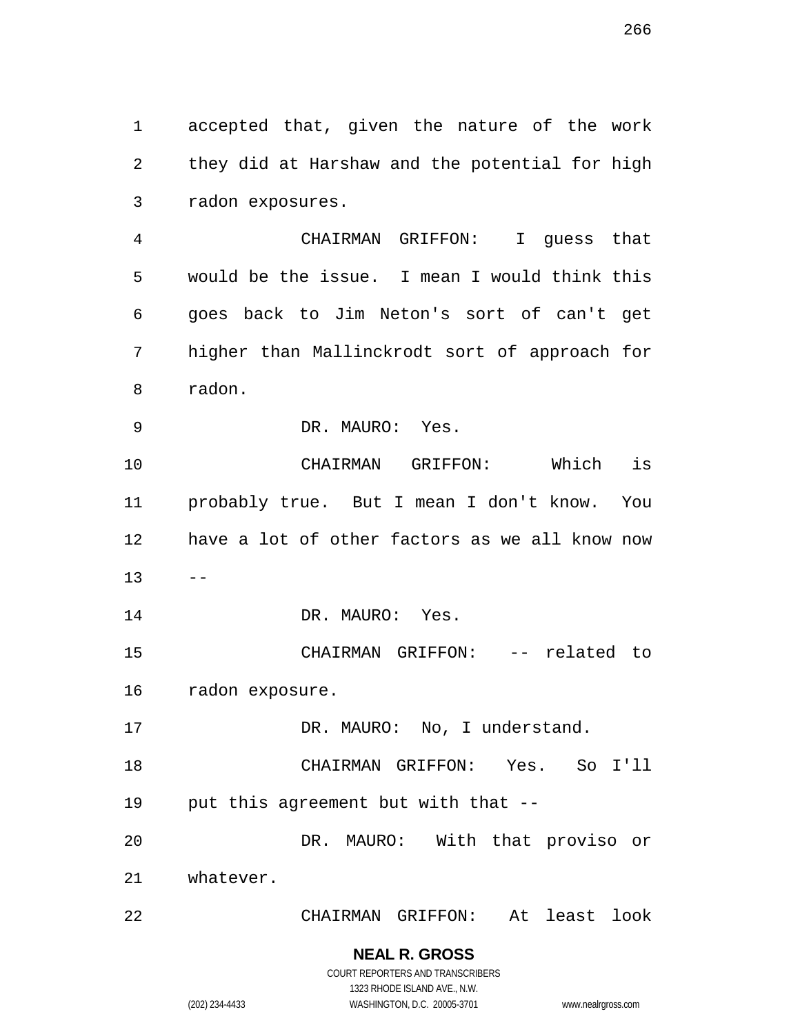accepted that, given the nature of the work they did at Harshaw and the potential for high radon exposures.

CHAIRMAN GRIFFON: I guess that would be the issue. I mean I would think this goes back to Jim Neton's sort of can't get higher than Mallinckrodt sort of approach for radon.

DR. MAURO: Yes.

CHAIRMAN GRIFFON: Which is probably true. But I mean I don't know. You have a lot of other factors as we all know now --

DR. MAURO: Yes.

CHAIRMAN GRIFFON: -- related to radon exposure.

DR. MAURO: No, I understand.

CHAIRMAN GRIFFON: Yes. So I'll put this agreement but with that --

DR. MAURO: With that proviso or whatever.

CHAIRMAN GRIFFON: At least look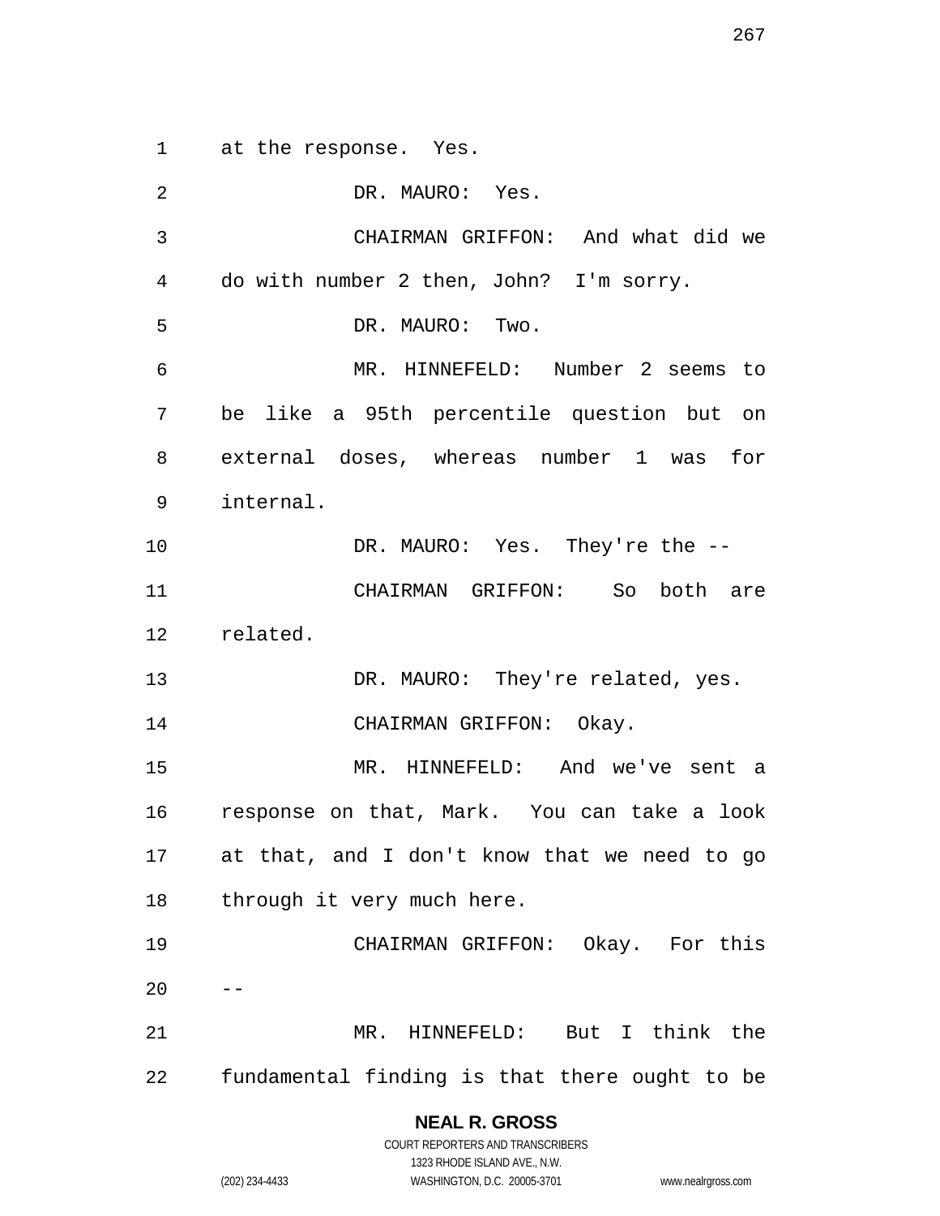at the response. Yes.

DR. MAURO: Yes.

CHAIRMAN GRIFFON: And what did we do with number 2 then, John? I'm sorry.

DR. MAURO: Two.

MR. HINNEFELD: Number 2 seems to be like a 95th percentile question but on external doses, whereas number 1 was for internal.

DR. MAURO: Yes. They're the --

CHAIRMAN GRIFFON: So both are related.

DR. MAURO: They're related, yes.

CHAIRMAN GRIFFON: Okay.

MR. HINNEFELD: And we've sent a response on that, Mark. You can take a look at that, and I don't know that we need to go through it very much here.

CHAIRMAN GRIFFON: Okay. For this --

MR. HINNEFELD: But I think the fundamental finding is that there ought to be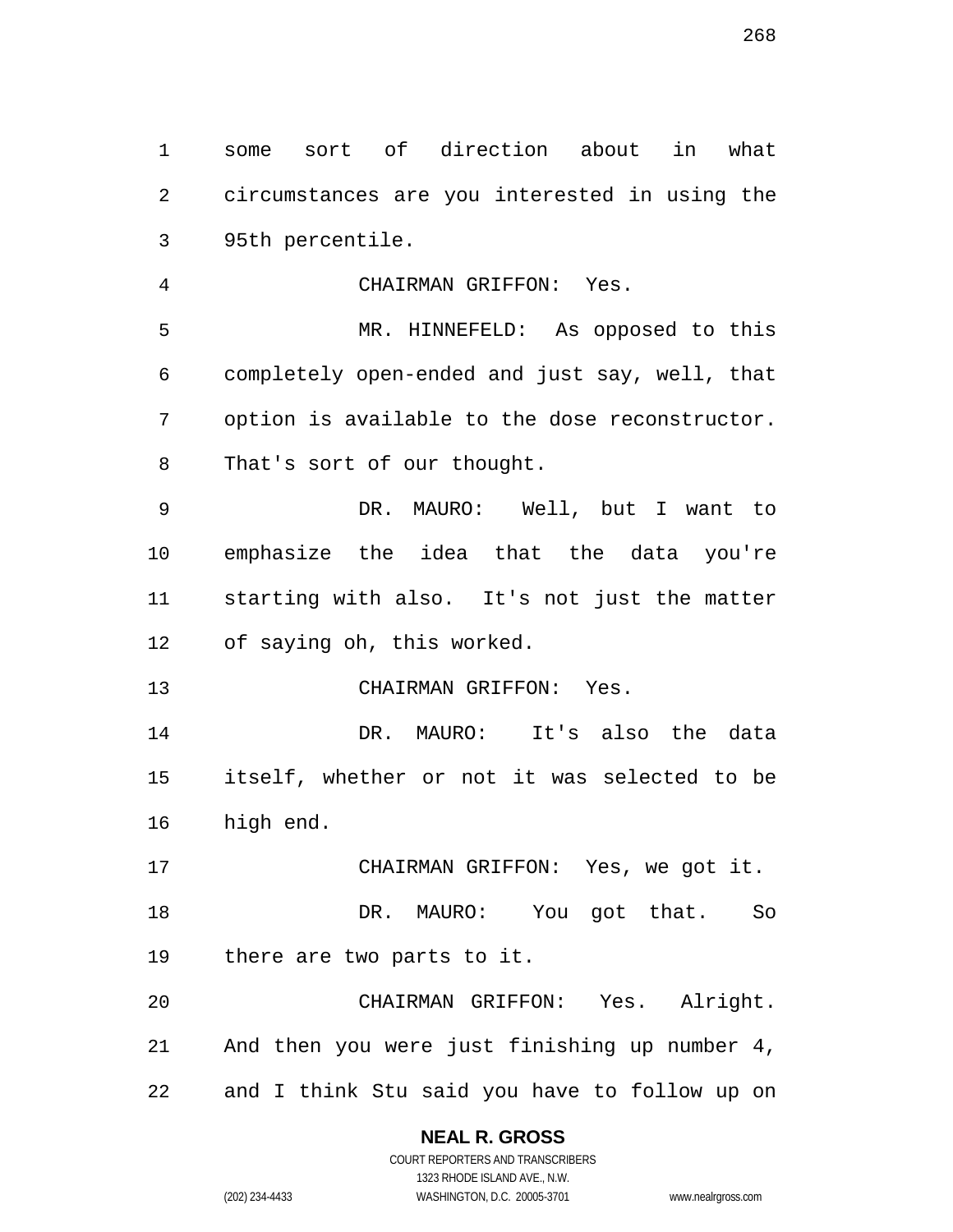some sort of direction about in what circumstances are you interested in using the 95th percentile.

CHAIRMAN GRIFFON: Yes.

MR. HINNEFELD: As opposed to this completely open-ended and just say, well, that option is available to the dose reconstructor. That's sort of our thought.

DR. MAURO: Well, but I want to emphasize the idea that the data you're starting with also. It's not just the matter of saying oh, this worked.

CHAIRMAN GRIFFON: Yes.

DR. MAURO: It's also the data itself, whether or not it was selected to be high end.

CHAIRMAN GRIFFON: Yes, we got it.

DR. MAURO: You got that. So there are two parts to it.

CHAIRMAN GRIFFON: Yes. Alright. And then you were just finishing up number 4, and I think Stu said you have to follow up on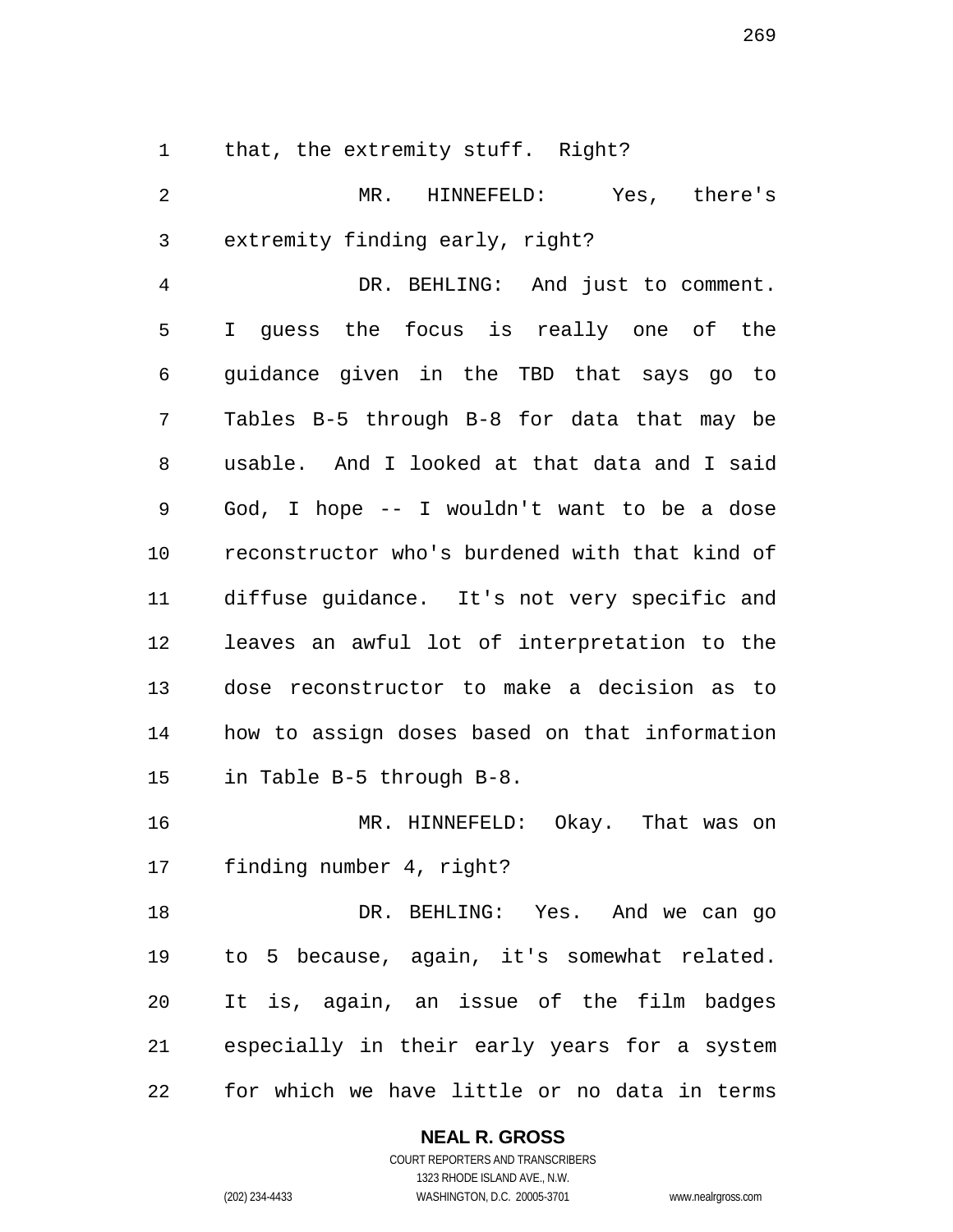that, the extremity stuff. Right?

MR. HINNEFELD: Yes, there's extremity finding early, right?

DR. BEHLING: And just to comment. I guess the focus is really one of the guidance given in the TBD that says go to Tables B-5 through B-8 for data that may be usable. And I looked at that data and I said God, I hope -- I wouldn't want to be a dose reconstructor who's burdened with that kind of diffuse guidance. It's not very specific and leaves an awful lot of interpretation to the dose reconstructor to make a decision as to how to assign doses based on that information in Table B-5 through B-8.

MR. HINNEFELD: Okay. That was on finding number 4, right?

DR. BEHLING: Yes. And we can go to 5 because, again, it's somewhat related. It is, again, an issue of the film badges especially in their early years for a system for which we have little or no data in terms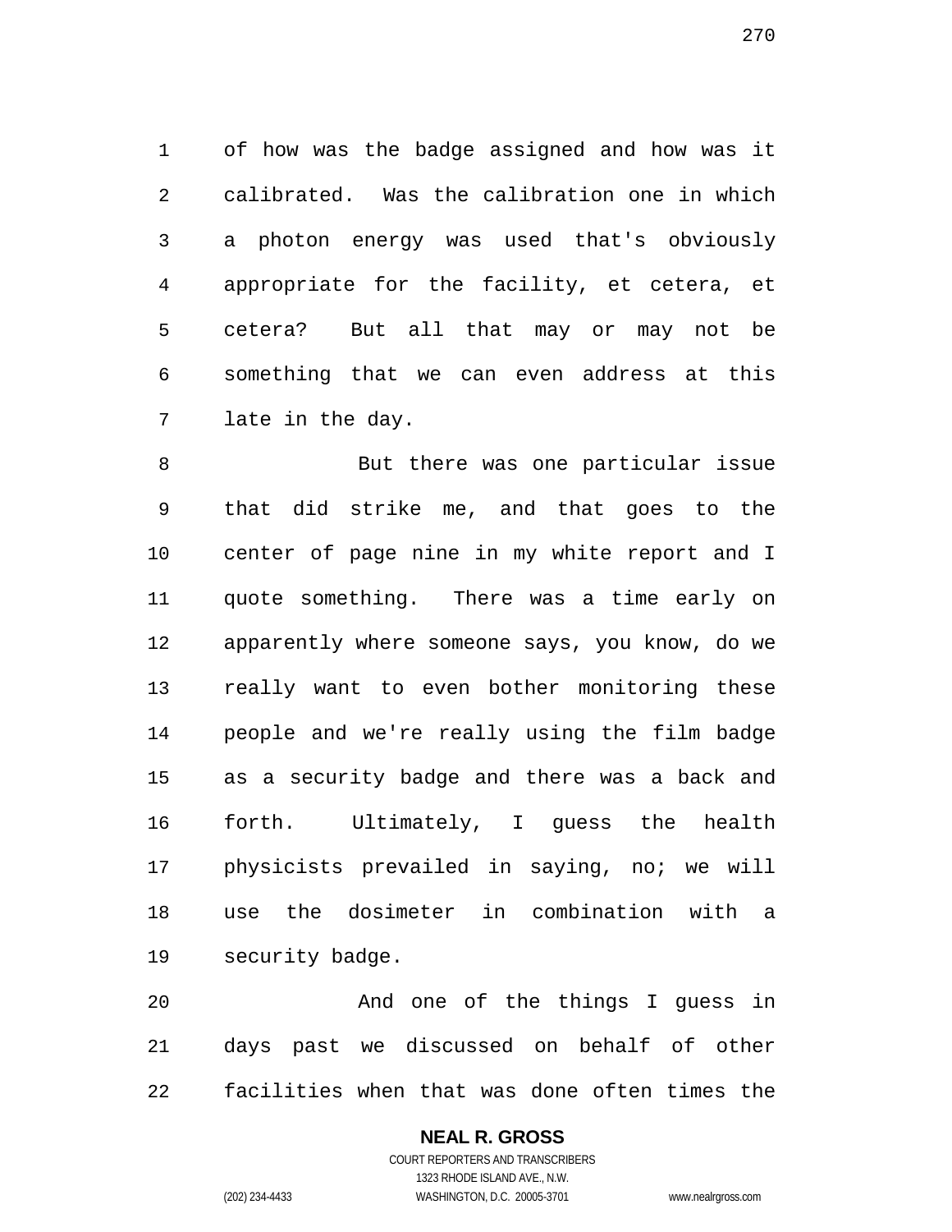of how was the badge assigned and how was it calibrated. Was the calibration one in which a photon energy was used that's obviously appropriate for the facility, et cetera, et cetera? But all that may or may not be something that we can even address at this late in the day.

But there was one particular issue that did strike me, and that goes to the center of page nine in my white report and I quote something. There was a time early on apparently where someone says, you know, do we really want to even bother monitoring these people and we're really using the film badge as a security badge and there was a back and forth. Ultimately, I guess the health physicists prevailed in saying, no; we will use the dosimeter in combination with a security badge.

And one of the things I guess in days past we discussed on behalf of other facilities when that was done often times the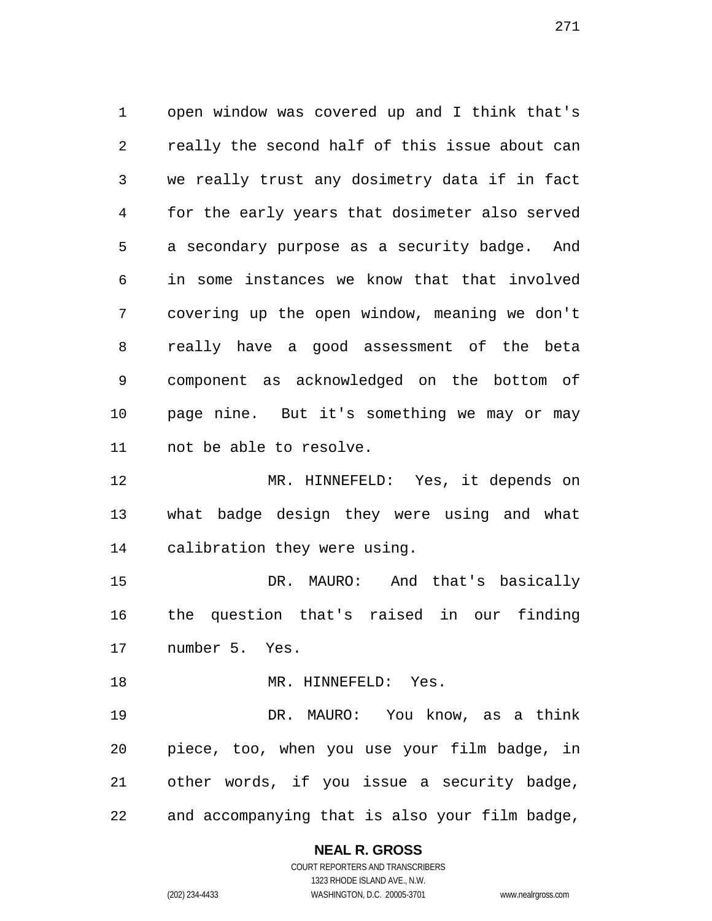open window was covered up and I think that's really the second half of this issue about can we really trust any dosimetry data if in fact for the early years that dosimeter also served a secondary purpose as a security badge. And in some instances we know that that involved covering up the open window, meaning we don't really have a good assessment of the beta component as acknowledged on the bottom of page nine. But it's something we may or may not be able to resolve.

MR. HINNEFELD: Yes, it depends on what badge design they were using and what calibration they were using.

DR. MAURO: And that's basically the question that's raised in our finding number 5. Yes.

MR. HINNEFELD: Yes.

DR. MAURO: You know, as a think piece, too, when you use your film badge, in other words, if you issue a security badge, and accompanying that is also your film badge,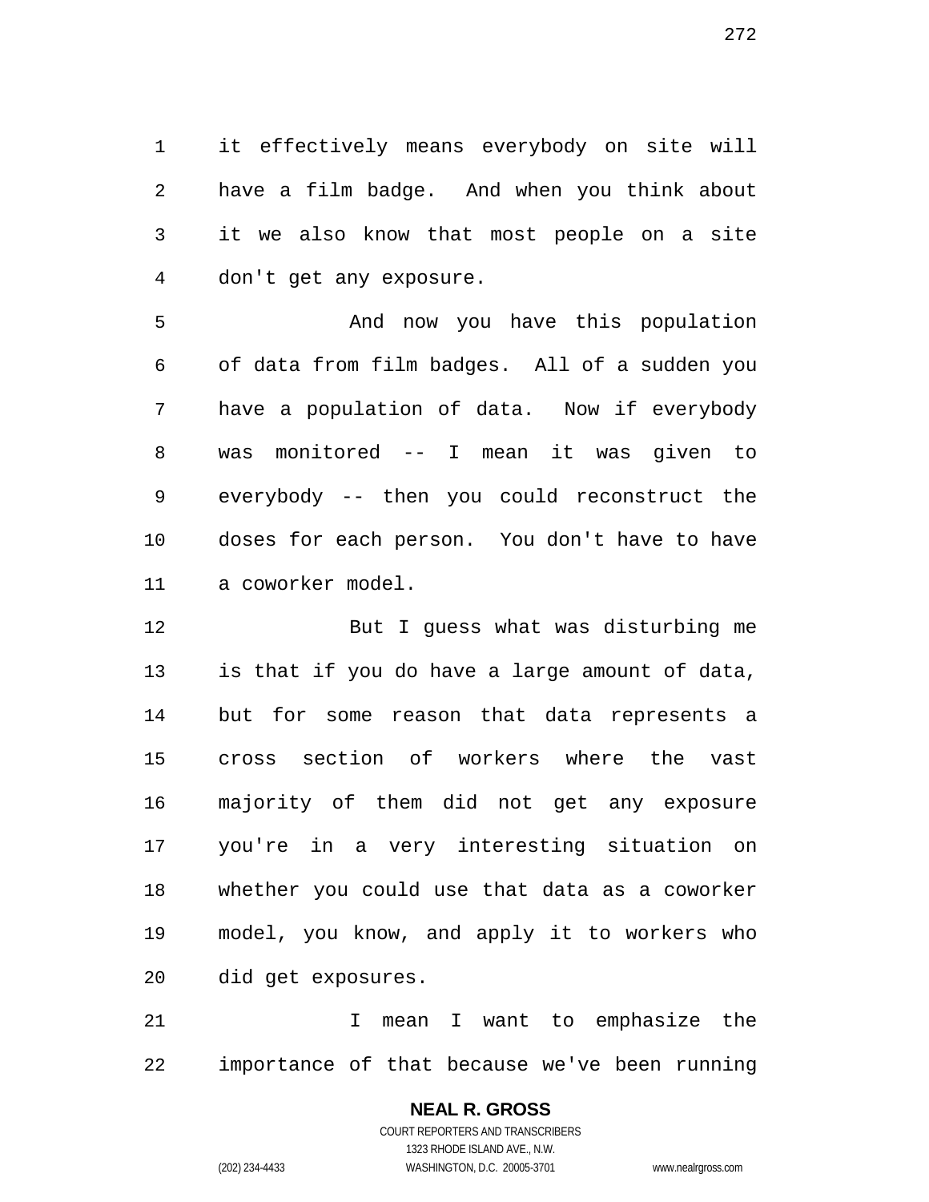it effectively means everybody on site will have a film badge. And when you think about it we also know that most people on a site don't get any exposure.

And now you have this population of data from film badges. All of a sudden you have a population of data. Now if everybody was monitored -- I mean it was given to everybody -- then you could reconstruct the doses for each person. You don't have to have a coworker model.

But I guess what was disturbing me is that if you do have a large amount of data, but for some reason that data represents a cross section of workers where the vast majority of them did not get any exposure you're in a very interesting situation on whether you could use that data as a coworker model, you know, and apply it to workers who did get exposures.

I mean I want to emphasize the importance of that because we've been running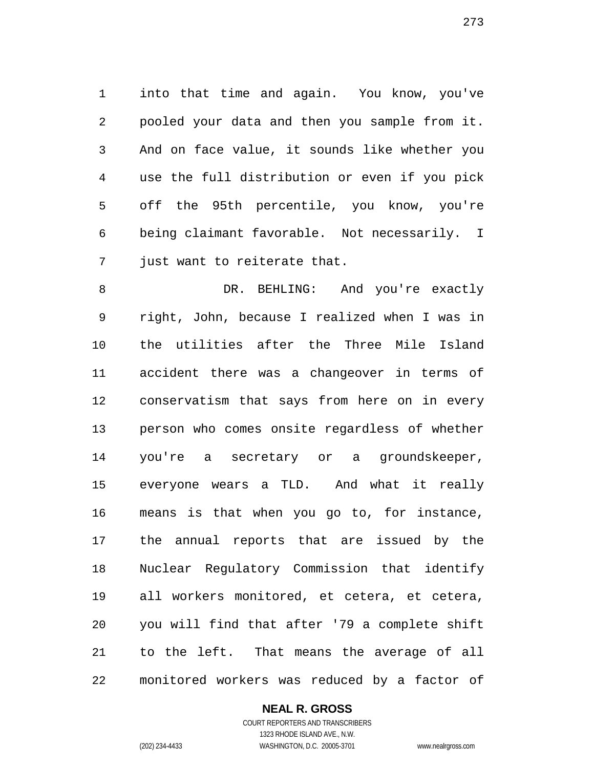into that time and again. You know, you've pooled your data and then you sample from it. And on face value, it sounds like whether you use the full distribution or even if you pick off the 95th percentile, you know, you're being claimant favorable. Not necessarily. I just want to reiterate that.

DR. BEHLING: And you're exactly right, John, because I realized when I was in the utilities after the Three Mile Island accident there was a changeover in terms of conservatism that says from here on in every person who comes onsite regardless of whether you're a secretary or a groundskeeper, everyone wears a TLD. And what it really means is that when you go to, for instance, the annual reports that are issued by the Nuclear Regulatory Commission that identify all workers monitored, et cetera, et cetera, you will find that after '79 a complete shift to the left. That means the average of all monitored workers was reduced by a factor of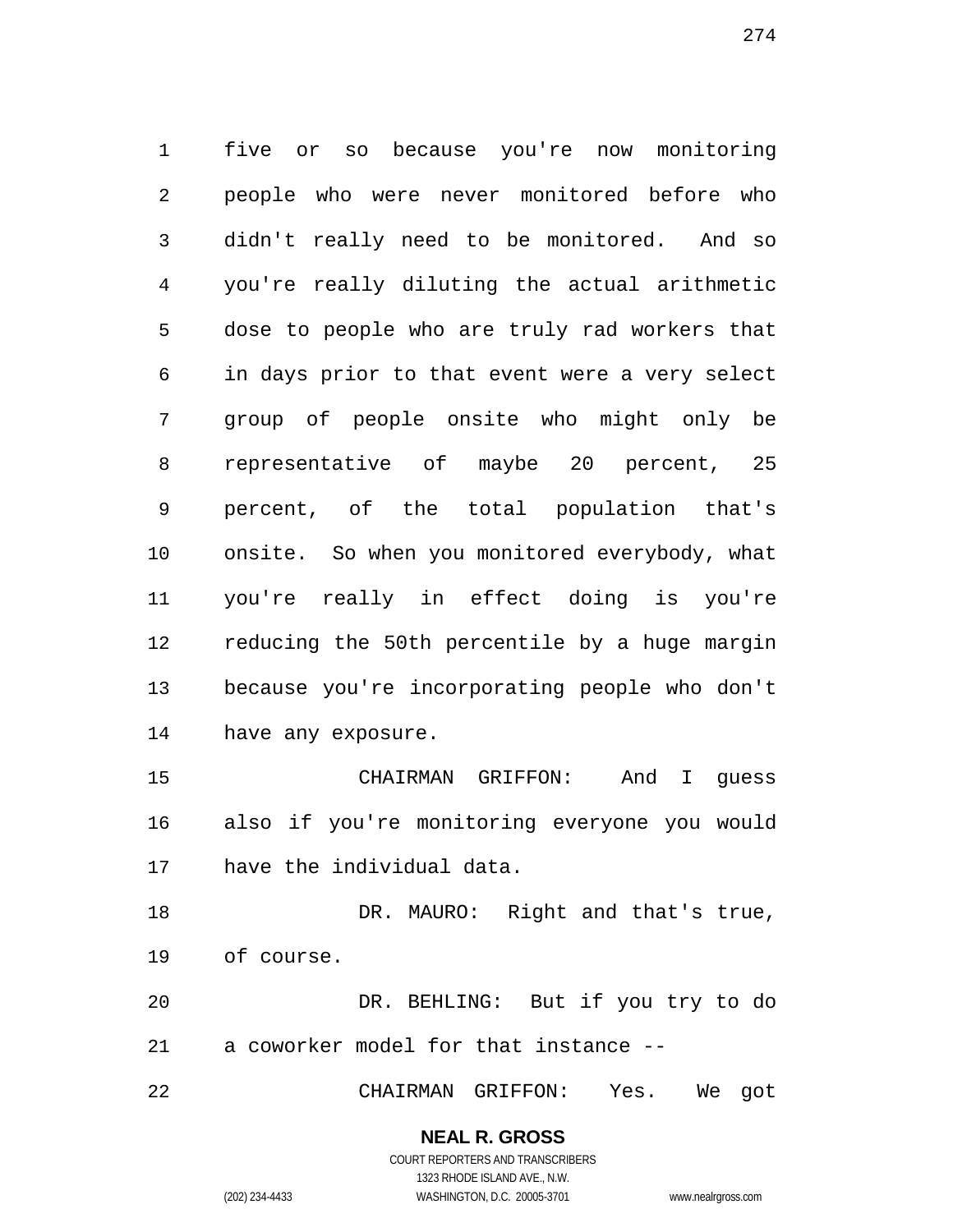five or so because you're now monitoring people who were never monitored before who didn't really need to be monitored. And so you're really diluting the actual arithmetic dose to people who are truly rad workers that in days prior to that event were a very select group of people onsite who might only be representative of maybe 20 percent, 25 percent, of the total population that's onsite. So when you monitored everybody, what you're really in effect doing is you're reducing the 50th percentile by a huge margin because you're incorporating people who don't have any exposure.

CHAIRMAN GRIFFON: And I guess also if you're monitoring everyone you would have the individual data.

DR. MAURO: Right and that's true, of course.

DR. BEHLING: But if you try to do a coworker model for that instance --

CHAIRMAN GRIFFON: Yes. We got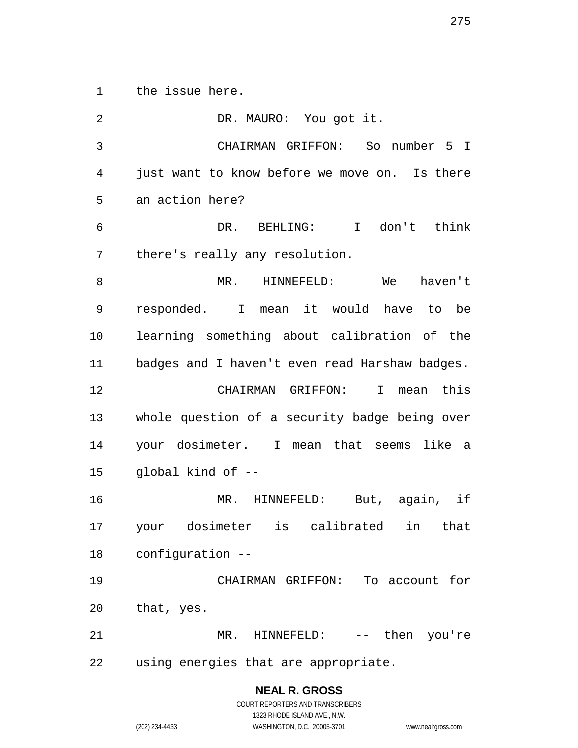the issue here.

DR. MAURO: You got it.

CHAIRMAN GRIFFON: So number 5 I just want to know before we move on. Is there an action here?

DR. BEHLING: I don't think there's really any resolution.

MR. HINNEFELD: We haven't responded. I mean it would have to be learning something about calibration of the badges and I haven't even read Harshaw badges.

CHAIRMAN GRIFFON: I mean this whole question of a security badge being over your dosimeter. I mean that seems like a global kind of --

MR. HINNEFELD: But, again, if your dosimeter is calibrated in that configuration --

CHAIRMAN GRIFFON: To account for that, yes.

MR. HINNEFELD: -- then you're using energies that are appropriate.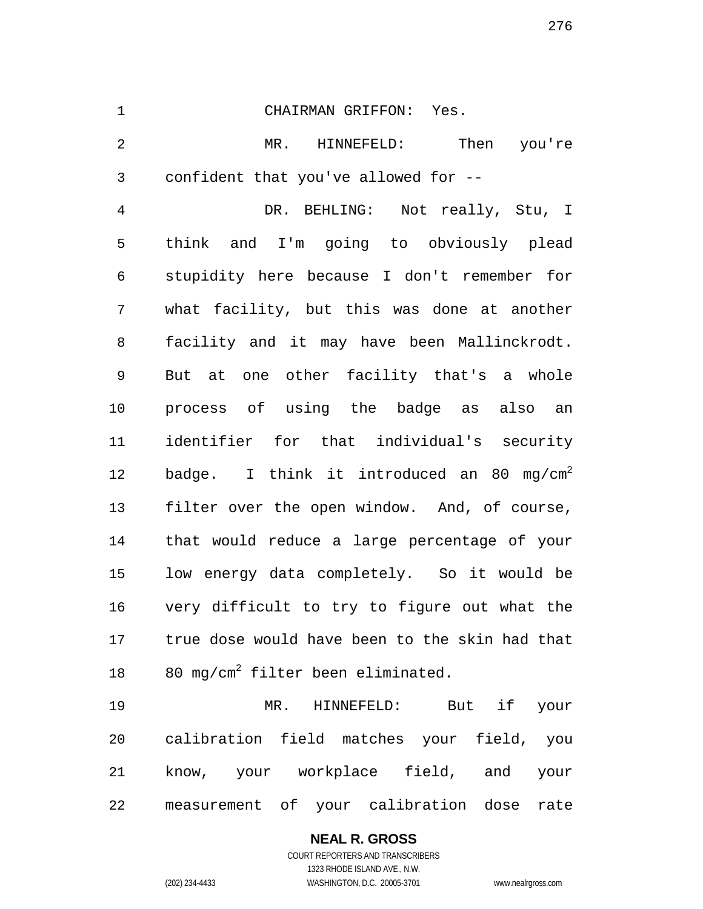CHAIRMAN GRIFFON: Yes.

MR. HINNEFELD: Then you're confident that you've allowed for --

DR. BEHLING: Not really, Stu, I think and I'm going to obviously plead stupidity here because I don't remember for what facility, but this was done at another facility and it may have been Mallinckrodt. But at one other facility that's a whole process of using the badge as also an identifier for that individual's security badge. I think it introduced an 80 mg/cm$^2$ filter over the open window. And, of course, that would reduce a large percentage of your low energy data completely. So it would be very difficult to try to figure out what the true dose would have been to the skin had that 80 mg/cm$^2$ filter been eliminated.

MR. HINNEFELD: But if your calibration field matches your field, you know, your workplace field, and your measurement of your calibration dose rate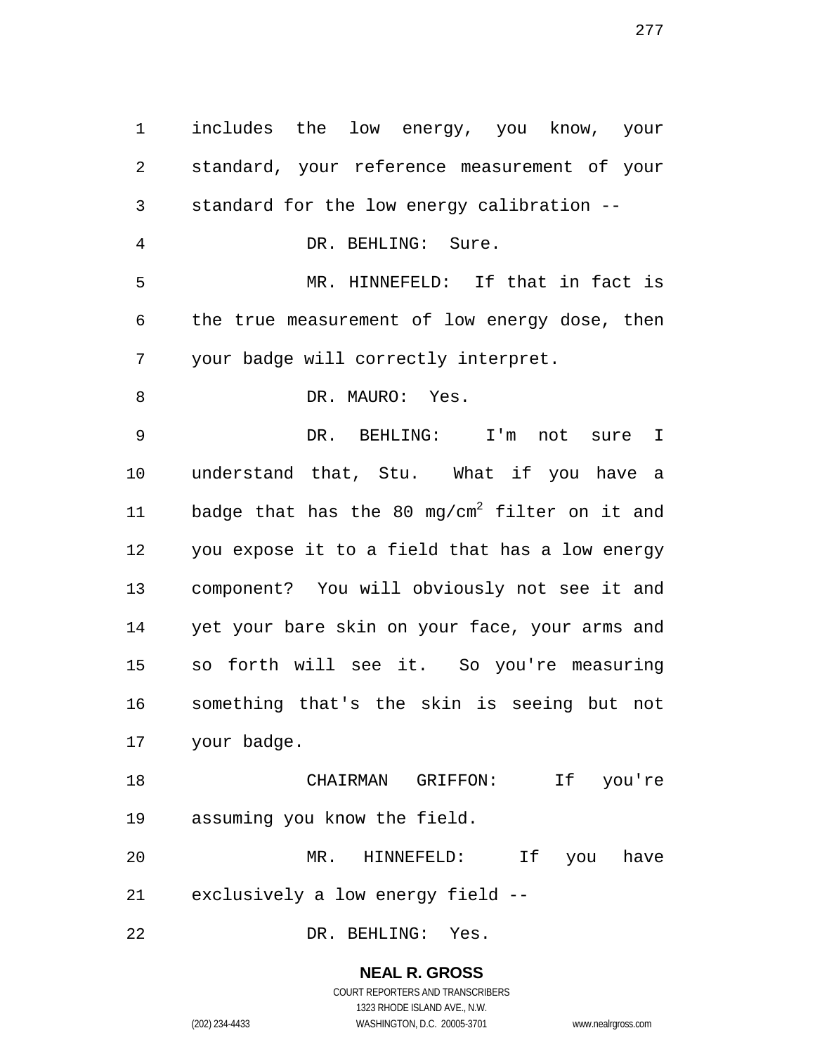includes the low energy, you know, your standard, your reference measurement of your standard for the low energy calibration --

DR. BEHLING: Sure.

MR. HINNEFELD: If that in fact is the true measurement of low energy dose, then your badge will correctly interpret.

DR. MAURO: Yes.

DR. BEHLING: I'm not sure I understand that, Stu. What if you have a badge that has the 80 $mg/cm^2$ filter on it and you expose it to a field that has a low energy component? You will obviously not see it and yet your bare skin on your face, your arms and so forth will see it. So you're measuring something that's the skin is seeing but not your badge.

CHAIRMAN GRIFFON: If you're assuming you know the field.

MR. HINNEFELD: If you have exclusively a low energy field --

DR. BEHLING: Yes.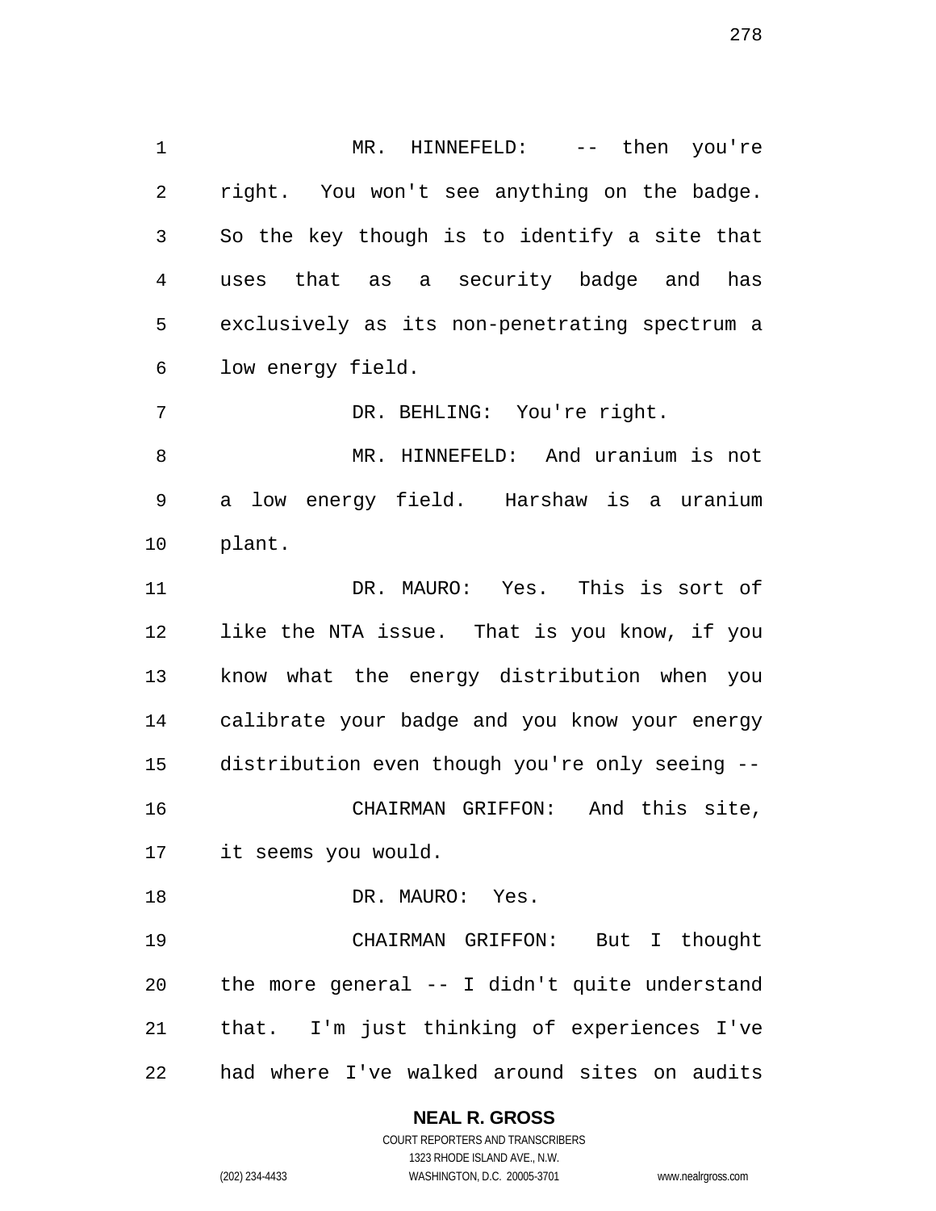MR. HINNEFELD: -- then you're right. You won't see anything on the badge. So the key though is to identify a site that uses that as a security badge and has exclusively as its non-penetrating spectrum a low energy field.

DR. BEHLING: You're right.

MR. HINNEFELD: And uranium is not a low energy field. Harshaw is a uranium plant.

DR. MAURO: Yes. This is sort of like the NTA issue. That is you know, if you know what the energy distribution when you calibrate your badge and you know your energy distribution even though you're only seeing --

CHAIRMAN GRIFFON: And this site, it seems you would.

DR. MAURO: Yes.

CHAIRMAN GRIFFON: But I thought the more general -- I didn't quite understand that. I'm just thinking of experiences I've had where I've walked around sites on audits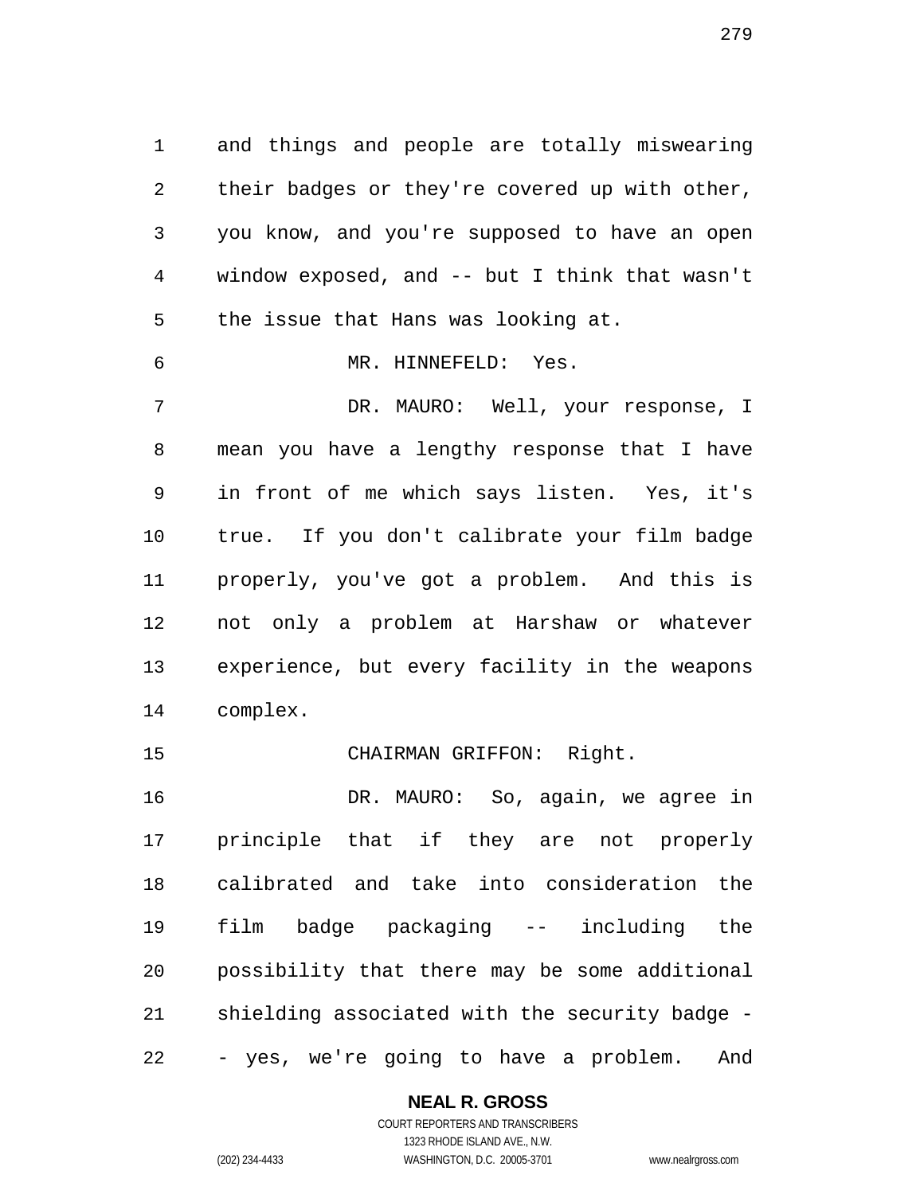and things and people are totally miswearing their badges or they're covered up with other, you know, and you're supposed to have an open window exposed, and -- but I think that wasn't the issue that Hans was looking at.

MR. HINNEFELD: Yes.

DR. MAURO: Well, your response, I mean you have a lengthy response that I have in front of me which says listen. Yes, it's true. If you don't calibrate your film badge properly, you've got a problem. And this is not only a problem at Harshaw or whatever experience, but every facility in the weapons complex.

CHAIRMAN GRIFFON: Right.

DR. MAURO: So, again, we agree in principle that if they are not properly calibrated and take into consideration the film badge packaging -- including the possibility that there may be some additional shielding associated with the security badge -- yes, we're going to have a problem. And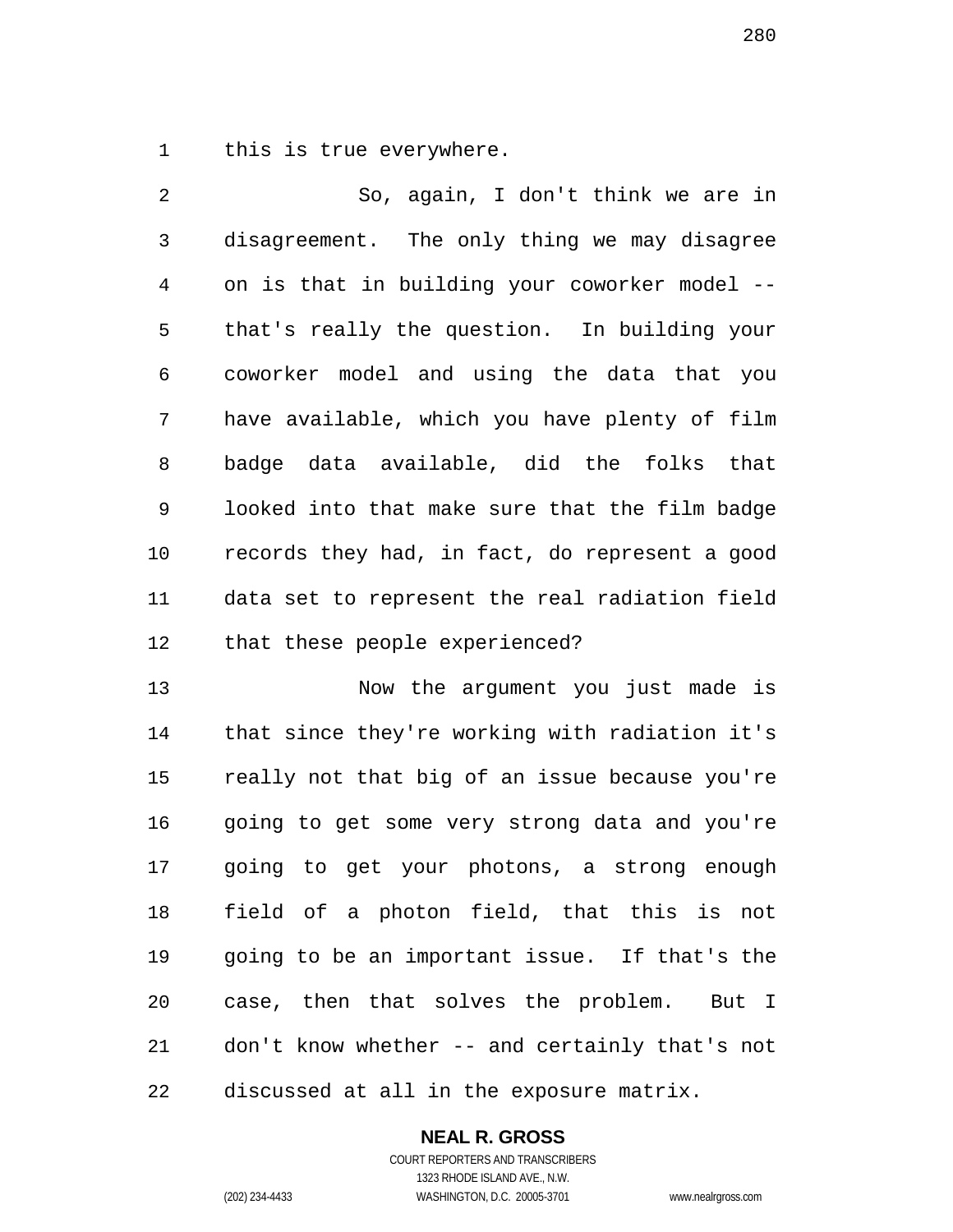this is true everywhere.

So, again, I don't think we are in disagreement. The only thing we may disagree on is that in building your coworker model -- that's really the question. In building your coworker model and using the data that you have available, which you have plenty of film badge data available, did the folks that looked into that make sure that the film badge records they had, in fact, do represent a good data set to represent the real radiation field that these people experienced?

Now the argument you just made is that since they're working with radiation it's really not that big of an issue because you're going to get some very strong data and you're going to get your photons, a strong enough field of a photon field, that this is not going to be an important issue. If that's the case, then that solves the problem. But I don't know whether -- and certainly that's not discussed at all in the exposure matrix.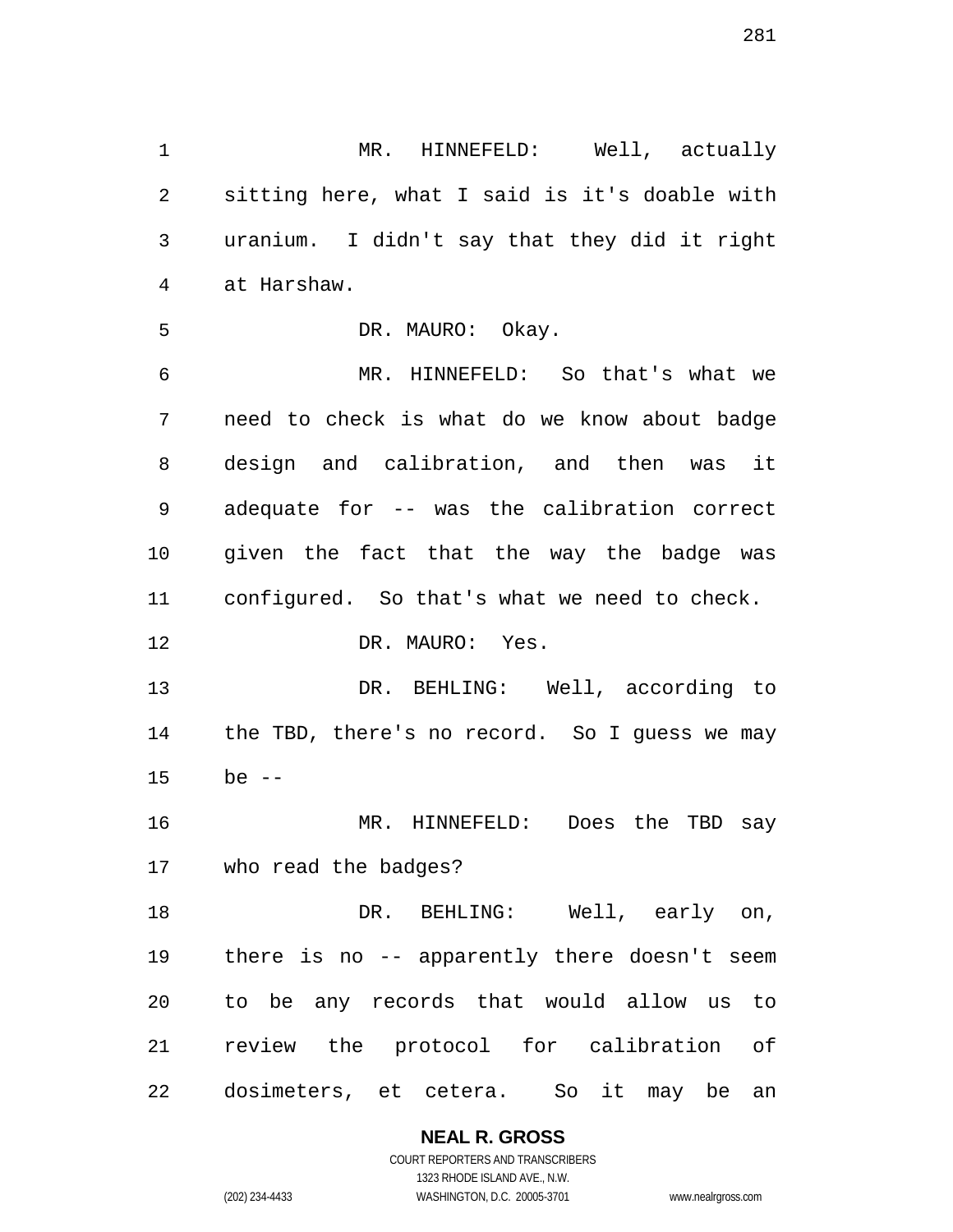MR. HINNEFELD: Well, actually sitting here, what I said is it's doable with uranium. I didn't say that they did it right at Harshaw.

DR. MAURO: Okay.

MR. HINNEFELD: So that's what we need to check is what do we know about badge design and calibration, and then was it adequate for -- was the calibration correct given the fact that the way the badge was configured. So that's what we need to check.

DR. MAURO: Yes.

DR. BEHLING: Well, according to the TBD, there's no record. So I guess we may be --

MR. HINNEFELD: Does the TBD say who read the badges?

DR. BEHLING: Well, early on, there is no -- apparently there doesn't seem to be any records that would allow us to review the protocol for calibration of dosimeters, et cetera. So it may be an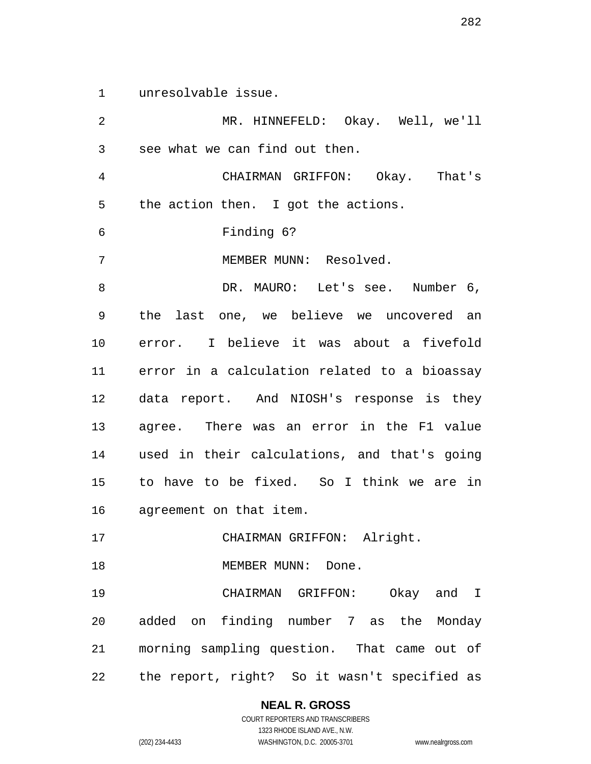unresolvable issue.

MR. HINNEFELD: Okay. Well, we'll see what we can find out then.

CHAIRMAN GRIFFON: Okay. That's the action then. I got the actions.

Finding 6?

MEMBER MUNN: Resolved.

DR. MAURO: Let's see. Number 6, the last one, we believe we uncovered an error. I believe it was about a fivefold error in a calculation related to a bioassay data report. And NIOSH's response is they agree. There was an error in the F1 value used in their calculations, and that's going to have to be fixed. So I think we are in agreement on that item.

CHAIRMAN GRIFFON: Alright.

MEMBER MUNN: Done.

CHAIRMAN GRIFFON: Okay and I added on finding number 7 as the Monday morning sampling question. That came out of the report, right? So it wasn't specified as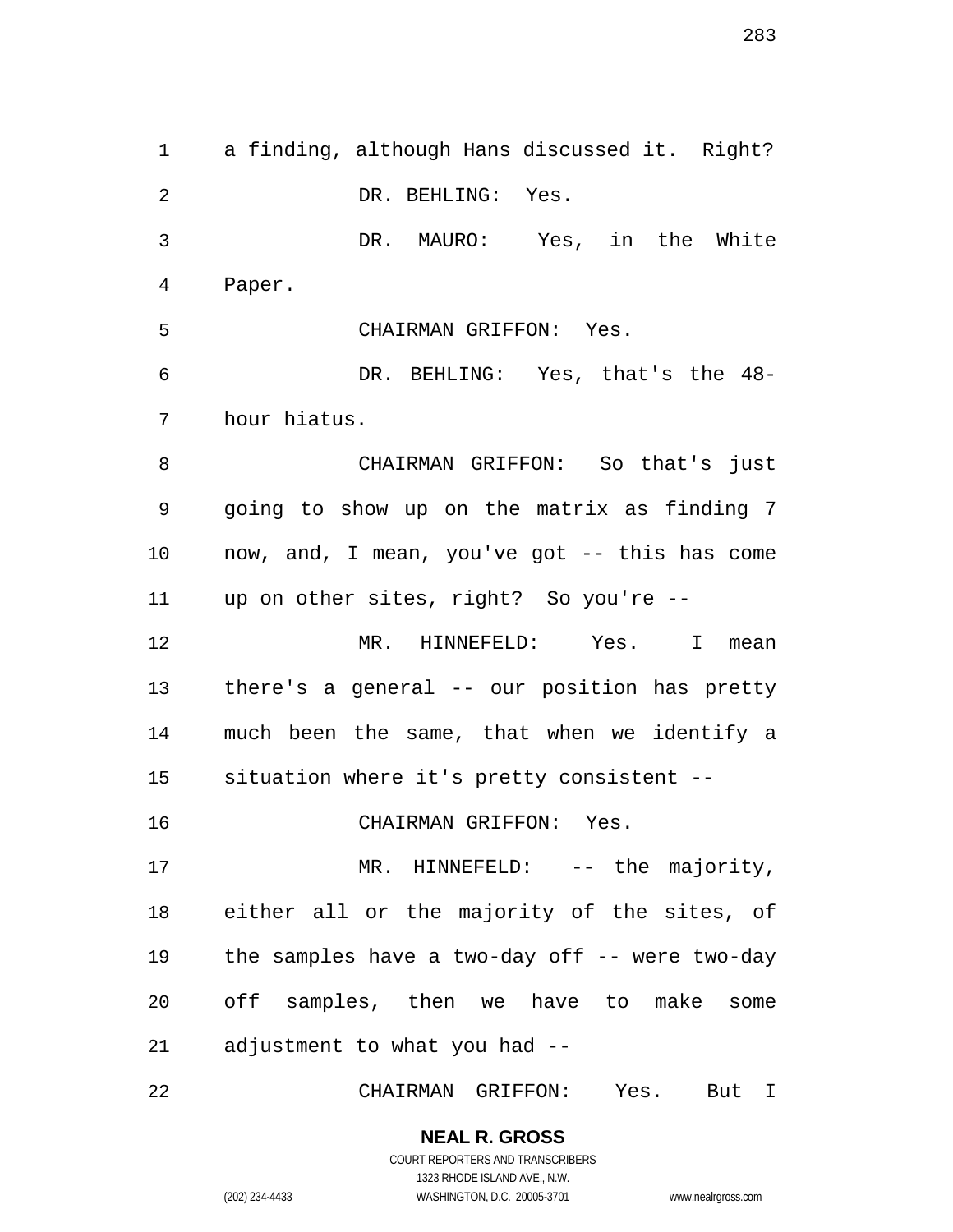a finding, although Hans discussed it. Right?

DR. BEHLING: Yes.

DR. MAURO: Yes, in the White Paper.

CHAIRMAN GRIFFON: Yes.

DR. BEHLING: Yes, that's the 48-hour hiatus.

CHAIRMAN GRIFFON: So that's just going to show up on the matrix as finding 7 now, and, I mean, you've got -- this has come up on other sites, right? So you're --

MR. HINNEFELD: Yes. I mean there's a general -- our position has pretty much been the same, that when we identify a situation where it's pretty consistent --

CHAIRMAN GRIFFON: Yes.

MR. HINNEFELD: -- the majority, either all or the majority of the sites, of the samples have a two-day off -- were two-day off samples, then we have to make some adjustment to what you had --

CHAIRMAN GRIFFON: Yes. But I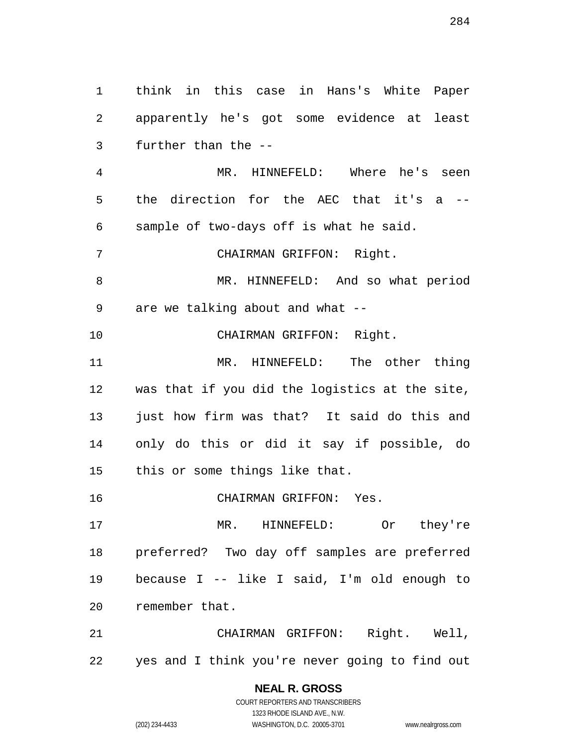think in this case in Hans's White Paper apparently he's got some evidence at least further than the --

MR. HINNEFELD: Where he's seen the direction for the AEC that it's a -- sample of two-days off is what he said.

CHAIRMAN GRIFFON: Right.

MR. HINNEFELD: And so what period are we talking about and what --

CHAIRMAN GRIFFON: Right.

MR. HINNEFELD: The other thing was that if you did the logistics at the site, just how firm was that? It said do this and only do this or did it say if possible, do this or some things like that.

CHAIRMAN GRIFFON: Yes.

MR. HINNEFELD: Or they're preferred? Two day off samples are preferred because I -- like I said, I'm old enough to remember that.

CHAIRMAN GRIFFON: Right. Well, yes and I think you're never going to find out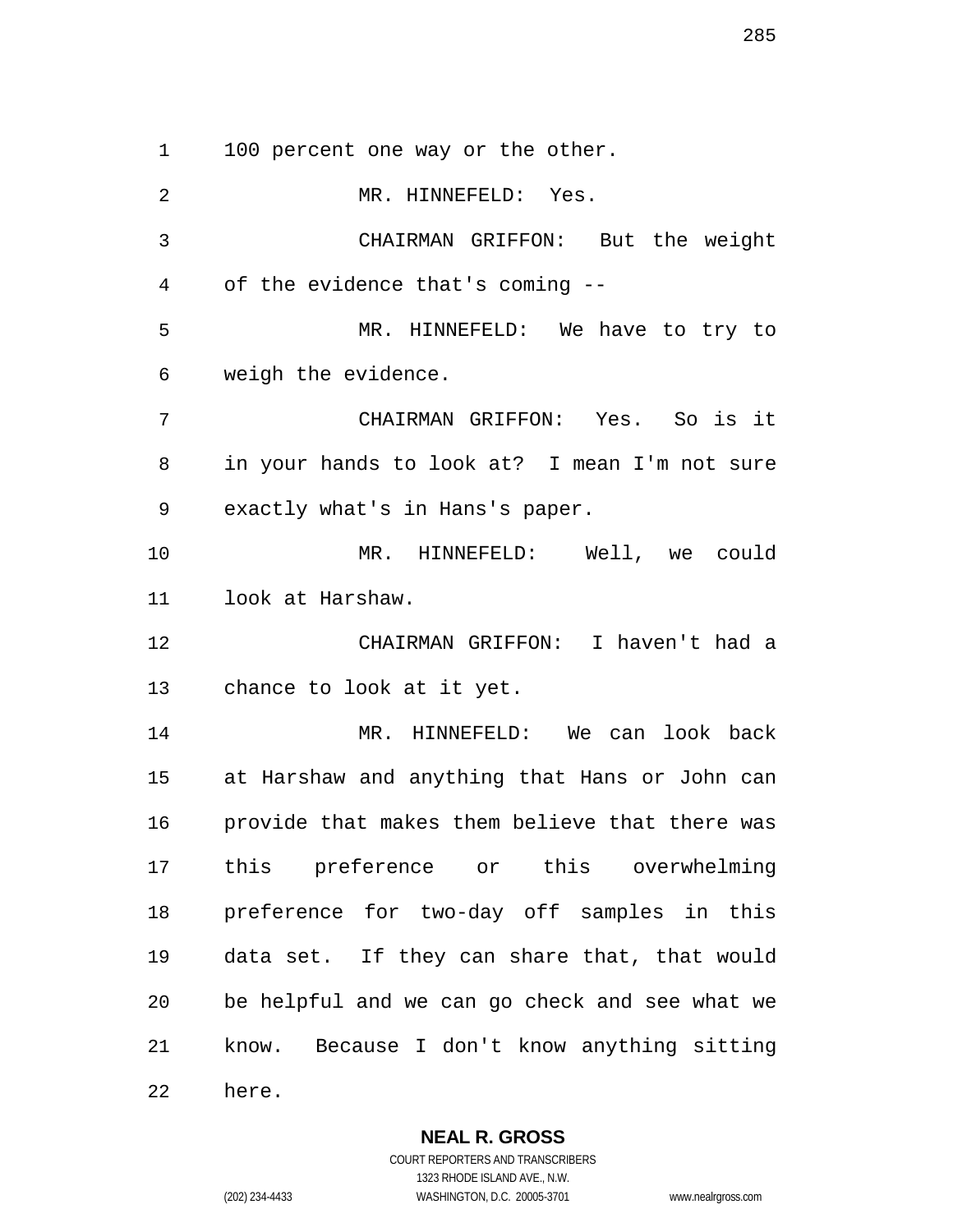100 percent one way or the other.

MR. HINNEFELD: Yes.

CHAIRMAN GRIFFON: But the weight of the evidence that's coming --

MR. HINNEFELD: We have to try to weigh the evidence.

CHAIRMAN GRIFFON: Yes. So is it in your hands to look at? I mean I'm not sure exactly what's in Hans's paper.

MR. HINNEFELD: Well, we could look at Harshaw.

CHAIRMAN GRIFFON: I haven't had a chance to look at it yet.

MR. HINNEFELD: We can look back at Harshaw and anything that Hans or John can provide that makes them believe that there was this preference or this overwhelming preference for two-day off samples in this data set. If they can share that, that would be helpful and we can go check and see what we know. Because I don't know anything sitting here.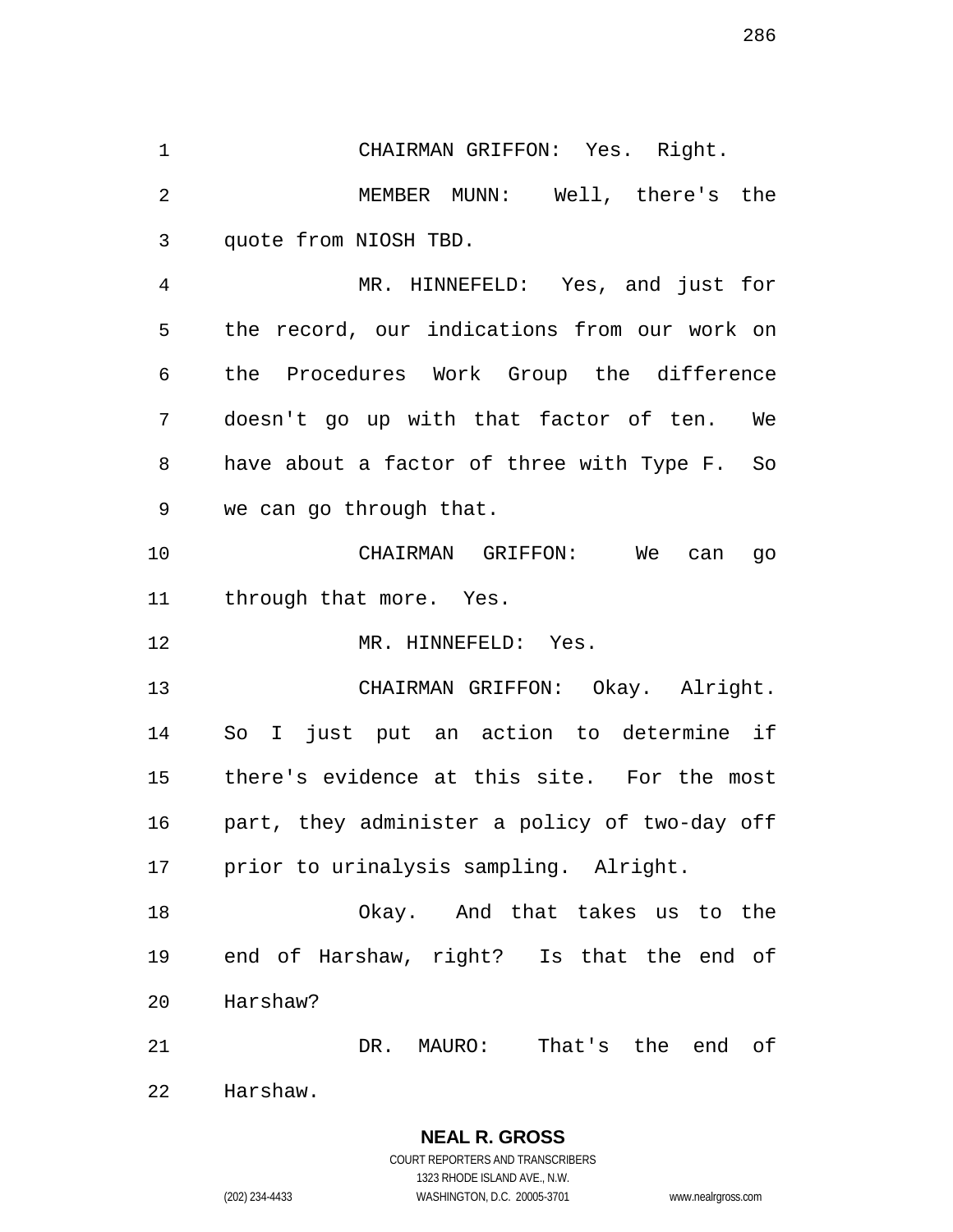CHAIRMAN GRIFFON: Yes. Right.

MEMBER MUNN: Well, there's the quote from NIOSH TBD.

MR. HINNEFELD: Yes, and just for the record, our indications from our work on the Procedures Work Group the difference doesn't go up with that factor of ten. We have about a factor of three with Type F. So we can go through that.

CHAIRMAN GRIFFON: We can go through that more. Yes.

MR. HINNEFELD: Yes.

CHAIRMAN GRIFFON: Okay. Alright. So I just put an action to determine if there's evidence at this site. For the most part, they administer a policy of two-day off prior to urinalysis sampling. Alright.

Okay. And that takes us to the end of Harshaw, right? Is that the end of Harshaw?

DR. MAURO: That's the end of Harshaw.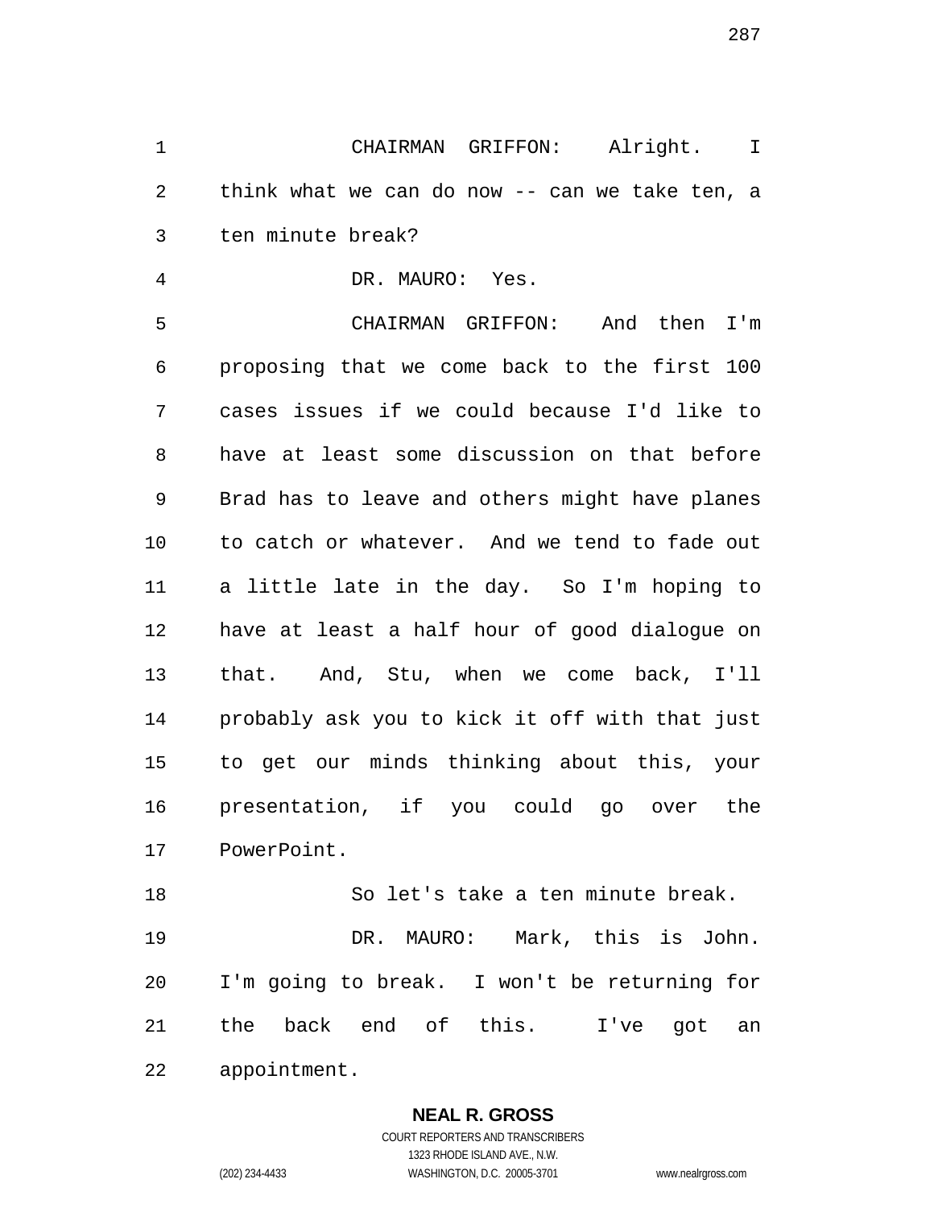CHAIRMAN GRIFFON: Alright. I think what we can do now -- can we take ten, a ten minute break?

DR. MAURO: Yes.

CHAIRMAN GRIFFON: And then I'm proposing that we come back to the first 100 cases issues if we could because I'd like to have at least some discussion on that before Brad has to leave and others might have planes to catch or whatever. And we tend to fade out a little late in the day. So I'm hoping to have at least a half hour of good dialogue on that. And, Stu, when we come back, I'll probably ask you to kick it off with that just to get our minds thinking about this, your presentation, if you could go over the PowerPoint.

So let's take a ten minute break.

DR. MAURO: Mark, this is John. I'm going to break. I won't be returning for the back end of this. I've got an appointment.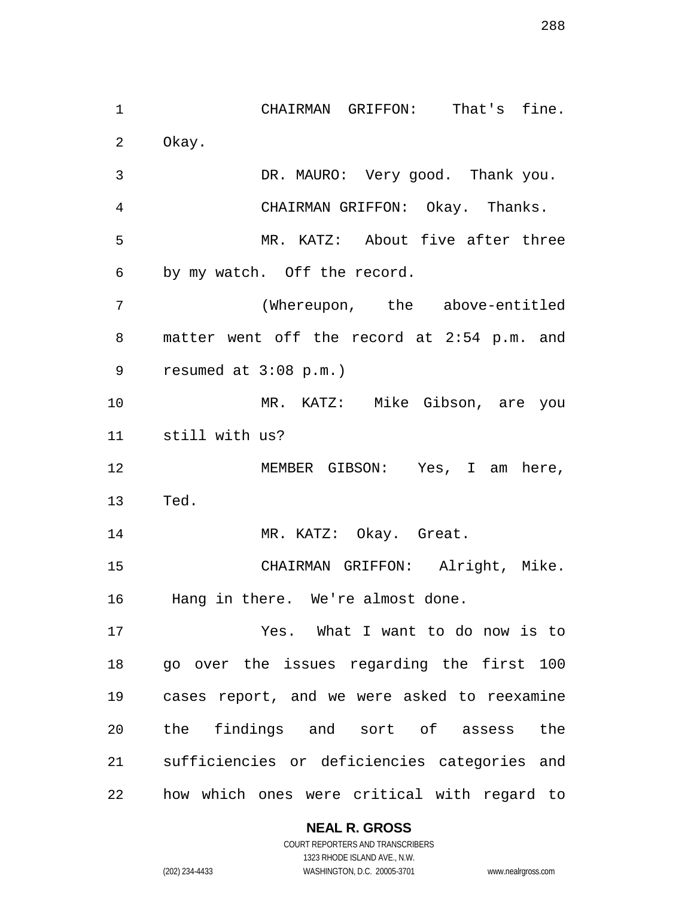CHAIRMAN GRIFFON: That's fine. Okay.

DR. MAURO: Very good. Thank you.

CHAIRMAN GRIFFON: Okay. Thanks.

MR. KATZ: About five after three by my watch. Off the record.

(Whereupon, the above-entitled matter went off the record at 2:54 p.m. and resumed at 3:08 p.m.)

MR. KATZ: Mike Gibson, are you still with us?

MEMBER GIBSON: Yes, I am here, Ted.

MR. KATZ: Okay. Great.

CHAIRMAN GRIFFON: Alright, Mike. Hang in there. We're almost done.

Yes. What I want to do now is to go over the issues regarding the first 100 cases report, and we were asked to reexamine the findings and sort of assess the sufficiencies or deficiencies categories and how which ones were critical with regard to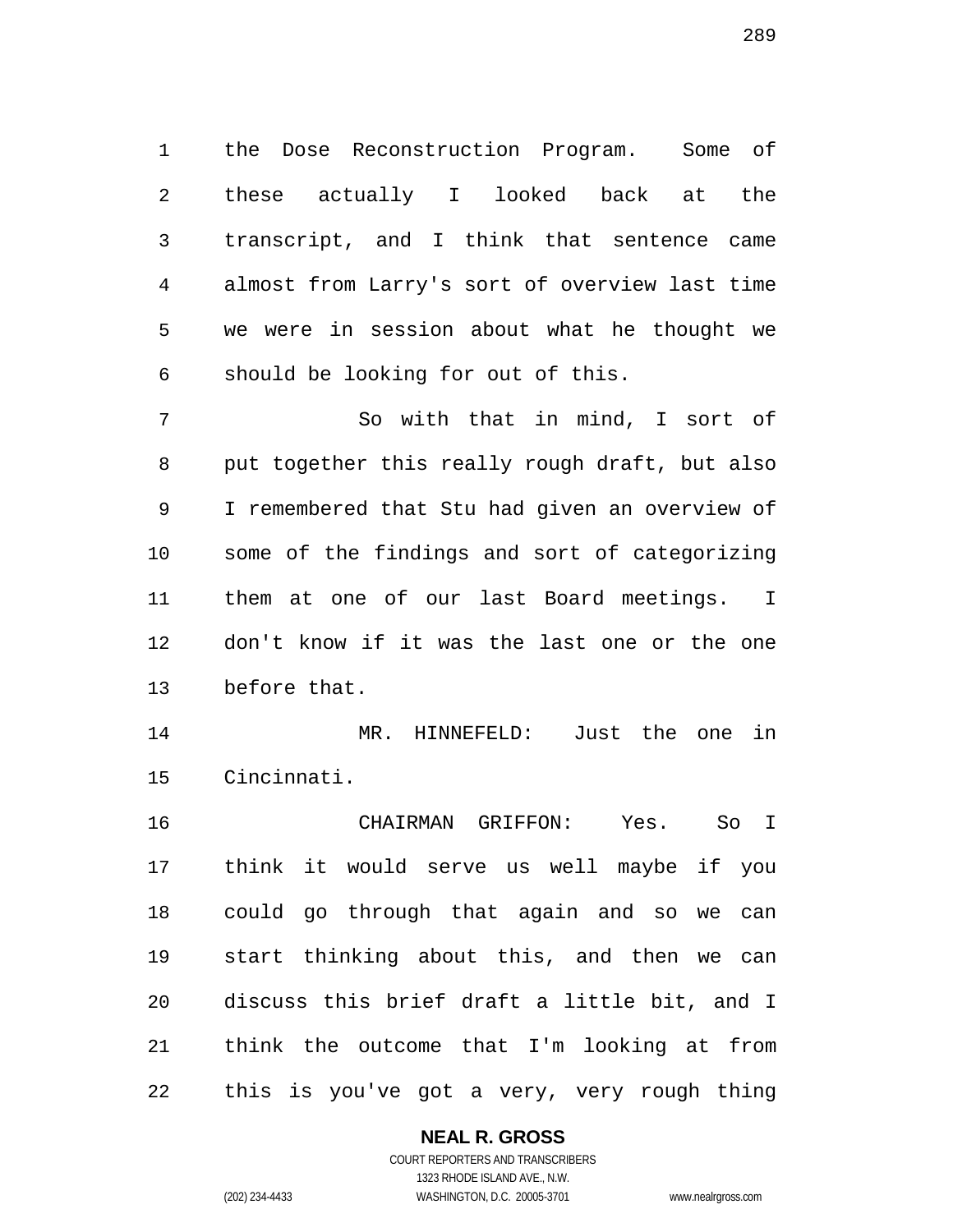the Dose Reconstruction Program. Some of these actually I looked back at the transcript, and I think that sentence came almost from Larry's sort of overview last time we were in session about what he thought we should be looking for out of this.

So with that in mind, I sort of put together this really rough draft, but also I remembered that Stu had given an overview of some of the findings and sort of categorizing them at one of our last Board meetings. I don't know if it was the last one or the one before that.

MR. HINNEFELD: Just the one in Cincinnati.

CHAIRMAN GRIFFON: Yes. So I think it would serve us well maybe if you could go through that again and so we can start thinking about this, and then we can discuss this brief draft a little bit, and I think the outcome that I'm looking at from this is you've got a very, very rough thing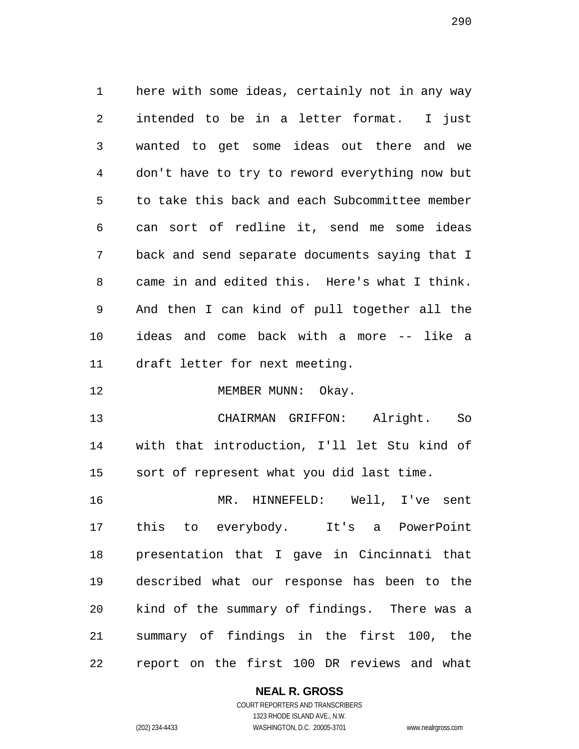here with some ideas, certainly not in any way intended to be in a letter format. I just wanted to get some ideas out there and we don't have to try to reword everything now but to take this back and each Subcommittee member can sort of redline it, send me some ideas back and send separate documents saying that I came in and edited this. Here's what I think. And then I can kind of pull together all the ideas and come back with a more -- like a draft letter for next meeting.

MEMBER MUNN: Okay.

CHAIRMAN GRIFFON: Alright. So with that introduction, I'll let Stu kind of sort of represent what you did last time.

MR. HINNEFELD: Well, I've sent this to everybody. It's a PowerPoint presentation that I gave in Cincinnati that described what our response has been to the kind of the summary of findings. There was a summary of findings in the first 100, the report on the first 100 DR reviews and what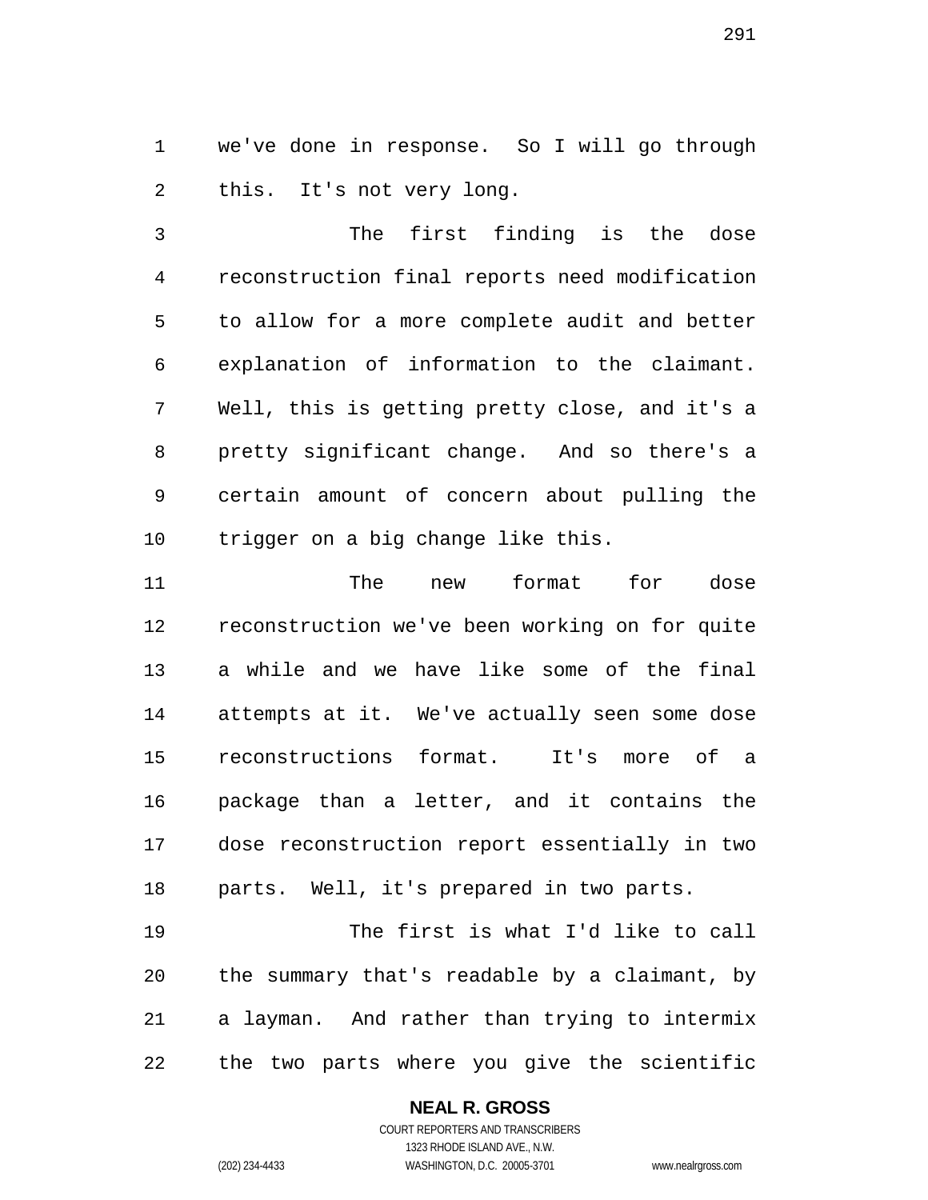we've done in response. So I will go through this. It's not very long.

The first finding is the dose reconstruction final reports need modification to allow for a more complete audit and better explanation of information to the claimant. Well, this is getting pretty close, and it's a pretty significant change. And so there's a certain amount of concern about pulling the trigger on a big change like this.

The new format for dose reconstruction we've been working on for quite a while and we have like some of the final attempts at it. We've actually seen some dose reconstructions format. It's more of a package than a letter, and it contains the dose reconstruction report essentially in two parts. Well, it's prepared in two parts.

The first is what I'd like to call the summary that's readable by a claimant, by a layman. And rather than trying to intermix the two parts where you give the scientific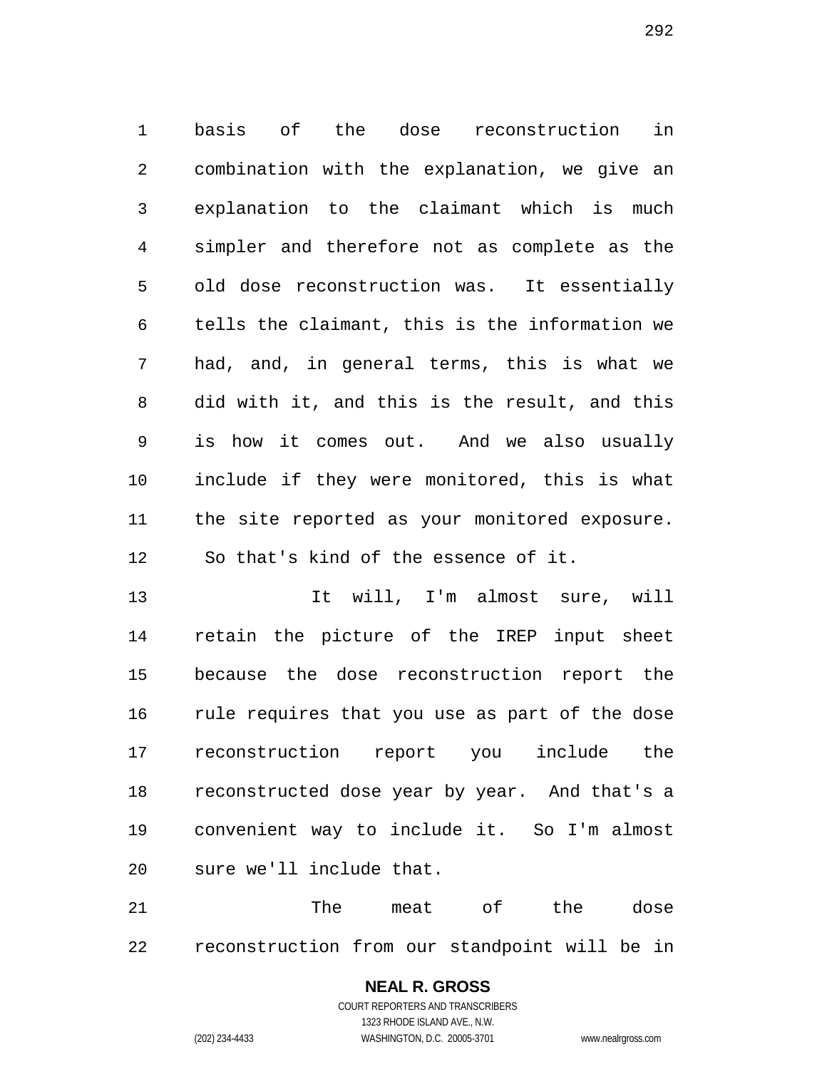basis of the dose reconstruction in combination with the explanation, we give an explanation to the claimant which is much simpler and therefore not as complete as the old dose reconstruction was. It essentially tells the claimant, this is the information we had, and, in general terms, this is what we did with it, and this is the result, and this is how it comes out. And we also usually include if they were monitored, this is what the site reported as your monitored exposure. So that's kind of the essence of it.

It will, I'm almost sure, will retain the picture of the IREP input sheet because the dose reconstruction report the rule requires that you use as part of the dose reconstruction report you include the reconstructed dose year by year. And that's a convenient way to include it. So I'm almost sure we'll include that.

The meat of the dose reconstruction from our standpoint will be in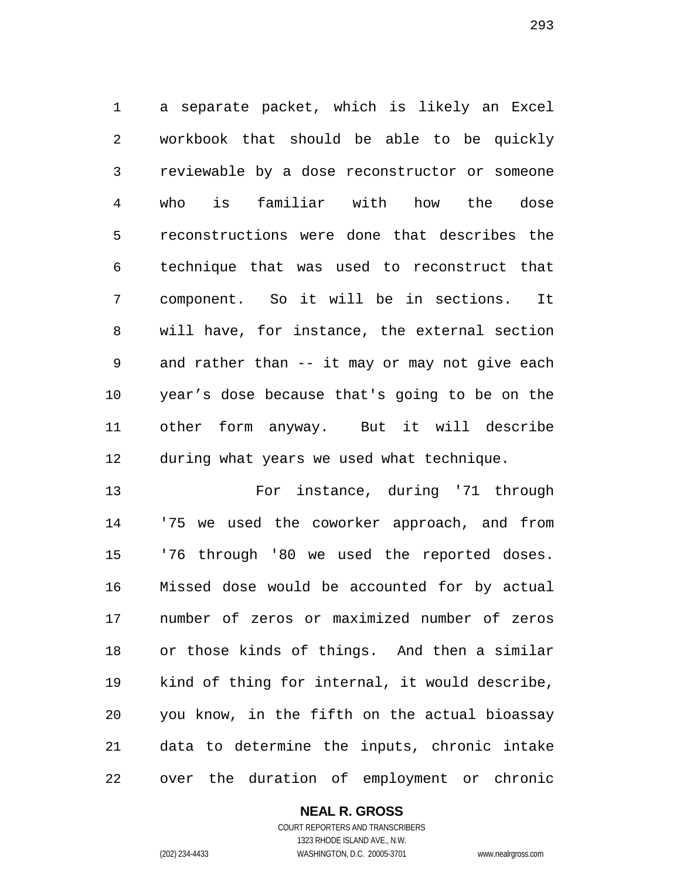a separate packet, which is likely an Excel workbook that should be able to be quickly reviewable by a dose reconstructor or someone who is familiar with how the dose reconstructions were done that describes the technique that was used to reconstruct that component. So it will be in sections. It will have, for instance, the external section and rather than -- it may or may not give each year’s dose because that's going to be on the other form anyway. But it will describe during what years we used what technique.

For instance, during '71 through '75 we used the coworker approach, and from '76 through '80 we used the reported doses. Missed dose would be accounted for by actual number of zeros or maximized number of zeros or those kinds of things. And then a similar kind of thing for internal, it would describe, you know, in the fifth on the actual bioassay data to determine the inputs, chronic intake over the duration of employment or chronic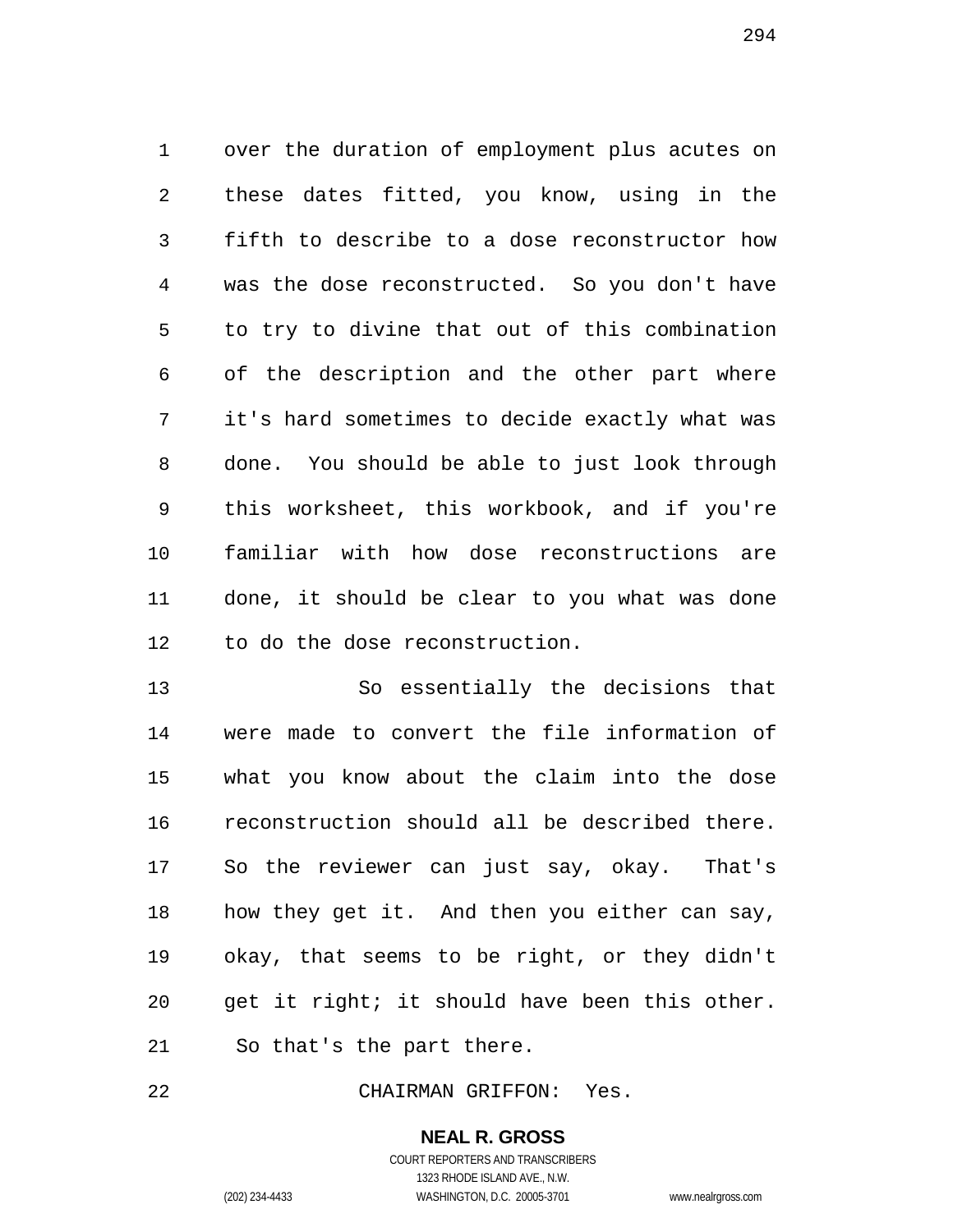over the duration of employment plus acutes on these dates fitted, you know, using in the fifth to describe to a dose reconstructor how was the dose reconstructed. So you don't have to try to divine that out of this combination of the description and the other part where it's hard sometimes to decide exactly what was done. You should be able to just look through this worksheet, this workbook, and if you're familiar with how dose reconstructions are done, it should be clear to you what was done to do the dose reconstruction.

So essentially the decisions that were made to convert the file information of what you know about the claim into the dose reconstruction should all be described there. So the reviewer can just say, okay. That's how they get it. And then you either can say, okay, that seems to be right, or they didn't get it right; it should have been this other. So that's the part there.

CHAIRMAN GRIFFON: Yes.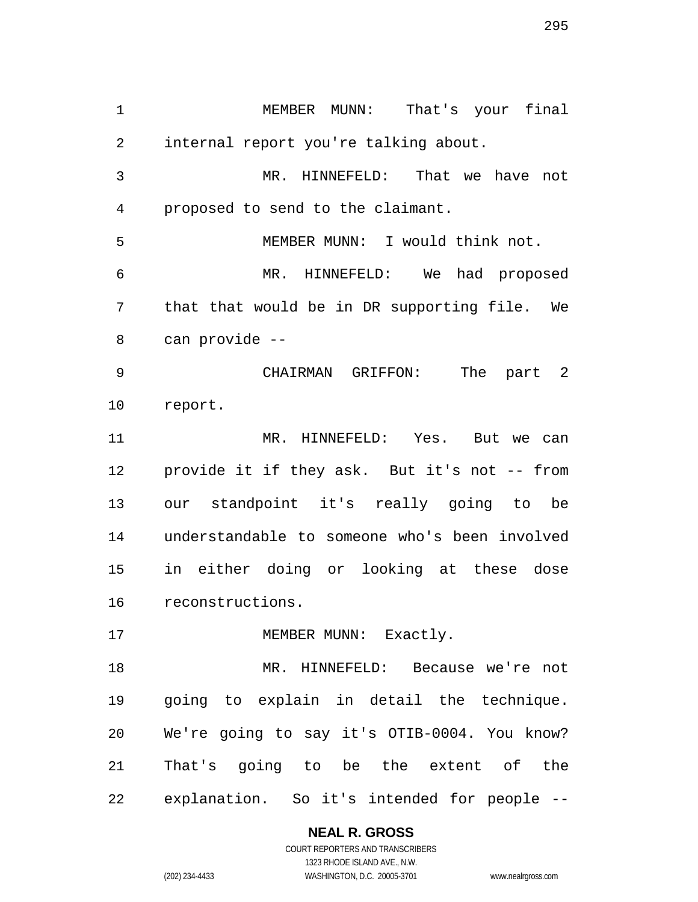MEMBER MUNN: That's your final internal report you're talking about.

MR. HINNEFELD: That we have not proposed to send to the claimant.

MEMBER MUNN: I would think not.

MR. HINNEFELD: We had proposed that that would be in DR supporting file. We can provide --

CHAIRMAN GRIFFON: The part 2 report.

MR. HINNEFELD: Yes. But we can provide it if they ask. But it's not -- from our standpoint it's really going to be understandable to someone who's been involved in either doing or looking at these dose reconstructions.

MEMBER MUNN: Exactly.

MR. HINNEFELD: Because we're not going to explain in detail the technique. We're going to say it's OTIB-0004. You know? That's going to be the extent of the explanation. So it's intended for people --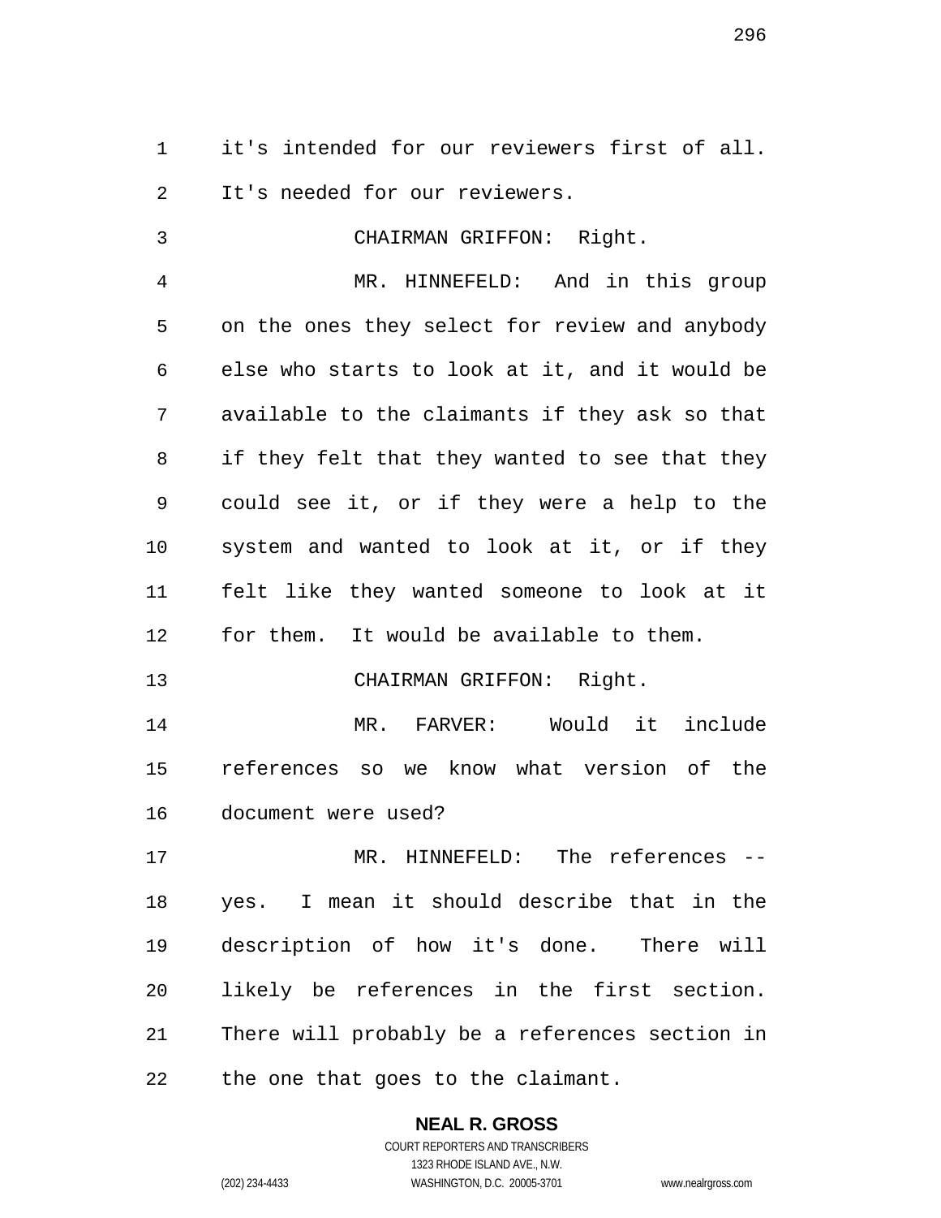it's intended for our reviewers first of all. It's needed for our reviewers.

CHAIRMAN GRIFFON: Right.

MR. HINNEFELD: And in this group on the ones they select for review and anybody else who starts to look at it, and it would be available to the claimants if they ask so that if they felt that they wanted to see that they could see it, or if they were a help to the system and wanted to look at it, or if they felt like they wanted someone to look at it for them. It would be available to them.

CHAIRMAN GRIFFON: Right.

MR. FARVER: Would it include references so we know what version of the document were used?

MR. HINNEFELD: The references -- yes. I mean it should describe that in the description of how it's done. There will likely be references in the first section. There will probably be a references section in the one that goes to the claimant.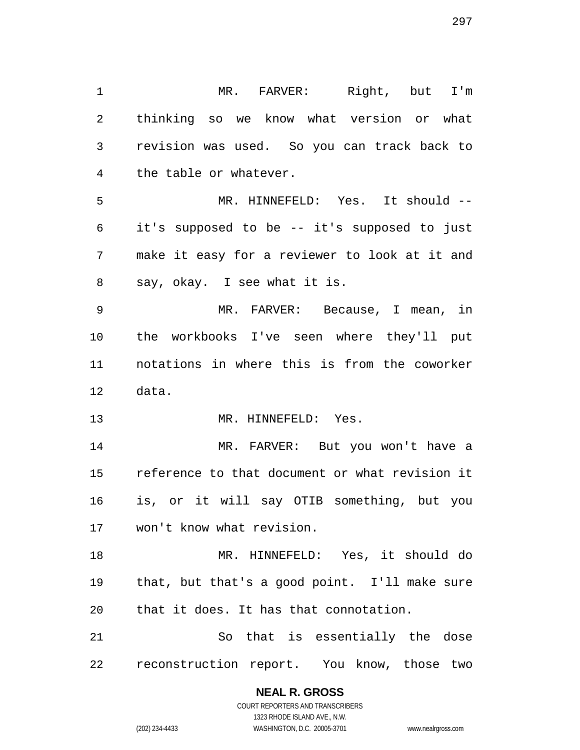MR. FARVER: Right, but I'm thinking so we know what version or what revision was used. So you can track back to the table or whatever.

MR. HINNEFELD: Yes. It should -- it's supposed to be -- it's supposed to just make it easy for a reviewer to look at it and say, okay. I see what it is.

MR. FARVER: Because, I mean, in the workbooks I've seen where they'll put notations in where this is from the coworker data.

MR. HINNEFELD: Yes.

MR. FARVER: But you won't have a reference to that document or what revision it is, or it will say OTIB something, but you won't know what revision.

MR. HINNEFELD: Yes, it should do that, but that's a good point. I'll make sure that it does. It has that connotation.

So that is essentially the dose reconstruction report. You know, those two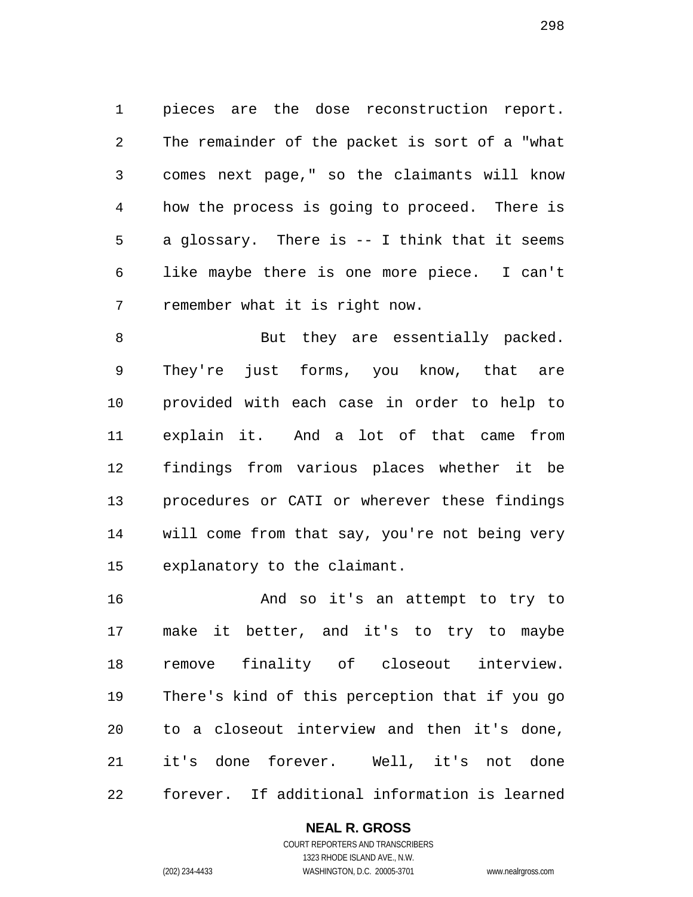pieces are the dose reconstruction report. The remainder of the packet is sort of a "what comes next page," so the claimants will know how the process is going to proceed. There is a glossary. There is -- I think that it seems like maybe there is one more piece. I can't remember what it is right now.

But they are essentially packed. They're just forms, you know, that are provided with each case in order to help to explain it. And a lot of that came from findings from various places whether it be procedures or CATI or wherever these findings will come from that say, you're not being very explanatory to the claimant.

And so it's an attempt to try to make it better, and it's to try to maybe remove finality of closeout interview. There's kind of this perception that if you go to a closeout interview and then it's done, it's done forever. Well, it's not done forever. If additional information is learned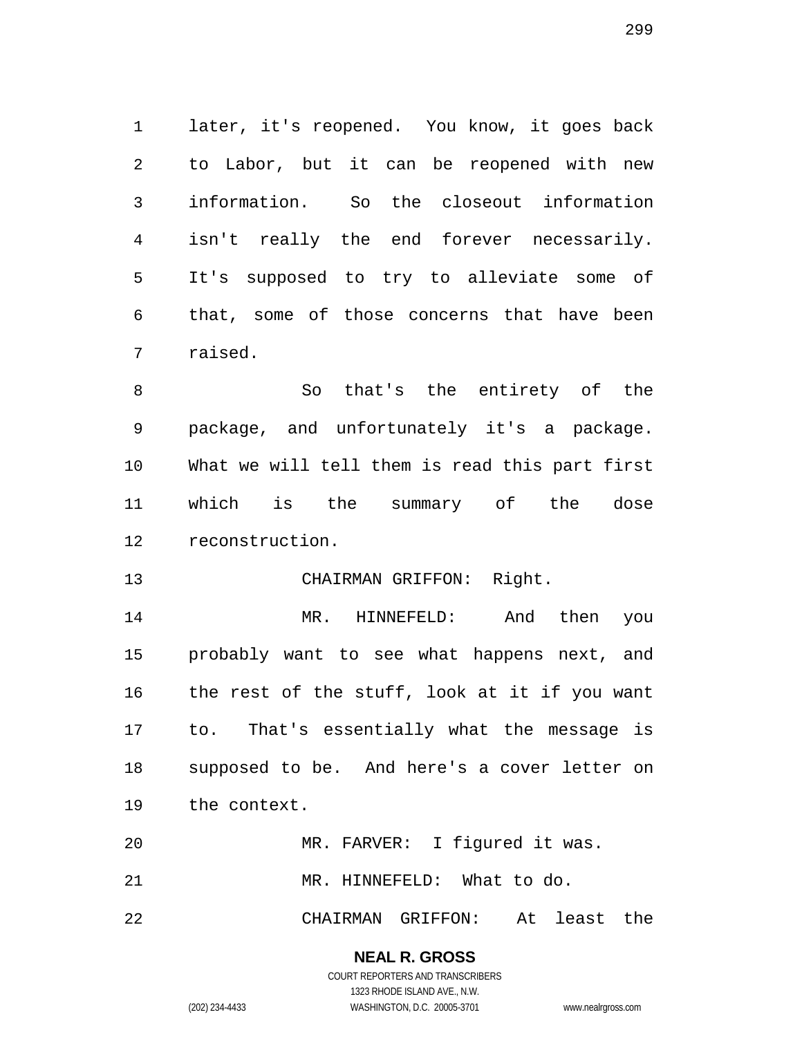later, it's reopened. You know, it goes back to Labor, but it can be reopened with new information. So the closeout information isn't really the end forever necessarily. It's supposed to try to alleviate some of that, some of those concerns that have been raised.

So that's the entirety of the package, and unfortunately it's a package. What we will tell them is read this part first which is the summary of the dose reconstruction.

CHAIRMAN GRIFFON: Right.

MR. HINNEFELD: And then you probably want to see what happens next, and the rest of the stuff, look at it if you want to. That's essentially what the message is supposed to be. And here's a cover letter on the context.

MR. FARVER: I figured it was.

MR. HINNEFELD: What to do.

CHAIRMAN GRIFFON: At least the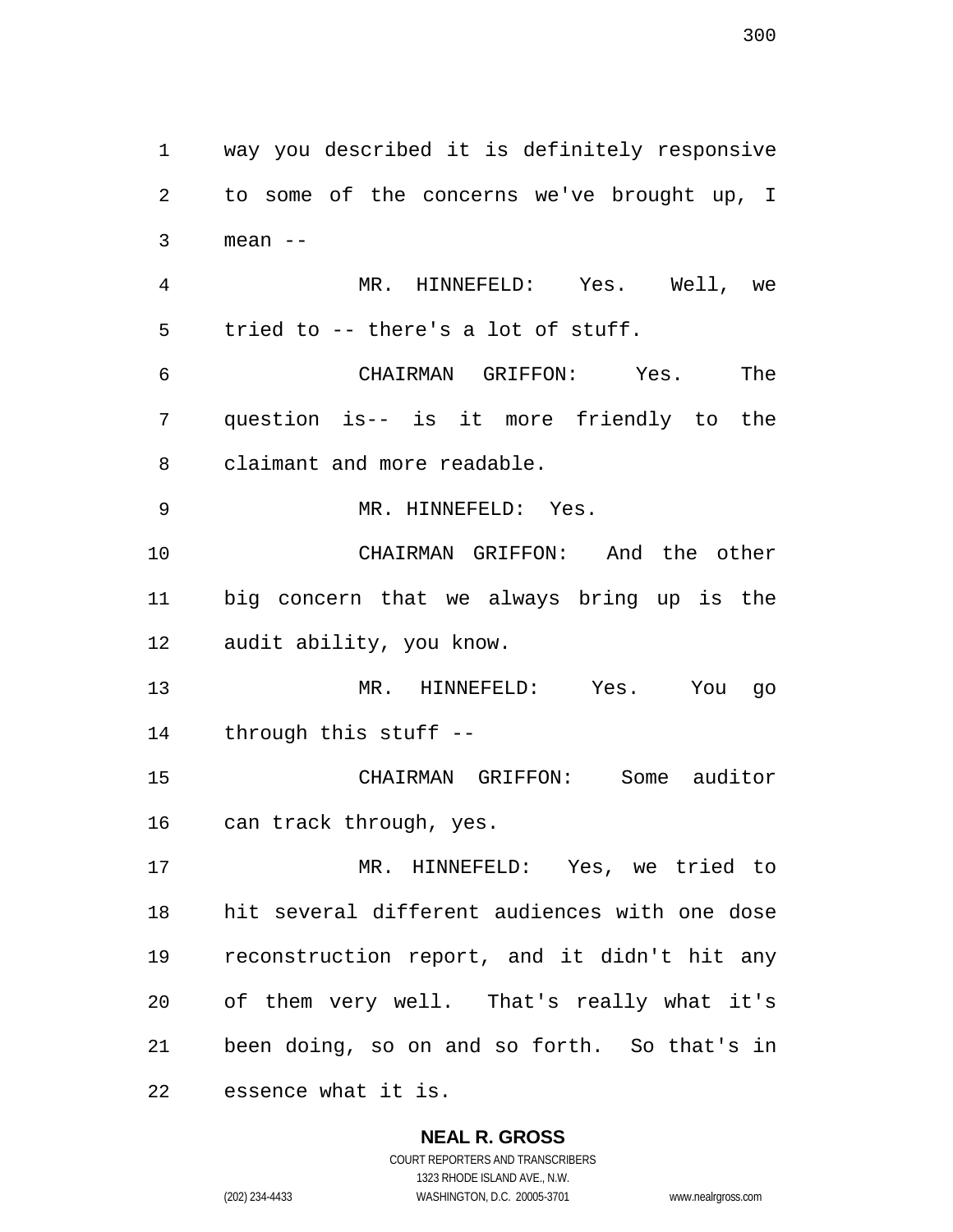way you described it is definitely responsive to some of the concerns we've brought up, I mean --

MR. HINNEFELD: Yes. Well, we tried to -- there's a lot of stuff.

CHAIRMAN GRIFFON: Yes. The question is-- is it more friendly to the claimant and more readable.

MR. HINNEFELD: Yes.

CHAIRMAN GRIFFON: And the other big concern that we always bring up is the audit ability, you know.

MR. HINNEFELD: Yes. You go through this stuff --

CHAIRMAN GRIFFON: Some auditor can track through, yes.

MR. HINNEFELD: Yes, we tried to hit several different audiences with one dose reconstruction report, and it didn't hit any of them very well. That's really what it's been doing, so on and so forth. So that's in essence what it is.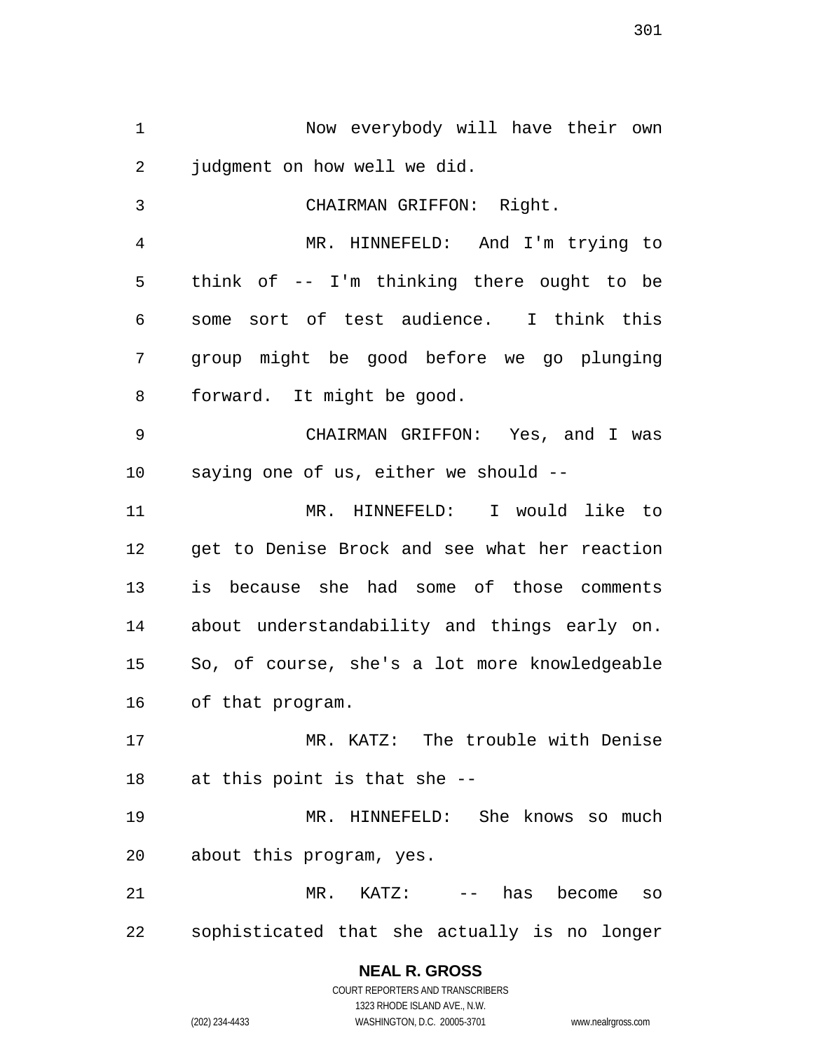Now everybody will have their own judgment on how well we did.

CHAIRMAN GRIFFON: Right.

MR. HINNEFELD: And I'm trying to think of -- I'm thinking there ought to be some sort of test audience. I think this group might be good before we go plunging forward. It might be good.

CHAIRMAN GRIFFON: Yes, and I was saying one of us, either we should --

MR. HINNEFELD: I would like to get to Denise Brock and see what her reaction is because she had some of those comments about understandability and things early on. So, of course, she's a lot more knowledgeable of that program.

MR. KATZ: The trouble with Denise at this point is that she --

MR. HINNEFELD: She knows so much about this program, yes.

MR. KATZ: -- has become so sophisticated that she actually is no longer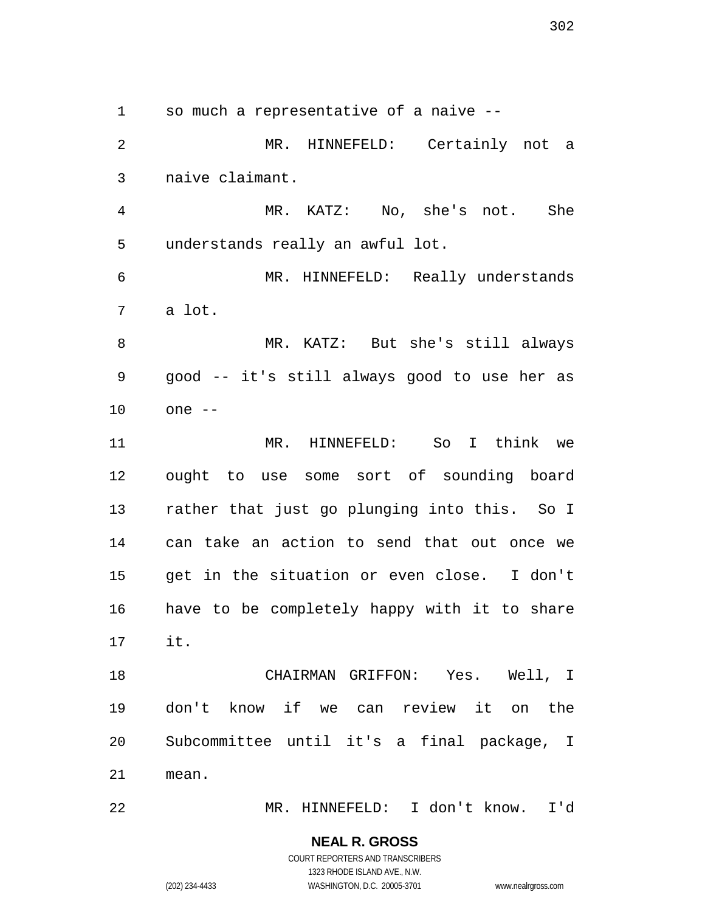so much a representative of a naive --

MR. HINNEFELD: Certainly not a naive claimant.

MR. KATZ: No, she's not. She understands really an awful lot.

MR. HINNEFELD: Really understands a lot.

MR. KATZ: But she's still always good -- it's still always good to use her as one --

MR. HINNEFELD: So I think we ought to use some sort of sounding board rather that just go plunging into this. So I can take an action to send that out once we get in the situation or even close. I don't have to be completely happy with it to share it.

CHAIRMAN GRIFFON: Yes. Well, I don't know if we can review it on the Subcommittee until it's a final package, I mean.

MR. HINNEFELD: I don't know. I'd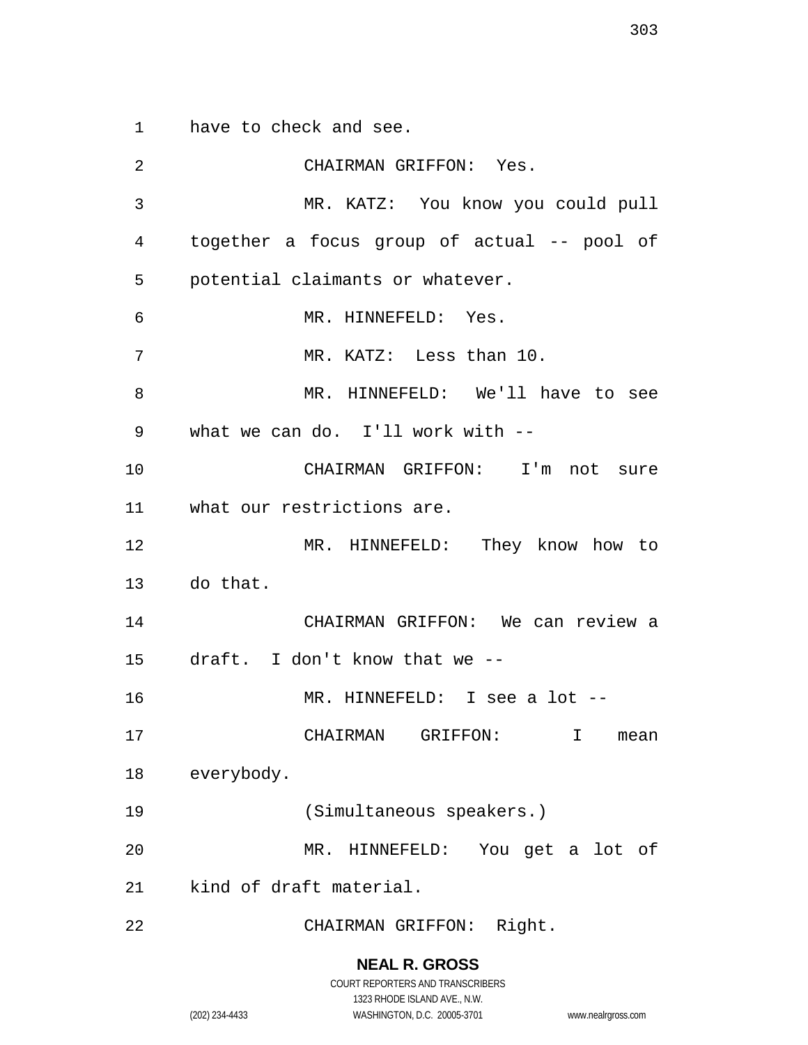have to check and see.

CHAIRMAN GRIFFON: Yes.

MR. KATZ: You know you could pull together a focus group of actual -- pool of potential claimants or whatever.

MR. HINNEFELD: Yes.

MR. KATZ: Less than 10.

MR. HINNEFELD: We'll have to see what we can do. I'll work with --

CHAIRMAN GRIFFON: I'm not sure what our restrictions are.

MR. HINNEFELD: They know how to do that.

CHAIRMAN GRIFFON: We can review a draft. I don't know that we --

MR. HINNEFELD: I see a lot --

CHAIRMAN GRIFFON: I mean everybody.

(Simultaneous speakers.)

MR. HINNEFELD: You get a lot of kind of draft material.

CHAIRMAN GRIFFON: Right.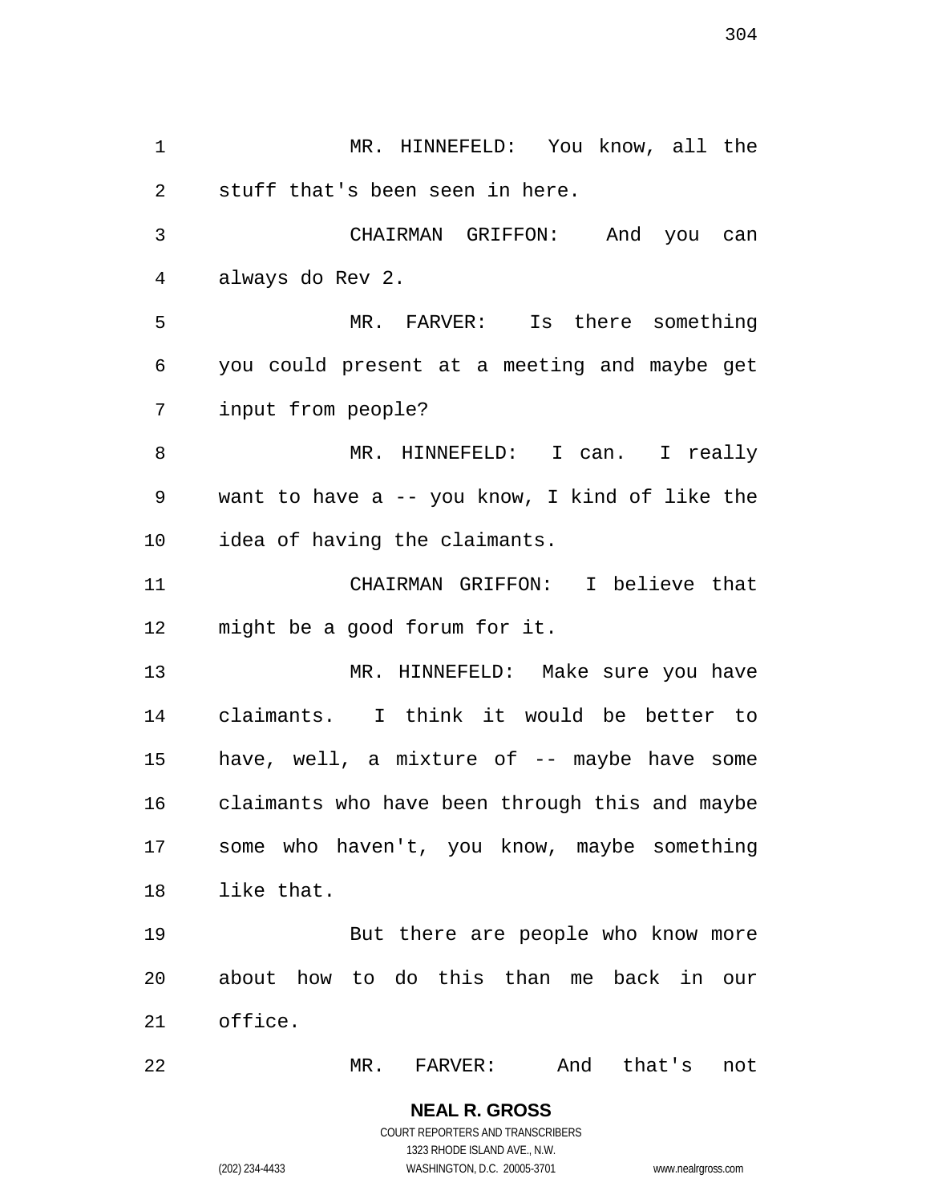MR. HINNEFELD: You know, all the stuff that's been seen in here.

CHAIRMAN GRIFFON: And you can always do Rev 2.

MR. FARVER: Is there something you could present at a meeting and maybe get input from people?

MR. HINNEFELD: I can. I really want to have a -- you know, I kind of like the idea of having the claimants.

CHAIRMAN GRIFFON: I believe that might be a good forum for it.

MR. HINNEFELD: Make sure you have claimants. I think it would be better to have, well, a mixture of -- maybe have some claimants who have been through this and maybe some who haven't, you know, maybe something like that.

But there are people who know more about how to do this than me back in our office.

MR. FARVER: And that's not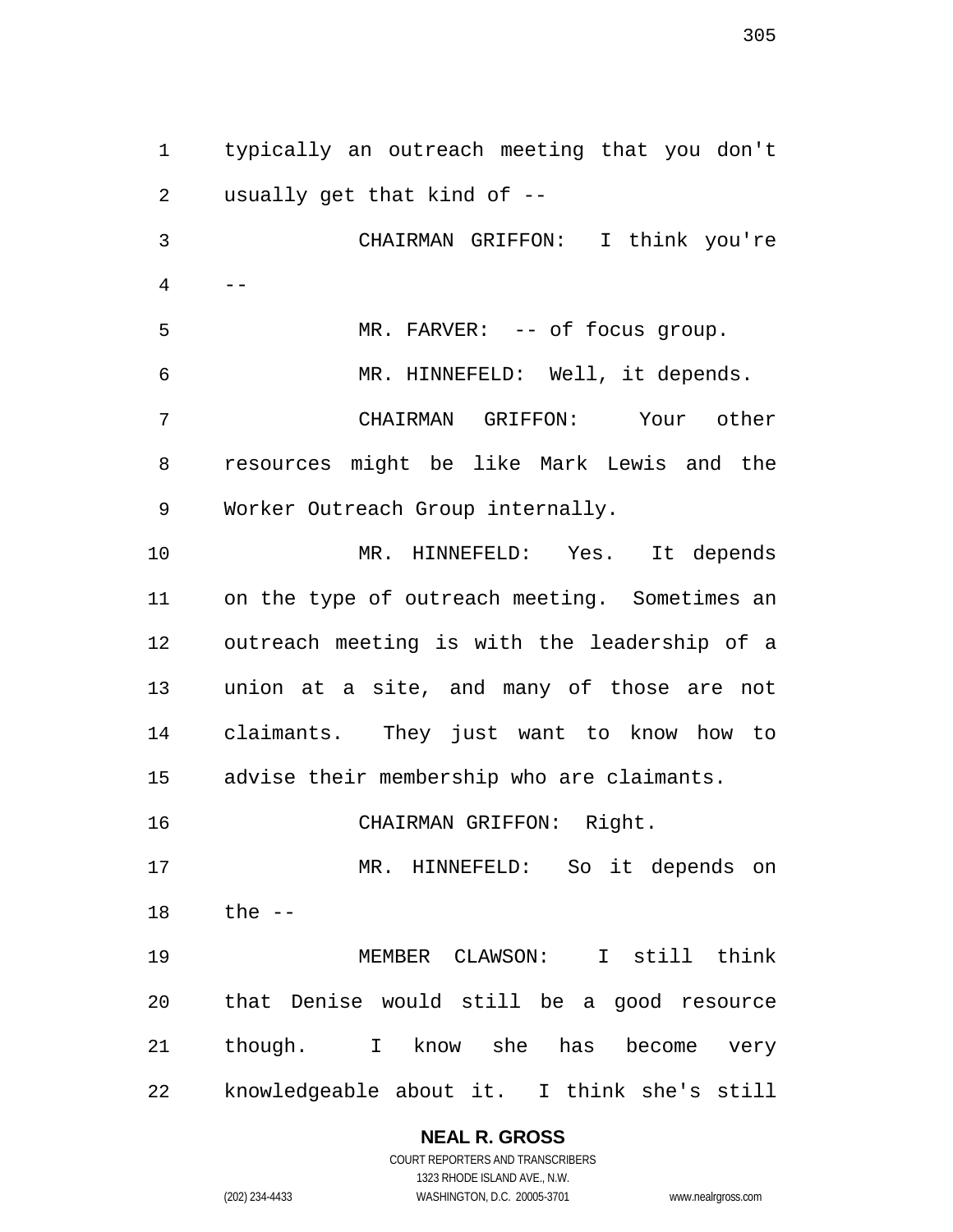typically an outreach meeting that you don't usually get that kind of --

CHAIRMAN GRIFFON: I think you're --

MR. FARVER: -- of focus group.

MR. HINNEFELD: Well, it depends.

CHAIRMAN GRIFFON: Your other resources might be like Mark Lewis and the Worker Outreach Group internally.

MR. HINNEFELD: Yes. It depends on the type of outreach meeting. Sometimes an outreach meeting is with the leadership of a union at a site, and many of those are not claimants. They just want to know how to advise their membership who are claimants.

CHAIRMAN GRIFFON: Right.

MR. HINNEFELD: So it depends on the --

MEMBER CLAWSON: I still think that Denise would still be a good resource though. I know she has become very knowledgeable about it. I think she's still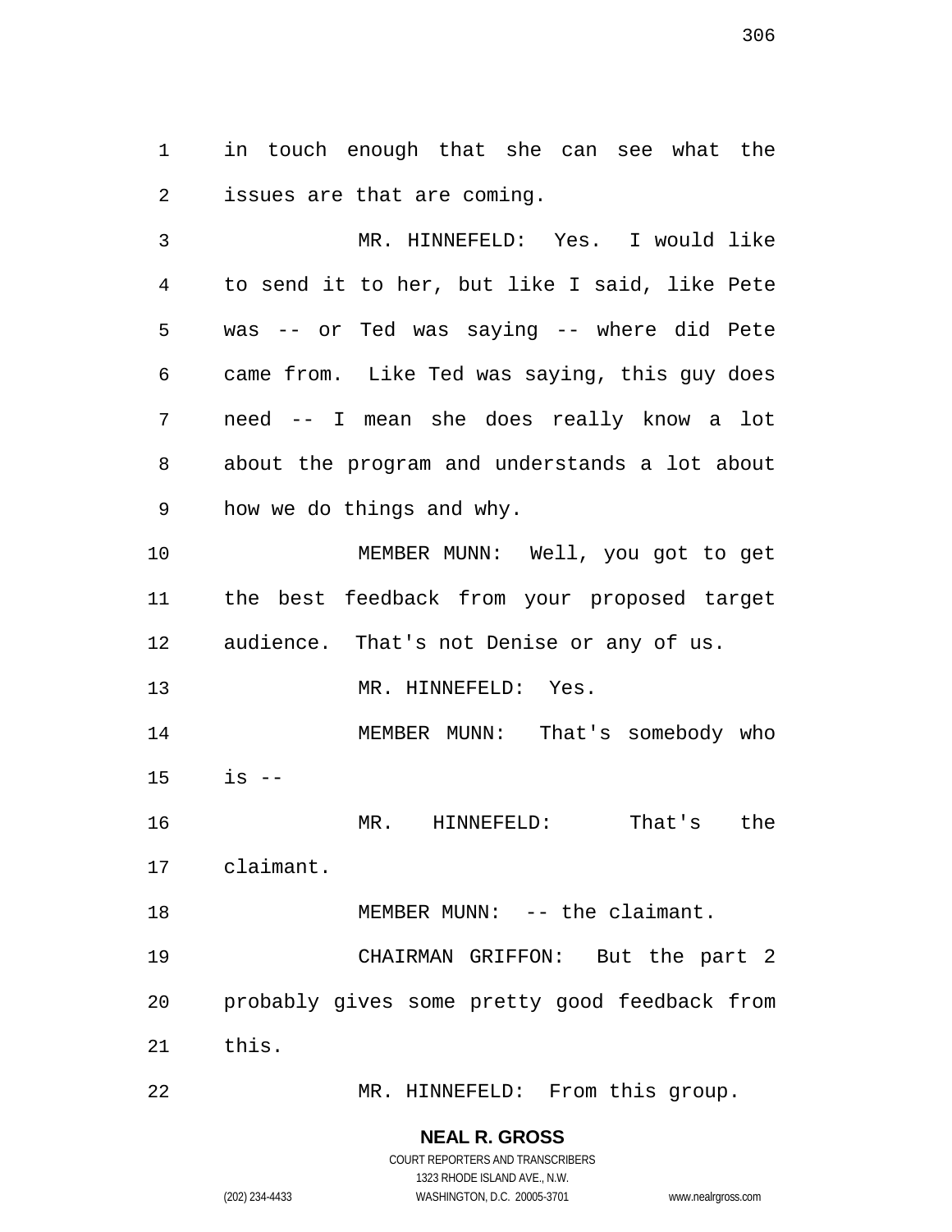in touch enough that she can see what the issues are that are coming.

MR. HINNEFELD: Yes. I would like to send it to her, but like I said, like Pete was -- or Ted was saying -- where did Pete came from. Like Ted was saying, this guy does need -- I mean she does really know a lot about the program and understands a lot about how we do things and why.

MEMBER MUNN: Well, you got to get the best feedback from your proposed target audience. That's not Denise or any of us.

MR. HINNEFELD: Yes.

MEMBER MUNN: That's somebody who is --

MR. HINNEFELD: That's the claimant.

MEMBER MUNN: -- the claimant.

CHAIRMAN GRIFFON: But the part 2 probably gives some pretty good feedback from this.

MR. HINNEFELD: From this group.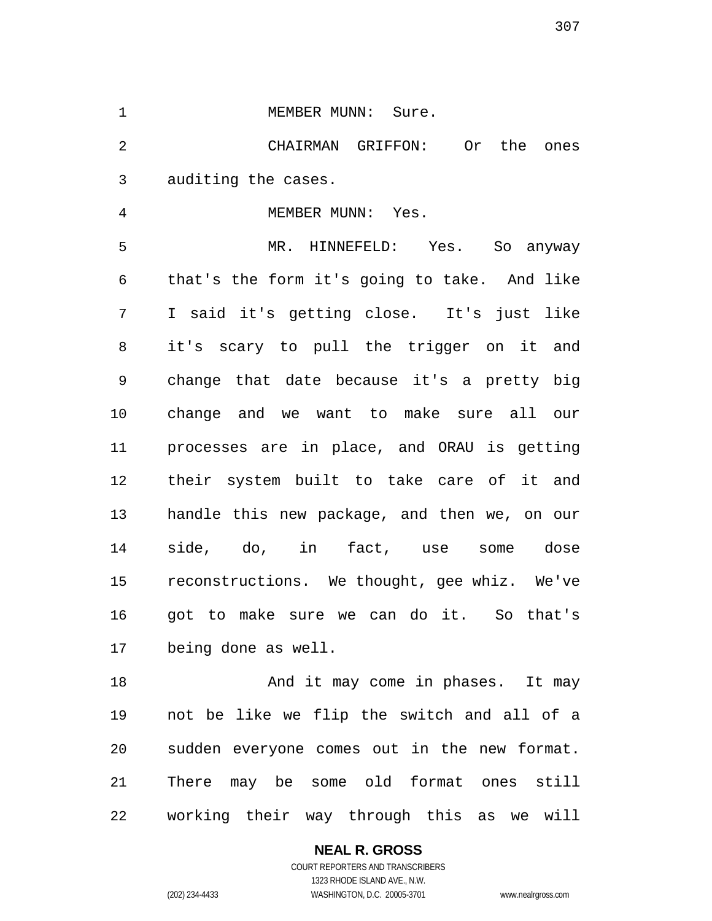MEMBER MUNN: Sure.

CHAIRMAN GRIFFON: Or the ones auditing the cases.

MEMBER MUNN: Yes.

MR. HINNEFELD: Yes. So anyway that's the form it's going to take. And like I said it's getting close. It's just like it's scary to pull the trigger on it and change that date because it's a pretty big change and we want to make sure all our processes are in place, and ORAU is getting their system built to take care of it and handle this new package, and then we, on our side, do, in fact, use some dose reconstructions. We thought, gee whiz. We've got to make sure we can do it. So that's being done as well.

And it may come in phases. It may not be like we flip the switch and all of a sudden everyone comes out in the new format. There may be some old format ones still working their way through this as we will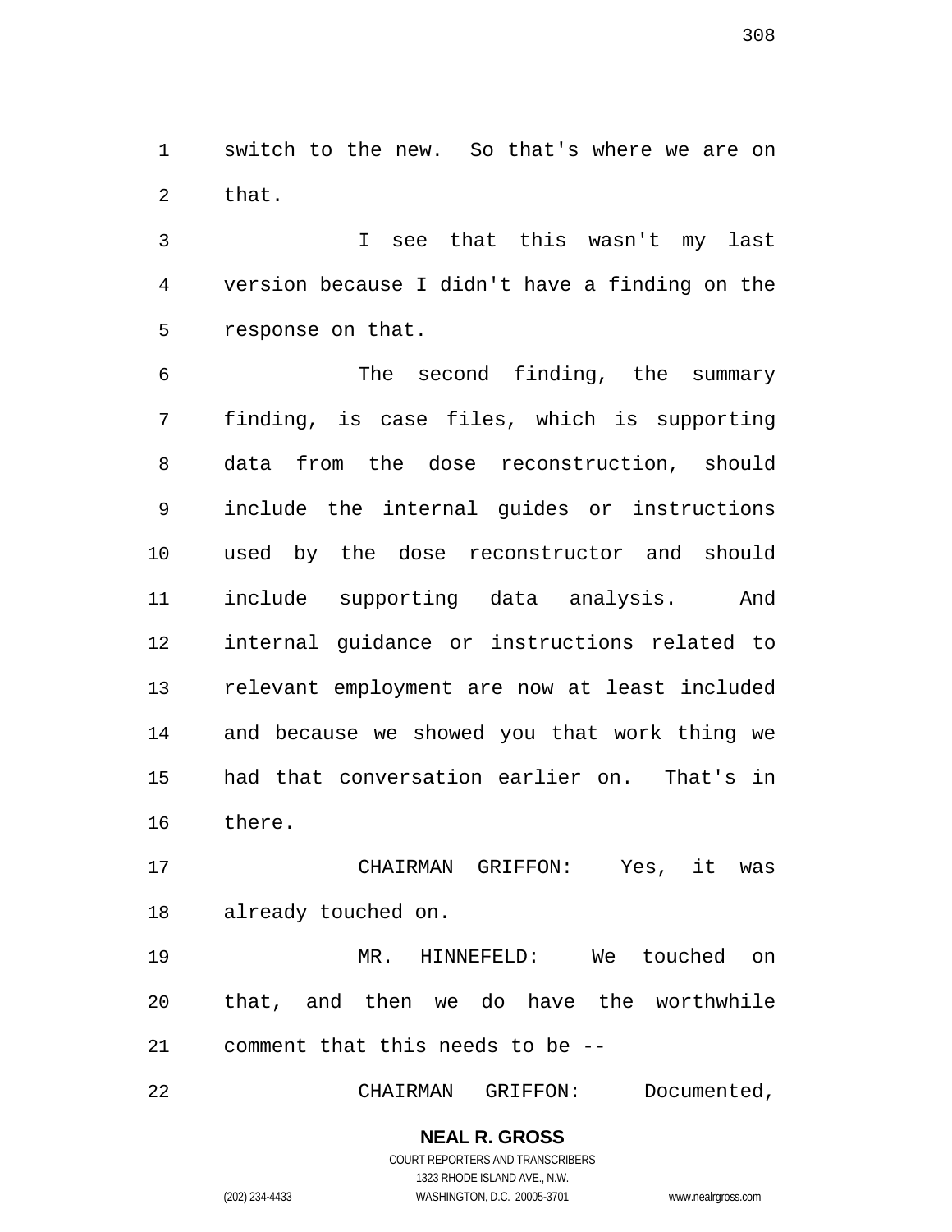switch to the new. So that's where we are on that.

I see that this wasn't my last version because I didn't have a finding on the response on that.

The second finding, the summary finding, is case files, which is supporting data from the dose reconstruction, should include the internal guides or instructions used by the dose reconstructor and should include supporting data analysis. And internal guidance or instructions related to relevant employment are now at least included and because we showed you that work thing we had that conversation earlier on. That's in there.

CHAIRMAN GRIFFON: Yes, it was already touched on.

MR. HINNEFELD: We touched on that, and then we do have the worthwhile comment that this needs to be --

CHAIRMAN GRIFFON: Documented,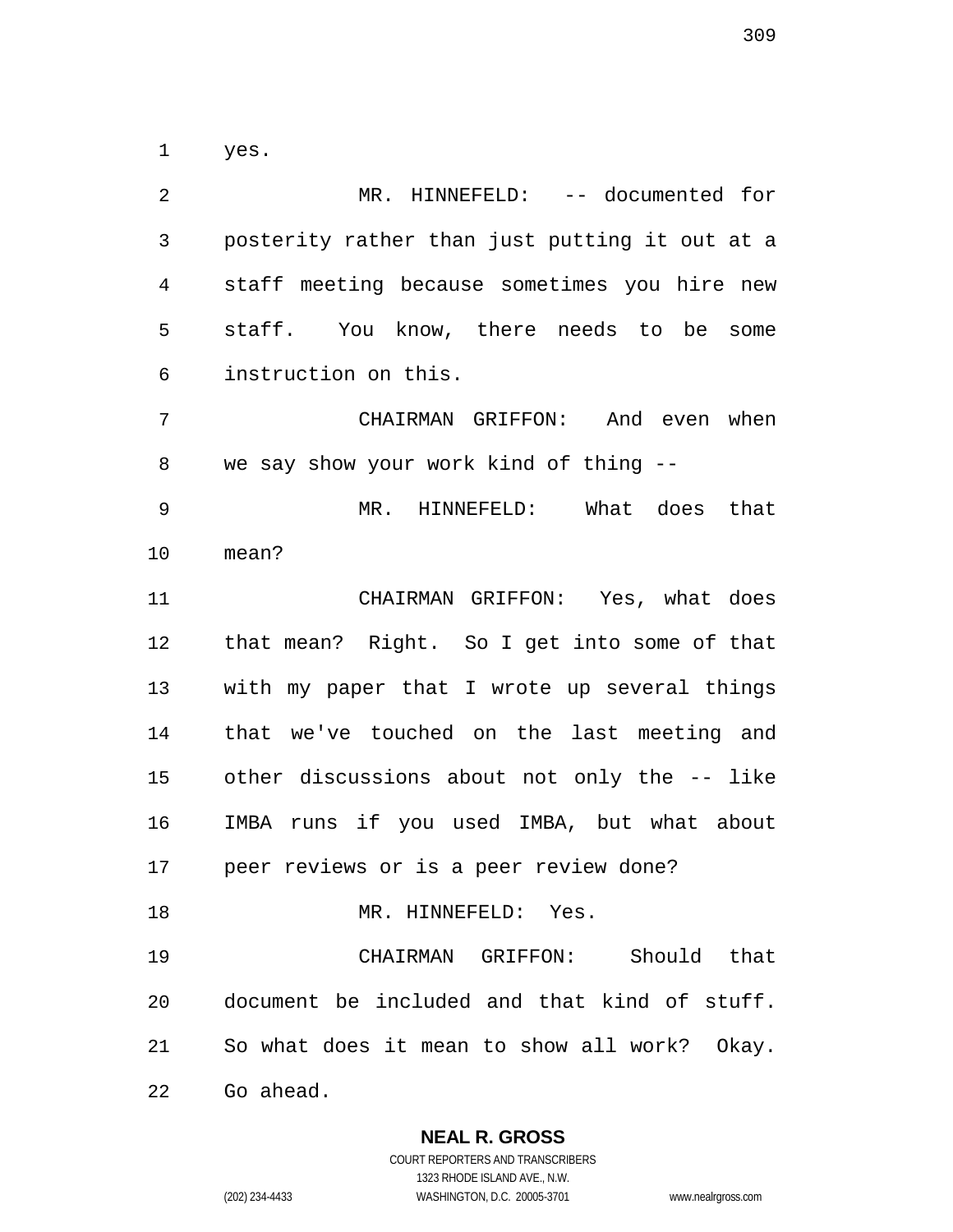yes.

MR. HINNEFELD: -- documented for posterity rather than just putting it out at a staff meeting because sometimes you hire new staff. You know, there needs to be some instruction on this.

CHAIRMAN GRIFFON: And even when we say show your work kind of thing --

MR. HINNEFELD: What does that mean?

CHAIRMAN GRIFFON: Yes, what does that mean? Right. So I get into some of that with my paper that I wrote up several things that we've touched on the last meeting and other discussions about not only the -- like IMBA runs if you used IMBA, but what about peer reviews or is a peer review done?

MR. HINNEFELD: Yes.

CHAIRMAN GRIFFON: Should that document be included and that kind of stuff. So what does it mean to show all work? Okay. Go ahead.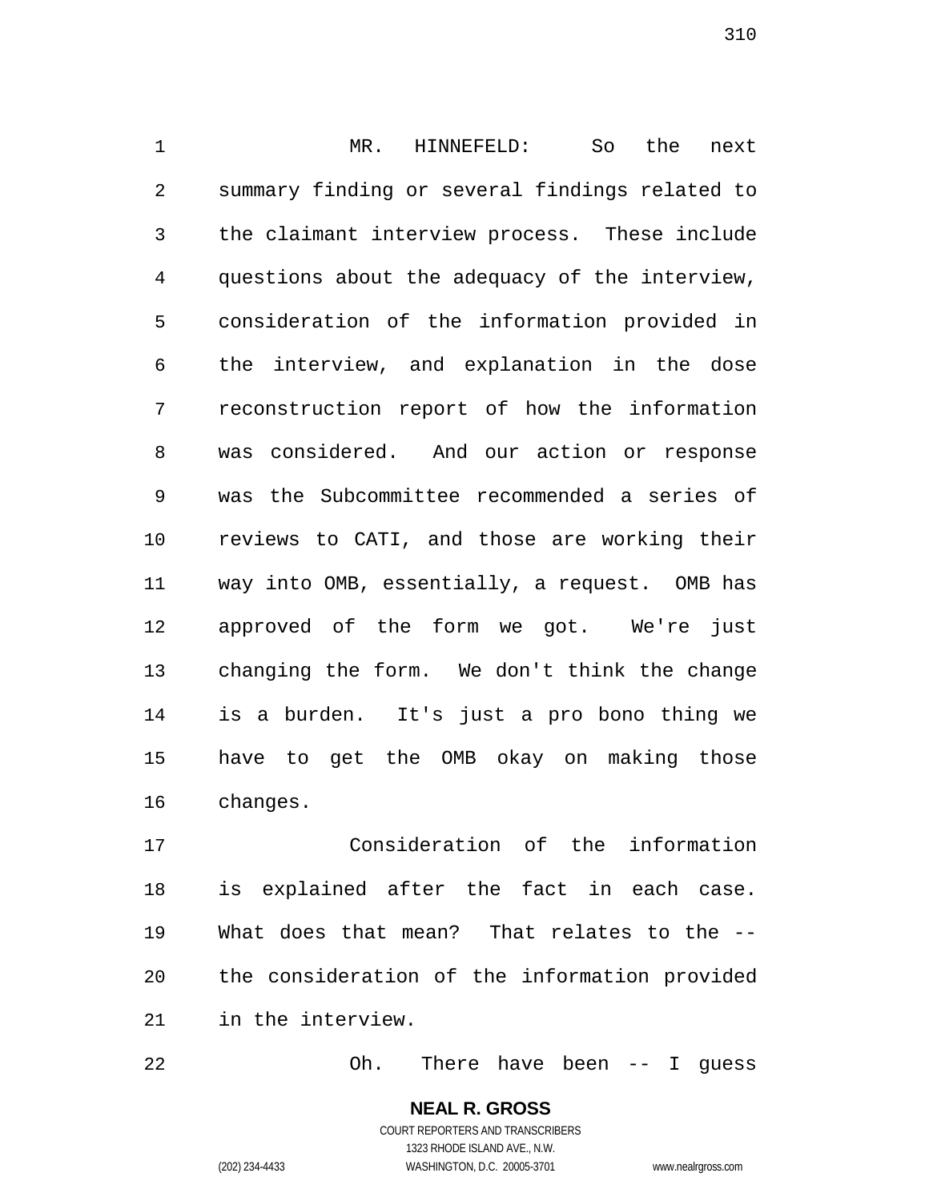MR. HINNEFELD: So the next summary finding or several findings related to the claimant interview process. These include questions about the adequacy of the interview, consideration of the information provided in the interview, and explanation in the dose reconstruction report of how the information was considered. And our action or response was the Subcommittee recommended a series of reviews to CATI, and those are working their way into OMB, essentially, a request. OMB has approved of the form we got. We're just changing the form. We don't think the change is a burden. It's just a pro bono thing we have to get the OMB okay on making those changes.

Consideration of the information is explained after the fact in each case. What does that mean? That relates to the -- the consideration of the information provided in the interview.

Oh. There have been -- I guess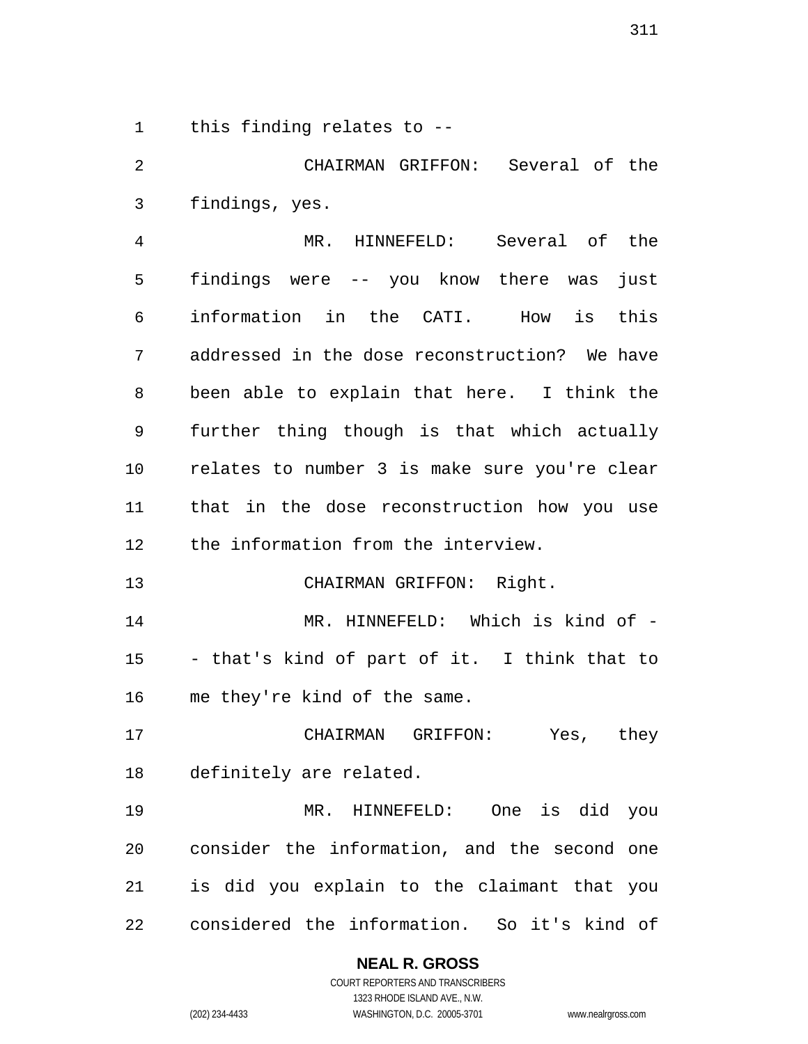this finding relates to --

CHAIRMAN GRIFFON: Several of the findings, yes.

MR. HINNEFELD: Several of the findings were -- you know there was just information in the CATI. How is this addressed in the dose reconstruction? We have been able to explain that here. I think the further thing though is that which actually relates to number 3 is make sure you're clear that in the dose reconstruction how you use the information from the interview.

CHAIRMAN GRIFFON: Right.

MR. HINNEFELD: Which is kind of -- that's kind of part of it. I think that to me they're kind of the same.

CHAIRMAN GRIFFON: Yes, they definitely are related.

MR. HINNEFELD: One is did you consider the information, and the second one is did you explain to the claimant that you considered the information. So it's kind of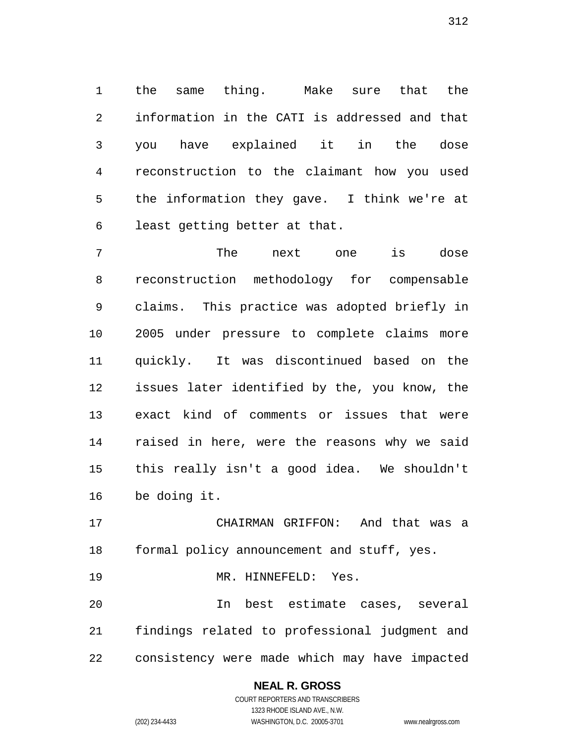the same thing. Make sure that the information in the CATI is addressed and that you have explained it in the dose reconstruction to the claimant how you used the information they gave. I think we're at least getting better at that.

The next one is dose reconstruction methodology for compensable claims. This practice was adopted briefly in 2005 under pressure to complete claims more quickly. It was discontinued based on the issues later identified by the, you know, the exact kind of comments or issues that were raised in here, were the reasons why we said this really isn't a good idea. We shouldn't be doing it.

CHAIRMAN GRIFFON: And that was a formal policy announcement and stuff, yes.

MR. HINNEFELD: Yes.

In best estimate cases, several findings related to professional judgment and consistency were made which may have impacted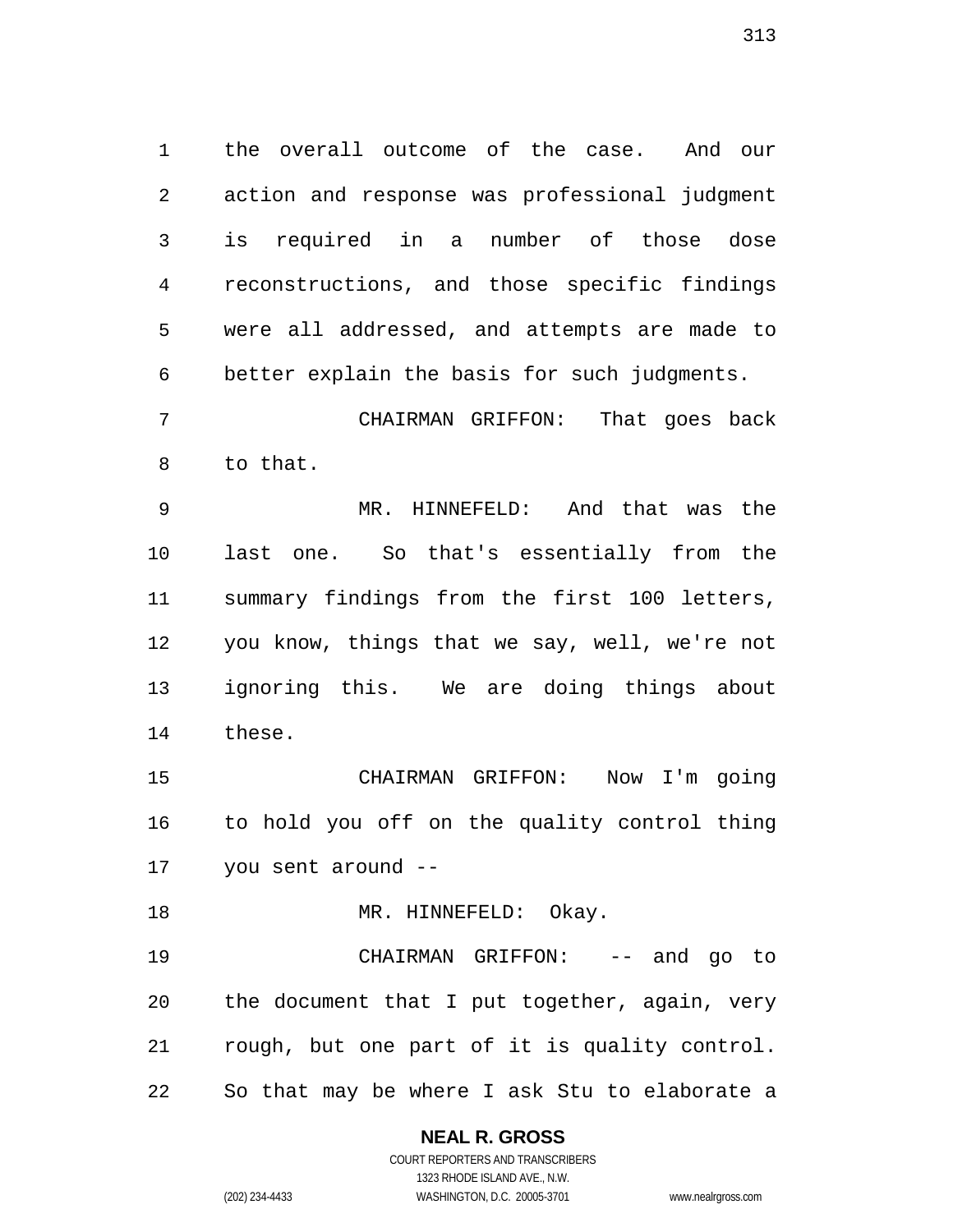the overall outcome of the case. And our action and response was professional judgment is required in a number of those dose reconstructions, and those specific findings were all addressed, and attempts are made to better explain the basis for such judgments.

CHAIRMAN GRIFFON: That goes back to that.

MR. HINNEFELD: And that was the last one. So that's essentially from the summary findings from the first 100 letters, you know, things that we say, well, we're not ignoring this. We are doing things about these.

CHAIRMAN GRIFFON: Now I'm going to hold you off on the quality control thing you sent around --

MR. HINNEFELD: Okay.

CHAIRMAN GRIFFON: -- and go to the document that I put together, again, very rough, but one part of it is quality control. So that may be where I ask Stu to elaborate a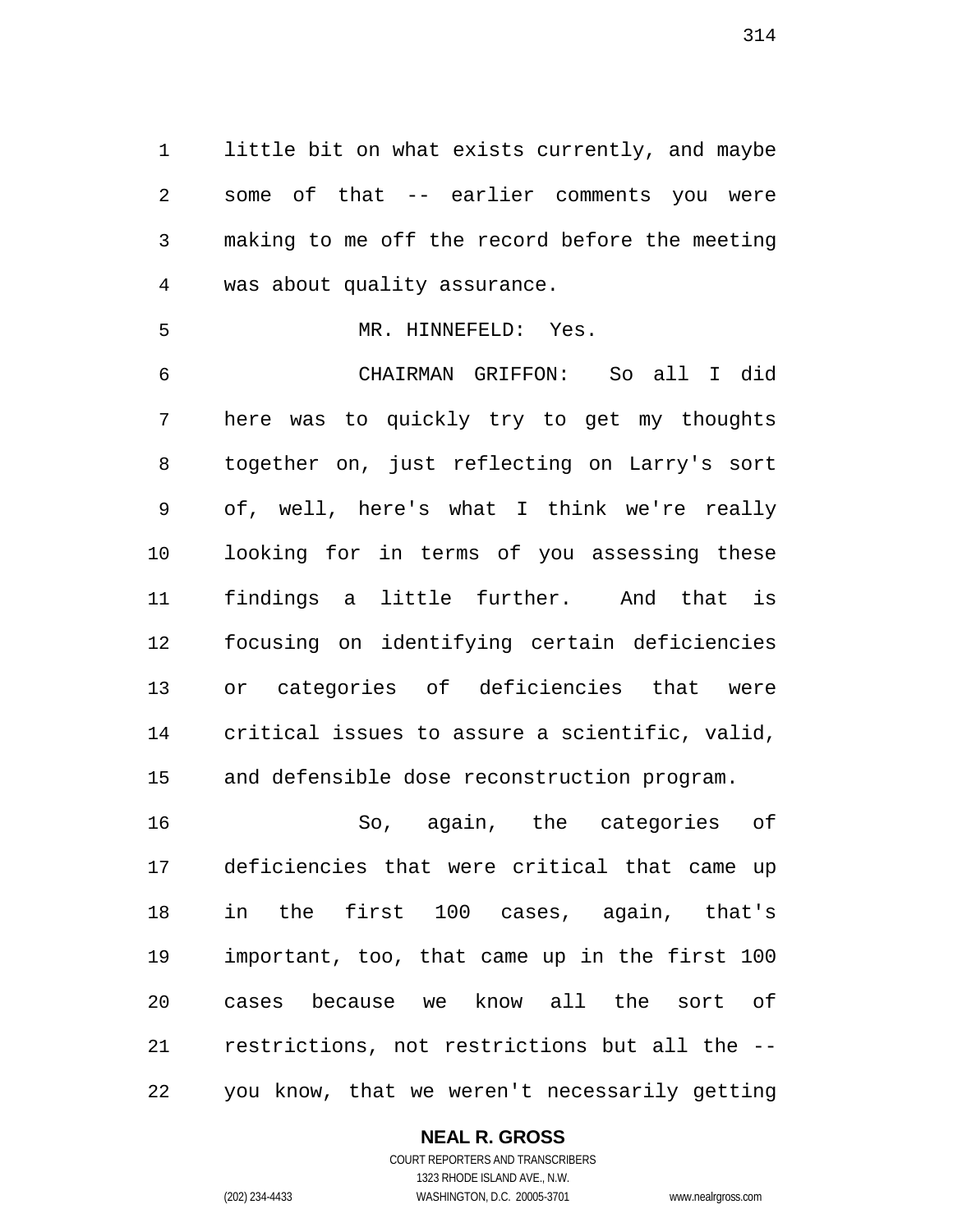little bit on what exists currently, and maybe some of that -- earlier comments you were making to me off the record before the meeting was about quality assurance.

MR. HINNEFELD: Yes.

CHAIRMAN GRIFFON: So all I did here was to quickly try to get my thoughts together on, just reflecting on Larry's sort of, well, here's what I think we're really looking for in terms of you assessing these findings a little further. And that is focusing on identifying certain deficiencies or categories of deficiencies that were critical issues to assure a scientific, valid, and defensible dose reconstruction program.

So, again, the categories of deficiencies that were critical that came up in the first 100 cases, again, that's important, too, that came up in the first 100 cases because we know all the sort of restrictions, not restrictions but all the -- you know, that we weren't necessarily getting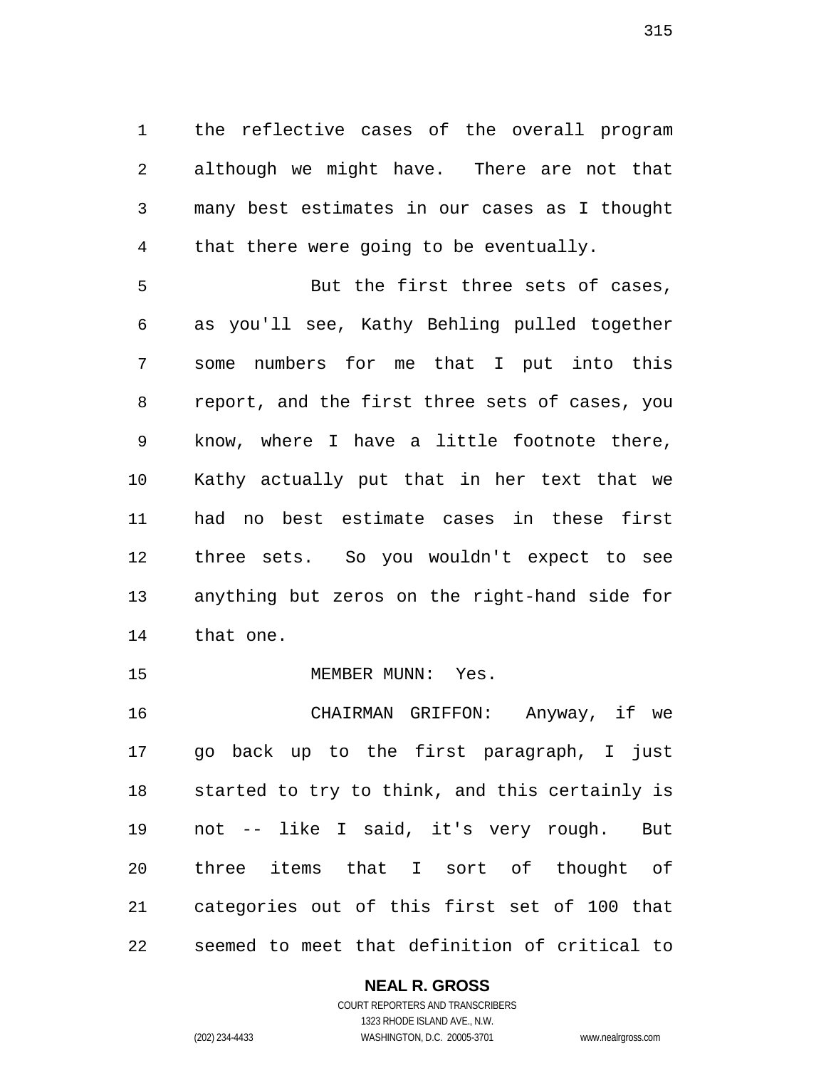the reflective cases of the overall program although we might have.  There are not that many best estimates in our cases as I thought that there were going to be eventually.

But the first three sets of cases, as you'll see, Kathy Behling pulled together some numbers for me that I put into this report, and the first three sets of cases, you know, where I have a little footnote there, Kathy actually put that in her text that we had no best estimate cases in these first three sets.  So you wouldn't expect to see anything but zeros on the right-hand side for that one.

MEMBER MUNN:  Yes.

CHAIRMAN GRIFFON:  Anyway, if we go back up to the first paragraph, I just started to try to think, and this certainly is not -- like I said, it's very rough.  But three items that I sort of thought of categories out of this first set of 100 that seemed to meet that definition of critical to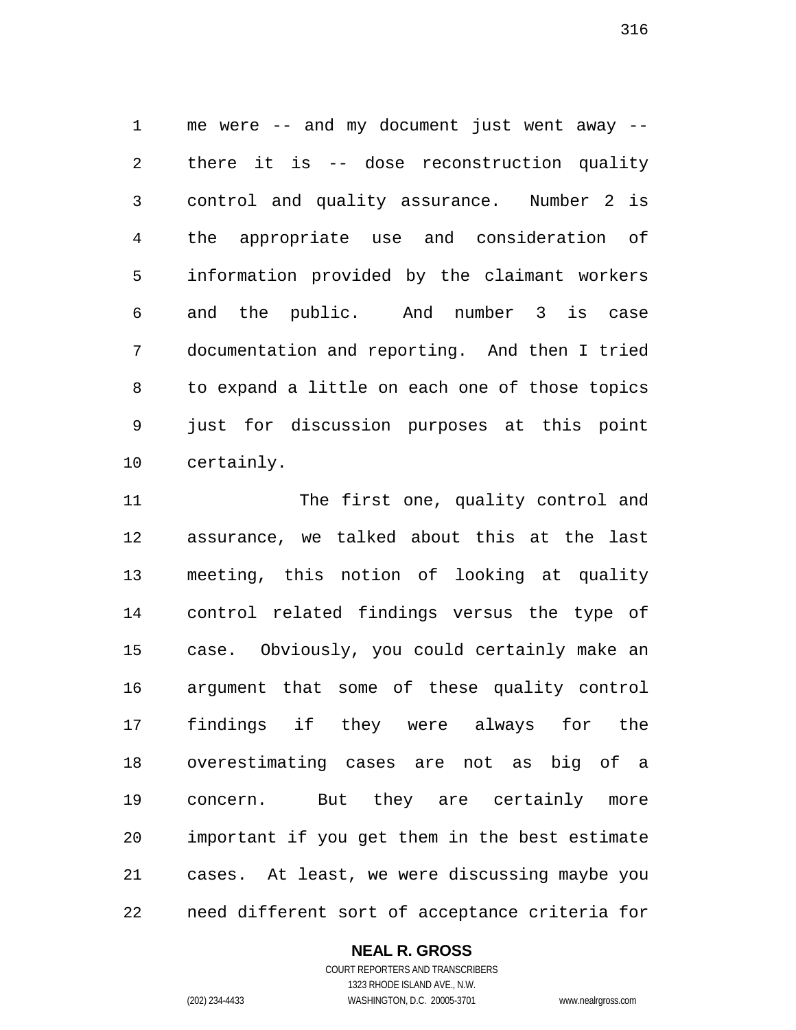me were -- and my document just went away -- there it is -- dose reconstruction quality control and quality assurance. Number 2 is the appropriate use and consideration of information provided by the claimant workers and the public. And number 3 is case documentation and reporting. And then I tried to expand a little on each one of those topics just for discussion purposes at this point certainly.

The first one, quality control and assurance, we talked about this at the last meeting, this notion of looking at quality control related findings versus the type of case. Obviously, you could certainly make an argument that some of these quality control findings if they were always for the overestimating cases are not as big of a concern. But they are certainly more important if you get them in the best estimate cases. At least, we were discussing maybe you need different sort of acceptance criteria for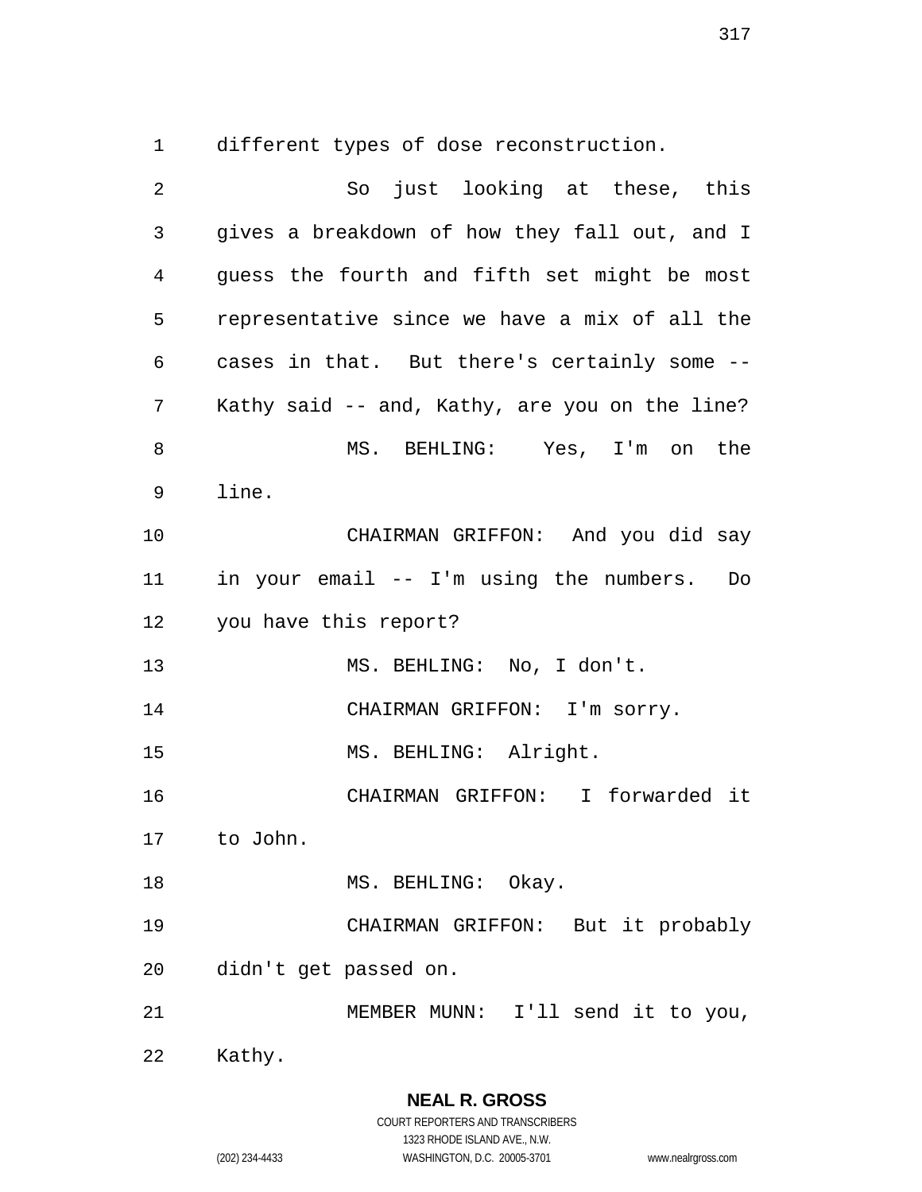different types of dose reconstruction.

So just looking at these, this gives a breakdown of how they fall out, and I guess the fourth and fifth set might be most representative since we have a mix of all the cases in that. But there's certainly some -- Kathy said -- and, Kathy, are you on the line?

MS. BEHLING: Yes, I'm on the line.

CHAIRMAN GRIFFON: And you did say in your email -- I'm using the numbers. Do you have this report?

MS. BEHLING: No, I don't.

CHAIRMAN GRIFFON: I'm sorry.

MS. BEHLING: Alright.

CHAIRMAN GRIFFON: I forwarded it to John.

MS. BEHLING: Okay.

CHAIRMAN GRIFFON: But it probably didn't get passed on.

MEMBER MUNN: I'll send it to you, Kathy.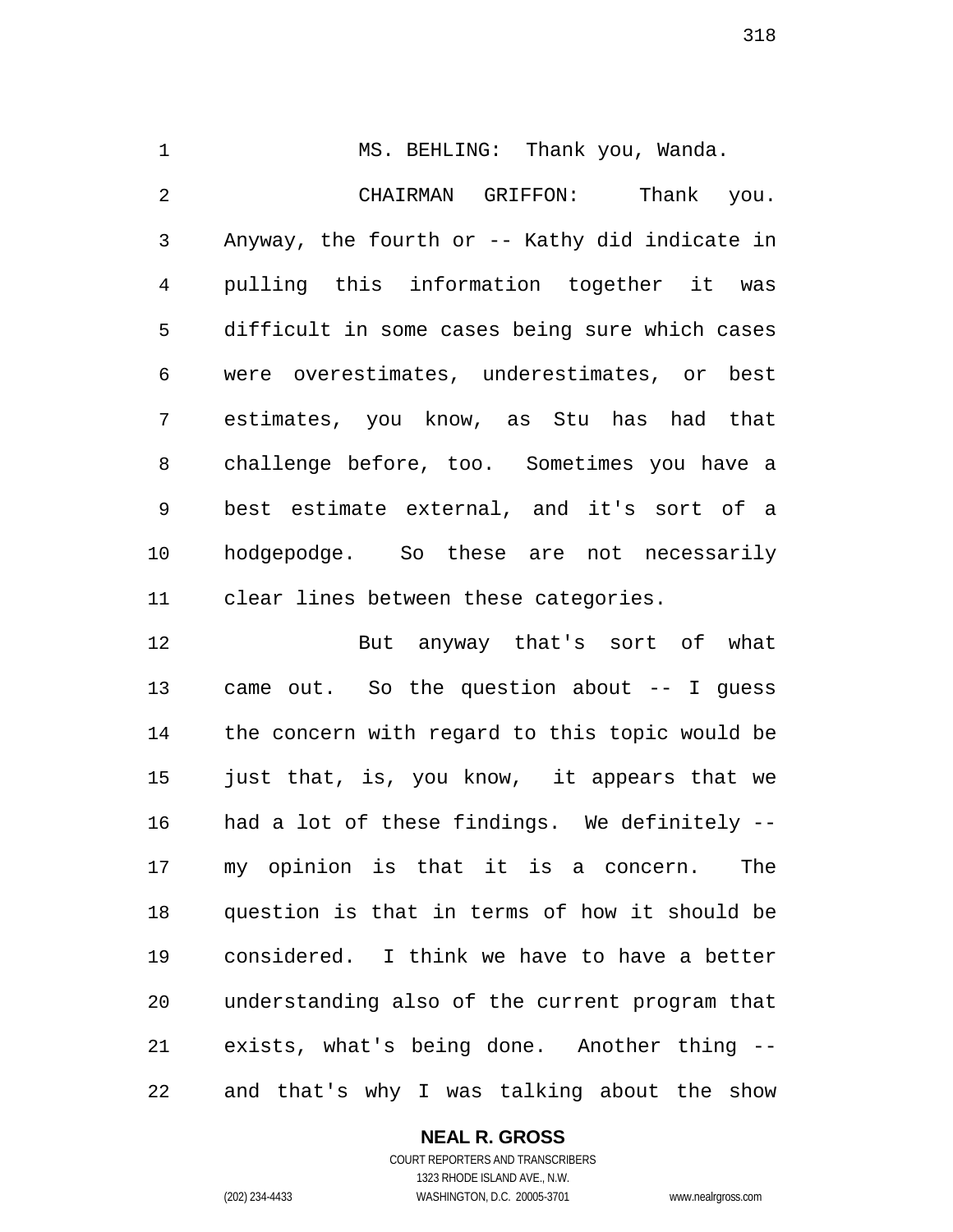MS. BEHLING: Thank you, Wanda.

CHAIRMAN GRIFFON: Thank you. Anyway, the fourth or -- Kathy did indicate in pulling this information together it was difficult in some cases being sure which cases were overestimates, underestimates, or best estimates, you know, as Stu has had that challenge before, too. Sometimes you have a best estimate external, and it's sort of a hodgepodge. So these are not necessarily clear lines between these categories.

But anyway that's sort of what came out. So the question about -- I guess the concern with regard to this topic would be just that, is, you know, it appears that we had a lot of these findings. We definitely -- my opinion is that it is a concern. The question is that in terms of how it should be considered. I think we have to have a better understanding also of the current program that exists, what's being done. Another thing -- and that's why I was talking about the show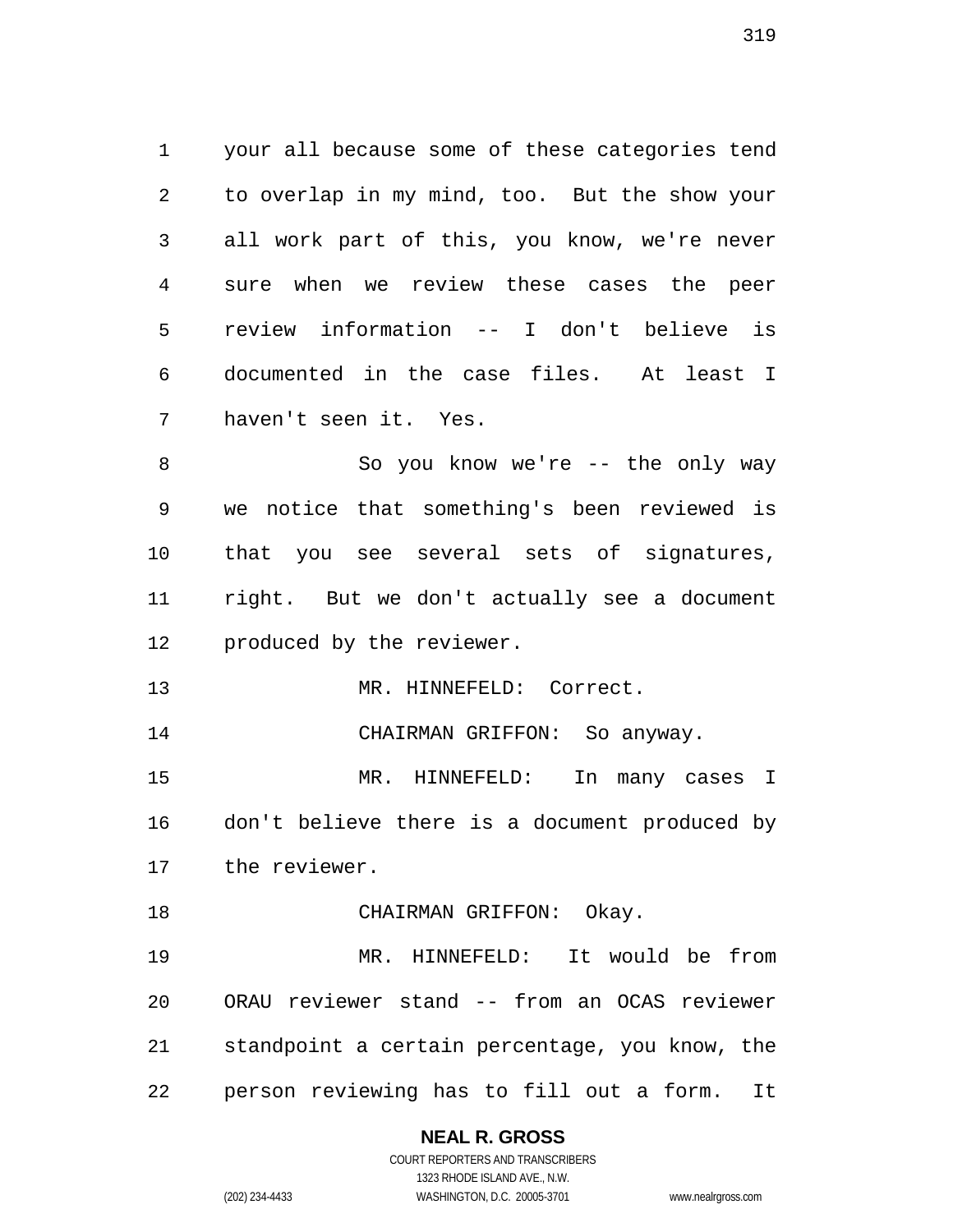your all because some of these categories tend to overlap in my mind, too. But the show your all work part of this, you know, we're never sure when we review these cases the peer review information -- I don't believe is documented in the case files. At least I haven't seen it. Yes.

So you know we're -- the only way we notice that something's been reviewed is that you see several sets of signatures, right. But we don't actually see a document produced by the reviewer.

MR. HINNEFELD: Correct.

CHAIRMAN GRIFFON: So anyway.

MR. HINNEFELD: In many cases I don't believe there is a document produced by the reviewer.

CHAIRMAN GRIFFON: Okay.

MR. HINNEFELD: It would be from ORAU reviewer stand -- from an OCAS reviewer standpoint a certain percentage, you know, the person reviewing has to fill out a form. It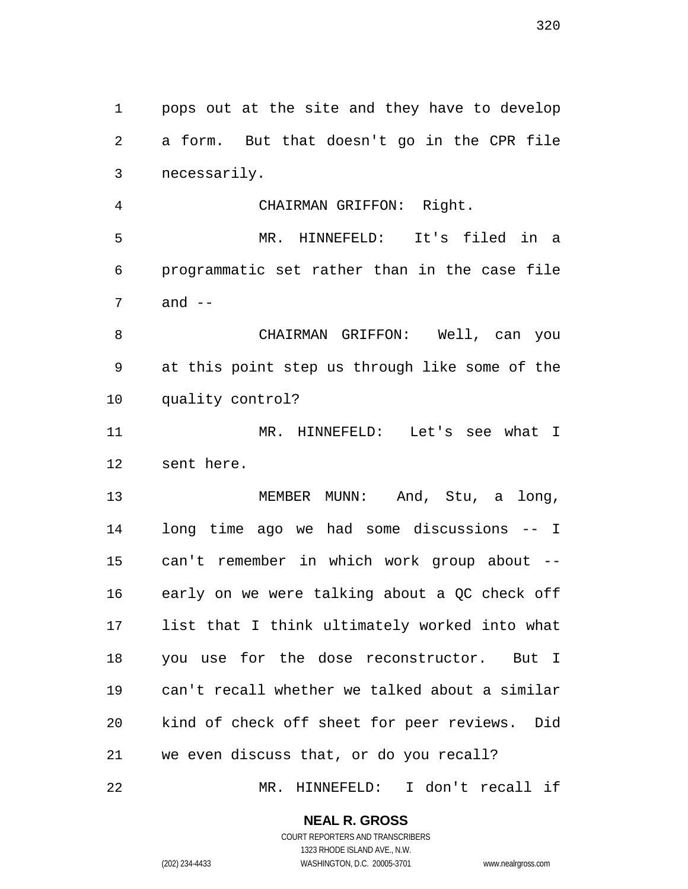pops out at the site and they have to develop a form. But that doesn't go in the CPR file necessarily.

CHAIRMAN GRIFFON: Right.

MR. HINNEFELD: It's filed in a programmatic set rather than in the case file and --

CHAIRMAN GRIFFON: Well, can you at this point step us through like some of the quality control?

MR. HINNEFELD: Let's see what I sent here.

MEMBER MUNN: And, Stu, a long, long time ago we had some discussions -- I can't remember in which work group about -- early on we were talking about a QC check off list that I think ultimately worked into what you use for the dose reconstructor. But I can't recall whether we talked about a similar kind of check off sheet for peer reviews. Did we even discuss that, or do you recall?

MR. HINNEFELD: I don't recall if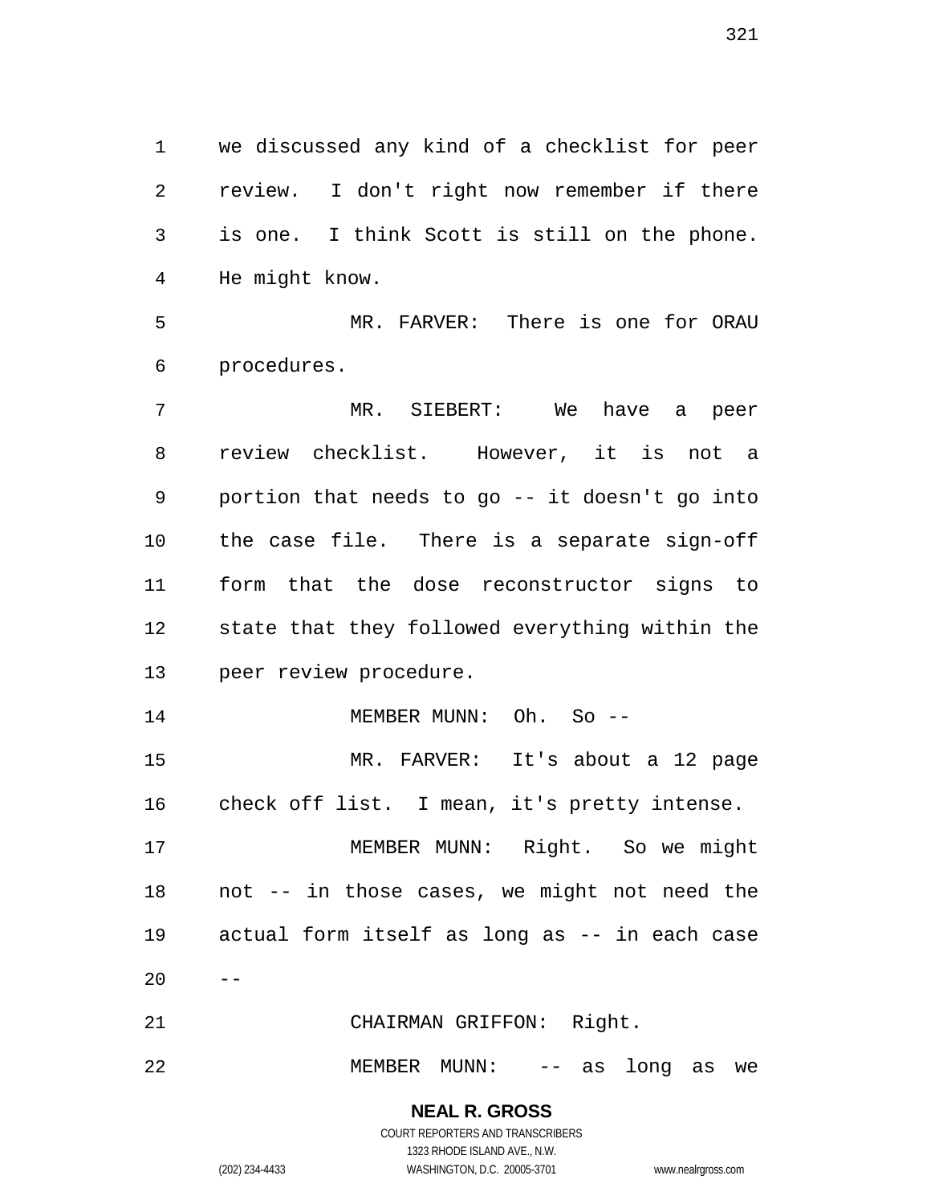we discussed any kind of a checklist for peer review. I don't right now remember if there is one. I think Scott is still on the phone. He might know.

MR. FARVER: There is one for ORAU procedures.

MR. SIEBERT: We have a peer review checklist. However, it is not a portion that needs to go -- it doesn't go into the case file. There is a separate sign-off form that the dose reconstructor signs to state that they followed everything within the peer review procedure.

MEMBER MUNN: Oh. So --

MR. FARVER: It's about a 12 page check off list. I mean, it's pretty intense.

MEMBER MUNN: Right. So we might not -- in those cases, we might not need the actual form itself as long as -- in each case --

CHAIRMAN GRIFFON: Right.

MEMBER MUNN: -- as long as we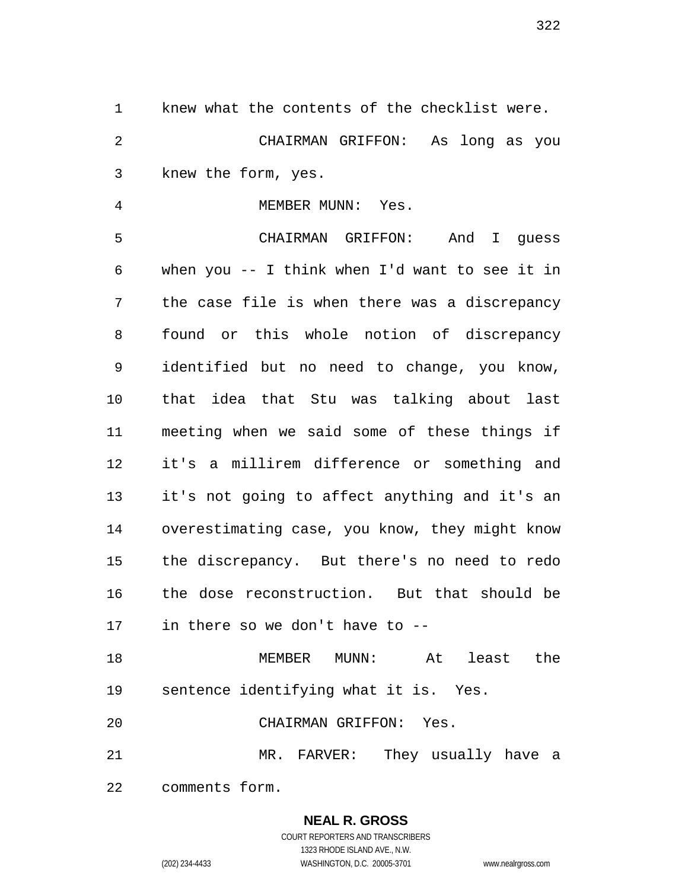knew what the contents of the checklist were.

CHAIRMAN GRIFFON: As long as you knew the form, yes.

MEMBER MUNN: Yes.

CHAIRMAN GRIFFON: And I guess when you -- I think when I'd want to see it in the case file is when there was a discrepancy found or this whole notion of discrepancy identified but no need to change, you know, that idea that Stu was talking about last meeting when we said some of these things if it's a millirem difference or something and it's not going to affect anything and it's an overestimating case, you know, they might know the discrepancy. But there's no need to redo the dose reconstruction. But that should be in there so we don't have to --

MEMBER MUNN: At least the sentence identifying what it is. Yes.

CHAIRMAN GRIFFON: Yes.

MR. FARVER: They usually have a comments form.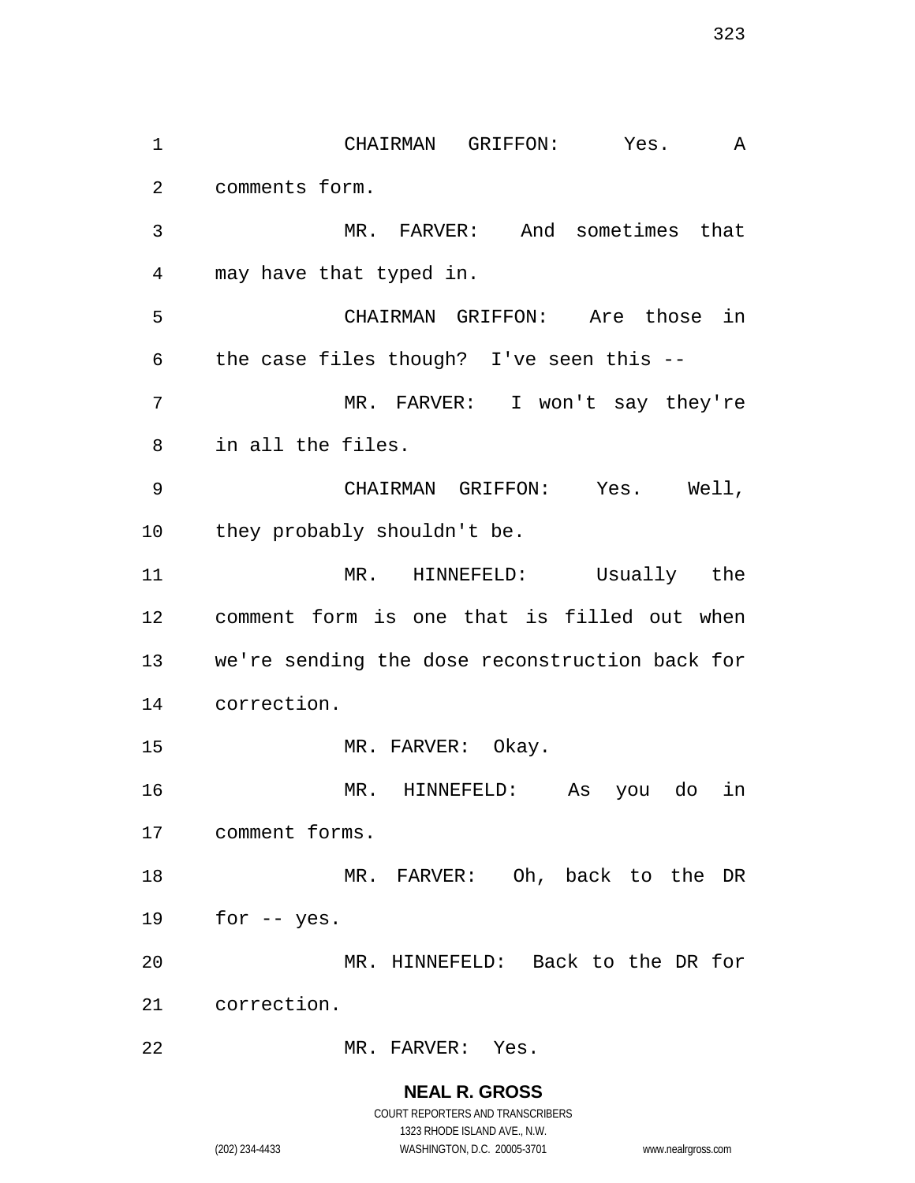CHAIRMAN GRIFFON: Yes. A comments form.

MR. FARVER: And sometimes that may have that typed in.

CHAIRMAN GRIFFON: Are those in the case files though? I've seen this --

MR. FARVER: I won't say they're in all the files.

CHAIRMAN GRIFFON: Yes. Well, they probably shouldn't be.

MR. HINNEFELD: Usually the comment form is one that is filled out when we're sending the dose reconstruction back for correction.

MR. FARVER: Okay.

MR. HINNEFELD: As you do in comment forms.

MR. FARVER: Oh, back to the DR for -- yes.

MR. HINNEFELD: Back to the DR for correction.

MR. FARVER: Yes.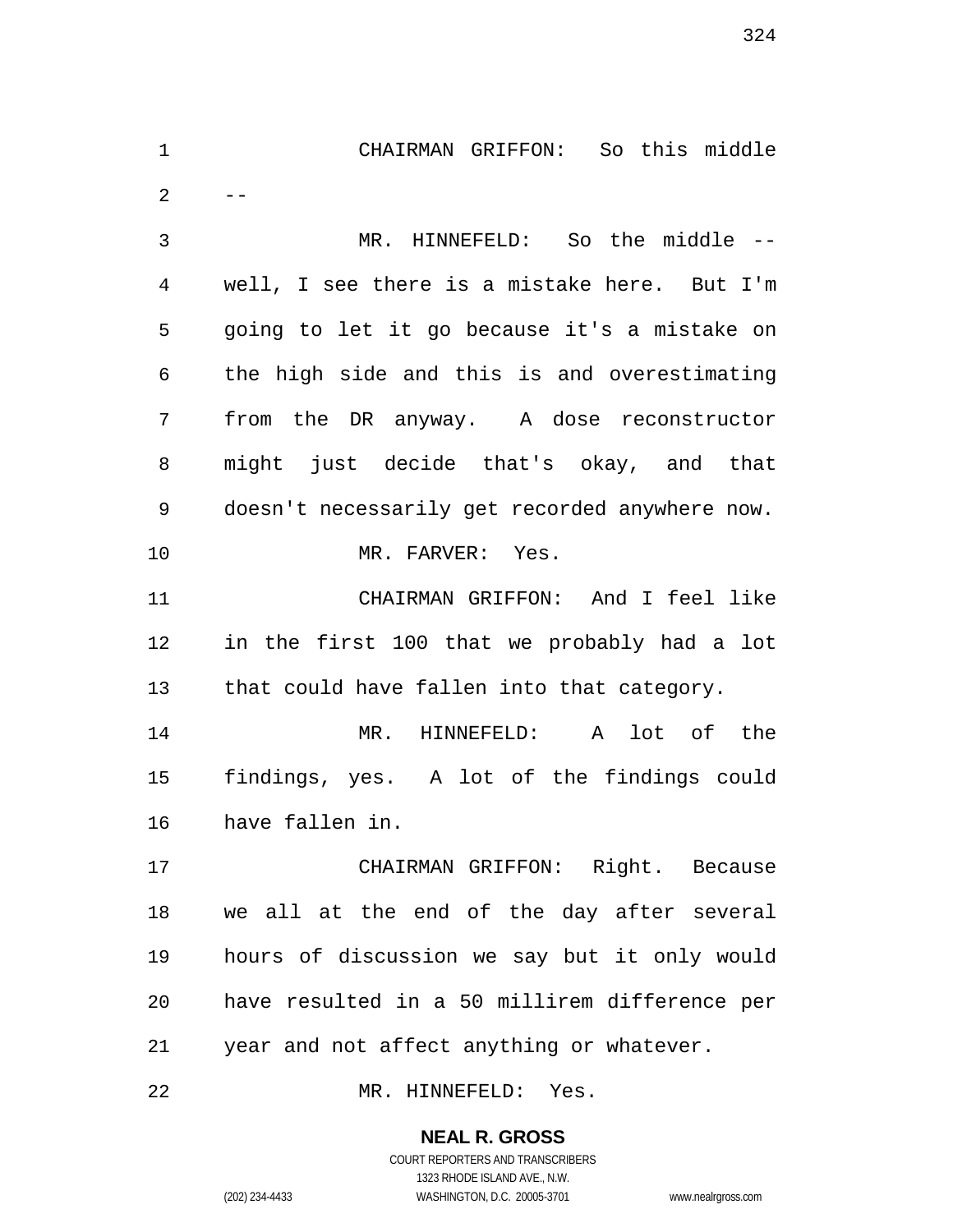CHAIRMAN GRIFFON: So this middle --

MR. HINNEFELD: So the middle -- well, I see there is a mistake here. But I'm going to let it go because it's a mistake on the high side and this is and overestimating from the DR anyway. A dose reconstructor might just decide that's okay, and that doesn't necessarily get recorded anywhere now.

MR. FARVER: Yes.

CHAIRMAN GRIFFON: And I feel like in the first 100 that we probably had a lot that could have fallen into that category.

MR. HINNEFELD: A lot of the findings, yes. A lot of the findings could have fallen in.

CHAIRMAN GRIFFON: Right. Because we all at the end of the day after several hours of discussion we say but it only would have resulted in a 50 millirem difference per year and not affect anything or whatever.

MR. HINNEFELD: Yes.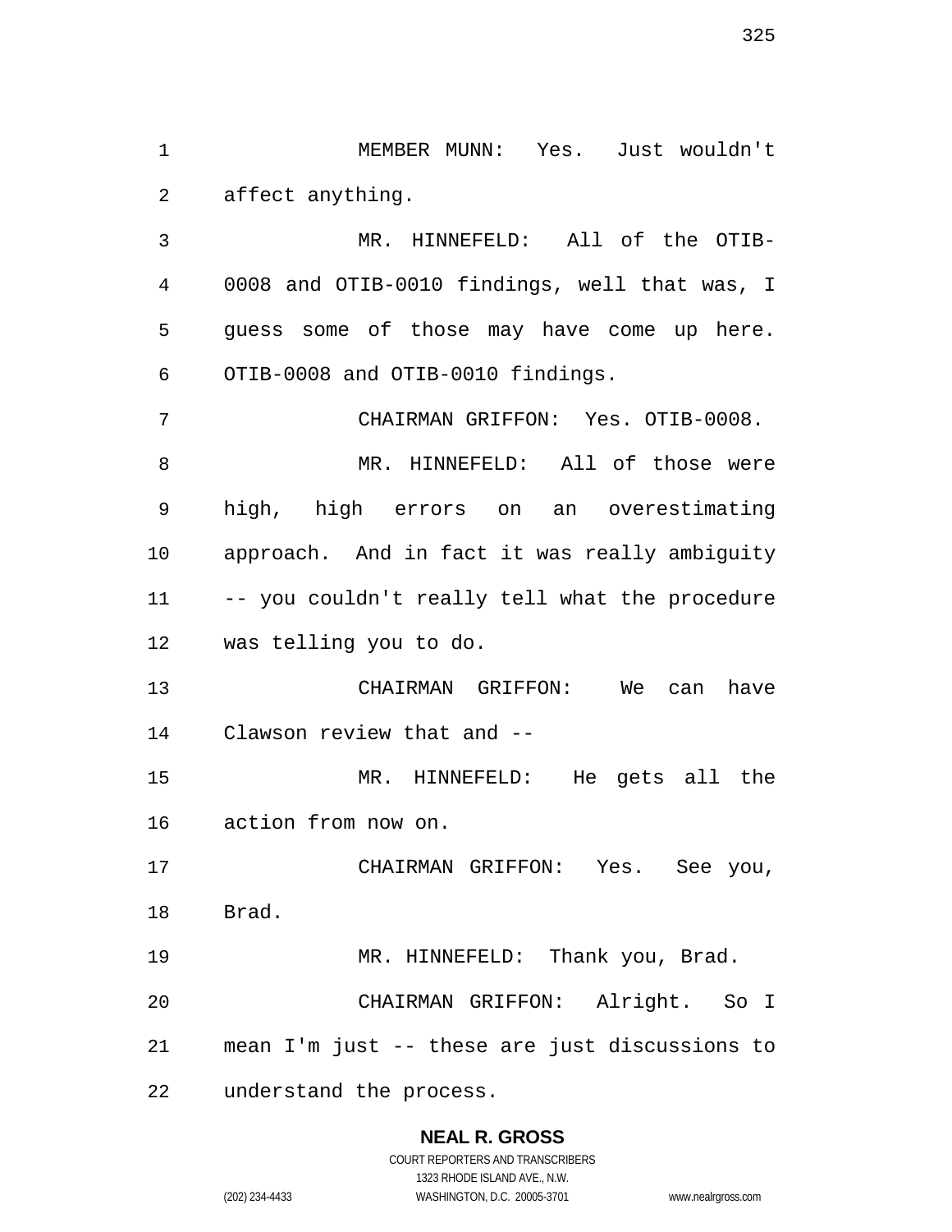MEMBER MUNN: Yes. Just wouldn't affect anything.

MR. HINNEFELD: All of the OTIB-0008 and OTIB-0010 findings, well that was, I guess some of those may have come up here. OTIB-0008 and OTIB-0010 findings.

CHAIRMAN GRIFFON: Yes. OTIB-0008.

MR. HINNEFELD: All of those were high, high errors on an overestimating approach. And in fact it was really ambiguity -- you couldn't really tell what the procedure was telling you to do.

CHAIRMAN GRIFFON: We can have Clawson review that and --

MR. HINNEFELD: He gets all the action from now on.

CHAIRMAN GRIFFON: Yes. See you, Brad.

MR. HINNEFELD: Thank you, Brad.

CHAIRMAN GRIFFON: Alright. So I mean I'm just -- these are just discussions to understand the process.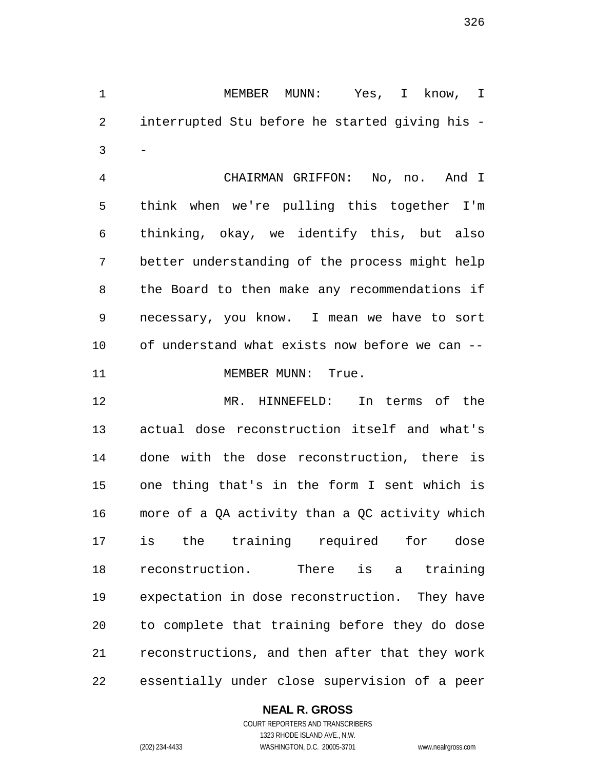MEMBER MUNN: Yes, I know, I interrupted Stu before he started giving his --

CHAIRMAN GRIFFON: No, no. And I think when we're pulling this together I'm thinking, okay, we identify this, but also better understanding of the process might help the Board to then make any recommendations if necessary, you know. I mean we have to sort of understand what exists now before we can --

MEMBER MUNN: True.

MR. HINNEFELD: In terms of the actual dose reconstruction itself and what's done with the dose reconstruction, there is one thing that's in the form I sent which is more of a QA activity than a QC activity which is the training required for dose reconstruction. There is a training expectation in dose reconstruction. They have to complete that training before they do dose reconstructions, and then after that they work essentially under close supervision of a peer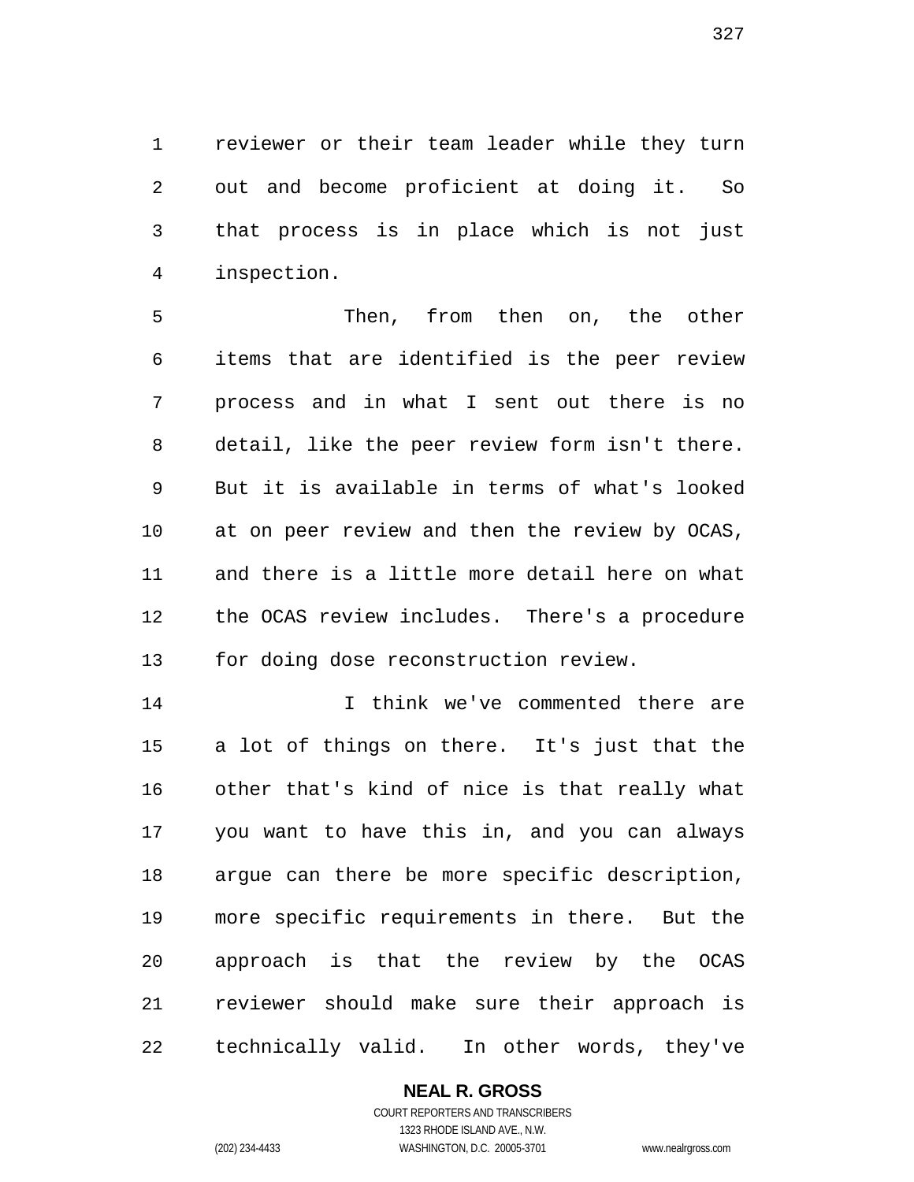reviewer or their team leader while they turn out and become proficient at doing it. So that process is in place which is not just inspection.

Then, from then on, the other items that are identified is the peer review process and in what I sent out there is no detail, like the peer review form isn't there. But it is available in terms of what's looked at on peer review and then the review by OCAS, and there is a little more detail here on what the OCAS review includes. There's a procedure for doing dose reconstruction review.

I think we've commented there are a lot of things on there. It's just that the other that's kind of nice is that really what you want to have this in, and you can always argue can there be more specific description, more specific requirements in there. But the approach is that the review by the OCAS reviewer should make sure their approach is technically valid. In other words, they've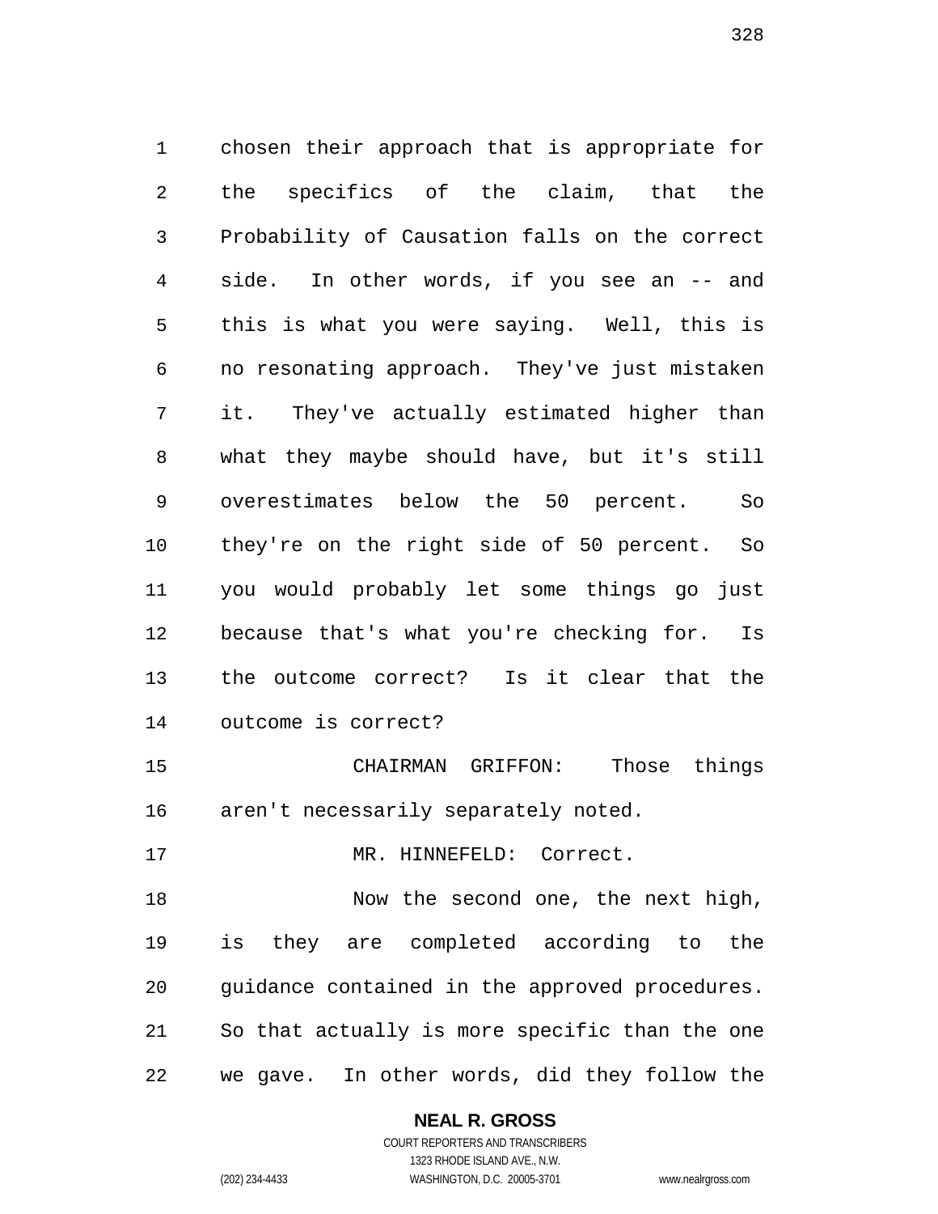chosen their approach that is appropriate for the specifics of the claim, that the Probability of Causation falls on the correct side. In other words, if you see an -- and this is what you were saying. Well, this is no resonating approach. They've just mistaken it. They've actually estimated higher than what they maybe should have, but it's still overestimates below the 50 percent. So they're on the right side of 50 percent. So you would probably let some things go just because that's what you're checking for. Is the outcome correct? Is it clear that the outcome is correct?

CHAIRMAN GRIFFON: Those things aren't necessarily separately noted.

MR. HINNEFELD: Correct.

Now the second one, the next high, is they are completed according to the guidance contained in the approved procedures. So that actually is more specific than the one we gave. In other words, did they follow the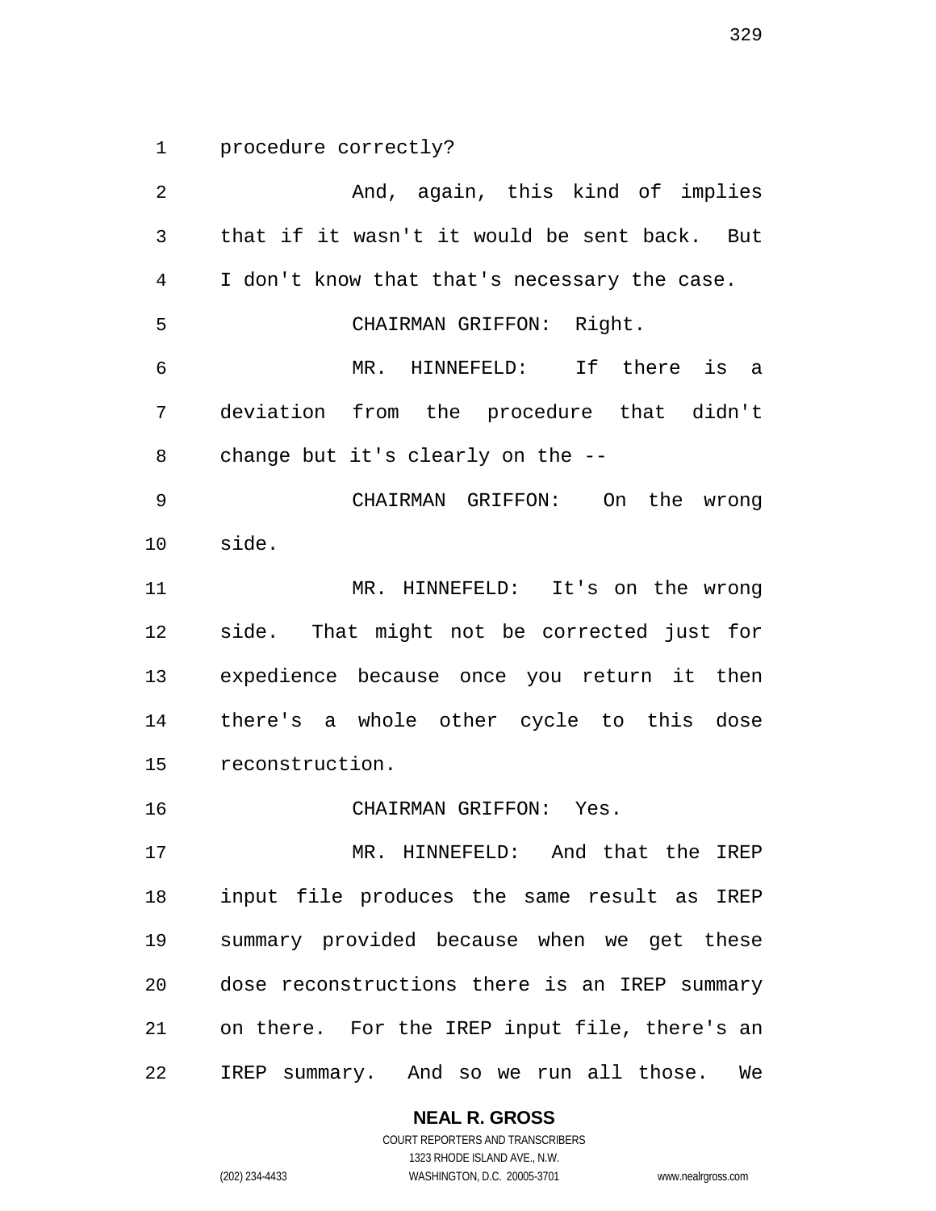procedure correctly?

And, again, this kind of implies that if it wasn't it would be sent back. But I don't know that that's necessary the case.

CHAIRMAN GRIFFON: Right.

MR. HINNEFELD: If there is a deviation from the procedure that didn't change but it's clearly on the --

CHAIRMAN GRIFFON: On the wrong side.

MR. HINNEFELD: It's on the wrong side. That might not be corrected just for expedience because once you return it then there's a whole other cycle to this dose reconstruction.

CHAIRMAN GRIFFON: Yes.

MR. HINNEFELD: And that the IREP input file produces the same result as IREP summary provided because when we get these dose reconstructions there is an IREP summary on there. For the IREP input file, there's an IREP summary. And so we run all those. We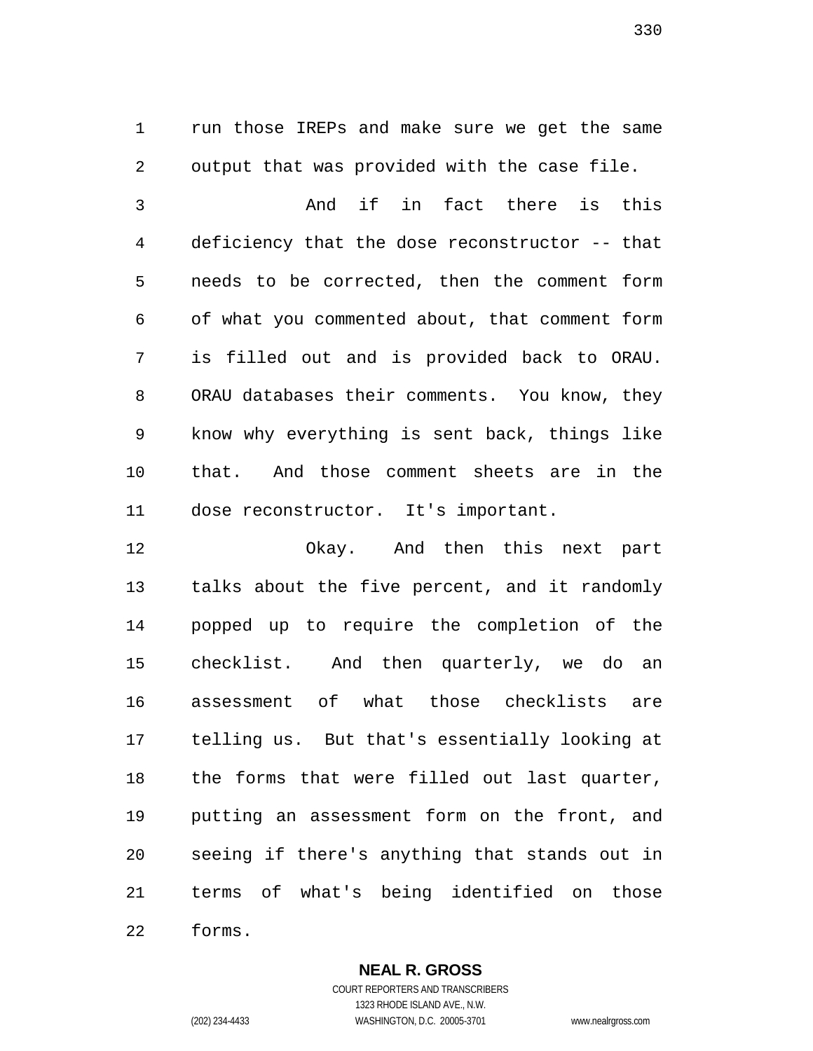run those IREPs and make sure we get the same output that was provided with the case file.

And if in fact there is this deficiency that the dose reconstructor -- that needs to be corrected, then the comment form of what you commented about, that comment form is filled out and is provided back to ORAU. ORAU databases their comments. You know, they know why everything is sent back, things like that. And those comment sheets are in the dose reconstructor. It's important.

Okay. And then this next part talks about the five percent, and it randomly popped up to require the completion of the checklist. And then quarterly, we do an assessment of what those checklists are telling us. But that's essentially looking at the forms that were filled out last quarter, putting an assessment form on the front, and seeing if there's anything that stands out in terms of what's being identified on those forms.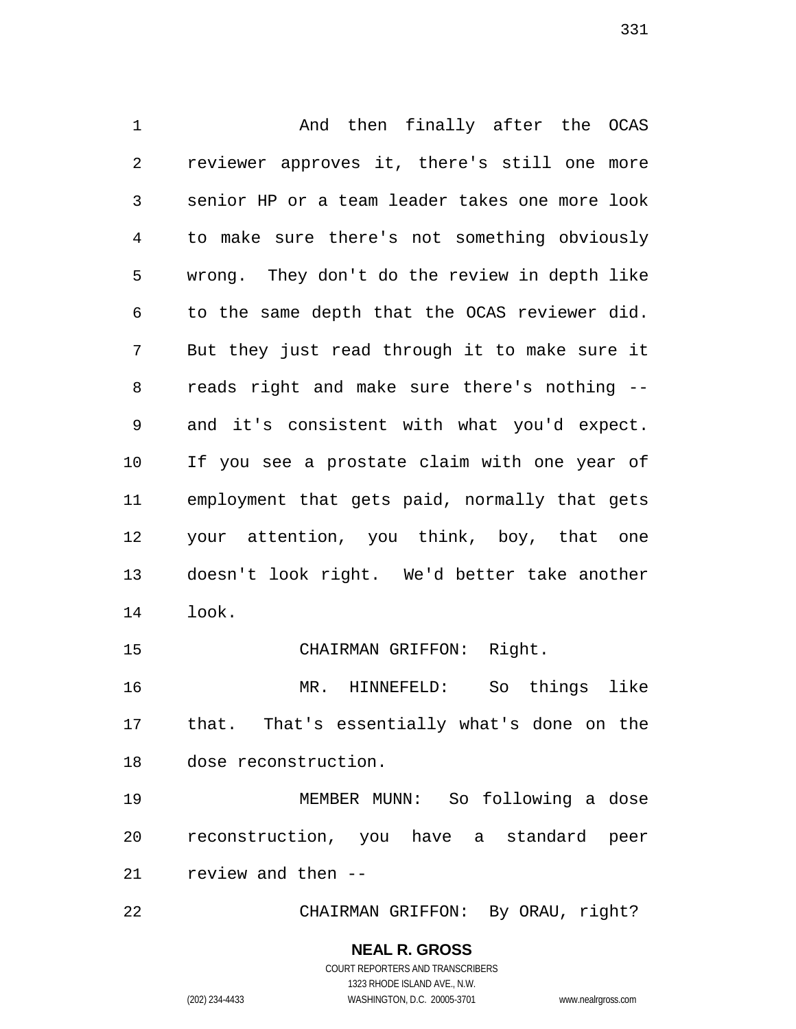And then finally after the OCAS reviewer approves it, there's still one more senior HP or a team leader takes one more look to make sure there's not something obviously wrong. They don't do the review in depth like to the same depth that the OCAS reviewer did. But they just read through it to make sure it reads right and make sure there's nothing -- and it's consistent with what you'd expect. If you see a prostate claim with one year of employment that gets paid, normally that gets your attention, you think, boy, that one doesn't look right. We'd better take another look.

CHAIRMAN GRIFFON: Right.

MR. HINNEFELD: So things like that. That's essentially what's done on the dose reconstruction.

MEMBER MUNN: So following a dose reconstruction, you have a standard peer review and then --

CHAIRMAN GRIFFON: By ORAU, right?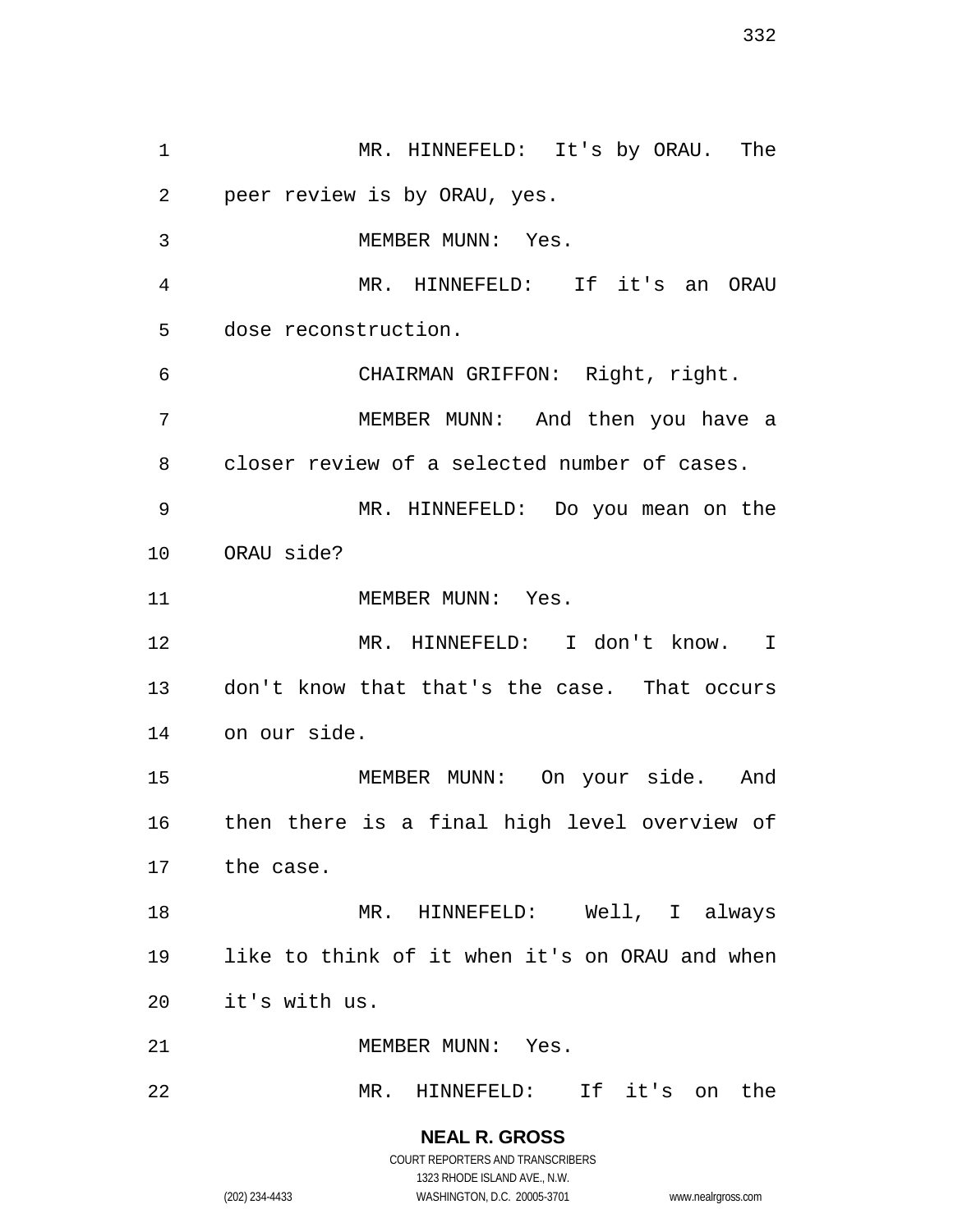MR. HINNEFELD: It's by ORAU. The peer review is by ORAU, yes.

MEMBER MUNN: Yes.

MR. HINNEFELD: If it's an ORAU dose reconstruction.

CHAIRMAN GRIFFON: Right, right.

MEMBER MUNN: And then you have a closer review of a selected number of cases.

MR. HINNEFELD: Do you mean on the ORAU side?

MEMBER MUNN: Yes.

MR. HINNEFELD: I don't know. I don't know that that's the case. That occurs on our side.

MEMBER MUNN: On your side. And then there is a final high level overview of the case.

MR. HINNEFELD: Well, I always like to think of it when it's on ORAU and when it's with us.

MEMBER MUNN: Yes.

MR. HINNEFELD: If it's on the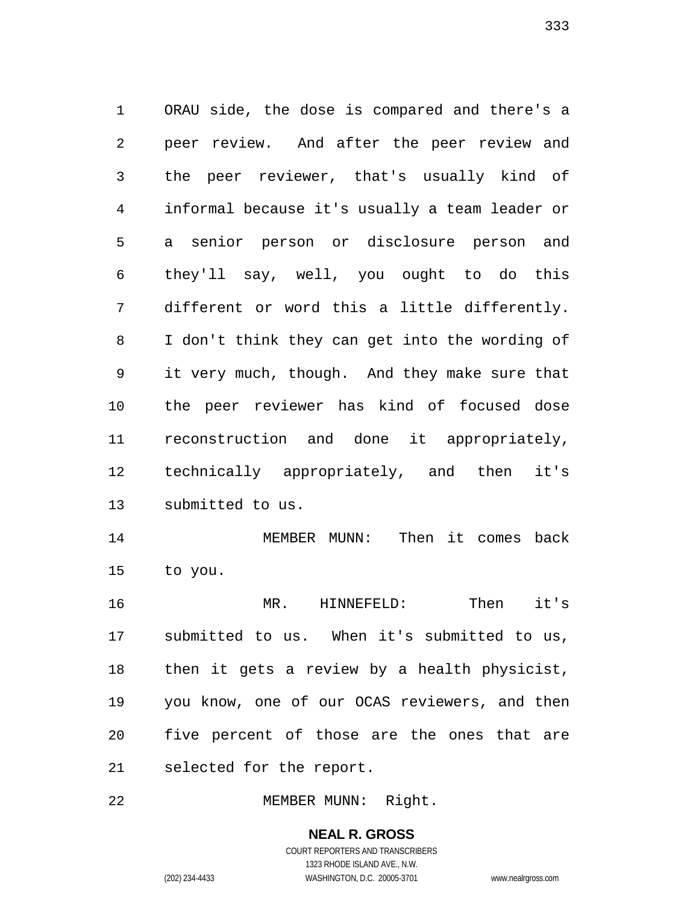ORAU side, the dose is compared and there's a peer review. And after the peer review and the peer reviewer, that's usually kind of informal because it's usually a team leader or a senior person or disclosure person and they'll say, well, you ought to do this different or word this a little differently. I don't think they can get into the wording of it very much, though. And they make sure that the peer reviewer has kind of focused dose reconstruction and done it appropriately, technically appropriately, and then it's submitted to us.

MEMBER MUNN: Then it comes back to you.

MR. HINNEFELD: Then it's submitted to us. When it's submitted to us, then it gets a review by a health physicist, you know, one of our OCAS reviewers, and then five percent of those are the ones that are selected for the report.

MEMBER MUNN: Right.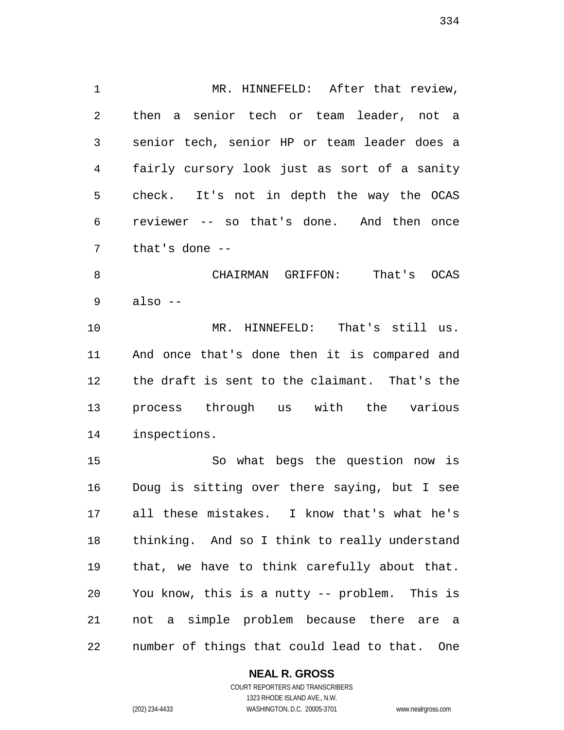MR. HINNEFELD: After that review, then a senior tech or team leader, not a senior tech, senior HP or team leader does a fairly cursory look just as sort of a sanity check. It's not in depth the way the OCAS reviewer -- so that's done. And then once that's done --

CHAIRMAN GRIFFON: That's OCAS also --

MR. HINNEFELD: That's still us. And once that's done then it is compared and the draft is sent to the claimant. That's the process through us with the various inspections.

So what begs the question now is Doug is sitting over there saying, but I see all these mistakes. I know that's what he's thinking. And so I think to really understand that, we have to think carefully about that. You know, this is a nutty -- problem. This is not a simple problem because there are a number of things that could lead to that. One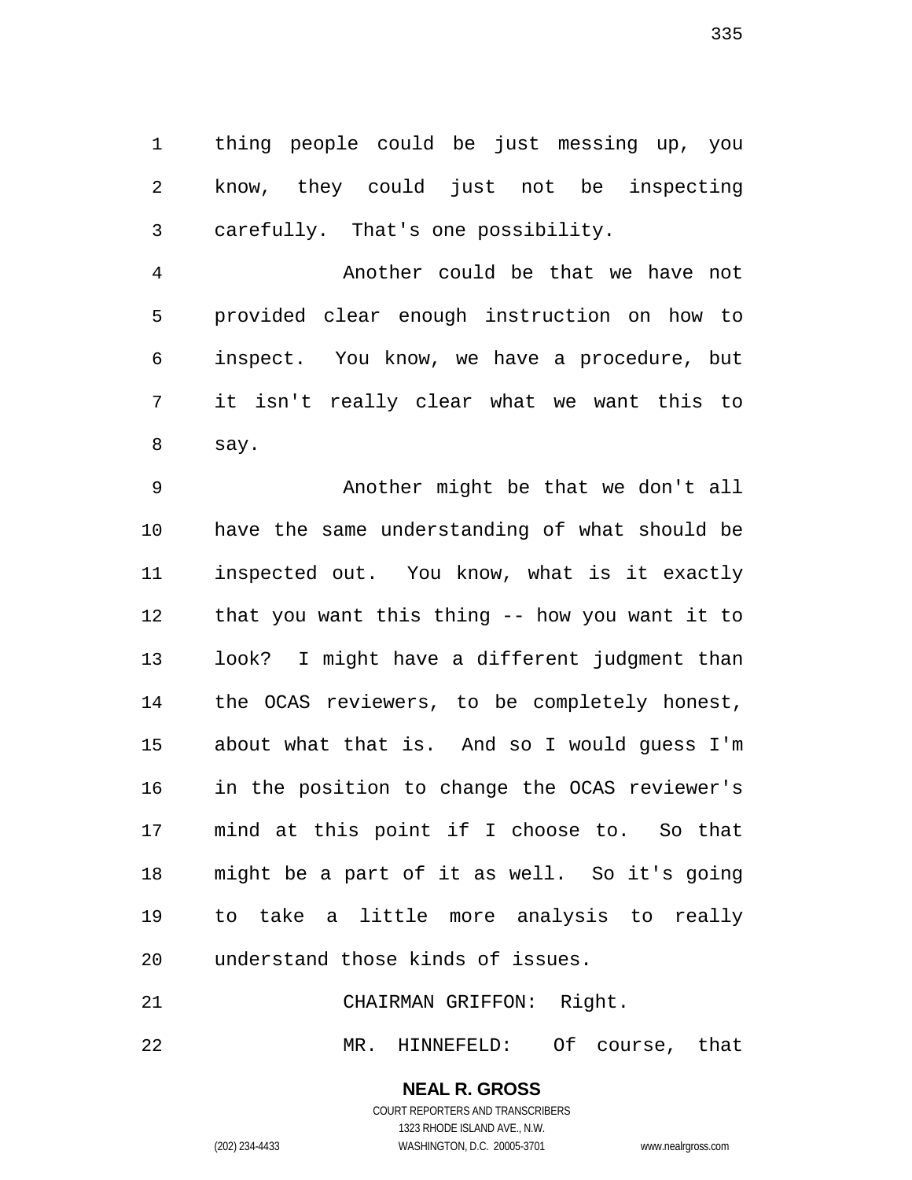thing people could be just messing up, you know, they could just not be inspecting carefully. That's one possibility.

Another could be that we have not provided clear enough instruction on how to inspect. You know, we have a procedure, but it isn't really clear what we want this to say.

Another might be that we don't all have the same understanding of what should be inspected out. You know, what is it exactly that you want this thing -- how you want it to look? I might have a different judgment than the OCAS reviewers, to be completely honest, about what that is. And so I would guess I'm in the position to change the OCAS reviewer's mind at this point if I choose to. So that might be a part of it as well. So it's going to take a little more analysis to really understand those kinds of issues.

CHAIRMAN GRIFFON: Right.

MR. HINNEFELD: Of course, that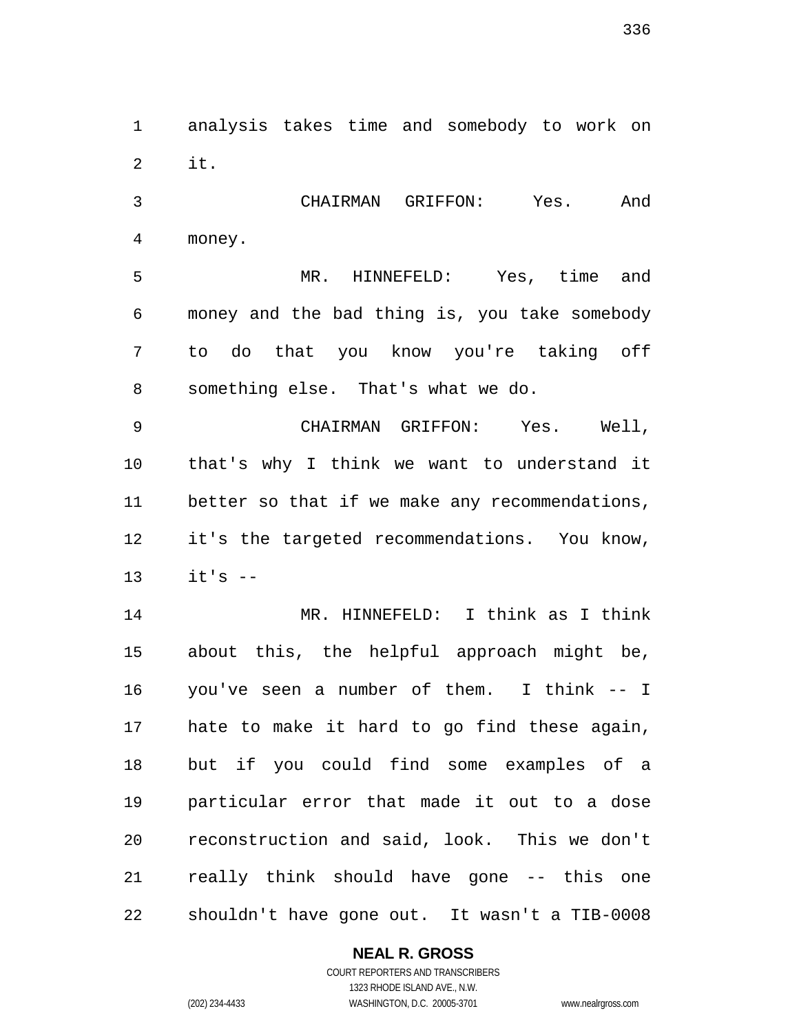analysis takes time and somebody to work on it.

CHAIRMAN GRIFFON: Yes. And money.

MR. HINNEFELD: Yes, time and money and the bad thing is, you take somebody to do that you know you're taking off something else. That's what we do.

CHAIRMAN GRIFFON: Yes. Well, that's why I think we want to understand it better so that if we make any recommendations, it's the targeted recommendations. You know, it's --

MR. HINNEFELD: I think as I think about this, the helpful approach might be, you've seen a number of them. I think -- I hate to make it hard to go find these again, but if you could find some examples of a particular error that made it out to a dose reconstruction and said, look. This we don't really think should have gone -- this one shouldn't have gone out. It wasn't a TIB-0008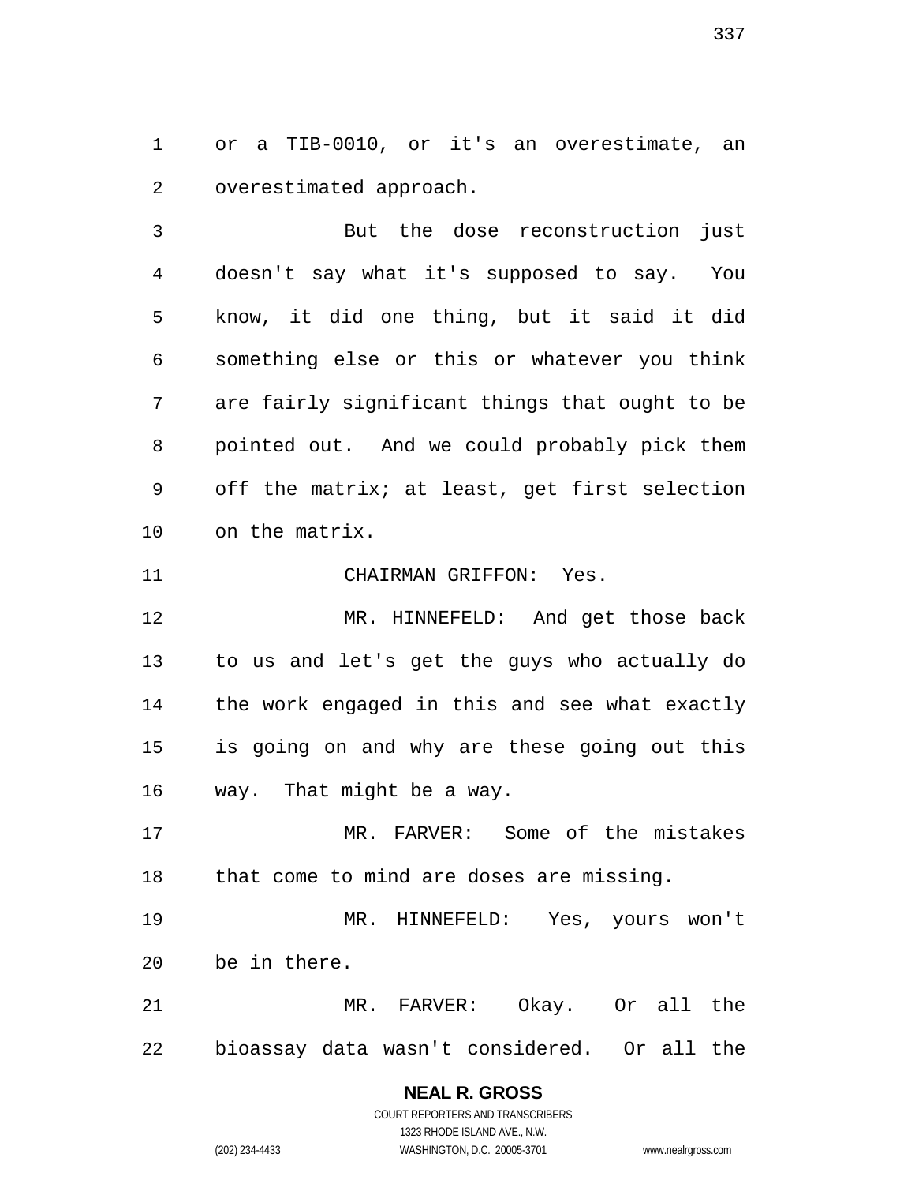or a TIB-0010, or it's an overestimate, an overestimated approach.

But the dose reconstruction just doesn't say what it's supposed to say. You know, it did one thing, but it said it did something else or this or whatever you think are fairly significant things that ought to be pointed out. And we could probably pick them off the matrix; at least, get first selection on the matrix.

CHAIRMAN GRIFFON: Yes.

MR. HINNEFELD: And get those back to us and let's get the guys who actually do the work engaged in this and see what exactly is going on and why are these going out this way. That might be a way.

MR. FARVER: Some of the mistakes that come to mind are doses are missing.

MR. HINNEFELD: Yes, yours won't be in there.

MR. FARVER: Okay. Or all the bioassay data wasn't considered. Or all the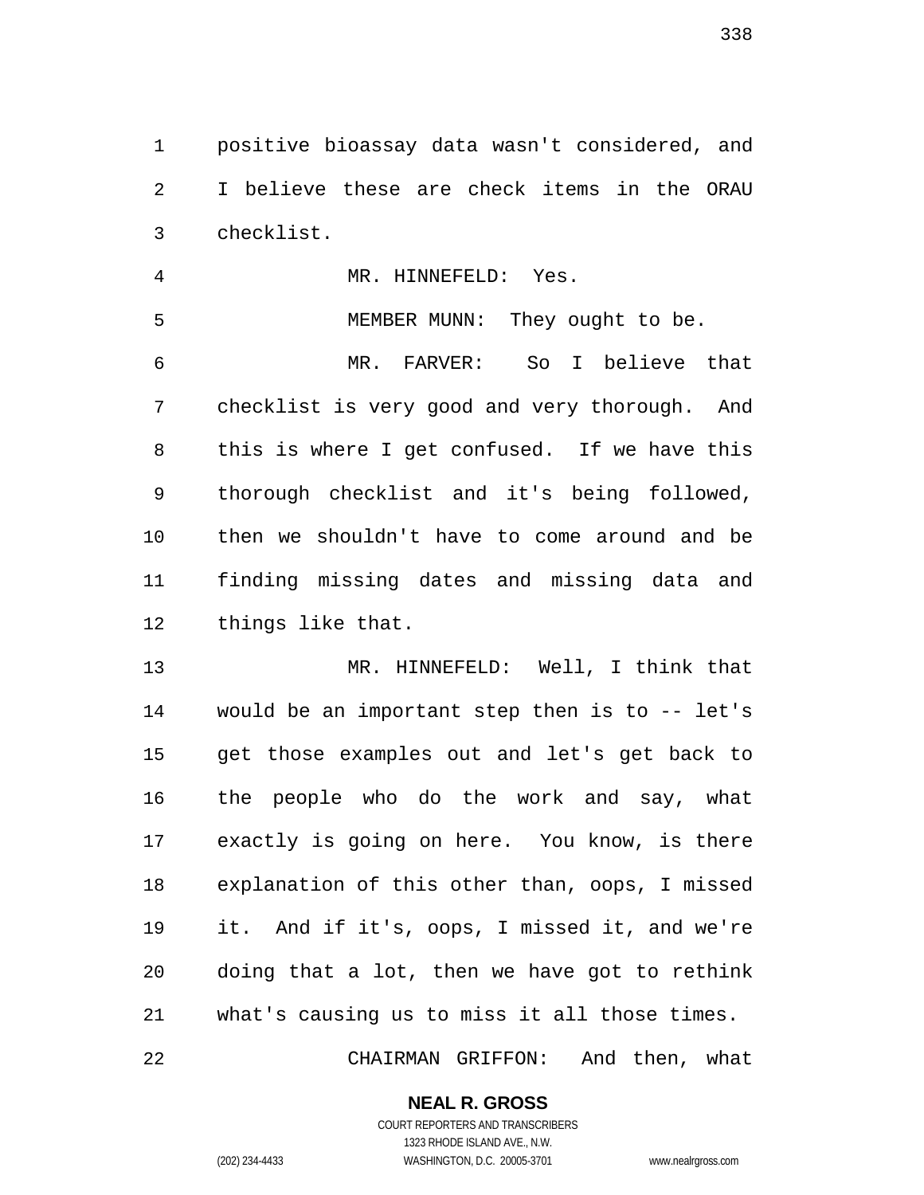positive bioassay data wasn't considered, and I believe these are check items in the ORAU checklist.

MR. HINNEFELD: Yes.

MEMBER MUNN: They ought to be.

MR. FARVER: So I believe that checklist is very good and very thorough. And this is where I get confused. If we have this thorough checklist and it's being followed, then we shouldn't have to come around and be finding missing dates and missing data and things like that.

MR. HINNEFELD: Well, I think that would be an important step then is to -- let's get those examples out and let's get back to the people who do the work and say, what exactly is going on here. You know, is there explanation of this other than, oops, I missed it. And if it's, oops, I missed it, and we're doing that a lot, then we have got to rethink what's causing us to miss it all those times.

CHAIRMAN GRIFFON: And then, what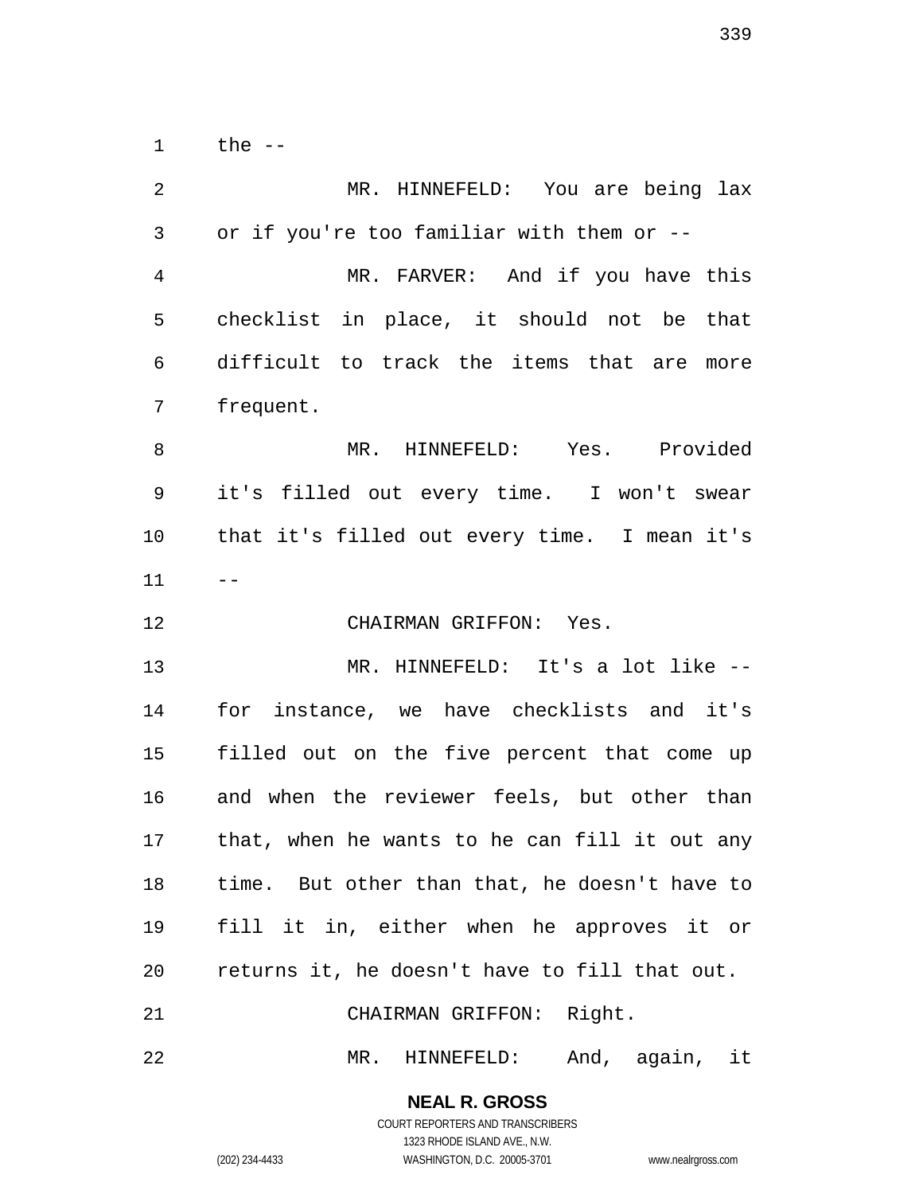the --

MR. HINNEFELD: You are being lax or if you're too familiar with them or --

MR. FARVER: And if you have this checklist in place, it should not be that difficult to track the items that are more frequent.

MR. HINNEFELD: Yes. Provided it's filled out every time. I won't swear that it's filled out every time. I mean it's --

CHAIRMAN GRIFFON: Yes.

MR. HINNEFELD: It's a lot like -- for instance, we have checklists and it's filled out on the five percent that come up and when the reviewer feels, but other than that, when he wants to he can fill it out any time. But other than that, he doesn't have to fill it in, either when he approves it or returns it, he doesn't have to fill that out.

CHAIRMAN GRIFFON: Right.

MR. HINNEFELD: And, again, it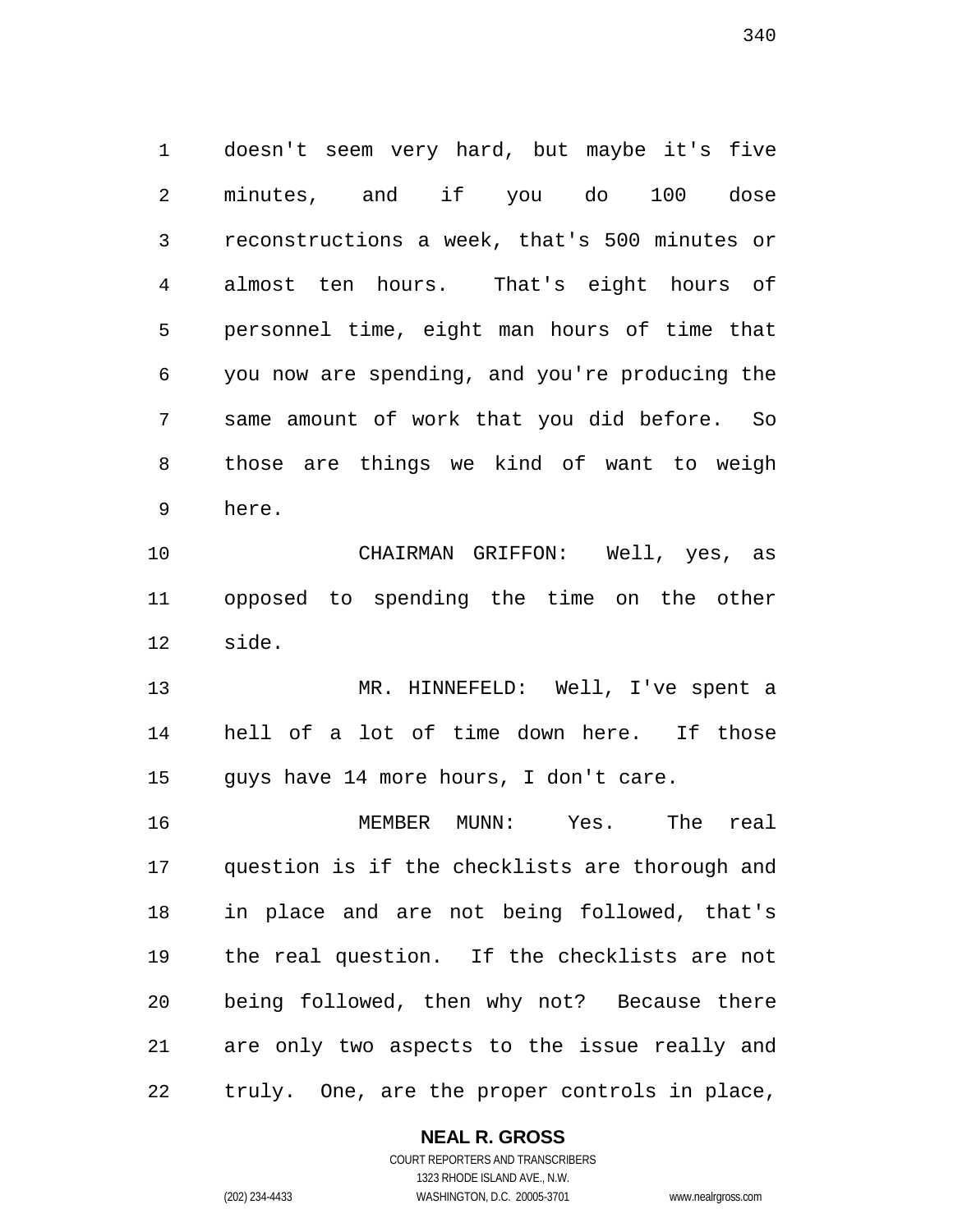doesn't seem very hard, but maybe it's five minutes, and if you do 100 dose reconstructions a week, that's 500 minutes or almost ten hours. That's eight hours of personnel time, eight man hours of time that you now are spending, and you're producing the same amount of work that you did before. So those are things we kind of want to weigh here.

CHAIRMAN GRIFFON: Well, yes, as opposed to spending the time on the other side.

MR. HINNEFELD: Well, I've spent a hell of a lot of time down here. If those guys have 14 more hours, I don't care.

MEMBER MUNN: Yes. The real question is if the checklists are thorough and in place and are not being followed, that's the real question. If the checklists are not being followed, then why not? Because there are only two aspects to the issue really and truly. One, are the proper controls in place,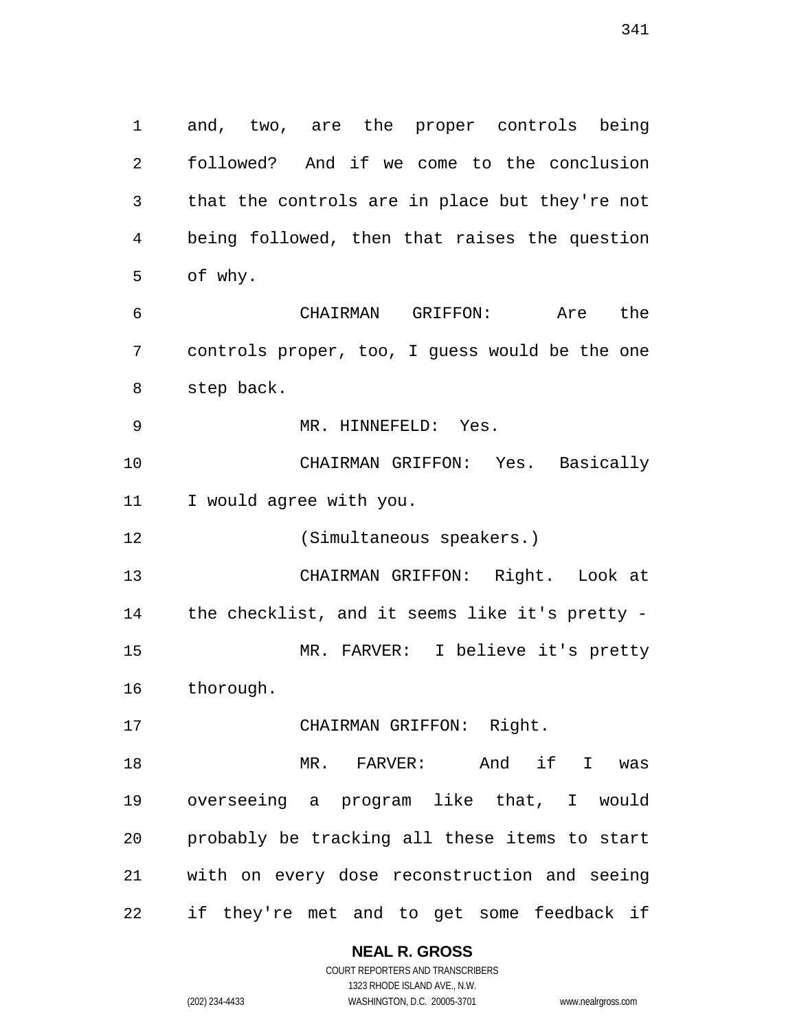and, two, are the proper controls being followed? And if we come to the conclusion that the controls are in place but they're not being followed, then that raises the question of why.

CHAIRMAN GRIFFON: Are the controls proper, too, I guess would be the one step back.

MR. HINNEFELD: Yes.

CHAIRMAN GRIFFON: Yes. Basically I would agree with you.

(Simultaneous speakers.)

CHAIRMAN GRIFFON: Right. Look at the checklist, and it seems like it's pretty -

MR. FARVER: I believe it's pretty thorough.

CHAIRMAN GRIFFON: Right.

MR. FARVER: And if I was overseeing a program like that, I would probably be tracking all these items to start with on every dose reconstruction and seeing if they're met and to get some feedback if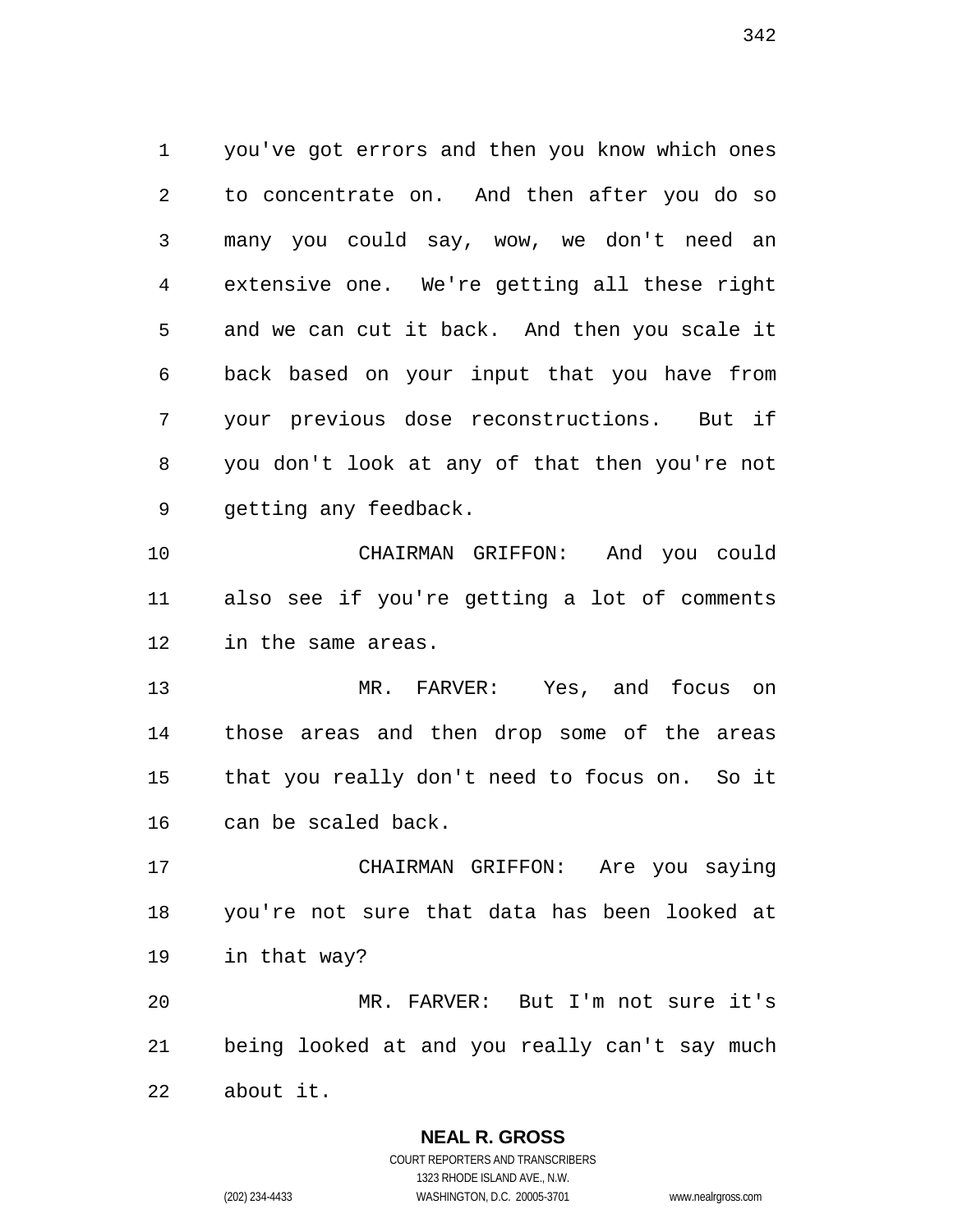you've got errors and then you know which ones to concentrate on. And then after you do so many you could say, wow, we don't need an extensive one. We're getting all these right and we can cut it back. And then you scale it back based on your input that you have from your previous dose reconstructions. But if you don't look at any of that then you're not getting any feedback.

CHAIRMAN GRIFFON: And you could also see if you're getting a lot of comments in the same areas.

MR. FARVER: Yes, and focus on those areas and then drop some of the areas that you really don't need to focus on. So it can be scaled back.

CHAIRMAN GRIFFON: Are you saying you're not sure that data has been looked at in that way?

MR. FARVER: But I'm not sure it's being looked at and you really can't say much about it.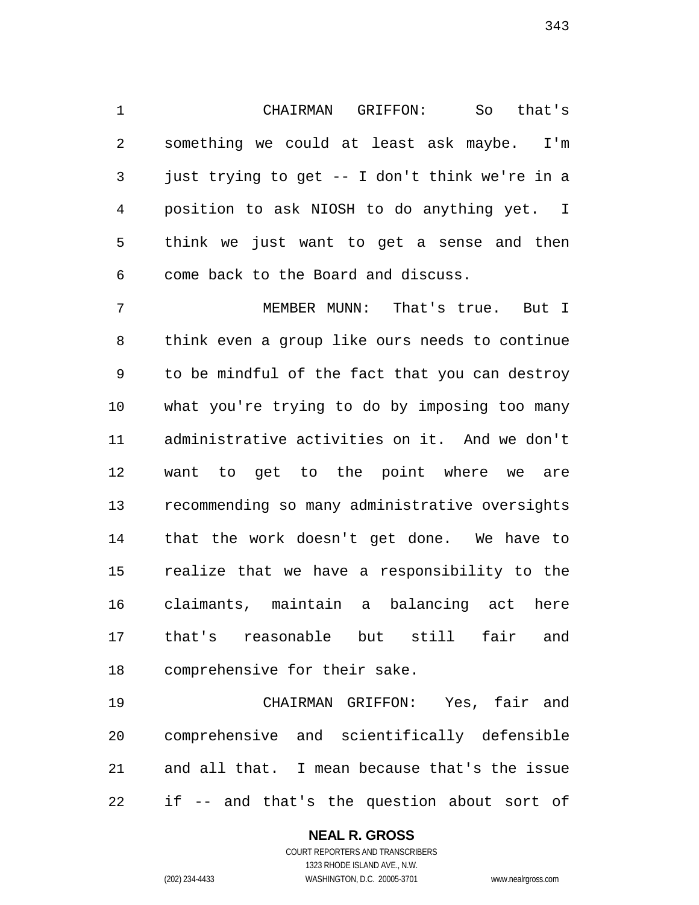CHAIRMAN GRIFFON: So that's something we could at least ask maybe. I'm just trying to get -- I don't think we're in a position to ask NIOSH to do anything yet. I think we just want to get a sense and then come back to the Board and discuss.

MEMBER MUNN: That's true. But I think even a group like ours needs to continue to be mindful of the fact that you can destroy what you're trying to do by imposing too many administrative activities on it. And we don't want to get to the point where we are recommending so many administrative oversights that the work doesn't get done. We have to realize that we have a responsibility to the claimants, maintain a balancing act here that's reasonable but still fair and comprehensive for their sake.

CHAIRMAN GRIFFON: Yes, fair and comprehensive and scientifically defensible and all that. I mean because that's the issue if -- and that's the question about sort of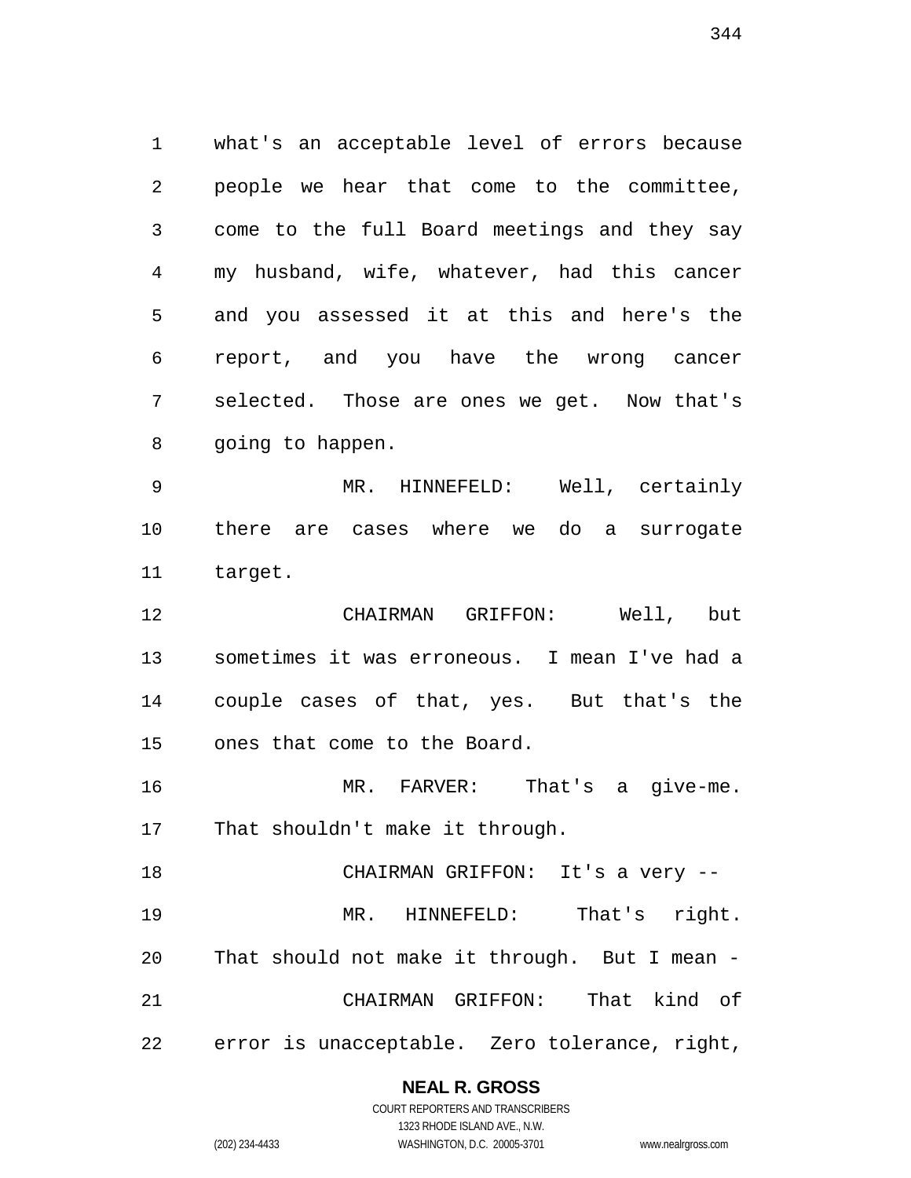what's an acceptable level of errors because people we hear that come to the committee, come to the full Board meetings and they say my husband, wife, whatever, had this cancer and you assessed it at this and here's the report, and you have the wrong cancer selected. Those are ones we get. Now that's going to happen.

MR. HINNEFELD: Well, certainly there are cases where we do a surrogate target.

CHAIRMAN GRIFFON: Well, but sometimes it was erroneous. I mean I've had a couple cases of that, yes. But that's the ones that come to the Board.

MR. FARVER: That's a give-me. That shouldn't make it through.

CHAIRMAN GRIFFON: It's a very --

MR. HINNEFELD: That's right. That should not make it through. But I mean -

CHAIRMAN GRIFFON: That kind of error is unacceptable. Zero tolerance, right,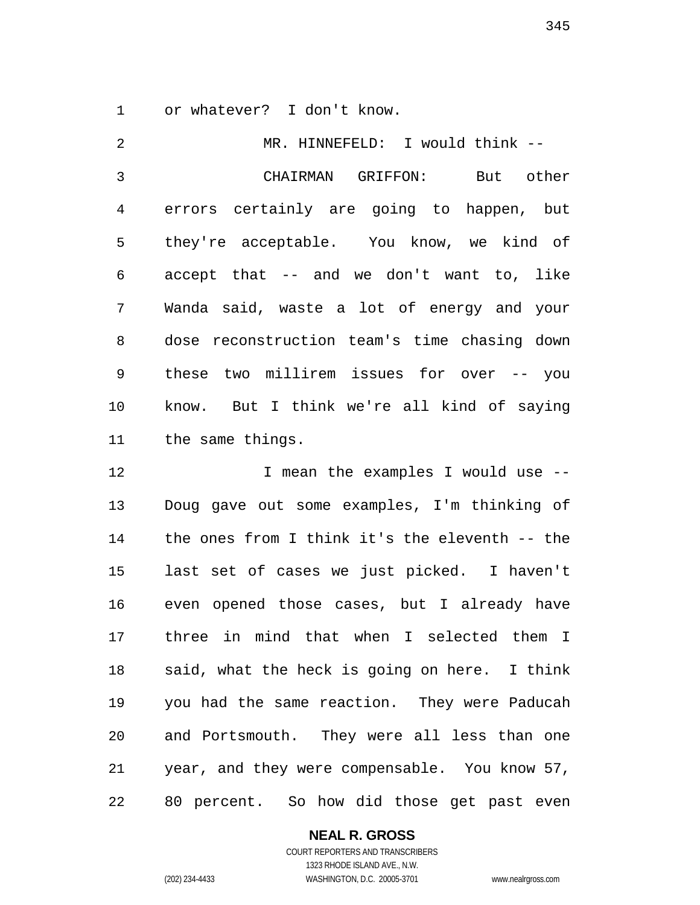or whatever? I don't know.

MR. HINNEFELD: I would think --

CHAIRMAN GRIFFON: But other errors certainly are going to happen, but they're acceptable. You know, we kind of accept that -- and we don't want to, like Wanda said, waste a lot of energy and your dose reconstruction team's time chasing down these two millirem issues for over -- you know. But I think we're all kind of saying the same things.

I mean the examples I would use -- Doug gave out some examples, I'm thinking of the ones from I think it's the eleventh -- the last set of cases we just picked. I haven't even opened those cases, but I already have three in mind that when I selected them I said, what the heck is going on here. I think you had the same reaction. They were Paducah and Portsmouth. They were all less than one year, and they were compensable. You know 57, 80 percent. So how did those get past even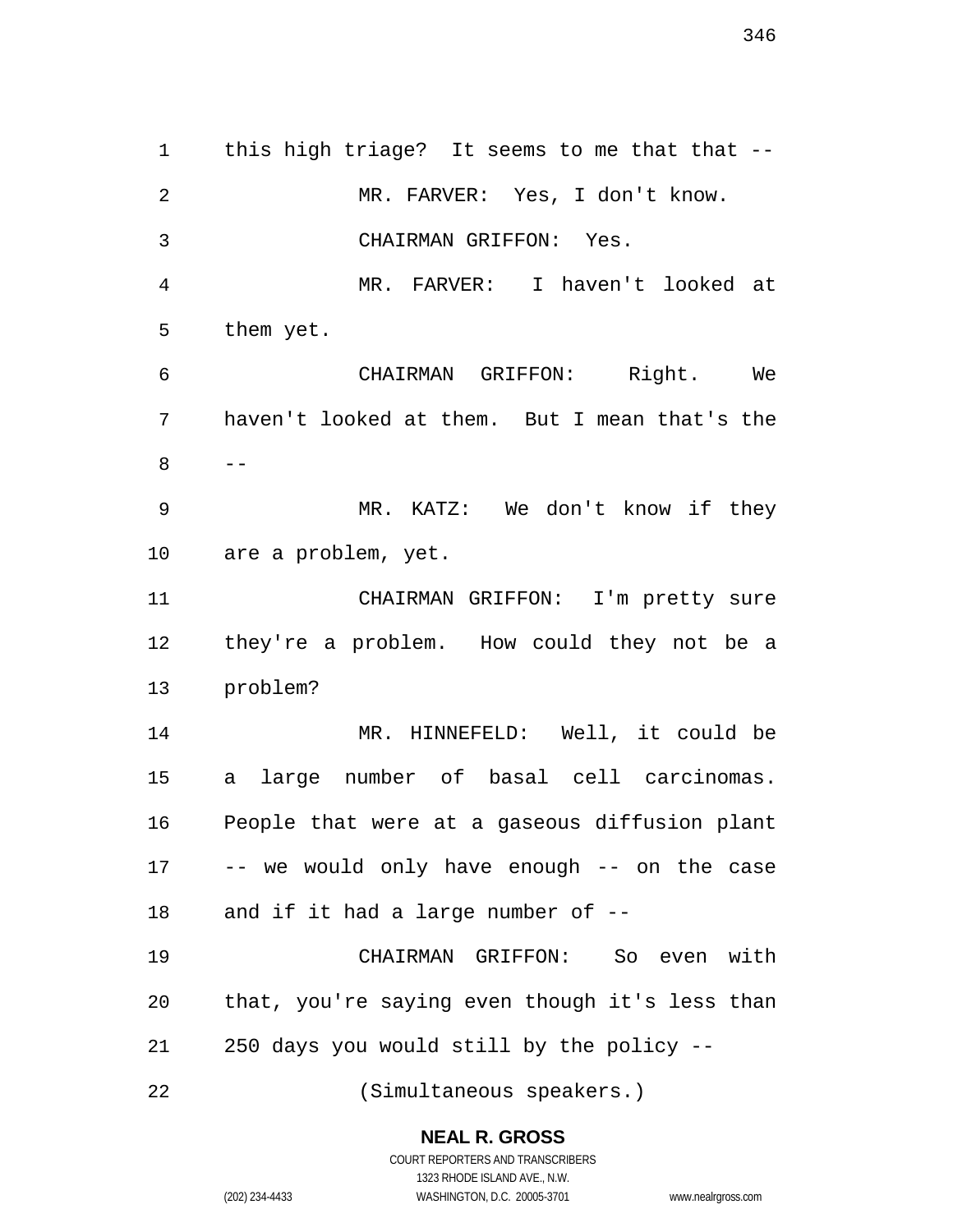this high triage? It seems to me that that --

MR. FARVER: Yes, I don't know.

CHAIRMAN GRIFFON: Yes.

MR. FARVER: I haven't looked at them yet.

CHAIRMAN GRIFFON: Right. We haven't looked at them. But I mean that's the --

MR. KATZ: We don't know if they are a problem, yet.

CHAIRMAN GRIFFON: I'm pretty sure they're a problem. How could they not be a problem?

MR. HINNEFELD: Well, it could be a large number of basal cell carcinomas. People that were at a gaseous diffusion plant -- we would only have enough -- on the case and if it had a large number of --

CHAIRMAN GRIFFON: So even with that, you're saying even though it's less than 250 days you would still by the policy --

(Simultaneous speakers.)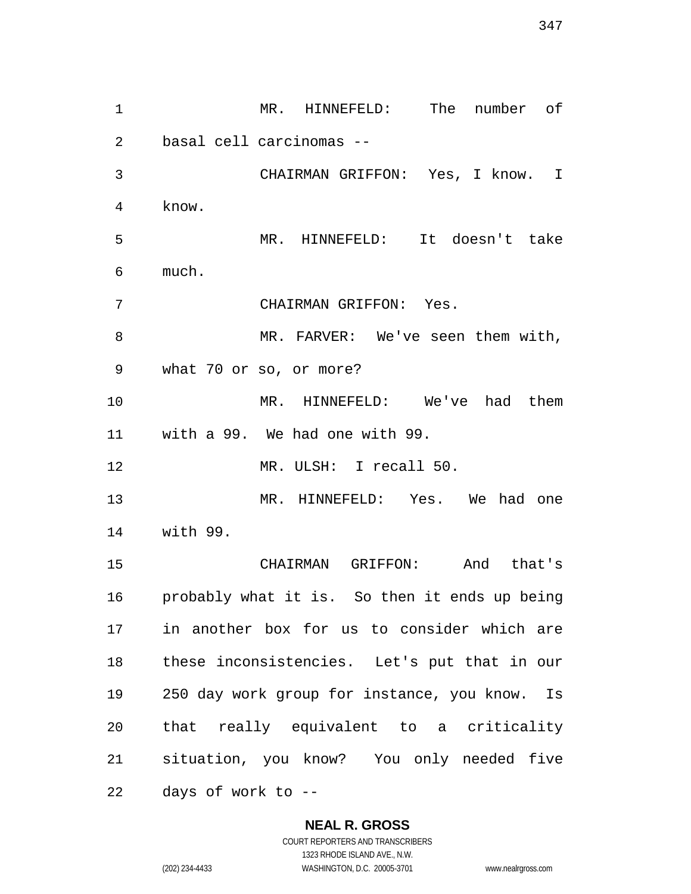MR. HINNEFELD: The number of basal cell carcinomas --

CHAIRMAN GRIFFON: Yes, I know. I know.

MR. HINNEFELD: It doesn't take much.

CHAIRMAN GRIFFON: Yes.

MR. FARVER: We've seen them with, what 70 or so, or more?

MR. HINNEFELD: We've had them with a 99. We had one with 99.

MR. ULSH: I recall 50.

MR. HINNEFELD: Yes. We had one with 99.

CHAIRMAN GRIFFON: And that's probably what it is. So then it ends up being in another box for us to consider which are these inconsistencies. Let's put that in our 250 day work group for instance, you know. Is that really equivalent to a criticality situation, you know? You only needed five days of work to --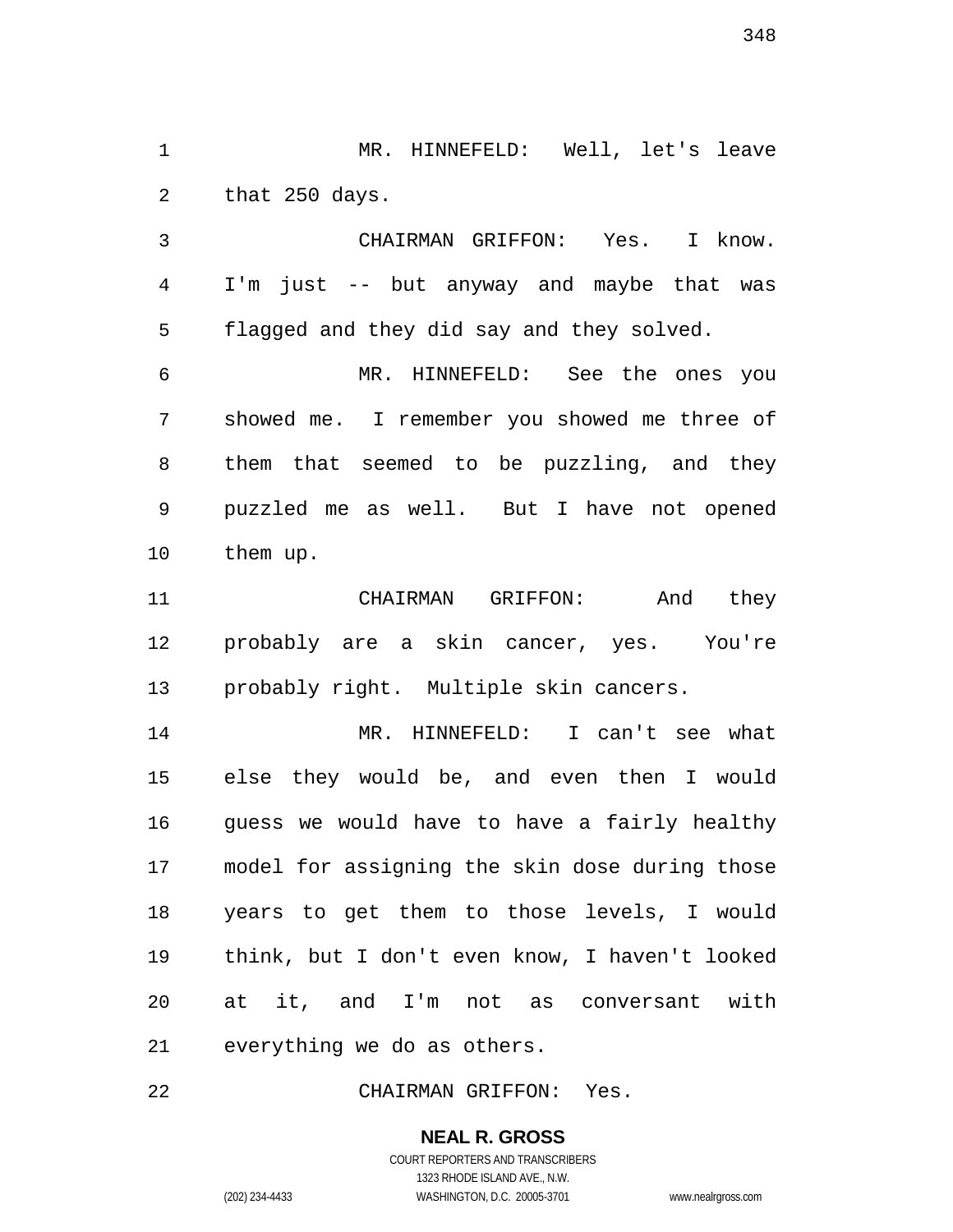MR. HINNEFELD: Well, let's leave that 250 days.

CHAIRMAN GRIFFON: Yes. I know. I'm just -- but anyway and maybe that was flagged and they did say and they solved.

MR. HINNEFELD: See the ones you showed me. I remember you showed me three of them that seemed to be puzzling, and they puzzled me as well. But I have not opened them up.

CHAIRMAN GRIFFON: And they probably are a skin cancer, yes. You're probably right. Multiple skin cancers.

MR. HINNEFELD: I can't see what else they would be, and even then I would guess we would have to have a fairly healthy model for assigning the skin dose during those years to get them to those levels, I would think, but I don't even know, I haven't looked at it, and I'm not as conversant with everything we do as others.

CHAIRMAN GRIFFON: Yes.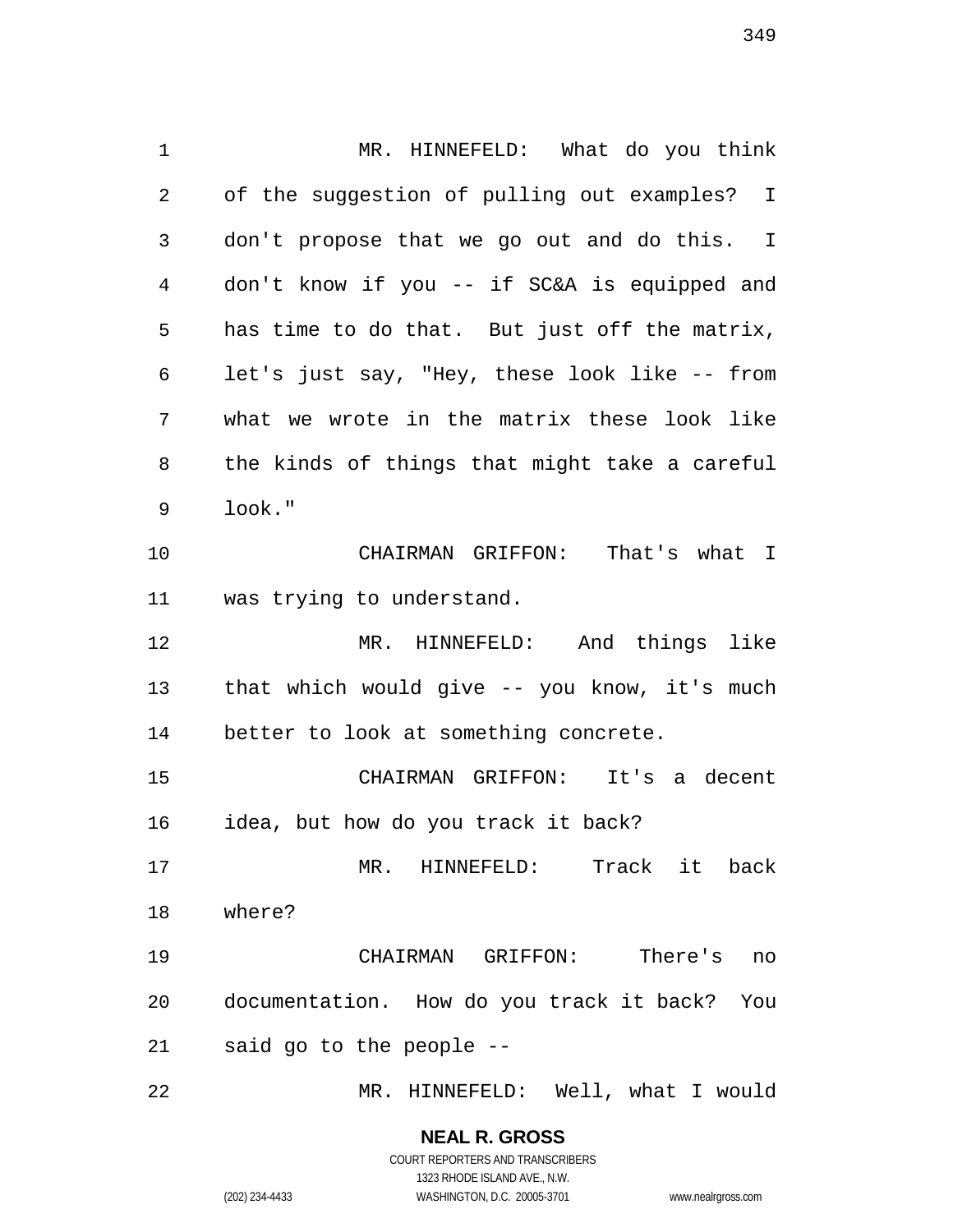MR. HINNEFELD: What do you think of the suggestion of pulling out examples? I don't propose that we go out and do this. I don't know if you -- if SC&A is equipped and has time to do that. But just off the matrix, let's just say, "Hey, these look like -- from what we wrote in the matrix these look like the kinds of things that might take a careful look."

CHAIRMAN GRIFFON: That's what I was trying to understand.

MR. HINNEFELD: And things like that which would give -- you know, it's much better to look at something concrete.

CHAIRMAN GRIFFON: It's a decent idea, but how do you track it back?

MR. HINNEFELD: Track it back where?

CHAIRMAN GRIFFON: There's no documentation. How do you track it back? You said go to the people --

MR. HINNEFELD: Well, what I would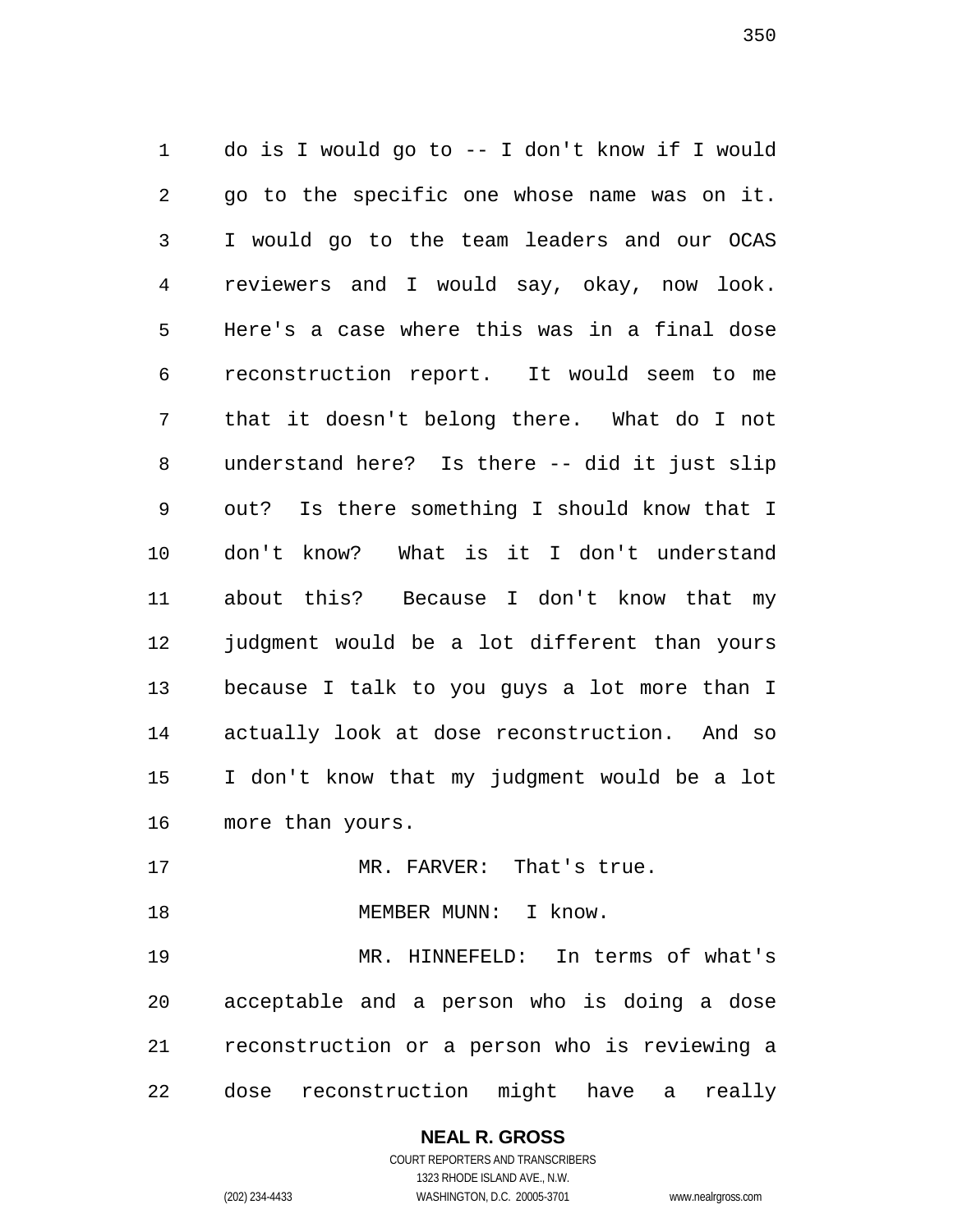do is I would go to -- I don't know if I would go to the specific one whose name was on it. I would go to the team leaders and our OCAS reviewers and I would say, okay, now look. Here's a case where this was in a final dose reconstruction report. It would seem to me that it doesn't belong there. What do I not understand here? Is there -- did it just slip out? Is there something I should know that I don't know? What is it I don't understand about this? Because I don't know that my judgment would be a lot different than yours because I talk to you guys a lot more than I actually look at dose reconstruction. And so I don't know that my judgment would be a lot more than yours.

MR. FARVER: That's true.

MEMBER MUNN: I know.

MR. HINNEFELD: In terms of what's acceptable and a person who is doing a dose reconstruction or a person who is reviewing a dose reconstruction might have a really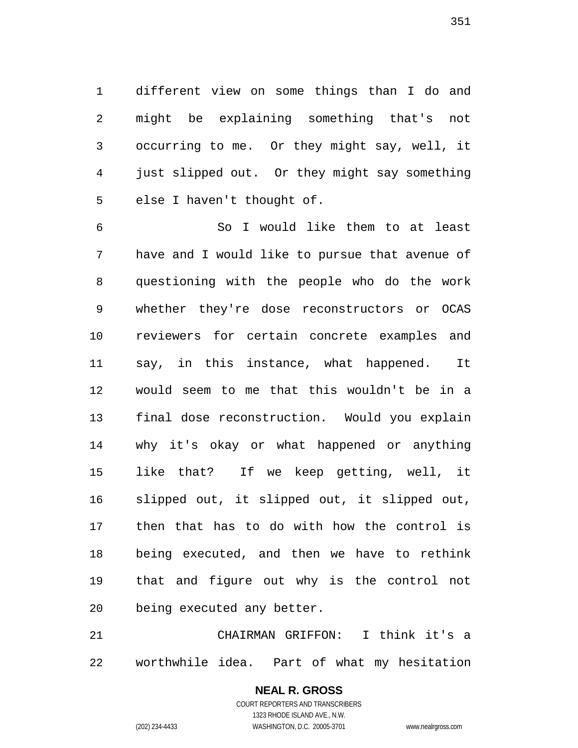different view on some things than I do and might be explaining something that's not occurring to me. Or they might say, well, it just slipped out. Or they might say something else I haven't thought of.

So I would like them to at least have and I would like to pursue that avenue of questioning with the people who do the work whether they're dose reconstructors or OCAS reviewers for certain concrete examples and say, in this instance, what happened. It would seem to me that this wouldn't be in a final dose reconstruction. Would you explain why it's okay or what happened or anything like that? If we keep getting, well, it slipped out, it slipped out, it slipped out, then that has to do with how the control is being executed, and then we have to rethink that and figure out why is the control not being executed any better.

CHAIRMAN GRIFFON: I think it's a worthwhile idea. Part of what my hesitation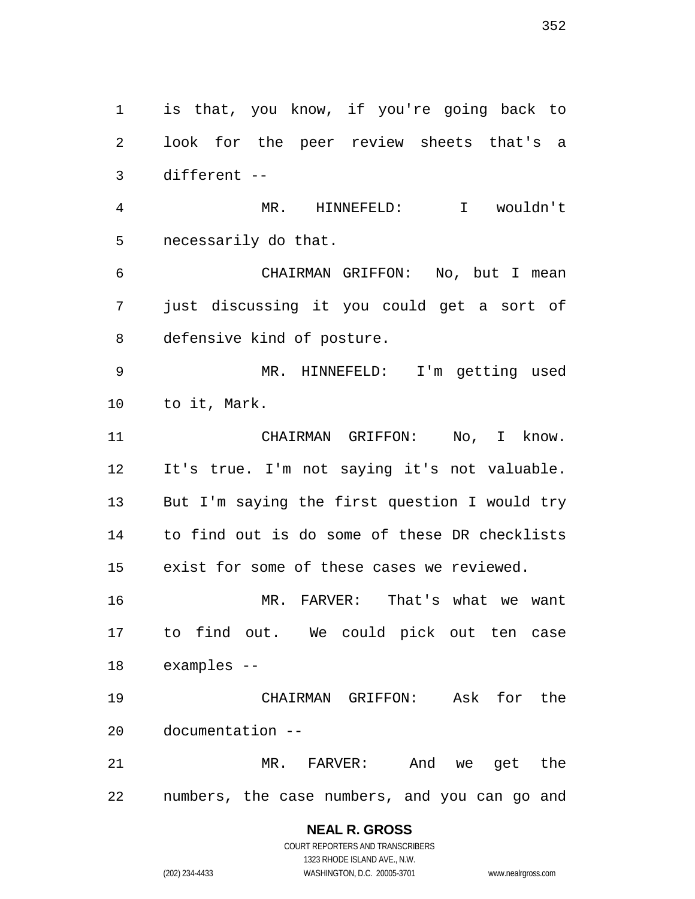is that, you know, if you're going back to look for the peer review sheets that's a different --

MR. HINNEFELD: I wouldn't necessarily do that.

CHAIRMAN GRIFFON: No, but I mean just discussing it you could get a sort of defensive kind of posture.

MR. HINNEFELD: I'm getting used to it, Mark.

CHAIRMAN GRIFFON: No, I know. It's true. I'm not saying it's not valuable. But I'm saying the first question I would try to find out is do some of these DR checklists exist for some of these cases we reviewed.

MR. FARVER: That's what we want to find out. We could pick out ten case examples --

CHAIRMAN GRIFFON: Ask for the documentation --

MR. FARVER: And we get the numbers, the case numbers, and you can go and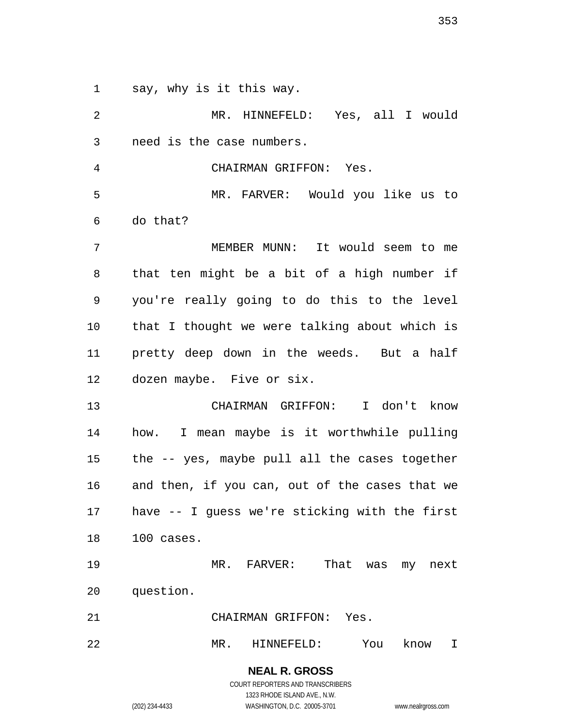say, why is it this way.

MR. HINNEFELD: Yes, all I would need is the case numbers.

CHAIRMAN GRIFFON: Yes.

MR. FARVER: Would you like us to do that?

MEMBER MUNN: It would seem to me that ten might be a bit of a high number if you're really going to do this to the level that I thought we were talking about which is pretty deep down in the weeds. But a half dozen maybe. Five or six.

CHAIRMAN GRIFFON: I don't know how. I mean maybe is it worthwhile pulling the -- yes, maybe pull all the cases together and then, if you can, out of the cases that we have -- I guess we're sticking with the first 100 cases.

MR. FARVER: That was my next question.

CHAIRMAN GRIFFON: Yes.

MR. HINNEFELD: You know I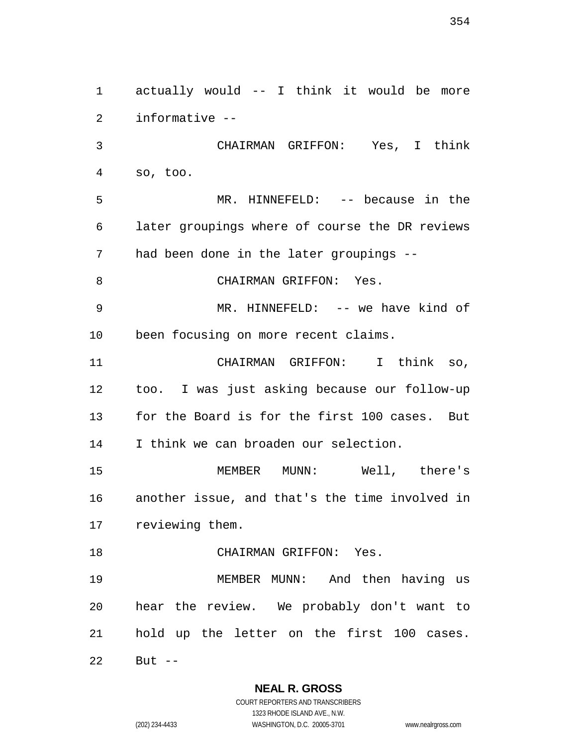actually would -- I think it would be more informative --

CHAIRMAN GRIFFON: Yes, I think so, too.

MR. HINNEFELD: -- because in the later groupings where of course the DR reviews had been done in the later groupings --

CHAIRMAN GRIFFON: Yes.

MR. HINNEFELD: -- we have kind of been focusing on more recent claims.

CHAIRMAN GRIFFON: I think so, too. I was just asking because our follow-up for the Board is for the first 100 cases. But I think we can broaden our selection.

MEMBER MUNN: Well, there's another issue, and that's the time involved in reviewing them.

CHAIRMAN GRIFFON: Yes.

MEMBER MUNN: And then having us hear the review. We probably don't want to hold up the letter on the first 100 cases. But --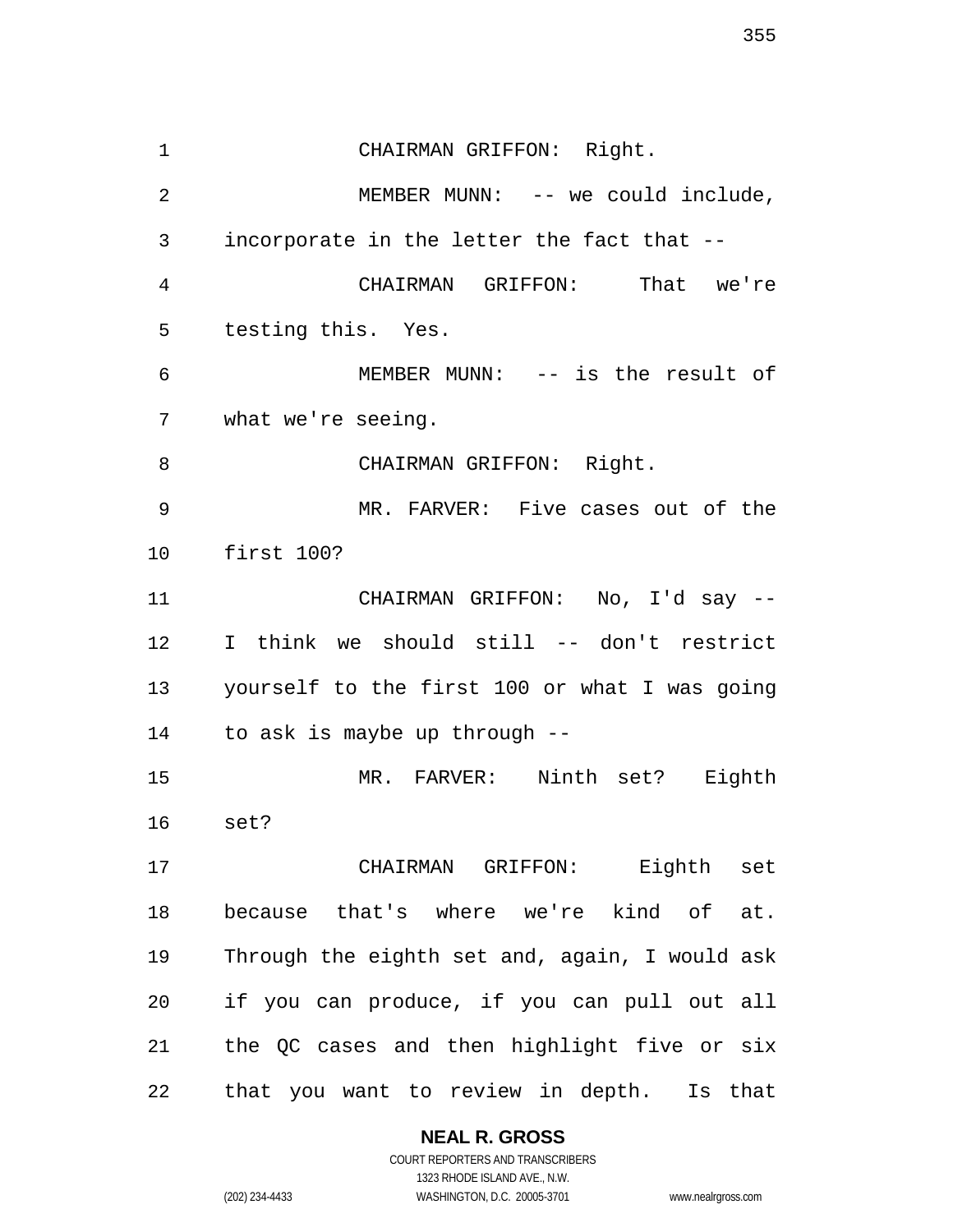CHAIRMAN GRIFFON: Right.

MEMBER MUNN: -- we could include, incorporate in the letter the fact that --

CHAIRMAN GRIFFON: That we're testing this. Yes.

MEMBER MUNN: -- is the result of what we're seeing.

CHAIRMAN GRIFFON: Right.

MR. FARVER: Five cases out of the first 100?

CHAIRMAN GRIFFON: No, I'd say -- I think we should still -- don't restrict yourself to the first 100 or what I was going to ask is maybe up through --

MR. FARVER: Ninth set? Eighth set?

CHAIRMAN GRIFFON: Eighth set because that's where we're kind of at. Through the eighth set and, again, I would ask if you can produce, if you can pull out all the QC cases and then highlight five or six that you want to review in depth. Is that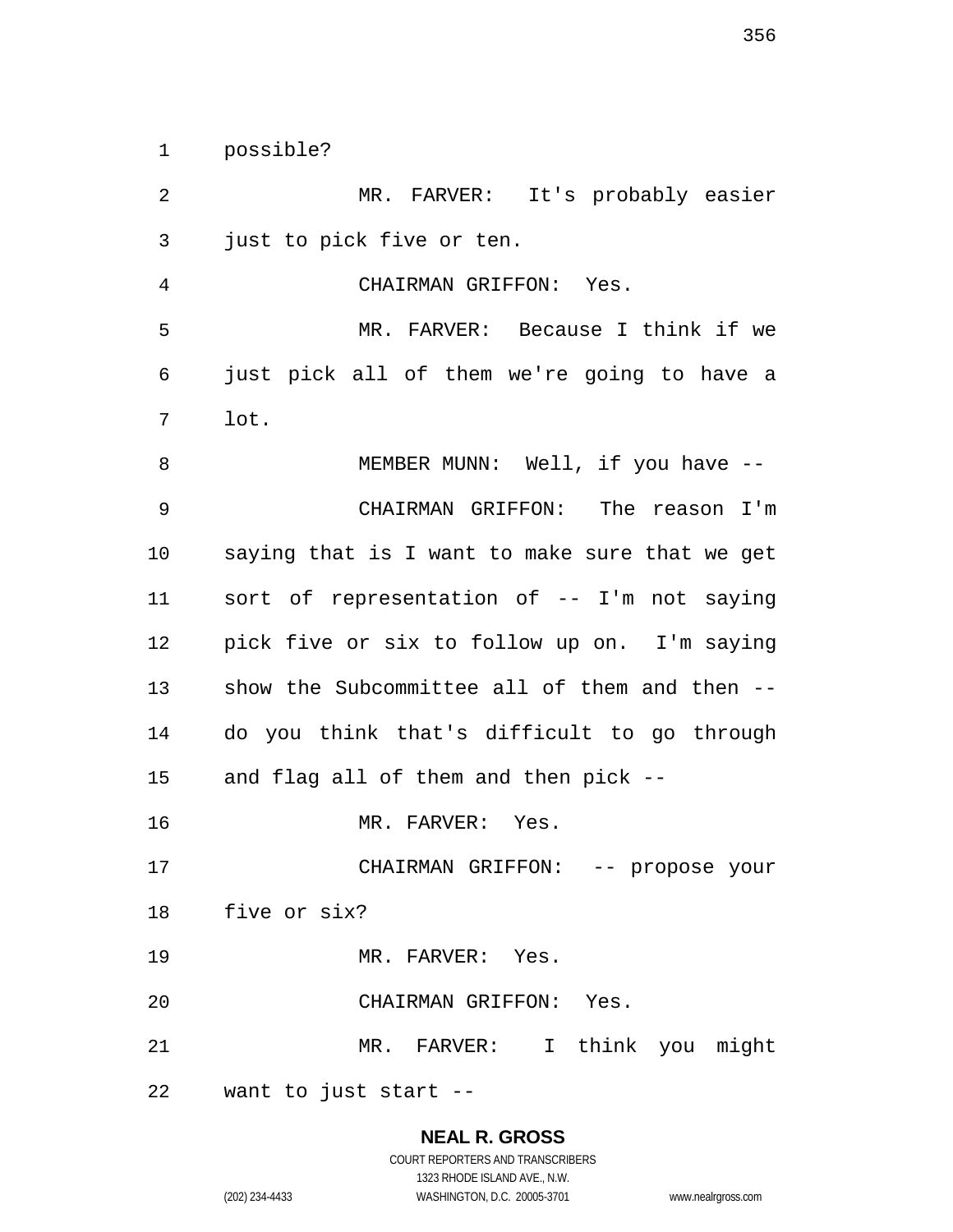possible?

MR. FARVER: It's probably easier just to pick five or ten.

CHAIRMAN GRIFFON: Yes.

MR. FARVER: Because I think if we just pick all of them we're going to have a lot.

MEMBER MUNN: Well, if you have --

CHAIRMAN GRIFFON: The reason I'm saying that is I want to make sure that we get sort of representation of -- I'm not saying pick five or six to follow up on. I'm saying show the Subcommittee all of them and then -- do you think that's difficult to go through and flag all of them and then pick --

MR. FARVER: Yes.

CHAIRMAN GRIFFON: -- propose your five or six?

MR. FARVER: Yes.

CHAIRMAN GRIFFON: Yes.

MR. FARVER: I think you might want to just start --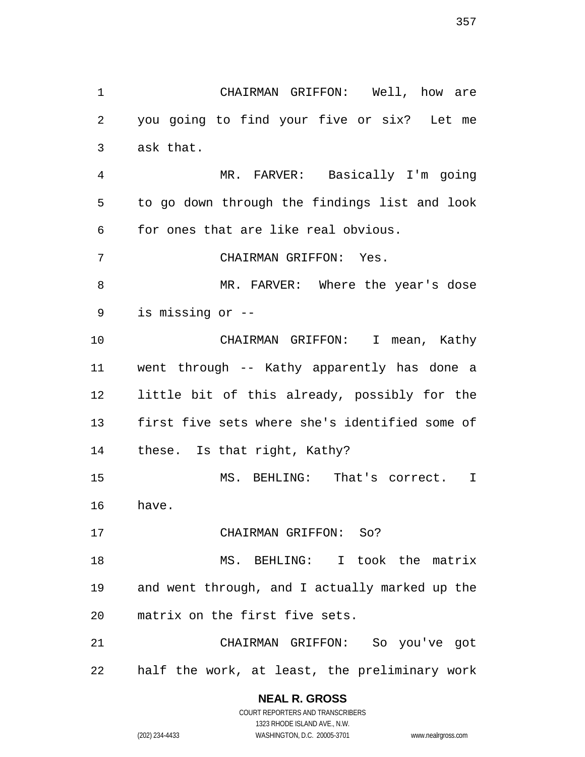CHAIRMAN GRIFFON: Well, how are you going to find your five or six? Let me ask that.

MR. FARVER: Basically I'm going to go down through the findings list and look for ones that are like real obvious.

CHAIRMAN GRIFFON: Yes.

MR. FARVER: Where the year's dose is missing or --

CHAIRMAN GRIFFON: I mean, Kathy went through -- Kathy apparently has done a little bit of this already, possibly for the first five sets where she's identified some of these. Is that right, Kathy?

MS. BEHLING: That's correct. I have.

CHAIRMAN GRIFFON: So?

MS. BEHLING: I took the matrix and went through, and I actually marked up the matrix on the first five sets.

CHAIRMAN GRIFFON: So you've got half the work, at least, the preliminary work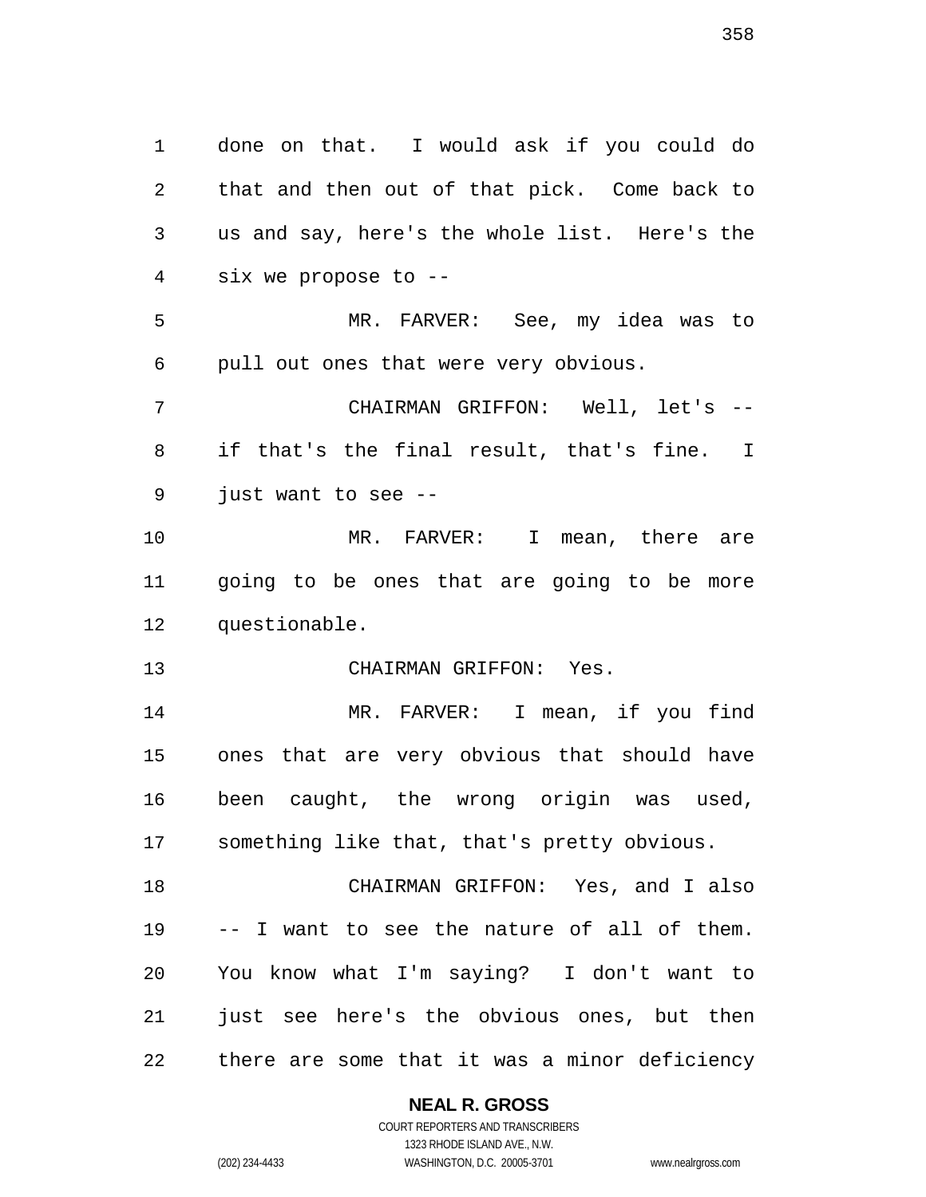done on that. I would ask if you could do that and then out of that pick. Come back to us and say, here's the whole list. Here's the six we propose to --

MR. FARVER: See, my idea was to pull out ones that were very obvious.

CHAIRMAN GRIFFON: Well, let's -- if that's the final result, that's fine. I just want to see --

MR. FARVER: I mean, there are going to be ones that are going to be more questionable.

CHAIRMAN GRIFFON: Yes.

MR. FARVER: I mean, if you find ones that are very obvious that should have been caught, the wrong origin was used, something like that, that's pretty obvious.

CHAIRMAN GRIFFON: Yes, and I also -- I want to see the nature of all of them. You know what I'm saying? I don't want to just see here's the obvious ones, but then there are some that it was a minor deficiency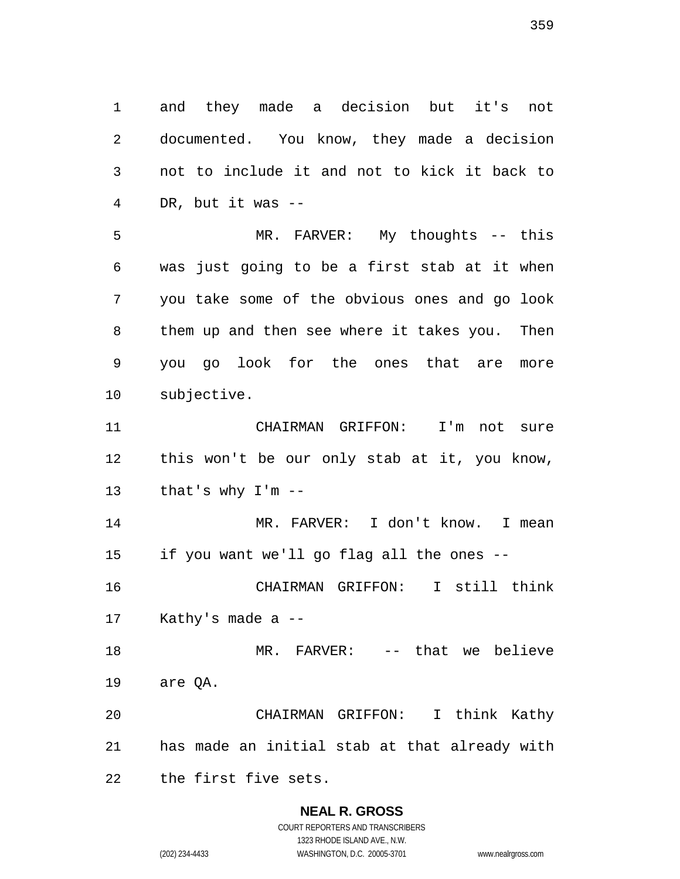and they made a decision but it's not documented. You know, they made a decision not to include it and not to kick it back to DR, but it was --

MR. FARVER: My thoughts -- this was just going to be a first stab at it when you take some of the obvious ones and go look them up and then see where it takes you. Then you go look for the ones that are more subjective.

CHAIRMAN GRIFFON: I'm not sure this won't be our only stab at it, you know, that's why I'm --

MR. FARVER: I don't know. I mean if you want we'll go flag all the ones --

CHAIRMAN GRIFFON: I still think Kathy's made a --

MR. FARVER: -- that we believe are QA.

CHAIRMAN GRIFFON: I think Kathy has made an initial stab at that already with the first five sets.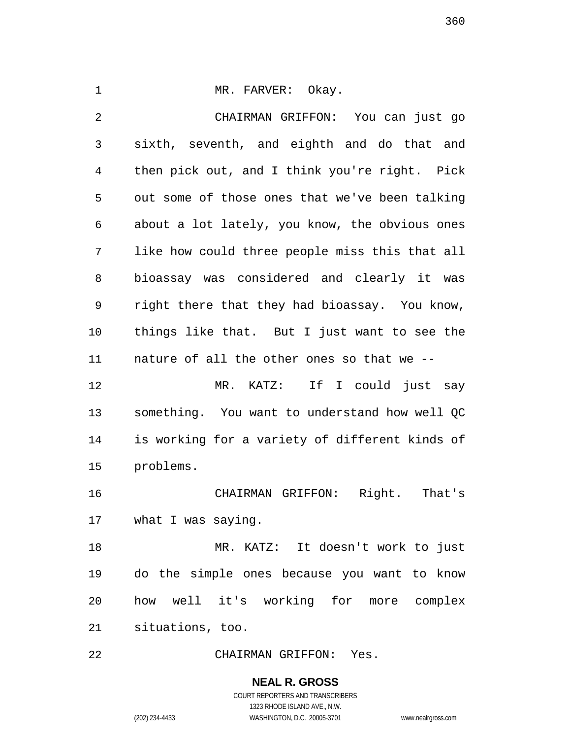MR. FARVER: Okay.

CHAIRMAN GRIFFON: You can just go sixth, seventh, and eighth and do that and then pick out, and I think you're right. Pick out some of those ones that we've been talking about a lot lately, you know, the obvious ones like how could three people miss this that all bioassay was considered and clearly it was right there that they had bioassay. You know, things like that. But I just want to see the nature of all the other ones so that we --

MR. KATZ: If I could just say something. You want to understand how well QC is working for a variety of different kinds of problems.

CHAIRMAN GRIFFON: Right. That's what I was saying.

MR. KATZ: It doesn't work to just do the simple ones because you want to know how well it's working for more complex situations, too.

CHAIRMAN GRIFFON: Yes.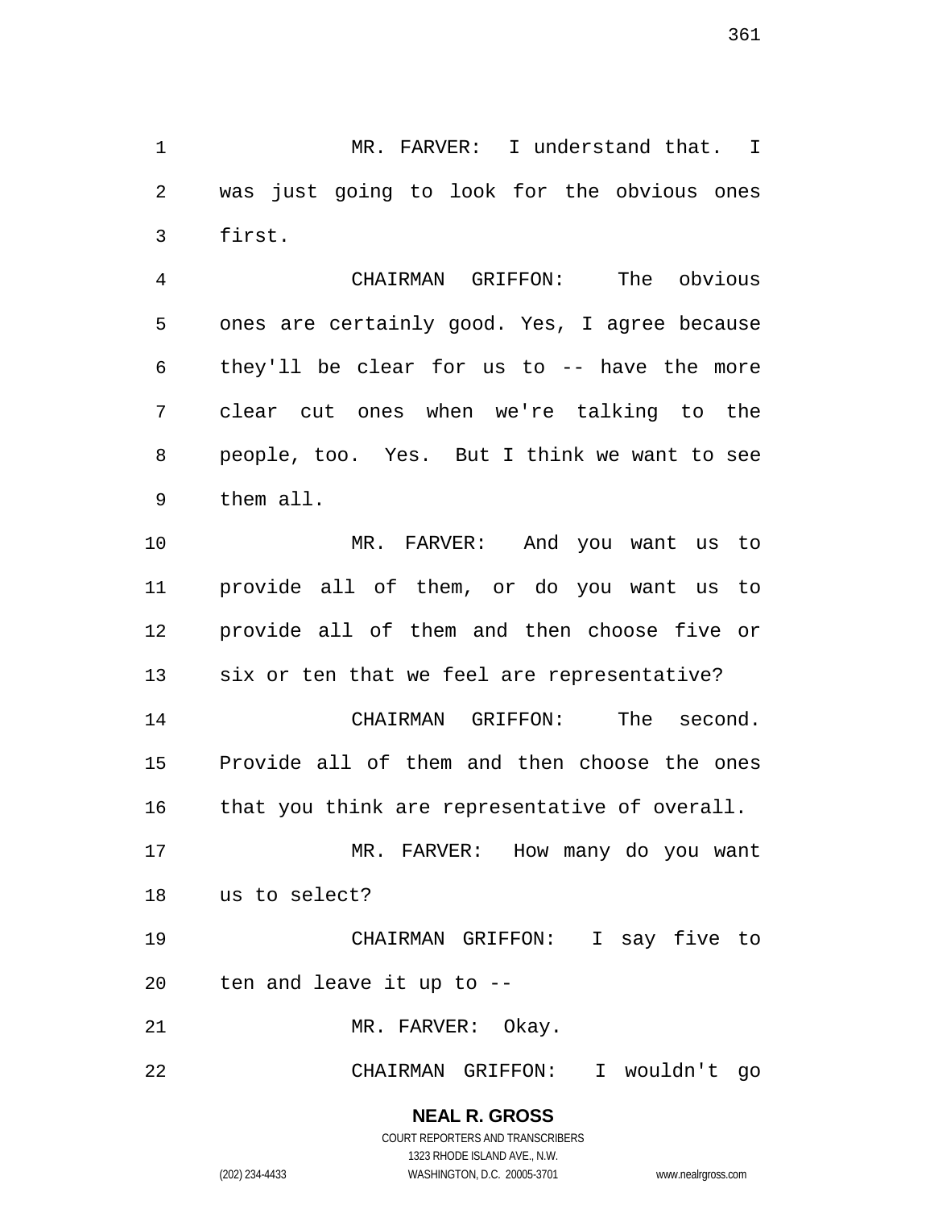MR. FARVER: I understand that. I was just going to look for the obvious ones first.

CHAIRMAN GRIFFON: The obvious ones are certainly good. Yes, I agree because they'll be clear for us to -- have the more clear cut ones when we're talking to the people, too. Yes. But I think we want to see them all.

MR. FARVER: And you want us to provide all of them, or do you want us to provide all of them and then choose five or six or ten that we feel are representative?

CHAIRMAN GRIFFON: The second. Provide all of them and then choose the ones that you think are representative of overall.

MR. FARVER: How many do you want us to select?

CHAIRMAN GRIFFON: I say five to ten and leave it up to --

MR. FARVER: Okay.

CHAIRMAN GRIFFON: I wouldn't go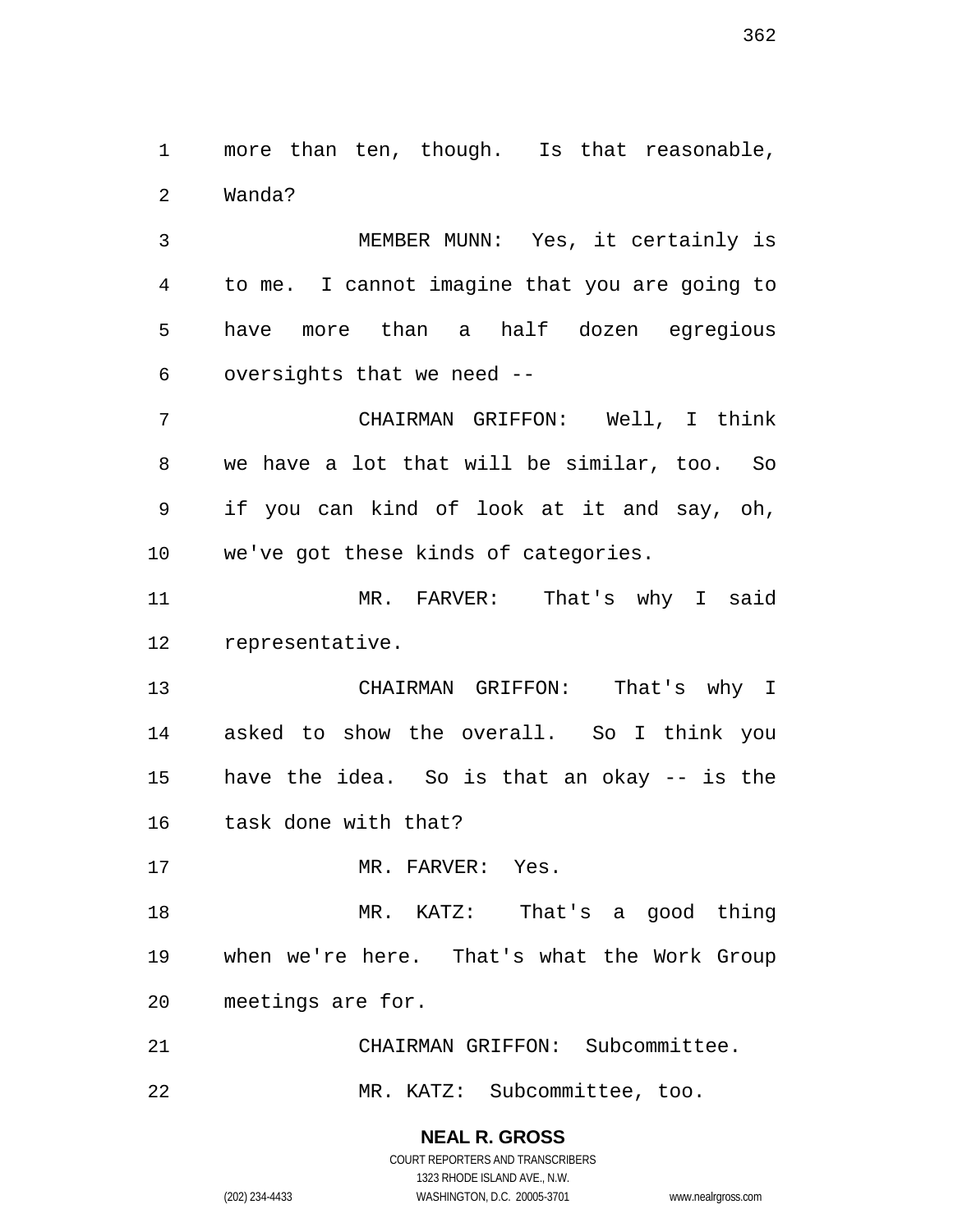more than ten, though. Is that reasonable, Wanda?

MEMBER MUNN: Yes, it certainly is to me. I cannot imagine that you are going to have more than a half dozen egregious oversights that we need --

CHAIRMAN GRIFFON: Well, I think we have a lot that will be similar, too. So if you can kind of look at it and say, oh, we've got these kinds of categories.

MR. FARVER: That's why I said representative.

CHAIRMAN GRIFFON: That's why I asked to show the overall. So I think you have the idea. So is that an okay -- is the task done with that?

MR. FARVER: Yes.

MR. KATZ: That's a good thing when we're here. That's what the Work Group meetings are for.

CHAIRMAN GRIFFON: Subcommittee.

MR. KATZ: Subcommittee, too.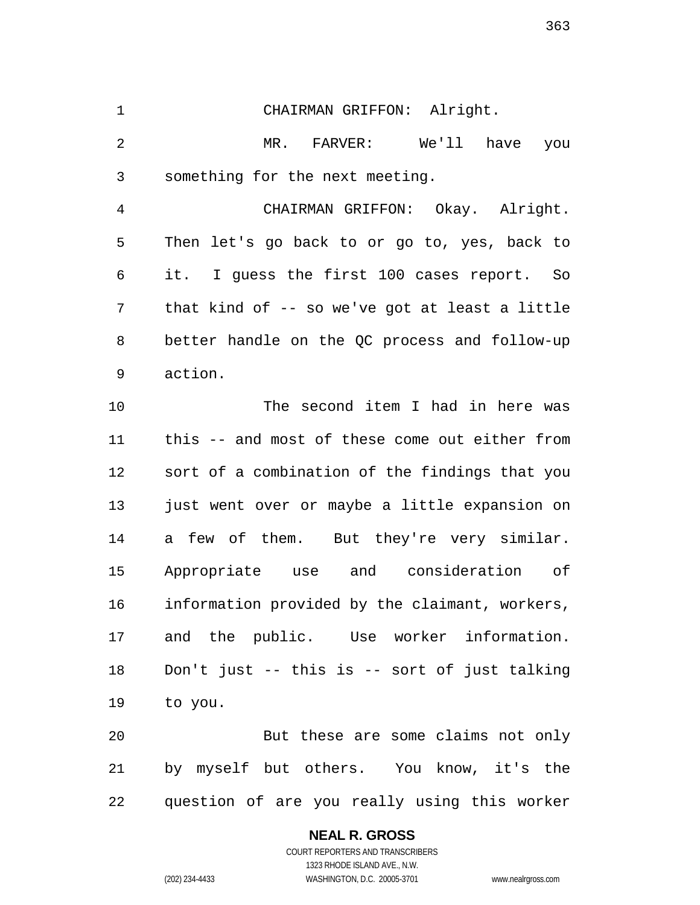CHAIRMAN GRIFFON: Alright.

MR. FARVER: We'll have you something for the next meeting.

CHAIRMAN GRIFFON: Okay. Alright. Then let's go back to or go to, yes, back to it. I guess the first 100 cases report. So that kind of -- so we've got at least a little better handle on the QC process and follow-up action.

The second item I had in here was this -- and most of these come out either from sort of a combination of the findings that you just went over or maybe a little expansion on a few of them. But they're very similar. Appropriate use and consideration of information provided by the claimant, workers, and the public. Use worker information. Don't just -- this is -- sort of just talking to you.

But these are some claims not only by myself but others. You know, it's the question of are you really using this worker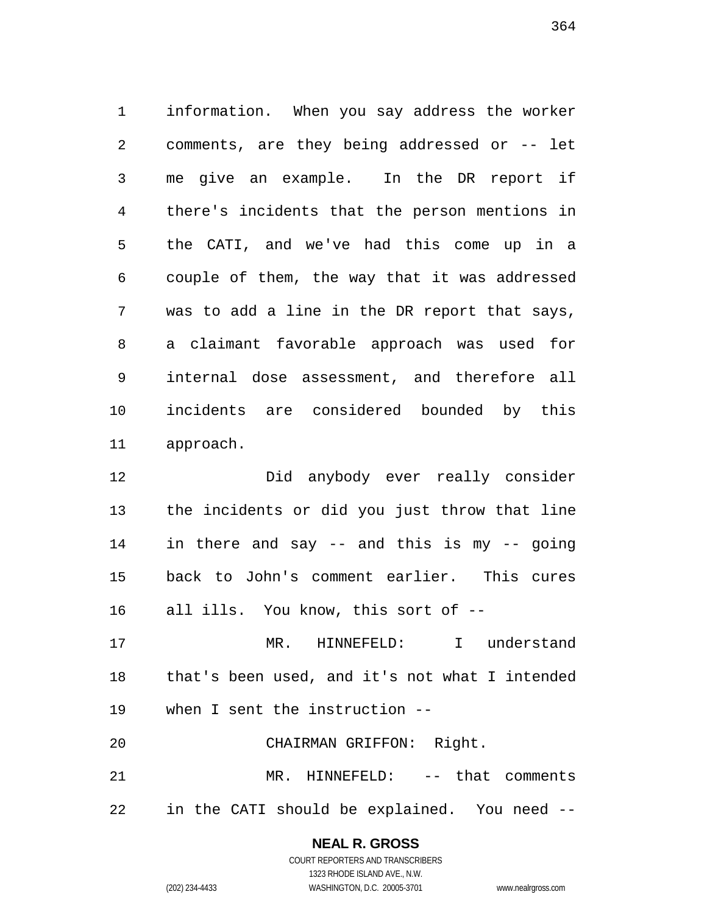information. When you say address the worker comments, are they being addressed or -- let me give an example. In the DR report if there's incidents that the person mentions in the CATI, and we've had this come up in a couple of them, the way that it was addressed was to add a line in the DR report that says, a claimant favorable approach was used for internal dose assessment, and therefore all incidents are considered bounded by this approach.

Did anybody ever really consider the incidents or did you just throw that line in there and say -- and this is my -- going back to John's comment earlier. This cures all ills. You know, this sort of --

MR. HINNEFELD: I understand that's been used, and it's not what I intended when I sent the instruction --

CHAIRMAN GRIFFON: Right.

MR. HINNEFELD: -- that comments in the CATI should be explained. You need --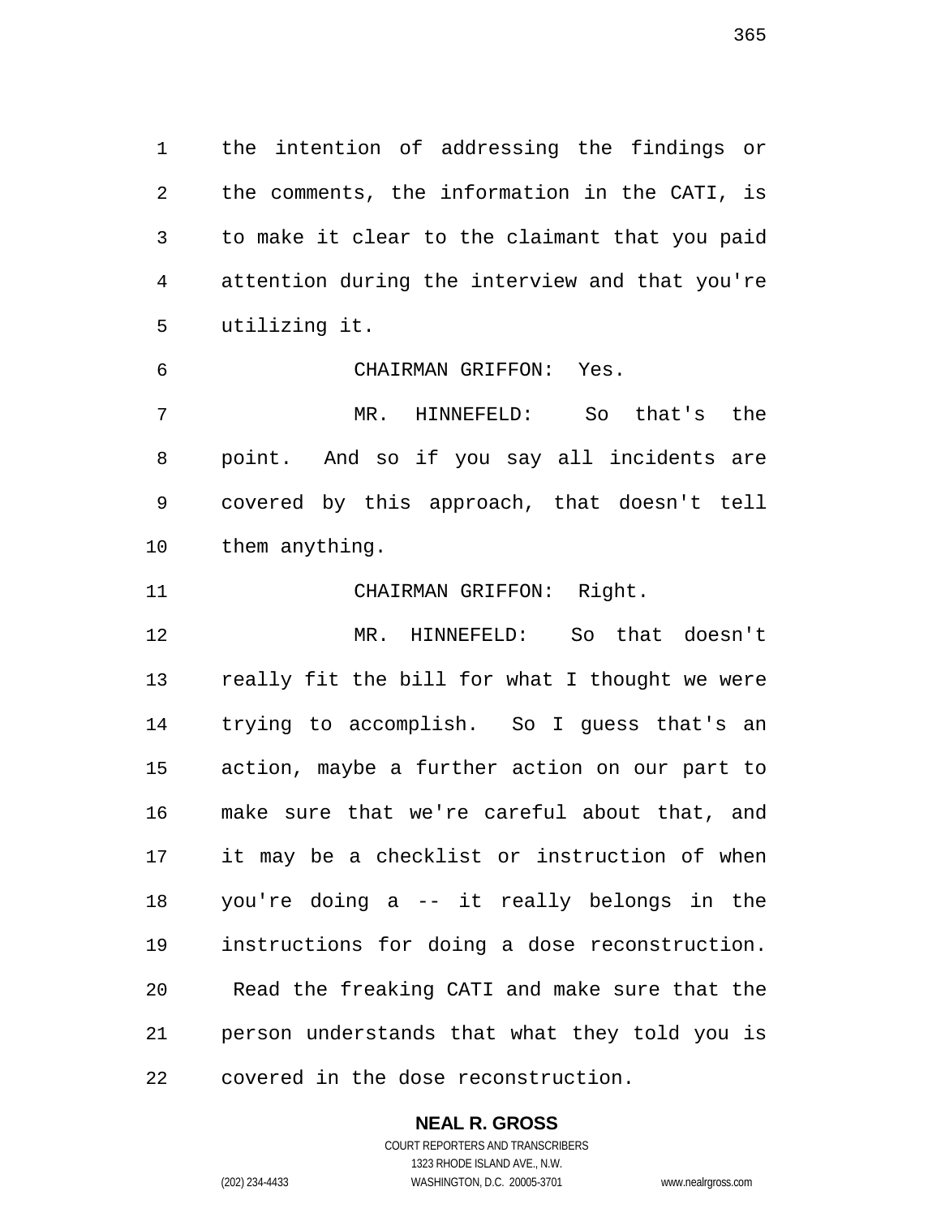the intention of addressing the findings or the comments, the information in the CATI, is to make it clear to the claimant that you paid attention during the interview and that you're utilizing it.

CHAIRMAN GRIFFON: Yes.

MR. HINNEFELD: So that's the point. And so if you say all incidents are covered by this approach, that doesn't tell them anything.

CHAIRMAN GRIFFON: Right.

MR. HINNEFELD: So that doesn't really fit the bill for what I thought we were trying to accomplish. So I guess that's an action, maybe a further action on our part to make sure that we're careful about that, and it may be a checklist or instruction of when you're doing a -- it really belongs in the instructions for doing a dose reconstruction. Read the freaking CATI and make sure that the person understands that what they told you is covered in the dose reconstruction.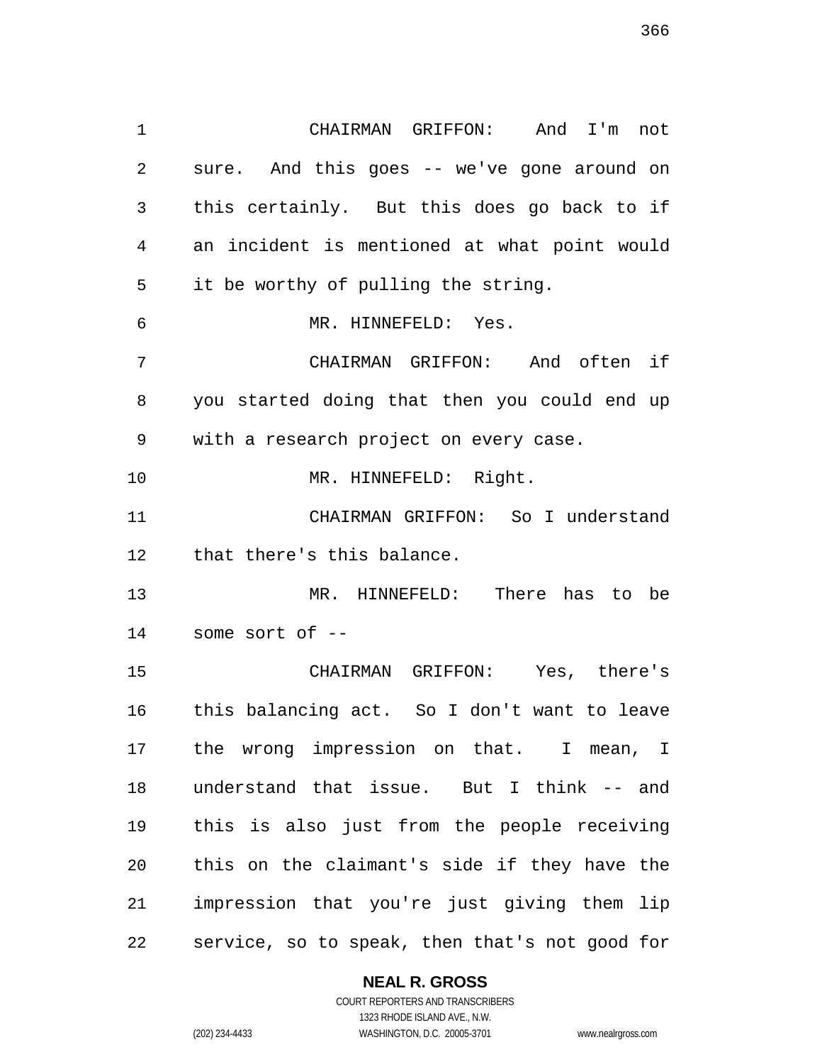CHAIRMAN GRIFFON: And I'm not sure. And this goes -- we've gone around on this certainly. But this does go back to if an incident is mentioned at what point would it be worthy of pulling the string.

MR. HINNEFELD: Yes.

CHAIRMAN GRIFFON: And often if you started doing that then you could end up with a research project on every case.

MR. HINNEFELD: Right.

CHAIRMAN GRIFFON: So I understand that there's this balance.

MR. HINNEFELD: There has to be some sort of --

CHAIRMAN GRIFFON: Yes, there's this balancing act. So I don't want to leave the wrong impression on that. I mean, I understand that issue. But I think -- and this is also just from the people receiving this on the claimant's side if they have the impression that you're just giving them lip service, so to speak, then that's not good for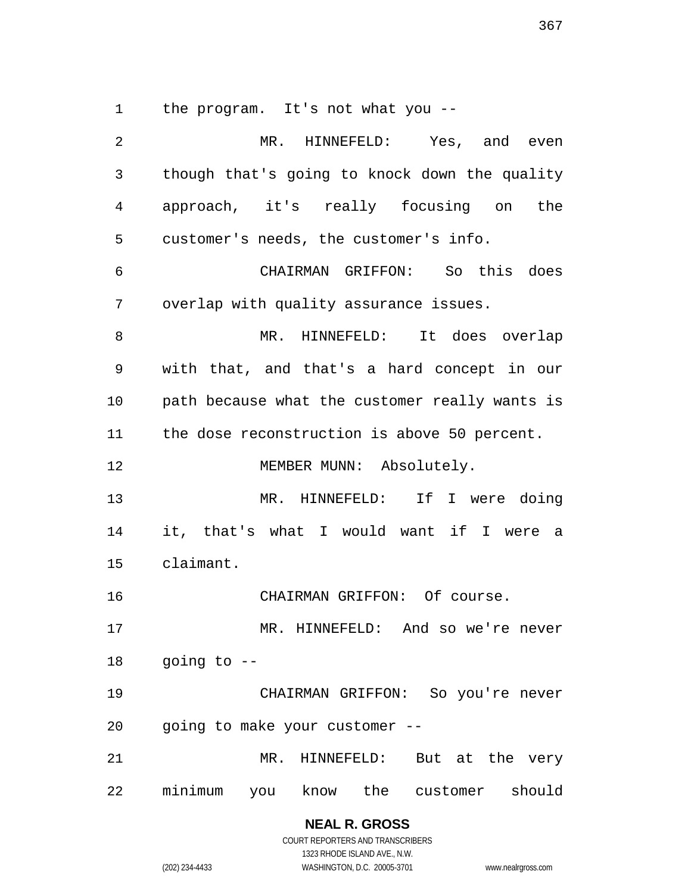the program. It's not what you --

MR. HINNEFELD: Yes, and even though that's going to knock down the quality approach, it's really focusing on the customer's needs, the customer's info.

CHAIRMAN GRIFFON: So this does overlap with quality assurance issues.

MR. HINNEFELD: It does overlap with that, and that's a hard concept in our path because what the customer really wants is the dose reconstruction is above 50 percent.

MEMBER MUNN: Absolutely.

MR. HINNEFELD: If I were doing it, that's what I would want if I were a claimant.

CHAIRMAN GRIFFON: Of course.

MR. HINNEFELD: And so we're never going to --

CHAIRMAN GRIFFON: So you're never going to make your customer --

MR. HINNEFELD: But at the very minimum you know the customer should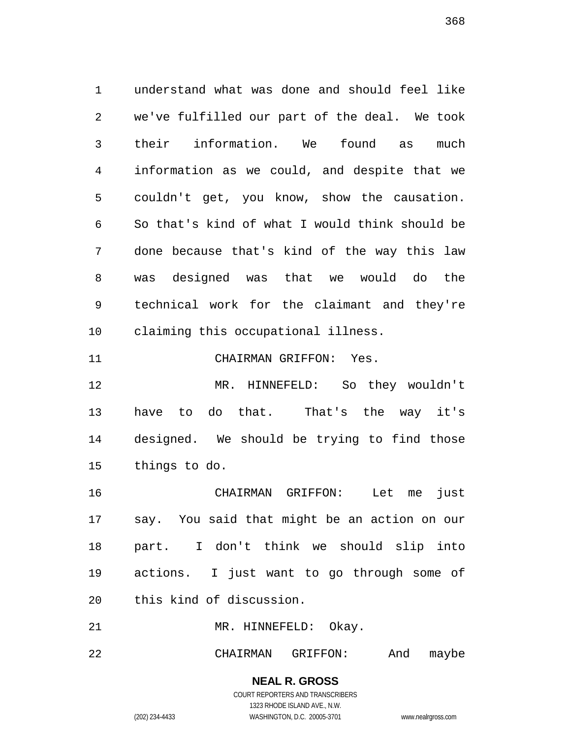understand what was done and should feel like we've fulfilled our part of the deal. We took their information. We found as much information as we could, and despite that we couldn't get, you know, show the causation. So that's kind of what I would think should be done because that's kind of the way this law was designed was that we would do the technical work for the claimant and they're claiming this occupational illness.

CHAIRMAN GRIFFON: Yes.

MR. HINNEFELD: So they wouldn't have to do that. That's the way it's designed. We should be trying to find those things to do.

CHAIRMAN GRIFFON: Let me just say. You said that might be an action on our part. I don't think we should slip into actions. I just want to go through some of this kind of discussion.

MR. HINNEFELD: Okay.

CHAIRMAN GRIFFON: And maybe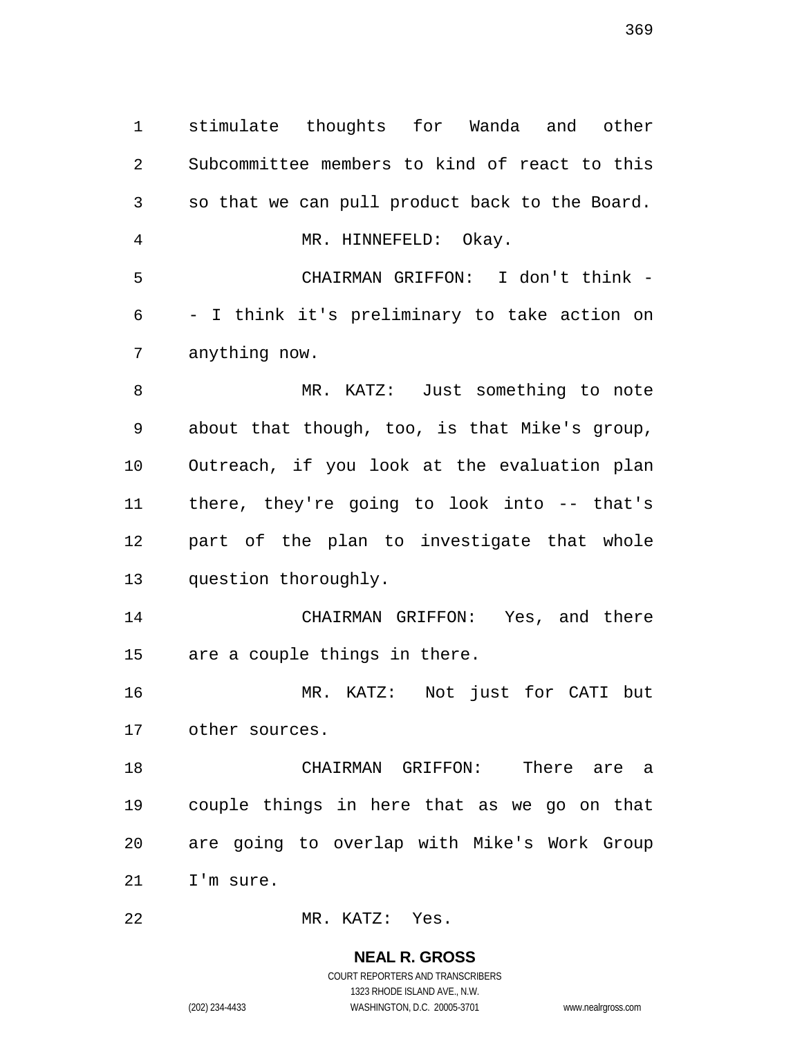stimulate thoughts for Wanda and other Subcommittee members to kind of react to this so that we can pull product back to the Board.

MR. HINNEFELD: Okay.

CHAIRMAN GRIFFON: I don't think -- I think it's preliminary to take action on anything now.

MR. KATZ: Just something to note about that though, too, is that Mike's group, Outreach, if you look at the evaluation plan there, they're going to look into -- that's part of the plan to investigate that whole question thoroughly.

CHAIRMAN GRIFFON: Yes, and there are a couple things in there.

MR. KATZ: Not just for CATI but other sources.

CHAIRMAN GRIFFON: There are a couple things in here that as we go on that are going to overlap with Mike's Work Group I'm sure.

MR. KATZ: Yes.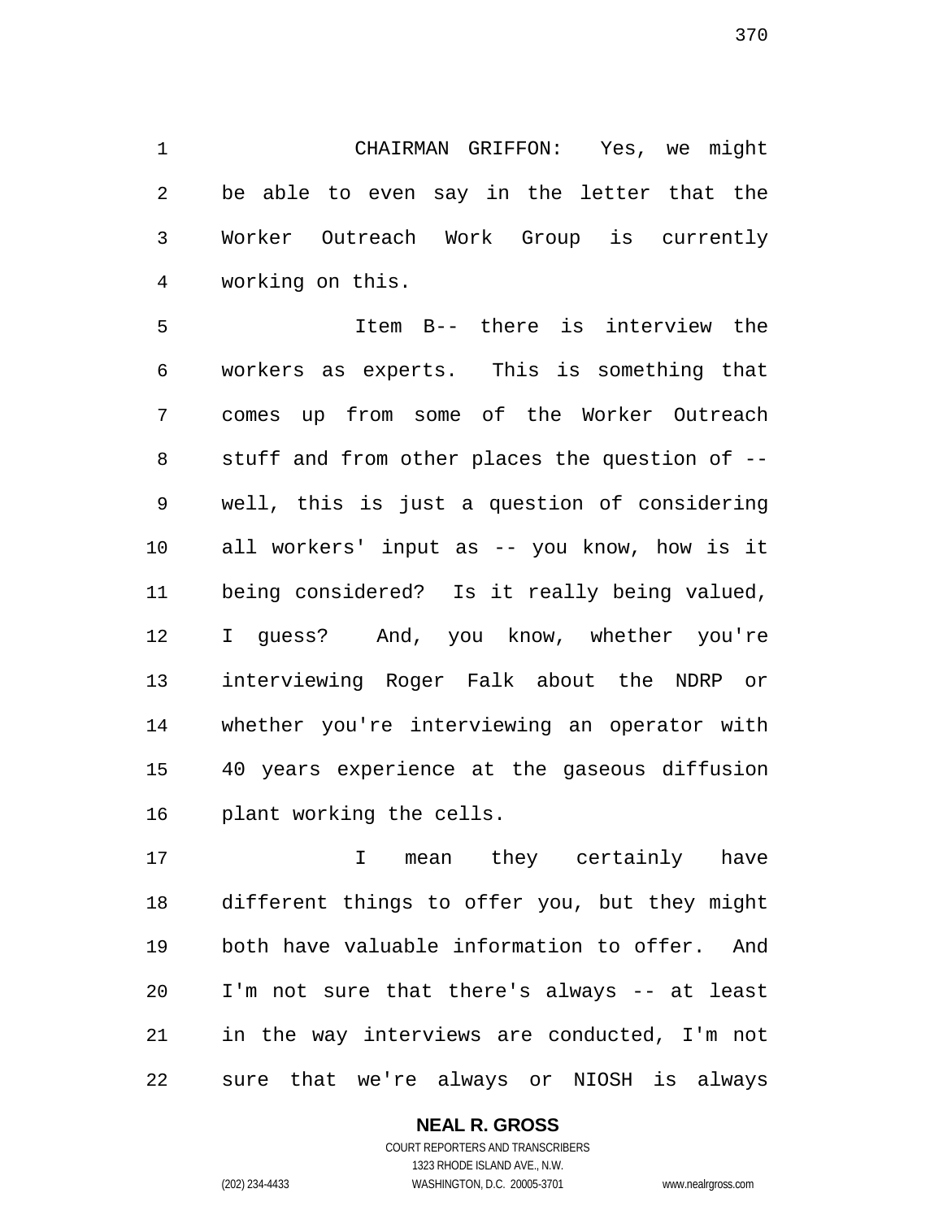CHAIRMAN GRIFFON: Yes, we might be able to even say in the letter that the Worker Outreach Work Group is currently working on this.

Item B-- there is interview the workers as experts. This is something that comes up from some of the Worker Outreach stuff and from other places the question of -- well, this is just a question of considering all workers' input as -- you know, how is it being considered? Is it really being valued, I guess? And, you know, whether you're interviewing Roger Falk about the NDRP or whether you're interviewing an operator with 40 years experience at the gaseous diffusion plant working the cells.

I mean they certainly have different things to offer you, but they might both have valuable information to offer. And I'm not sure that there's always -- at least in the way interviews are conducted, I'm not sure that we're always or NIOSH is always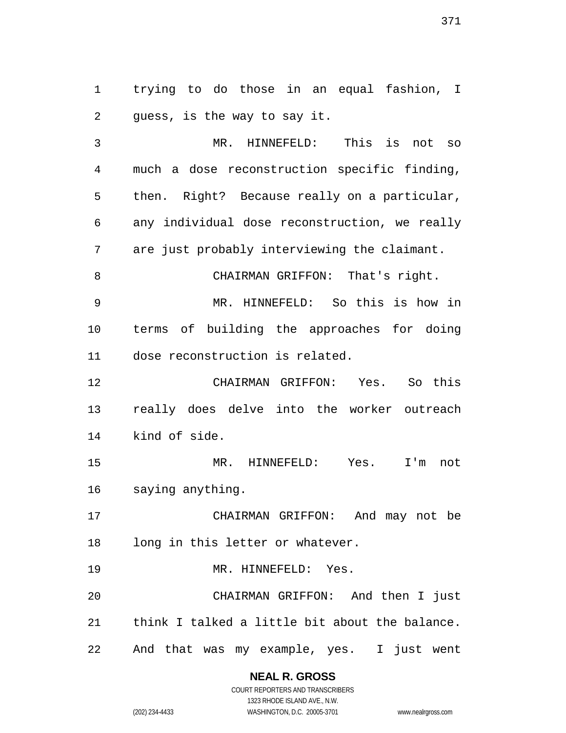trying to do those in an equal fashion, I guess, is the way to say it.

MR. HINNEFELD: This is not so much a dose reconstruction specific finding, then. Right? Because really on a particular, any individual dose reconstruction, we really are just probably interviewing the claimant.

CHAIRMAN GRIFFON: That's right.

MR. HINNEFELD: So this is how in terms of building the approaches for doing dose reconstruction is related.

CHAIRMAN GRIFFON: Yes. So this really does delve into the worker outreach kind of side.

MR. HINNEFELD: Yes. I'm not saying anything.

CHAIRMAN GRIFFON: And may not be long in this letter or whatever.

MR. HINNEFELD: Yes.

CHAIRMAN GRIFFON: And then I just think I talked a little bit about the balance. And that was my example, yes. I just went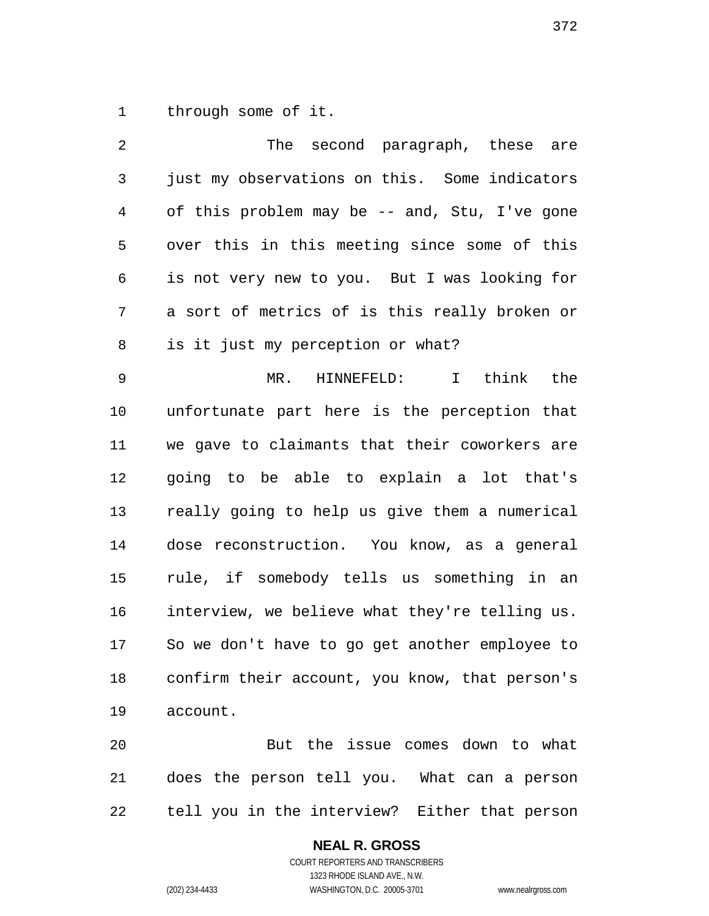through some of it.

The second paragraph, these are just my observations on this. Some indicators of this problem may be -- and, Stu, I've gone over this in this meeting since some of this is not very new to you. But I was looking for a sort of metrics of is this really broken or is it just my perception or what?

MR. HINNEFELD: I think the unfortunate part here is the perception that we gave to claimants that their coworkers are going to be able to explain a lot that's really going to help us give them a numerical dose reconstruction. You know, as a general rule, if somebody tells us something in an interview, we believe what they're telling us. So we don't have to go get another employee to confirm their account, you know, that person's account.

But the issue comes down to what does the person tell you. What can a person tell you in the interview? Either that person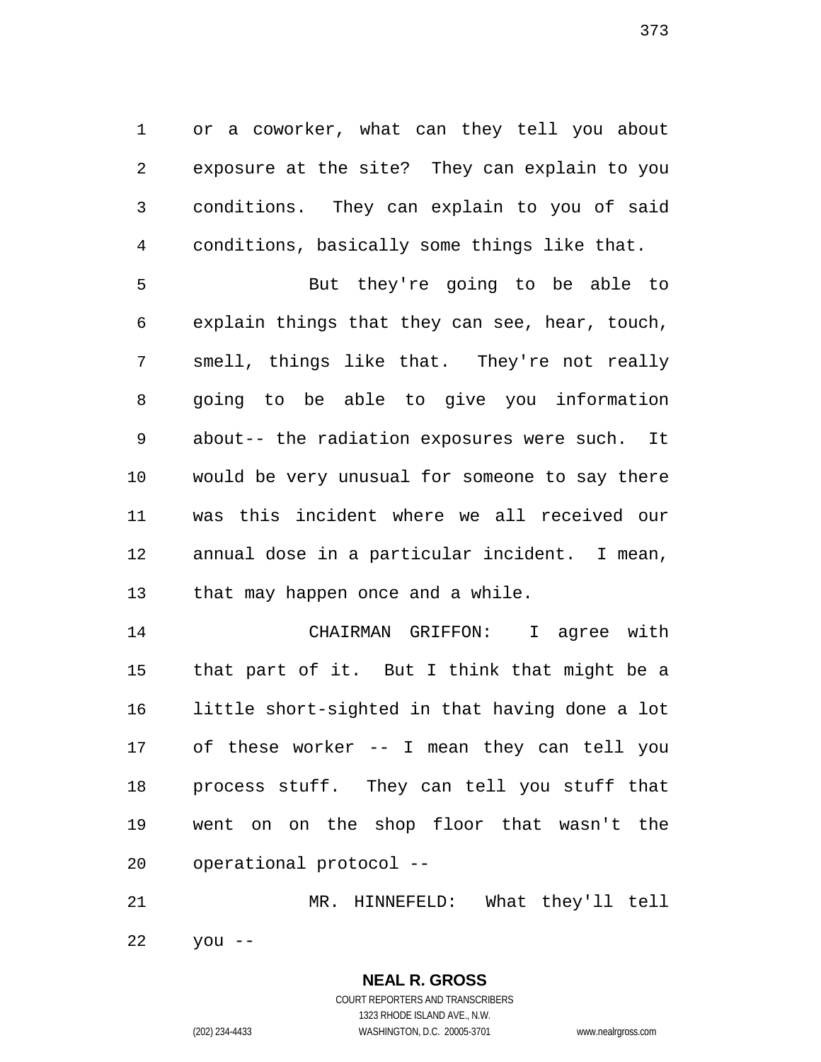or a coworker, what can they tell you about exposure at the site? They can explain to you conditions. They can explain to you of said conditions, basically some things like that.

But they're going to be able to explain things that they can see, hear, touch, smell, things like that. They're not really going to be able to give you information about-- the radiation exposures were such. It would be very unusual for someone to say there was this incident where we all received our annual dose in a particular incident. I mean, that may happen once and a while.

CHAIRMAN GRIFFON: I agree with that part of it. But I think that might be a little short-sighted in that having done a lot of these worker -- I mean they can tell you process stuff. They can tell you stuff that went on on the shop floor that wasn't the operational protocol --

MR. HINNEFELD: What they'll tell you --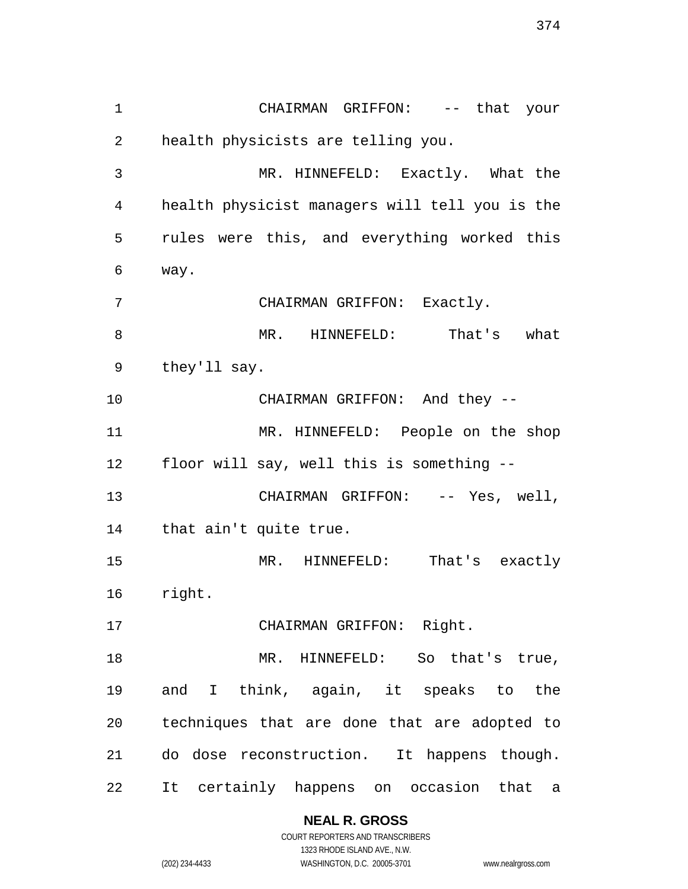CHAIRMAN GRIFFON: -- that your health physicists are telling you.

MR. HINNEFELD: Exactly. What the health physicist managers will tell you is the rules were this, and everything worked this way.

CHAIRMAN GRIFFON: Exactly.

MR. HINNEFELD: That's what they'll say.

CHAIRMAN GRIFFON: And they --

MR. HINNEFELD: People on the shop floor will say, well this is something --

CHAIRMAN GRIFFON: -- Yes, well, that ain't quite true.

MR. HINNEFELD: That's exactly right.

CHAIRMAN GRIFFON: Right.

MR. HINNEFELD: So that's true, and I think, again, it speaks to the techniques that are done that are adopted to do dose reconstruction. It happens though. It certainly happens on occasion that a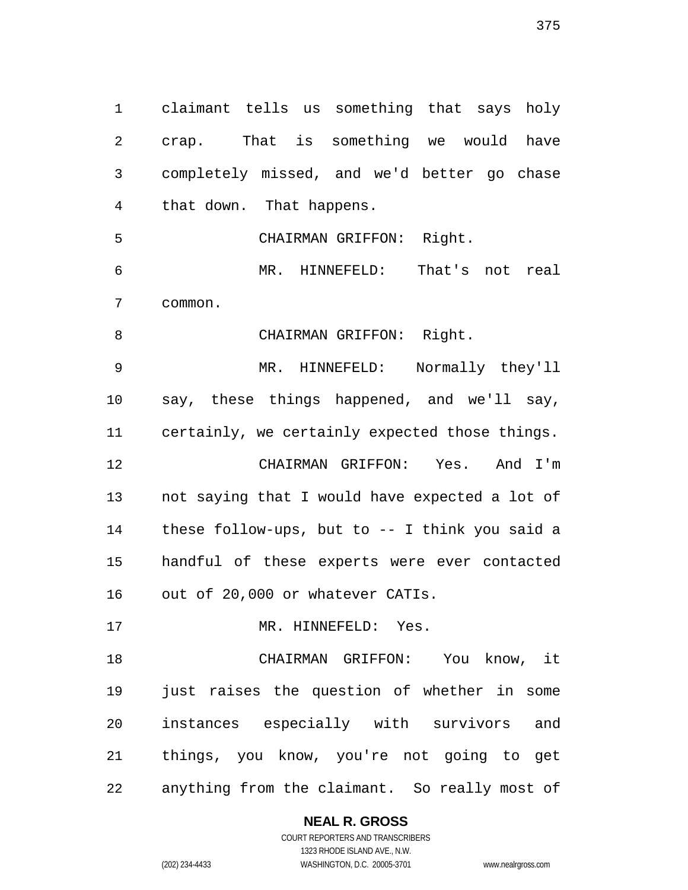claimant tells us something that says holy crap. That is something we would have completely missed, and we'd better go chase that down. That happens.

CHAIRMAN GRIFFON: Right.

MR. HINNEFELD: That's not real common.

CHAIRMAN GRIFFON: Right.

MR. HINNEFELD: Normally they'll say, these things happened, and we'll say, certainly, we certainly expected those things.

CHAIRMAN GRIFFON: Yes. And I'm not saying that I would have expected a lot of these follow-ups, but to -- I think you said a handful of these experts were ever contacted out of 20,000 or whatever CATIs.

MR. HINNEFELD: Yes.

CHAIRMAN GRIFFON: You know, it just raises the question of whether in some instances especially with survivors and things, you know, you're not going to get anything from the claimant. So really most of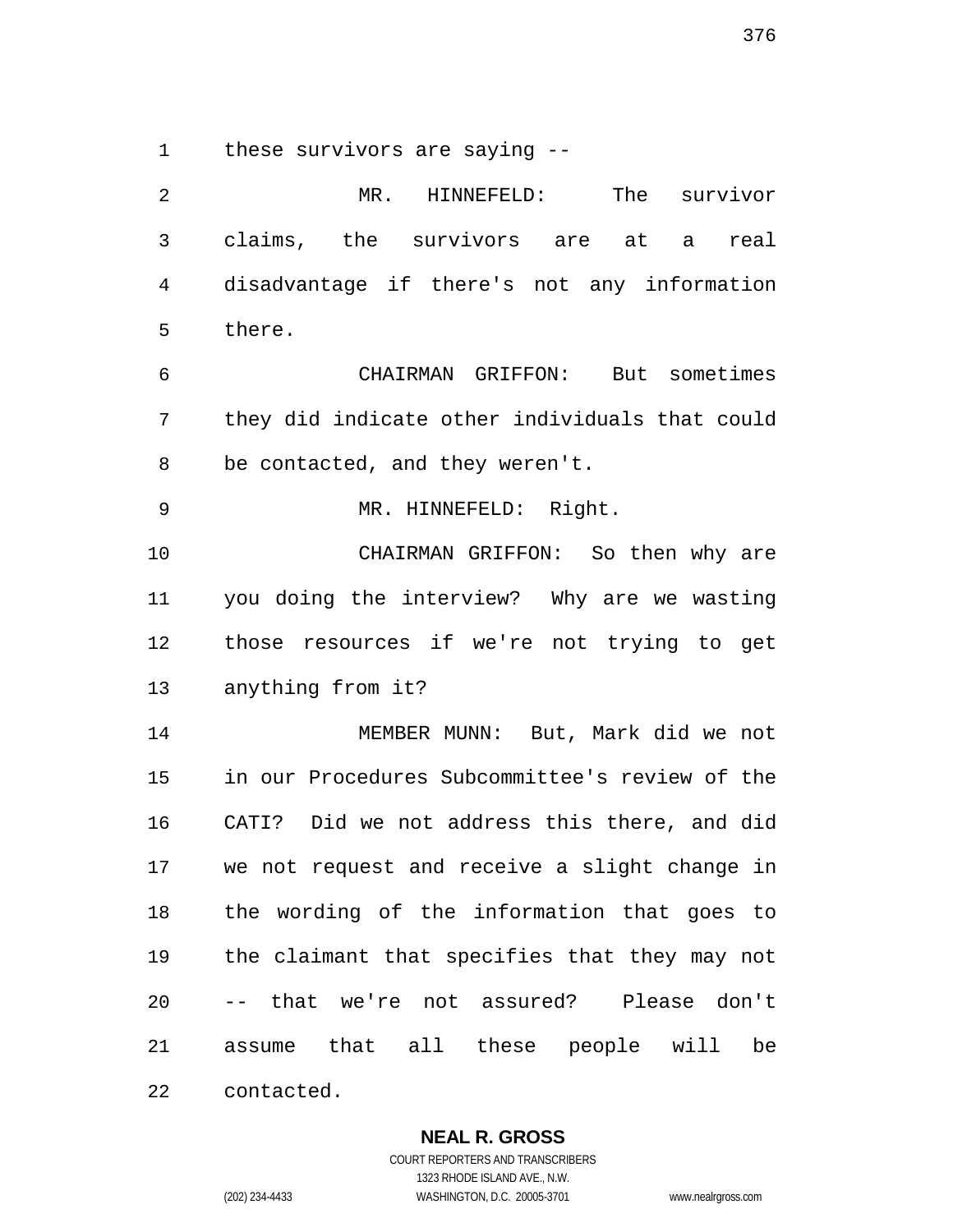these survivors are saying --

MR. HINNEFELD: The survivor claims, the survivors are at a real disadvantage if there's not any information there.

CHAIRMAN GRIFFON: But sometimes they did indicate other individuals that could be contacted, and they weren't.

MR. HINNEFELD: Right.

CHAIRMAN GRIFFON: So then why are you doing the interview? Why are we wasting those resources if we're not trying to get anything from it?

MEMBER MUNN: But, Mark did we not in our Procedures Subcommittee's review of the CATI? Did we not address this there, and did we not request and receive a slight change in the wording of the information that goes to the claimant that specifies that they may not -- that we're not assured? Please don't assume that all these people will be contacted.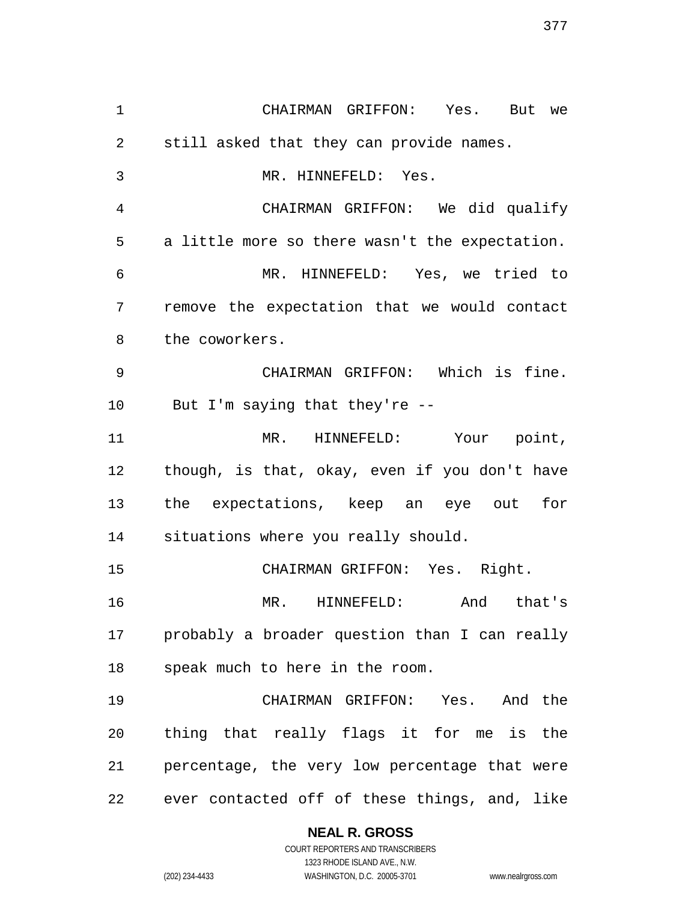CHAIRMAN GRIFFON: Yes. But we still asked that they can provide names.

MR. HINNEFELD: Yes.

CHAIRMAN GRIFFON: We did qualify a little more so there wasn't the expectation.

MR. HINNEFELD: Yes, we tried to remove the expectation that we would contact the coworkers.

CHAIRMAN GRIFFON: Which is fine. But I'm saying that they're --

MR. HINNEFELD: Your point, though, is that, okay, even if you don't have the expectations, keep an eye out for situations where you really should.

CHAIRMAN GRIFFON: Yes. Right.

MR. HINNEFELD: And that's probably a broader question than I can really speak much to here in the room.

CHAIRMAN GRIFFON: Yes. And the thing that really flags it for me is the percentage, the very low percentage that were ever contacted off of these things, and, like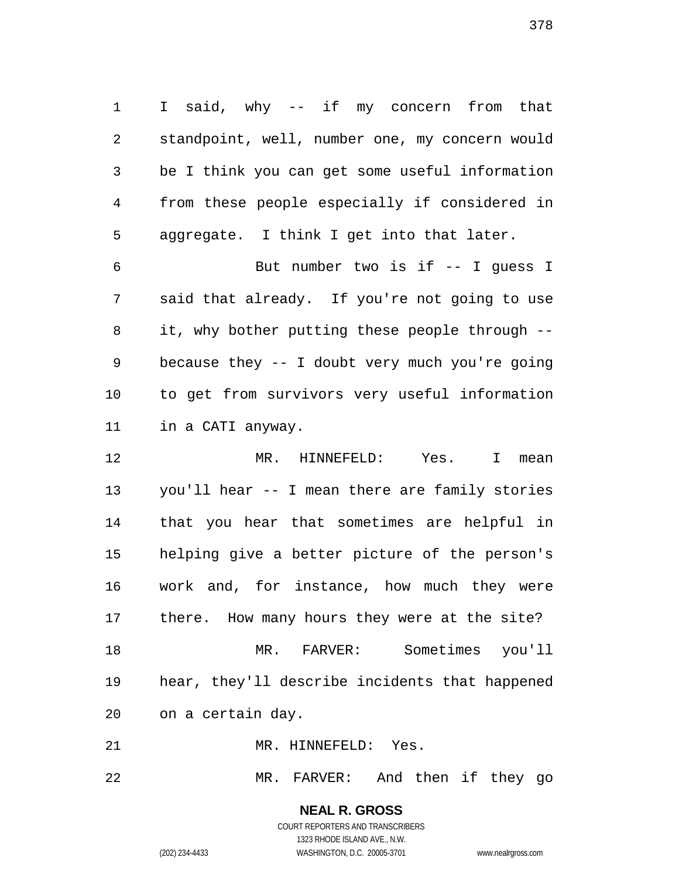I said, why -- if my concern from that standpoint, well, number one, my concern would be I think you can get some useful information from these people especially if considered in aggregate. I think I get into that later.

But number two is if -- I guess I said that already. If you're not going to use it, why bother putting these people through -- because they -- I doubt very much you're going to get from survivors very useful information in a CATI anyway.

MR. HINNEFELD: Yes. I mean you'll hear -- I mean there are family stories that you hear that sometimes are helpful in helping give a better picture of the person's work and, for instance, how much they were there. How many hours they were at the site?

MR. FARVER: Sometimes you'll hear, they'll describe incidents that happened on a certain day.

MR. HINNEFELD: Yes.

MR. FARVER: And then if they go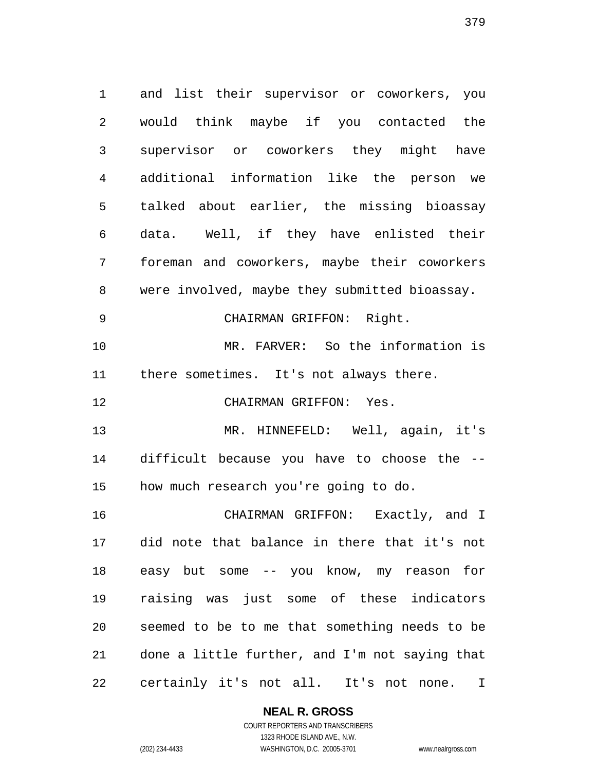and list their supervisor or coworkers, you would think maybe if you contacted the supervisor or coworkers they might have additional information like the person we talked about earlier, the missing bioassay data. Well, if they have enlisted their foreman and coworkers, maybe their coworkers were involved, maybe they submitted bioassay.

CHAIRMAN GRIFFON: Right.

MR. FARVER: So the information is there sometimes. It's not always there.

CHAIRMAN GRIFFON: Yes.

MR. HINNEFELD: Well, again, it's difficult because you have to choose the -- how much research you're going to do.

CHAIRMAN GRIFFON: Exactly, and I did note that balance in there that it's not easy but some -- you know, my reason for raising was just some of these indicators seemed to be to me that something needs to be done a little further, and I'm not saying that certainly it's not all. It's not none. I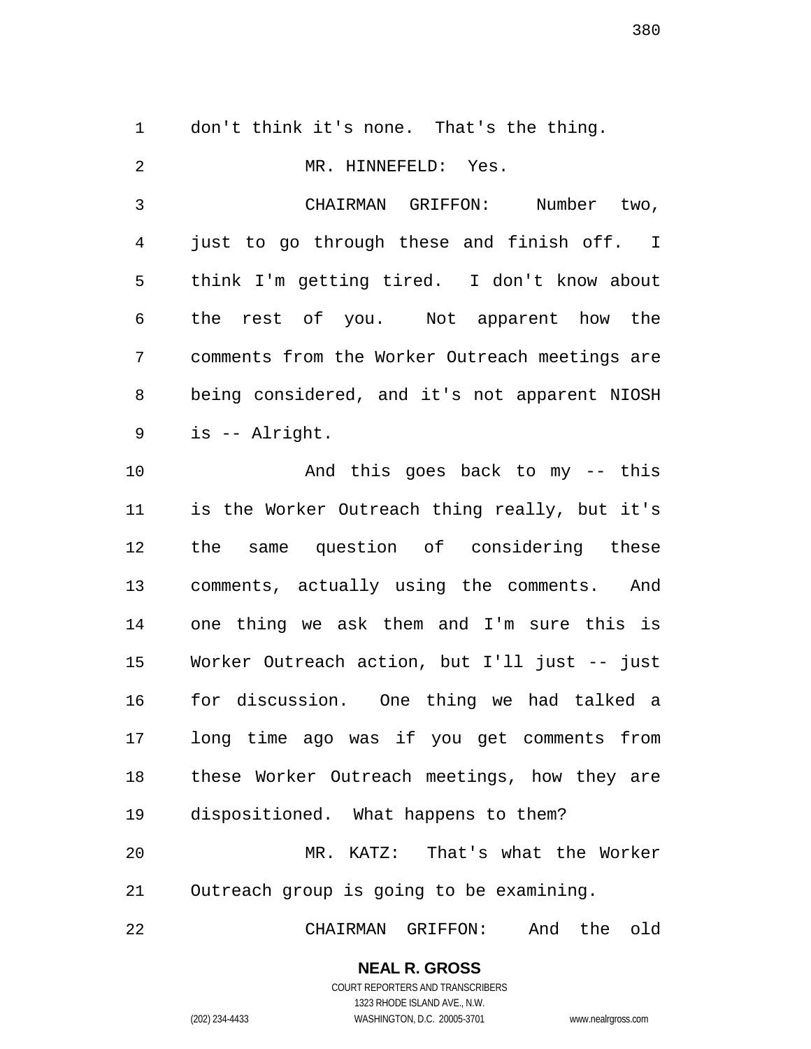don't think it's none. That's the thing.

MR. HINNEFELD: Yes.

CHAIRMAN GRIFFON: Number two, just to go through these and finish off. I think I'm getting tired. I don't know about the rest of you. Not apparent how the comments from the Worker Outreach meetings are being considered, and it's not apparent NIOSH is -- Alright.

And this goes back to my -- this is the Worker Outreach thing really, but it's the same question of considering these comments, actually using the comments. And one thing we ask them and I'm sure this is Worker Outreach action, but I'll just -- just for discussion. One thing we had talked a long time ago was if you get comments from these Worker Outreach meetings, how they are dispositioned. What happens to them?

MR. KATZ: That's what the Worker Outreach group is going to be examining.

CHAIRMAN GRIFFON: And the old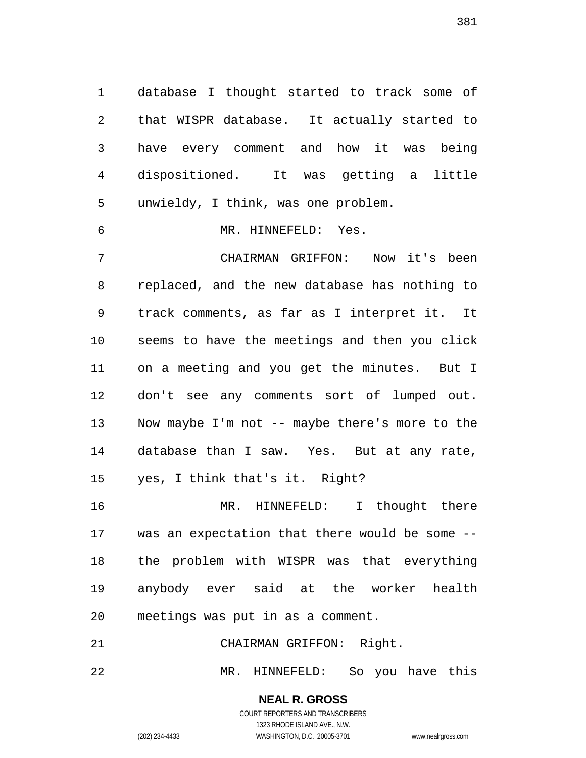database I thought started to track some of that WISPR database. It actually started to have every comment and how it was being dispositioned. It was getting a little unwieldy, I think, was one problem.

MR. HINNEFELD: Yes.

CHAIRMAN GRIFFON: Now it's been replaced, and the new database has nothing to track comments, as far as I interpret it. It seems to have the meetings and then you click on a meeting and you get the minutes. But I don't see any comments sort of lumped out. Now maybe I'm not -- maybe there's more to the database than I saw. Yes. But at any rate, yes, I think that's it. Right?

MR. HINNEFELD: I thought there was an expectation that there would be some -- the problem with WISPR was that everything anybody ever said at the worker health meetings was put in as a comment.

CHAIRMAN GRIFFON: Right.

MR. HINNEFELD: So you have this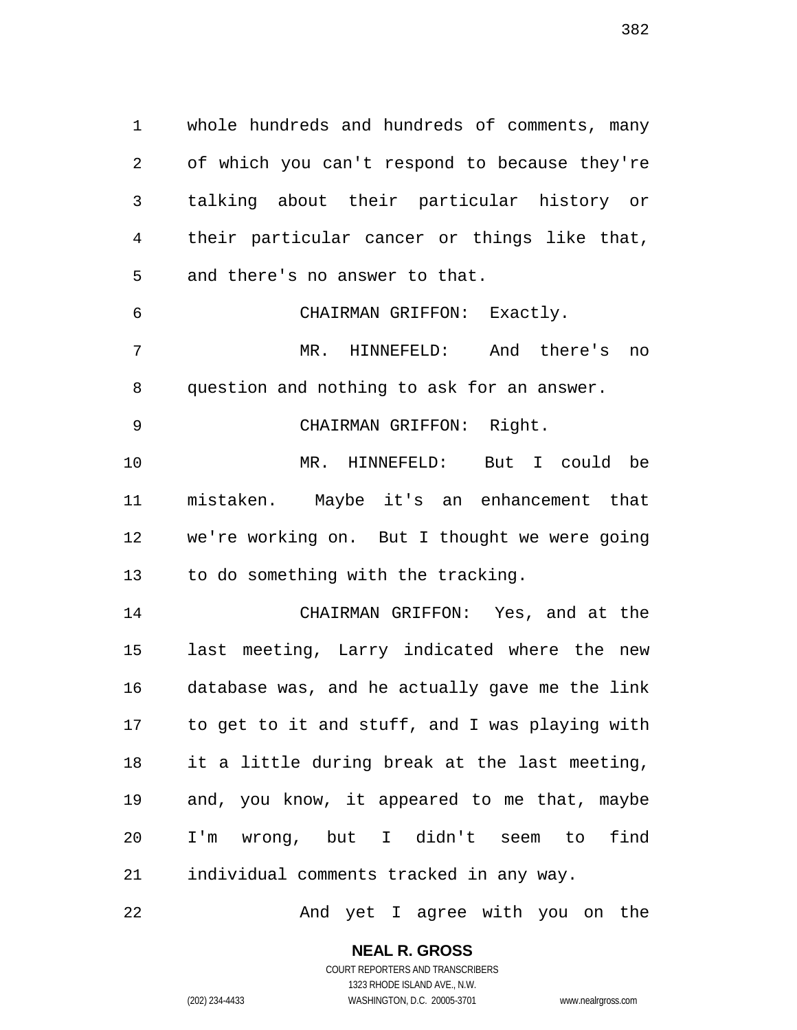whole hundreds and hundreds of comments, many of which you can't respond to because they're talking about their particular history or their particular cancer or things like that, and there's no answer to that.

CHAIRMAN GRIFFON: Exactly.

MR. HINNEFELD: And there's no question and nothing to ask for an answer.

CHAIRMAN GRIFFON: Right.

MR. HINNEFELD: But I could be mistaken. Maybe it's an enhancement that we're working on. But I thought we were going to do something with the tracking.

CHAIRMAN GRIFFON: Yes, and at the last meeting, Larry indicated where the new database was, and he actually gave me the link to get to it and stuff, and I was playing with it a little during break at the last meeting, and, you know, it appeared to me that, maybe I'm wrong, but I didn't seem to find individual comments tracked in any way.

And yet I agree with you on the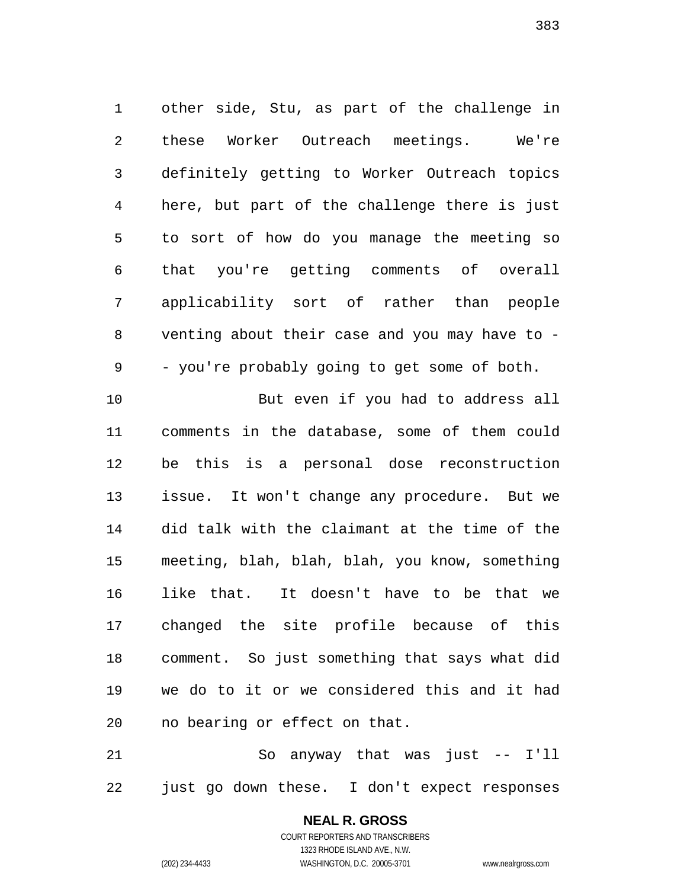other side, Stu, as part of the challenge in these Worker Outreach meetings. We're definitely getting to Worker Outreach topics here, but part of the challenge there is just to sort of how do you manage the meeting so that you're getting comments of overall applicability sort of rather than people venting about their case and you may have to -- you're probably going to get some of both.

But even if you had to address all comments in the database, some of them could be this is a personal dose reconstruction issue. It won't change any procedure. But we did talk with the claimant at the time of the meeting, blah, blah, blah, you know, something like that. It doesn't have to be that we changed the site profile because of this comment. So just something that says what did we do to it or we considered this and it had no bearing or effect on that.

So anyway that was just -- I'll just go down these. I don't expect responses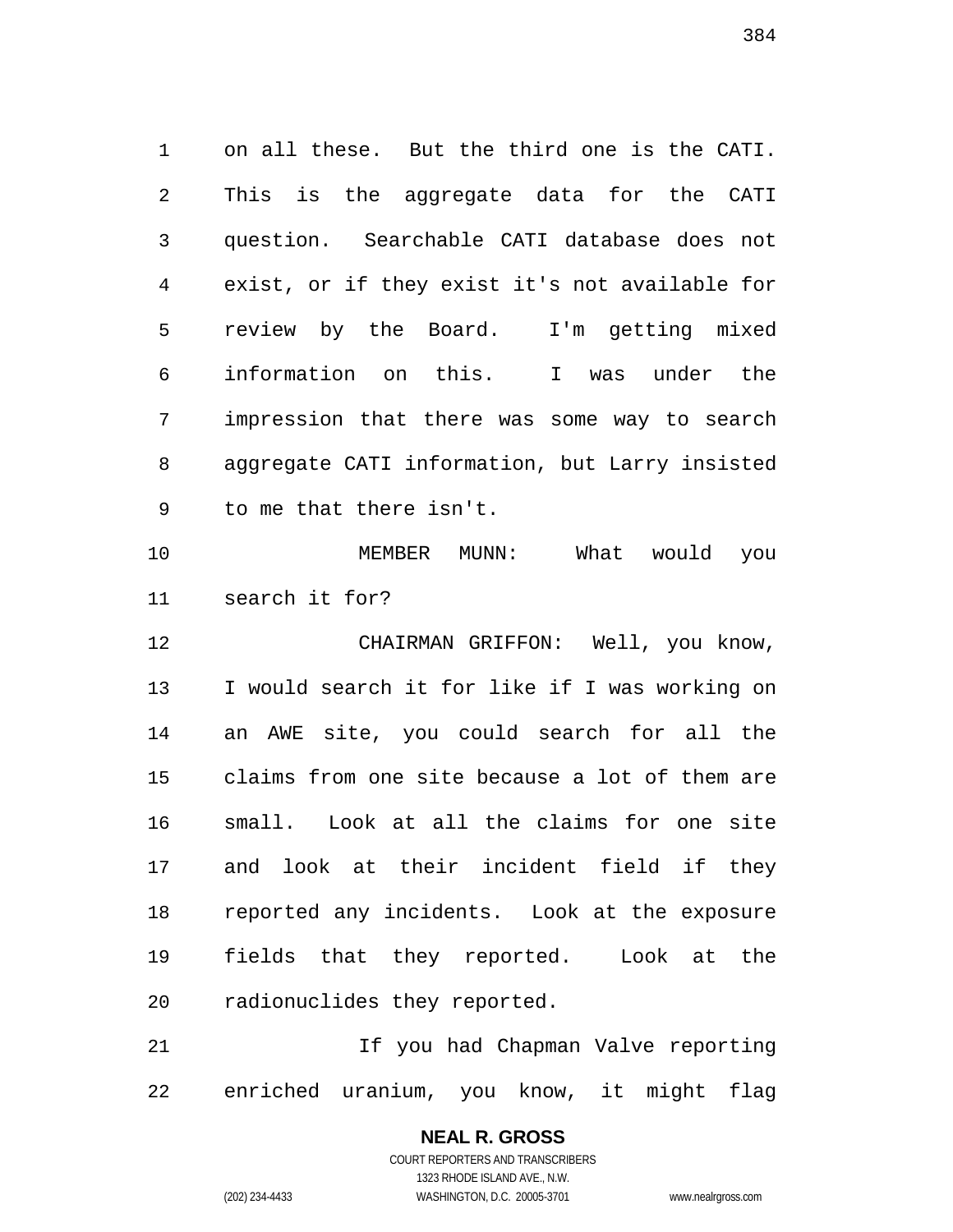on all these. But the third one is the CATI. This is the aggregate data for the CATI question. Searchable CATI database does not exist, or if they exist it's not available for review by the Board. I'm getting mixed information on this. I was under the impression that there was some way to search aggregate CATI information, but Larry insisted to me that there isn't.

MEMBER MUNN: What would you search it for?

CHAIRMAN GRIFFON: Well, you know, I would search it for like if I was working on an AWE site, you could search for all the claims from one site because a lot of them are small. Look at all the claims for one site and look at their incident field if they reported any incidents. Look at the exposure fields that they reported. Look at the radionuclides they reported.

If you had Chapman Valve reporting enriched uranium, you know, it might flag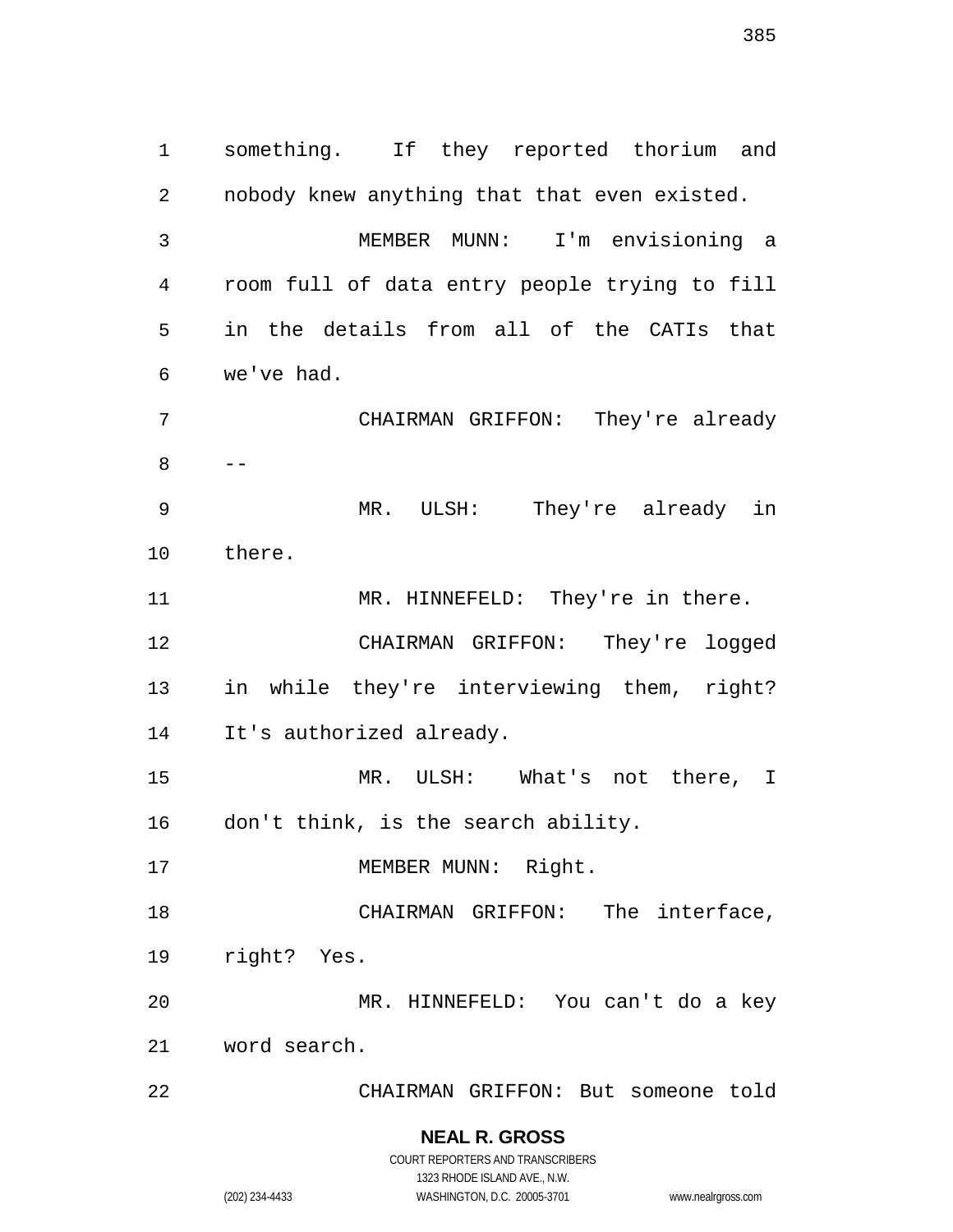something. If they reported thorium and nobody knew anything that that even existed.

MEMBER MUNN: I'm envisioning a room full of data entry people trying to fill in the details from all of the CATIs that we've had.

CHAIRMAN GRIFFON: They're already --

MR. ULSH: They're already in there.

MR. HINNEFELD: They're in there.

CHAIRMAN GRIFFON: They're logged in while they're interviewing them, right? It's authorized already.

MR. ULSH: What's not there, I don't think, is the search ability.

MEMBER MUNN: Right.

CHAIRMAN GRIFFON: The interface, right? Yes.

MR. HINNEFELD: You can't do a key word search.

CHAIRMAN GRIFFON: But someone told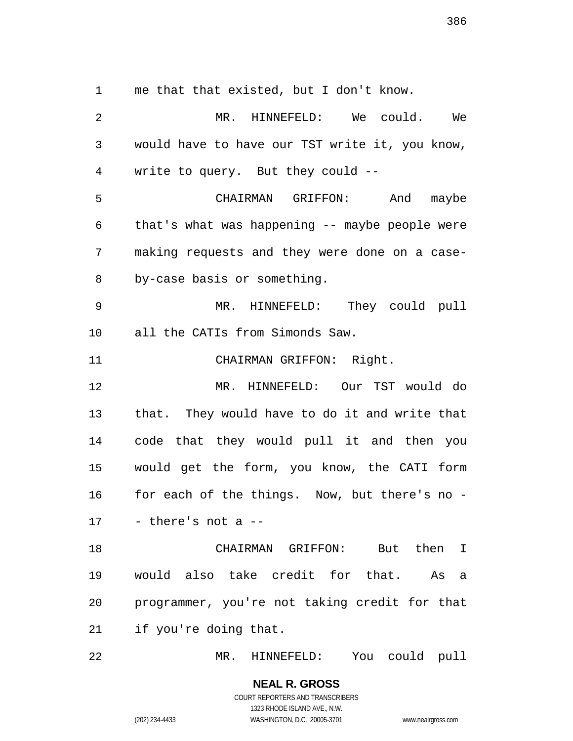me that that existed, but I don't know.

MR. HINNEFELD: We could. We would have to have our TST write it, you know, write to query. But they could --

CHAIRMAN GRIFFON: And maybe that's what was happening -- maybe people were making requests and they were done on a case-by-case basis or something.

MR. HINNEFELD: They could pull all the CATIs from Simonds Saw.

CHAIRMAN GRIFFON: Right.

MR. HINNEFELD: Our TST would do that. They would have to do it and write that code that they would pull it and then you would get the form, you know, the CATI form for each of the things. Now, but there's no -- there's not a --

CHAIRMAN GRIFFON: But then I would also take credit for that. As a programmer, you're not taking credit for that if you're doing that.

MR. HINNEFELD: You could pull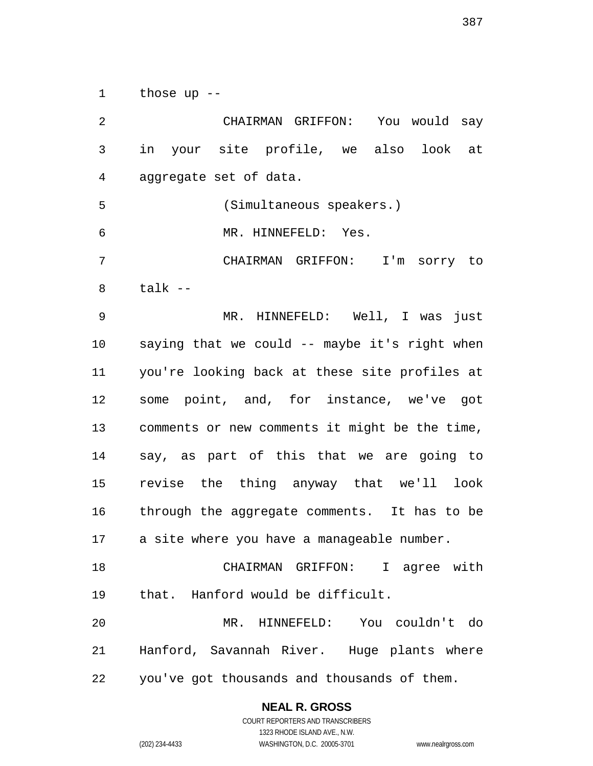those up --

CHAIRMAN GRIFFON: You would say in your site profile, we also look at aggregate set of data.

(Simultaneous speakers.)

MR. HINNEFELD: Yes.

CHAIRMAN GRIFFON: I'm sorry to talk --

MR. HINNEFELD: Well, I was just saying that we could -- maybe it's right when you're looking back at these site profiles at some point, and, for instance, we've got comments or new comments it might be the time, say, as part of this that we are going to revise the thing anyway that we'll look through the aggregate comments. It has to be a site where you have a manageable number.

CHAIRMAN GRIFFON: I agree with that. Hanford would be difficult.

MR. HINNEFELD: You couldn't do Hanford, Savannah River. Huge plants where you've got thousands and thousands of them.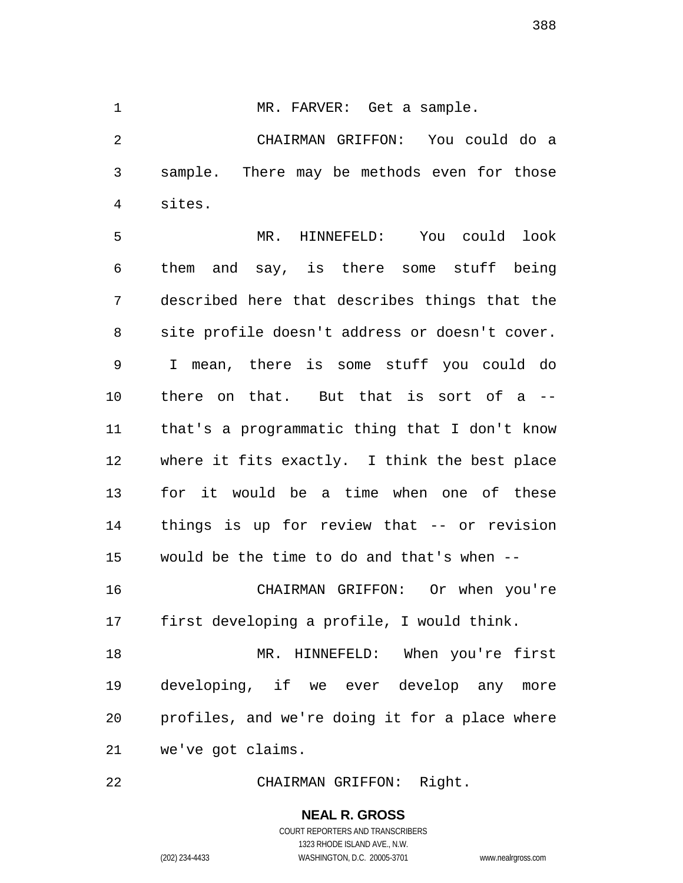MR. FARVER: Get a sample.

CHAIRMAN GRIFFON: You could do a sample. There may be methods even for those sites.

MR. HINNEFELD: You could look them and say, is there some stuff being described here that describes things that the site profile doesn't address or doesn't cover. I mean, there is some stuff you could do there on that. But that is sort of a -- that's a programmatic thing that I don't know where it fits exactly. I think the best place for it would be a time when one of these things is up for review that -- or revision would be the time to do and that's when --

CHAIRMAN GRIFFON: Or when you're first developing a profile, I would think.

MR. HINNEFELD: When you're first developing, if we ever develop any more profiles, and we're doing it for a place where we've got claims.

CHAIRMAN GRIFFON: Right.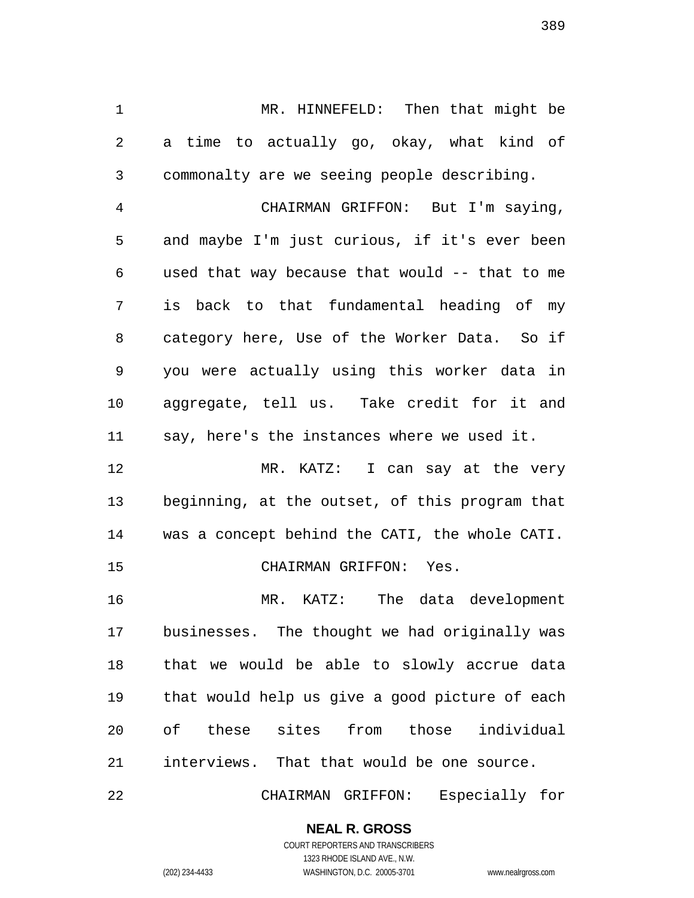MR. HINNEFELD: Then that might be a time to actually go, okay, what kind of commonalty are we seeing people describing.

CHAIRMAN GRIFFON: But I'm saying, and maybe I'm just curious, if it's ever been used that way because that would -- that to me is back to that fundamental heading of my category here, Use of the Worker Data. So if you were actually using this worker data in aggregate, tell us. Take credit for it and say, here's the instances where we used it.

MR. KATZ: I can say at the very beginning, at the outset, of this program that was a concept behind the CATI, the whole CATI.

CHAIRMAN GRIFFON: Yes.

MR. KATZ: The data development businesses. The thought we had originally was that we would be able to slowly accrue data that would help us give a good picture of each of these sites from those individual interviews. That that would be one source.

CHAIRMAN GRIFFON: Especially for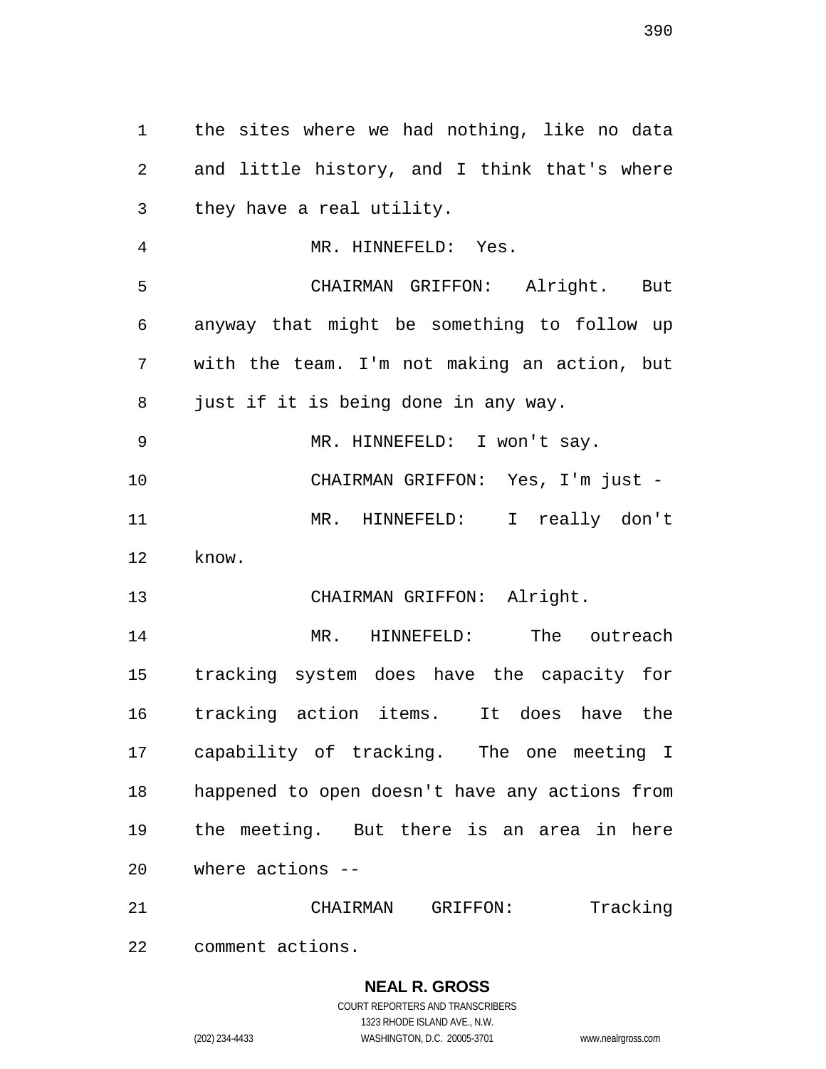the sites where we had nothing, like no data and little history, and I think that's where they have a real utility.

MR. HINNEFELD: Yes.

CHAIRMAN GRIFFON: Alright. But anyway that might be something to follow up with the team. I'm not making an action, but just if it is being done in any way.

MR. HINNEFELD: I won't say.

CHAIRMAN GRIFFON: Yes, I'm just -

MR. HINNEFELD: I really don't know.

CHAIRMAN GRIFFON: Alright.

MR. HINNEFELD: The outreach tracking system does have the capacity for tracking action items. It does have the capability of tracking. The one meeting I happened to open doesn't have any actions from the meeting. But there is an area in here where actions --

CHAIRMAN GRIFFON: Tracking comment actions.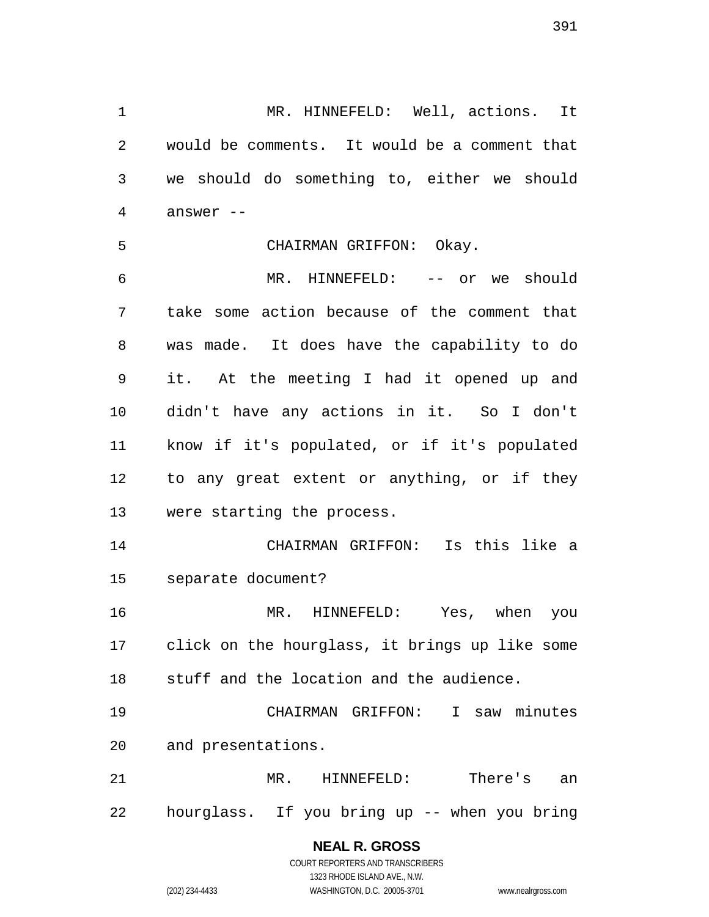MR. HINNEFELD: Well, actions. It would be comments. It would be a comment that we should do something to, either we should answer --

CHAIRMAN GRIFFON: Okay.

MR. HINNEFELD: -- or we should take some action because of the comment that was made. It does have the capability to do it. At the meeting I had it opened up and didn't have any actions in it. So I don't know if it's populated, or if it's populated to any great extent or anything, or if they were starting the process.

CHAIRMAN GRIFFON: Is this like a separate document?

MR. HINNEFELD: Yes, when you click on the hourglass, it brings up like some stuff and the location and the audience.

CHAIRMAN GRIFFON: I saw minutes and presentations.

MR. HINNEFELD: There's an hourglass. If you bring up -- when you bring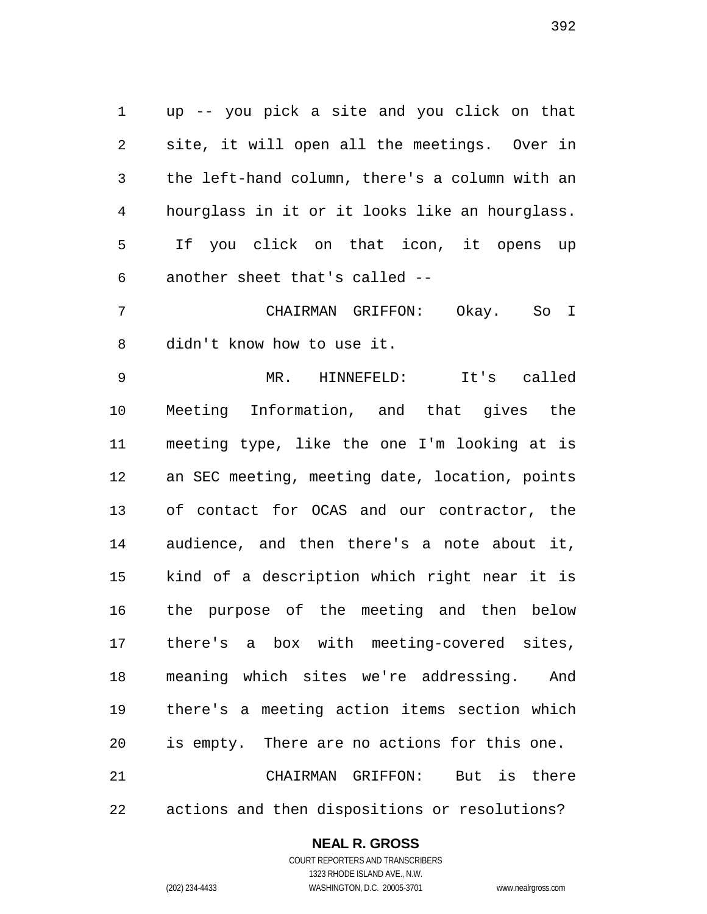up -- you pick a site and you click on that site, it will open all the meetings. Over in the left-hand column, there's a column with an hourglass in it or it looks like an hourglass. If you click on that icon, it opens up another sheet that's called --

CHAIRMAN GRIFFON: Okay. So I didn't know how to use it.

MR. HINNEFELD: It's called Meeting Information, and that gives the meeting type, like the one I'm looking at is an SEC meeting, meeting date, location, points of contact for OCAS and our contractor, the audience, and then there's a note about it, kind of a description which right near it is the purpose of the meeting and then below there's a box with meeting-covered sites, meaning which sites we're addressing. And there's a meeting action items section which is empty. There are no actions for this one.

CHAIRMAN GRIFFON: But is there actions and then dispositions or resolutions?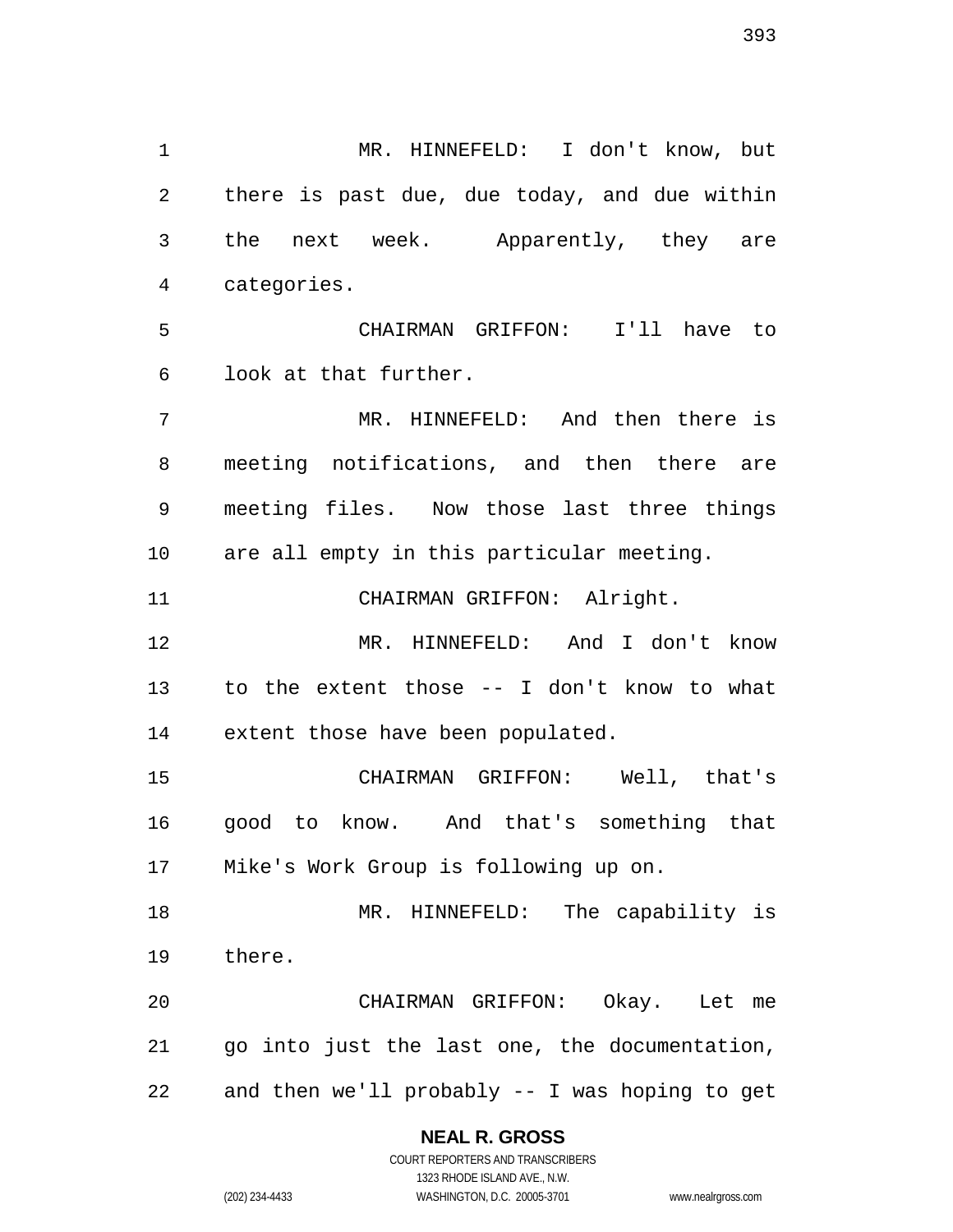MR. HINNEFELD: I don't know, but there is past due, due today, and due within the next week. Apparently, they are categories.

CHAIRMAN GRIFFON: I'll have to look at that further.

MR. HINNEFELD: And then there is meeting notifications, and then there are meeting files. Now those last three things are all empty in this particular meeting.

CHAIRMAN GRIFFON: Alright.

MR. HINNEFELD: And I don't know to the extent those -- I don't know to what extent those have been populated.

CHAIRMAN GRIFFON: Well, that's good to know. And that's something that Mike's Work Group is following up on.

MR. HINNEFELD: The capability is there.

CHAIRMAN GRIFFON: Okay. Let me go into just the last one, the documentation, and then we'll probably -- I was hoping to get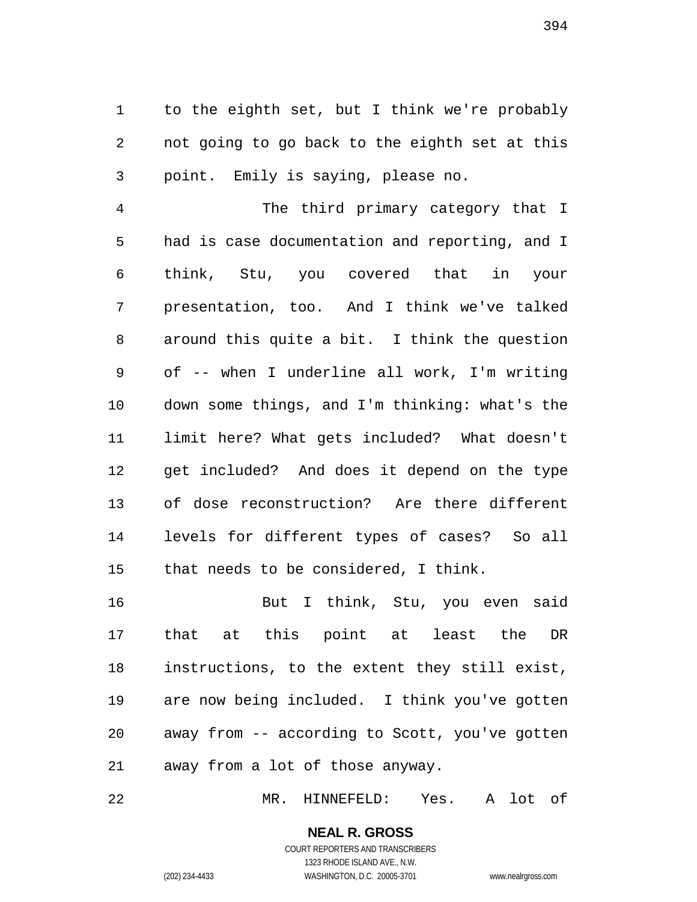to the eighth set, but I think we're probably not going to go back to the eighth set at this point. Emily is saying, please no.

The third primary category that I had is case documentation and reporting, and I think, Stu, you covered that in your presentation, too. And I think we've talked around this quite a bit. I think the question of -- when I underline all work, I'm writing down some things, and I'm thinking: what's the limit here? What gets included? What doesn't get included? And does it depend on the type of dose reconstruction? Are there different levels for different types of cases? So all that needs to be considered, I think.

But I think, Stu, you even said that at this point at least the DR instructions, to the extent they still exist, are now being included. I think you've gotten away from -- according to Scott, you've gotten away from a lot of those anyway.

MR. HINNEFELD: Yes. A lot of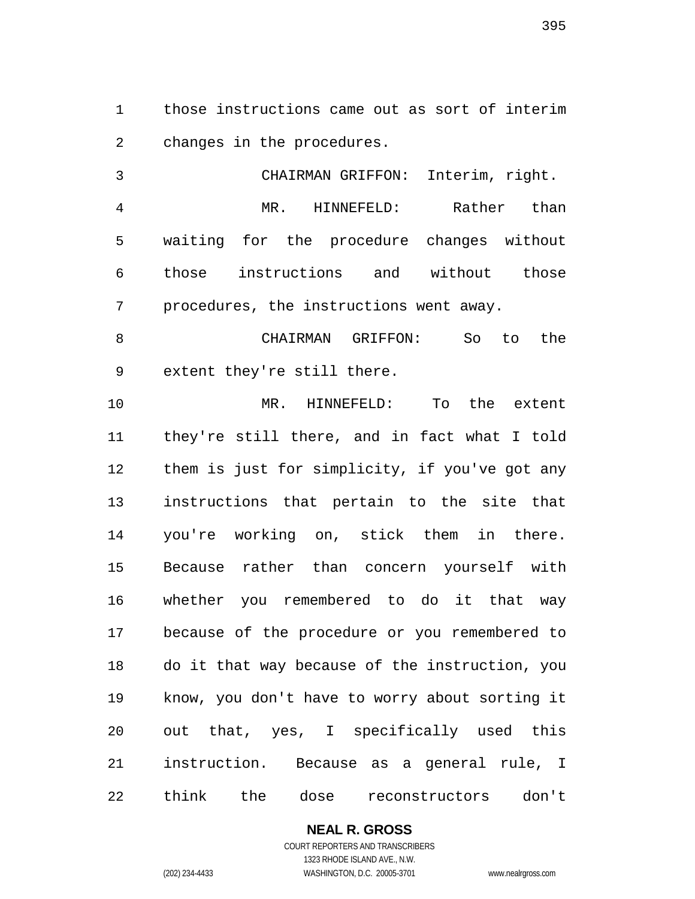those instructions came out as sort of interim changes in the procedures.

CHAIRMAN GRIFFON: Interim, right.

MR. HINNEFELD: Rather than waiting for the procedure changes without those instructions and without those procedures, the instructions went away.

CHAIRMAN GRIFFON: So to the extent they're still there.

MR. HINNEFELD: To the extent they're still there, and in fact what I told them is just for simplicity, if you've got any instructions that pertain to the site that you're working on, stick them in there. Because rather than concern yourself with whether you remembered to do it that way because of the procedure or you remembered to do it that way because of the instruction, you know, you don't have to worry about sorting it out that, yes, I specifically used this instruction. Because as a general rule, I think the dose reconstructors don't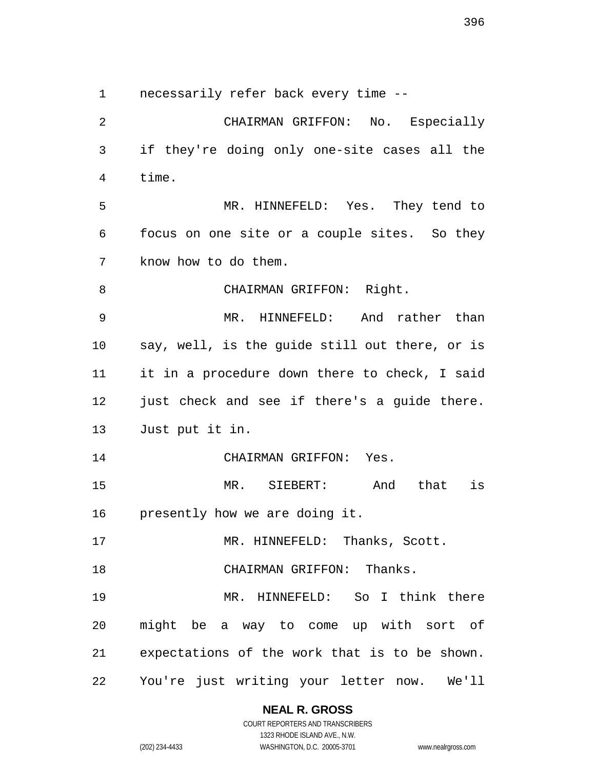necessarily refer back every time --

CHAIRMAN GRIFFON: No. Especially if they're doing only one-site cases all the time.

MR. HINNEFELD: Yes. They tend to focus on one site or a couple sites. So they know how to do them.

CHAIRMAN GRIFFON: Right.

MR. HINNEFELD: And rather than say, well, is the guide still out there, or is it in a procedure down there to check, I said just check and see if there's a guide there. Just put it in.

CHAIRMAN GRIFFON: Yes.

MR. SIEBERT: And that is presently how we are doing it.

MR. HINNEFELD: Thanks, Scott.

CHAIRMAN GRIFFON: Thanks.

MR. HINNEFELD: So I think there might be a way to come up with sort of expectations of the work that is to be shown. You're just writing your letter now. We'll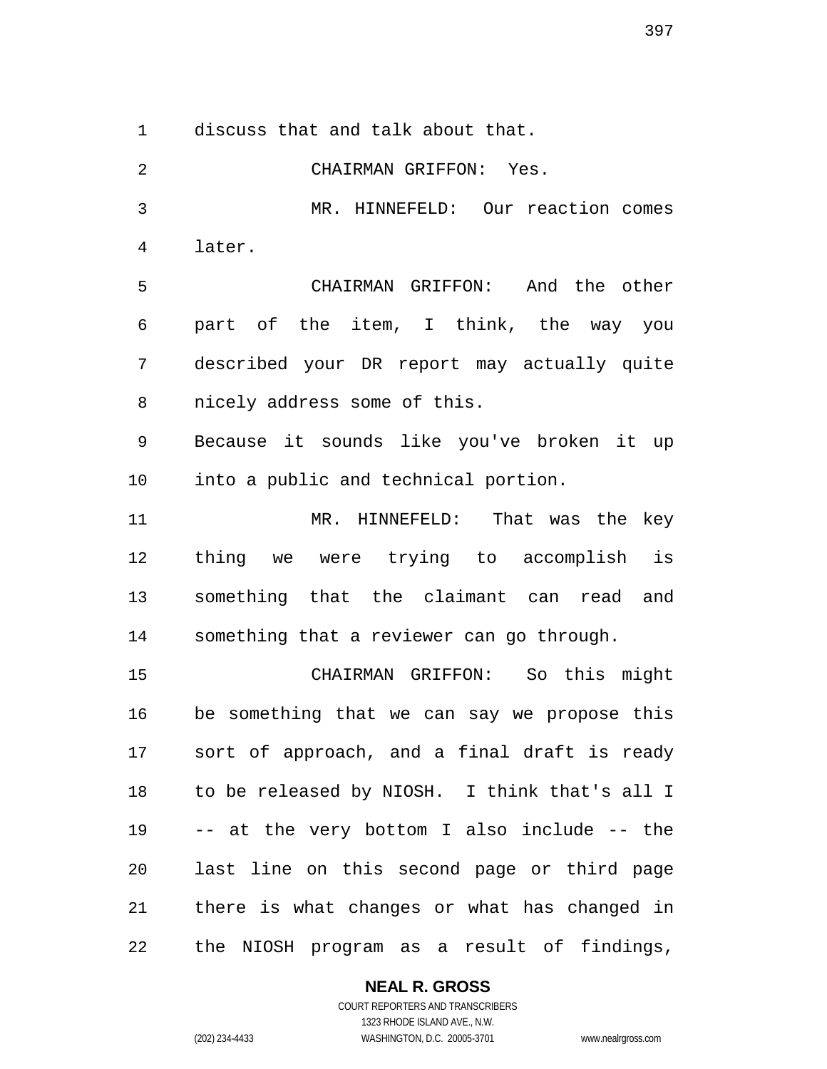discuss that and talk about that.

CHAIRMAN GRIFFON: Yes.

MR. HINNEFELD: Our reaction comes later.

CHAIRMAN GRIFFON: And the other part of the item, I think, the way you described your DR report may actually quite nicely address some of this. Because it sounds like you've broken it up into a public and technical portion.

MR. HINNEFELD: That was the key thing we were trying to accomplish is something that the claimant can read and something that a reviewer can go through.

CHAIRMAN GRIFFON: So this might be something that we can say we propose this sort of approach, and a final draft is ready to be released by NIOSH. I think that's all I -- at the very bottom I also include -- the last line on this second page or third page there is what changes or what has changed in the NIOSH program as a result of findings,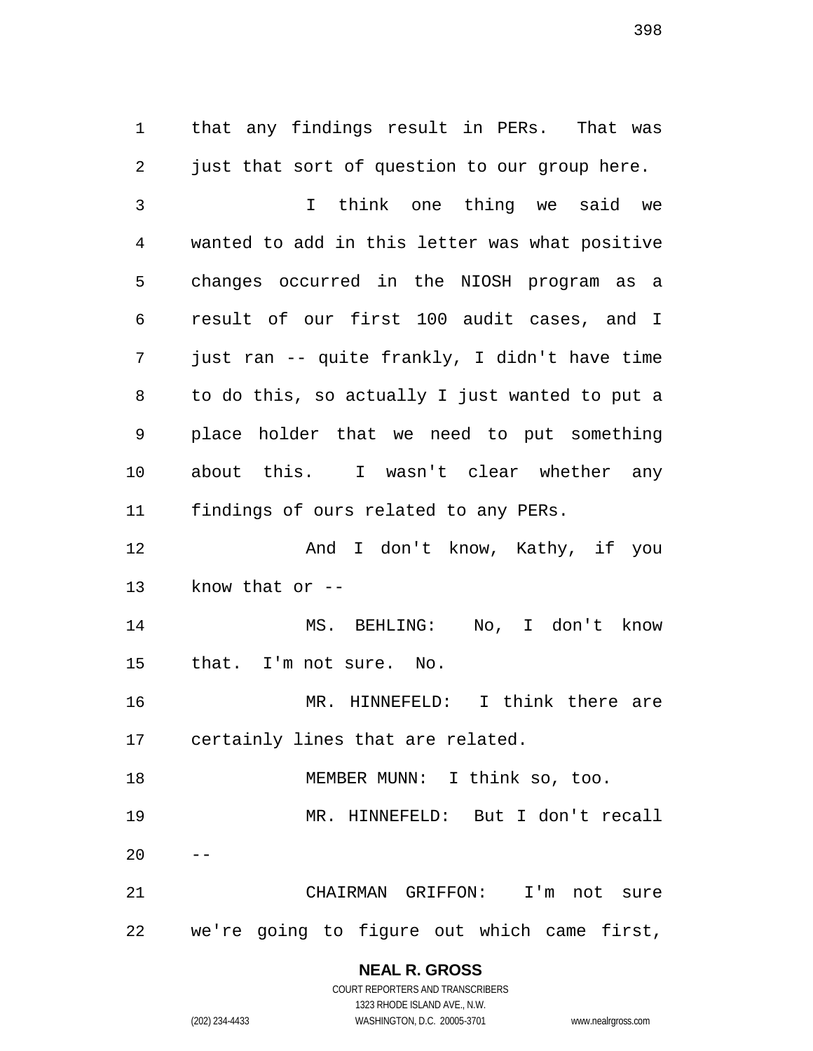that any findings result in PERs. That was just that sort of question to our group here.

I think one thing we said we wanted to add in this letter was what positive changes occurred in the NIOSH program as a result of our first 100 audit cases, and I just ran -- quite frankly, I didn't have time to do this, so actually I just wanted to put a place holder that we need to put something about this. I wasn't clear whether any findings of ours related to any PERs.

And I don't know, Kathy, if you know that or --

MS. BEHLING: No, I don't know that. I'm not sure. No.

MR. HINNEFELD: I think there are certainly lines that are related.

MEMBER MUNN: I think so, too.

MR. HINNEFELD: But I don't recall --

CHAIRMAN GRIFFON: I'm not sure we're going to figure out which came first,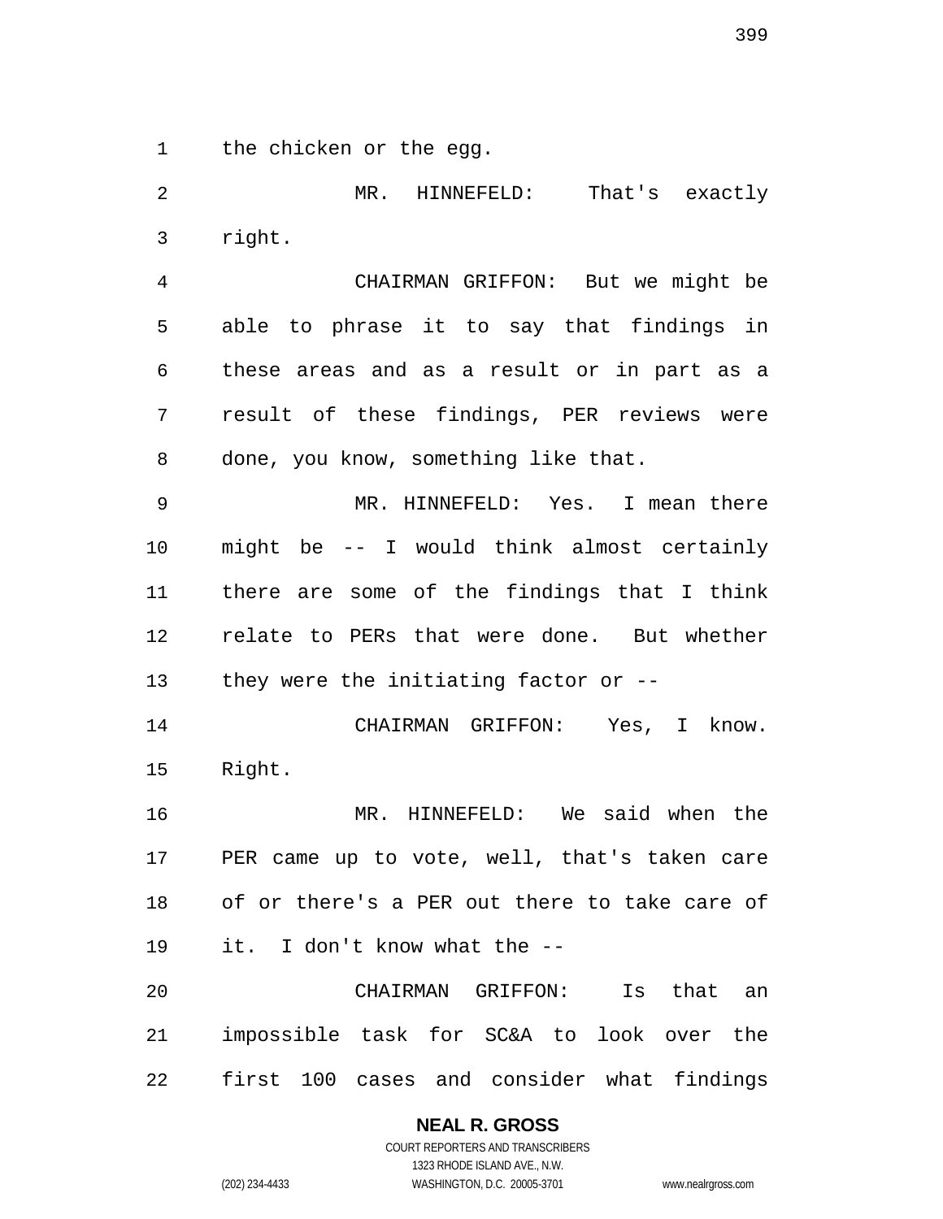the chicken or the egg.

MR. HINNEFELD: That's exactly right.

CHAIRMAN GRIFFON: But we might be able to phrase it to say that findings in these areas and as a result or in part as a result of these findings, PER reviews were done, you know, something like that.

MR. HINNEFELD: Yes. I mean there might be -- I would think almost certainly there are some of the findings that I think relate to PERs that were done. But whether they were the initiating factor or --

CHAIRMAN GRIFFON: Yes, I know. Right.

MR. HINNEFELD: We said when the PER came up to vote, well, that's taken care of or there's a PER out there to take care of it. I don't know what the --

CHAIRMAN GRIFFON: Is that an impossible task for SC&A to look over the first 100 cases and consider what findings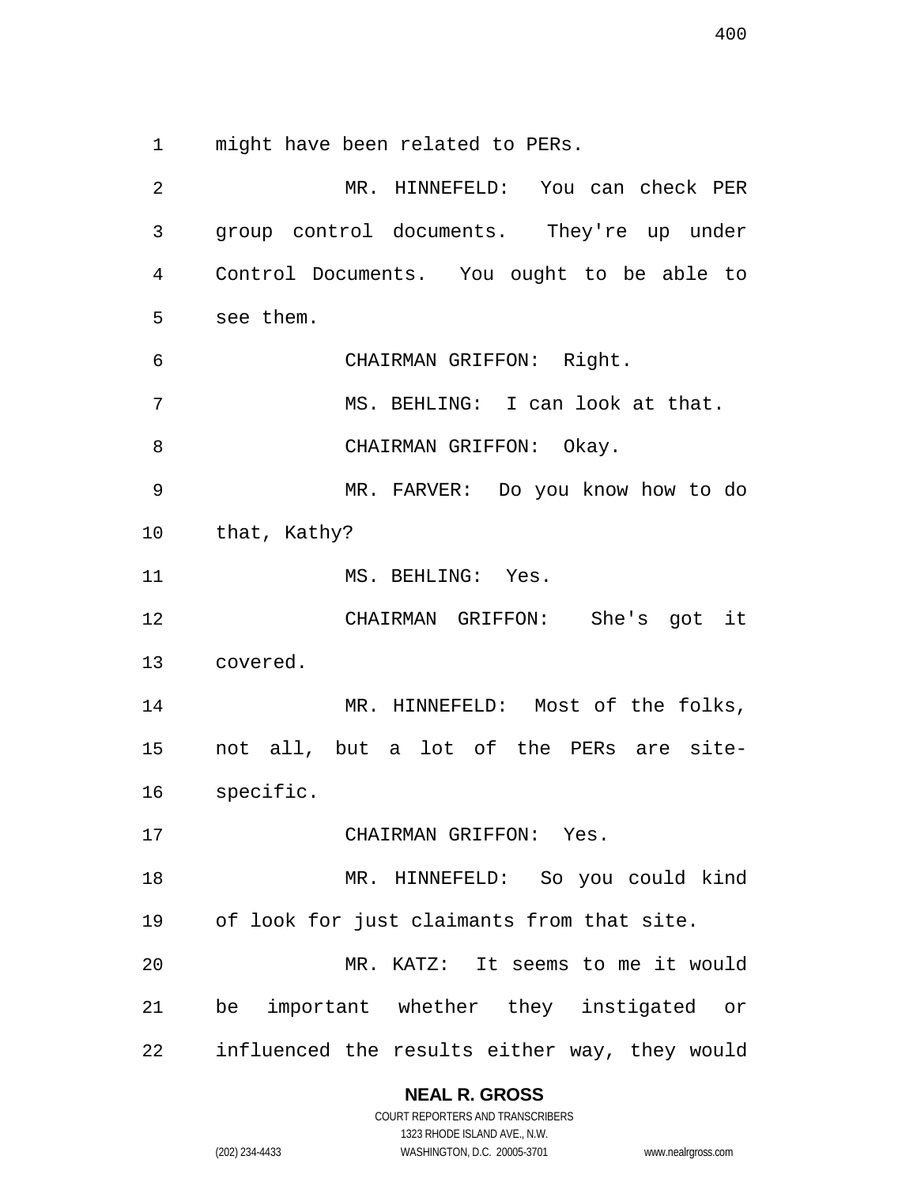might have been related to PERs.

MR. HINNEFELD: You can check PER group control documents. They're up under Control Documents. You ought to be able to see them.

CHAIRMAN GRIFFON: Right.

MS. BEHLING: I can look at that.

CHAIRMAN GRIFFON: Okay.

MR. FARVER: Do you know how to do that, Kathy?

MS. BEHLING: Yes.

CHAIRMAN GRIFFON: She's got it covered.

MR. HINNEFELD: Most of the folks, not all, but a lot of the PERs are site-specific.

CHAIRMAN GRIFFON: Yes.

MR. HINNEFELD: So you could kind of look for just claimants from that site.

MR. KATZ: It seems to me it would be important whether they instigated or influenced the results either way, they would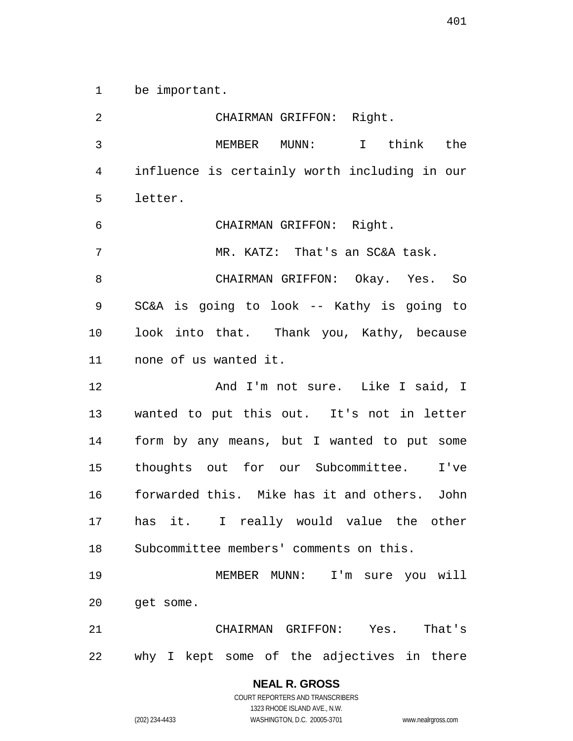be important.

CHAIRMAN GRIFFON: Right.

MEMBER MUNN: I think the influence is certainly worth including in our letter.

CHAIRMAN GRIFFON: Right.

MR. KATZ: That's an SC&A task.

CHAIRMAN GRIFFON: Okay. Yes. So SC&A is going to look -- Kathy is going to look into that. Thank you, Kathy, because none of us wanted it.

And I'm not sure. Like I said, I wanted to put this out. It's not in letter form by any means, but I wanted to put some thoughts out for our Subcommittee. I've forwarded this. Mike has it and others. John has it. I really would value the other Subcommittee members' comments on this.

MEMBER MUNN: I'm sure you will get some.

CHAIRMAN GRIFFON: Yes. That's why I kept some of the adjectives in there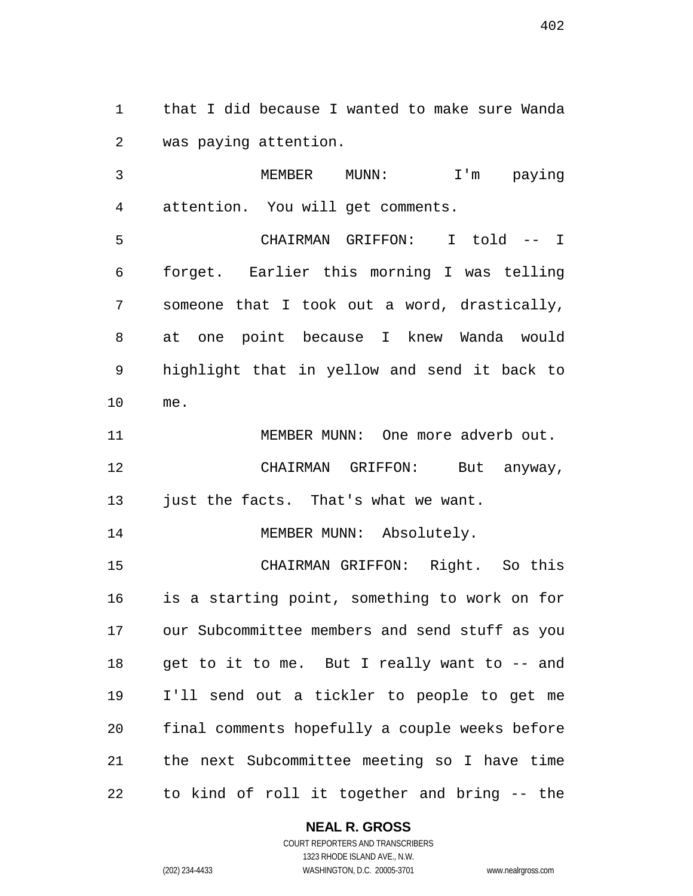that I did because I wanted to make sure Wanda was paying attention.

MEMBER MUNN: I'm paying attention. You will get comments.

CHAIRMAN GRIFFON: I told -- I forget. Earlier this morning I was telling someone that I took out a word, drastically, at one point because I knew Wanda would highlight that in yellow and send it back to me.

MEMBER MUNN: One more adverb out.

CHAIRMAN GRIFFON: But anyway, just the facts. That's what we want.

MEMBER MUNN: Absolutely.

CHAIRMAN GRIFFON: Right. So this is a starting point, something to work on for our Subcommittee members and send stuff as you get to it to me. But I really want to -- and I'll send out a tickler to people to get me final comments hopefully a couple weeks before the next Subcommittee meeting so I have time to kind of roll it together and bring -- the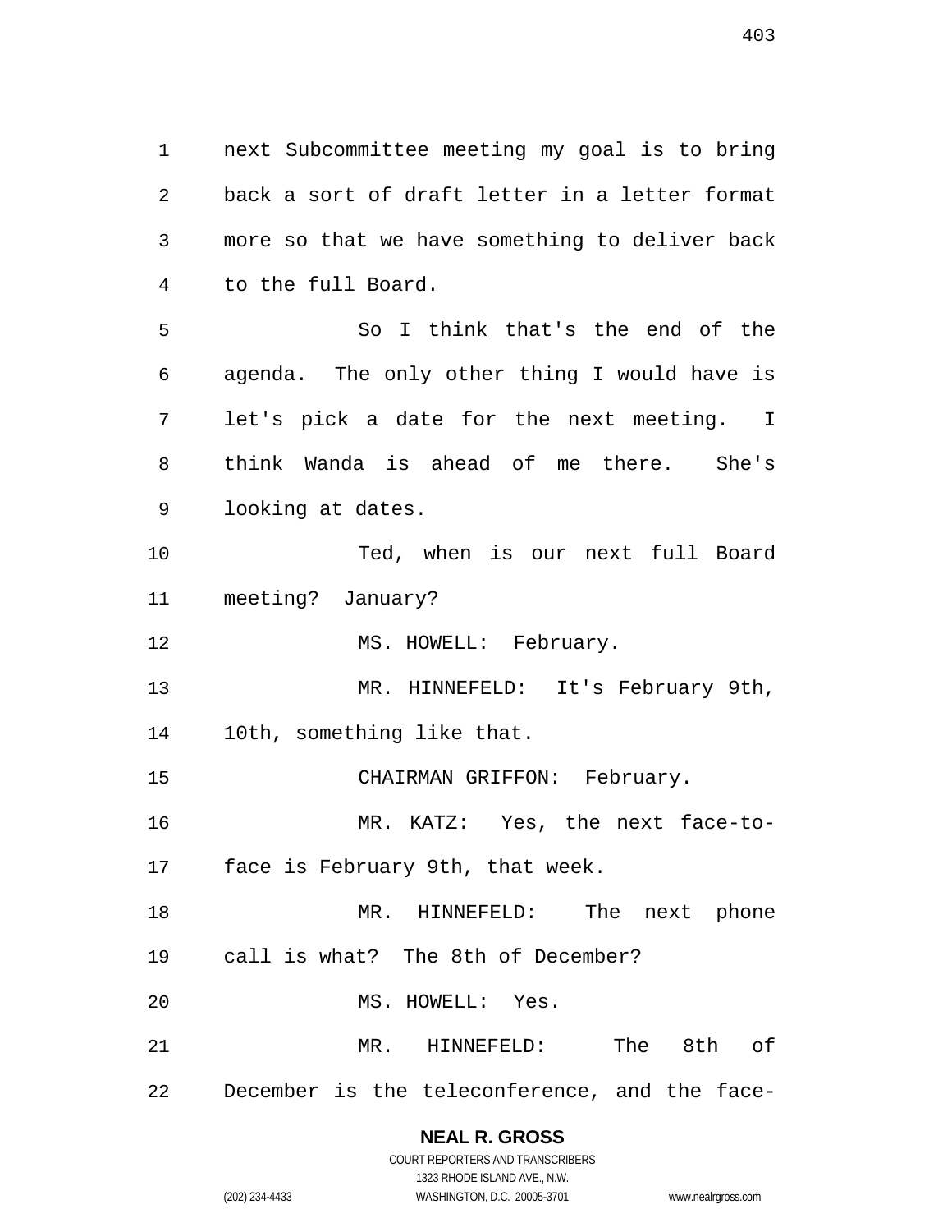next Subcommittee meeting my goal is to bring back a sort of draft letter in a letter format more so that we have something to deliver back to the full Board.

So I think that's the end of the agenda. The only other thing I would have is let's pick a date for the next meeting. I think Wanda is ahead of me there. She's looking at dates.

Ted, when is our next full Board meeting? January?

MS. HOWELL: February.

MR. HINNEFELD: It's February 9th, 10th, something like that.

CHAIRMAN GRIFFON: February.

MR. KATZ: Yes, the next face-to-face is February 9th, that week.

MR. HINNEFELD: The next phone call is what? The 8th of December?

MS. HOWELL: Yes.

MR. HINNEFELD: The 8th of December is the teleconference, and the face-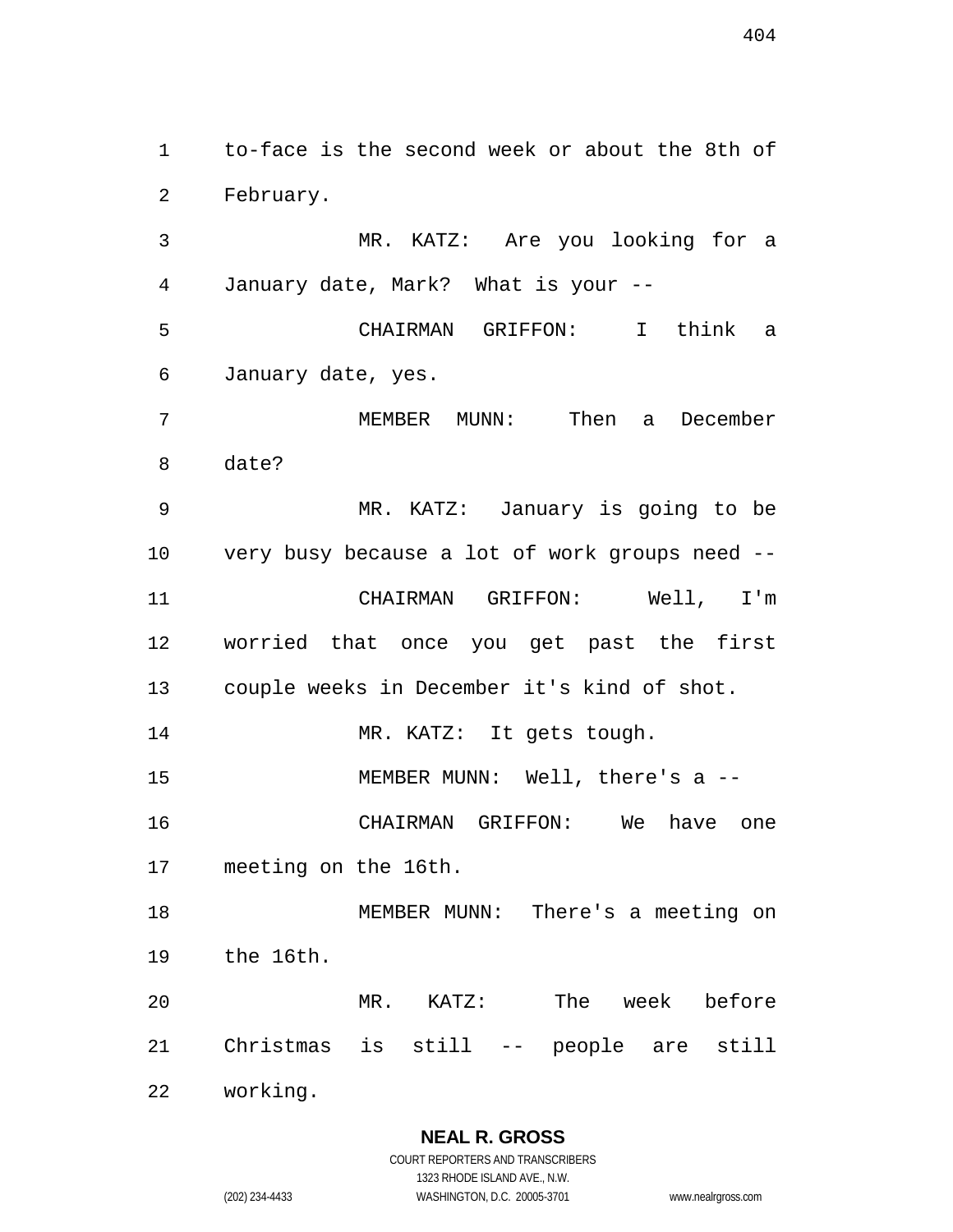to-face is the second week or about the 8th of February.

MR. KATZ: Are you looking for a January date, Mark? What is your --

CHAIRMAN GRIFFON: I think a January date, yes.

MEMBER MUNN: Then a December date?

MR. KATZ: January is going to be very busy because a lot of work groups need --

CHAIRMAN GRIFFON: Well, I'm worried that once you get past the first couple weeks in December it's kind of shot.

MR. KATZ: It gets tough.

MEMBER MUNN: Well, there's a --

CHAIRMAN GRIFFON: We have one meeting on the 16th.

MEMBER MUNN: There's a meeting on the 16th.

MR. KATZ: The week before Christmas is still -- people are still working.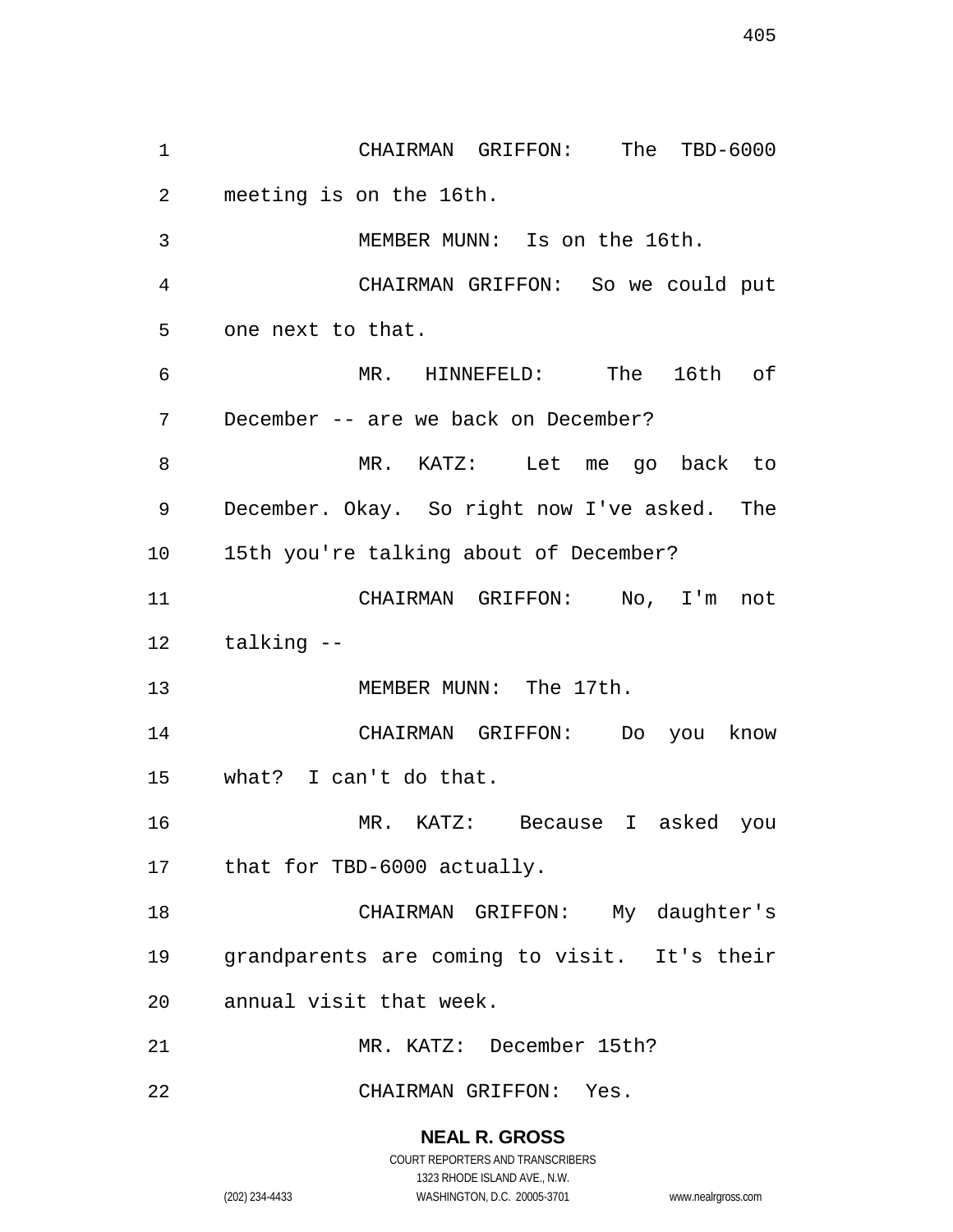CHAIRMAN GRIFFON: The TBD-6000 meeting is on the 16th.

MEMBER MUNN: Is on the 16th.

CHAIRMAN GRIFFON: So we could put one next to that.

MR. HINNEFELD: The 16th of December -- are we back on December?

MR. KATZ: Let me go back to December. Okay. So right now I've asked. The 15th you're talking about of December?

CHAIRMAN GRIFFON: No, I'm not talking --

MEMBER MUNN: The 17th.

CHAIRMAN GRIFFON: Do you know what? I can't do that.

MR. KATZ: Because I asked you that for TBD-6000 actually.

CHAIRMAN GRIFFON: My daughter's grandparents are coming to visit. It's their annual visit that week.

MR. KATZ: December 15th?

CHAIRMAN GRIFFON: Yes.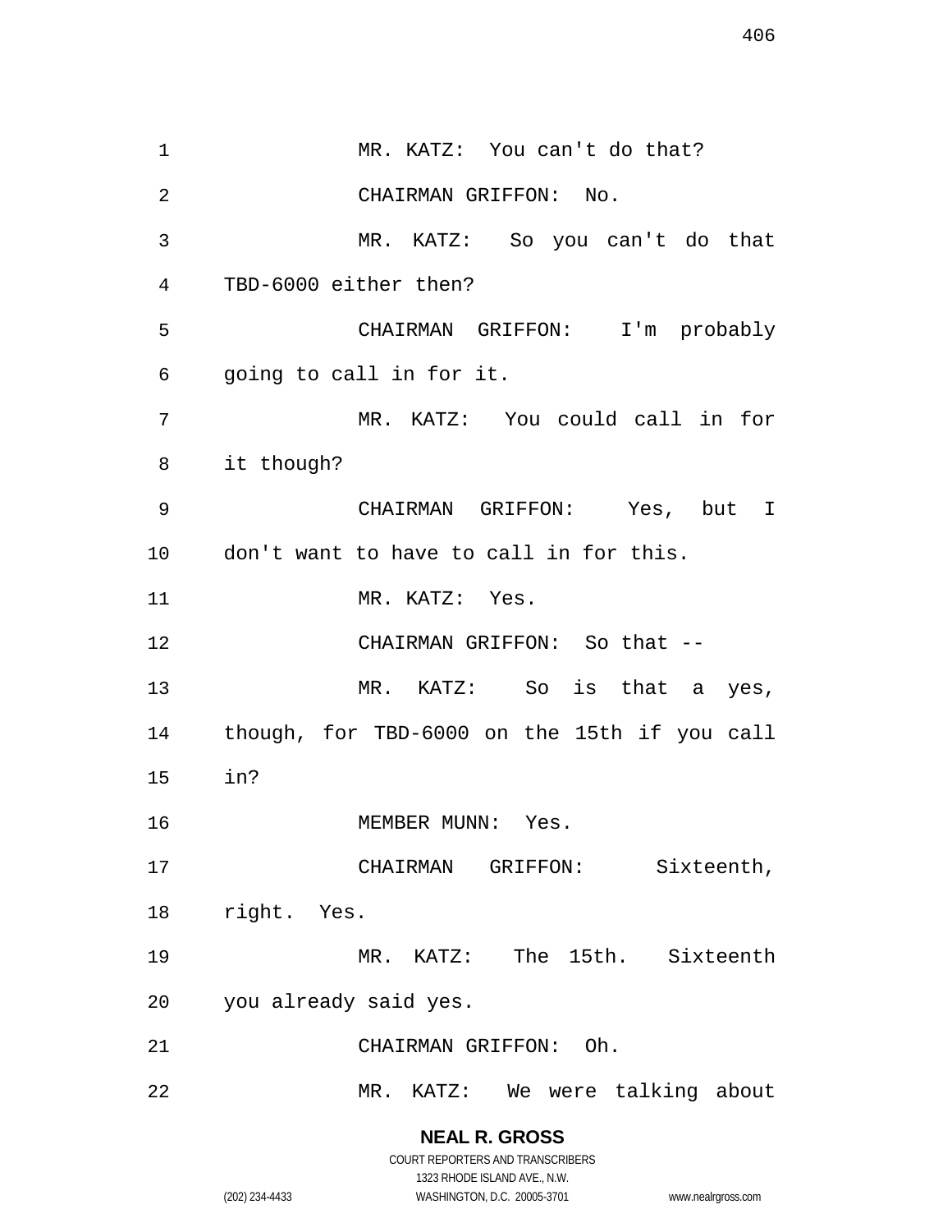MR. KATZ: You can't do that?

CHAIRMAN GRIFFON: No.

MR. KATZ: So you can't do that TBD-6000 either then?

CHAIRMAN GRIFFON: I'm probably going to call in for it.

MR. KATZ: You could call in for it though?

CHAIRMAN GRIFFON: Yes, but I don't want to have to call in for this.

MR. KATZ: Yes.

CHAIRMAN GRIFFON: So that --

MR. KATZ: So is that a yes, though, for TBD-6000 on the 15th if you call in?

MEMBER MUNN: Yes.

CHAIRMAN GRIFFON: Sixteenth, right. Yes.

MR. KATZ: The 15th. Sixteenth you already said yes.

CHAIRMAN GRIFFON: Oh.

MR. KATZ: We were talking about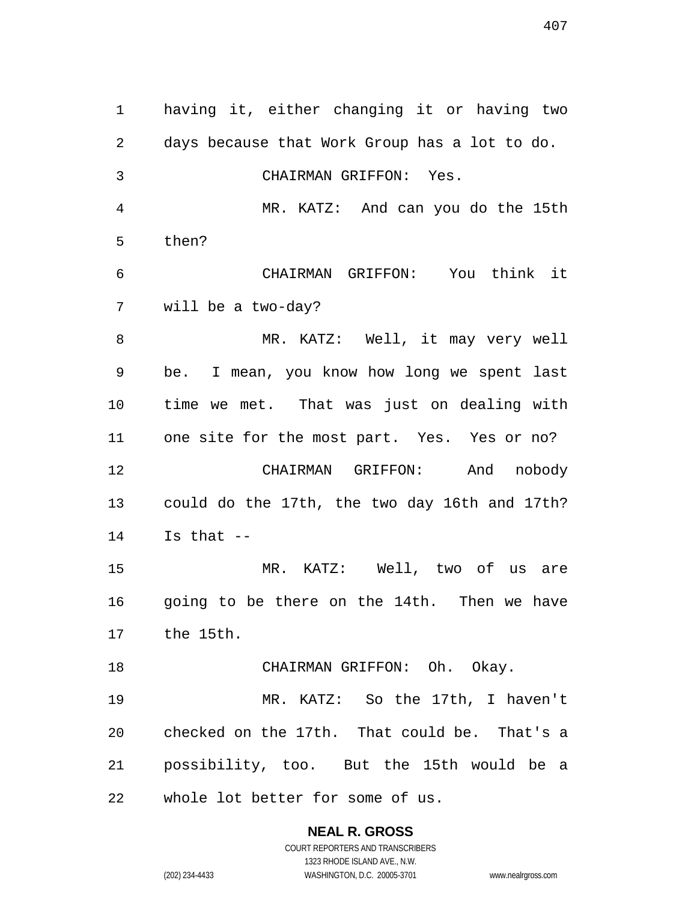having it, either changing it or having two days because that Work Group has a lot to do.

CHAIRMAN GRIFFON: Yes.

MR. KATZ: And can you do the 15th then?

CHAIRMAN GRIFFON: You think it will be a two-day?

MR. KATZ: Well, it may very well be. I mean, you know how long we spent last time we met. That was just on dealing with one site for the most part. Yes. Yes or no?

CHAIRMAN GRIFFON: And nobody could do the 17th, the two day 16th and 17th? Is that --

MR. KATZ: Well, two of us are going to be there on the 14th. Then we have the 15th.

CHAIRMAN GRIFFON: Oh. Okay.

MR. KATZ: So the 17th, I haven't checked on the 17th. That could be. That's a possibility, too. But the 15th would be a whole lot better for some of us.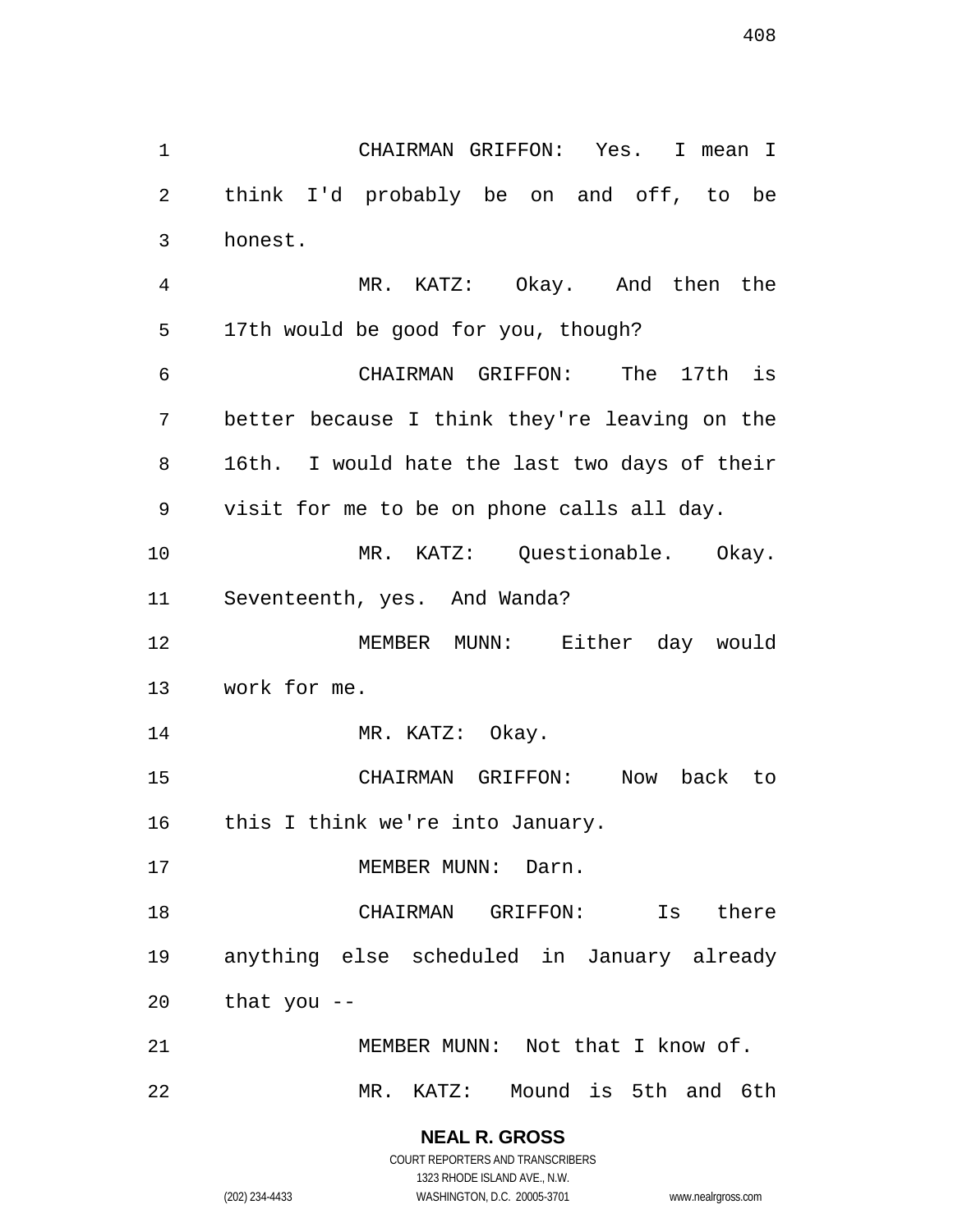CHAIRMAN GRIFFON: Yes. I mean I think I'd probably be on and off, to be honest.

MR. KATZ: Okay. And then the 17th would be good for you, though?

CHAIRMAN GRIFFON: The 17th is better because I think they're leaving on the 16th. I would hate the last two days of their visit for me to be on phone calls all day.

MR. KATZ: Questionable. Okay. Seventeenth, yes. And Wanda?

MEMBER MUNN: Either day would work for me.

MR. KATZ: Okay.

CHAIRMAN GRIFFON: Now back to this I think we're into January.

MEMBER MUNN: Darn.

CHAIRMAN GRIFFON: Is there anything else scheduled in January already that you --

MEMBER MUNN: Not that I know of.

MR. KATZ: Mound is 5th and 6th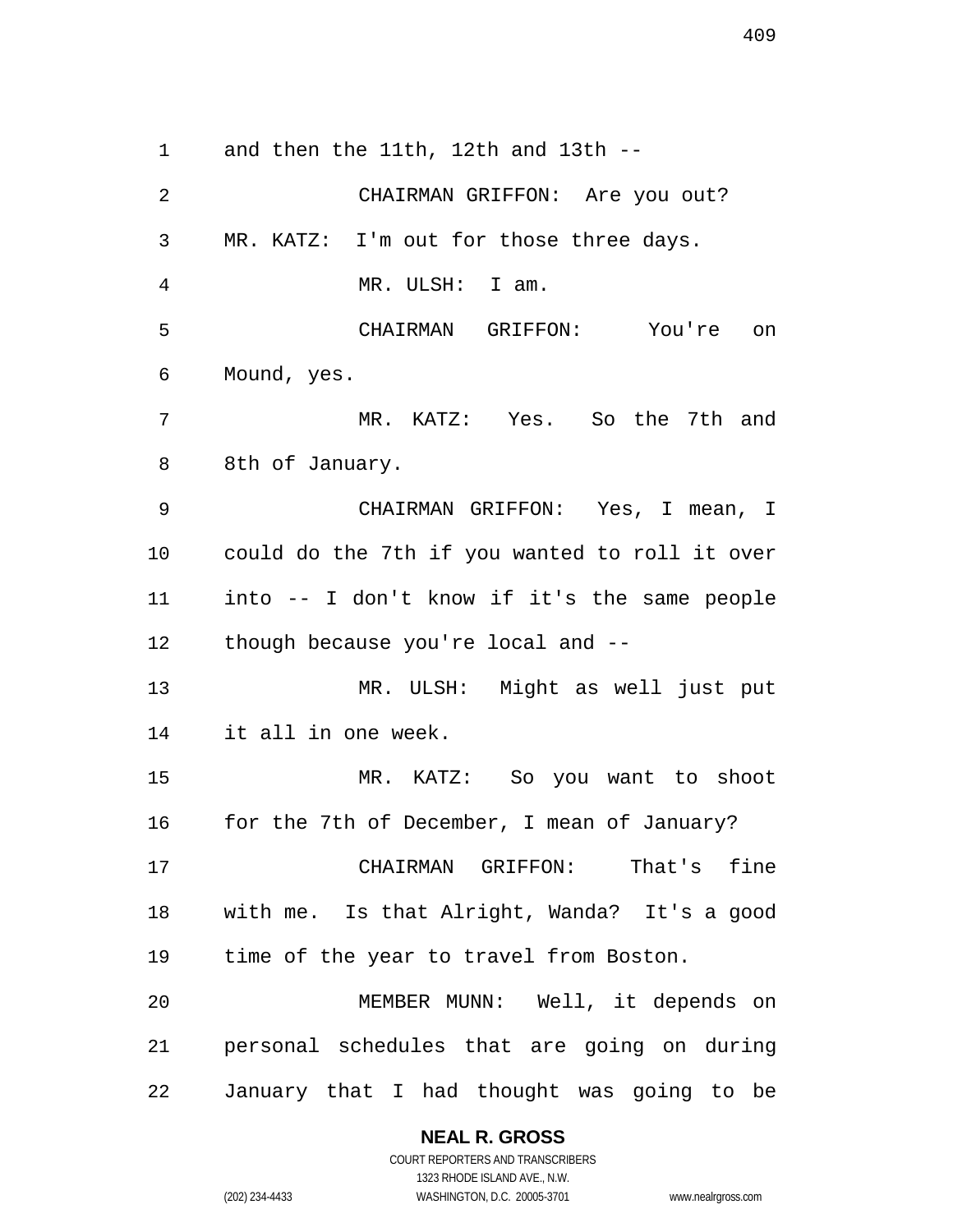and then the 11th, 12th and 13th --

CHAIRMAN GRIFFON: Are you out?

MR. KATZ: I'm out for those three days.

MR. ULSH: I am.

CHAIRMAN GRIFFON: You're on Mound, yes.

MR. KATZ: Yes. So the 7th and 8th of January.

CHAIRMAN GRIFFON: Yes, I mean, I could do the 7th if you wanted to roll it over into -- I don't know if it's the same people though because you're local and --

MR. ULSH: Might as well just put it all in one week.

MR. KATZ: So you want to shoot for the 7th of December, I mean of January?

CHAIRMAN GRIFFON: That's fine with me. Is that Alright, Wanda? It's a good time of the year to travel from Boston.

MEMBER MUNN: Well, it depends on personal schedules that are going on during January that I had thought was going to be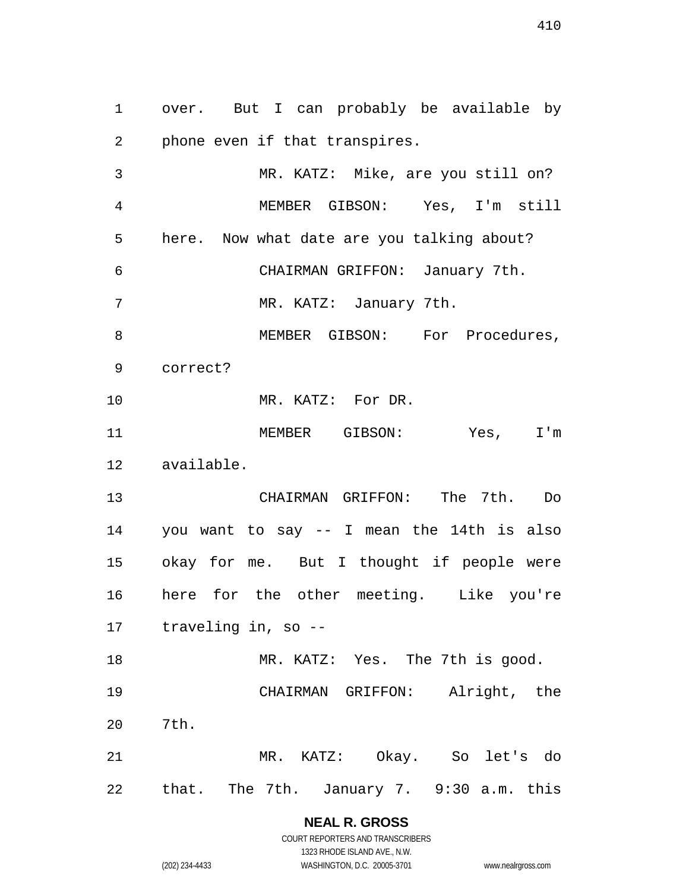over. But I can probably be available by phone even if that transpires.

MR. KATZ: Mike, are you still on?

MEMBER GIBSON: Yes, I'm still here. Now what date are you talking about?

CHAIRMAN GRIFFON: January 7th.

MR. KATZ: January 7th.

MEMBER GIBSON: For Procedures, correct?

MR. KATZ: For DR.

MEMBER GIBSON: Yes, I'm available.

CHAIRMAN GRIFFON: The 7th. Do you want to say -- I mean the 14th is also okay for me. But I thought if people were here for the other meeting. Like you're traveling in, so --

MR. KATZ: Yes. The 7th is good.

CHAIRMAN GRIFFON: Alright, the 7th.

MR. KATZ: Okay. So let's do that. The 7th. January 7. 9:30 a.m. this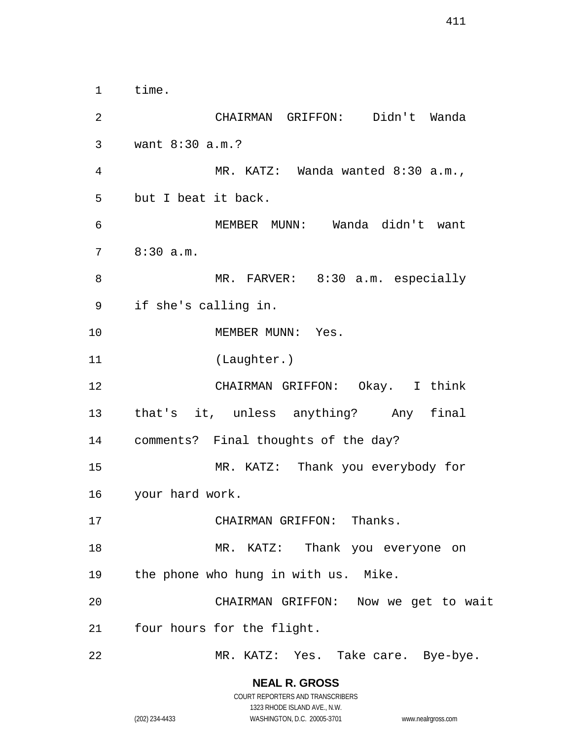time.

CHAIRMAN GRIFFON: Didn't Wanda want 8:30 a.m.?

MR. KATZ: Wanda wanted 8:30 a.m., but I beat it back.

MEMBER MUNN: Wanda didn't want 8:30 a.m.

MR. FARVER: 8:30 a.m. especially if she's calling in.

MEMBER MUNN: Yes.

(Laughter.)

CHAIRMAN GRIFFON: Okay. I think that's it, unless anything? Any final comments? Final thoughts of the day?

MR. KATZ: Thank you everybody for your hard work.

CHAIRMAN GRIFFON: Thanks.

MR. KATZ: Thank you everyone on the phone who hung in with us. Mike.

CHAIRMAN GRIFFON: Now we get to wait four hours for the flight.

MR. KATZ: Yes. Take care. Bye-bye.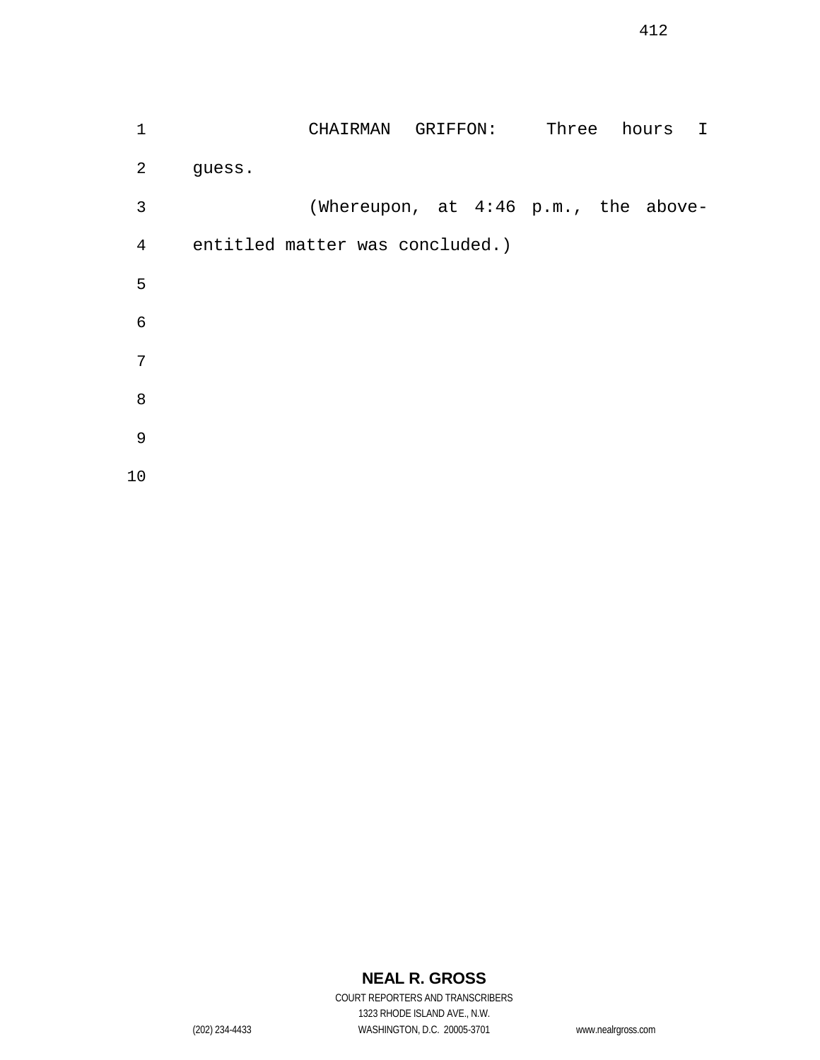CHAIRMAN GRIFFON: Three hours I guess.

(Whereupon, at 4:46 p.m., the above-entitled matter was concluded.)